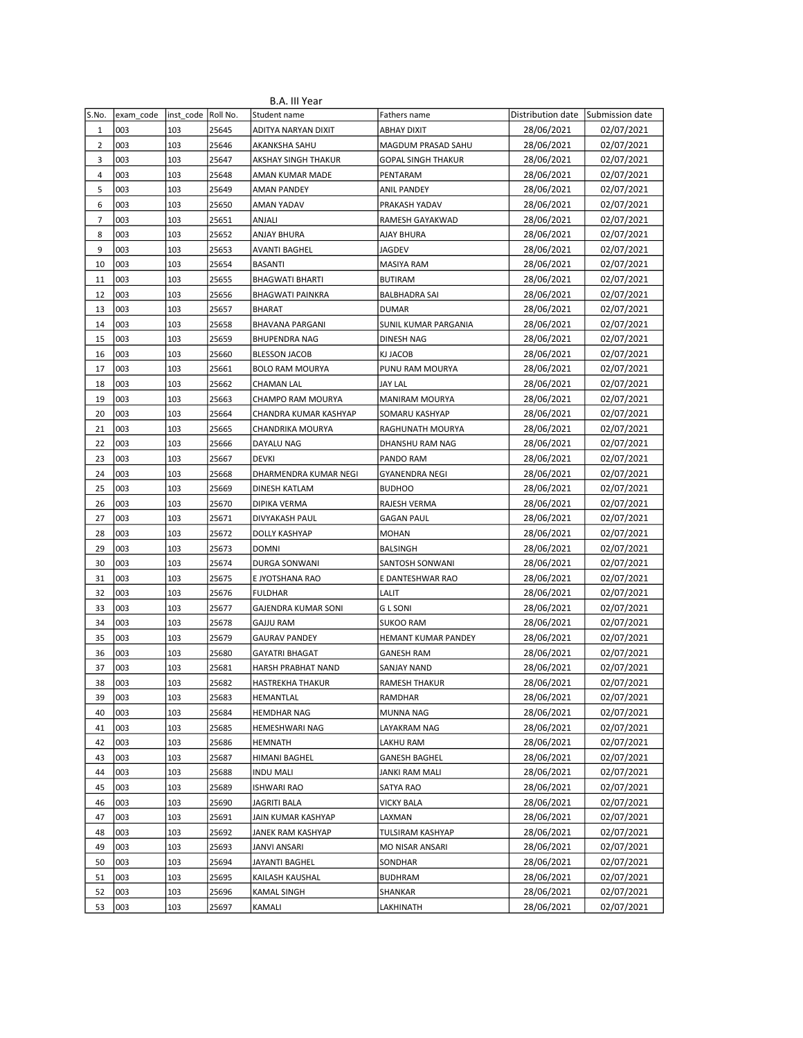B.A. III Year

| S.No. | exam_code | inst_code | Roll No. | Student name | Fathers name | Distribution date | Submission date |
|---|---|---|---|---|---|---|---|
| 1 | 003 | 103 | 25645 | ADITYA NARYAN DIXIT | ABHAY DIXIT | 28/06/2021 | 02/07/2021 |
| 2 | 003 | 103 | 25646 | AKANKSHA SAHU | MAGDUM PRASAD SAHU | 28/06/2021 | 02/07/2021 |
| 3 | 003 | 103 | 25647 | AKSHAY SINGH THAKUR | GOPAL SINGH THAKUR | 28/06/2021 | 02/07/2021 |
| 4 | 003 | 103 | 25648 | AMAN KUMAR MADE | PENTARAM | 28/06/2021 | 02/07/2021 |
| 5 | 003 | 103 | 25649 | AMAN PANDEY | ANIL PANDEY | 28/06/2021 | 02/07/2021 |
| 6 | 003 | 103 | 25650 | AMAN YADAV | PRAKASH YADAV | 28/06/2021 | 02/07/2021 |
| 7 | 003 | 103 | 25651 | ANJALI | RAMESH GAYAKWAD | 28/06/2021 | 02/07/2021 |
| 8 | 003 | 103 | 25652 | ANJAY BHURA | AJAY BHURA | 28/06/2021 | 02/07/2021 |
| 9 | 003 | 103 | 25653 | AVANTI BAGHEL | JAGDEV | 28/06/2021 | 02/07/2021 |
| 10 | 003 | 103 | 25654 | BASANTI | MASIYA RAM | 28/06/2021 | 02/07/2021 |
| 11 | 003 | 103 | 25655 | BHAGWATI BHARTI | BUTIRAM | 28/06/2021 | 02/07/2021 |
| 12 | 003 | 103 | 25656 | BHAGWATI PAINKRA | BALBHADRA SAI | 28/06/2021 | 02/07/2021 |
| 13 | 003 | 103 | 25657 | BHARAT | DUMAR | 28/06/2021 | 02/07/2021 |
| 14 | 003 | 103 | 25658 | BHAVANA PARGANI | SUNIL KUMAR PARGANIA | 28/06/2021 | 02/07/2021 |
| 15 | 003 | 103 | 25659 | BHUPENDRA NAG | DINESH NAG | 28/06/2021 | 02/07/2021 |
| 16 | 003 | 103 | 25660 | BLESSON JACOB | KJ JACOB | 28/06/2021 | 02/07/2021 |
| 17 | 003 | 103 | 25661 | BOLO RAM MOURYA | PUNU RAM MOURYA | 28/06/2021 | 02/07/2021 |
| 18 | 003 | 103 | 25662 | CHAMAN LAL | JAY LAL | 28/06/2021 | 02/07/2021 |
| 19 | 003 | 103 | 25663 | CHAMPO RAM MOURYA | MANIRAM MOURYA | 28/06/2021 | 02/07/2021 |
| 20 | 003 | 103 | 25664 | CHANDRA KUMAR KASHYAP | SOMARU KASHYAP | 28/06/2021 | 02/07/2021 |
| 21 | 003 | 103 | 25665 | CHANDRIKA MOURYA | RAGHUNATH MOURYA | 28/06/2021 | 02/07/2021 |
| 22 | 003 | 103 | 25666 | DAYALU NAG | DHANSHU RAM NAG | 28/06/2021 | 02/07/2021 |
| 23 | 003 | 103 | 25667 | DEVKI | PANDO RAM | 28/06/2021 | 02/07/2021 |
| 24 | 003 | 103 | 25668 | DHARMENDRA KUMAR NEGI | GYANENDRA NEGI | 28/06/2021 | 02/07/2021 |
| 25 | 003 | 103 | 25669 | DINESH KATLAM | BUDHOO | 28/06/2021 | 02/07/2021 |
| 26 | 003 | 103 | 25670 | DIPIKA VERMA | RAJESH VERMA | 28/06/2021 | 02/07/2021 |
| 27 | 003 | 103 | 25671 | DIVYAKASH PAUL | GAGAN PAUL | 28/06/2021 | 02/07/2021 |
| 28 | 003 | 103 | 25672 | DOLLY KASHYAP | MOHAN | 28/06/2021 | 02/07/2021 |
| 29 | 003 | 103 | 25673 | DOMNI | BALSINGH | 28/06/2021 | 02/07/2021 |
| 30 | 003 | 103 | 25674 | DURGA SONWANI | SANTOSH SONWANI | 28/06/2021 | 02/07/2021 |
| 31 | 003 | 103 | 25675 | E JYOTSHANA RAO | E DANTESHWAR RAO | 28/06/2021 | 02/07/2021 |
| 32 | 003 | 103 | 25676 | FULDHAR | LALIT | 28/06/2021 | 02/07/2021 |
| 33 | 003 | 103 | 25677 | GAJENDRA KUMAR SONI | G L SONI | 28/06/2021 | 02/07/2021 |
| 34 | 003 | 103 | 25678 | GAJJU RAM | SUKOO RAM | 28/06/2021 | 02/07/2021 |
| 35 | 003 | 103 | 25679 | GAURAV PANDEY | HEMANT KUMAR PANDEY | 28/06/2021 | 02/07/2021 |
| 36 | 003 | 103 | 25680 | GAYATRI BHAGAT | GANESH RAM | 28/06/2021 | 02/07/2021 |
| 37 | 003 | 103 | 25681 | HARSH PRABHAT NAND | SANJAY NAND | 28/06/2021 | 02/07/2021 |
| 38 | 003 | 103 | 25682 | HASTREKHA THAKUR | RAMESH THAKUR | 28/06/2021 | 02/07/2021 |
| 39 | 003 | 103 | 25683 | HEMANTLAL | RAMDHAR | 28/06/2021 | 02/07/2021 |
| 40 | 003 | 103 | 25684 | HEMDHAR NAG | MUNNA NAG | 28/06/2021 | 02/07/2021 |
| 41 | 003 | 103 | 25685 | HEMESHWARI NAG | LAYAKRAM NAG | 28/06/2021 | 02/07/2021 |
| 42 | 003 | 103 | 25686 | HEMNATH | LAKHU RAM | 28/06/2021 | 02/07/2021 |
| 43 | 003 | 103 | 25687 | HIMANI BAGHEL | GANESH BAGHEL | 28/06/2021 | 02/07/2021 |
| 44 | 003 | 103 | 25688 | INDU MALI | JANKI RAM MALI | 28/06/2021 | 02/07/2021 |
| 45 | 003 | 103 | 25689 | ISHWARI RAO | SATYA RAO | 28/06/2021 | 02/07/2021 |
| 46 | 003 | 103 | 25690 | JAGRITI BALA | VICKY BALA | 28/06/2021 | 02/07/2021 |
| 47 | 003 | 103 | 25691 | JAIN KUMAR KASHYAP | LAXMAN | 28/06/2021 | 02/07/2021 |
| 48 | 003 | 103 | 25692 | JANEK RAM KASHYAP | TULSIRAM KASHYAP | 28/06/2021 | 02/07/2021 |
| 49 | 003 | 103 | 25693 | JANVI ANSARI | MO NISAR ANSARI | 28/06/2021 | 02/07/2021 |
| 50 | 003 | 103 | 25694 | JAYANTI BAGHEL | SONDHAR | 28/06/2021 | 02/07/2021 |
| 51 | 003 | 103 | 25695 | KAILASH KAUSHAL | BUDHRAM | 28/06/2021 | 02/07/2021 |
| 52 | 003 | 103 | 25696 | KAMAL SINGH | SHANKAR | 28/06/2021 | 02/07/2021 |
| 53 | 003 | 103 | 25697 | KAMALI | LAKHINATH | 28/06/2021 | 02/07/2021 |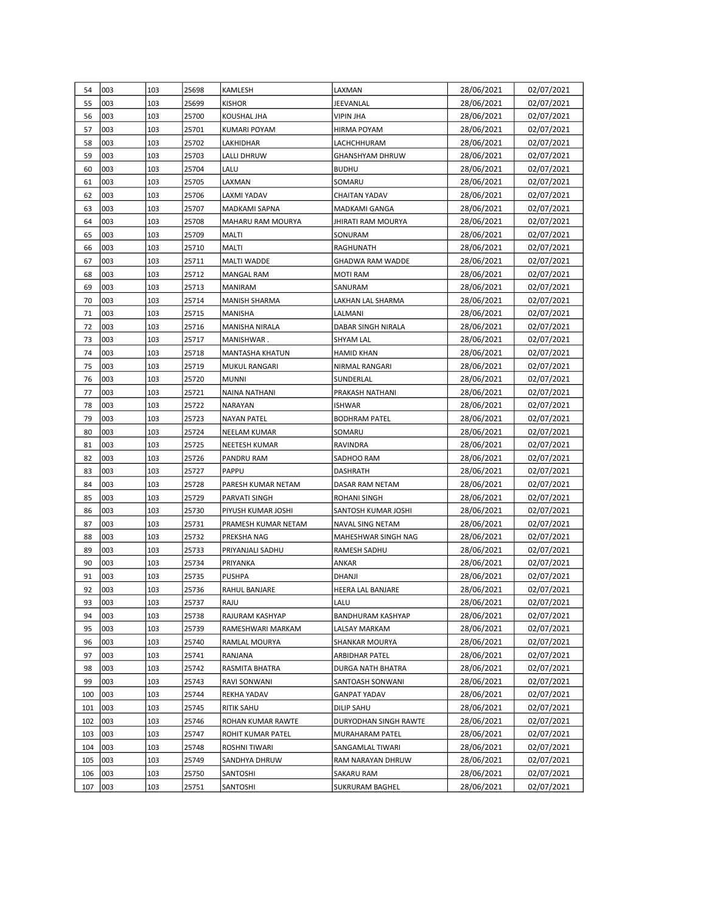| 54 | 003 | 103 | 25698 | KAMLESH | LAXMAN | 28/06/2021 | 02/07/2021 |
|---|---|---|---|---|---|---|---|
| 55 | 003 | 103 | 25699 | KISHOR | JEEVANLAL | 28/06/2021 | 02/07/2021 |
| 56 | 003 | 103 | 25700 | KOUSHAL JHA | VIPIN JHA | 28/06/2021 | 02/07/2021 |
| 57 | 003 | 103 | 25701 | KUMARI POYAM | HIRMA POYAM | 28/06/2021 | 02/07/2021 |
| 58 | 003 | 103 | 25702 | LAKHIDHAR | LACHCHHURAM | 28/06/2021 | 02/07/2021 |
| 59 | 003 | 103 | 25703 | LALLI DHRUW | GHANSHYAM DHRUW | 28/06/2021 | 02/07/2021 |
| 60 | 003 | 103 | 25704 | LALU | BUDHU | 28/06/2021 | 02/07/2021 |
| 61 | 003 | 103 | 25705 | LAXMAN | SOMARU | 28/06/2021 | 02/07/2021 |
| 62 | 003 | 103 | 25706 | LAXMI YADAV | CHAITAN YADAV | 28/06/2021 | 02/07/2021 |
| 63 | 003 | 103 | 25707 | MADKAMI SAPNA | MADKAMI GANGA | 28/06/2021 | 02/07/2021 |
| 64 | 003 | 103 | 25708 | MAHARU RAM MOURYA | JHIRATI RAM MOURYA | 28/06/2021 | 02/07/2021 |
| 65 | 003 | 103 | 25709 | MALTI | SONURAM | 28/06/2021 | 02/07/2021 |
| 66 | 003 | 103 | 25710 | MALTI | RAGHUNATH | 28/06/2021 | 02/07/2021 |
| 67 | 003 | 103 | 25711 | MALTI WADDE | GHADWA RAM WADDE | 28/06/2021 | 02/07/2021 |
| 68 | 003 | 103 | 25712 | MANGAL RAM | MOTI RAM | 28/06/2021 | 02/07/2021 |
| 69 | 003 | 103 | 25713 | MANIRAM | SANURAM | 28/06/2021 | 02/07/2021 |
| 70 | 003 | 103 | 25714 | MANISH SHARMA | LAKHAN LAL SHARMA | 28/06/2021 | 02/07/2021 |
| 71 | 003 | 103 | 25715 | MANISHA | LALMANI | 28/06/2021 | 02/07/2021 |
| 72 | 003 | 103 | 25716 | MANISHA NIRALA | DABAR SINGH NIRALA | 28/06/2021 | 02/07/2021 |
| 73 | 003 | 103 | 25717 | MANISHWAR . | SHYAM LAL | 28/06/2021 | 02/07/2021 |
| 74 | 003 | 103 | 25718 | MANTASHA KHATUN | HAMID KHAN | 28/06/2021 | 02/07/2021 |
| 75 | 003 | 103 | 25719 | MUKUL RANGARI | NIRMAL RANGARI | 28/06/2021 | 02/07/2021 |
| 76 | 003 | 103 | 25720 | MUNNI | SUNDERLAL | 28/06/2021 | 02/07/2021 |
| 77 | 003 | 103 | 25721 | NAINA NATHANI | PRAKASH NATHANI | 28/06/2021 | 02/07/2021 |
| 78 | 003 | 103 | 25722 | NARAYAN | ISHWAR | 28/06/2021 | 02/07/2021 |
| 79 | 003 | 103 | 25723 | NAYAN PATEL | BODHRAM PATEL | 28/06/2021 | 02/07/2021 |
| 80 | 003 | 103 | 25724 | NEELAM KUMAR | SOMARU | 28/06/2021 | 02/07/2021 |
| 81 | 003 | 103 | 25725 | NEETESH KUMAR | RAVINDRA | 28/06/2021 | 02/07/2021 |
| 82 | 003 | 103 | 25726 | PANDRU RAM | SADHOO RAM | 28/06/2021 | 02/07/2021 |
| 83 | 003 | 103 | 25727 | PAPPU | DASHRATH | 28/06/2021 | 02/07/2021 |
| 84 | 003 | 103 | 25728 | PARESH KUMAR NETAM | DASAR RAM NETAM | 28/06/2021 | 02/07/2021 |
| 85 | 003 | 103 | 25729 | PARVATI SINGH | ROHANI SINGH | 28/06/2021 | 02/07/2021 |
| 86 | 003 | 103 | 25730 | PIYUSH KUMAR JOSHI | SANTOSH KUMAR JOSHI | 28/06/2021 | 02/07/2021 |
| 87 | 003 | 103 | 25731 | PRAMESH KUMAR NETAM | NAVAL SING NETAM | 28/06/2021 | 02/07/2021 |
| 88 | 003 | 103 | 25732 | PREKSHA NAG | MAHESHWAR SINGH NAG | 28/06/2021 | 02/07/2021 |
| 89 | 003 | 103 | 25733 | PRIYANJALI SADHU | RAMESH SADHU | 28/06/2021 | 02/07/2021 |
| 90 | 003 | 103 | 25734 | PRIYANKA | ANKAR | 28/06/2021 | 02/07/2021 |
| 91 | 003 | 103 | 25735 | PUSHPA | DHANJI | 28/06/2021 | 02/07/2021 |
| 92 | 003 | 103 | 25736 | RAHUL BANJARE | HEERA LAL BANJARE | 28/06/2021 | 02/07/2021 |
| 93 | 003 | 103 | 25737 | RAJU | LALU | 28/06/2021 | 02/07/2021 |
| 94 | 003 | 103 | 25738 | RAJURAM KASHYAP | BANDHURAM KASHYAP | 28/06/2021 | 02/07/2021 |
| 95 | 003 | 103 | 25739 | RAMESHWARI MARKAM | LALSAY MARKAM | 28/06/2021 | 02/07/2021 |
| 96 | 003 | 103 | 25740 | RAMLAL MOURYA | SHANKAR MOURYA | 28/06/2021 | 02/07/2021 |
| 97 | 003 | 103 | 25741 | RANJANA | ARBIDHAR PATEL | 28/06/2021 | 02/07/2021 |
| 98 | 003 | 103 | 25742 | RASMITA BHATRA | DURGA NATH BHATRA | 28/06/2021 | 02/07/2021 |
| 99 | 003 | 103 | 25743 | RAVI SONWANI | SANTOASH SONWANI | 28/06/2021 | 02/07/2021 |
| 100 | 003 | 103 | 25744 | REKHA YADAV | GANPAT YADAV | 28/06/2021 | 02/07/2021 |
| 101 | 003 | 103 | 25745 | RITIK SAHU | DILIP SAHU | 28/06/2021 | 02/07/2021 |
| 102 | 003 | 103 | 25746 | ROHAN KUMAR RAWTE | DURYODHAN SINGH RAWTE | 28/06/2021 | 02/07/2021 |
| 103 | 003 | 103 | 25747 | ROHIT KUMAR PATEL | MURAHARAM PATEL | 28/06/2021 | 02/07/2021 |
| 104 | 003 | 103 | 25748 | ROSHNI TIWARI | SANGAMLAL TIWARI | 28/06/2021 | 02/07/2021 |
| 105 | 003 | 103 | 25749 | SANDHYA DHRUW | RAM NARAYAN DHRUW | 28/06/2021 | 02/07/2021 |
| 106 | 003 | 103 | 25750 | SANTOSHI | SAKARU RAM | 28/06/2021 | 02/07/2021 |
| 107 | 003 | 103 | 25751 | SANTOSHI | SUKRURAM BAGHEL | 28/06/2021 | 02/07/2021 |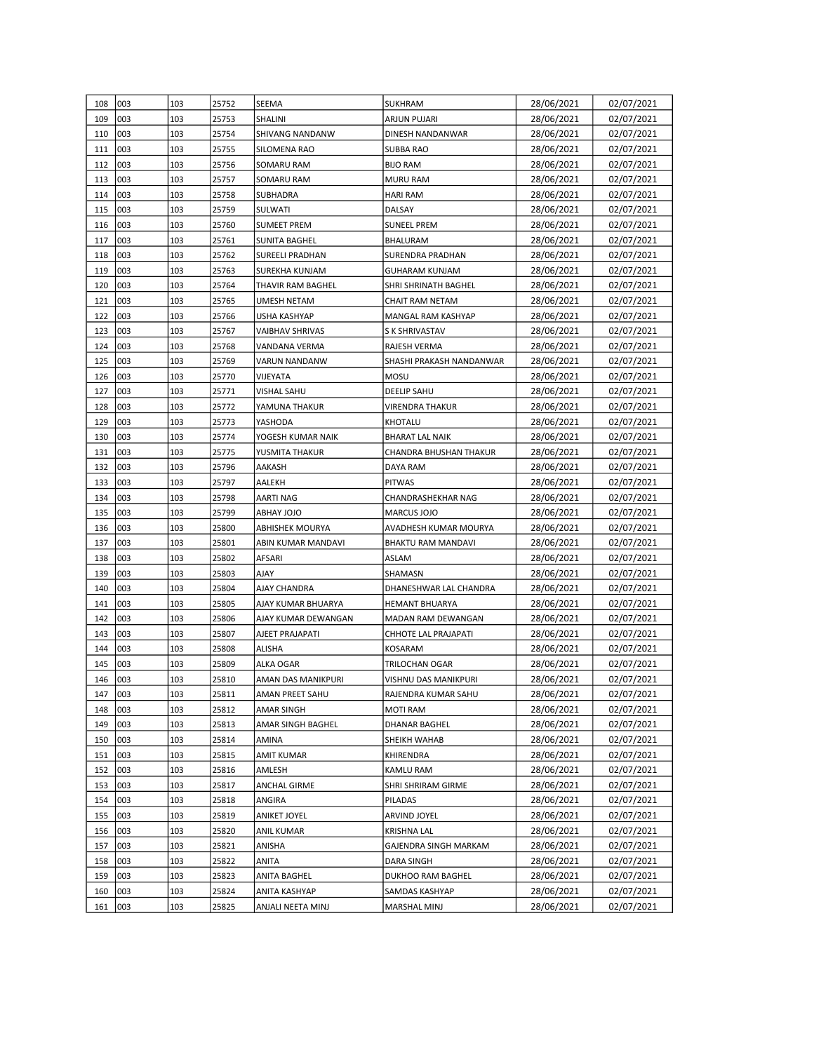| 108 | 003 | 103 | 25752 | SEEMA | SUKHRAM | 28/06/2021 | 02/07/2021 |
|---|---|---|---|---|---|---|---|
| 109 | 003 | 103 | 25753 | SHALINI | ARJUN PUJARI | 28/06/2021 | 02/07/2021 |
| 110 | 003 | 103 | 25754 | SHIVANG NANDANW | DINESH NANDANWAR | 28/06/2021 | 02/07/2021 |
| 111 | 003 | 103 | 25755 | SILOMENA RAO | SUBBA RAO | 28/06/2021 | 02/07/2021 |
| 112 | 003 | 103 | 25756 | SOMARU RAM | BIJO RAM | 28/06/2021 | 02/07/2021 |
| 113 | 003 | 103 | 25757 | SOMARU RAM | MURU RAM | 28/06/2021 | 02/07/2021 |
| 114 | 003 | 103 | 25758 | SUBHADRA | HARI RAM | 28/06/2021 | 02/07/2021 |
| 115 | 003 | 103 | 25759 | SULWATI | DALSAY | 28/06/2021 | 02/07/2021 |
| 116 | 003 | 103 | 25760 | SUMEET PREM | SUNEEL PREM | 28/06/2021 | 02/07/2021 |
| 117 | 003 | 103 | 25761 | SUNITA BAGHEL | BHALURAM | 28/06/2021 | 02/07/2021 |
| 118 | 003 | 103 | 25762 | SUREELI PRADHAN | SURENDRA PRADHAN | 28/06/2021 | 02/07/2021 |
| 119 | 003 | 103 | 25763 | SUREKHA KUNJAM | GUHARAM KUNJAM | 28/06/2021 | 02/07/2021 |
| 120 | 003 | 103 | 25764 | THAVIR RAM BAGHEL | SHRI SHRINATH BAGHEL | 28/06/2021 | 02/07/2021 |
| 121 | 003 | 103 | 25765 | UMESH NETAM | CHAIT RAM NETAM | 28/06/2021 | 02/07/2021 |
| 122 | 003 | 103 | 25766 | USHA KASHYAP | MANGAL RAM KASHYAP | 28/06/2021 | 02/07/2021 |
| 123 | 003 | 103 | 25767 | VAIBHAV SHRIVAS | S K SHRIVASTAV | 28/06/2021 | 02/07/2021 |
| 124 | 003 | 103 | 25768 | VANDANA VERMA | RAJESH VERMA | 28/06/2021 | 02/07/2021 |
| 125 | 003 | 103 | 25769 | VARUN NANDANW | SHASHI PRAKASH NANDANWAR | 28/06/2021 | 02/07/2021 |
| 126 | 003 | 103 | 25770 | VIJEYATA | MOSU | 28/06/2021 | 02/07/2021 |
| 127 | 003 | 103 | 25771 | VISHAL SAHU | DEELIP SAHU | 28/06/2021 | 02/07/2021 |
| 128 | 003 | 103 | 25772 | YAMUNA THAKUR | VIRENDRA THAKUR | 28/06/2021 | 02/07/2021 |
| 129 | 003 | 103 | 25773 | YASHODA | KHOTALU | 28/06/2021 | 02/07/2021 |
| 130 | 003 | 103 | 25774 | YOGESH KUMAR NAIK | BHARAT LAL NAIK | 28/06/2021 | 02/07/2021 |
| 131 | 003 | 103 | 25775 | YUSMITA THAKUR | CHANDRA BHUSHAN THAKUR | 28/06/2021 | 02/07/2021 |
| 132 | 003 | 103 | 25796 | AAKASH | DAYA RAM | 28/06/2021 | 02/07/2021 |
| 133 | 003 | 103 | 25797 | AALEKH | PITWAS | 28/06/2021 | 02/07/2021 |
| 134 | 003 | 103 | 25798 | AARTI NAG | CHANDRASHEKHAR NAG | 28/06/2021 | 02/07/2021 |
| 135 | 003 | 103 | 25799 | ABHAY JOJO | MARCUS JOJO | 28/06/2021 | 02/07/2021 |
| 136 | 003 | 103 | 25800 | ABHISHEK MOURYA | AVADHESH KUMAR MOURYA | 28/06/2021 | 02/07/2021 |
| 137 | 003 | 103 | 25801 | ABIN KUMAR MANDAVI | BHAKTU RAM MANDAVI | 28/06/2021 | 02/07/2021 |
| 138 | 003 | 103 | 25802 | AFSARI | ASLAM | 28/06/2021 | 02/07/2021 |
| 139 | 003 | 103 | 25803 | AJAY | SHAMASN | 28/06/2021 | 02/07/2021 |
| 140 | 003 | 103 | 25804 | AJAY CHANDRA | DHANESHWAR LAL CHANDRA | 28/06/2021 | 02/07/2021 |
| 141 | 003 | 103 | 25805 | AJAY KUMAR BHUARYA | HEMANT BHUARYA | 28/06/2021 | 02/07/2021 |
| 142 | 003 | 103 | 25806 | AJAY KUMAR DEWANGAN | MADAN RAM DEWANGAN | 28/06/2021 | 02/07/2021 |
| 143 | 003 | 103 | 25807 | AJEET PRAJAPATI | CHHOTE LAL PRAJAPATI | 28/06/2021 | 02/07/2021 |
| 144 | 003 | 103 | 25808 | ALISHA | KOSARAM | 28/06/2021 | 02/07/2021 |
| 145 | 003 | 103 | 25809 | ALKA OGAR | TRILOCHAN OGAR | 28/06/2021 | 02/07/2021 |
| 146 | 003 | 103 | 25810 | AMAN DAS MANIKPURI | VISHNU DAS MANIKPURI | 28/06/2021 | 02/07/2021 |
| 147 | 003 | 103 | 25811 | AMAN PREET SAHU | RAJENDRA KUMAR SAHU | 28/06/2021 | 02/07/2021 |
| 148 | 003 | 103 | 25812 | AMAR SINGH | MOTI RAM | 28/06/2021 | 02/07/2021 |
| 149 | 003 | 103 | 25813 | AMAR SINGH BAGHEL | DHANAR BAGHEL | 28/06/2021 | 02/07/2021 |
| 150 | 003 | 103 | 25814 | AMINA | SHEIKH WAHAB | 28/06/2021 | 02/07/2021 |
| 151 | 003 | 103 | 25815 | AMIT KUMAR | KHIRENDRA | 28/06/2021 | 02/07/2021 |
| 152 | 003 | 103 | 25816 | AMLESH | KAMLU RAM | 28/06/2021 | 02/07/2021 |
| 153 | 003 | 103 | 25817 | ANCHAL GIRME | SHRI SHRIRAM GIRME | 28/06/2021 | 02/07/2021 |
| 154 | 003 | 103 | 25818 | ANGIRA | PILADAS | 28/06/2021 | 02/07/2021 |
| 155 | 003 | 103 | 25819 | ANIKET JOYEL | ARVIND JOYEL | 28/06/2021 | 02/07/2021 |
| 156 | 003 | 103 | 25820 | ANIL KUMAR | KRISHNA LAL | 28/06/2021 | 02/07/2021 |
| 157 | 003 | 103 | 25821 | ANISHA | GAJENDRA SINGH MARKAM | 28/06/2021 | 02/07/2021 |
| 158 | 003 | 103 | 25822 | ANITA | DARA SINGH | 28/06/2021 | 02/07/2021 |
| 159 | 003 | 103 | 25823 | ANITA BAGHEL | DUKHOO RAM BAGHEL | 28/06/2021 | 02/07/2021 |
| 160 | 003 | 103 | 25824 | ANITA KASHYAP | SAMDAS KASHYAP | 28/06/2021 | 02/07/2021 |
| 161 | 003 | 103 | 25825 | ANJALI NEETA MINJ | MARSHAL MINJ | 28/06/2021 | 02/07/2021 |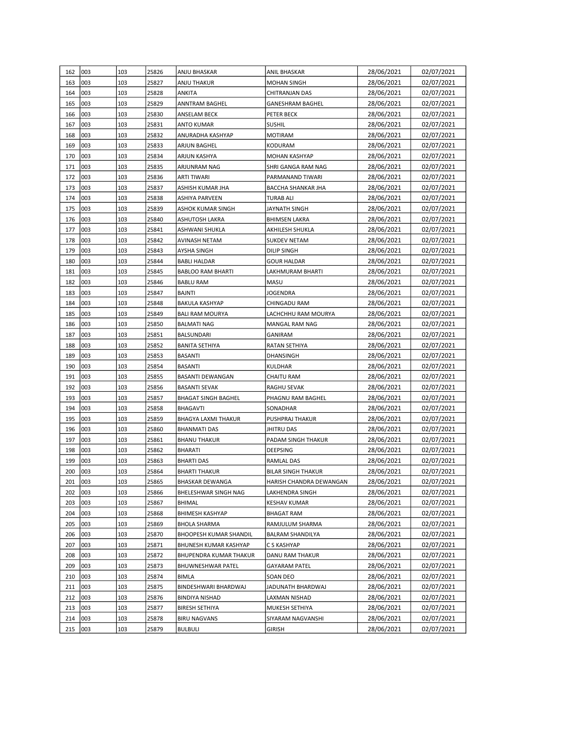| | | | | | | | |
|---|---|---|---|---|---|---|---|
| 162 | 003 | 103 | 25826 | ANJU BHASKAR | ANIL BHASKAR | 28/06/2021 | 02/07/2021 |
| 163 | 003 | 103 | 25827 | ANJU THAKUR | MOHAN SINGH | 28/06/2021 | 02/07/2021 |
| 164 | 003 | 103 | 25828 | ANKITA | CHITRANJAN DAS | 28/06/2021 | 02/07/2021 |
| 165 | 003 | 103 | 25829 | ANNTRAM BAGHEL | GANESHRAM BAGHEL | 28/06/2021 | 02/07/2021 |
| 166 | 003 | 103 | 25830 | ANSELAM BECK | PETER BECK | 28/06/2021 | 02/07/2021 |
| 167 | 003 | 103 | 25831 | ANTO KUMAR | SUSHIL | 28/06/2021 | 02/07/2021 |
| 168 | 003 | 103 | 25832 | ANURADHA KASHYAP | MOTIRAM | 28/06/2021 | 02/07/2021 |
| 169 | 003 | 103 | 25833 | ARJUN BAGHEL | KODURAM | 28/06/2021 | 02/07/2021 |
| 170 | 003 | 103 | 25834 | ARJUN KASHYA | MOHAN KASHYAP | 28/06/2021 | 02/07/2021 |
| 171 | 003 | 103 | 25835 | ARJUNRAM NAG | SHRI GANGA RAM NAG | 28/06/2021 | 02/07/2021 |
| 172 | 003 | 103 | 25836 | ARTI TIWARI | PARMANAND TIWARI | 28/06/2021 | 02/07/2021 |
| 173 | 003 | 103 | 25837 | ASHISH KUMAR JHA | BACCHA SHANKAR JHA | 28/06/2021 | 02/07/2021 |
| 174 | 003 | 103 | 25838 | ASHIYA PARVEEN | TURAB ALI | 28/06/2021 | 02/07/2021 |
| 175 | 003 | 103 | 25839 | ASHOK KUMAR SINGH | JAYNATH SINGH | 28/06/2021 | 02/07/2021 |
| 176 | 003 | 103 | 25840 | ASHUTOSH LAKRA | BHIMSEN LAKRA | 28/06/2021 | 02/07/2021 |
| 177 | 003 | 103 | 25841 | ASHWANI SHUKLA | AKHILESH SHUKLA | 28/06/2021 | 02/07/2021 |
| 178 | 003 | 103 | 25842 | AVINASH NETAM | SUKDEV NETAM | 28/06/2021 | 02/07/2021 |
| 179 | 003 | 103 | 25843 | AYSHA SINGH | DILIP SINGH | 28/06/2021 | 02/07/2021 |
| 180 | 003 | 103 | 25844 | BABLI HALDAR | GOUR HALDAR | 28/06/2021 | 02/07/2021 |
| 181 | 003 | 103 | 25845 | BABLOO RAM BHARTI | LAKHMURAM BHARTI | 28/06/2021 | 02/07/2021 |
| 182 | 003 | 103 | 25846 | BABLU RAM | MASU | 28/06/2021 | 02/07/2021 |
| 183 | 003 | 103 | 25847 | BAJNTI | JOGENDRA | 28/06/2021 | 02/07/2021 |
| 184 | 003 | 103 | 25848 | BAKULA KASHYAP | CHINGADU RAM | 28/06/2021 | 02/07/2021 |
| 185 | 003 | 103 | 25849 | BALI RAM MOURYA | LACHCHHU RAM MOURYA | 28/06/2021 | 02/07/2021 |
| 186 | 003 | 103 | 25850 | BALMATI NAG | MANGAL RAM NAG | 28/06/2021 | 02/07/2021 |
| 187 | 003 | 103 | 25851 | BALSUNDARI | GANIRAM | 28/06/2021 | 02/07/2021 |
| 188 | 003 | 103 | 25852 | BANITA SETHIYA | RATAN SETHIYA | 28/06/2021 | 02/07/2021 |
| 189 | 003 | 103 | 25853 | BASANTI | DHANSINGH | 28/06/2021 | 02/07/2021 |
| 190 | 003 | 103 | 25854 | BASANTI | KULDHAR | 28/06/2021 | 02/07/2021 |
| 191 | 003 | 103 | 25855 | BASANTI DEWANGAN | CHAITU RAM | 28/06/2021 | 02/07/2021 |
| 192 | 003 | 103 | 25856 | BASANTI SEVAK | RAGHU SEVAK | 28/06/2021 | 02/07/2021 |
| 193 | 003 | 103 | 25857 | BHAGAT SINGH BAGHEL | PHAGNU RAM BAGHEL | 28/06/2021 | 02/07/2021 |
| 194 | 003 | 103 | 25858 | BHAGAVTI | SONADHAR | 28/06/2021 | 02/07/2021 |
| 195 | 003 | 103 | 25859 | BHAGYA LAXMI THAKUR | PUSHPRAJ THAKUR | 28/06/2021 | 02/07/2021 |
| 196 | 003 | 103 | 25860 | BHANMATI DAS | JHITRU DAS | 28/06/2021 | 02/07/2021 |
| 197 | 003 | 103 | 25861 | BHANU THAKUR | PADAM SINGH THAKUR | 28/06/2021 | 02/07/2021 |
| 198 | 003 | 103 | 25862 | BHARATI | DEEPSING | 28/06/2021 | 02/07/2021 |
| 199 | 003 | 103 | 25863 | BHARTI DAS | RAMLAL DAS | 28/06/2021 | 02/07/2021 |
| 200 | 003 | 103 | 25864 | BHARTI THAKUR | BILAR SINGH THAKUR | 28/06/2021 | 02/07/2021 |
| 201 | 003 | 103 | 25865 | BHASKAR DEWANGA | HARISH CHANDRA DEWANGAN | 28/06/2021 | 02/07/2021 |
| 202 | 003 | 103 | 25866 | BHELESHWAR SINGH NAG | LAKHENDRA SINGH | 28/06/2021 | 02/07/2021 |
| 203 | 003 | 103 | 25867 | BHIMAL | KESHAV KUMAR | 28/06/2021 | 02/07/2021 |
| 204 | 003 | 103 | 25868 | BHIMESH KASHYAP | BHAGAT RAM | 28/06/2021 | 02/07/2021 |
| 205 | 003 | 103 | 25869 | BHOLA SHARMA | RAMJULUM SHARMA | 28/06/2021 | 02/07/2021 |
| 206 | 003 | 103 | 25870 | BHOOPESH KUMAR SHANDIL | BALRAM SHANDILYA | 28/06/2021 | 02/07/2021 |
| 207 | 003 | 103 | 25871 | BHUNESH KUMAR KASHYAP | C S KASHYAP | 28/06/2021 | 02/07/2021 |
| 208 | 003 | 103 | 25872 | BHUPENDRA KUMAR THAKUR | DANU RAM THAKUR | 28/06/2021 | 02/07/2021 |
| 209 | 003 | 103 | 25873 | BHUWNESHWAR PATEL | GAYARAM PATEL | 28/06/2021 | 02/07/2021 |
| 210 | 003 | 103 | 25874 | BIMLA | SOAN DEO | 28/06/2021 | 02/07/2021 |
| 211 | 003 | 103 | 25875 | BINDESHWARI BHARDWAJ | JADUNATH BHARDWAJ | 28/06/2021 | 02/07/2021 |
| 212 | 003 | 103 | 25876 | BINDIYA NISHAD | LAXMAN NISHAD | 28/06/2021 | 02/07/2021 |
| 213 | 003 | 103 | 25877 | BIRESH SETHIYA | MUKESH SETHIYA | 28/06/2021 | 02/07/2021 |
| 214 | 003 | 103 | 25878 | BIRU NAGVANS | SIYARAM NAGVANSHI | 28/06/2021 | 02/07/2021 |
| 215 | 003 | 103 | 25879 | BULBULI | GIRISH | 28/06/2021 | 02/07/2021 |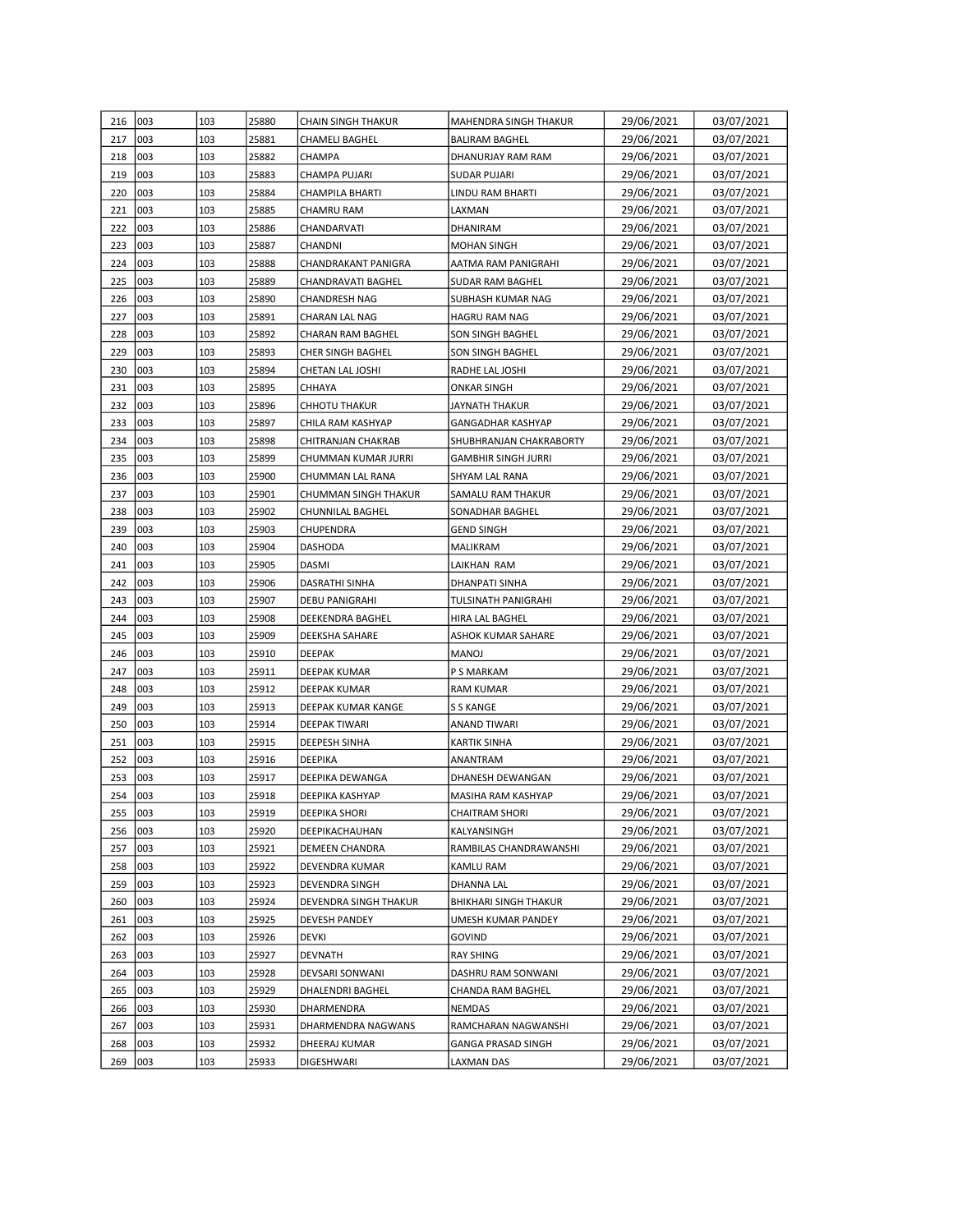| 216 | 003 | 103 | 25880 | CHAIN SINGH THAKUR | MAHENDRA SINGH THAKUR | 29/06/2021 | 03/07/2021 |
|---|---|---|---|---|---|---|---|
| 217 | 003 | 103 | 25881 | CHAMELI BAGHEL | BALIRAM BAGHEL | 29/06/2021 | 03/07/2021 |
| 218 | 003 | 103 | 25882 | CHAMPA | DHANURJAY RAM RAM | 29/06/2021 | 03/07/2021 |
| 219 | 003 | 103 | 25883 | CHAMPA PUJARI | SUDAR PUJARI | 29/06/2021 | 03/07/2021 |
| 220 | 003 | 103 | 25884 | CHAMPILA BHARTI | LINDU RAM BHARTI | 29/06/2021 | 03/07/2021 |
| 221 | 003 | 103 | 25885 | CHAMRU RAM | LAXMAN | 29/06/2021 | 03/07/2021 |
| 222 | 003 | 103 | 25886 | CHANDARVATI | DHANIRAM | 29/06/2021 | 03/07/2021 |
| 223 | 003 | 103 | 25887 | CHANDNI | MOHAN SINGH | 29/06/2021 | 03/07/2021 |
| 224 | 003 | 103 | 25888 | CHANDRAKANT PANIGRA | AATMA RAM PANIGRAHI | 29/06/2021 | 03/07/2021 |
| 225 | 003 | 103 | 25889 | CHANDRAVATI BAGHEL | SUDAR RAM BAGHEL | 29/06/2021 | 03/07/2021 |
| 226 | 003 | 103 | 25890 | CHANDRESH NAG | SUBHASH KUMAR NAG | 29/06/2021 | 03/07/2021 |
| 227 | 003 | 103 | 25891 | CHARAN LAL NAG | HAGRU RAM NAG | 29/06/2021 | 03/07/2021 |
| 228 | 003 | 103 | 25892 | CHARAN RAM BAGHEL | SON SINGH BAGHEL | 29/06/2021 | 03/07/2021 |
| 229 | 003 | 103 | 25893 | CHER SINGH BAGHEL | SON SINGH BAGHEL | 29/06/2021 | 03/07/2021 |
| 230 | 003 | 103 | 25894 | CHETAN LAL JOSHI | RADHE LAL JOSHI | 29/06/2021 | 03/07/2021 |
| 231 | 003 | 103 | 25895 | CHHAYA | ONKAR SINGH | 29/06/2021 | 03/07/2021 |
| 232 | 003 | 103 | 25896 | CHHOTU THAKUR | JAYNATH THAKUR | 29/06/2021 | 03/07/2021 |
| 233 | 003 | 103 | 25897 | CHILA RAM KASHYAP | GANGADHAR KASHYAP | 29/06/2021 | 03/07/2021 |
| 234 | 003 | 103 | 25898 | CHITRANJAN CHAKRAB | SHUBHRANJAN CHAKRABORTY | 29/06/2021 | 03/07/2021 |
| 235 | 003 | 103 | 25899 | CHUMMAN KUMAR JURRI | GAMBHIR SINGH JURRI | 29/06/2021 | 03/07/2021 |
| 236 | 003 | 103 | 25900 | CHUMMAN LAL RANA | SHYAM LAL RANA | 29/06/2021 | 03/07/2021 |
| 237 | 003 | 103 | 25901 | CHUMMAN SINGH THAKUR | SAMALU RAM THAKUR | 29/06/2021 | 03/07/2021 |
| 238 | 003 | 103 | 25902 | CHUNNILAL BAGHEL | SONADHAR BAGHEL | 29/06/2021 | 03/07/2021 |
| 239 | 003 | 103 | 25903 | CHUPENDRA | GEND SINGH | 29/06/2021 | 03/07/2021 |
| 240 | 003 | 103 | 25904 | DASHODA | MALIKRAM | 29/06/2021 | 03/07/2021 |
| 241 | 003 | 103 | 25905 | DASMI | LAIKHAN RAM | 29/06/2021 | 03/07/2021 |
| 242 | 003 | 103 | 25906 | DASRATHI SINHA | DHANPATI SINHA | 29/06/2021 | 03/07/2021 |
| 243 | 003 | 103 | 25907 | DEBU PANIGRAHI | TULSINATH PANIGRAHI | 29/06/2021 | 03/07/2021 |
| 244 | 003 | 103 | 25908 | DEEKENDRA BAGHEL | HIRA LAL BAGHEL | 29/06/2021 | 03/07/2021 |
| 245 | 003 | 103 | 25909 | DEEKSHA SAHARE | ASHOK KUMAR SAHARE | 29/06/2021 | 03/07/2021 |
| 246 | 003 | 103 | 25910 | DEEPAK | MANOJ | 29/06/2021 | 03/07/2021 |
| 247 | 003 | 103 | 25911 | DEEPAK KUMAR | P S MARKAM | 29/06/2021 | 03/07/2021 |
| 248 | 003 | 103 | 25912 | DEEPAK KUMAR | RAM KUMAR | 29/06/2021 | 03/07/2021 |
| 249 | 003 | 103 | 25913 | DEEPAK KUMAR KANGE | S S KANGE | 29/06/2021 | 03/07/2021 |
| 250 | 003 | 103 | 25914 | DEEPAK TIWARI | ANAND TIWARI | 29/06/2021 | 03/07/2021 |
| 251 | 003 | 103 | 25915 | DEEPESH SINHA | KARTIK SINHA | 29/06/2021 | 03/07/2021 |
| 252 | 003 | 103 | 25916 | DEEPIKA | ANANTRAM | 29/06/2021 | 03/07/2021 |
| 253 | 003 | 103 | 25917 | DEEPIKA DEWANGA | DHANESH DEWANGAN | 29/06/2021 | 03/07/2021 |
| 254 | 003 | 103 | 25918 | DEEPIKA KASHYAP | MASIHA RAM KASHYAP | 29/06/2021 | 03/07/2021 |
| 255 | 003 | 103 | 25919 | DEEPIKA SHORI | CHAITRAM SHORI | 29/06/2021 | 03/07/2021 |
| 256 | 003 | 103 | 25920 | DEEPIKACHAUHAN | KALYANSINGH | 29/06/2021 | 03/07/2021 |
| 257 | 003 | 103 | 25921 | DEMEEN CHANDRA | RAMBILAS CHANDRAWANSHI | 29/06/2021 | 03/07/2021 |
| 258 | 003 | 103 | 25922 | DEVENDRA KUMAR | KAMLU RAM | 29/06/2021 | 03/07/2021 |
| 259 | 003 | 103 | 25923 | DEVENDRA SINGH | DHANNA LAL | 29/06/2021 | 03/07/2021 |
| 260 | 003 | 103 | 25924 | DEVENDRA SINGH THAKUR | BHIKHARI SINGH THAKUR | 29/06/2021 | 03/07/2021 |
| 261 | 003 | 103 | 25925 | DEVESH PANDEY | UMESH KUMAR PANDEY | 29/06/2021 | 03/07/2021 |
| 262 | 003 | 103 | 25926 | DEVKI | GOVIND | 29/06/2021 | 03/07/2021 |
| 263 | 003 | 103 | 25927 | DEVNATH | RAY SHING | 29/06/2021 | 03/07/2021 |
| 264 | 003 | 103 | 25928 | DEVSARI SONWANI | DASHRU RAM SONWANI | 29/06/2021 | 03/07/2021 |
| 265 | 003 | 103 | 25929 | DHALENDRI BAGHEL | CHANDA RAM BAGHEL | 29/06/2021 | 03/07/2021 |
| 266 | 003 | 103 | 25930 | DHARMENDRA | NEMDAS | 29/06/2021 | 03/07/2021 |
| 267 | 003 | 103 | 25931 | DHARMENDRA NAGWANS | RAMCHARAN NAGWANSHI | 29/06/2021 | 03/07/2021 |
| 268 | 003 | 103 | 25932 | DHEERAJ KUMAR | GANGA PRASAD SINGH | 29/06/2021 | 03/07/2021 |
| 269 | 003 | 103 | 25933 | DIGESHWARI | LAXMAN DAS | 29/06/2021 | 03/07/2021 |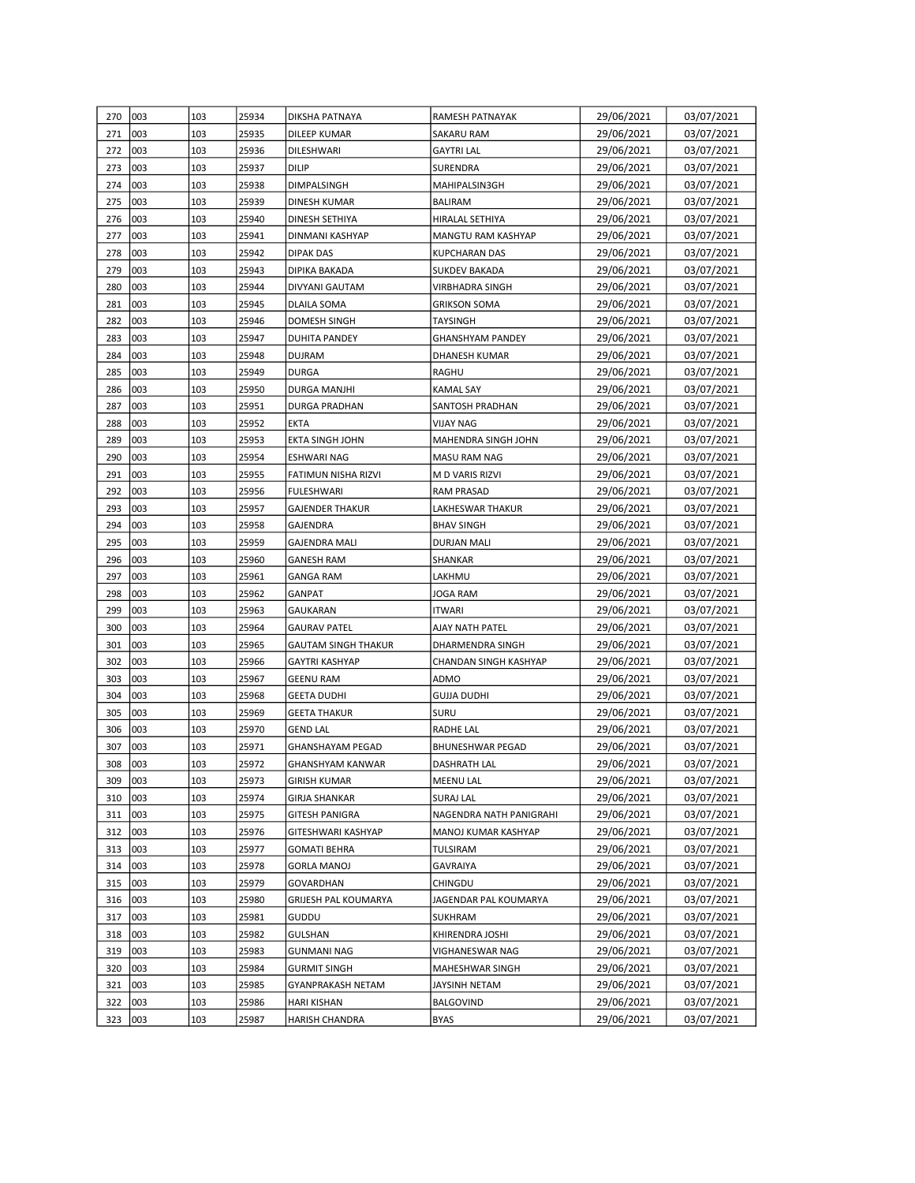| 270 | 003 | 103 | 25934 | DIKSHA PATNAYA | RAMESH PATNAYAK | 29/06/2021 | 03/07/2021 |
|---|---|---|---|---|---|---|---|
| 271 | 003 | 103 | 25935 | DILEEP KUMAR | SAKARU RAM | 29/06/2021 | 03/07/2021 |
| 272 | 003 | 103 | 25936 | DILESHWARI | GAYTRI LAL | 29/06/2021 | 03/07/2021 |
| 273 | 003 | 103 | 25937 | DILIP | SURENDRA | 29/06/2021 | 03/07/2021 |
| 274 | 003 | 103 | 25938 | DIMPALSINGH | MAHIPALSIN3GH | 29/06/2021 | 03/07/2021 |
| 275 | 003 | 103 | 25939 | DINESH KUMAR | BALIRAM | 29/06/2021 | 03/07/2021 |
| 276 | 003 | 103 | 25940 | DINESH SETHIYA | HIRALAL SETHIYA | 29/06/2021 | 03/07/2021 |
| 277 | 003 | 103 | 25941 | DINMANI KASHYAP | MANGTU RAM KASHYAP | 29/06/2021 | 03/07/2021 |
| 278 | 003 | 103 | 25942 | DIPAK DAS | KUPCHARAN DAS | 29/06/2021 | 03/07/2021 |
| 279 | 003 | 103 | 25943 | DIPIKA BAKADA | SUKDEV BAKADA | 29/06/2021 | 03/07/2021 |
| 280 | 003 | 103 | 25944 | DIVYANI GAUTAM | VIRBHADRA SINGH | 29/06/2021 | 03/07/2021 |
| 281 | 003 | 103 | 25945 | DLAILA SOMA | GRIKSON SOMA | 29/06/2021 | 03/07/2021 |
| 282 | 003 | 103 | 25946 | DOMESH SINGH | TAYSINGH | 29/06/2021 | 03/07/2021 |
| 283 | 003 | 103 | 25947 | DUHITA PANDEY | GHANSHYAM PANDEY | 29/06/2021 | 03/07/2021 |
| 284 | 003 | 103 | 25948 | DUJRAM | DHANESH KUMAR | 29/06/2021 | 03/07/2021 |
| 285 | 003 | 103 | 25949 | DURGA | RAGHU | 29/06/2021 | 03/07/2021 |
| 286 | 003 | 103 | 25950 | DURGA MANJHI | KAMAL SAY | 29/06/2021 | 03/07/2021 |
| 287 | 003 | 103 | 25951 | DURGA PRADHAN | SANTOSH PRADHAN | 29/06/2021 | 03/07/2021 |
| 288 | 003 | 103 | 25952 | EKTA | VIJAY NAG | 29/06/2021 | 03/07/2021 |
| 289 | 003 | 103 | 25953 | EKTA SINGH JOHN | MAHENDRA SINGH JOHN | 29/06/2021 | 03/07/2021 |
| 290 | 003 | 103 | 25954 | ESHWARI NAG | MASU RAM NAG | 29/06/2021 | 03/07/2021 |
| 291 | 003 | 103 | 25955 | FATIMUN NISHA RIZVI | M D VARIS RIZVI | 29/06/2021 | 03/07/2021 |
| 292 | 003 | 103 | 25956 | FULESHWARI | RAM PRASAD | 29/06/2021 | 03/07/2021 |
| 293 | 003 | 103 | 25957 | GAJENDER THAKUR | LAKHESWAR THAKUR | 29/06/2021 | 03/07/2021 |
| 294 | 003 | 103 | 25958 | GAJENDRA | BHAV SINGH | 29/06/2021 | 03/07/2021 |
| 295 | 003 | 103 | 25959 | GAJENDRA MALI | DURJAN MALI | 29/06/2021 | 03/07/2021 |
| 296 | 003 | 103 | 25960 | GANESH RAM | SHANKAR | 29/06/2021 | 03/07/2021 |
| 297 | 003 | 103 | 25961 | GANGA RAM | LAKHMU | 29/06/2021 | 03/07/2021 |
| 298 | 003 | 103 | 25962 | GANPAT | JOGA RAM | 29/06/2021 | 03/07/2021 |
| 299 | 003 | 103 | 25963 | GAUKARAN | ITWARI | 29/06/2021 | 03/07/2021 |
| 300 | 003 | 103 | 25964 | GAURAV PATEL | AJAY NATH PATEL | 29/06/2021 | 03/07/2021 |
| 301 | 003 | 103 | 25965 | GAUTAM SINGH THAKUR | DHARMENDRA SINGH | 29/06/2021 | 03/07/2021 |
| 302 | 003 | 103 | 25966 | GAYTRI KASHYAP | CHANDAN SINGH KASHYAP | 29/06/2021 | 03/07/2021 |
| 303 | 003 | 103 | 25967 | GEENU RAM | ADMO | 29/06/2021 | 03/07/2021 |
| 304 | 003 | 103 | 25968 | GEETA DUDHI | GUJJA DUDHI | 29/06/2021 | 03/07/2021 |
| 305 | 003 | 103 | 25969 | GEETA THAKUR | SURU | 29/06/2021 | 03/07/2021 |
| 306 | 003 | 103 | 25970 | GEND LAL | RADHE LAL | 29/06/2021 | 03/07/2021 |
| 307 | 003 | 103 | 25971 | GHANSHAYAM PEGAD | BHUNESHWAR PEGAD | 29/06/2021 | 03/07/2021 |
| 308 | 003 | 103 | 25972 | GHANSHYAM KANWAR | DASHRATH LAL | 29/06/2021 | 03/07/2021 |
| 309 | 003 | 103 | 25973 | GIRISH KUMAR | MEENU LAL | 29/06/2021 | 03/07/2021 |
| 310 | 003 | 103 | 25974 | GIRJA SHANKAR | SURAJ LAL | 29/06/2021 | 03/07/2021 |
| 311 | 003 | 103 | 25975 | GITESH PANIGRA | NAGENDRA NATH PANIGRAHI | 29/06/2021 | 03/07/2021 |
| 312 | 003 | 103 | 25976 | GITESHWARI KASHYAP | MANOJ KUMAR KASHYAP | 29/06/2021 | 03/07/2021 |
| 313 | 003 | 103 | 25977 | GOMATI BEHRA | TULSIRAM | 29/06/2021 | 03/07/2021 |
| 314 | 003 | 103 | 25978 | GORLA MANOJ | GAVRAIYA | 29/06/2021 | 03/07/2021 |
| 315 | 003 | 103 | 25979 | GOVARDHAN | CHINGDU | 29/06/2021 | 03/07/2021 |
| 316 | 003 | 103 | 25980 | GRIJESH PAL KOUMARYA | JAGENDAR PAL KOUMARYA | 29/06/2021 | 03/07/2021 |
| 317 | 003 | 103 | 25981 | GUDDU | SUKHRAM | 29/06/2021 | 03/07/2021 |
| 318 | 003 | 103 | 25982 | GULSHAN | KHIRENDRA JOSHI | 29/06/2021 | 03/07/2021 |
| 319 | 003 | 103 | 25983 | GUNMANI NAG | VIGHANESWAR NAG | 29/06/2021 | 03/07/2021 |
| 320 | 003 | 103 | 25984 | GURMIT SINGH | MAHESHWAR SINGH | 29/06/2021 | 03/07/2021 |
| 321 | 003 | 103 | 25985 | GYANPRAKASH NETAM | JAYSINH NETAM | 29/06/2021 | 03/07/2021 |
| 322 | 003 | 103 | 25986 | HARI KISHAN | BALGOVIND | 29/06/2021 | 03/07/2021 |
| 323 | 003 | 103 | 25987 | HARISH CHANDRA | BYAS | 29/06/2021 | 03/07/2021 |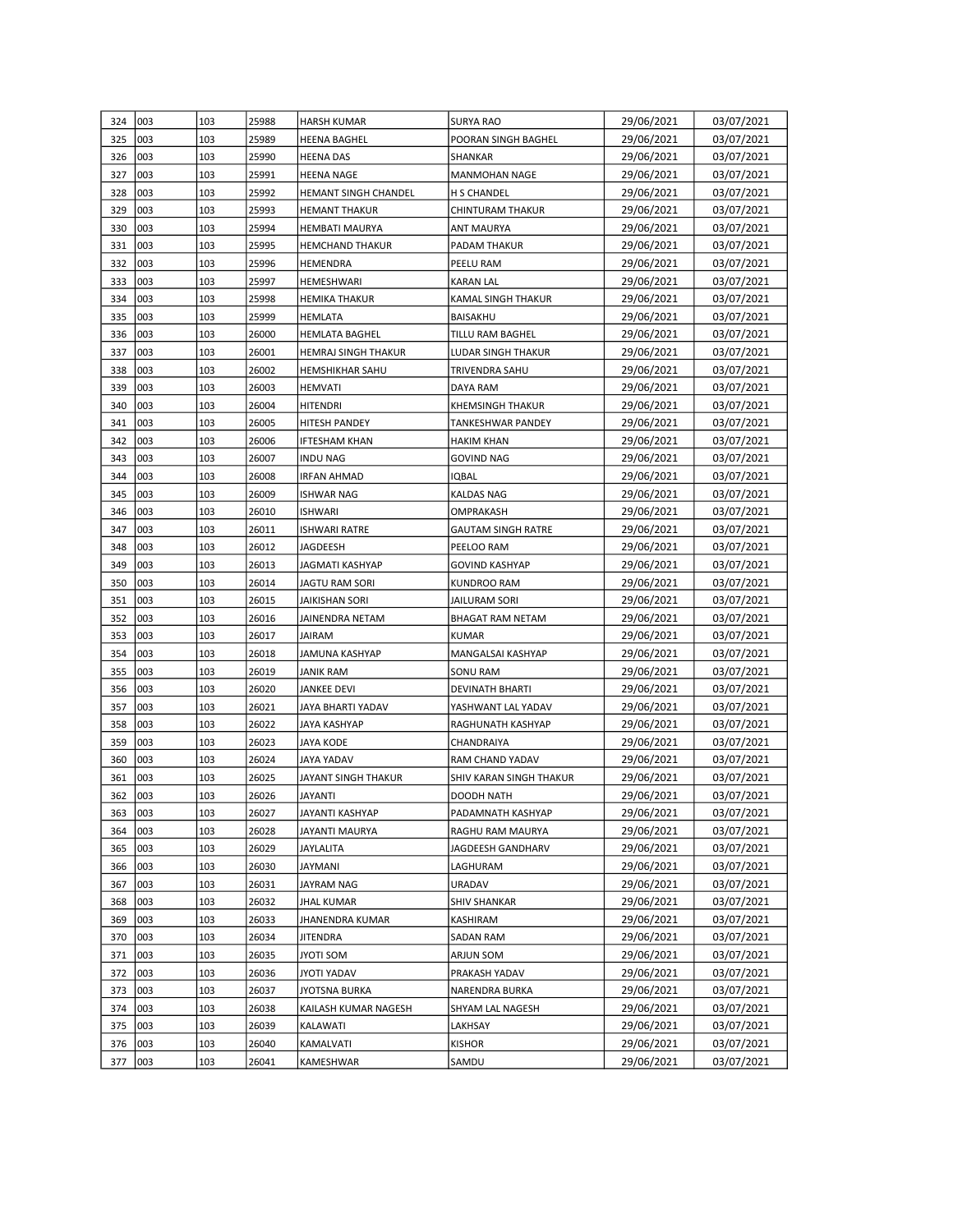| 324 | 003 | 103 | 25988 | HARSH KUMAR | SURYA RAO | 29/06/2021 | 03/07/2021 |
|---|---|---|---|---|---|---|---|
| 325 | 003 | 103 | 25989 | HEENA BAGHEL | POORAN SINGH BAGHEL | 29/06/2021 | 03/07/2021 |
| 326 | 003 | 103 | 25990 | HEENA DAS | SHANKAR | 29/06/2021 | 03/07/2021 |
| 327 | 003 | 103 | 25991 | HEENA NAGE | MANMOHAN NAGE | 29/06/2021 | 03/07/2021 |
| 328 | 003 | 103 | 25992 | HEMANT SINGH CHANDEL | H S CHANDEL | 29/06/2021 | 03/07/2021 |
| 329 | 003 | 103 | 25993 | HEMANT THAKUR | CHINTURAM THAKUR | 29/06/2021 | 03/07/2021 |
| 330 | 003 | 103 | 25994 | HEMBATI MAURYA | ANT MAURYA | 29/06/2021 | 03/07/2021 |
| 331 | 003 | 103 | 25995 | HEMCHAND THAKUR | PADAM THAKUR | 29/06/2021 | 03/07/2021 |
| 332 | 003 | 103 | 25996 | HEMENDRA | PEELU RAM | 29/06/2021 | 03/07/2021 |
| 333 | 003 | 103 | 25997 | HEMESHWARI | KARAN LAL | 29/06/2021 | 03/07/2021 |
| 334 | 003 | 103 | 25998 | HEMIKA THAKUR | KAMAL SINGH THAKUR | 29/06/2021 | 03/07/2021 |
| 335 | 003 | 103 | 25999 | HEMLATA | BAISAKHU | 29/06/2021 | 03/07/2021 |
| 336 | 003 | 103 | 26000 | HEMLATA BAGHEL | TILLU RAM BAGHEL | 29/06/2021 | 03/07/2021 |
| 337 | 003 | 103 | 26001 | HEMRAJ SINGH THAKUR | LUDAR SINGH THAKUR | 29/06/2021 | 03/07/2021 |
| 338 | 003 | 103 | 26002 | HEMSHIKHAR SAHU | TRIVENDRA SAHU | 29/06/2021 | 03/07/2021 |
| 339 | 003 | 103 | 26003 | HEMVATI | DAYA RAM | 29/06/2021 | 03/07/2021 |
| 340 | 003 | 103 | 26004 | HITENDRI | KHEMSINGH THAKUR | 29/06/2021 | 03/07/2021 |
| 341 | 003 | 103 | 26005 | HITESH PANDEY | TANKESHWAR PANDEY | 29/06/2021 | 03/07/2021 |
| 342 | 003 | 103 | 26006 | IFTESHAM KHAN | HAKIM KHAN | 29/06/2021 | 03/07/2021 |
| 343 | 003 | 103 | 26007 | INDU NAG | GOVIND NAG | 29/06/2021 | 03/07/2021 |
| 344 | 003 | 103 | 26008 | IRFAN AHMAD | IQBAL | 29/06/2021 | 03/07/2021 |
| 345 | 003 | 103 | 26009 | ISHWAR NAG | KALDAS NAG | 29/06/2021 | 03/07/2021 |
| 346 | 003 | 103 | 26010 | ISHWARI | OMPRAKASH | 29/06/2021 | 03/07/2021 |
| 347 | 003 | 103 | 26011 | ISHWARI RATRE | GAUTAM SINGH RATRE | 29/06/2021 | 03/07/2021 |
| 348 | 003 | 103 | 26012 | JAGDEESH | PEELOO RAM | 29/06/2021 | 03/07/2021 |
| 349 | 003 | 103 | 26013 | JAGMATI KASHYAP | GOVIND KASHYAP | 29/06/2021 | 03/07/2021 |
| 350 | 003 | 103 | 26014 | JAGTU RAM SORI | KUNDROO RAM | 29/06/2021 | 03/07/2021 |
| 351 | 003 | 103 | 26015 | JAIKISHAN SORI | JAILURAM SORI | 29/06/2021 | 03/07/2021 |
| 352 | 003 | 103 | 26016 | JAINENDRA NETAM | BHAGAT RAM NETAM | 29/06/2021 | 03/07/2021 |
| 353 | 003 | 103 | 26017 | JAIRAM | KUMAR | 29/06/2021 | 03/07/2021 |
| 354 | 003 | 103 | 26018 | JAMUNA KASHYAP | MANGALSAI KASHYAP | 29/06/2021 | 03/07/2021 |
| 355 | 003 | 103 | 26019 | JANIK RAM | SONU RAM | 29/06/2021 | 03/07/2021 |
| 356 | 003 | 103 | 26020 | JANKEE DEVI | DEVINATH BHARTI | 29/06/2021 | 03/07/2021 |
| 357 | 003 | 103 | 26021 | JAYA BHARTI YADAV | YASHWANT LAL YADAV | 29/06/2021 | 03/07/2021 |
| 358 | 003 | 103 | 26022 | JAYA KASHYAP | RAGHUNATH KASHYAP | 29/06/2021 | 03/07/2021 |
| 359 | 003 | 103 | 26023 | JAYA KODE | CHANDRAIYA | 29/06/2021 | 03/07/2021 |
| 360 | 003 | 103 | 26024 | JAYA YADAV | RAM CHAND YADAV | 29/06/2021 | 03/07/2021 |
| 361 | 003 | 103 | 26025 | JAYANT SINGH THAKUR | SHIV KARAN SINGH THAKUR | 29/06/2021 | 03/07/2021 |
| 362 | 003 | 103 | 26026 | JAYANTI | DOODH NATH | 29/06/2021 | 03/07/2021 |
| 363 | 003 | 103 | 26027 | JAYANTI KASHYAP | PADAMNATH KASHYAP | 29/06/2021 | 03/07/2021 |
| 364 | 003 | 103 | 26028 | JAYANTI MAURYA | RAGHU RAM MAURYA | 29/06/2021 | 03/07/2021 |
| 365 | 003 | 103 | 26029 | JAYLALITA | JAGDEESH GANDHARV | 29/06/2021 | 03/07/2021 |
| 366 | 003 | 103 | 26030 | JAYMANI | LAGHURAM | 29/06/2021 | 03/07/2021 |
| 367 | 003 | 103 | 26031 | JAYRAM NAG | URADAV | 29/06/2021 | 03/07/2021 |
| 368 | 003 | 103 | 26032 | JHAL KUMAR | SHIV SHANKAR | 29/06/2021 | 03/07/2021 |
| 369 | 003 | 103 | 26033 | JHANENDRA KUMAR | KASHIRAM | 29/06/2021 | 03/07/2021 |
| 370 | 003 | 103 | 26034 | JITENDRA | SADAN RAM | 29/06/2021 | 03/07/2021 |
| 371 | 003 | 103 | 26035 | JYOTI SOM | ARJUN SOM | 29/06/2021 | 03/07/2021 |
| 372 | 003 | 103 | 26036 | JYOTI YADAV | PRAKASH YADAV | 29/06/2021 | 03/07/2021 |
| 373 | 003 | 103 | 26037 | JYOTSNA BURKA | NARENDRA BURKA | 29/06/2021 | 03/07/2021 |
| 374 | 003 | 103 | 26038 | KAILASH KUMAR NAGESH | SHYAM LAL NAGESH | 29/06/2021 | 03/07/2021 |
| 375 | 003 | 103 | 26039 | KALAWATI | LAKHSAY | 29/06/2021 | 03/07/2021 |
| 376 | 003 | 103 | 26040 | KAMALVATI | KISHOR | 29/06/2021 | 03/07/2021 |
| 377 | 003 | 103 | 26041 | KAMESHWAR | SAMDU | 29/06/2021 | 03/07/2021 |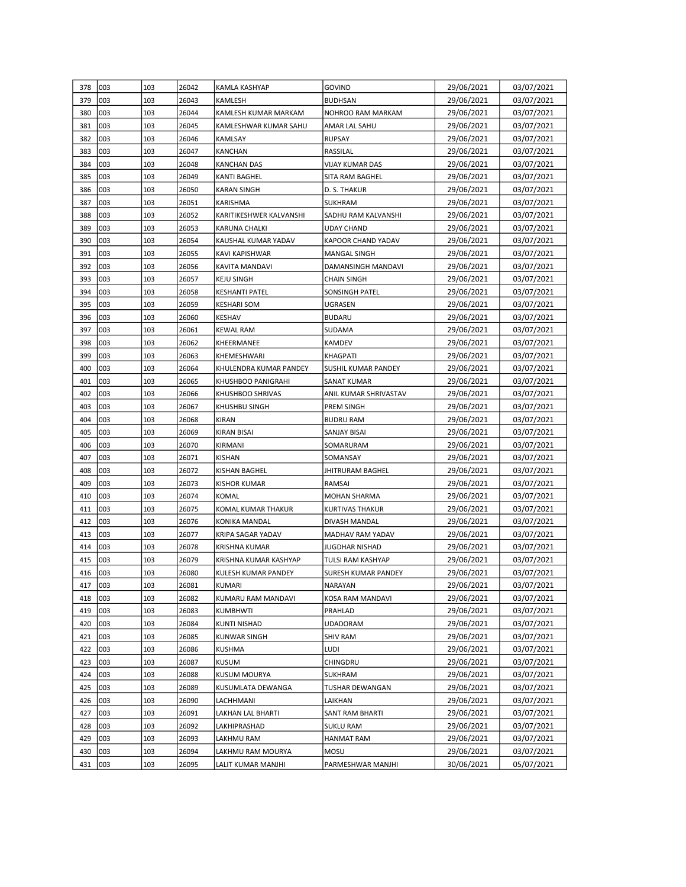| 378 | 003 | 103 | 26042 | KAMLA KASHYAP | GOVIND | 29/06/2021 | 03/07/2021 |
|---|---|---|---|---|---|---|---|
| 379 | 003 | 103 | 26043 | KAMLESH | BUDHSAN | 29/06/2021 | 03/07/2021 |
| 380 | 003 | 103 | 26044 | KAMLESH KUMAR MARKAM | NOHROO RAM MARKAM | 29/06/2021 | 03/07/2021 |
| 381 | 003 | 103 | 26045 | KAMLESHWAR KUMAR SAHU | AMAR LAL SAHU | 29/06/2021 | 03/07/2021 |
| 382 | 003 | 103 | 26046 | KAMLSAY | RUPSAY | 29/06/2021 | 03/07/2021 |
| 383 | 003 | 103 | 26047 | KANCHAN | RASSILAL | 29/06/2021 | 03/07/2021 |
| 384 | 003 | 103 | 26048 | KANCHAN DAS | VIJAY KUMAR DAS | 29/06/2021 | 03/07/2021 |
| 385 | 003 | 103 | 26049 | KANTI BAGHEL | SITA RAM BAGHEL | 29/06/2021 | 03/07/2021 |
| 386 | 003 | 103 | 26050 | KARAN SINGH | D. S. THAKUR | 29/06/2021 | 03/07/2021 |
| 387 | 003 | 103 | 26051 | KARISHMA | SUKHRAM | 29/06/2021 | 03/07/2021 |
| 388 | 003 | 103 | 26052 | KARITIKESHWER KALVANSHI | SADHU RAM KALVANSHI | 29/06/2021 | 03/07/2021 |
| 389 | 003 | 103 | 26053 | KARUNA CHALKI | UDAY CHAND | 29/06/2021 | 03/07/2021 |
| 390 | 003 | 103 | 26054 | KAUSHAL KUMAR YADAV | KAPOOR CHAND YADAV | 29/06/2021 | 03/07/2021 |
| 391 | 003 | 103 | 26055 | KAVI KAPISHWAR | MANGAL SINGH | 29/06/2021 | 03/07/2021 |
| 392 | 003 | 103 | 26056 | KAVITA MANDAVI | DAMANSINGH MANDAVI | 29/06/2021 | 03/07/2021 |
| 393 | 003 | 103 | 26057 | KEJU SINGH | CHAIN SINGH | 29/06/2021 | 03/07/2021 |
| 394 | 003 | 103 | 26058 | KESHANTI PATEL | SONSINGH PATEL | 29/06/2021 | 03/07/2021 |
| 395 | 003 | 103 | 26059 | KESHARI SOM | UGRASEN | 29/06/2021 | 03/07/2021 |
| 396 | 003 | 103 | 26060 | KESHAV | BUDARU | 29/06/2021 | 03/07/2021 |
| 397 | 003 | 103 | 26061 | KEWAL RAM | SUDAMA | 29/06/2021 | 03/07/2021 |
| 398 | 003 | 103 | 26062 | KHEERMANEE | KAMDEV | 29/06/2021 | 03/07/2021 |
| 399 | 003 | 103 | 26063 | KHEMESHWARI | KHAGPATI | 29/06/2021 | 03/07/2021 |
| 400 | 003 | 103 | 26064 | KHULENDRA KUMAR PANDEY | SUSHIL KUMAR PANDEY | 29/06/2021 | 03/07/2021 |
| 401 | 003 | 103 | 26065 | KHUSHBOO PANIGRAHI | SANAT KUMAR | 29/06/2021 | 03/07/2021 |
| 402 | 003 | 103 | 26066 | KHUSHBOO SHRIVAS | ANIL KUMAR SHRIVASTAV | 29/06/2021 | 03/07/2021 |
| 403 | 003 | 103 | 26067 | KHUSHBU SINGH | PREM SINGH | 29/06/2021 | 03/07/2021 |
| 404 | 003 | 103 | 26068 | KIRAN | BUDRU RAM | 29/06/2021 | 03/07/2021 |
| 405 | 003 | 103 | 26069 | KIRAN BISAI | SANJAY BISAI | 29/06/2021 | 03/07/2021 |
| 406 | 003 | 103 | 26070 | KIRMANI | SOMARURAM | 29/06/2021 | 03/07/2021 |
| 407 | 003 | 103 | 26071 | KISHAN | SOMANSAY | 29/06/2021 | 03/07/2021 |
| 408 | 003 | 103 | 26072 | KISHAN BAGHEL | JHITRURAM BAGHEL | 29/06/2021 | 03/07/2021 |
| 409 | 003 | 103 | 26073 | KISHOR KUMAR | RAMSAI | 29/06/2021 | 03/07/2021 |
| 410 | 003 | 103 | 26074 | KOMAL | MOHAN SHARMA | 29/06/2021 | 03/07/2021 |
| 411 | 003 | 103 | 26075 | KOMAL KUMAR THAKUR | KURTIVAS THAKUR | 29/06/2021 | 03/07/2021 |
| 412 | 003 | 103 | 26076 | KONIKA MANDAL | DIVASH MANDAL | 29/06/2021 | 03/07/2021 |
| 413 | 003 | 103 | 26077 | KRIPA SAGAR YADAV | MADHAV RAM YADAV | 29/06/2021 | 03/07/2021 |
| 414 | 003 | 103 | 26078 | KRISHNA KUMAR | JUGDHAR NISHAD | 29/06/2021 | 03/07/2021 |
| 415 | 003 | 103 | 26079 | KRISHNA KUMAR KASHYAP | TULSI RAM KASHYAP | 29/06/2021 | 03/07/2021 |
| 416 | 003 | 103 | 26080 | KULESH KUMAR PANDEY | SURESH KUMAR PANDEY | 29/06/2021 | 03/07/2021 |
| 417 | 003 | 103 | 26081 | KUMARI | NARAYAN | 29/06/2021 | 03/07/2021 |
| 418 | 003 | 103 | 26082 | KUMARU RAM MANDAVI | KOSA RAM MANDAVI | 29/06/2021 | 03/07/2021 |
| 419 | 003 | 103 | 26083 | KUMBHWTI | PRAHLAD | 29/06/2021 | 03/07/2021 |
| 420 | 003 | 103 | 26084 | KUNTI NISHAD | UDADORAM | 29/06/2021 | 03/07/2021 |
| 421 | 003 | 103 | 26085 | KUNWAR SINGH | SHIV RAM | 29/06/2021 | 03/07/2021 |
| 422 | 003 | 103 | 26086 | KUSHMA | LUDI | 29/06/2021 | 03/07/2021 |
| 423 | 003 | 103 | 26087 | KUSUM | CHINGDRU | 29/06/2021 | 03/07/2021 |
| 424 | 003 | 103 | 26088 | KUSUM MOURYA | SUKHRAM | 29/06/2021 | 03/07/2021 |
| 425 | 003 | 103 | 26089 | KUSUMLATA DEWANGA | TUSHAR DEWANGAN | 29/06/2021 | 03/07/2021 |
| 426 | 003 | 103 | 26090 | LACHHMANI | LAIKHAN | 29/06/2021 | 03/07/2021 |
| 427 | 003 | 103 | 26091 | LAKHAN LAL BHARTI | SANT RAM BHARTI | 29/06/2021 | 03/07/2021 |
| 428 | 003 | 103 | 26092 | LAKHIPRASHAD | SUKLU RAM | 29/06/2021 | 03/07/2021 |
| 429 | 003 | 103 | 26093 | LAKHMU RAM | HANMAT RAM | 29/06/2021 | 03/07/2021 |
| 430 | 003 | 103 | 26094 | LAKHMU RAM MOURYA | MOSU | 29/06/2021 | 03/07/2021 |
| 431 | 003 | 103 | 26095 | LALIT KUMAR MANJHI | PARMESHWAR MANJHI | 30/06/2021 | 05/07/2021 |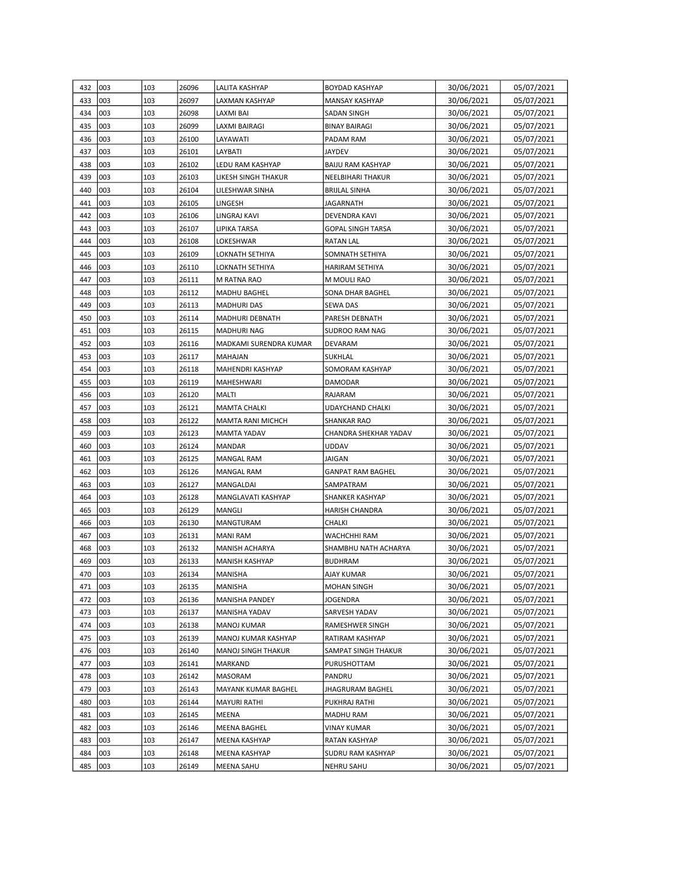| | | | | | | | |
|---|---|---|---|---|---|---|---|
| 432 | 003 | 103 | 26096 | LALITA KASHYAP | BOYDAD KASHYAP | 30/06/2021 | 05/07/2021 |
| 433 | 003 | 103 | 26097 | LAXMAN KASHYAP | MANSAY KASHYAP | 30/06/2021 | 05/07/2021 |
| 434 | 003 | 103 | 26098 | LAXMI BAI | SADAN SINGH | 30/06/2021 | 05/07/2021 |
| 435 | 003 | 103 | 26099 | LAXMI BAIRAGI | BINAY BAIRAGI | 30/06/2021 | 05/07/2021 |
| 436 | 003 | 103 | 26100 | LAYAWATI | PADAM RAM | 30/06/2021 | 05/07/2021 |
| 437 | 003 | 103 | 26101 | LAYBATI | JAYDEV | 30/06/2021 | 05/07/2021 |
| 438 | 003 | 103 | 26102 | LEDU RAM KASHYAP | BAIJU RAM KASHYAP | 30/06/2021 | 05/07/2021 |
| 439 | 003 | 103 | 26103 | LIKESH SINGH THAKUR | NEELBIHARI THAKUR | 30/06/2021 | 05/07/2021 |
| 440 | 003 | 103 | 26104 | LILESHWAR SINHA | BRIJLAL SINHA | 30/06/2021 | 05/07/2021 |
| 441 | 003 | 103 | 26105 | LINGESH | JAGARNATH | 30/06/2021 | 05/07/2021 |
| 442 | 003 | 103 | 26106 | LINGRAJ KAVI | DEVENDRA KAVI | 30/06/2021 | 05/07/2021 |
| 443 | 003 | 103 | 26107 | LIPIKA TARSA | GOPAL SINGH TARSA | 30/06/2021 | 05/07/2021 |
| 444 | 003 | 103 | 26108 | LOKESHWAR | RATAN LAL | 30/06/2021 | 05/07/2021 |
| 445 | 003 | 103 | 26109 | LOKNATH SETHIYA | SOMNATH SETHIYA | 30/06/2021 | 05/07/2021 |
| 446 | 003 | 103 | 26110 | LOKNATH SETHIYA | HARIRAM SETHIYA | 30/06/2021 | 05/07/2021 |
| 447 | 003 | 103 | 26111 | M RATNA RAO | M MOULI RAO | 30/06/2021 | 05/07/2021 |
| 448 | 003 | 103 | 26112 | MADHU BAGHEL | SONA DHAR BAGHEL | 30/06/2021 | 05/07/2021 |
| 449 | 003 | 103 | 26113 | MADHURI DAS | SEWA DAS | 30/06/2021 | 05/07/2021 |
| 450 | 003 | 103 | 26114 | MADHURI DEBNATH | PARESH DEBNATH | 30/06/2021 | 05/07/2021 |
| 451 | 003 | 103 | 26115 | MADHURI NAG | SUDROO RAM NAG | 30/06/2021 | 05/07/2021 |
| 452 | 003 | 103 | 26116 | MADKAMI SURENDRA KUMAR | DEVARAM | 30/06/2021 | 05/07/2021 |
| 453 | 003 | 103 | 26117 | MAHAJAN | SUKHLAL | 30/06/2021 | 05/07/2021 |
| 454 | 003 | 103 | 26118 | MAHENDRI KASHYAP | SOMORAM KASHYAP | 30/06/2021 | 05/07/2021 |
| 455 | 003 | 103 | 26119 | MAHESHWARI | DAMODAR | 30/06/2021 | 05/07/2021 |
| 456 | 003 | 103 | 26120 | MALTI | RAJARAM | 30/06/2021 | 05/07/2021 |
| 457 | 003 | 103 | 26121 | MAMTA CHALKI | UDAYCHAND CHALKI | 30/06/2021 | 05/07/2021 |
| 458 | 003 | 103 | 26122 | MAMTA RANI MICHCH | SHANKAR RAO | 30/06/2021 | 05/07/2021 |
| 459 | 003 | 103 | 26123 | MAMTA YADAV | CHANDRA SHEKHAR YADAV | 30/06/2021 | 05/07/2021 |
| 460 | 003 | 103 | 26124 | MANDAR | UDDAV | 30/06/2021 | 05/07/2021 |
| 461 | 003 | 103 | 26125 | MANGAL RAM | JAIGAN | 30/06/2021 | 05/07/2021 |
| 462 | 003 | 103 | 26126 | MANGAL RAM | GANPAT RAM BAGHEL | 30/06/2021 | 05/07/2021 |
| 463 | 003 | 103 | 26127 | MANGALDAI | SAMPATRAM | 30/06/2021 | 05/07/2021 |
| 464 | 003 | 103 | 26128 | MANGLAVATI KASHYAP | SHANKER KASHYAP | 30/06/2021 | 05/07/2021 |
| 465 | 003 | 103 | 26129 | MANGLI | HARISH CHANDRA | 30/06/2021 | 05/07/2021 |
| 466 | 003 | 103 | 26130 | MANGTURAM | CHALKI | 30/06/2021 | 05/07/2021 |
| 467 | 003 | 103 | 26131 | MANI RAM | WACHCHHI RAM | 30/06/2021 | 05/07/2021 |
| 468 | 003 | 103 | 26132 | MANISH ACHARYA | SHAMBHU NATH ACHARYA | 30/06/2021 | 05/07/2021 |
| 469 | 003 | 103 | 26133 | MANISH KASHYAP | BUDHRAM | 30/06/2021 | 05/07/2021 |
| 470 | 003 | 103 | 26134 | MANISHA | AJAY KUMAR | 30/06/2021 | 05/07/2021 |
| 471 | 003 | 103 | 26135 | MANISHA | MOHAN SINGH | 30/06/2021 | 05/07/2021 |
| 472 | 003 | 103 | 26136 | MANISHA PANDEY | JOGENDRA | 30/06/2021 | 05/07/2021 |
| 473 | 003 | 103 | 26137 | MANISHA YADAV | SARVESH YADAV | 30/06/2021 | 05/07/2021 |
| 474 | 003 | 103 | 26138 | MANOJ KUMAR | RAMESHWER SINGH | 30/06/2021 | 05/07/2021 |
| 475 | 003 | 103 | 26139 | MANOJ KUMAR KASHYAP | RATIRAM KASHYAP | 30/06/2021 | 05/07/2021 |
| 476 | 003 | 103 | 26140 | MANOJ SINGH THAKUR | SAMPAT SINGH THAKUR | 30/06/2021 | 05/07/2021 |
| 477 | 003 | 103 | 26141 | MARKAND | PURUSHOTTAM | 30/06/2021 | 05/07/2021 |
| 478 | 003 | 103 | 26142 | MASORAM | PANDRU | 30/06/2021 | 05/07/2021 |
| 479 | 003 | 103 | 26143 | MAYANK KUMAR BAGHEL | JHAGRURAM BAGHEL | 30/06/2021 | 05/07/2021 |
| 480 | 003 | 103 | 26144 | MAYURI RATHI | PUKHRAJ RATHI | 30/06/2021 | 05/07/2021 |
| 481 | 003 | 103 | 26145 | MEENA | MADHU RAM | 30/06/2021 | 05/07/2021 |
| 482 | 003 | 103 | 26146 | MEENA BAGHEL | VINAY KUMAR | 30/06/2021 | 05/07/2021 |
| 483 | 003 | 103 | 26147 | MEENA KASHYAP | RATAN KASHYAP | 30/06/2021 | 05/07/2021 |
| 484 | 003 | 103 | 26148 | MEENA KASHYAP | SUDRU RAM KASHYAP | 30/06/2021 | 05/07/2021 |
| 485 | 003 | 103 | 26149 | MEENA SAHU | NEHRU SAHU | 30/06/2021 | 05/07/2021 |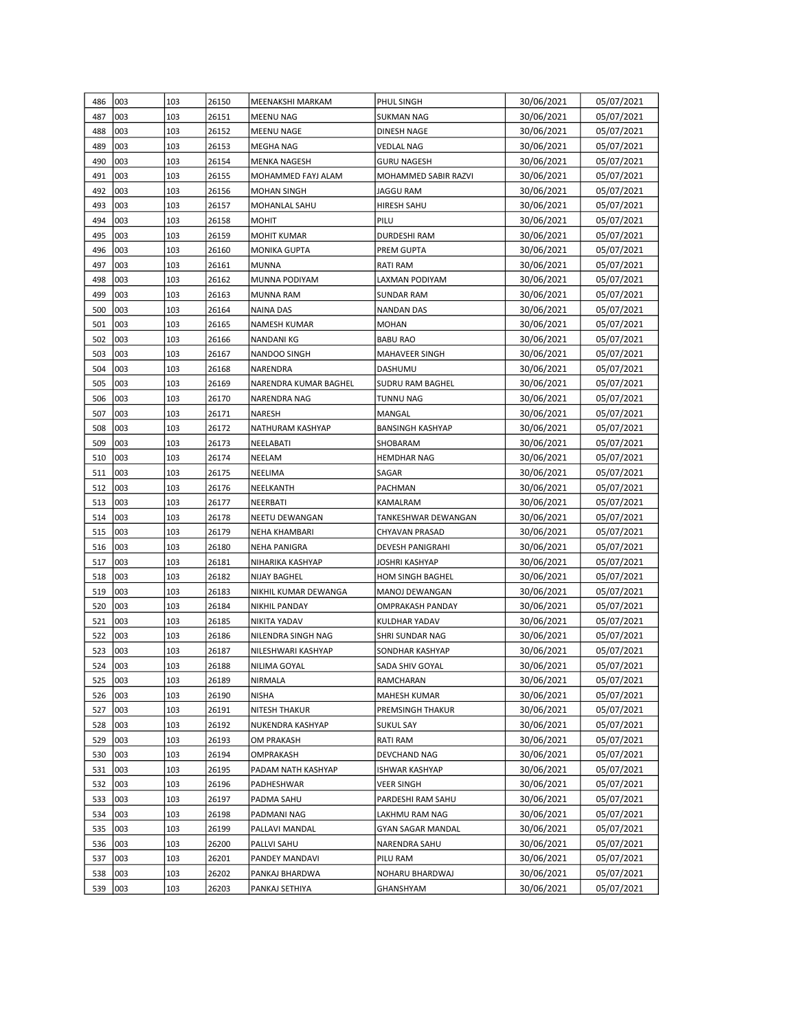| 486 | 003 | 103 | 26150 | MEENAKSHI MARKAM | PHUL SINGH | 30/06/2021 | 05/07/2021 |
|---|---|---|---|---|---|---|---|
| 487 | 003 | 103 | 26151 | MEENU NAG | SUKMAN NAG | 30/06/2021 | 05/07/2021 |
| 488 | 003 | 103 | 26152 | MEENU NAGE | DINESH NAGE | 30/06/2021 | 05/07/2021 |
| 489 | 003 | 103 | 26153 | MEGHA NAG | VEDLAL NAG | 30/06/2021 | 05/07/2021 |
| 490 | 003 | 103 | 26154 | MENKA NAGESH | GURU NAGESH | 30/06/2021 | 05/07/2021 |
| 491 | 003 | 103 | 26155 | MOHAMMED FAYJ ALAM | MOHAMMED SABIR RAZVI | 30/06/2021 | 05/07/2021 |
| 492 | 003 | 103 | 26156 | MOHAN SINGH | JAGGU RAM | 30/06/2021 | 05/07/2021 |
| 493 | 003 | 103 | 26157 | MOHANLAL SAHU | HIRESH SAHU | 30/06/2021 | 05/07/2021 |
| 494 | 003 | 103 | 26158 | MOHIT | PILU | 30/06/2021 | 05/07/2021 |
| 495 | 003 | 103 | 26159 | MOHIT KUMAR | DURDESHI RAM | 30/06/2021 | 05/07/2021 |
| 496 | 003 | 103 | 26160 | MONIKA GUPTA | PREM GUPTA | 30/06/2021 | 05/07/2021 |
| 497 | 003 | 103 | 26161 | MUNNA | RATI RAM | 30/06/2021 | 05/07/2021 |
| 498 | 003 | 103 | 26162 | MUNNA PODIYAM | LAXMAN PODIYAM | 30/06/2021 | 05/07/2021 |
| 499 | 003 | 103 | 26163 | MUNNA RAM | SUNDAR RAM | 30/06/2021 | 05/07/2021 |
| 500 | 003 | 103 | 26164 | NAINA DAS | NANDAN DAS | 30/06/2021 | 05/07/2021 |
| 501 | 003 | 103 | 26165 | NAMESH KUMAR | MOHAN | 30/06/2021 | 05/07/2021 |
| 502 | 003 | 103 | 26166 | NANDANI KG | BABU RAO | 30/06/2021 | 05/07/2021 |
| 503 | 003 | 103 | 26167 | NANDOO SINGH | MAHAVEER SINGH | 30/06/2021 | 05/07/2021 |
| 504 | 003 | 103 | 26168 | NARENDRA | DASHUMU | 30/06/2021 | 05/07/2021 |
| 505 | 003 | 103 | 26169 | NARENDRA KUMAR BAGHEL | SUDRU RAM BAGHEL | 30/06/2021 | 05/07/2021 |
| 506 | 003 | 103 | 26170 | NARENDRA NAG | TUNNU NAG | 30/06/2021 | 05/07/2021 |
| 507 | 003 | 103 | 26171 | NARESH | MANGAL | 30/06/2021 | 05/07/2021 |
| 508 | 003 | 103 | 26172 | NATHURAM KASHYAP | BANSINGH KASHYAP | 30/06/2021 | 05/07/2021 |
| 509 | 003 | 103 | 26173 | NEELABATI | SHOBARAM | 30/06/2021 | 05/07/2021 |
| 510 | 003 | 103 | 26174 | NEELAM | HEMDHAR NAG | 30/06/2021 | 05/07/2021 |
| 511 | 003 | 103 | 26175 | NEELIMA | SAGAR | 30/06/2021 | 05/07/2021 |
| 512 | 003 | 103 | 26176 | NEELKANTH | PACHMAN | 30/06/2021 | 05/07/2021 |
| 513 | 003 | 103 | 26177 | NEERBATI | KAMALRAM | 30/06/2021 | 05/07/2021 |
| 514 | 003 | 103 | 26178 | NEETU DEWANGAN | TANKESHWAR DEWANGAN | 30/06/2021 | 05/07/2021 |
| 515 | 003 | 103 | 26179 | NEHA KHAMBARI | CHYAVAN PRASAD | 30/06/2021 | 05/07/2021 |
| 516 | 003 | 103 | 26180 | NEHA PANIGRA | DEVESH PANIGRAHI | 30/06/2021 | 05/07/2021 |
| 517 | 003 | 103 | 26181 | NIHARIKA KASHYAP | JOSHRI KASHYAP | 30/06/2021 | 05/07/2021 |
| 518 | 003 | 103 | 26182 | NIJAY BAGHEL | HOM SINGH BAGHEL | 30/06/2021 | 05/07/2021 |
| 519 | 003 | 103 | 26183 | NIKHIL KUMAR DEWANGA | MANOJ DEWANGAN | 30/06/2021 | 05/07/2021 |
| 520 | 003 | 103 | 26184 | NIKHIL PANDAY | OMPRAKASH PANDAY | 30/06/2021 | 05/07/2021 |
| 521 | 003 | 103 | 26185 | NIKITA YADAV | KULDHAR YADAV | 30/06/2021 | 05/07/2021 |
| 522 | 003 | 103 | 26186 | NILENDRA SINGH NAG | SHRI SUNDAR NAG | 30/06/2021 | 05/07/2021 |
| 523 | 003 | 103 | 26187 | NILESHWARI KASHYAP | SONDHAR KASHYAP | 30/06/2021 | 05/07/2021 |
| 524 | 003 | 103 | 26188 | NILIMA GOYAL | SADA SHIV GOYAL | 30/06/2021 | 05/07/2021 |
| 525 | 003 | 103 | 26189 | NIRMALA | RAMCHARAN | 30/06/2021 | 05/07/2021 |
| 526 | 003 | 103 | 26190 | NISHA | MAHESH KUMAR | 30/06/2021 | 05/07/2021 |
| 527 | 003 | 103 | 26191 | NITESH THAKUR | PREMSINGH THAKUR | 30/06/2021 | 05/07/2021 |
| 528 | 003 | 103 | 26192 | NUKENDRA KASHYAP | SUKUL SAY | 30/06/2021 | 05/07/2021 |
| 529 | 003 | 103 | 26193 | OM PRAKASH | RATI RAM | 30/06/2021 | 05/07/2021 |
| 530 | 003 | 103 | 26194 | OMPRAKASH | DEVCHAND NAG | 30/06/2021 | 05/07/2021 |
| 531 | 003 | 103 | 26195 | PADAM NATH KASHYAP | ISHWAR KASHYAP | 30/06/2021 | 05/07/2021 |
| 532 | 003 | 103 | 26196 | PADHESHWAR | VEER SINGH | 30/06/2021 | 05/07/2021 |
| 533 | 003 | 103 | 26197 | PADMA SAHU | PARDESHI RAM SAHU | 30/06/2021 | 05/07/2021 |
| 534 | 003 | 103 | 26198 | PADMANI NAG | LAKHMU RAM NAG | 30/06/2021 | 05/07/2021 |
| 535 | 003 | 103 | 26199 | PALLAVI MANDAL | GYAN SAGAR MANDAL | 30/06/2021 | 05/07/2021 |
| 536 | 003 | 103 | 26200 | PALLVI SAHU | NARENDRA SAHU | 30/06/2021 | 05/07/2021 |
| 537 | 003 | 103 | 26201 | PANDEY MANDAVI | PILU RAM | 30/06/2021 | 05/07/2021 |
| 538 | 003 | 103 | 26202 | PANKAJ BHARDWA | NOHARU BHARDWAJ | 30/06/2021 | 05/07/2021 |
| 539 | 003 | 103 | 26203 | PANKAJ SETHIYA | GHANSHYAM | 30/06/2021 | 05/07/2021 |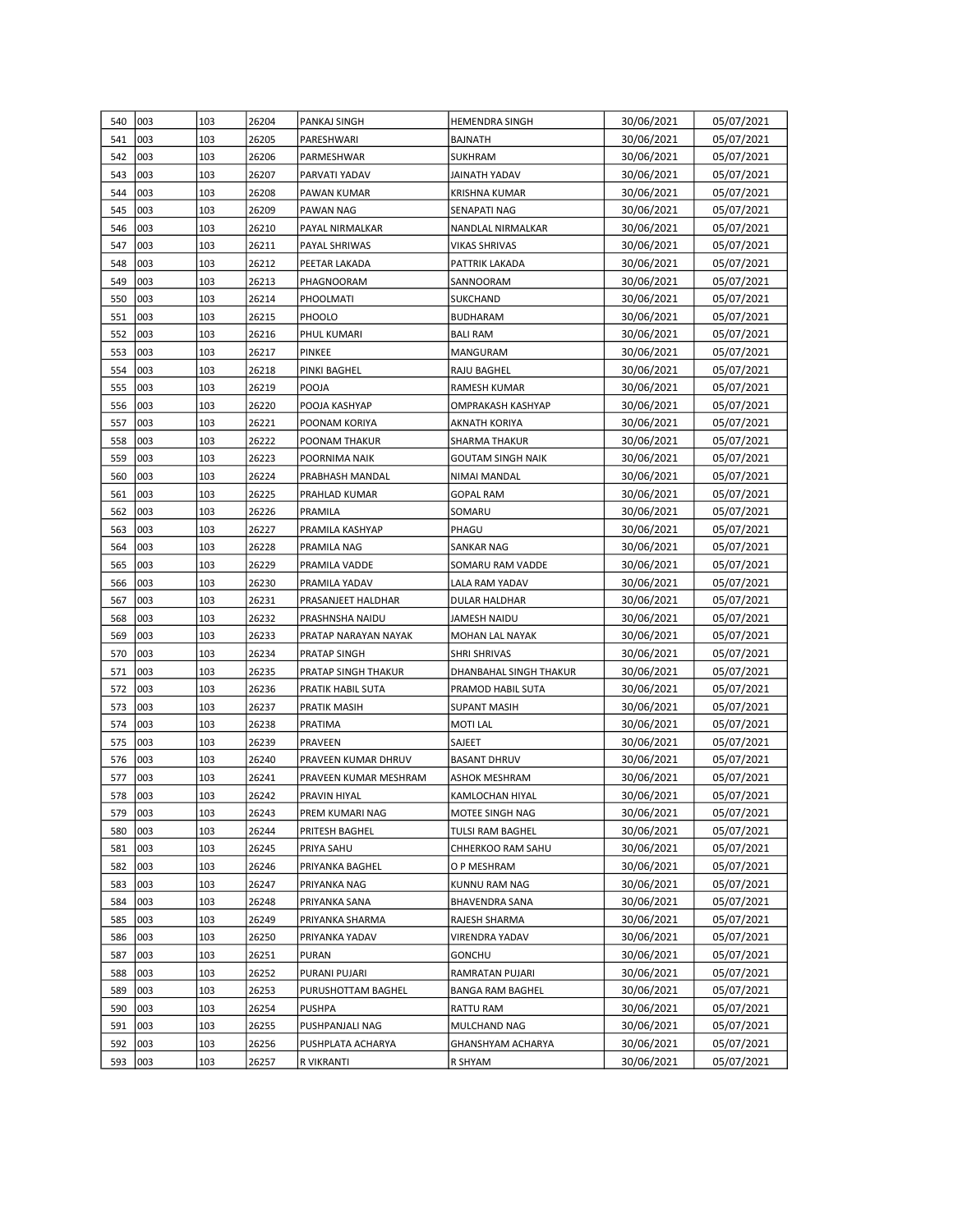| 540 | 003 | 103 | 26204 | PANKAJ SINGH | HEMENDRA SINGH | 30/06/2021 | 05/07/2021 |
|---|---|---|---|---|---|---|---|
| 541 | 003 | 103 | 26205 | PARESHWARI | BAJNATH | 30/06/2021 | 05/07/2021 |
| 542 | 003 | 103 | 26206 | PARMESHWAR | SUKHRAM | 30/06/2021 | 05/07/2021 |
| 543 | 003 | 103 | 26207 | PARVATI YADAV | JAINATH YADAV | 30/06/2021 | 05/07/2021 |
| 544 | 003 | 103 | 26208 | PAWAN KUMAR | KRISHNA KUMAR | 30/06/2021 | 05/07/2021 |
| 545 | 003 | 103 | 26209 | PAWAN NAG | SENAPATI NAG | 30/06/2021 | 05/07/2021 |
| 546 | 003 | 103 | 26210 | PAYAL NIRMALKAR | NANDLAL NIRMALKAR | 30/06/2021 | 05/07/2021 |
| 547 | 003 | 103 | 26211 | PAYAL SHRIWAS | VIKAS SHRIVAS | 30/06/2021 | 05/07/2021 |
| 548 | 003 | 103 | 26212 | PEETAR LAKADA | PATTRIK LAKADA | 30/06/2021 | 05/07/2021 |
| 549 | 003 | 103 | 26213 | PHAGNOORAM | SANNOORAM | 30/06/2021 | 05/07/2021 |
| 550 | 003 | 103 | 26214 | PHOOLMATI | SUKCHAND | 30/06/2021 | 05/07/2021 |
| 551 | 003 | 103 | 26215 | PHOOLO | BUDHARAM | 30/06/2021 | 05/07/2021 |
| 552 | 003 | 103 | 26216 | PHUL KUMARI | BALI RAM | 30/06/2021 | 05/07/2021 |
| 553 | 003 | 103 | 26217 | PINKEE | MANGURAM | 30/06/2021 | 05/07/2021 |
| 554 | 003 | 103 | 26218 | PINKI BAGHEL | RAJU BAGHEL | 30/06/2021 | 05/07/2021 |
| 555 | 003 | 103 | 26219 | POOJA | RAMESH KUMAR | 30/06/2021 | 05/07/2021 |
| 556 | 003 | 103 | 26220 | POOJA KASHYAP | OMPRAKASH KASHYAP | 30/06/2021 | 05/07/2021 |
| 557 | 003 | 103 | 26221 | POONAM KORIYA | AKNATH KORIYA | 30/06/2021 | 05/07/2021 |
| 558 | 003 | 103 | 26222 | POONAM THAKUR | SHARMA THAKUR | 30/06/2021 | 05/07/2021 |
| 559 | 003 | 103 | 26223 | POORNIMA NAIK | GOUTAM SINGH NAIK | 30/06/2021 | 05/07/2021 |
| 560 | 003 | 103 | 26224 | PRABHASH MANDAL | NIMAI MANDAL | 30/06/2021 | 05/07/2021 |
| 561 | 003 | 103 | 26225 | PRAHLAD KUMAR | GOPAL RAM | 30/06/2021 | 05/07/2021 |
| 562 | 003 | 103 | 26226 | PRAMILA | SOMARU | 30/06/2021 | 05/07/2021 |
| 563 | 003 | 103 | 26227 | PRAMILA KASHYAP | PHAGU | 30/06/2021 | 05/07/2021 |
| 564 | 003 | 103 | 26228 | PRAMILA NAG | SANKAR NAG | 30/06/2021 | 05/07/2021 |
| 565 | 003 | 103 | 26229 | PRAMILA VADDE | SOMARU RAM VADDE | 30/06/2021 | 05/07/2021 |
| 566 | 003 | 103 | 26230 | PRAMILA YADAV | LALA RAM YADAV | 30/06/2021 | 05/07/2021 |
| 567 | 003 | 103 | 26231 | PRASANJEET HALDHAR | DULAR HALDHAR | 30/06/2021 | 05/07/2021 |
| 568 | 003 | 103 | 26232 | PRASHNSHA NAIDU | JAMESH NAIDU | 30/06/2021 | 05/07/2021 |
| 569 | 003 | 103 | 26233 | PRATAP NARAYAN NAYAK | MOHAN LAL NAYAK | 30/06/2021 | 05/07/2021 |
| 570 | 003 | 103 | 26234 | PRATAP SINGH | SHRI SHRIVAS | 30/06/2021 | 05/07/2021 |
| 571 | 003 | 103 | 26235 | PRATAP SINGH THAKUR | DHANBAHAL SINGH THAKUR | 30/06/2021 | 05/07/2021 |
| 572 | 003 | 103 | 26236 | PRATIK HABIL SUTA | PRAMOD HABIL SUTA | 30/06/2021 | 05/07/2021 |
| 573 | 003 | 103 | 26237 | PRATIK MASIH | SUPANT MASIH | 30/06/2021 | 05/07/2021 |
| 574 | 003 | 103 | 26238 | PRATIMA | MOTI LAL | 30/06/2021 | 05/07/2021 |
| 575 | 003 | 103 | 26239 | PRAVEEN | SAJEET | 30/06/2021 | 05/07/2021 |
| 576 | 003 | 103 | 26240 | PRAVEEN KUMAR DHRUV | BASANT DHRUV | 30/06/2021 | 05/07/2021 |
| 577 | 003 | 103 | 26241 | PRAVEEN KUMAR MESHRAM | ASHOK MESHRAM | 30/06/2021 | 05/07/2021 |
| 578 | 003 | 103 | 26242 | PRAVIN HIYAL | KAMLOCHAN HIYAL | 30/06/2021 | 05/07/2021 |
| 579 | 003 | 103 | 26243 | PREM KUMARI NAG | MOTEE SINGH NAG | 30/06/2021 | 05/07/2021 |
| 580 | 003 | 103 | 26244 | PRITESH BAGHEL | TULSI RAM BAGHEL | 30/06/2021 | 05/07/2021 |
| 581 | 003 | 103 | 26245 | PRIYA SAHU | CHHERKOO RAM SAHU | 30/06/2021 | 05/07/2021 |
| 582 | 003 | 103 | 26246 | PRIYANKA BAGHEL | O P MESHRAM | 30/06/2021 | 05/07/2021 |
| 583 | 003 | 103 | 26247 | PRIYANKA NAG | KUNNU RAM NAG | 30/06/2021 | 05/07/2021 |
| 584 | 003 | 103 | 26248 | PRIYANKA SANA | BHAVENDRA SANA | 30/06/2021 | 05/07/2021 |
| 585 | 003 | 103 | 26249 | PRIYANKA SHARMA | RAJESH SHARMA | 30/06/2021 | 05/07/2021 |
| 586 | 003 | 103 | 26250 | PRIYANKA YADAV | VIRENDRA YADAV | 30/06/2021 | 05/07/2021 |
| 587 | 003 | 103 | 26251 | PURAN | GONCHU | 30/06/2021 | 05/07/2021 |
| 588 | 003 | 103 | 26252 | PURANI PUJARI | RAMRATAN PUJARI | 30/06/2021 | 05/07/2021 |
| 589 | 003 | 103 | 26253 | PURUSHOTTAM BAGHEL | BANGA RAM BAGHEL | 30/06/2021 | 05/07/2021 |
| 590 | 003 | 103 | 26254 | PUSHPA | RATTU RAM | 30/06/2021 | 05/07/2021 |
| 591 | 003 | 103 | 26255 | PUSHPANJALI NAG | MULCHAND NAG | 30/06/2021 | 05/07/2021 |
| 592 | 003 | 103 | 26256 | PUSHPLATA ACHARYA | GHANSHYAM ACHARYA | 30/06/2021 | 05/07/2021 |
| 593 | 003 | 103 | 26257 | R VIKRANTI | R SHYAM | 30/06/2021 | 05/07/2021 |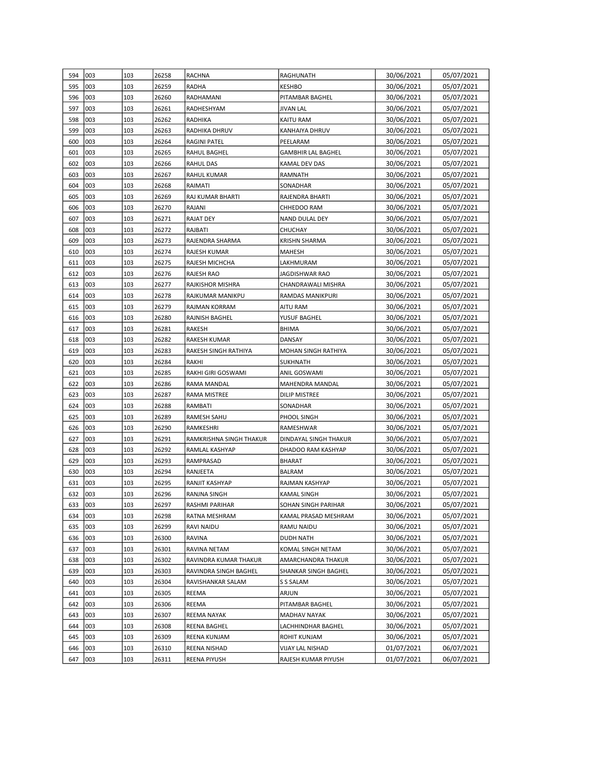| 594 | 003 | 103 | 26258 | RACHNA | RAGHUNATH | 30/06/2021 | 05/07/2021 |
|---|---|---|---|---|---|---|---|
| 595 | 003 | 103 | 26259 | RADHA | KESHBO | 30/06/2021 | 05/07/2021 |
| 596 | 003 | 103 | 26260 | RADHAMANI | PITAMBAR BAGHEL | 30/06/2021 | 05/07/2021 |
| 597 | 003 | 103 | 26261 | RADHESHYAM | JIVAN LAL | 30/06/2021 | 05/07/2021 |
| 598 | 003 | 103 | 26262 | RADHIKA | KAITU RAM | 30/06/2021 | 05/07/2021 |
| 599 | 003 | 103 | 26263 | RADHIKA DHRUV | KANHAIYA DHRUV | 30/06/2021 | 05/07/2021 |
| 600 | 003 | 103 | 26264 | RAGINI PATEL | PEELARAM | 30/06/2021 | 05/07/2021 |
| 601 | 003 | 103 | 26265 | RAHUL BAGHEL | GAMBHIR LAL BAGHEL | 30/06/2021 | 05/07/2021 |
| 602 | 003 | 103 | 26266 | RAHUL DAS | KAMAL DEV DAS | 30/06/2021 | 05/07/2021 |
| 603 | 003 | 103 | 26267 | RAHUL KUMAR | RAMNATH | 30/06/2021 | 05/07/2021 |
| 604 | 003 | 103 | 26268 | RAIMATI | SONADHAR | 30/06/2021 | 05/07/2021 |
| 605 | 003 | 103 | 26269 | RAJ KUMAR BHARTI | RAJENDRA BHARTI | 30/06/2021 | 05/07/2021 |
| 606 | 003 | 103 | 26270 | RAJANI | CHHEDOO RAM | 30/06/2021 | 05/07/2021 |
| 607 | 003 | 103 | 26271 | RAJAT DEY | NAND DULAL DEY | 30/06/2021 | 05/07/2021 |
| 608 | 003 | 103 | 26272 | RAJBATI | CHUCHAY | 30/06/2021 | 05/07/2021 |
| 609 | 003 | 103 | 26273 | RAJENDRA SHARMA | KRISHN SHARMA | 30/06/2021 | 05/07/2021 |
| 610 | 003 | 103 | 26274 | RAJESH KUMAR | MAHESH | 30/06/2021 | 05/07/2021 |
| 611 | 003 | 103 | 26275 | RAJESH MICHCHA | LAKHMURAM | 30/06/2021 | 05/07/2021 |
| 612 | 003 | 103 | 26276 | RAJESH RAO | JAGDISHWAR RAO | 30/06/2021 | 05/07/2021 |
| 613 | 003 | 103 | 26277 | RAJKISHOR MISHRA | CHANDRAWALI MISHRA | 30/06/2021 | 05/07/2021 |
| 614 | 003 | 103 | 26278 | RAJKUMAR MANIKPU | RAMDAS MANIKPURI | 30/06/2021 | 05/07/2021 |
| 615 | 003 | 103 | 26279 | RAJMAN KORRAM | AITU RAM | 30/06/2021 | 05/07/2021 |
| 616 | 003 | 103 | 26280 | RAJNISH BAGHEL | YUSUF BAGHEL | 30/06/2021 | 05/07/2021 |
| 617 | 003 | 103 | 26281 | RAKESH | BHIMA | 30/06/2021 | 05/07/2021 |
| 618 | 003 | 103 | 26282 | RAKESH KUMAR | DANSAY | 30/06/2021 | 05/07/2021 |
| 619 | 003 | 103 | 26283 | RAKESH SINGH RATHIYA | MOHAN SINGH RATHIYA | 30/06/2021 | 05/07/2021 |
| 620 | 003 | 103 | 26284 | RAKHI | SUKHNATH | 30/06/2021 | 05/07/2021 |
| 621 | 003 | 103 | 26285 | RAKHI GIRI GOSWAMI | ANIL GOSWAMI | 30/06/2021 | 05/07/2021 |
| 622 | 003 | 103 | 26286 | RAMA MANDAL | MAHENDRA MANDAL | 30/06/2021 | 05/07/2021 |
| 623 | 003 | 103 | 26287 | RAMA MISTREE | DILIP MISTREE | 30/06/2021 | 05/07/2021 |
| 624 | 003 | 103 | 26288 | RAMBATI | SONADHAR | 30/06/2021 | 05/07/2021 |
| 625 | 003 | 103 | 26289 | RAMESH SAHU | PHOOL SINGH | 30/06/2021 | 05/07/2021 |
| 626 | 003 | 103 | 26290 | RAMKESHRI | RAMESHWAR | 30/06/2021 | 05/07/2021 |
| 627 | 003 | 103 | 26291 | RAMKRISHNA SINGH THAKUR | DINDAYAL SINGH THAKUR | 30/06/2021 | 05/07/2021 |
| 628 | 003 | 103 | 26292 | RAMLAL KASHYAP | DHADOO RAM KASHYAP | 30/06/2021 | 05/07/2021 |
| 629 | 003 | 103 | 26293 | RAMPRASAD | BHARAT | 30/06/2021 | 05/07/2021 |
| 630 | 003 | 103 | 26294 | RANJEETA | BALRAM | 30/06/2021 | 05/07/2021 |
| 631 | 003 | 103 | 26295 | RANJIT KASHYAP | RAJMAN KASHYAP | 30/06/2021 | 05/07/2021 |
| 632 | 003 | 103 | 26296 | RANJNA SINGH | KAMAL SINGH | 30/06/2021 | 05/07/2021 |
| 633 | 003 | 103 | 26297 | RASHMI PARIHAR | SOHAN SINGH PARIHAR | 30/06/2021 | 05/07/2021 |
| 634 | 003 | 103 | 26298 | RATNA MESHRAM | KAMAL PRASAD MESHRAM | 30/06/2021 | 05/07/2021 |
| 635 | 003 | 103 | 26299 | RAVI NAIDU | RAMU NAIDU | 30/06/2021 | 05/07/2021 |
| 636 | 003 | 103 | 26300 | RAVINA | DUDH NATH | 30/06/2021 | 05/07/2021 |
| 637 | 003 | 103 | 26301 | RAVINA NETAM | KOMAL SINGH NETAM | 30/06/2021 | 05/07/2021 |
| 638 | 003 | 103 | 26302 | RAVINDRA KUMAR THAKUR | AMARCHANDRA THAKUR | 30/06/2021 | 05/07/2021 |
| 639 | 003 | 103 | 26303 | RAVINDRA SINGH BAGHEL | SHANKAR SINGH BAGHEL | 30/06/2021 | 05/07/2021 |
| 640 | 003 | 103 | 26304 | RAVISHANKAR SALAM | S S SALAM | 30/06/2021 | 05/07/2021 |
| 641 | 003 | 103 | 26305 | REEMA | ARJUN | 30/06/2021 | 05/07/2021 |
| 642 | 003 | 103 | 26306 | REEMA | PITAMBAR BAGHEL | 30/06/2021 | 05/07/2021 |
| 643 | 003 | 103 | 26307 | REEMA NAYAK | MADHAV NAYAK | 30/06/2021 | 05/07/2021 |
| 644 | 003 | 103 | 26308 | REENA BAGHEL | LACHHINDHAR BAGHEL | 30/06/2021 | 05/07/2021 |
| 645 | 003 | 103 | 26309 | REENA KUNJAM | ROHIT KUNJAM | 30/06/2021 | 05/07/2021 |
| 646 | 003 | 103 | 26310 | REENA NISHAD | VIJAY LAL NISHAD | 01/07/2021 | 06/07/2021 |
| 647 | 003 | 103 | 26311 | REENA PIYUSH | RAJESH KUMAR PIYUSH | 01/07/2021 | 06/07/2021 |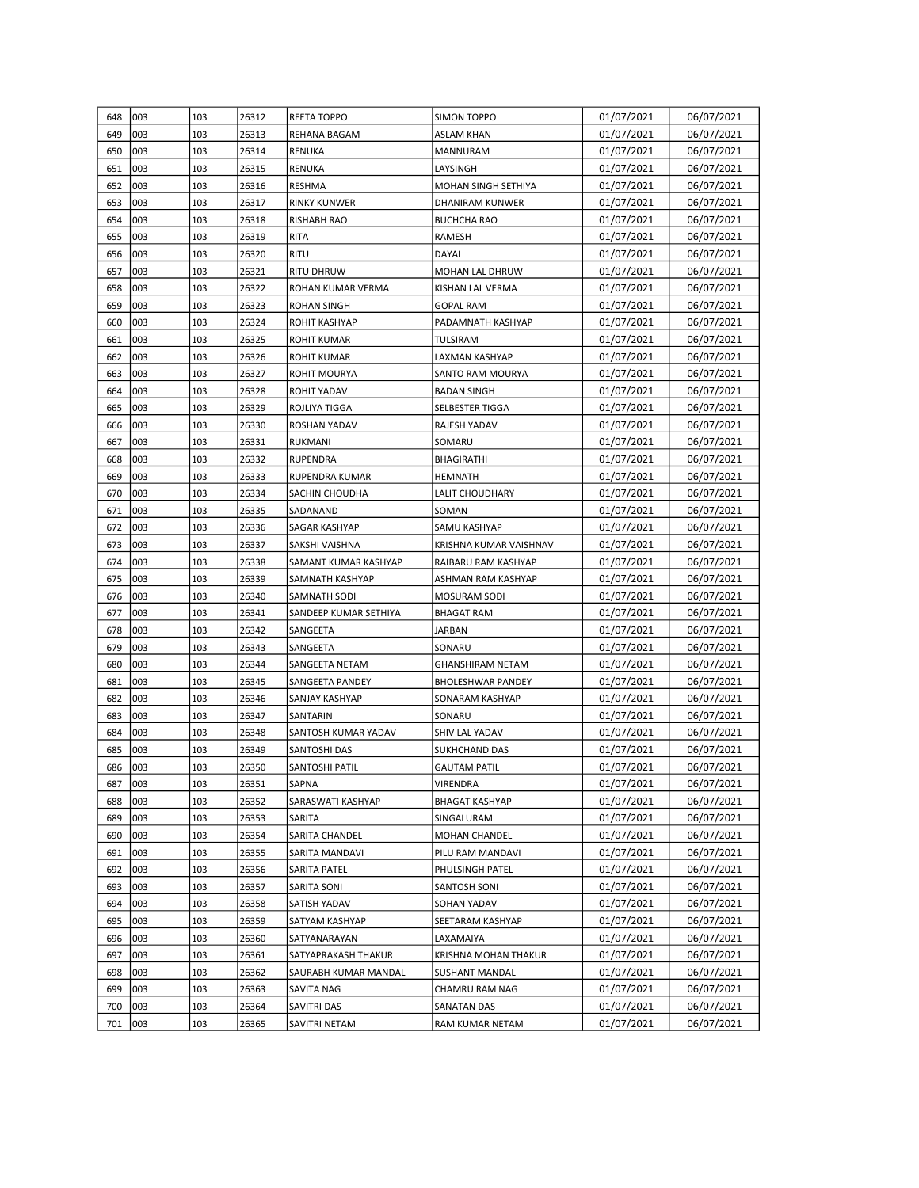| | | | | | | | |
|---|---|---|---|---|---|---|---|
| 648 | 003 | 103 | 26312 | REETA TOPPO | SIMON TOPPO | 01/07/2021 | 06/07/2021 |
| 649 | 003 | 103 | 26313 | REHANA BAGAM | ASLAM KHAN | 01/07/2021 | 06/07/2021 |
| 650 | 003 | 103 | 26314 | RENUKA | MANNURAM | 01/07/2021 | 06/07/2021 |
| 651 | 003 | 103 | 26315 | RENUKA | LAYSINGH | 01/07/2021 | 06/07/2021 |
| 652 | 003 | 103 | 26316 | RESHMA | MOHAN SINGH SETHIYA | 01/07/2021 | 06/07/2021 |
| 653 | 003 | 103 | 26317 | RINKY KUNWER | DHANIRAM KUNWER | 01/07/2021 | 06/07/2021 |
| 654 | 003 | 103 | 26318 | RISHABH RAO | BUCHCHA RAO | 01/07/2021 | 06/07/2021 |
| 655 | 003 | 103 | 26319 | RITA | RAMESH | 01/07/2021 | 06/07/2021 |
| 656 | 003 | 103 | 26320 | RITU | DAYAL | 01/07/2021 | 06/07/2021 |
| 657 | 003 | 103 | 26321 | RITU DHRUW | MOHAN LAL DHRUW | 01/07/2021 | 06/07/2021 |
| 658 | 003 | 103 | 26322 | ROHAN KUMAR VERMA | KISHAN LAL VERMA | 01/07/2021 | 06/07/2021 |
| 659 | 003 | 103 | 26323 | ROHAN SINGH | GOPAL RAM | 01/07/2021 | 06/07/2021 |
| 660 | 003 | 103 | 26324 | ROHIT KASHYAP | PADAMNATH KASHYAP | 01/07/2021 | 06/07/2021 |
| 661 | 003 | 103 | 26325 | ROHIT KUMAR | TULSIRAM | 01/07/2021 | 06/07/2021 |
| 662 | 003 | 103 | 26326 | ROHIT KUMAR | LAXMAN KASHYAP | 01/07/2021 | 06/07/2021 |
| 663 | 003 | 103 | 26327 | ROHIT MOURYA | SANTO RAM MOURYA | 01/07/2021 | 06/07/2021 |
| 664 | 003 | 103 | 26328 | ROHIT YADAV | BADAN SINGH | 01/07/2021 | 06/07/2021 |
| 665 | 003 | 103 | 26329 | ROJLIYA TIGGA | SELBESTER TIGGA | 01/07/2021 | 06/07/2021 |
| 666 | 003 | 103 | 26330 | ROSHAN YADAV | RAJESH YADAV | 01/07/2021 | 06/07/2021 |
| 667 | 003 | 103 | 26331 | RUKMANI | SOMARU | 01/07/2021 | 06/07/2021 |
| 668 | 003 | 103 | 26332 | RUPENDRA | BHAGIRATHI | 01/07/2021 | 06/07/2021 |
| 669 | 003 | 103 | 26333 | RUPENDRA KUMAR | HEMNATH | 01/07/2021 | 06/07/2021 |
| 670 | 003 | 103 | 26334 | SACHIN CHOUDHA | LALIT CHOUDHARY | 01/07/2021 | 06/07/2021 |
| 671 | 003 | 103 | 26335 | SADANAND | SOMAN | 01/07/2021 | 06/07/2021 |
| 672 | 003 | 103 | 26336 | SAGAR KASHYAP | SAMU KASHYAP | 01/07/2021 | 06/07/2021 |
| 673 | 003 | 103 | 26337 | SAKSHI VAISHNA | KRISHNA KUMAR VAISHNAV | 01/07/2021 | 06/07/2021 |
| 674 | 003 | 103 | 26338 | SAMANT KUMAR KASHYAP | RAIBARU RAM KASHYAP | 01/07/2021 | 06/07/2021 |
| 675 | 003 | 103 | 26339 | SAMNATH KASHYAP | ASHMAN RAM KASHYAP | 01/07/2021 | 06/07/2021 |
| 676 | 003 | 103 | 26340 | SAMNATH SODI | MOSURAM SODI | 01/07/2021 | 06/07/2021 |
| 677 | 003 | 103 | 26341 | SANDEEP KUMAR SETHIYA | BHAGAT RAM | 01/07/2021 | 06/07/2021 |
| 678 | 003 | 103 | 26342 | SANGEETA | JARBAN | 01/07/2021 | 06/07/2021 |
| 679 | 003 | 103 | 26343 | SANGEETA | SONARU | 01/07/2021 | 06/07/2021 |
| 680 | 003 | 103 | 26344 | SANGEETA NETAM | GHANSHIRAM NETAM | 01/07/2021 | 06/07/2021 |
| 681 | 003 | 103 | 26345 | SANGEETA PANDEY | BHOLESHWAR PANDEY | 01/07/2021 | 06/07/2021 |
| 682 | 003 | 103 | 26346 | SANJAY KASHYAP | SONARAM KASHYAP | 01/07/2021 | 06/07/2021 |
| 683 | 003 | 103 | 26347 | SANTARIN | SONARU | 01/07/2021 | 06/07/2021 |
| 684 | 003 | 103 | 26348 | SANTOSH KUMAR YADAV | SHIV LAL YADAV | 01/07/2021 | 06/07/2021 |
| 685 | 003 | 103 | 26349 | SANTOSHI DAS | SUKHCHAND DAS | 01/07/2021 | 06/07/2021 |
| 686 | 003 | 103 | 26350 | SANTOSHI PATIL | GAUTAM PATIL | 01/07/2021 | 06/07/2021 |
| 687 | 003 | 103 | 26351 | SAPNA | VIRENDRA | 01/07/2021 | 06/07/2021 |
| 688 | 003 | 103 | 26352 | SARASWATI KASHYAP | BHAGAT KASHYAP | 01/07/2021 | 06/07/2021 |
| 689 | 003 | 103 | 26353 | SARITA | SINGALURAM | 01/07/2021 | 06/07/2021 |
| 690 | 003 | 103 | 26354 | SARITA CHANDEL | MOHAN CHANDEL | 01/07/2021 | 06/07/2021 |
| 691 | 003 | 103 | 26355 | SARITA MANDAVI | PILU RAM MANDAVI | 01/07/2021 | 06/07/2021 |
| 692 | 003 | 103 | 26356 | SARITA PATEL | PHULSINGH PATEL | 01/07/2021 | 06/07/2021 |
| 693 | 003 | 103 | 26357 | SARITA SONI | SANTOSH SONI | 01/07/2021 | 06/07/2021 |
| 694 | 003 | 103 | 26358 | SATISH YADAV | SOHAN YADAV | 01/07/2021 | 06/07/2021 |
| 695 | 003 | 103 | 26359 | SATYAM KASHYAP | SEETARAM KASHYAP | 01/07/2021 | 06/07/2021 |
| 696 | 003 | 103 | 26360 | SATYANARAYAN | LAXAMAIYA | 01/07/2021 | 06/07/2021 |
| 697 | 003 | 103 | 26361 | SATYAPRAKASH THAKUR | KRISHNA MOHAN THAKUR | 01/07/2021 | 06/07/2021 |
| 698 | 003 | 103 | 26362 | SAURABH KUMAR MANDAL | SUSHANT MANDAL | 01/07/2021 | 06/07/2021 |
| 699 | 003 | 103 | 26363 | SAVITA NAG | CHAMRU RAM NAG | 01/07/2021 | 06/07/2021 |
| 700 | 003 | 103 | 26364 | SAVITRI DAS | SANATAN DAS | 01/07/2021 | 06/07/2021 |
| 701 | 003 | 103 | 26365 | SAVITRI NETAM | RAM KUMAR NETAM | 01/07/2021 | 06/07/2021 |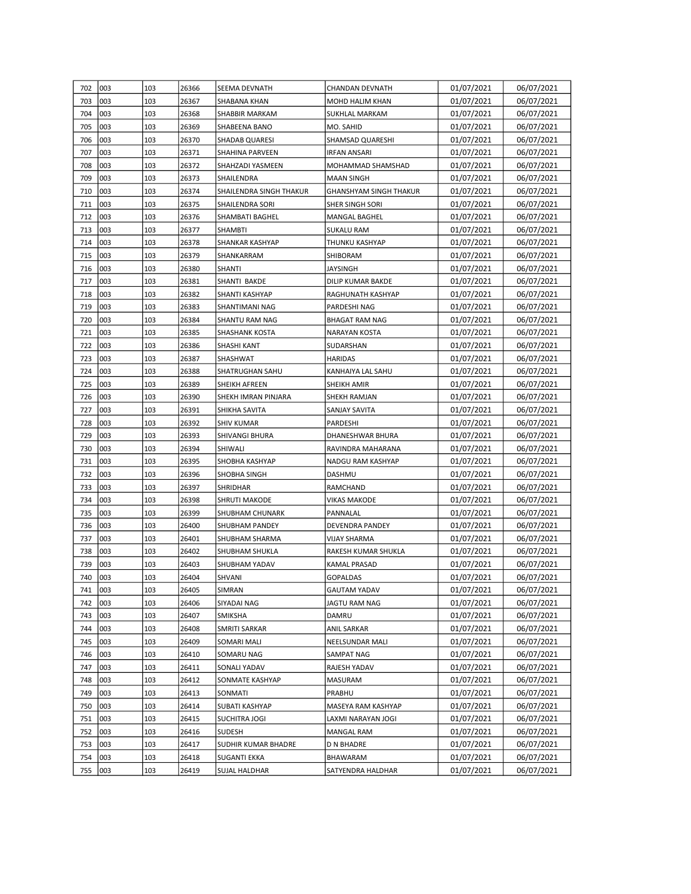| | | | | | | | |
|---|---|---|---|---|---|---|---|
| 702 | 003 | 103 | 26366 | SEEMA DEVNATH | CHANDAN DEVNATH | 01/07/2021 | 06/07/2021 |
| 703 | 003 | 103 | 26367 | SHABANA KHAN | MOHD HALIM KHAN | 01/07/2021 | 06/07/2021 |
| 704 | 003 | 103 | 26368 | SHABBIR MARKAM | SUKHLAL MARKAM | 01/07/2021 | 06/07/2021 |
| 705 | 003 | 103 | 26369 | SHABEENA BANO | MO. SAHID | 01/07/2021 | 06/07/2021 |
| 706 | 003 | 103 | 26370 | SHADAB QUARESI | SHAMSAD QUARESHI | 01/07/2021 | 06/07/2021 |
| 707 | 003 | 103 | 26371 | SHAHINA PARVEEN | IRFAN ANSARI | 01/07/2021 | 06/07/2021 |
| 708 | 003 | 103 | 26372 | SHAHZADI YASMEEN | MOHAMMAD SHAMSHAD | 01/07/2021 | 06/07/2021 |
| 709 | 003 | 103 | 26373 | SHAILENDRA | MAAN SINGH | 01/07/2021 | 06/07/2021 |
| 710 | 003 | 103 | 26374 | SHAILENDRA SINGH THAKUR | GHANSHYAM SINGH THAKUR | 01/07/2021 | 06/07/2021 |
| 711 | 003 | 103 | 26375 | SHAILENDRA SORI | SHER SINGH SORI | 01/07/2021 | 06/07/2021 |
| 712 | 003 | 103 | 26376 | SHAMBATI BAGHEL | MANGAL BAGHEL | 01/07/2021 | 06/07/2021 |
| 713 | 003 | 103 | 26377 | SHAMBTI | SUKALU RAM | 01/07/2021 | 06/07/2021 |
| 714 | 003 | 103 | 26378 | SHANKAR KASHYAP | THUNKU KASHYAP | 01/07/2021 | 06/07/2021 |
| 715 | 003 | 103 | 26379 | SHANKARRAM | SHIBORAM | 01/07/2021 | 06/07/2021 |
| 716 | 003 | 103 | 26380 | SHANTI | JAYSINGH | 01/07/2021 | 06/07/2021 |
| 717 | 003 | 103 | 26381 | SHANTI BAKDE | DILIP KUMAR BAKDE | 01/07/2021 | 06/07/2021 |
| 718 | 003 | 103 | 26382 | SHANTI KASHYAP | RAGHUNATH KASHYAP | 01/07/2021 | 06/07/2021 |
| 719 | 003 | 103 | 26383 | SHANTIMANI NAG | PARDESHI NAG | 01/07/2021 | 06/07/2021 |
| 720 | 003 | 103 | 26384 | SHANTU RAM NAG | BHAGAT RAM NAG | 01/07/2021 | 06/07/2021 |
| 721 | 003 | 103 | 26385 | SHASHANK KOSTA | NARAYAN KOSTA | 01/07/2021 | 06/07/2021 |
| 722 | 003 | 103 | 26386 | SHASHI KANT | SUDARSHAN | 01/07/2021 | 06/07/2021 |
| 723 | 003 | 103 | 26387 | SHASHWAT | HARIDAS | 01/07/2021 | 06/07/2021 |
| 724 | 003 | 103 | 26388 | SHATRUGHAN SAHU | KANHAIYA LAL SAHU | 01/07/2021 | 06/07/2021 |
| 725 | 003 | 103 | 26389 | SHEIKH AFREEN | SHEIKH AMIR | 01/07/2021 | 06/07/2021 |
| 726 | 003 | 103 | 26390 | SHEKH IMRAN PINJARA | SHEKH RAMJAN | 01/07/2021 | 06/07/2021 |
| 727 | 003 | 103 | 26391 | SHIKHA SAVITA | SANJAY SAVITA | 01/07/2021 | 06/07/2021 |
| 728 | 003 | 103 | 26392 | SHIV KUMAR | PARDESHI | 01/07/2021 | 06/07/2021 |
| 729 | 003 | 103 | 26393 | SHIVANGI BHURA | DHANESHWAR BHURA | 01/07/2021 | 06/07/2021 |
| 730 | 003 | 103 | 26394 | SHIWALI | RAVINDRA MAHARANA | 01/07/2021 | 06/07/2021 |
| 731 | 003 | 103 | 26395 | SHOBHA KASHYAP | NADGU RAM KASHYAP | 01/07/2021 | 06/07/2021 |
| 732 | 003 | 103 | 26396 | SHOBHA SINGH | DASHMU | 01/07/2021 | 06/07/2021 |
| 733 | 003 | 103 | 26397 | SHRIDHAR | RAMCHAND | 01/07/2021 | 06/07/2021 |
| 734 | 003 | 103 | 26398 | SHRUTI MAKODE | VIKAS MAKODE | 01/07/2021 | 06/07/2021 |
| 735 | 003 | 103 | 26399 | SHUBHAM CHUNARK | PANNALAL | 01/07/2021 | 06/07/2021 |
| 736 | 003 | 103 | 26400 | SHUBHAM PANDEY | DEVENDRA PANDEY | 01/07/2021 | 06/07/2021 |
| 737 | 003 | 103 | 26401 | SHUBHAM SHARMA | VIJAY SHARMA | 01/07/2021 | 06/07/2021 |
| 738 | 003 | 103 | 26402 | SHUBHAM SHUKLA | RAKESH KUMAR SHUKLA | 01/07/2021 | 06/07/2021 |
| 739 | 003 | 103 | 26403 | SHUBHAM YADAV | KAMAL PRASAD | 01/07/2021 | 06/07/2021 |
| 740 | 003 | 103 | 26404 | SHVANI | GOPALDAS | 01/07/2021 | 06/07/2021 |
| 741 | 003 | 103 | 26405 | SIMRAN | GAUTAM YADAV | 01/07/2021 | 06/07/2021 |
| 742 | 003 | 103 | 26406 | SIYADAI NAG | JAGTU RAM NAG | 01/07/2021 | 06/07/2021 |
| 743 | 003 | 103 | 26407 | SMIKSHA | DAMRU | 01/07/2021 | 06/07/2021 |
| 744 | 003 | 103 | 26408 | SMRITI SARKAR | ANIL SARKAR | 01/07/2021 | 06/07/2021 |
| 745 | 003 | 103 | 26409 | SOMARI MALI | NEELSUNDAR MALI | 01/07/2021 | 06/07/2021 |
| 746 | 003 | 103 | 26410 | SOMARU NAG | SAMPAT NAG | 01/07/2021 | 06/07/2021 |
| 747 | 003 | 103 | 26411 | SONALI YADAV | RAJESH YADAV | 01/07/2021 | 06/07/2021 |
| 748 | 003 | 103 | 26412 | SONMATE KASHYAP | MASURAM | 01/07/2021 | 06/07/2021 |
| 749 | 003 | 103 | 26413 | SONMATI | PRABHU | 01/07/2021 | 06/07/2021 |
| 750 | 003 | 103 | 26414 | SUBATI KASHYAP | MASEYA RAM KASHYAP | 01/07/2021 | 06/07/2021 |
| 751 | 003 | 103 | 26415 | SUCHITRA JOGI | LAXMI NARAYAN JOGI | 01/07/2021 | 06/07/2021 |
| 752 | 003 | 103 | 26416 | SUDESH | MANGAL RAM | 01/07/2021 | 06/07/2021 |
| 753 | 003 | 103 | 26417 | SUDHIR KUMAR BHADRE | D N BHADRE | 01/07/2021 | 06/07/2021 |
| 754 | 003 | 103 | 26418 | SUGANTI EKKA | BHAWARAM | 01/07/2021 | 06/07/2021 |
| 755 | 003 | 103 | 26419 | SUJAL HALDHAR | SATYENDRA HALDHAR | 01/07/2021 | 06/07/2021 |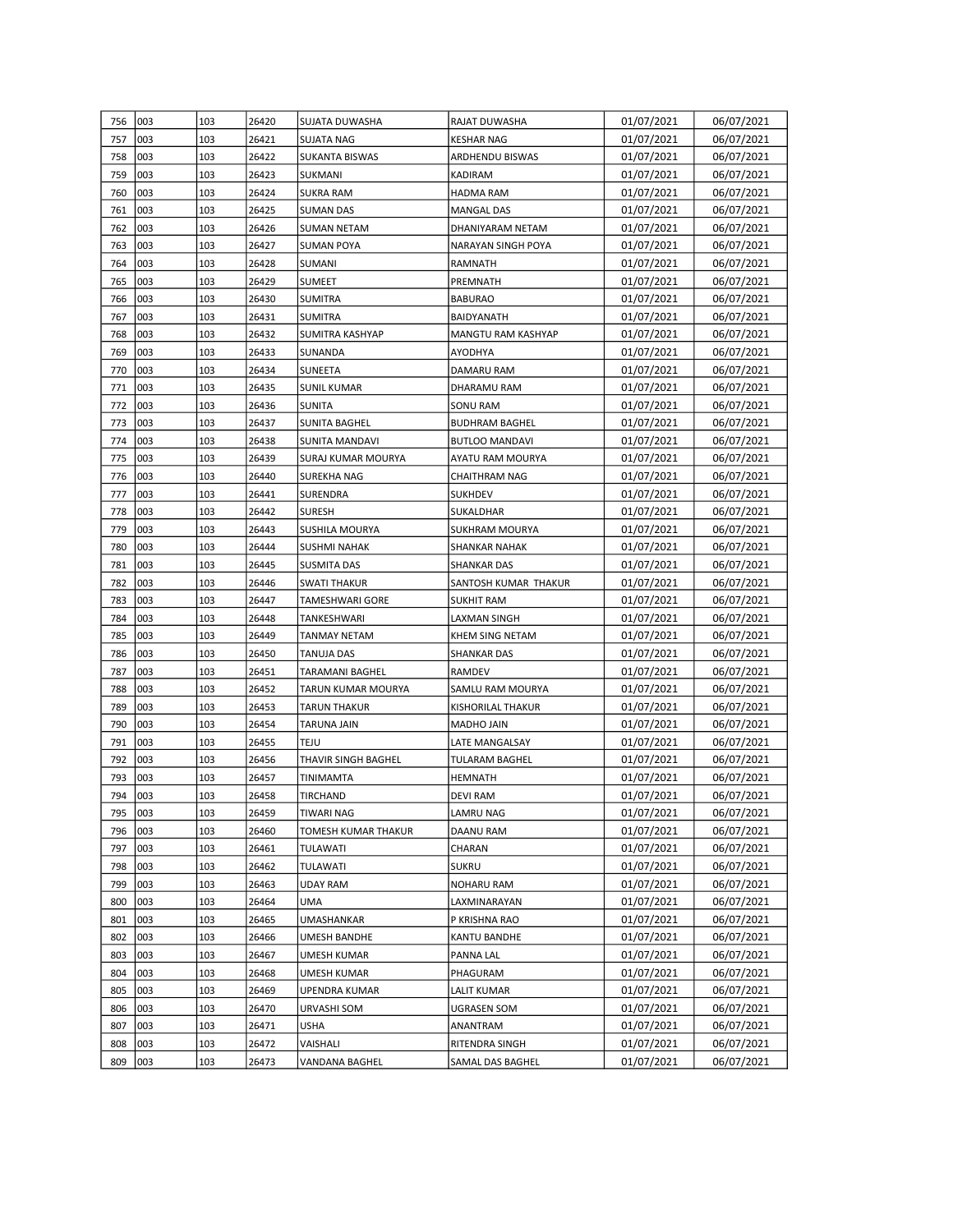| 756 | 003 | 103 | 26420 | SUJATA DUWASHA | RAJAT DUWASHA | 01/07/2021 | 06/07/2021 |
|---|---|---|---|---|---|---|---|
| 757 | 003 | 103 | 26421 | SUJATA NAG | KESHAR NAG | 01/07/2021 | 06/07/2021 |
| 758 | 003 | 103 | 26422 | SUKANTA BISWAS | ARDHENDU BISWAS | 01/07/2021 | 06/07/2021 |
| 759 | 003 | 103 | 26423 | SUKMANI | KADIRAM | 01/07/2021 | 06/07/2021 |
| 760 | 003 | 103 | 26424 | SUKRA RAM | HADMA RAM | 01/07/2021 | 06/07/2021 |
| 761 | 003 | 103 | 26425 | SUMAN DAS | MANGAL DAS | 01/07/2021 | 06/07/2021 |
| 762 | 003 | 103 | 26426 | SUMAN NETAM | DHANIYARAM NETAM | 01/07/2021 | 06/07/2021 |
| 763 | 003 | 103 | 26427 | SUMAN POYA | NARAYAN SINGH POYA | 01/07/2021 | 06/07/2021 |
| 764 | 003 | 103 | 26428 | SUMANI | RAMNATH | 01/07/2021 | 06/07/2021 |
| 765 | 003 | 103 | 26429 | SUMEET | PREMNATH | 01/07/2021 | 06/07/2021 |
| 766 | 003 | 103 | 26430 | SUMITRA | BABURAO | 01/07/2021 | 06/07/2021 |
| 767 | 003 | 103 | 26431 | SUMITRA | BAIDYANATH | 01/07/2021 | 06/07/2021 |
| 768 | 003 | 103 | 26432 | SUMITRA KASHYAP | MANGTU RAM KASHYAP | 01/07/2021 | 06/07/2021 |
| 769 | 003 | 103 | 26433 | SUNANDA | AYODHYA | 01/07/2021 | 06/07/2021 |
| 770 | 003 | 103 | 26434 | SUNEETA | DAMARU RAM | 01/07/2021 | 06/07/2021 |
| 771 | 003 | 103 | 26435 | SUNIL KUMAR | DHARAMU RAM | 01/07/2021 | 06/07/2021 |
| 772 | 003 | 103 | 26436 | SUNITA | SONU RAM | 01/07/2021 | 06/07/2021 |
| 773 | 003 | 103 | 26437 | SUNITA BAGHEL | BUDHRAM BAGHEL | 01/07/2021 | 06/07/2021 |
| 774 | 003 | 103 | 26438 | SUNITA MANDAVI | BUTLOO MANDAVI | 01/07/2021 | 06/07/2021 |
| 775 | 003 | 103 | 26439 | SURAJ KUMAR MOURYA | AYATU RAM MOURYA | 01/07/2021 | 06/07/2021 |
| 776 | 003 | 103 | 26440 | SUREKHA NAG | CHAITHRAM NAG | 01/07/2021 | 06/07/2021 |
| 777 | 003 | 103 | 26441 | SURENDRA | SUKHDEV | 01/07/2021 | 06/07/2021 |
| 778 | 003 | 103 | 26442 | SURESH | SUKALDHAR | 01/07/2021 | 06/07/2021 |
| 779 | 003 | 103 | 26443 | SUSHILA MOURYA | SUKHRAM MOURYA | 01/07/2021 | 06/07/2021 |
| 780 | 003 | 103 | 26444 | SUSHMI NAHAK | SHANKAR NAHAK | 01/07/2021 | 06/07/2021 |
| 781 | 003 | 103 | 26445 | SUSMITA DAS | SHANKAR DAS | 01/07/2021 | 06/07/2021 |
| 782 | 003 | 103 | 26446 | SWATI THAKUR | SANTOSH KUMAR THAKUR | 01/07/2021 | 06/07/2021 |
| 783 | 003 | 103 | 26447 | TAMESHWARI GORE | SUKHIT RAM | 01/07/2021 | 06/07/2021 |
| 784 | 003 | 103 | 26448 | TANKESHWARI | LAXMAN SINGH | 01/07/2021 | 06/07/2021 |
| 785 | 003 | 103 | 26449 | TANMAY NETAM | KHEM SING NETAM | 01/07/2021 | 06/07/2021 |
| 786 | 003 | 103 | 26450 | TANUJA DAS | SHANKAR DAS | 01/07/2021 | 06/07/2021 |
| 787 | 003 | 103 | 26451 | TARAMANI BAGHEL | RAMDEV | 01/07/2021 | 06/07/2021 |
| 788 | 003 | 103 | 26452 | TARUN KUMAR MOURYA | SAMLU RAM MOURYA | 01/07/2021 | 06/07/2021 |
| 789 | 003 | 103 | 26453 | TARUN THAKUR | KISHORILAL THAKUR | 01/07/2021 | 06/07/2021 |
| 790 | 003 | 103 | 26454 | TARUNA JAIN | MADHO JAIN | 01/07/2021 | 06/07/2021 |
| 791 | 003 | 103 | 26455 | TEJU | LATE MANGALSAY | 01/07/2021 | 06/07/2021 |
| 792 | 003 | 103 | 26456 | THAVIR SINGH BAGHEL | TULARAM BAGHEL | 01/07/2021 | 06/07/2021 |
| 793 | 003 | 103 | 26457 | TINIMAMTA | HEMNATH | 01/07/2021 | 06/07/2021 |
| 794 | 003 | 103 | 26458 | TIRCHAND | DEVI RAM | 01/07/2021 | 06/07/2021 |
| 795 | 003 | 103 | 26459 | TIWARI NAG | LAMRU NAG | 01/07/2021 | 06/07/2021 |
| 796 | 003 | 103 | 26460 | TOMESH KUMAR THAKUR | DAANU RAM | 01/07/2021 | 06/07/2021 |
| 797 | 003 | 103 | 26461 | TULAWATI | CHARAN | 01/07/2021 | 06/07/2021 |
| 798 | 003 | 103 | 26462 | TULAWATI | SUKRU | 01/07/2021 | 06/07/2021 |
| 799 | 003 | 103 | 26463 | UDAY RAM | NOHARU RAM | 01/07/2021 | 06/07/2021 |
| 800 | 003 | 103 | 26464 | UMA | LAXMINARAYAN | 01/07/2021 | 06/07/2021 |
| 801 | 003 | 103 | 26465 | UMASHANKAR | P KRISHNA RAO | 01/07/2021 | 06/07/2021 |
| 802 | 003 | 103 | 26466 | UMESH BANDHE | KANTU BANDHE | 01/07/2021 | 06/07/2021 |
| 803 | 003 | 103 | 26467 | UMESH KUMAR | PANNA LAL | 01/07/2021 | 06/07/2021 |
| 804 | 003 | 103 | 26468 | UMESH KUMAR | PHAGURAM | 01/07/2021 | 06/07/2021 |
| 805 | 003 | 103 | 26469 | UPENDRA KUMAR | LALIT KUMAR | 01/07/2021 | 06/07/2021 |
| 806 | 003 | 103 | 26470 | URVASHI SOM | UGRASEN SOM | 01/07/2021 | 06/07/2021 |
| 807 | 003 | 103 | 26471 | USHA | ANANTRAM | 01/07/2021 | 06/07/2021 |
| 808 | 003 | 103 | 26472 | VAISHALI | RITENDRA SINGH | 01/07/2021 | 06/07/2021 |
| 809 | 003 | 103 | 26473 | VANDANA BAGHEL | SAMAL DAS BAGHEL | 01/07/2021 | 06/07/2021 |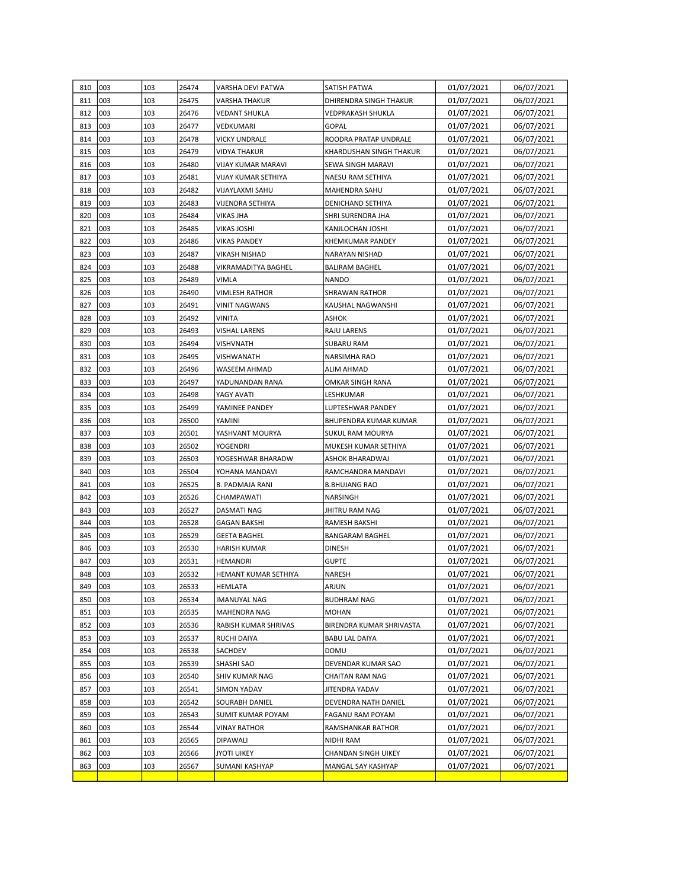| 810 | 003 | 103 | 26474 | VARSHA DEVI PATWA | SATISH PATWA | 01/07/2021 | 06/07/2021 |
|---|---|---|---|---|---|---|---|
| 811 | 003 | 103 | 26475 | VARSHA THAKUR | DHIRENDRA SINGH THAKUR | 01/07/2021 | 06/07/2021 |
| 812 | 003 | 103 | 26476 | VEDANT SHUKLA | VEDPRAKASH SHUKLA | 01/07/2021 | 06/07/2021 |
| 813 | 003 | 103 | 26477 | VEDKUMARI | GOPAL | 01/07/2021 | 06/07/2021 |
| 814 | 003 | 103 | 26478 | VICKY UNDRALE | ROODRA PRATAP UNDRALE | 01/07/2021 | 06/07/2021 |
| 815 | 003 | 103 | 26479 | VIDYA THAKUR | KHARDUSHAN SINGH THAKUR | 01/07/2021 | 06/07/2021 |
| 816 | 003 | 103 | 26480 | VIJAY KUMAR MARAVI | SEWA SINGH MARAVI | 01/07/2021 | 06/07/2021 |
| 817 | 003 | 103 | 26481 | VIJAY KUMAR SETHIYA | NAESU RAM SETHIYA | 01/07/2021 | 06/07/2021 |
| 818 | 003 | 103 | 26482 | VIJAYLAXMI SAHU | MAHENDRA SAHU | 01/07/2021 | 06/07/2021 |
| 819 | 003 | 103 | 26483 | VIJENDRA SETHIYA | DENICHAND SETHIYA | 01/07/2021 | 06/07/2021 |
| 820 | 003 | 103 | 26484 | VIKAS JHA | SHRI SURENDRA JHA | 01/07/2021 | 06/07/2021 |
| 821 | 003 | 103 | 26485 | VIKAS JOSHI | KANJLOCHAN JOSHI | 01/07/2021 | 06/07/2021 |
| 822 | 003 | 103 | 26486 | VIKAS PANDEY | KHEMKUMAR PANDEY | 01/07/2021 | 06/07/2021 |
| 823 | 003 | 103 | 26487 | VIKASH NISHAD | NARAYAN NISHAD | 01/07/2021 | 06/07/2021 |
| 824 | 003 | 103 | 26488 | VIKRAMADITYA BAGHEL | BALIRAM BAGHEL | 01/07/2021 | 06/07/2021 |
| 825 | 003 | 103 | 26489 | VIMLA | NANDO | 01/07/2021 | 06/07/2021 |
| 826 | 003 | 103 | 26490 | VIMLESH RATHOR | SHRAWAN RATHOR | 01/07/2021 | 06/07/2021 |
| 827 | 003 | 103 | 26491 | VINIT NAGWANS | KAUSHAL NAGWANSHI | 01/07/2021 | 06/07/2021 |
| 828 | 003 | 103 | 26492 | VINITA | ASHOK | 01/07/2021 | 06/07/2021 |
| 829 | 003 | 103 | 26493 | VISHAL LARENS | RAJU LARENS | 01/07/2021 | 06/07/2021 |
| 830 | 003 | 103 | 26494 | VISHVNATH | SUBARU RAM | 01/07/2021 | 06/07/2021 |
| 831 | 003 | 103 | 26495 | VISHWANATH | NARSIMHA RAO | 01/07/2021 | 06/07/2021 |
| 832 | 003 | 103 | 26496 | WASEEM AHMAD | ALIM AHMAD | 01/07/2021 | 06/07/2021 |
| 833 | 003 | 103 | 26497 | YADUNANDAN RANA | OMKAR SINGH RANA | 01/07/2021 | 06/07/2021 |
| 834 | 003 | 103 | 26498 | YAGY AVATI | LESHKUMAR | 01/07/2021 | 06/07/2021 |
| 835 | 003 | 103 | 26499 | YAMINEE PANDEY | LUPTESHWAR PANDEY | 01/07/2021 | 06/07/2021 |
| 836 | 003 | 103 | 26500 | YAMINI | BHUPENDRA KUMAR KUMAR | 01/07/2021 | 06/07/2021 |
| 837 | 003 | 103 | 26501 | YASHVANT MOURYA | SUKUL RAM MOURYA | 01/07/2021 | 06/07/2021 |
| 838 | 003 | 103 | 26502 | YOGENDRI | MUKESH KUMAR SETHIYA | 01/07/2021 | 06/07/2021 |
| 839 | 003 | 103 | 26503 | YOGESHWAR BHARADW | ASHOK BHARADWAJ | 01/07/2021 | 06/07/2021 |
| 840 | 003 | 103 | 26504 | YOHANA MANDAVI | RAMCHANDRA MANDAVI | 01/07/2021 | 06/07/2021 |
| 841 | 003 | 103 | 26525 | B. PADMAJA RANI | B.BHUJANG RAO | 01/07/2021 | 06/07/2021 |
| 842 | 003 | 103 | 26526 | CHAMPAWATI | NARSINGH | 01/07/2021 | 06/07/2021 |
| 843 | 003 | 103 | 26527 | DASMATI NAG | JHITRU RAM NAG | 01/07/2021 | 06/07/2021 |
| 844 | 003 | 103 | 26528 | GAGAN BAKSHI | RAMESH BAKSHI | 01/07/2021 | 06/07/2021 |
| 845 | 003 | 103 | 26529 | GEETA BAGHEL | BANGARAM BAGHEL | 01/07/2021 | 06/07/2021 |
| 846 | 003 | 103 | 26530 | HARISH KUMAR | DINESH | 01/07/2021 | 06/07/2021 |
| 847 | 003 | 103 | 26531 | HEMANDRI | GUPTE | 01/07/2021 | 06/07/2021 |
| 848 | 003 | 103 | 26532 | HEMANT KUMAR SETHIYA | NARESH | 01/07/2021 | 06/07/2021 |
| 849 | 003 | 103 | 26533 | HEMLATA | ARJUN | 01/07/2021 | 06/07/2021 |
| 850 | 003 | 103 | 26534 | IMANUYAL NAG | BUDHRAM NAG | 01/07/2021 | 06/07/2021 |
| 851 | 003 | 103 | 26535 | MAHENDRA NAG | MOHAN | 01/07/2021 | 06/07/2021 |
| 852 | 003 | 103 | 26536 | RABISH KUMAR SHRIVAS | BIRENDRA KUMAR SHRIVASTA | 01/07/2021 | 06/07/2021 |
| 853 | 003 | 103 | 26537 | RUCHI DAIYA | BABU LAL DAIYA | 01/07/2021 | 06/07/2021 |
| 854 | 003 | 103 | 26538 | SACHDEV | DOMU | 01/07/2021 | 06/07/2021 |
| 855 | 003 | 103 | 26539 | SHASHI SAO | DEVENDAR KUMAR SAO | 01/07/2021 | 06/07/2021 |
| 856 | 003 | 103 | 26540 | SHIV KUMAR NAG | CHAITAN RAM NAG | 01/07/2021 | 06/07/2021 |
| 857 | 003 | 103 | 26541 | SIMON YADAV | JITENDRA YADAV | 01/07/2021 | 06/07/2021 |
| 858 | 003 | 103 | 26542 | SOURABH DANIEL | DEVENDRA NATH DANIEL | 01/07/2021 | 06/07/2021 |
| 859 | 003 | 103 | 26543 | SUMIT KUMAR POYAM | FAGANU RAM POYAM | 01/07/2021 | 06/07/2021 |
| 860 | 003 | 103 | 26544 | VINAY RATHOR | RAMSHANKAR RATHOR | 01/07/2021 | 06/07/2021 |
| 861 | 003 | 103 | 26565 | DIPAWALI | NIDHI RAM | 01/07/2021 | 06/07/2021 |
| 862 | 003 | 103 | 26566 | JYOTI UIKEY | CHANDAN SINGH UIKEY | 01/07/2021 | 06/07/2021 |
| 863 | 003 | 103 | 26567 | SUMANI KASHYAP | MANGAL SAY KASHYAP | 01/07/2021 | 06/07/2021 |
| | | | | | | | |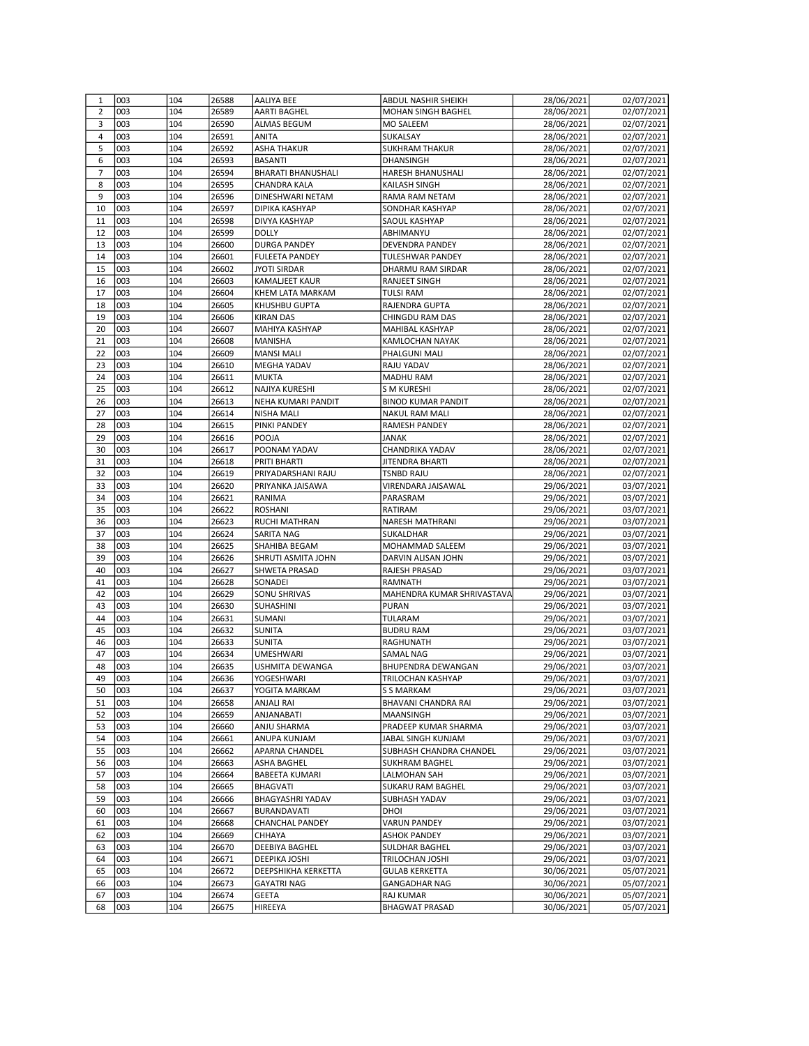| | | | | | | | |
|---|---|---|---|---|---|---|---|
| 1 | 003 | 104 | 26588 | AALIYA BEE | ABDUL NASHIR SHEIKH | 28/06/2021 | 02/07/2021 |
| 2 | 003 | 104 | 26589 | AARTI BAGHEL | MOHAN SINGH BAGHEL | 28/06/2021 | 02/07/2021 |
| 3 | 003 | 104 | 26590 | ALMAS BEGUM | MO SALEEM | 28/06/2021 | 02/07/2021 |
| 4 | 003 | 104 | 26591 | ANITA | SUKALSAY | 28/06/2021 | 02/07/2021 |
| 5 | 003 | 104 | 26592 | ASHA THAKUR | SUKHRAM THAKUR | 28/06/2021 | 02/07/2021 |
| 6 | 003 | 104 | 26593 | BASANTI | DHANSINGH | 28/06/2021 | 02/07/2021 |
| 7 | 003 | 104 | 26594 | BHARATI BHANUSHALI | HARESH BHANUSHALI | 28/06/2021 | 02/07/2021 |
| 8 | 003 | 104 | 26595 | CHANDRA KALA | KAILASH SINGH | 28/06/2021 | 02/07/2021 |
| 9 | 003 | 104 | 26596 | DINESHWARI NETAM | RAMA RAM NETAM | 28/06/2021 | 02/07/2021 |
| 10 | 003 | 104 | 26597 | DIPIKA KASHYAP | SONDHAR KASHYAP | 28/06/2021 | 02/07/2021 |
| 11 | 003 | 104 | 26598 | DIVYA KASHYAP | SAOUL KASHYAP | 28/06/2021 | 02/07/2021 |
| 12 | 003 | 104 | 26599 | DOLLY | ABHIMANYU | 28/06/2021 | 02/07/2021 |
| 13 | 003 | 104 | 26600 | DURGA PANDEY | DEVENDRA PANDEY | 28/06/2021 | 02/07/2021 |
| 14 | 003 | 104 | 26601 | FULEETA PANDEY | TULESHWAR PANDEY | 28/06/2021 | 02/07/2021 |
| 15 | 003 | 104 | 26602 | JYOTI SIRDAR | DHARMU RAM SIRDAR | 28/06/2021 | 02/07/2021 |
| 16 | 003 | 104 | 26603 | KAMALJEET KAUR | RANJEET SINGH | 28/06/2021 | 02/07/2021 |
| 17 | 003 | 104 | 26604 | KHEM LATA MARKAM | TULSI RAM | 28/06/2021 | 02/07/2021 |
| 18 | 003 | 104 | 26605 | KHUSHBU GUPTA | RAJENDRA GUPTA | 28/06/2021 | 02/07/2021 |
| 19 | 003 | 104 | 26606 | KIRAN DAS | CHINGDU RAM DAS | 28/06/2021 | 02/07/2021 |
| 20 | 003 | 104 | 26607 | MAHIYA KASHYAP | MAHIBAL KASHYAP | 28/06/2021 | 02/07/2021 |
| 21 | 003 | 104 | 26608 | MANISHA | KAMLOCHAN NAYAK | 28/06/2021 | 02/07/2021 |
| 22 | 003 | 104 | 26609 | MANSI MALI | PHALGUNI MALI | 28/06/2021 | 02/07/2021 |
| 23 | 003 | 104 | 26610 | MEGHA YADAV | RAJU YADAV | 28/06/2021 | 02/07/2021 |
| 24 | 003 | 104 | 26611 | MUKTA | MADHU RAM | 28/06/2021 | 02/07/2021 |
| 25 | 003 | 104 | 26612 | NAJIYA KURESHI | S M KURESHI | 28/06/2021 | 02/07/2021 |
| 26 | 003 | 104 | 26613 | NEHA KUMARI PANDIT | BINOD KUMAR PANDIT | 28/06/2021 | 02/07/2021 |
| 27 | 003 | 104 | 26614 | NISHA MALI | NAKUL RAM MALI | 28/06/2021 | 02/07/2021 |
| 28 | 003 | 104 | 26615 | PINKI PANDEY | RAMESH PANDEY | 28/06/2021 | 02/07/2021 |
| 29 | 003 | 104 | 26616 | POOJA | JANAK | 28/06/2021 | 02/07/2021 |
| 30 | 003 | 104 | 26617 | POONAM YADAV | CHANDRIKA YADAV | 28/06/2021 | 02/07/2021 |
| 31 | 003 | 104 | 26618 | PRITI BHARTI | JITENDRA BHARTI | 28/06/2021 | 02/07/2021 |
| 32 | 003 | 104 | 26619 | PRIYADARSHANI RAJU | TSNBD RAJU | 28/06/2021 | 02/07/2021 |
| 33 | 003 | 104 | 26620 | PRIYANKA JAISAWA | VIRENDARA JAISAWAL | 29/06/2021 | 03/07/2021 |
| 34 | 003 | 104 | 26621 | RANIMA | PARASRAM | 29/06/2021 | 03/07/2021 |
| 35 | 003 | 104 | 26622 | ROSHANI | RATIRAM | 29/06/2021 | 03/07/2021 |
| 36 | 003 | 104 | 26623 | RUCHI MATHRAN | NARESH MATHRANI | 29/06/2021 | 03/07/2021 |
| 37 | 003 | 104 | 26624 | SARITA NAG | SUKALDHAR | 29/06/2021 | 03/07/2021 |
| 38 | 003 | 104 | 26625 | SHAHIBA BEGAM | MOHAMMAD SALEEM | 29/06/2021 | 03/07/2021 |
| 39 | 003 | 104 | 26626 | SHRUTI ASMITA JOHN | DARVIN ALISAN JOHN | 29/06/2021 | 03/07/2021 |
| 40 | 003 | 104 | 26627 | SHWETA PRASAD | RAJESH PRASAD | 29/06/2021 | 03/07/2021 |
| 41 | 003 | 104 | 26628 | SONADEI | RAMNATH | 29/06/2021 | 03/07/2021 |
| 42 | 003 | 104 | 26629 | SONU SHRIVAS | MAHENDRA KUMAR SHRIVASTAVA | 29/06/2021 | 03/07/2021 |
| 43 | 003 | 104 | 26630 | SUHASHINI | PURAN | 29/06/2021 | 03/07/2021 |
| 44 | 003 | 104 | 26631 | SUMANI | TULARAM | 29/06/2021 | 03/07/2021 |
| 45 | 003 | 104 | 26632 | SUNITA | BUDRU RAM | 29/06/2021 | 03/07/2021 |
| 46 | 003 | 104 | 26633 | SUNITA | RAGHUNATH | 29/06/2021 | 03/07/2021 |
| 47 | 003 | 104 | 26634 | UMESHWARI | SAMAL NAG | 29/06/2021 | 03/07/2021 |
| 48 | 003 | 104 | 26635 | USHMITA DEWANGA | BHUPENDRA DEWANGAN | 29/06/2021 | 03/07/2021 |
| 49 | 003 | 104 | 26636 | YOGESHWARI | TRILOCHAN KASHYAP | 29/06/2021 | 03/07/2021 |
| 50 | 003 | 104 | 26637 | YOGITA MARKAM | S S MARKAM | 29/06/2021 | 03/07/2021 |
| 51 | 003 | 104 | 26658 | ANJALI RAI | BHAVANI CHANDRA RAI | 29/06/2021 | 03/07/2021 |
| 52 | 003 | 104 | 26659 | ANJANABATI | MAANSINGH | 29/06/2021 | 03/07/2021 |
| 53 | 003 | 104 | 26660 | ANJU SHARMA | PRADEEP KUMAR SHARMA | 29/06/2021 | 03/07/2021 |
| 54 | 003 | 104 | 26661 | ANUPA KUNJAM | JABAL SINGH KUNJAM | 29/06/2021 | 03/07/2021 |
| 55 | 003 | 104 | 26662 | APARNA CHANDEL | SUBHASH CHANDRA CHANDEL | 29/06/2021 | 03/07/2021 |
| 56 | 003 | 104 | 26663 | ASHA BAGHEL | SUKHRAM BAGHEL | 29/06/2021 | 03/07/2021 |
| 57 | 003 | 104 | 26664 | BABEETA KUMARI | LALMOHAN SAH | 29/06/2021 | 03/07/2021 |
| 58 | 003 | 104 | 26665 | BHAGVATI | SUKARU RAM BAGHEL | 29/06/2021 | 03/07/2021 |
| 59 | 003 | 104 | 26666 | BHAGYASHRI YADAV | SUBHASH YADAV | 29/06/2021 | 03/07/2021 |
| 60 | 003 | 104 | 26667 | BURANDAVATI | DHOI | 29/06/2021 | 03/07/2021 |
| 61 | 003 | 104 | 26668 | CHANCHAL PANDEY | VARUN PANDEY | 29/06/2021 | 03/07/2021 |
| 62 | 003 | 104 | 26669 | CHHAYA | ASHOK PANDEY | 29/06/2021 | 03/07/2021 |
| 63 | 003 | 104 | 26670 | DEEBIYA BAGHEL | SULDHAR BAGHEL | 29/06/2021 | 03/07/2021 |
| 64 | 003 | 104 | 26671 | DEEPIKA JOSHI | TRILOCHAN JOSHI | 29/06/2021 | 03/07/2021 |
| 65 | 003 | 104 | 26672 | DEEPSHIKHA KERKETTA | GULAB KERKETTA | 30/06/2021 | 05/07/2021 |
| 66 | 003 | 104 | 26673 | GAYATRI NAG | GANGADHAR NAG | 30/06/2021 | 05/07/2021 |
| 67 | 003 | 104 | 26674 | GEETA | RAJ KUMAR | 30/06/2021 | 05/07/2021 |
| 68 | 003 | 104 | 26675 | HIREEYA | BHAGWAT PRASAD | 30/06/2021 | 05/07/2021 |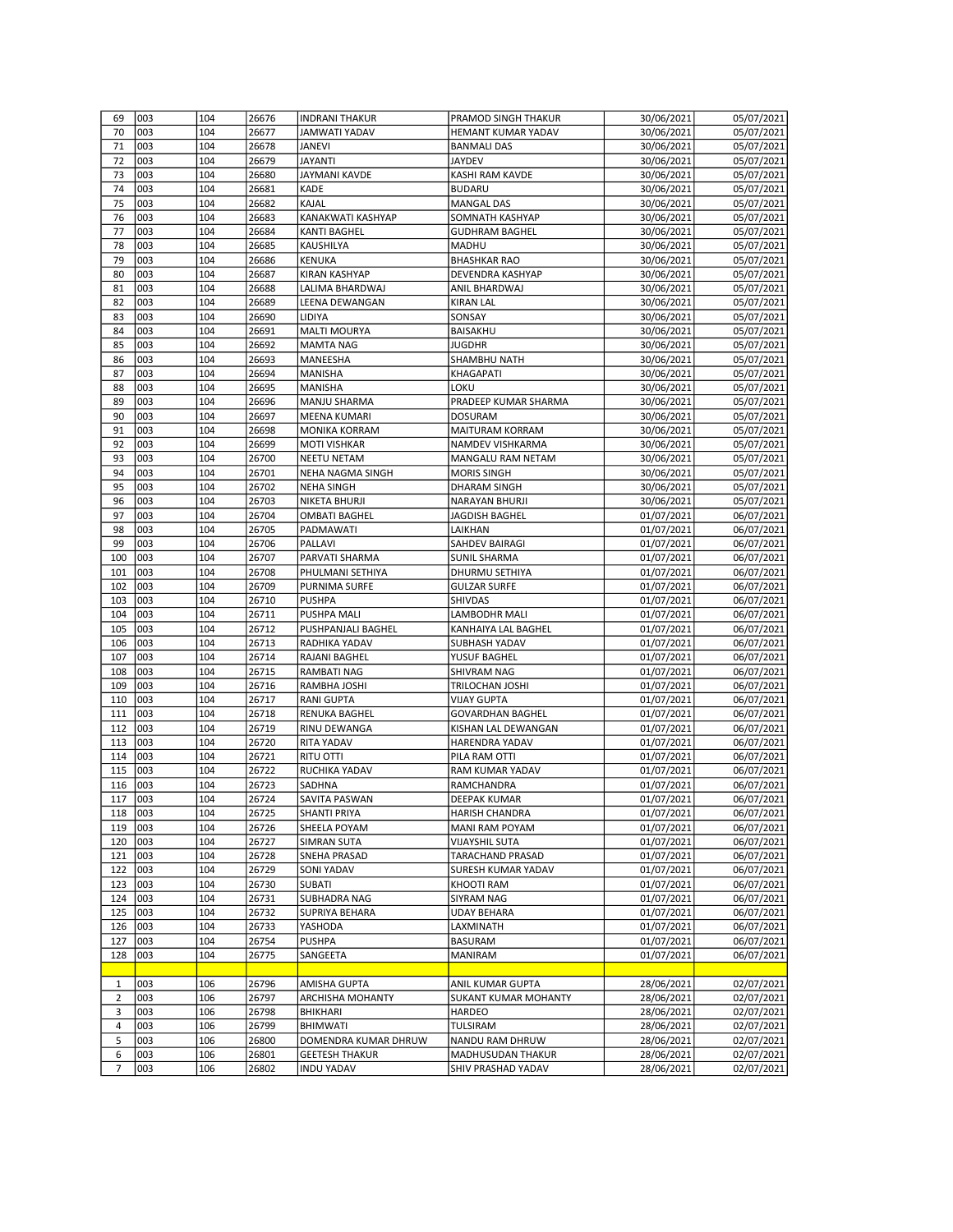| 69 | 003 | 104 | 26676 | INDRANI THAKUR | PRAMOD SINGH THAKUR | 30/06/2021 | 05/07/2021 |
|---|---|---|---|---|---|---|---|
| 70 | 003 | 104 | 26677 | JAMWATI YADAV | HEMANT KUMAR YADAV | 30/06/2021 | 05/07/2021 |
| 71 | 003 | 104 | 26678 | JANEVI | BANMALI DAS | 30/06/2021 | 05/07/2021 |
| 72 | 003 | 104 | 26679 | JAYANTI | JAYDEV | 30/06/2021 | 05/07/2021 |
| 73 | 003 | 104 | 26680 | JAYMANI KAVDE | KASHI RAM KAVDE | 30/06/2021 | 05/07/2021 |
| 74 | 003 | 104 | 26681 | KADE | BUDARU | 30/06/2021 | 05/07/2021 |
| 75 | 003 | 104 | 26682 | KAJAL | MANGAL DAS | 30/06/2021 | 05/07/2021 |
| 76 | 003 | 104 | 26683 | KANAKWATI KASHYAP | SOMNATH KASHYAP | 30/06/2021 | 05/07/2021 |
| 77 | 003 | 104 | 26684 | KANTI BAGHEL | GUDHRAM BAGHEL | 30/06/2021 | 05/07/2021 |
| 78 | 003 | 104 | 26685 | KAUSHILYA | MADHU | 30/06/2021 | 05/07/2021 |
| 79 | 003 | 104 | 26686 | KENUKA | BHASHKAR RAO | 30/06/2021 | 05/07/2021 |
| 80 | 003 | 104 | 26687 | KIRAN KASHYAP | DEVENDRA KASHYAP | 30/06/2021 | 05/07/2021 |
| 81 | 003 | 104 | 26688 | LALIMA BHARDWAJ | ANIL BHARDWAJ | 30/06/2021 | 05/07/2021 |
| 82 | 003 | 104 | 26689 | LEENA DEWANGAN | KIRAN LAL | 30/06/2021 | 05/07/2021 |
| 83 | 003 | 104 | 26690 | LIDIYA | SONSAY | 30/06/2021 | 05/07/2021 |
| 84 | 003 | 104 | 26691 | MALTI MOURYA | BAISAKHU | 30/06/2021 | 05/07/2021 |
| 85 | 003 | 104 | 26692 | MAMTA NAG | JUGDHR | 30/06/2021 | 05/07/2021 |
| 86 | 003 | 104 | 26693 | MANEESHA | SHAMBHU NATH | 30/06/2021 | 05/07/2021 |
| 87 | 003 | 104 | 26694 | MANISHA | KHAGAPATI | 30/06/2021 | 05/07/2021 |
| 88 | 003 | 104 | 26695 | MANISHA | LOKU | 30/06/2021 | 05/07/2021 |
| 89 | 003 | 104 | 26696 | MANJU SHARMA | PRADEEP KUMAR SHARMA | 30/06/2021 | 05/07/2021 |
| 90 | 003 | 104 | 26697 | MEENA KUMARI | DOSURAM | 30/06/2021 | 05/07/2021 |
| 91 | 003 | 104 | 26698 | MONIKA KORRAM | MAITURAM KORRAM | 30/06/2021 | 05/07/2021 |
| 92 | 003 | 104 | 26699 | MOTI VISHKAR | NAMDEV VISHKARMA | 30/06/2021 | 05/07/2021 |
| 93 | 003 | 104 | 26700 | NEETU NETAM | MANGALU RAM NETAM | 30/06/2021 | 05/07/2021 |
| 94 | 003 | 104 | 26701 | NEHA NAGMA SINGH | MORIS SINGH | 30/06/2021 | 05/07/2021 |
| 95 | 003 | 104 | 26702 | NEHA SINGH | DHARAM SINGH | 30/06/2021 | 05/07/2021 |
| 96 | 003 | 104 | 26703 | NIKETA BHURJI | NARAYAN BHURJI | 30/06/2021 | 05/07/2021 |
| 97 | 003 | 104 | 26704 | OMBATI BAGHEL | JAGDISH BAGHEL | 01/07/2021 | 06/07/2021 |
| 98 | 003 | 104 | 26705 | PADMAWATI | LAIKHAN | 01/07/2021 | 06/07/2021 |
| 99 | 003 | 104 | 26706 | PALLAVI | SAHDEV BAIRAGI | 01/07/2021 | 06/07/2021 |
| 100 | 003 | 104 | 26707 | PARVATI SHARMA | SUNIL SHARMA | 01/07/2021 | 06/07/2021 |
| 101 | 003 | 104 | 26708 | PHULMANI SETHIYA | DHURMU SETHIYA | 01/07/2021 | 06/07/2021 |
| 102 | 003 | 104 | 26709 | PURNIMA SURFE | GULZAR SURFE | 01/07/2021 | 06/07/2021 |
| 103 | 003 | 104 | 26710 | PUSHPA | SHIVDAS | 01/07/2021 | 06/07/2021 |
| 104 | 003 | 104 | 26711 | PUSHPA MALI | LAMBODHR MALI | 01/07/2021 | 06/07/2021 |
| 105 | 003 | 104 | 26712 | PUSHPANJALI BAGHEL | KANHAIYA LAL BAGHEL | 01/07/2021 | 06/07/2021 |
| 106 | 003 | 104 | 26713 | RADHIKA YADAV | SUBHASH YADAV | 01/07/2021 | 06/07/2021 |
| 107 | 003 | 104 | 26714 | RAJANI BAGHEL | YUSUF BAGHEL | 01/07/2021 | 06/07/2021 |
| 108 | 003 | 104 | 26715 | RAMBATI NAG | SHIVRAM NAG | 01/07/2021 | 06/07/2021 |
| 109 | 003 | 104 | 26716 | RAMBHA JOSHI | TRILOCHAN JOSHI | 01/07/2021 | 06/07/2021 |
| 110 | 003 | 104 | 26717 | RANI GUPTA | VIJAY GUPTA | 01/07/2021 | 06/07/2021 |
| 111 | 003 | 104 | 26718 | RENUKA BAGHEL | GOVARDHAN BAGHEL | 01/07/2021 | 06/07/2021 |
| 112 | 003 | 104 | 26719 | RINU DEWANGA | KISHAN LAL DEWANGAN | 01/07/2021 | 06/07/2021 |
| 113 | 003 | 104 | 26720 | RITA YADAV | HARENDRA YADAV | 01/07/2021 | 06/07/2021 |
| 114 | 003 | 104 | 26721 | RITU OTTI | PILA RAM OTTI | 01/07/2021 | 06/07/2021 |
| 115 | 003 | 104 | 26722 | RUCHIKA YADAV | RAM KUMAR YADAV | 01/07/2021 | 06/07/2021 |
| 116 | 003 | 104 | 26723 | SADHNA | RAMCHANDRA | 01/07/2021 | 06/07/2021 |
| 117 | 003 | 104 | 26724 | SAVITA PASWAN | DEEPAK KUMAR | 01/07/2021 | 06/07/2021 |
| 118 | 003 | 104 | 26725 | SHANTI PRIYA | HARISH CHANDRA | 01/07/2021 | 06/07/2021 |
| 119 | 003 | 104 | 26726 | SHEELA POYAM | MANI RAM POYAM | 01/07/2021 | 06/07/2021 |
| 120 | 003 | 104 | 26727 | SIMRAN SUTA | VIJAYSHIL SUTA | 01/07/2021 | 06/07/2021 |
| 121 | 003 | 104 | 26728 | SNEHA PRASAD | TARACHAND PRASAD | 01/07/2021 | 06/07/2021 |
| 122 | 003 | 104 | 26729 | SONI YADAV | SURESH KUMAR YADAV | 01/07/2021 | 06/07/2021 |
| 123 | 003 | 104 | 26730 | SUBATI | KHOOTI RAM | 01/07/2021 | 06/07/2021 |
| 124 | 003 | 104 | 26731 | SUBHADRA NAG | SIYRAM NAG | 01/07/2021 | 06/07/2021 |
| 125 | 003 | 104 | 26732 | SUPRIYA BEHARA | UDAY BEHARA | 01/07/2021 | 06/07/2021 |
| 126 | 003 | 104 | 26733 | YASHODA | LAXMINATH | 01/07/2021 | 06/07/2021 |
| 127 | 003 | 104 | 26754 | PUSHPA | BASURAM | 01/07/2021 | 06/07/2021 |
| 128 | 003 | 104 | 26775 | SANGEETA | MANIRAM | 01/07/2021 | 06/07/2021 |
| | | | | | | | |
| 1 | 003 | 106 | 26796 | AMISHA GUPTA | ANIL KUMAR GUPTA | 28/06/2021 | 02/07/2021 |
| 2 | 003 | 106 | 26797 | ARCHISHA MOHANTY | SUKANT KUMAR MOHANTY | 28/06/2021 | 02/07/2021 |
| 3 | 003 | 106 | 26798 | BHIKHARI | HARDEO | 28/06/2021 | 02/07/2021 |
| 4 | 003 | 106 | 26799 | BHIMWATI | TULSIRAM | 28/06/2021 | 02/07/2021 |
| 5 | 003 | 106 | 26800 | DOMENDRA KUMAR DHRUW | NANDU RAM DHRUW | 28/06/2021 | 02/07/2021 |
| 6 | 003 | 106 | 26801 | GEETESH THAKUR | MADHUSUDAN THAKUR | 28/06/2021 | 02/07/2021 |
| 7 | 003 | 106 | 26802 | INDU YADAV | SHIV PRASHAD YADAV | 28/06/2021 | 02/07/2021 |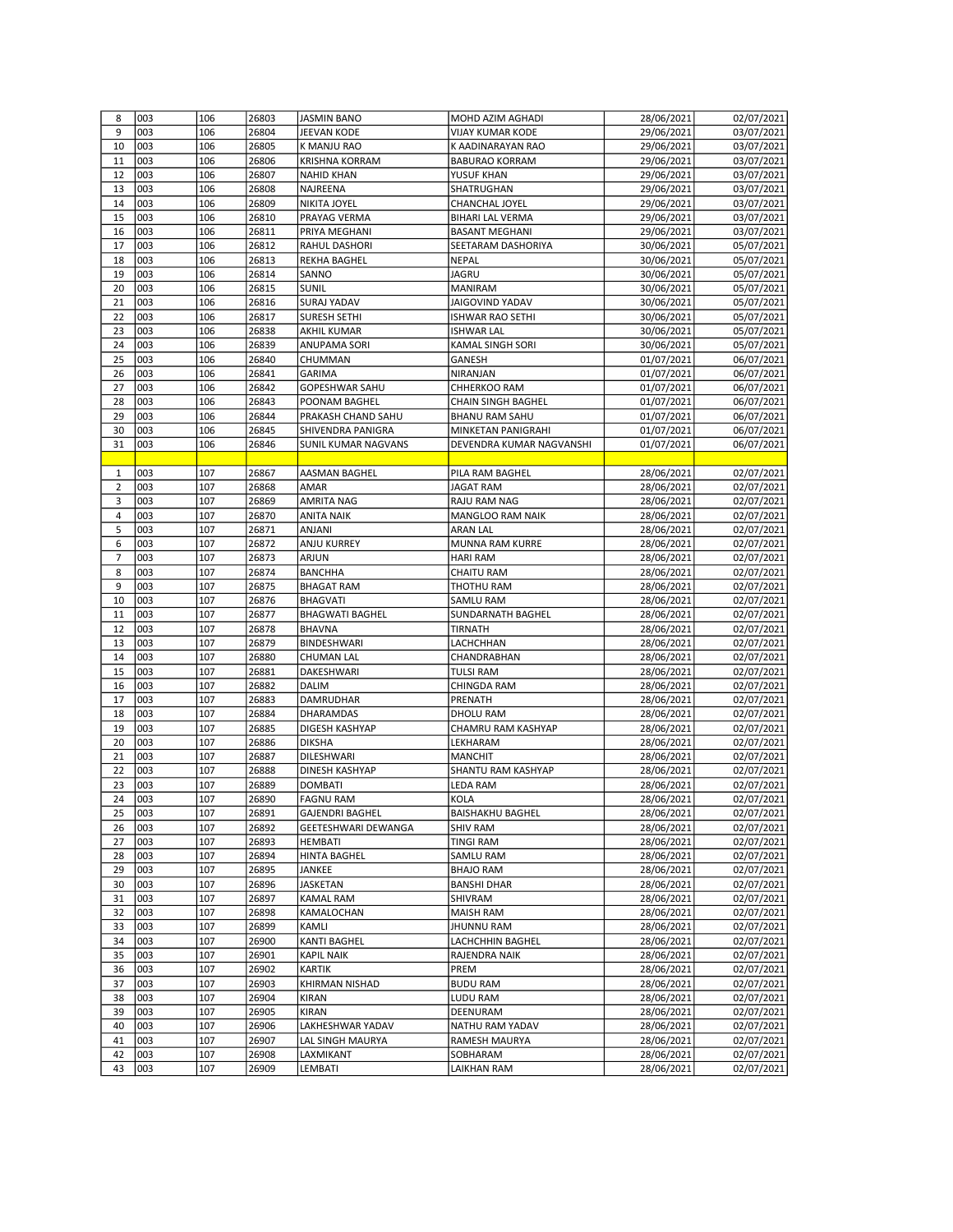| | | | | | | | |
|---|---|---|---|---|---|---|---|
| 8 | 003 | 106 | 26803 | JASMIN BANO | MOHD AZIM AGHADI | 28/06/2021 | 02/07/2021 |
| 9 | 003 | 106 | 26804 | JEEVAN KODE | VIJAY KUMAR KODE | 29/06/2021 | 03/07/2021 |
| 10 | 003 | 106 | 26805 | K MANJU RAO | K AADINARAYAN RAO | 29/06/2021 | 03/07/2021 |
| 11 | 003 | 106 | 26806 | KRISHNA KORRAM | BABURAO KORRAM | 29/06/2021 | 03/07/2021 |
| 12 | 003 | 106 | 26807 | NAHID KHAN | YUSUF KHAN | 29/06/2021 | 03/07/2021 |
| 13 | 003 | 106 | 26808 | NAJREENA | SHATRUGHAN | 29/06/2021 | 03/07/2021 |
| 14 | 003 | 106 | 26809 | NIKITA JOYEL | CHANCHAL JOYEL | 29/06/2021 | 03/07/2021 |
| 15 | 003 | 106 | 26810 | PRAYAG VERMA | BIHARI LAL VERMA | 29/06/2021 | 03/07/2021 |
| 16 | 003 | 106 | 26811 | PRIYA MEGHANI | BASANT MEGHANI | 29/06/2021 | 03/07/2021 |
| 17 | 003 | 106 | 26812 | RAHUL DASHORI | SEETARAM DASHORIYA | 30/06/2021 | 05/07/2021 |
| 18 | 003 | 106 | 26813 | REKHA BAGHEL | NEPAL | 30/06/2021 | 05/07/2021 |
| 19 | 003 | 106 | 26814 | SANNO | JAGRU | 30/06/2021 | 05/07/2021 |
| 20 | 003 | 106 | 26815 | SUNIL | MANIRAM | 30/06/2021 | 05/07/2021 |
| 21 | 003 | 106 | 26816 | SURAJ YADAV | JAIGOVIND YADAV | 30/06/2021 | 05/07/2021 |
| 22 | 003 | 106 | 26817 | SURESH SETHI | ISHWAR RAO SETHI | 30/06/2021 | 05/07/2021 |
| 23 | 003 | 106 | 26838 | AKHIL KUMAR | ISHWAR LAL | 30/06/2021 | 05/07/2021 |
| 24 | 003 | 106 | 26839 | ANUPAMA SORI | KAMAL SINGH SORI | 30/06/2021 | 05/07/2021 |
| 25 | 003 | 106 | 26840 | CHUMMAN | GANESH | 01/07/2021 | 06/07/2021 |
| 26 | 003 | 106 | 26841 | GARIMA | NIRANJAN | 01/07/2021 | 06/07/2021 |
| 27 | 003 | 106 | 26842 | GOPESHWAR SAHU | CHHERKOO RAM | 01/07/2021 | 06/07/2021 |
| 28 | 003 | 106 | 26843 | POONAM BAGHEL | CHAIN SINGH BAGHEL | 01/07/2021 | 06/07/2021 |
| 29 | 003 | 106 | 26844 | PRAKASH CHAND SAHU | BHANU RAM SAHU | 01/07/2021 | 06/07/2021 |
| 30 | 003 | 106 | 26845 | SHIVENDRA PANIGRA | MINKETAN PANIGRAHI | 01/07/2021 | 06/07/2021 |
| 31 | 003 | 106 | 26846 | SUNIL KUMAR NAGVANS | DEVENDRA KUMAR NAGVANSHI | 01/07/2021 | 06/07/2021 |
| | | | | | | | |
| 1 | 003 | 107 | 26867 | AASMAN BAGHEL | PILA RAM BAGHEL | 28/06/2021 | 02/07/2021 |
| 2 | 003 | 107 | 26868 | AMAR | JAGAT RAM | 28/06/2021 | 02/07/2021 |
| 3 | 003 | 107 | 26869 | AMRITA NAG | RAJU RAM NAG | 28/06/2021 | 02/07/2021 |
| 4 | 003 | 107 | 26870 | ANITA NAIK | MANGLOO RAM NAIK | 28/06/2021 | 02/07/2021 |
| 5 | 003 | 107 | 26871 | ANJANI | ARAN LAL | 28/06/2021 | 02/07/2021 |
| 6 | 003 | 107 | 26872 | ANJU KURREY | MUNNA RAM KURRE | 28/06/2021 | 02/07/2021 |
| 7 | 003 | 107 | 26873 | ARJUN | HARI RAM | 28/06/2021 | 02/07/2021 |
| 8 | 003 | 107 | 26874 | BANCHHA | CHAITU RAM | 28/06/2021 | 02/07/2021 |
| 9 | 003 | 107 | 26875 | BHAGAT RAM | THOTHU RAM | 28/06/2021 | 02/07/2021 |
| 10 | 003 | 107 | 26876 | BHAGVATI | SAMLU RAM | 28/06/2021 | 02/07/2021 |
| 11 | 003 | 107 | 26877 | BHAGWATI BAGHEL | SUNDARNATH BAGHEL | 28/06/2021 | 02/07/2021 |
| 12 | 003 | 107 | 26878 | BHAVNA | TIRNATH | 28/06/2021 | 02/07/2021 |
| 13 | 003 | 107 | 26879 | BINDESHWARI | LACHCHHAN | 28/06/2021 | 02/07/2021 |
| 14 | 003 | 107 | 26880 | CHUMAN LAL | CHANDRABHAN | 28/06/2021 | 02/07/2021 |
| 15 | 003 | 107 | 26881 | DAKESHWARI | TULSI RAM | 28/06/2021 | 02/07/2021 |
| 16 | 003 | 107 | 26882 | DALIM | CHINGDA RAM | 28/06/2021 | 02/07/2021 |
| 17 | 003 | 107 | 26883 | DAMRUDHAR | PRENATH | 28/06/2021 | 02/07/2021 |
| 18 | 003 | 107 | 26884 | DHARAMDAS | DHOLU RAM | 28/06/2021 | 02/07/2021 |
| 19 | 003 | 107 | 26885 | DIGESH KASHYAP | CHAMRU RAM KASHYAP | 28/06/2021 | 02/07/2021 |
| 20 | 003 | 107 | 26886 | DIKSHA | LEKHARAM | 28/06/2021 | 02/07/2021 |
| 21 | 003 | 107 | 26887 | DILESHWARI | MANCHIT | 28/06/2021 | 02/07/2021 |
| 22 | 003 | 107 | 26888 | DINESH KASHYAP | SHANTU RAM KASHYAP | 28/06/2021 | 02/07/2021 |
| 23 | 003 | 107 | 26889 | DOMBATI | LEDA RAM | 28/06/2021 | 02/07/2021 |
| 24 | 003 | 107 | 26890 | FAGNU RAM | KOLA | 28/06/2021 | 02/07/2021 |
| 25 | 003 | 107 | 26891 | GAJENDRI BAGHEL | BAISHAKHU BAGHEL | 28/06/2021 | 02/07/2021 |
| 26 | 003 | 107 | 26892 | GEETESHWARI DEWANGA | SHIV RAM | 28/06/2021 | 02/07/2021 |
| 27 | 003 | 107 | 26893 | HEMBATI | TINGI RAM | 28/06/2021 | 02/07/2021 |
| 28 | 003 | 107 | 26894 | HINTA BAGHEL | SAMLU RAM | 28/06/2021 | 02/07/2021 |
| 29 | 003 | 107 | 26895 | JANKEE | BHAJO RAM | 28/06/2021 | 02/07/2021 |
| 30 | 003 | 107 | 26896 | JASKETAN | BANSHI DHAR | 28/06/2021 | 02/07/2021 |
| 31 | 003 | 107 | 26897 | KAMAL RAM | SHIVRAM | 28/06/2021 | 02/07/2021 |
| 32 | 003 | 107 | 26898 | KAMALOCHAN | MAISH RAM | 28/06/2021 | 02/07/2021 |
| 33 | 003 | 107 | 26899 | KAMLI | JHUNNU RAM | 28/06/2021 | 02/07/2021 |
| 34 | 003 | 107 | 26900 | KANTI BAGHEL | LACHCHHIN BAGHEL | 28/06/2021 | 02/07/2021 |
| 35 | 003 | 107 | 26901 | KAPIL NAIK | RAJENDRA NAIK | 28/06/2021 | 02/07/2021 |
| 36 | 003 | 107 | 26902 | KARTIK | PREM | 28/06/2021 | 02/07/2021 |
| 37 | 003 | 107 | 26903 | KHIRMAN NISHAD | BUDU RAM | 28/06/2021 | 02/07/2021 |
| 38 | 003 | 107 | 26904 | KIRAN | LUDU RAM | 28/06/2021 | 02/07/2021 |
| 39 | 003 | 107 | 26905 | KIRAN | DEENURAM | 28/06/2021 | 02/07/2021 |
| 40 | 003 | 107 | 26906 | LAKHESHWAR YADAV | NATHU RAM YADAV | 28/06/2021 | 02/07/2021 |
| 41 | 003 | 107 | 26907 | LAL SINGH MAURYA | RAMESH MAURYA | 28/06/2021 | 02/07/2021 |
| 42 | 003 | 107 | 26908 | LAXMIKANT | SOBHARAM | 28/06/2021 | 02/07/2021 |
| 43 | 003 | 107 | 26909 | LEMBATI | LAIKHAN RAM | 28/06/2021 | 02/07/2021 |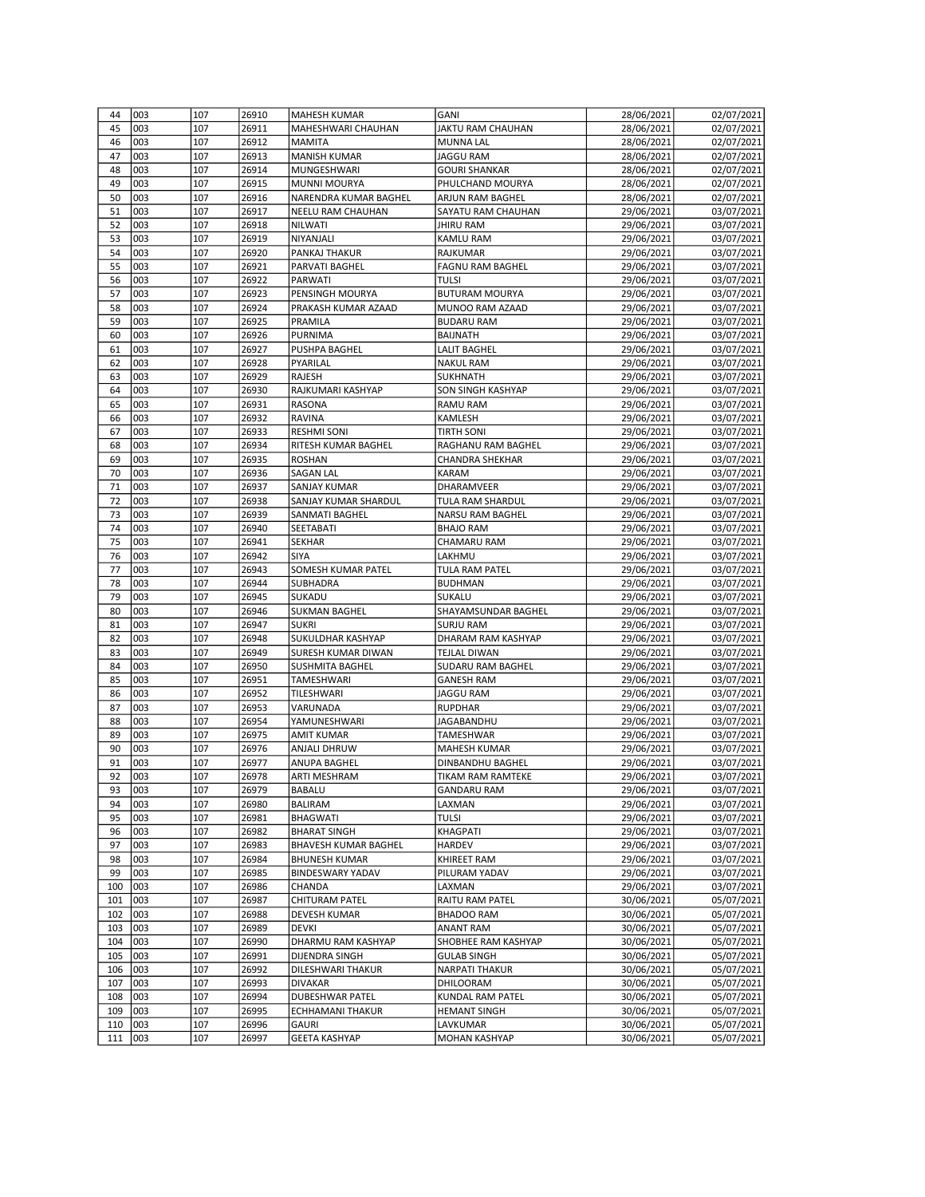| 44 | 003 | 107 | 26910 | MAHESH KUMAR | GANI | 28/06/2021 | 02/07/2021 |
|---|---|---|---|---|---|---|---|
| 45 | 003 | 107 | 26911 | MAHESHWARI CHAUHAN | JAKTU RAM CHAUHAN | 28/06/2021 | 02/07/2021 |
| 46 | 003 | 107 | 26912 | MAMITA | MUNNA LAL | 28/06/2021 | 02/07/2021 |
| 47 | 003 | 107 | 26913 | MANISH KUMAR | JAGGU RAM | 28/06/2021 | 02/07/2021 |
| 48 | 003 | 107 | 26914 | MUNGESHWARI | GOURI SHANKAR | 28/06/2021 | 02/07/2021 |
| 49 | 003 | 107 | 26915 | MUNNI MOURYA | PHULCHAND MOURYA | 28/06/2021 | 02/07/2021 |
| 50 | 003 | 107 | 26916 | NARENDRA KUMAR BAGHEL | ARJUN RAM BAGHEL | 28/06/2021 | 02/07/2021 |
| 51 | 003 | 107 | 26917 | NEELU RAM CHAUHAN | SAYATU RAM CHAUHAN | 29/06/2021 | 03/07/2021 |
| 52 | 003 | 107 | 26918 | NILWATI | JHIRU RAM | 29/06/2021 | 03/07/2021 |
| 53 | 003 | 107 | 26919 | NIYANJALI | KAMLU RAM | 29/06/2021 | 03/07/2021 |
| 54 | 003 | 107 | 26920 | PANKAJ THAKUR | RAJKUMAR | 29/06/2021 | 03/07/2021 |
| 55 | 003 | 107 | 26921 | PARVATI BAGHEL | FAGNU RAM BAGHEL | 29/06/2021 | 03/07/2021 |
| 56 | 003 | 107 | 26922 | PARWATI | TULSI | 29/06/2021 | 03/07/2021 |
| 57 | 003 | 107 | 26923 | PENSINGH MOURYA | BUTURAM MOURYA | 29/06/2021 | 03/07/2021 |
| 58 | 003 | 107 | 26924 | PRAKASH KUMAR AZAAD | MUNOO RAM AZAAD | 29/06/2021 | 03/07/2021 |
| 59 | 003 | 107 | 26925 | PRAMILA | BUDARU RAM | 29/06/2021 | 03/07/2021 |
| 60 | 003 | 107 | 26926 | PURNIMA | BAIJNATH | 29/06/2021 | 03/07/2021 |
| 61 | 003 | 107 | 26927 | PUSHPA BAGHEL | LALIT BAGHEL | 29/06/2021 | 03/07/2021 |
| 62 | 003 | 107 | 26928 | PYARILAL | NAKUL RAM | 29/06/2021 | 03/07/2021 |
| 63 | 003 | 107 | 26929 | RAJESH | SUKHNATH | 29/06/2021 | 03/07/2021 |
| 64 | 003 | 107 | 26930 | RAJKUMARI KASHYAP | SON SINGH KASHYAP | 29/06/2021 | 03/07/2021 |
| 65 | 003 | 107 | 26931 | RASONA | RAMU RAM | 29/06/2021 | 03/07/2021 |
| 66 | 003 | 107 | 26932 | RAVINA | KAMLESH | 29/06/2021 | 03/07/2021 |
| 67 | 003 | 107 | 26933 | RESHMI SONI | TIRTH SONI | 29/06/2021 | 03/07/2021 |
| 68 | 003 | 107 | 26934 | RITESH KUMAR BAGHEL | RAGHANU RAM BAGHEL | 29/06/2021 | 03/07/2021 |
| 69 | 003 | 107 | 26935 | ROSHAN | CHANDRA SHEKHAR | 29/06/2021 | 03/07/2021 |
| 70 | 003 | 107 | 26936 | SAGAN LAL | KARAM | 29/06/2021 | 03/07/2021 |
| 71 | 003 | 107 | 26937 | SANJAY KUMAR | DHARAMVEER | 29/06/2021 | 03/07/2021 |
| 72 | 003 | 107 | 26938 | SANJAY KUMAR SHARDUL | TULA RAM SHARDUL | 29/06/2021 | 03/07/2021 |
| 73 | 003 | 107 | 26939 | SANMATI BAGHEL | NARSU RAM BAGHEL | 29/06/2021 | 03/07/2021 |
| 74 | 003 | 107 | 26940 | SEETABATI | BHAJO RAM | 29/06/2021 | 03/07/2021 |
| 75 | 003 | 107 | 26941 | SEKHAR | CHAMARU RAM | 29/06/2021 | 03/07/2021 |
| 76 | 003 | 107 | 26942 | SIYA | LAKHMU | 29/06/2021 | 03/07/2021 |
| 77 | 003 | 107 | 26943 | SOMESH KUMAR PATEL | TULA RAM PATEL | 29/06/2021 | 03/07/2021 |
| 78 | 003 | 107 | 26944 | SUBHADRA | BUDHMAN | 29/06/2021 | 03/07/2021 |
| 79 | 003 | 107 | 26945 | SUKADU | SUKALU | 29/06/2021 | 03/07/2021 |
| 80 | 003 | 107 | 26946 | SUKMAN BAGHEL | SHAYAMSUNDAR BAGHEL | 29/06/2021 | 03/07/2021 |
| 81 | 003 | 107 | 26947 | SUKRI | SURJU RAM | 29/06/2021 | 03/07/2021 |
| 82 | 003 | 107 | 26948 | SUKULDHAR KASHYAP | DHARAM RAM KASHYAP | 29/06/2021 | 03/07/2021 |
| 83 | 003 | 107 | 26949 | SURESH KUMAR DIWAN | TEJLAL DIWAN | 29/06/2021 | 03/07/2021 |
| 84 | 003 | 107 | 26950 | SUSHMITA BAGHEL | SUDARU RAM BAGHEL | 29/06/2021 | 03/07/2021 |
| 85 | 003 | 107 | 26951 | TAMESHWARI | GANESH RAM | 29/06/2021 | 03/07/2021 |
| 86 | 003 | 107 | 26952 | TILESHWARI | JAGGU RAM | 29/06/2021 | 03/07/2021 |
| 87 | 003 | 107 | 26953 | VARUNADA | RUPDHAR | 29/06/2021 | 03/07/2021 |
| 88 | 003 | 107 | 26954 | YAMUNESHWARI | JAGABANDHU | 29/06/2021 | 03/07/2021 |
| 89 | 003 | 107 | 26975 | AMIT KUMAR | TAMESHWAR | 29/06/2021 | 03/07/2021 |
| 90 | 003 | 107 | 26976 | ANJALI DHRUW | MAHESH KUMAR | 29/06/2021 | 03/07/2021 |
| 91 | 003 | 107 | 26977 | ANUPA BAGHEL | DINBANDHU BAGHEL | 29/06/2021 | 03/07/2021 |
| 92 | 003 | 107 | 26978 | ARTI MESHRAM | TIKAM RAM RAMTEKE | 29/06/2021 | 03/07/2021 |
| 93 | 003 | 107 | 26979 | BABALU | GANDARU RAM | 29/06/2021 | 03/07/2021 |
| 94 | 003 | 107 | 26980 | BALIRAM | LAXMAN | 29/06/2021 | 03/07/2021 |
| 95 | 003 | 107 | 26981 | BHAGWATI | TULSI | 29/06/2021 | 03/07/2021 |
| 96 | 003 | 107 | 26982 | BHARAT SINGH | KHAGPATI | 29/06/2021 | 03/07/2021 |
| 97 | 003 | 107 | 26983 | BHAVESH KUMAR BAGHEL | HARDEV | 29/06/2021 | 03/07/2021 |
| 98 | 003 | 107 | 26984 | BHUNESH KUMAR | KHIREET RAM | 29/06/2021 | 03/07/2021 |
| 99 | 003 | 107 | 26985 | BINDESWARY YADAV | PILURAM YADAV | 29/06/2021 | 03/07/2021 |
| 100 | 003 | 107 | 26986 | CHANDA | LAXMAN | 29/06/2021 | 03/07/2021 |
| 101 | 003 | 107 | 26987 | CHITURAM PATEL | RAITU RAM PATEL | 30/06/2021 | 05/07/2021 |
| 102 | 003 | 107 | 26988 | DEVESH KUMAR | BHADOO RAM | 30/06/2021 | 05/07/2021 |
| 103 | 003 | 107 | 26989 | DEVKI | ANANT RAM | 30/06/2021 | 05/07/2021 |
| 104 | 003 | 107 | 26990 | DHARMU RAM KASHYAP | SHOBHEE RAM KASHYAP | 30/06/2021 | 05/07/2021 |
| 105 | 003 | 107 | 26991 | DIJENDRA SINGH | GULAB SINGH | 30/06/2021 | 05/07/2021 |
| 106 | 003 | 107 | 26992 | DILESHWARI THAKUR | NARPATI THAKUR | 30/06/2021 | 05/07/2021 |
| 107 | 003 | 107 | 26993 | DIVAKAR | DHILOORAM | 30/06/2021 | 05/07/2021 |
| 108 | 003 | 107 | 26994 | DUBESHWAR PATEL | KUNDAL RAM PATEL | 30/06/2021 | 05/07/2021 |
| 109 | 003 | 107 | 26995 | ECHHAMANI THAKUR | HEMANT SINGH | 30/06/2021 | 05/07/2021 |
| 110 | 003 | 107 | 26996 | GAURI | LAVKUMAR | 30/06/2021 | 05/07/2021 |
| 111 | 003 | 107 | 26997 | GEETA KASHYAP | MOHAN KASHYAP | 30/06/2021 | 05/07/2021 |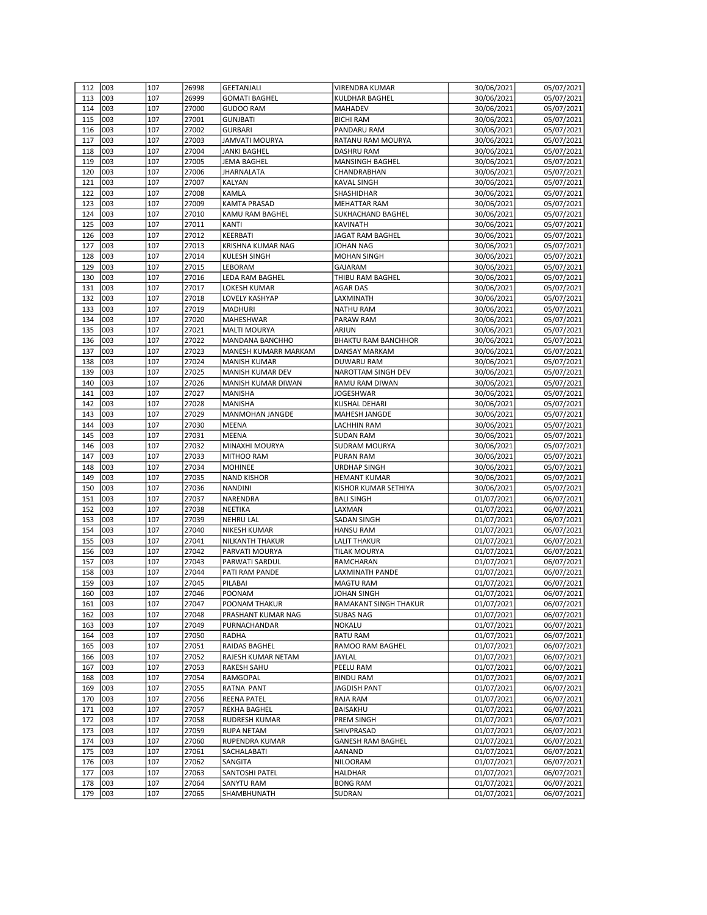| 112 | 003 | 107 | 26998 | GEETANJALI | VIRENDRA KUMAR | 30/06/2021 | 05/07/2021 |
|---|---|---|---|---|---|---|---|
| 113 | 003 | 107 | 26999 | GOMATI BAGHEL | KULDHAR BAGHEL | 30/06/2021 | 05/07/2021 |
| 114 | 003 | 107 | 27000 | GUDOO RAM | MAHADEV | 30/06/2021 | 05/07/2021 |
| 115 | 003 | 107 | 27001 | GUNJBATI | BICHI RAM | 30/06/2021 | 05/07/2021 |
| 116 | 003 | 107 | 27002 | GURBARI | PANDARU RAM | 30/06/2021 | 05/07/2021 |
| 117 | 003 | 107 | 27003 | JAMVATI MOURYA | RATANU RAM MOURYA | 30/06/2021 | 05/07/2021 |
| 118 | 003 | 107 | 27004 | JANKI BAGHEL | DASHRU RAM | 30/06/2021 | 05/07/2021 |
| 119 | 003 | 107 | 27005 | JEMA BAGHEL | MANSINGH BAGHEL | 30/06/2021 | 05/07/2021 |
| 120 | 003 | 107 | 27006 | JHARNALATA | CHANDRABHAN | 30/06/2021 | 05/07/2021 |
| 121 | 003 | 107 | 27007 | KALYAN | KAVAL SINGH | 30/06/2021 | 05/07/2021 |
| 122 | 003 | 107 | 27008 | KAMLA | SHASHIDHAR | 30/06/2021 | 05/07/2021 |
| 123 | 003 | 107 | 27009 | KAMTA PRASAD | MEHATTAR RAM | 30/06/2021 | 05/07/2021 |
| 124 | 003 | 107 | 27010 | KAMU RAM BAGHEL | SUKHACHAND BAGHEL | 30/06/2021 | 05/07/2021 |
| 125 | 003 | 107 | 27011 | KANTI | KAVINATH | 30/06/2021 | 05/07/2021 |
| 126 | 003 | 107 | 27012 | KEERBATI | JAGAT RAM BAGHEL | 30/06/2021 | 05/07/2021 |
| 127 | 003 | 107 | 27013 | KRISHNA KUMAR NAG | JOHAN NAG | 30/06/2021 | 05/07/2021 |
| 128 | 003 | 107 | 27014 | KULESH SINGH | MOHAN SINGH | 30/06/2021 | 05/07/2021 |
| 129 | 003 | 107 | 27015 | LEBORAM | GAJARAM | 30/06/2021 | 05/07/2021 |
| 130 | 003 | 107 | 27016 | LEDA RAM BAGHEL | THIBU RAM BAGHEL | 30/06/2021 | 05/07/2021 |
| 131 | 003 | 107 | 27017 | LOKESH KUMAR | AGAR DAS | 30/06/2021 | 05/07/2021 |
| 132 | 003 | 107 | 27018 | LOVELY KASHYAP | LAXMINATH | 30/06/2021 | 05/07/2021 |
| 133 | 003 | 107 | 27019 | MADHURI | NATHU RAM | 30/06/2021 | 05/07/2021 |
| 134 | 003 | 107 | 27020 | MAHESHWAR | PARAW RAM | 30/06/2021 | 05/07/2021 |
| 135 | 003 | 107 | 27021 | MALTI MOURYA | ARJUN | 30/06/2021 | 05/07/2021 |
| 136 | 003 | 107 | 27022 | MANDANA BANCHHO | BHAKTU RAM BANCHHOR | 30/06/2021 | 05/07/2021 |
| 137 | 003 | 107 | 27023 | MANESH KUMARR MARKAM | DANSAY MARKAM | 30/06/2021 | 05/07/2021 |
| 138 | 003 | 107 | 27024 | MANISH KUMAR | DUWARU RAM | 30/06/2021 | 05/07/2021 |
| 139 | 003 | 107 | 27025 | MANISH KUMAR DEV | NAROTTAM SINGH DEV | 30/06/2021 | 05/07/2021 |
| 140 | 003 | 107 | 27026 | MANISH KUMAR DIWAN | RAMU RAM DIWAN | 30/06/2021 | 05/07/2021 |
| 141 | 003 | 107 | 27027 | MANISHA | JOGESHWAR | 30/06/2021 | 05/07/2021 |
| 142 | 003 | 107 | 27028 | MANISHA | KUSHAL DEHARI | 30/06/2021 | 05/07/2021 |
| 143 | 003 | 107 | 27029 | MANMOHAN JANGDE | MAHESH JANGDE | 30/06/2021 | 05/07/2021 |
| 144 | 003 | 107 | 27030 | MEENA | LACHHIN RAM | 30/06/2021 | 05/07/2021 |
| 145 | 003 | 107 | 27031 | MEENA | SUDAN RAM | 30/06/2021 | 05/07/2021 |
| 146 | 003 | 107 | 27032 | MINAXHI MOURYA | SUDRAM MOURYA | 30/06/2021 | 05/07/2021 |
| 147 | 003 | 107 | 27033 | MITHOO RAM | PURAN RAM | 30/06/2021 | 05/07/2021 |
| 148 | 003 | 107 | 27034 | MOHINEE | URDHAP SINGH | 30/06/2021 | 05/07/2021 |
| 149 | 003 | 107 | 27035 | NAND KISHOR | HEMANT KUMAR | 30/06/2021 | 05/07/2021 |
| 150 | 003 | 107 | 27036 | NANDINI | KISHOR KUMAR SETHIYA | 30/06/2021 | 05/07/2021 |
| 151 | 003 | 107 | 27037 | NARENDRA | BALI SINGH | 01/07/2021 | 06/07/2021 |
| 152 | 003 | 107 | 27038 | NEETIKA | LAXMAN | 01/07/2021 | 06/07/2021 |
| 153 | 003 | 107 | 27039 | NEHRU LAL | SADAN SINGH | 01/07/2021 | 06/07/2021 |
| 154 | 003 | 107 | 27040 | NIKESH KUMAR | HANSU RAM | 01/07/2021 | 06/07/2021 |
| 155 | 003 | 107 | 27041 | NILKANTH THAKUR | LALIT THAKUR | 01/07/2021 | 06/07/2021 |
| 156 | 003 | 107 | 27042 | PARVATI MOURYA | TILAK MOURYA | 01/07/2021 | 06/07/2021 |
| 157 | 003 | 107 | 27043 | PARWATI SARDUL | RAMCHARAN | 01/07/2021 | 06/07/2021 |
| 158 | 003 | 107 | 27044 | PATI RAM PANDE | LAXMINATH PANDE | 01/07/2021 | 06/07/2021 |
| 159 | 003 | 107 | 27045 | PILABAI | MAGTU RAM | 01/07/2021 | 06/07/2021 |
| 160 | 003 | 107 | 27046 | POONAM | JOHAN SINGH | 01/07/2021 | 06/07/2021 |
| 161 | 003 | 107 | 27047 | POONAM THAKUR | RAMAKANT SINGH THAKUR | 01/07/2021 | 06/07/2021 |
| 162 | 003 | 107 | 27048 | PRASHANT KUMAR NAG | SUBAS NAG | 01/07/2021 | 06/07/2021 |
| 163 | 003 | 107 | 27049 | PURNACHANDAR | NOKALU | 01/07/2021 | 06/07/2021 |
| 164 | 003 | 107 | 27050 | RADHA | RATU RAM | 01/07/2021 | 06/07/2021 |
| 165 | 003 | 107 | 27051 | RAIDAS BAGHEL | RAMOO RAM BAGHEL | 01/07/2021 | 06/07/2021 |
| 166 | 003 | 107 | 27052 | RAJESH KUMAR NETAM | JAYLAL | 01/07/2021 | 06/07/2021 |
| 167 | 003 | 107 | 27053 | RAKESH SAHU | PEELU RAM | 01/07/2021 | 06/07/2021 |
| 168 | 003 | 107 | 27054 | RAMGOPAL | BINDU RAM | 01/07/2021 | 06/07/2021 |
| 169 | 003 | 107 | 27055 | RATNA PANT | JAGDISH PANT | 01/07/2021 | 06/07/2021 |
| 170 | 003 | 107 | 27056 | REENA PATEL | RAJA RAM | 01/07/2021 | 06/07/2021 |
| 171 | 003 | 107 | 27057 | REKHA BAGHEL | BAISAKHU | 01/07/2021 | 06/07/2021 |
| 172 | 003 | 107 | 27058 | RUDRESH KUMAR | PREM SINGH | 01/07/2021 | 06/07/2021 |
| 173 | 003 | 107 | 27059 | RUPA NETAM | SHIVPRASAD | 01/07/2021 | 06/07/2021 |
| 174 | 003 | 107 | 27060 | RUPENDRA KUMAR | GANESH RAM BAGHEL | 01/07/2021 | 06/07/2021 |
| 175 | 003 | 107 | 27061 | SACHALABATI | AANAND | 01/07/2021 | 06/07/2021 |
| 176 | 003 | 107 | 27062 | SANGITA | NILOORAM | 01/07/2021 | 06/07/2021 |
| 177 | 003 | 107 | 27063 | SANTOSHI PATEL | HALDHAR | 01/07/2021 | 06/07/2021 |
| 178 | 003 | 107 | 27064 | SANYTU RAM | BONG RAM | 01/07/2021 | 06/07/2021 |
| 179 | 003 | 107 | 27065 | SHAMBHUNATH | SUDRAN | 01/07/2021 | 06/07/2021 |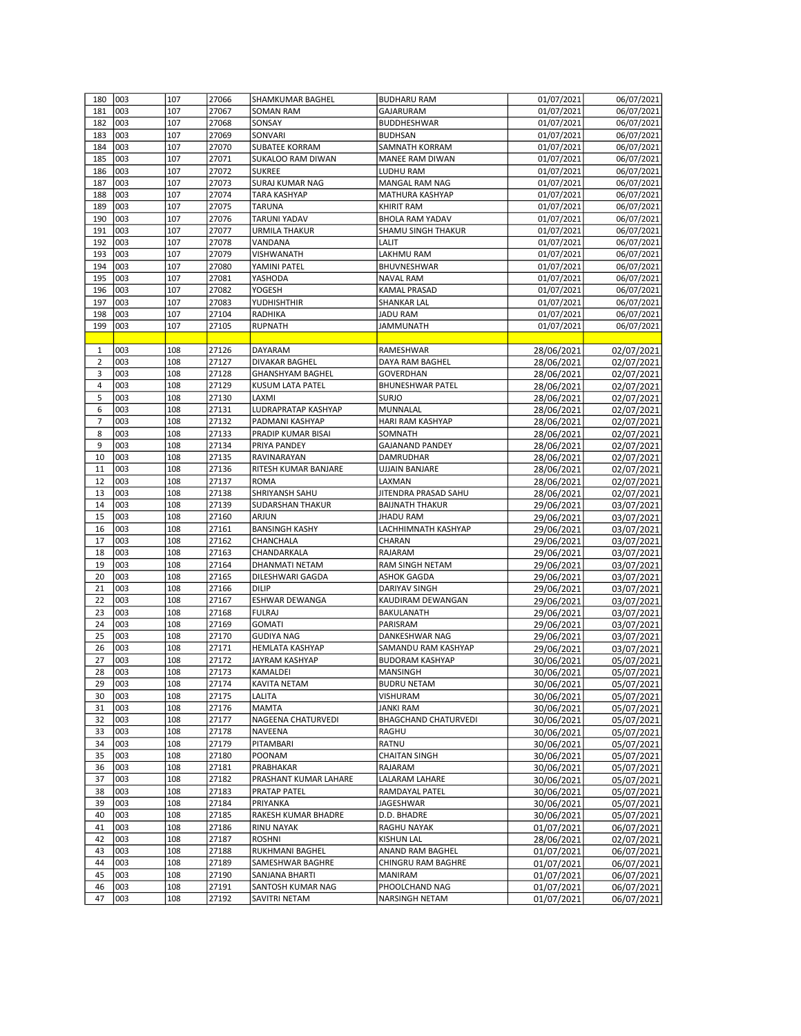| 180 | 003 | 107 | 27066 | SHAMKUMAR BAGHEL | BUDHARU RAM | 01/07/2021 | 06/07/2021 |
|---|---|---|---|---|---|---|---|
| 181 | 003 | 107 | 27067 | SOMAN RAM | GAJARURAM | 01/07/2021 | 06/07/2021 |
| 182 | 003 | 107 | 27068 | SONSAY | BUDDHESHWAR | 01/07/2021 | 06/07/2021 |
| 183 | 003 | 107 | 27069 | SONVARI | BUDHSAN | 01/07/2021 | 06/07/2021 |
| 184 | 003 | 107 | 27070 | SUBATEE KORRAM | SAMNATH KORRAM | 01/07/2021 | 06/07/2021 |
| 185 | 003 | 107 | 27071 | SUKALOO RAM DIWAN | MANEE RAM DIWAN | 01/07/2021 | 06/07/2021 |
| 186 | 003 | 107 | 27072 | SUKREE | LUDHU RAM | 01/07/2021 | 06/07/2021 |
| 187 | 003 | 107 | 27073 | SURAJ KUMAR NAG | MANGAL RAM NAG | 01/07/2021 | 06/07/2021 |
| 188 | 003 | 107 | 27074 | TARA KASHYAP | MATHURA KASHYAP | 01/07/2021 | 06/07/2021 |
| 189 | 003 | 107 | 27075 | TARUNA | KHIRIT RAM | 01/07/2021 | 06/07/2021 |
| 190 | 003 | 107 | 27076 | TARUNI YADAV | BHOLA RAM YADAV | 01/07/2021 | 06/07/2021 |
| 191 | 003 | 107 | 27077 | URMILA THAKUR | SHAMU SINGH THAKUR | 01/07/2021 | 06/07/2021 |
| 192 | 003 | 107 | 27078 | VANDANA | LALIT | 01/07/2021 | 06/07/2021 |
| 193 | 003 | 107 | 27079 | VISHWANATH | LAKHMU RAM | 01/07/2021 | 06/07/2021 |
| 194 | 003 | 107 | 27080 | YAMINI PATEL | BHUVNESHWAR | 01/07/2021 | 06/07/2021 |
| 195 | 003 | 107 | 27081 | YASHODA | NAVAL RAM | 01/07/2021 | 06/07/2021 |
| 196 | 003 | 107 | 27082 | YOGESH | KAMAL PRASAD | 01/07/2021 | 06/07/2021 |
| 197 | 003 | 107 | 27083 | YUDHISHTHIR | SHANKAR LAL | 01/07/2021 | 06/07/2021 |
| 198 | 003 | 107 | 27104 | RADHIKA | JADU RAM | 01/07/2021 | 06/07/2021 |
| 199 | 003 | 107 | 27105 | RUPNATH | JAMMUNATH | 01/07/2021 | 06/07/2021 |
| | | | | | | | |
| 1 | 003 | 108 | 27126 | DAYARAM | RAMESHWAR | 28/06/2021 | 02/07/2021 |
| 2 | 003 | 108 | 27127 | DIVAKAR BAGHEL | DAYA RAM BAGHEL | 28/06/2021 | 02/07/2021 |
| 3 | 003 | 108 | 27128 | GHANSHYAM BAGHEL | GOVERDHAN | 28/06/2021 | 02/07/2021 |
| 4 | 003 | 108 | 27129 | KUSUM LATA PATEL | BHUNESHWAR PATEL | 28/06/2021 | 02/07/2021 |
| 5 | 003 | 108 | 27130 | LAXMI | SURJO | 28/06/2021 | 02/07/2021 |
| 6 | 003 | 108 | 27131 | LUDRAPRATAP KASHYAP | MUNNALAL | 28/06/2021 | 02/07/2021 |
| 7 | 003 | 108 | 27132 | PADMANI KASHYAP | HARI RAM KASHYAP | 28/06/2021 | 02/07/2021 |
| 8 | 003 | 108 | 27133 | PRADIP KUMAR BISAI | SOMNATH | 28/06/2021 | 02/07/2021 |
| 9 | 003 | 108 | 27134 | PRIYA PANDEY | GAJANAND PANDEY | 28/06/2021 | 02/07/2021 |
| 10 | 003 | 108 | 27135 | RAVINARAYAN | DAMRUDHAR | 28/06/2021 | 02/07/2021 |
| 11 | 003 | 108 | 27136 | RITESH KUMAR BANJARE | UJJAIN BANJARE | 28/06/2021 | 02/07/2021 |
| 12 | 003 | 108 | 27137 | ROMA | LAXMAN | 28/06/2021 | 02/07/2021 |
| 13 | 003 | 108 | 27138 | SHRIYANSH SAHU | JITENDRA PRASAD SAHU | 28/06/2021 | 02/07/2021 |
| 14 | 003 | 108 | 27139 | SUDARSHAN THAKUR | BAIJNATH THAKUR | 29/06/2021 | 03/07/2021 |
| 15 | 003 | 108 | 27160 | ARJUN | JHADU RAM | 29/06/2021 | 03/07/2021 |
| 16 | 003 | 108 | 27161 | BANSINGH KASHY | LACHHIMNATH KASHYAP | 29/06/2021 | 03/07/2021 |
| 17 | 003 | 108 | 27162 | CHANCHALA | CHARAN | 29/06/2021 | 03/07/2021 |
| 18 | 003 | 108 | 27163 | CHANDARKALA | RAJARAM | 29/06/2021 | 03/07/2021 |
| 19 | 003 | 108 | 27164 | DHANMATI NETAM | RAM SINGH NETAM | 29/06/2021 | 03/07/2021 |
| 20 | 003 | 108 | 27165 | DILESHWARI GAGDA | ASHOK GAGDA | 29/06/2021 | 03/07/2021 |
| 21 | 003 | 108 | 27166 | DILIP | DARIYAV SINGH | 29/06/2021 | 03/07/2021 |
| 22 | 003 | 108 | 27167 | ESHWAR DEWANGA | KAUDIRAM DEWANGAN | 29/06/2021 | 03/07/2021 |
| 23 | 003 | 108 | 27168 | FULRAJ | BAKULANATH | 29/06/2021 | 03/07/2021 |
| 24 | 003 | 108 | 27169 | GOMATI | PARISRAM | 29/06/2021 | 03/07/2021 |
| 25 | 003 | 108 | 27170 | GUDIYA NAG | DANKESHWAR NAG | 29/06/2021 | 03/07/2021 |
| 26 | 003 | 108 | 27171 | HEMLATA KASHYAP | SAMANDU RAM KASHYAP | 29/06/2021 | 03/07/2021 |
| 27 | 003 | 108 | 27172 | JAYRAM KASHYAP | BUDORAM KASHYAP | 30/06/2021 | 05/07/2021 |
| 28 | 003 | 108 | 27173 | KAMALDEI | MANSINGH | 30/06/2021 | 05/07/2021 |
| 29 | 003 | 108 | 27174 | KAVITA NETAM | BUDRU NETAM | 30/06/2021 | 05/07/2021 |
| 30 | 003 | 108 | 27175 | LALITA | VISHURAM | 30/06/2021 | 05/07/2021 |
| 31 | 003 | 108 | 27176 | MAMTA | JANKI RAM | 30/06/2021 | 05/07/2021 |
| 32 | 003 | 108 | 27177 | NAGEENA CHATURVEDI | BHAGCHAND CHATURVEDI | 30/06/2021 | 05/07/2021 |
| 33 | 003 | 108 | 27178 | NAVEENA | RAGHU | 30/06/2021 | 05/07/2021 |
| 34 | 003 | 108 | 27179 | PITAMBARI | RATNU | 30/06/2021 | 05/07/2021 |
| 35 | 003 | 108 | 27180 | POONAM | CHAITAN SINGH | 30/06/2021 | 05/07/2021 |
| 36 | 003 | 108 | 27181 | PRABHAKAR | RAJARAM | 30/06/2021 | 05/07/2021 |
| 37 | 003 | 108 | 27182 | PRASHANT KUMAR LAHARE | LALARAM LAHARE | 30/06/2021 | 05/07/2021 |
| 38 | 003 | 108 | 27183 | PRATAP PATEL | RAMDAYAL PATEL | 30/06/2021 | 05/07/2021 |
| 39 | 003 | 108 | 27184 | PRIYANKA | JAGESHWAR | 30/06/2021 | 05/07/2021 |
| 40 | 003 | 108 | 27185 | RAKESH KUMAR BHADRE | D.D. BHADRE | 30/06/2021 | 05/07/2021 |
| 41 | 003 | 108 | 27186 | RINU NAYAK | RAGHU NAYAK | 01/07/2021 | 06/07/2021 |
| 42 | 003 | 108 | 27187 | ROSHNI | KISHUN LAL | 28/06/2021 | 02/07/2021 |
| 43 | 003 | 108 | 27188 | RUKHMANI BAGHEL | ANAND RAM BAGHEL | 01/07/2021 | 06/07/2021 |
| 44 | 003 | 108 | 27189 | SAMESHWAR BAGHRE | CHINGRU RAM BAGHRE | 01/07/2021 | 06/07/2021 |
| 45 | 003 | 108 | 27190 | SANJANA BHARTI | MANIRAM | 01/07/2021 | 06/07/2021 |
| 46 | 003 | 108 | 27191 | SANTOSH KUMAR NAG | PHOOLCHAND NAG | 01/07/2021 | 06/07/2021 |
| 47 | 003 | 108 | 27192 | SAVITRI NETAM | NARSINGH NETAM | 01/07/2021 | 06/07/2021 |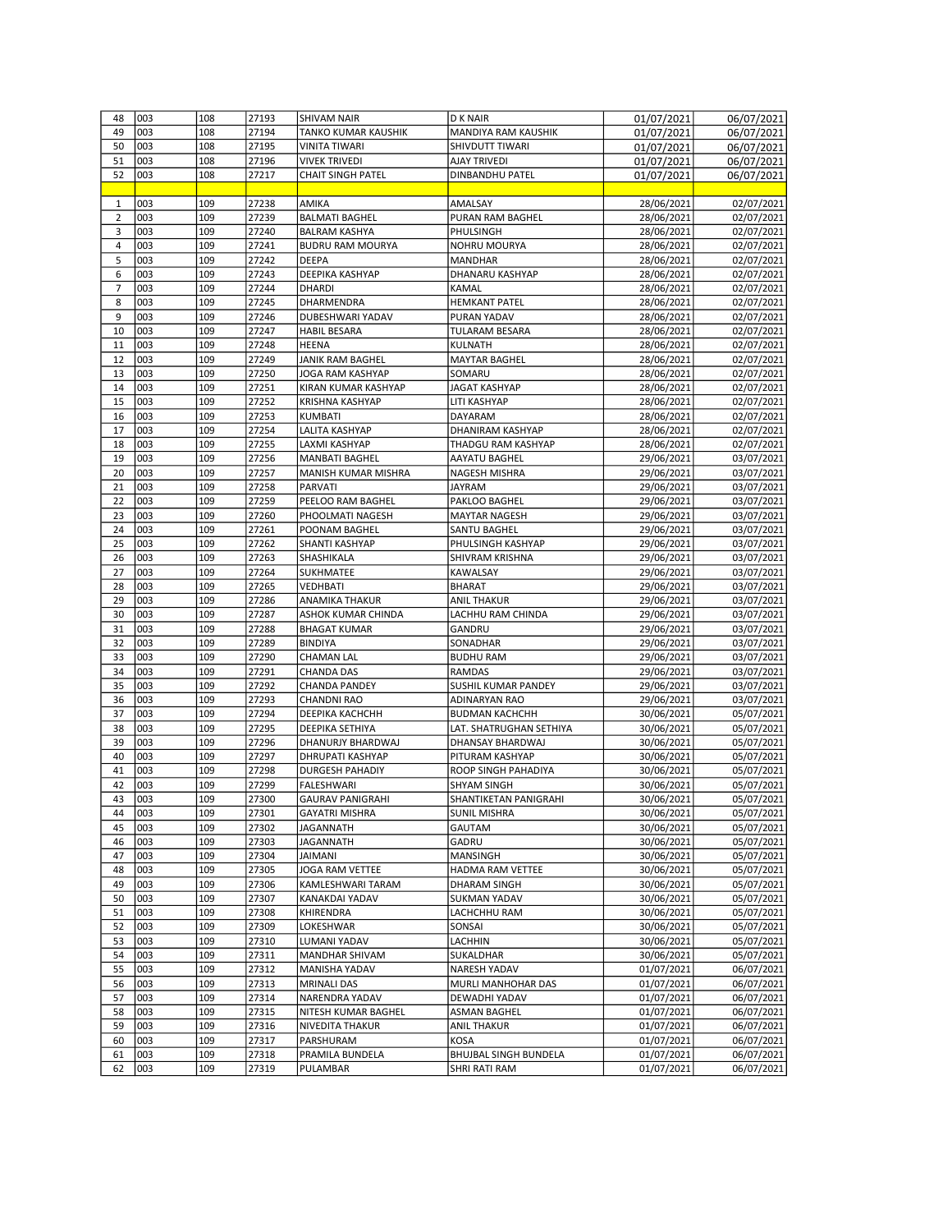| | | | | | | | |
|---|---|---|---|---|---|---|---|
| 48 | 003 | 108 | 27193 | SHIVAM NAIR | D K NAIR | 01/07/2021 | 06/07/2021 |
| 49 | 003 | 108 | 27194 | TANKO KUMAR KAUSHIK | MANDIYA RAM KAUSHIK | 01/07/2021 | 06/07/2021 |
| 50 | 003 | 108 | 27195 | VINITA TIWARI | SHIVDUTT TIWARI | 01/07/2021 | 06/07/2021 |
| 51 | 003 | 108 | 27196 | VIVEK TRIVEDI | AJAY TRIVEDI | 01/07/2021 | 06/07/2021 |
| 52 | 003 | 108 | 27217 | CHAIT SINGH PATEL | DINBANDHU PATEL | 01/07/2021 | 06/07/2021 |
| | | | | | | | |
| 1 | 003 | 109 | 27238 | AMIKA | AMALSAY | 28/06/2021 | 02/07/2021 |
| 2 | 003 | 109 | 27239 | BALMATI BAGHEL | PURAN RAM BAGHEL | 28/06/2021 | 02/07/2021 |
| 3 | 003 | 109 | 27240 | BALRAM KASHYA | PHULSINGH | 28/06/2021 | 02/07/2021 |
| 4 | 003 | 109 | 27241 | BUDRU RAM MOURYA | NOHRU MOURYA | 28/06/2021 | 02/07/2021 |
| 5 | 003 | 109 | 27242 | DEEPA | MANDHAR | 28/06/2021 | 02/07/2021 |
| 6 | 003 | 109 | 27243 | DEEPIKA KASHYAP | DHANARU KASHYAP | 28/06/2021 | 02/07/2021 |
| 7 | 003 | 109 | 27244 | DHARDI | KAMAL | 28/06/2021 | 02/07/2021 |
| 8 | 003 | 109 | 27245 | DHARMENDRA | HEMKANT PATEL | 28/06/2021 | 02/07/2021 |
| 9 | 003 | 109 | 27246 | DUBESHWARI YADAV | PURAN YADAV | 28/06/2021 | 02/07/2021 |
| 10 | 003 | 109 | 27247 | HABIL BESARA | TULARAM BESARA | 28/06/2021 | 02/07/2021 |
| 11 | 003 | 109 | 27248 | HEENA | KULNATH | 28/06/2021 | 02/07/2021 |
| 12 | 003 | 109 | 27249 | JANIK RAM BAGHEL | MAYTAR BAGHEL | 28/06/2021 | 02/07/2021 |
| 13 | 003 | 109 | 27250 | JOGA RAM KASHYAP | SOMARU | 28/06/2021 | 02/07/2021 |
| 14 | 003 | 109 | 27251 | KIRAN KUMAR KASHYAP | JAGAT KASHYAP | 28/06/2021 | 02/07/2021 |
| 15 | 003 | 109 | 27252 | KRISHNA KASHYAP | LITI KASHYAP | 28/06/2021 | 02/07/2021 |
| 16 | 003 | 109 | 27253 | KUMBATI | DAYARAM | 28/06/2021 | 02/07/2021 |
| 17 | 003 | 109 | 27254 | LALITA KASHYAP | DHANIRAM KASHYAP | 28/06/2021 | 02/07/2021 |
| 18 | 003 | 109 | 27255 | LAXMI KASHYAP | THADGU RAM KASHYAP | 28/06/2021 | 02/07/2021 |
| 19 | 003 | 109 | 27256 | MANBATI BAGHEL | AAYATU BAGHEL | 29/06/2021 | 03/07/2021 |
| 20 | 003 | 109 | 27257 | MANISH KUMAR MISHRA | NAGESH MISHRA | 29/06/2021 | 03/07/2021 |
| 21 | 003 | 109 | 27258 | PARVATI | JAYRAM | 29/06/2021 | 03/07/2021 |
| 22 | 003 | 109 | 27259 | PEELOO RAM BAGHEL | PAKLOO BAGHEL | 29/06/2021 | 03/07/2021 |
| 23 | 003 | 109 | 27260 | PHOOLMATI NAGESH | MAYTAR NAGESH | 29/06/2021 | 03/07/2021 |
| 24 | 003 | 109 | 27261 | POONAM BAGHEL | SANTU BAGHEL | 29/06/2021 | 03/07/2021 |
| 25 | 003 | 109 | 27262 | SHANTI KASHYAP | PHULSINGH KASHYAP | 29/06/2021 | 03/07/2021 |
| 26 | 003 | 109 | 27263 | SHASHIKALA | SHIVRAM KRISHNA | 29/06/2021 | 03/07/2021 |
| 27 | 003 | 109 | 27264 | SUKHMATEE | KAWALSAY | 29/06/2021 | 03/07/2021 |
| 28 | 003 | 109 | 27265 | VEDHBATI | BHARAT | 29/06/2021 | 03/07/2021 |
| 29 | 003 | 109 | 27286 | ANAMIKA THAKUR | ANIL THAKUR | 29/06/2021 | 03/07/2021 |
| 30 | 003 | 109 | 27287 | ASHOK KUMAR CHINDA | LACHHU RAM CHINDA | 29/06/2021 | 03/07/2021 |
| 31 | 003 | 109 | 27288 | BHAGAT KUMAR | GANDRU | 29/06/2021 | 03/07/2021 |
| 32 | 003 | 109 | 27289 | BINDIYA | SONADHAR | 29/06/2021 | 03/07/2021 |
| 33 | 003 | 109 | 27290 | CHAMAN LAL | BUDHU RAM | 29/06/2021 | 03/07/2021 |
| 34 | 003 | 109 | 27291 | CHANDA DAS | RAMDAS | 29/06/2021 | 03/07/2021 |
| 35 | 003 | 109 | 27292 | CHANDA PANDEY | SUSHIL KUMAR PANDEY | 29/06/2021 | 03/07/2021 |
| 36 | 003 | 109 | 27293 | CHANDNI RAO | ADINARYAN RAO | 29/06/2021 | 03/07/2021 |
| 37 | 003 | 109 | 27294 | DEEPIKA KACHCHH | BUDMAN KACHCHH | 30/06/2021 | 05/07/2021 |
| 38 | 003 | 109 | 27295 | DEEPIKA SETHIYA | LAT. SHATRUGHAN SETHIYA | 30/06/2021 | 05/07/2021 |
| 39 | 003 | 109 | 27296 | DHANURJY BHARDWAJ | DHANSAY BHARDWAJ | 30/06/2021 | 05/07/2021 |
| 40 | 003 | 109 | 27297 | DHRUPATI KASHYAP | PITURAM KASHYAP | 30/06/2021 | 05/07/2021 |
| 41 | 003 | 109 | 27298 | DURGESH PAHADIY | ROOP SINGH PAHADIYA | 30/06/2021 | 05/07/2021 |
| 42 | 003 | 109 | 27299 | FALESHWARI | SHYAM SINGH | 30/06/2021 | 05/07/2021 |
| 43 | 003 | 109 | 27300 | GAURAV PANIGRAHI | SHANTIKETAN PANIGRAHI | 30/06/2021 | 05/07/2021 |
| 44 | 003 | 109 | 27301 | GAYATRI MISHRA | SUNIL MISHRA | 30/06/2021 | 05/07/2021 |
| 45 | 003 | 109 | 27302 | JAGANNATH | GAUTAM | 30/06/2021 | 05/07/2021 |
| 46 | 003 | 109 | 27303 | JAGANNATH | GADRU | 30/06/2021 | 05/07/2021 |
| 47 | 003 | 109 | 27304 | JAIMANI | MANSINGH | 30/06/2021 | 05/07/2021 |
| 48 | 003 | 109 | 27305 | JOGA RAM VETTEE | HADMA RAM VETTEE | 30/06/2021 | 05/07/2021 |
| 49 | 003 | 109 | 27306 | KAMLESHWARI TARAM | DHARAM SINGH | 30/06/2021 | 05/07/2021 |
| 50 | 003 | 109 | 27307 | KANAKDAI YADAV | SUKMAN YADAV | 30/06/2021 | 05/07/2021 |
| 51 | 003 | 109 | 27308 | KHIRENDRA | LACHCHHU RAM | 30/06/2021 | 05/07/2021 |
| 52 | 003 | 109 | 27309 | LOKESHWAR | SONSAI | 30/06/2021 | 05/07/2021 |
| 53 | 003 | 109 | 27310 | LUMANI YADAV | LACHHIN | 30/06/2021 | 05/07/2021 |
| 54 | 003 | 109 | 27311 | MANDHAR SHIVAM | SUKALDHAR | 30/06/2021 | 05/07/2021 |
| 55 | 003 | 109 | 27312 | MANISHA YADAV | NARESH YADAV | 01/07/2021 | 06/07/2021 |
| 56 | 003 | 109 | 27313 | MRINALI DAS | MURLI MANHOHAR DAS | 01/07/2021 | 06/07/2021 |
| 57 | 003 | 109 | 27314 | NARENDRA YADAV | DEWADHI YADAV | 01/07/2021 | 06/07/2021 |
| 58 | 003 | 109 | 27315 | NITESH KUMAR BAGHEL | ASMAN BAGHEL | 01/07/2021 | 06/07/2021 |
| 59 | 003 | 109 | 27316 | NIVEDITA THAKUR | ANIL THAKUR | 01/07/2021 | 06/07/2021 |
| 60 | 003 | 109 | 27317 | PARSHURAM | KOSA | 01/07/2021 | 06/07/2021 |
| 61 | 003 | 109 | 27318 | PRAMILA BUNDELA | BHUJBAL SINGH BUNDELA | 01/07/2021 | 06/07/2021 |
| 62 | 003 | 109 | 27319 | PULAMBAR | SHRI RATI RAM | 01/07/2021 | 06/07/2021 |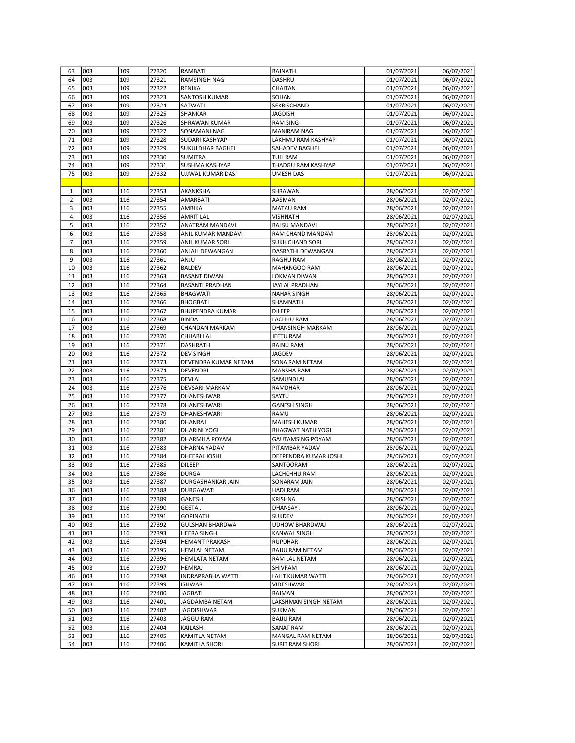| 63 | 003 | 109 | 27320 | RAMBATI | BAJNATH | 01/07/2021 | 06/07/2021 |
|---|---|---|---|---|---|---|---|
| 64 | 003 | 109 | 27321 | RAMSINGH NAG | DASHRU | 01/07/2021 | 06/07/2021 |
| 65 | 003 | 109 | 27322 | RENIKA | CHAITAN | 01/07/2021 | 06/07/2021 |
| 66 | 003 | 109 | 27323 | SANTOSH KUMAR | SOHAN | 01/07/2021 | 06/07/2021 |
| 67 | 003 | 109 | 27324 | SATWATI | SEKRISCHAND | 01/07/2021 | 06/07/2021 |
| 68 | 003 | 109 | 27325 | SHANKAR | JAGDISH | 01/07/2021 | 06/07/2021 |
| 69 | 003 | 109 | 27326 | SHRAWAN KUMAR | RAM SING | 01/07/2021 | 06/07/2021 |
| 70 | 003 | 109 | 27327 | SONAMANI NAG | MANIRAM NAG | 01/07/2021 | 06/07/2021 |
| 71 | 003 | 109 | 27328 | SUDARI KASHYAP | LAKHMU RAM KASHYAP | 01/07/2021 | 06/07/2021 |
| 72 | 003 | 109 | 27329 | SUKULDHAR BAGHEL | SAHADEV BAGHEL | 01/07/2021 | 06/07/2021 |
| 73 | 003 | 109 | 27330 | SUMITRA | TULI RAM | 01/07/2021 | 06/07/2021 |
| 74 | 003 | 109 | 27331 | SUSHMA KASHYAP | THADGU RAM KASHYAP | 01/07/2021 | 06/07/2021 |
| 75 | 003 | 109 | 27332 | UJJWAL KUMAR DAS | UMESH DAS | 01/07/2021 | 06/07/2021 |
| | | | | | | | |
| 1 | 003 | 116 | 27353 | AKANKSHA | SHRAWAN | 28/06/2021 | 02/07/2021 |
| 2 | 003 | 116 | 27354 | AMARBATI | AASMAN | 28/06/2021 | 02/07/2021 |
| 3 | 003 | 116 | 27355 | AMBIKA | MATAU RAM | 28/06/2021 | 02/07/2021 |
| 4 | 003 | 116 | 27356 | AMRIT LAL | VISHNATH | 28/06/2021 | 02/07/2021 |
| 5 | 003 | 116 | 27357 | ANATRAM MANDAVI | BALSU MANDAVI | 28/06/2021 | 02/07/2021 |
| 6 | 003 | 116 | 27358 | ANIL KUMAR MANDAVI | RAM CHAND MANDAVI | 28/06/2021 | 02/07/2021 |
| 7 | 003 | 116 | 27359 | ANIL KUMAR SORI | SUKH CHAND SORI | 28/06/2021 | 02/07/2021 |
| 8 | 003 | 116 | 27360 | ANJALI DEWANGAN | DASRATHI DEWANGAN | 28/06/2021 | 02/07/2021 |
| 9 | 003 | 116 | 27361 | ANJU | RAGHU RAM | 28/06/2021 | 02/07/2021 |
| 10 | 003 | 116 | 27362 | BALDEV | MAHANGOO RAM | 28/06/2021 | 02/07/2021 |
| 11 | 003 | 116 | 27363 | BASANT DIWAN | LOKMAN DIWAN | 28/06/2021 | 02/07/2021 |
| 12 | 003 | 116 | 27364 | BASANTI PRADHAN | JAYLAL PRADHAN | 28/06/2021 | 02/07/2021 |
| 13 | 003 | 116 | 27365 | BHAGWATI | NAHAR SINGH | 28/06/2021 | 02/07/2021 |
| 14 | 003 | 116 | 27366 | BHOGBATI | SHAMNATH | 28/06/2021 | 02/07/2021 |
| 15 | 003 | 116 | 27367 | BHUPENDRA KUMAR | DILEEP | 28/06/2021 | 02/07/2021 |
| 16 | 003 | 116 | 27368 | BINDA | LACHHU RAM | 28/06/2021 | 02/07/2021 |
| 17 | 003 | 116 | 27369 | CHANDAN MARKAM | DHANSINGH MARKAM | 28/06/2021 | 02/07/2021 |
| 18 | 003 | 116 | 27370 | CHHABI LAL | JEETU RAM | 28/06/2021 | 02/07/2021 |
| 19 | 003 | 116 | 27371 | DASHRATH | RAINU RAM | 28/06/2021 | 02/07/2021 |
| 20 | 003 | 116 | 27372 | DEV SINGH | JAGDEV | 28/06/2021 | 02/07/2021 |
| 21 | 003 | 116 | 27373 | DEVENDRA KUMAR NETAM | SONA RAM NETAM | 28/06/2021 | 02/07/2021 |
| 22 | 003 | 116 | 27374 | DEVENDRI | MANSHA RAM | 28/06/2021 | 02/07/2021 |
| 23 | 003 | 116 | 27375 | DEVLAL | SAMUNDLAL | 28/06/2021 | 02/07/2021 |
| 24 | 003 | 116 | 27376 | DEVSARI MARKAM | RAMDHAR | 28/06/2021 | 02/07/2021 |
| 25 | 003 | 116 | 27377 | DHANESHWAR | SAYTU | 28/06/2021 | 02/07/2021 |
| 26 | 003 | 116 | 27378 | DHANESHWARI | GANESH SINGH | 28/06/2021 | 02/07/2021 |
| 27 | 003 | 116 | 27379 | DHANESHWARI | RAMU | 28/06/2021 | 02/07/2021 |
| 28 | 003 | 116 | 27380 | DHANRAJ | MAHESH KUMAR | 28/06/2021 | 02/07/2021 |
| 29 | 003 | 116 | 27381 | DHARINI YOGI | BHAGWAT NATH YOGI | 28/06/2021 | 02/07/2021 |
| 30 | 003 | 116 | 27382 | DHARMILA POYAM | GAUTAMSING POYAM | 28/06/2021 | 02/07/2021 |
| 31 | 003 | 116 | 27383 | DHARNA YADAV | PITAMBAR YADAV | 28/06/2021 | 02/07/2021 |
| 32 | 003 | 116 | 27384 | DHEERAJ JOSHI | DEEPENDRA KUMAR JOSHI | 28/06/2021 | 02/07/2021 |
| 33 | 003 | 116 | 27385 | DILEEP | SANTOORAM | 28/06/2021 | 02/07/2021 |
| 34 | 003 | 116 | 27386 | DURGA | LACHCHHU RAM | 28/06/2021 | 02/07/2021 |
| 35 | 003 | 116 | 27387 | DURGASHANKAR JAIN | SONARAM JAIN | 28/06/2021 | 02/07/2021 |
| 36 | 003 | 116 | 27388 | DURGAWATI | HADI RAM | 28/06/2021 | 02/07/2021 |
| 37 | 003 | 116 | 27389 | GANESH | KRISHNA | 28/06/2021 | 02/07/2021 |
| 38 | 003 | 116 | 27390 | GEETA . | DHANSAY . | 28/06/2021 | 02/07/2021 |
| 39 | 003 | 116 | 27391 | GOPINATH | SUKDEV | 28/06/2021 | 02/07/2021 |
| 40 | 003 | 116 | 27392 | GULSHAN BHARDWA | UDHOW BHARDWAJ | 28/06/2021 | 02/07/2021 |
| 41 | 003 | 116 | 27393 | HEERA SINGH | KANWAL SINGH | 28/06/2021 | 02/07/2021 |
| 42 | 003 | 116 | 27394 | HEMANT PRAKASH | RUPDHAR | 28/06/2021 | 02/07/2021 |
| 43 | 003 | 116 | 27395 | HEMLAL NETAM | BAJJU RAM NETAM | 28/06/2021 | 02/07/2021 |
| 44 | 003 | 116 | 27396 | HEMLATA NETAM | RAM LAL NETAM | 28/06/2021 | 02/07/2021 |
| 45 | 003 | 116 | 27397 | HEMRAJ | SHIVRAM | 28/06/2021 | 02/07/2021 |
| 46 | 003 | 116 | 27398 | INDRAPRABHA WATTI | LALIT KUMAR WATTI | 28/06/2021 | 02/07/2021 |
| 47 | 003 | 116 | 27399 | ISHWAR | VIDESHWAR | 28/06/2021 | 02/07/2021 |
| 48 | 003 | 116 | 27400 | JAGBATI | RAJMAN | 28/06/2021 | 02/07/2021 |
| 49 | 003 | 116 | 27401 | JAGDAMBA NETAM | LAKSHMAN SINGH NETAM | 28/06/2021 | 02/07/2021 |
| 50 | 003 | 116 | 27402 | JAGDISHWAR | SUKMAN | 28/06/2021 | 02/07/2021 |
| 51 | 003 | 116 | 27403 | JAGGU RAM | BAJJU RAM | 28/06/2021 | 02/07/2021 |
| 52 | 003 | 116 | 27404 | KAILASH | SANAT RAM | 28/06/2021 | 02/07/2021 |
| 53 | 003 | 116 | 27405 | KAMITLA NETAM | MANGAL RAM NETAM | 28/06/2021 | 02/07/2021 |
| 54 | 003 | 116 | 27406 | KAMITLA SHORI | SURIT RAM SHORI | 28/06/2021 | 02/07/2021 |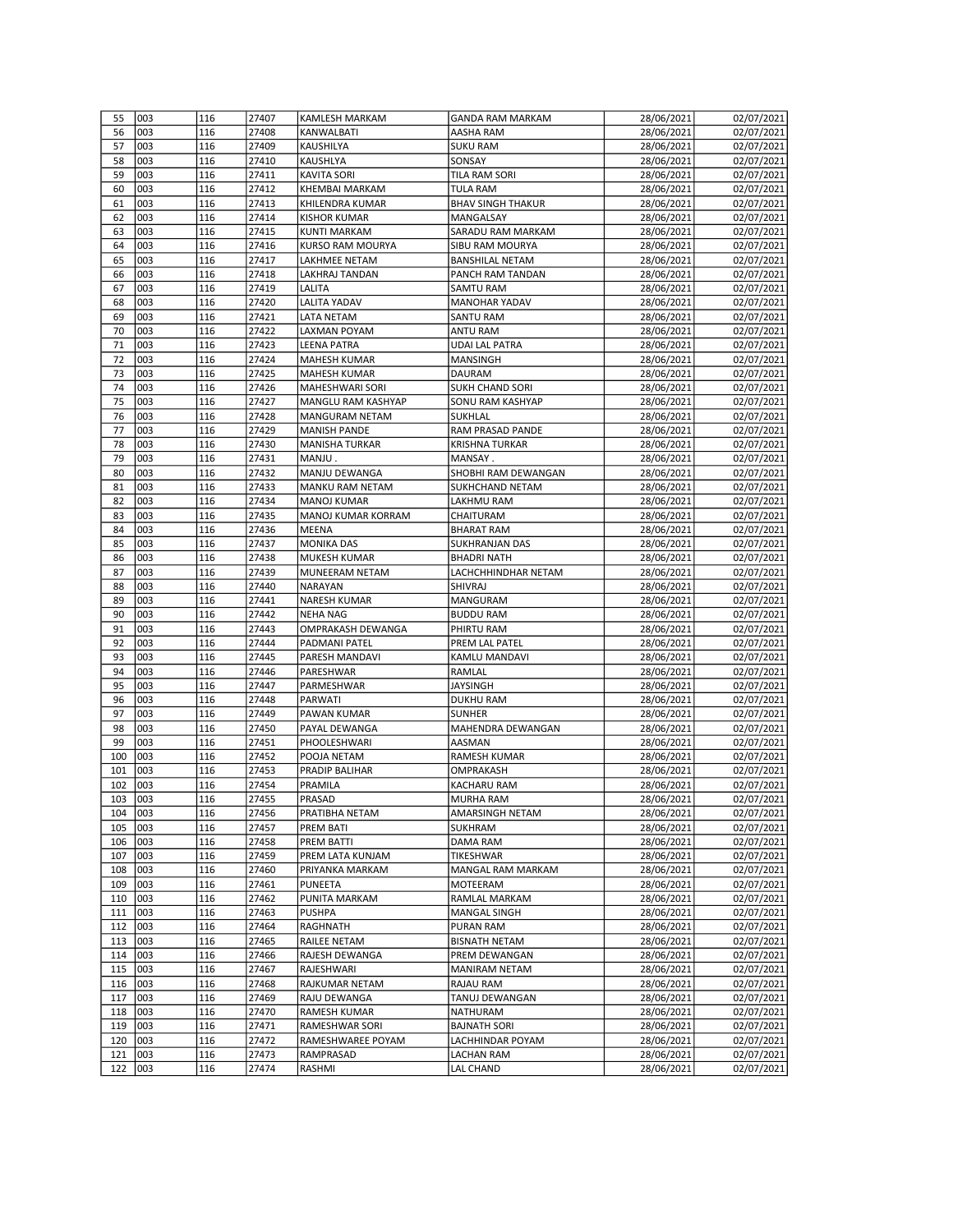| 55 | 003 | 116 | 27407 | KAMLESH MARKAM | GANDA RAM MARKAM | 28/06/2021 | 02/07/2021 |
|---|---|---|---|---|---|---|---|
| 56 | 003 | 116 | 27408 | KANWALBATI | AASHA RAM | 28/06/2021 | 02/07/2021 |
| 57 | 003 | 116 | 27409 | KAUSHILYA | SUKU RAM | 28/06/2021 | 02/07/2021 |
| 58 | 003 | 116 | 27410 | KAUSHLYA | SONSAY | 28/06/2021 | 02/07/2021 |
| 59 | 003 | 116 | 27411 | KAVITA SORI | TILA RAM SORI | 28/06/2021 | 02/07/2021 |
| 60 | 003 | 116 | 27412 | KHEMBAI MARKAM | TULA RAM | 28/06/2021 | 02/07/2021 |
| 61 | 003 | 116 | 27413 | KHILENDRA KUMAR | BHAV SINGH THAKUR | 28/06/2021 | 02/07/2021 |
| 62 | 003 | 116 | 27414 | KISHOR KUMAR | MANGALSAY | 28/06/2021 | 02/07/2021 |
| 63 | 003 | 116 | 27415 | KUNTI MARKAM | SARADU RAM MARKAM | 28/06/2021 | 02/07/2021 |
| 64 | 003 | 116 | 27416 | KURSO RAM MOURYA | SIBU RAM MOURYA | 28/06/2021 | 02/07/2021 |
| 65 | 003 | 116 | 27417 | LAKHMEE NETAM | BANSHILAL NETAM | 28/06/2021 | 02/07/2021 |
| 66 | 003 | 116 | 27418 | LAKHRAJ TANDAN | PANCH RAM TANDAN | 28/06/2021 | 02/07/2021 |
| 67 | 003 | 116 | 27419 | LALITA | SAMTU RAM | 28/06/2021 | 02/07/2021 |
| 68 | 003 | 116 | 27420 | LALITA YADAV | MANOHAR YADAV | 28/06/2021 | 02/07/2021 |
| 69 | 003 | 116 | 27421 | LATA NETAM | SANTU RAM | 28/06/2021 | 02/07/2021 |
| 70 | 003 | 116 | 27422 | LAXMAN POYAM | ANTU RAM | 28/06/2021 | 02/07/2021 |
| 71 | 003 | 116 | 27423 | LEENA PATRA | UDAI LAL PATRA | 28/06/2021 | 02/07/2021 |
| 72 | 003 | 116 | 27424 | MAHESH KUMAR | MANSINGH | 28/06/2021 | 02/07/2021 |
| 73 | 003 | 116 | 27425 | MAHESH KUMAR | DAURAM | 28/06/2021 | 02/07/2021 |
| 74 | 003 | 116 | 27426 | MAHESHWARI SORI | SUKH CHAND SORI | 28/06/2021 | 02/07/2021 |
| 75 | 003 | 116 | 27427 | MANGLU RAM KASHYAP | SONU RAM KASHYAP | 28/06/2021 | 02/07/2021 |
| 76 | 003 | 116 | 27428 | MANGURAM NETAM | SUKHLAL | 28/06/2021 | 02/07/2021 |
| 77 | 003 | 116 | 27429 | MANISH PANDE | RAM PRASAD PANDE | 28/06/2021 | 02/07/2021 |
| 78 | 003 | 116 | 27430 | MANISHA TURKAR | KRISHNA TURKAR | 28/06/2021 | 02/07/2021 |
| 79 | 003 | 116 | 27431 | MANJU . | MANSAY . | 28/06/2021 | 02/07/2021 |
| 80 | 003 | 116 | 27432 | MANJU DEWANGA | SHOBHI RAM DEWANGAN | 28/06/2021 | 02/07/2021 |
| 81 | 003 | 116 | 27433 | MANKU RAM NETAM | SUKHCHAND NETAM | 28/06/2021 | 02/07/2021 |
| 82 | 003 | 116 | 27434 | MANOJ KUMAR | LAKHMU RAM | 28/06/2021 | 02/07/2021 |
| 83 | 003 | 116 | 27435 | MANOJ KUMAR KORRAM | CHAITURAM | 28/06/2021 | 02/07/2021 |
| 84 | 003 | 116 | 27436 | MEENA | BHARAT RAM | 28/06/2021 | 02/07/2021 |
| 85 | 003 | 116 | 27437 | MONIKA DAS | SUKHRANJAN DAS | 28/06/2021 | 02/07/2021 |
| 86 | 003 | 116 | 27438 | MUKESH KUMAR | BHADRI NATH | 28/06/2021 | 02/07/2021 |
| 87 | 003 | 116 | 27439 | MUNEERAM NETAM | LACHCHHINDHAR NETAM | 28/06/2021 | 02/07/2021 |
| 88 | 003 | 116 | 27440 | NARAYAN | SHIVRAJ | 28/06/2021 | 02/07/2021 |
| 89 | 003 | 116 | 27441 | NARESH KUMAR | MANGURAM | 28/06/2021 | 02/07/2021 |
| 90 | 003 | 116 | 27442 | NEHA NAG | BUDDU RAM | 28/06/2021 | 02/07/2021 |
| 91 | 003 | 116 | 27443 | OMPRAKASH DEWANGA | PHIRTU RAM | 28/06/2021 | 02/07/2021 |
| 92 | 003 | 116 | 27444 | PADMANI PATEL | PREM LAL PATEL | 28/06/2021 | 02/07/2021 |
| 93 | 003 | 116 | 27445 | PARESH MANDAVI | KAMLU MANDAVI | 28/06/2021 | 02/07/2021 |
| 94 | 003 | 116 | 27446 | PARESHWAR | RAMLAL | 28/06/2021 | 02/07/2021 |
| 95 | 003 | 116 | 27447 | PARMESHWAR | JAYSINGH | 28/06/2021 | 02/07/2021 |
| 96 | 003 | 116 | 27448 | PARWATI | DUKHU RAM | 28/06/2021 | 02/07/2021 |
| 97 | 003 | 116 | 27449 | PAWAN KUMAR | SUNHER | 28/06/2021 | 02/07/2021 |
| 98 | 003 | 116 | 27450 | PAYAL DEWANGA | MAHENDRA DEWANGAN | 28/06/2021 | 02/07/2021 |
| 99 | 003 | 116 | 27451 | PHOOLESHWARI | AASMAN | 28/06/2021 | 02/07/2021 |
| 100 | 003 | 116 | 27452 | POOJA NETAM | RAMESH KUMAR | 28/06/2021 | 02/07/2021 |
| 101 | 003 | 116 | 27453 | PRADIP BALIHAR | OMPRAKASH | 28/06/2021 | 02/07/2021 |
| 102 | 003 | 116 | 27454 | PRAMILA | KACHARU RAM | 28/06/2021 | 02/07/2021 |
| 103 | 003 | 116 | 27455 | PRASAD | MURHA RAM | 28/06/2021 | 02/07/2021 |
| 104 | 003 | 116 | 27456 | PRATIBHA NETAM | AMARSINGH NETAM | 28/06/2021 | 02/07/2021 |
| 105 | 003 | 116 | 27457 | PREM BATI | SUKHRAM | 28/06/2021 | 02/07/2021 |
| 106 | 003 | 116 | 27458 | PREM BATTI | DAMA RAM | 28/06/2021 | 02/07/2021 |
| 107 | 003 | 116 | 27459 | PREM LATA KUNJAM | TIKESHWAR | 28/06/2021 | 02/07/2021 |
| 108 | 003 | 116 | 27460 | PRIYANKA MARKAM | MANGAL RAM MARKAM | 28/06/2021 | 02/07/2021 |
| 109 | 003 | 116 | 27461 | PUNEETA | MOTEERAM | 28/06/2021 | 02/07/2021 |
| 110 | 003 | 116 | 27462 | PUNITA MARKAM | RAMLAL MARKAM | 28/06/2021 | 02/07/2021 |
| 111 | 003 | 116 | 27463 | PUSHPA | MANGAL SINGH | 28/06/2021 | 02/07/2021 |
| 112 | 003 | 116 | 27464 | RAGHNATH | PURAN RAM | 28/06/2021 | 02/07/2021 |
| 113 | 003 | 116 | 27465 | RAILEE NETAM | BISNATH NETAM | 28/06/2021 | 02/07/2021 |
| 114 | 003 | 116 | 27466 | RAJESH DEWANGA | PREM DEWANGAN | 28/06/2021 | 02/07/2021 |
| 115 | 003 | 116 | 27467 | RAJESHWARI | MANIRAM NETAM | 28/06/2021 | 02/07/2021 |
| 116 | 003 | 116 | 27468 | RAJKUMAR NETAM | RAJAU RAM | 28/06/2021 | 02/07/2021 |
| 117 | 003 | 116 | 27469 | RAJU DEWANGA | TANUJ DEWANGAN | 28/06/2021 | 02/07/2021 |
| 118 | 003 | 116 | 27470 | RAMESH KUMAR | NATHURAM | 28/06/2021 | 02/07/2021 |
| 119 | 003 | 116 | 27471 | RAMESHWAR SORI | BAJNATH SORI | 28/06/2021 | 02/07/2021 |
| 120 | 003 | 116 | 27472 | RAMESHWAREE POYAM | LACHHINDAR POYAM | 28/06/2021 | 02/07/2021 |
| 121 | 003 | 116 | 27473 | RAMPRASAD | LACHAN RAM | 28/06/2021 | 02/07/2021 |
| 122 | 003 | 116 | 27474 | RASHMI | LAL CHAND | 28/06/2021 | 02/07/2021 |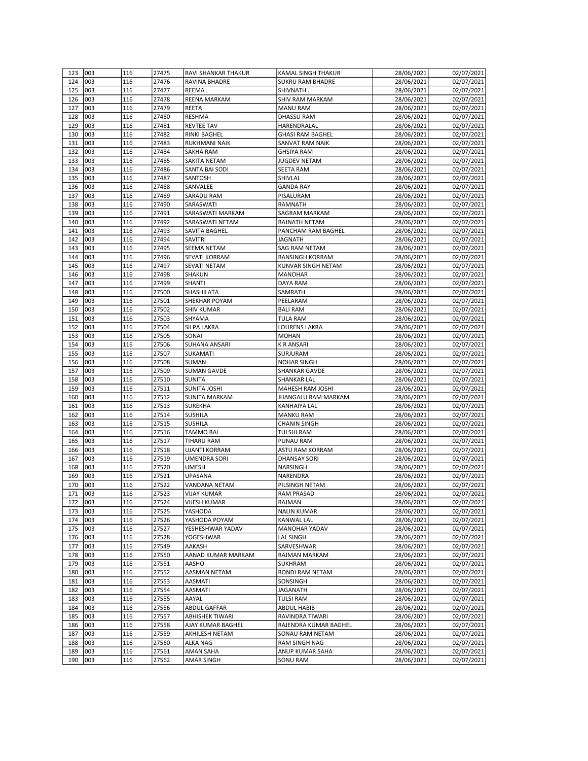| 123 | 003 | 116 | 27475 | RAVI SHANKAR THAKUR | KAMAL SINGH THAKUR | 28/06/2021 | 02/07/2021 |
|---|---|---|---|---|---|---|---|
| 124 | 003 | 116 | 27476 | RAVINA BHADRE | SUKRU RAM BHADRE | 28/06/2021 | 02/07/2021 |
| 125 | 003 | 116 | 27477 | REEMA . | SHIVNATH . | 28/06/2021 | 02/07/2021 |
| 126 | 003 | 116 | 27478 | REENA MARKAM | SHIV RAM MARKAM | 28/06/2021 | 02/07/2021 |
| 127 | 003 | 116 | 27479 | REETA | MANU RAM | 28/06/2021 | 02/07/2021 |
| 128 | 003 | 116 | 27480 | RESHMA | DHASSU RAM | 28/06/2021 | 02/07/2021 |
| 129 | 003 | 116 | 27481 | REVTEE TAV | HARENDRALAL | 28/06/2021 | 02/07/2021 |
| 130 | 003 | 116 | 27482 | RINKI BAGHEL | GHASI RAM BAGHEL | 28/06/2021 | 02/07/2021 |
| 131 | 003 | 116 | 27483 | RUKHMANI NAIK | SANVAT RAM NAIK | 28/06/2021 | 02/07/2021 |
| 132 | 003 | 116 | 27484 | SAKHA RAM | GHSIYA RAM | 28/06/2021 | 02/07/2021 |
| 133 | 003 | 116 | 27485 | SAKITA NETAM | JUGDEV NETAM | 28/06/2021 | 02/07/2021 |
| 134 | 003 | 116 | 27486 | SANTA BAI SODI | SEETA RAM | 28/06/2021 | 02/07/2021 |
| 135 | 003 | 116 | 27487 | SANTOSH | SHIVLAL | 28/06/2021 | 02/07/2021 |
| 136 | 003 | 116 | 27488 | SANVALEE | GANDA RAY | 28/06/2021 | 02/07/2021 |
| 137 | 003 | 116 | 27489 | SARADU RAM | PISALURAM | 28/06/2021 | 02/07/2021 |
| 138 | 003 | 116 | 27490 | SARASWATI | RAMNATH | 28/06/2021 | 02/07/2021 |
| 139 | 003 | 116 | 27491 | SARASWATI MARKAM | SAGRAM MARKAM | 28/06/2021 | 02/07/2021 |
| 140 | 003 | 116 | 27492 | SARASWATI NETAM | BAJNATH NETAM | 28/06/2021 | 02/07/2021 |
| 141 | 003 | 116 | 27493 | SAVITA BAGHEL | PANCHAM RAM BAGHEL | 28/06/2021 | 02/07/2021 |
| 142 | 003 | 116 | 27494 | SAVITRI | JAGNATH | 28/06/2021 | 02/07/2021 |
| 143 | 003 | 116 | 27495 | SEEMA NETAM | SAG RAM NETAM | 28/06/2021 | 02/07/2021 |
| 144 | 003 | 116 | 27496 | SEVATI KORRAM | BANSINGH KORRAM | 28/06/2021 | 02/07/2021 |
| 145 | 003 | 116 | 27497 | SEVATI NETAM | KUNVAR SINGH NETAM | 28/06/2021 | 02/07/2021 |
| 146 | 003 | 116 | 27498 | SHAKUN | MANOHAR | 28/06/2021 | 02/07/2021 |
| 147 | 003 | 116 | 27499 | SHANTI | DAYA RAM | 28/06/2021 | 02/07/2021 |
| 148 | 003 | 116 | 27500 | SHASHILATA | SAMRATH | 28/06/2021 | 02/07/2021 |
| 149 | 003 | 116 | 27501 | SHEKHAR POYAM | PEELARAM | 28/06/2021 | 02/07/2021 |
| 150 | 003 | 116 | 27502 | SHIV KUMAR | BALI RAM | 28/06/2021 | 02/07/2021 |
| 151 | 003 | 116 | 27503 | SHYAMA | TULA RAM | 28/06/2021 | 02/07/2021 |
| 152 | 003 | 116 | 27504 | SILPA LAKRA | LOURENS LAKRA | 28/06/2021 | 02/07/2021 |
| 153 | 003 | 116 | 27505 | SONAI | MOHAN | 28/06/2021 | 02/07/2021 |
| 154 | 003 | 116 | 27506 | SUHANA ANSARI | K R ANSARI | 28/06/2021 | 02/07/2021 |
| 155 | 003 | 116 | 27507 | SUKAMATI | SURJURAM | 28/06/2021 | 02/07/2021 |
| 156 | 003 | 116 | 27508 | SUMAN | NOHAR SINGH | 28/06/2021 | 02/07/2021 |
| 157 | 003 | 116 | 27509 | SUMAN GAVDE | SHANKAR GAVDE | 28/06/2021 | 02/07/2021 |
| 158 | 003 | 116 | 27510 | SUNITA | SHANKAR LAL | 28/06/2021 | 02/07/2021 |
| 159 | 003 | 116 | 27511 | SUNITA JOSHI | MAHESH RAM JOSHI | 28/06/2021 | 02/07/2021 |
| 160 | 003 | 116 | 27512 | SUNITA MARKAM | JHANGALU RAM MARKAM | 28/06/2021 | 02/07/2021 |
| 161 | 003 | 116 | 27513 | SUREKHA | KANHAIYA LAL | 28/06/2021 | 02/07/2021 |
| 162 | 003 | 116 | 27514 | SUSHILA | MANKU RAM | 28/06/2021 | 02/07/2021 |
| 163 | 003 | 116 | 27515 | SUSHILA | CHANIN SINGH | 28/06/2021 | 02/07/2021 |
| 164 | 003 | 116 | 27516 | TAMMO BAI | TULSHI RAM | 28/06/2021 | 02/07/2021 |
| 165 | 003 | 116 | 27517 | TIHARU RAM | PUNAU RAM | 28/06/2021 | 02/07/2021 |
| 166 | 003 | 116 | 27518 | UJANTI KORRAM | ASTU RAM KORRAM | 28/06/2021 | 02/07/2021 |
| 167 | 003 | 116 | 27519 | UMENDRA SORI | DHANSAY SORI | 28/06/2021 | 02/07/2021 |
| 168 | 003 | 116 | 27520 | UMESH | NARSINGH | 28/06/2021 | 02/07/2021 |
| 169 | 003 | 116 | 27521 | UPASANA | NARENDRA | 28/06/2021 | 02/07/2021 |
| 170 | 003 | 116 | 27522 | VANDANA NETAM | PILSINGH NETAM | 28/06/2021 | 02/07/2021 |
| 171 | 003 | 116 | 27523 | VIJAY KUMAR | RAM PRASAD | 28/06/2021 | 02/07/2021 |
| 172 | 003 | 116 | 27524 | VIJESH KUMAR | RAJMAN | 28/06/2021 | 02/07/2021 |
| 173 | 003 | 116 | 27525 | YASHODA | NALIN KUMAR | 28/06/2021 | 02/07/2021 |
| 174 | 003 | 116 | 27526 | YASHODA POYAM | KANWAL LAL | 28/06/2021 | 02/07/2021 |
| 175 | 003 | 116 | 27527 | YESHESHWAR YADAV | MANOHAR YADAV | 28/06/2021 | 02/07/2021 |
| 176 | 003 | 116 | 27528 | YOGESHWAR | LAL SINGH | 28/06/2021 | 02/07/2021 |
| 177 | 003 | 116 | 27549 | AAKASH | SARVESHWAR | 28/06/2021 | 02/07/2021 |
| 178 | 003 | 116 | 27550 | AANAD KUMAR MARKAM | RAJMAN MARKAM | 28/06/2021 | 02/07/2021 |
| 179 | 003 | 116 | 27551 | AASHO | SUKHRAM | 28/06/2021 | 02/07/2021 |
| 180 | 003 | 116 | 27552 | AASMAN NETAM | RONDI RAM NETAM | 28/06/2021 | 02/07/2021 |
| 181 | 003 | 116 | 27553 | AASMATI | SONSINGH | 28/06/2021 | 02/07/2021 |
| 182 | 003 | 116 | 27554 | AASMATI | JAGANATH | 28/06/2021 | 02/07/2021 |
| 183 | 003 | 116 | 27555 | AAYAL | TULSI RAM | 28/06/2021 | 02/07/2021 |
| 184 | 003 | 116 | 27556 | ABDUL GAFFAR | ABDUL HABIB | 28/06/2021 | 02/07/2021 |
| 185 | 003 | 116 | 27557 | ABHISHEK TIWARI | RAVINDRA TIWARI | 28/06/2021 | 02/07/2021 |
| 186 | 003 | 116 | 27558 | AJAY KUMAR BAGHEL | RAJENDRA KUMAR BAGHEL | 28/06/2021 | 02/07/2021 |
| 187 | 003 | 116 | 27559 | AKHILESH NETAM | SONAU RAM NETAM | 28/06/2021 | 02/07/2021 |
| 188 | 003 | 116 | 27560 | ALKA NAG | RAM SINGH NAG | 28/06/2021 | 02/07/2021 |
| 189 | 003 | 116 | 27561 | AMAN SAHA | ANUP KUMAR SAHA | 28/06/2021 | 02/07/2021 |
| 190 | 003 | 116 | 27562 | AMAR SINGH | SONU RAM | 28/06/2021 | 02/07/2021 |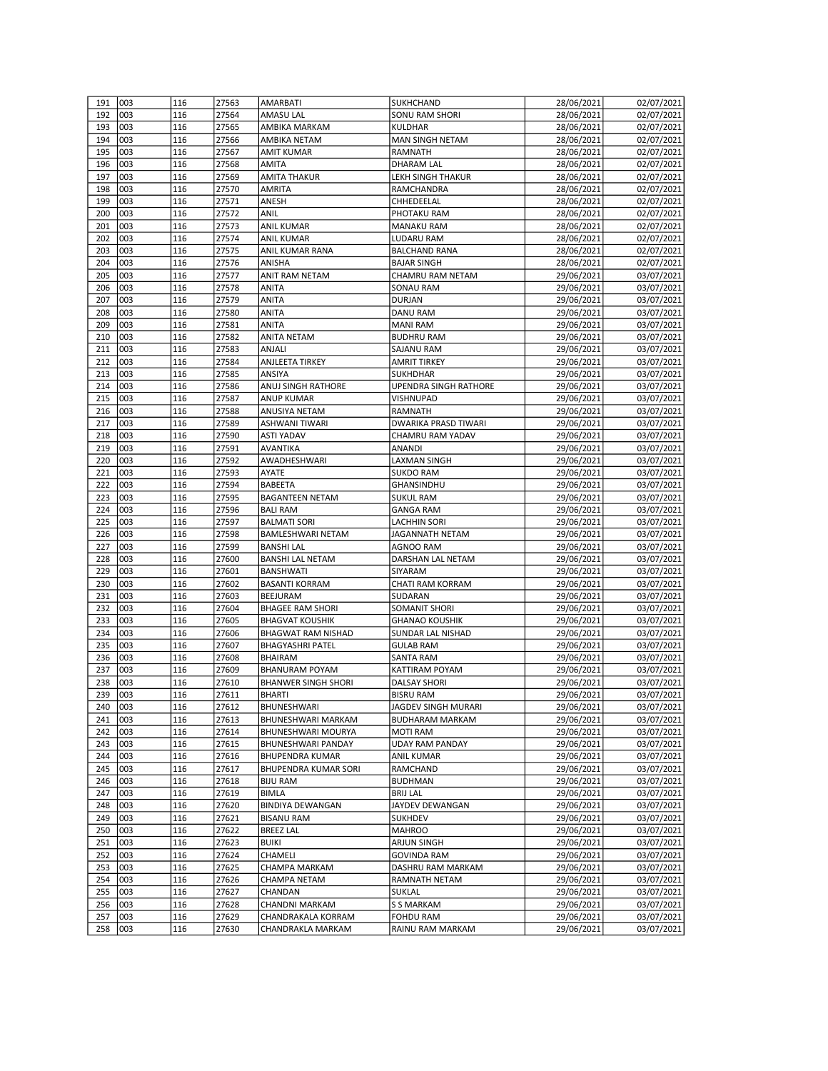| | | | | | | | |
|---|---|---|---|---|---|---|---|
| 191 | 003 | 116 | 27563 | AMARBATI | SUKHCHAND | 28/06/2021 | 02/07/2021 |
| 192 | 003 | 116 | 27564 | AMASU LAL | SONU RAM SHORI | 28/06/2021 | 02/07/2021 |
| 193 | 003 | 116 | 27565 | AMBIKA MARKAM | KULDHAR | 28/06/2021 | 02/07/2021 |
| 194 | 003 | 116 | 27566 | AMBIKA NETAM | MAN SINGH NETAM | 28/06/2021 | 02/07/2021 |
| 195 | 003 | 116 | 27567 | AMIT KUMAR | RAMNATH | 28/06/2021 | 02/07/2021 |
| 196 | 003 | 116 | 27568 | AMITA | DHARAM LAL | 28/06/2021 | 02/07/2021 |
| 197 | 003 | 116 | 27569 | AMITA THAKUR | LEKH SINGH THAKUR | 28/06/2021 | 02/07/2021 |
| 198 | 003 | 116 | 27570 | AMRITA | RAMCHANDRA | 28/06/2021 | 02/07/2021 |
| 199 | 003 | 116 | 27571 | ANESH | CHHEDEELAL | 28/06/2021 | 02/07/2021 |
| 200 | 003 | 116 | 27572 | ANIL | PHOTAKU RAM | 28/06/2021 | 02/07/2021 |
| 201 | 003 | 116 | 27573 | ANIL KUMAR | MANAKU RAM | 28/06/2021 | 02/07/2021 |
| 202 | 003 | 116 | 27574 | ANIL KUMAR | LUDARU RAM | 28/06/2021 | 02/07/2021 |
| 203 | 003 | 116 | 27575 | ANIL KUMAR RANA | BALCHAND RANA | 28/06/2021 | 02/07/2021 |
| 204 | 003 | 116 | 27576 | ANISHA | BAJAR SINGH | 28/06/2021 | 02/07/2021 |
| 205 | 003 | 116 | 27577 | ANIT RAM NETAM | CHAMRU RAM NETAM | 29/06/2021 | 03/07/2021 |
| 206 | 003 | 116 | 27578 | ANITA | SONAU RAM | 29/06/2021 | 03/07/2021 |
| 207 | 003 | 116 | 27579 | ANITA | DURJAN | 29/06/2021 | 03/07/2021 |
| 208 | 003 | 116 | 27580 | ANITA | DANU RAM | 29/06/2021 | 03/07/2021 |
| 209 | 003 | 116 | 27581 | ANITA | MANI RAM | 29/06/2021 | 03/07/2021 |
| 210 | 003 | 116 | 27582 | ANITA NETAM | BUDHRU RAM | 29/06/2021 | 03/07/2021 |
| 211 | 003 | 116 | 27583 | ANJALI | SAJANU RAM | 29/06/2021 | 03/07/2021 |
| 212 | 003 | 116 | 27584 | ANJLEETA TIRKEY | AMRIT TIRKEY | 29/06/2021 | 03/07/2021 |
| 213 | 003 | 116 | 27585 | ANSIYA | SUKHDHAR | 29/06/2021 | 03/07/2021 |
| 214 | 003 | 116 | 27586 | ANUJ SINGH RATHORE | UPENDRA SINGH RATHORE | 29/06/2021 | 03/07/2021 |
| 215 | 003 | 116 | 27587 | ANUP KUMAR | VISHNUPAD | 29/06/2021 | 03/07/2021 |
| 216 | 003 | 116 | 27588 | ANUSIYA NETAM | RAMNATH | 29/06/2021 | 03/07/2021 |
| 217 | 003 | 116 | 27589 | ASHWANI TIWARI | DWARIKA PRASD TIWARI | 29/06/2021 | 03/07/2021 |
| 218 | 003 | 116 | 27590 | ASTI YADAV | CHAMRU RAM YADAV | 29/06/2021 | 03/07/2021 |
| 219 | 003 | 116 | 27591 | AVANTIKA | ANANDI | 29/06/2021 | 03/07/2021 |
| 220 | 003 | 116 | 27592 | AWADHESHWARI | LAXMAN SINGH | 29/06/2021 | 03/07/2021 |
| 221 | 003 | 116 | 27593 | AYATE | SUKDO RAM | 29/06/2021 | 03/07/2021 |
| 222 | 003 | 116 | 27594 | BABEETA | GHANSINDHU | 29/06/2021 | 03/07/2021 |
| 223 | 003 | 116 | 27595 | BAGANTEEN NETAM | SUKUL RAM | 29/06/2021 | 03/07/2021 |
| 224 | 003 | 116 | 27596 | BALI RAM | GANGA RAM | 29/06/2021 | 03/07/2021 |
| 225 | 003 | 116 | 27597 | BALMATI SORI | LACHHIN SORI | 29/06/2021 | 03/07/2021 |
| 226 | 003 | 116 | 27598 | BAMLESHWARI NETAM | JAGANNATH NETAM | 29/06/2021 | 03/07/2021 |
| 227 | 003 | 116 | 27599 | BANSHI LAL | AGNOO RAM | 29/06/2021 | 03/07/2021 |
| 228 | 003 | 116 | 27600 | BANSHI LAL NETAM | DARSHAN LAL NETAM | 29/06/2021 | 03/07/2021 |
| 229 | 003 | 116 | 27601 | BANSHWATI | SIYARAM | 29/06/2021 | 03/07/2021 |
| 230 | 003 | 116 | 27602 | BASANTI KORRAM | CHATI RAM KORRAM | 29/06/2021 | 03/07/2021 |
| 231 | 003 | 116 | 27603 | BEEJURAM | SUDARAN | 29/06/2021 | 03/07/2021 |
| 232 | 003 | 116 | 27604 | BHAGEE RAM SHORI | SOMANIT SHORI | 29/06/2021 | 03/07/2021 |
| 233 | 003 | 116 | 27605 | BHAGVAT KOUSHIK | GHANAO KOUSHIK | 29/06/2021 | 03/07/2021 |
| 234 | 003 | 116 | 27606 | BHAGWAT RAM NISHAD | SUNDAR LAL NISHAD | 29/06/2021 | 03/07/2021 |
| 235 | 003 | 116 | 27607 | BHAGYASHRI PATEL | GULAB RAM | 29/06/2021 | 03/07/2021 |
| 236 | 003 | 116 | 27608 | BHAIRAM | SANTA RAM | 29/06/2021 | 03/07/2021 |
| 237 | 003 | 116 | 27609 | BHANURAM POYAM | KATTIRAM POYAM | 29/06/2021 | 03/07/2021 |
| 238 | 003 | 116 | 27610 | BHANWER SINGH SHORI | DALSAY SHORI | 29/06/2021 | 03/07/2021 |
| 239 | 003 | 116 | 27611 | BHARTI | BISRU RAM | 29/06/2021 | 03/07/2021 |
| 240 | 003 | 116 | 27612 | BHUNESHWARI | JAGDEV SINGH MURARI | 29/06/2021 | 03/07/2021 |
| 241 | 003 | 116 | 27613 | BHUNESHWARI MARKAM | BUDHARAM MARKAM | 29/06/2021 | 03/07/2021 |
| 242 | 003 | 116 | 27614 | BHUNESHWARI MOURYA | MOTI RAM | 29/06/2021 | 03/07/2021 |
| 243 | 003 | 116 | 27615 | BHUNESHWARI PANDAY | UDAY RAM PANDAY | 29/06/2021 | 03/07/2021 |
| 244 | 003 | 116 | 27616 | BHUPENDRA KUMAR | ANIL KUMAR | 29/06/2021 | 03/07/2021 |
| 245 | 003 | 116 | 27617 | BHUPENDRA KUMAR SORI | RAMCHAND | 29/06/2021 | 03/07/2021 |
| 246 | 003 | 116 | 27618 | BIJU RAM | BUDHMAN | 29/06/2021 | 03/07/2021 |
| 247 | 003 | 116 | 27619 | BIMLA | BRIJ LAL | 29/06/2021 | 03/07/2021 |
| 248 | 003 | 116 | 27620 | BINDIYA DEWANGAN | JAYDEV DEWANGAN | 29/06/2021 | 03/07/2021 |
| 249 | 003 | 116 | 27621 | BISANU RAM | SUKHDEV | 29/06/2021 | 03/07/2021 |
| 250 | 003 | 116 | 27622 | BREEZ LAL | MAHROO | 29/06/2021 | 03/07/2021 |
| 251 | 003 | 116 | 27623 | BUIKI | ARJUN SINGH | 29/06/2021 | 03/07/2021 |
| 252 | 003 | 116 | 27624 | CHAMELI | GOVINDA RAM | 29/06/2021 | 03/07/2021 |
| 253 | 003 | 116 | 27625 | CHAMPA MARKAM | DASHRU RAM MARKAM | 29/06/2021 | 03/07/2021 |
| 254 | 003 | 116 | 27626 | CHAMPA NETAM | RAMNATH NETAM | 29/06/2021 | 03/07/2021 |
| 255 | 003 | 116 | 27627 | CHANDAN | SUKLAL | 29/06/2021 | 03/07/2021 |
| 256 | 003 | 116 | 27628 | CHANDNI MARKAM | S S MARKAM | 29/06/2021 | 03/07/2021 |
| 257 | 003 | 116 | 27629 | CHANDRAKALA KORRAM | FOHDU RAM | 29/06/2021 | 03/07/2021 |
| 258 | 003 | 116 | 27630 | CHANDRAKLA MARKAM | RAINU RAM MARKAM | 29/06/2021 | 03/07/2021 |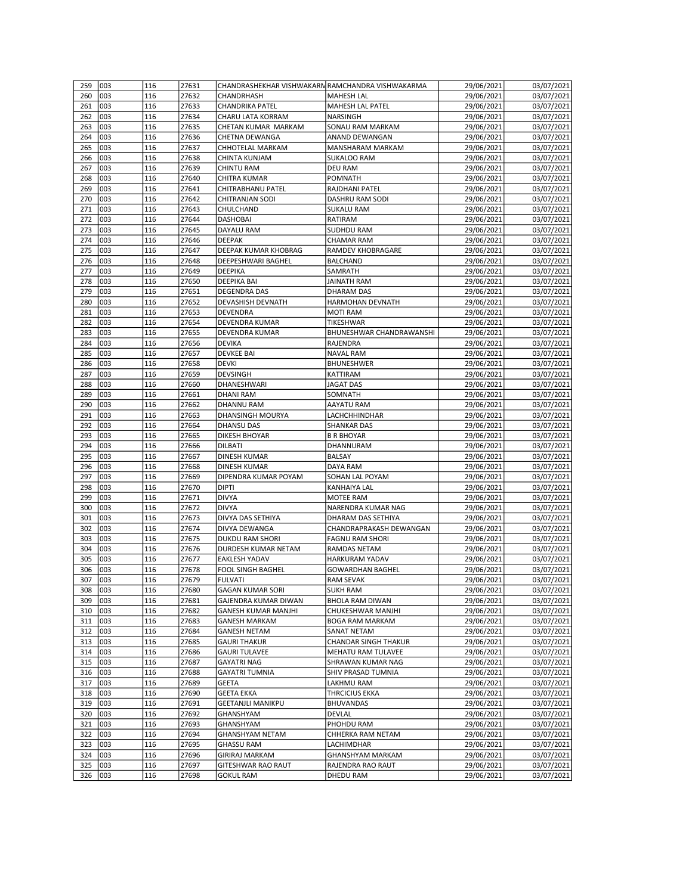| 259 | 003 | 116 | 27631 | CHANDRASHEKHAR VISHWAKARM | RAMCHANDRA VISHWAKARMA | 29/06/2021 | 03/07/2021 |
|---|---|---|---|---|---|---|---|
| 260 | 003 | 116 | 27632 | CHANDRHASH | MAHESH LAL | 29/06/2021 | 03/07/2021 |
| 261 | 003 | 116 | 27633 | CHANDRIKA PATEL | MAHESH LAL PATEL | 29/06/2021 | 03/07/2021 |
| 262 | 003 | 116 | 27634 | CHARU LATA KORRAM | NARSINGH | 29/06/2021 | 03/07/2021 |
| 263 | 003 | 116 | 27635 | CHETAN KUMAR MARKAM | SONAU RAM MARKAM | 29/06/2021 | 03/07/2021 |
| 264 | 003 | 116 | 27636 | CHETNA DEWANGA | ANAND DEWANGAN | 29/06/2021 | 03/07/2021 |
| 265 | 003 | 116 | 27637 | CHHOTELAL MARKAM | MANSHARAM MARKAM | 29/06/2021 | 03/07/2021 |
| 266 | 003 | 116 | 27638 | CHINTA KUNJAM | SUKALOO RAM | 29/06/2021 | 03/07/2021 |
| 267 | 003 | 116 | 27639 | CHINTU RAM | DEU RAM | 29/06/2021 | 03/07/2021 |
| 268 | 003 | 116 | 27640 | CHITRA KUMAR | POMNATH | 29/06/2021 | 03/07/2021 |
| 269 | 003 | 116 | 27641 | CHITRABHANU PATEL | RAJDHANI PATEL | 29/06/2021 | 03/07/2021 |
| 270 | 003 | 116 | 27642 | CHITRANJAN SODI | DASHRU RAM SODI | 29/06/2021 | 03/07/2021 |
| 271 | 003 | 116 | 27643 | CHULCHAND | SUKALU RAM | 29/06/2021 | 03/07/2021 |
| 272 | 003 | 116 | 27644 | DASHOBAI | RATIRAM | 29/06/2021 | 03/07/2021 |
| 273 | 003 | 116 | 27645 | DAYALU RAM | SUDHDU RAM | 29/06/2021 | 03/07/2021 |
| 274 | 003 | 116 | 27646 | DEEPAK | CHAMAR RAM | 29/06/2021 | 03/07/2021 |
| 275 | 003 | 116 | 27647 | DEEPAK KUMAR KHOBRAG | RAMDEV KHOBRAGARE | 29/06/2021 | 03/07/2021 |
| 276 | 003 | 116 | 27648 | DEEPESHWARI BAGHEL | BALCHAND | 29/06/2021 | 03/07/2021 |
| 277 | 003 | 116 | 27649 | DEEPIKA | SAMRATH | 29/06/2021 | 03/07/2021 |
| 278 | 003 | 116 | 27650 | DEEPIKA BAI | JAINATH RAM | 29/06/2021 | 03/07/2021 |
| 279 | 003 | 116 | 27651 | DEGENDRA DAS | DHARAM DAS | 29/06/2021 | 03/07/2021 |
| 280 | 003 | 116 | 27652 | DEVASHISH DEVNATH | HARMOHAN DEVNATH | 29/06/2021 | 03/07/2021 |
| 281 | 003 | 116 | 27653 | DEVENDRA | MOTI RAM | 29/06/2021 | 03/07/2021 |
| 282 | 003 | 116 | 27654 | DEVENDRA KUMAR | TIKESHWAR | 29/06/2021 | 03/07/2021 |
| 283 | 003 | 116 | 27655 | DEVENDRA KUMAR | BHUNESHWAR CHANDRAWANSHI | 29/06/2021 | 03/07/2021 |
| 284 | 003 | 116 | 27656 | DEVIKA | RAJENDRA | 29/06/2021 | 03/07/2021 |
| 285 | 003 | 116 | 27657 | DEVKEE BAI | NAVAL RAM | 29/06/2021 | 03/07/2021 |
| 286 | 003 | 116 | 27658 | DEVKI | BHUNESHWER | 29/06/2021 | 03/07/2021 |
| 287 | 003 | 116 | 27659 | DEVSINGH | KATTIRAM | 29/06/2021 | 03/07/2021 |
| 288 | 003 | 116 | 27660 | DHANESHWARI | JAGAT DAS | 29/06/2021 | 03/07/2021 |
| 289 | 003 | 116 | 27661 | DHANI RAM | SOMNATH | 29/06/2021 | 03/07/2021 |
| 290 | 003 | 116 | 27662 | DHANNU RAM | AAYATU RAM | 29/06/2021 | 03/07/2021 |
| 291 | 003 | 116 | 27663 | DHANSINGH MOURYA | LACHCHHINDHAR | 29/06/2021 | 03/07/2021 |
| 292 | 003 | 116 | 27664 | DHANSU DAS | SHANKAR DAS | 29/06/2021 | 03/07/2021 |
| 293 | 003 | 116 | 27665 | DIKESH BHOYAR | B R BHOYAR | 29/06/2021 | 03/07/2021 |
| 294 | 003 | 116 | 27666 | DILBATI | DHANNURAM | 29/06/2021 | 03/07/2021 |
| 295 | 003 | 116 | 27667 | DINESH KUMAR | BALSAY | 29/06/2021 | 03/07/2021 |
| 296 | 003 | 116 | 27668 | DINESH KUMAR | DAYA RAM | 29/06/2021 | 03/07/2021 |
| 297 | 003 | 116 | 27669 | DIPENDRA KUMAR POYAM | SOHAN LAL POYAM | 29/06/2021 | 03/07/2021 |
| 298 | 003 | 116 | 27670 | DIPTI | KANHAIYA LAL | 29/06/2021 | 03/07/2021 |
| 299 | 003 | 116 | 27671 | DIVYA | MOTEE RAM | 29/06/2021 | 03/07/2021 |
| 300 | 003 | 116 | 27672 | DIVYA | NARENDRA KUMAR NAG | 29/06/2021 | 03/07/2021 |
| 301 | 003 | 116 | 27673 | DIVYA DAS SETHIYA | DHARAM DAS SETHIYA | 29/06/2021 | 03/07/2021 |
| 302 | 003 | 116 | 27674 | DIVYA DEWANGA | CHANDRAPRAKASH DEWANGAN | 29/06/2021 | 03/07/2021 |
| 303 | 003 | 116 | 27675 | DUKDU RAM SHORI | FAGNU RAM SHORI | 29/06/2021 | 03/07/2021 |
| 304 | 003 | 116 | 27676 | DURDESH KUMAR NETAM | RAMDAS NETAM | 29/06/2021 | 03/07/2021 |
| 305 | 003 | 116 | 27677 | EAKLESH YADAV | HARKURAM YADAV | 29/06/2021 | 03/07/2021 |
| 306 | 003 | 116 | 27678 | FOOL SINGH BAGHEL | GOWARDHAN BAGHEL | 29/06/2021 | 03/07/2021 |
| 307 | 003 | 116 | 27679 | FULVATI | RAM SEVAK | 29/06/2021 | 03/07/2021 |
| 308 | 003 | 116 | 27680 | GAGAN KUMAR SORI | SUKH RAM | 29/06/2021 | 03/07/2021 |
| 309 | 003 | 116 | 27681 | GAJENDRA KUMAR DIWAN | BHOLA RAM DIWAN | 29/06/2021 | 03/07/2021 |
| 310 | 003 | 116 | 27682 | GANESH KUMAR MANJHI | CHUKESHWAR MANJHI | 29/06/2021 | 03/07/2021 |
| 311 | 003 | 116 | 27683 | GANESH MARKAM | BOGA RAM MARKAM | 29/06/2021 | 03/07/2021 |
| 312 | 003 | 116 | 27684 | GANESH NETAM | SANAT NETAM | 29/06/2021 | 03/07/2021 |
| 313 | 003 | 116 | 27685 | GAURI THAKUR | CHANDAR SINGH THAKUR | 29/06/2021 | 03/07/2021 |
| 314 | 003 | 116 | 27686 | GAURI TULAVEE | MEHATU RAM TULAVEE | 29/06/2021 | 03/07/2021 |
| 315 | 003 | 116 | 27687 | GAYATRI NAG | SHRAWAN KUMAR NAG | 29/06/2021 | 03/07/2021 |
| 316 | 003 | 116 | 27688 | GAYATRI TUMNIA | SHIV PRASAD TUMNIA | 29/06/2021 | 03/07/2021 |
| 317 | 003 | 116 | 27689 | GEETA | LAKHMU RAM | 29/06/2021 | 03/07/2021 |
| 318 | 003 | 116 | 27690 | GEETA EKKA | THRCICIUS EKKA | 29/06/2021 | 03/07/2021 |
| 319 | 003 | 116 | 27691 | GEETANJLI MANIKPU | BHUVANDAS | 29/06/2021 | 03/07/2021 |
| 320 | 003 | 116 | 27692 | GHANSHYAM | DEVLAL | 29/06/2021 | 03/07/2021 |
| 321 | 003 | 116 | 27693 | GHANSHYAM | PHOHDU RAM | 29/06/2021 | 03/07/2021 |
| 322 | 003 | 116 | 27694 | GHANSHYAM NETAM | CHHERKA RAM NETAM | 29/06/2021 | 03/07/2021 |
| 323 | 003 | 116 | 27695 | GHASSU RAM | LACHIMDHAR | 29/06/2021 | 03/07/2021 |
| 324 | 003 | 116 | 27696 | GIRIRAJ MARKAM | GHANSHYAM MARKAM | 29/06/2021 | 03/07/2021 |
| 325 | 003 | 116 | 27697 | GITESHWAR RAO RAUT | RAJENDRA RAO RAUT | 29/06/2021 | 03/07/2021 |
| 326 | 003 | 116 | 27698 | GOKUL RAM | DHEDU RAM | 29/06/2021 | 03/07/2021 |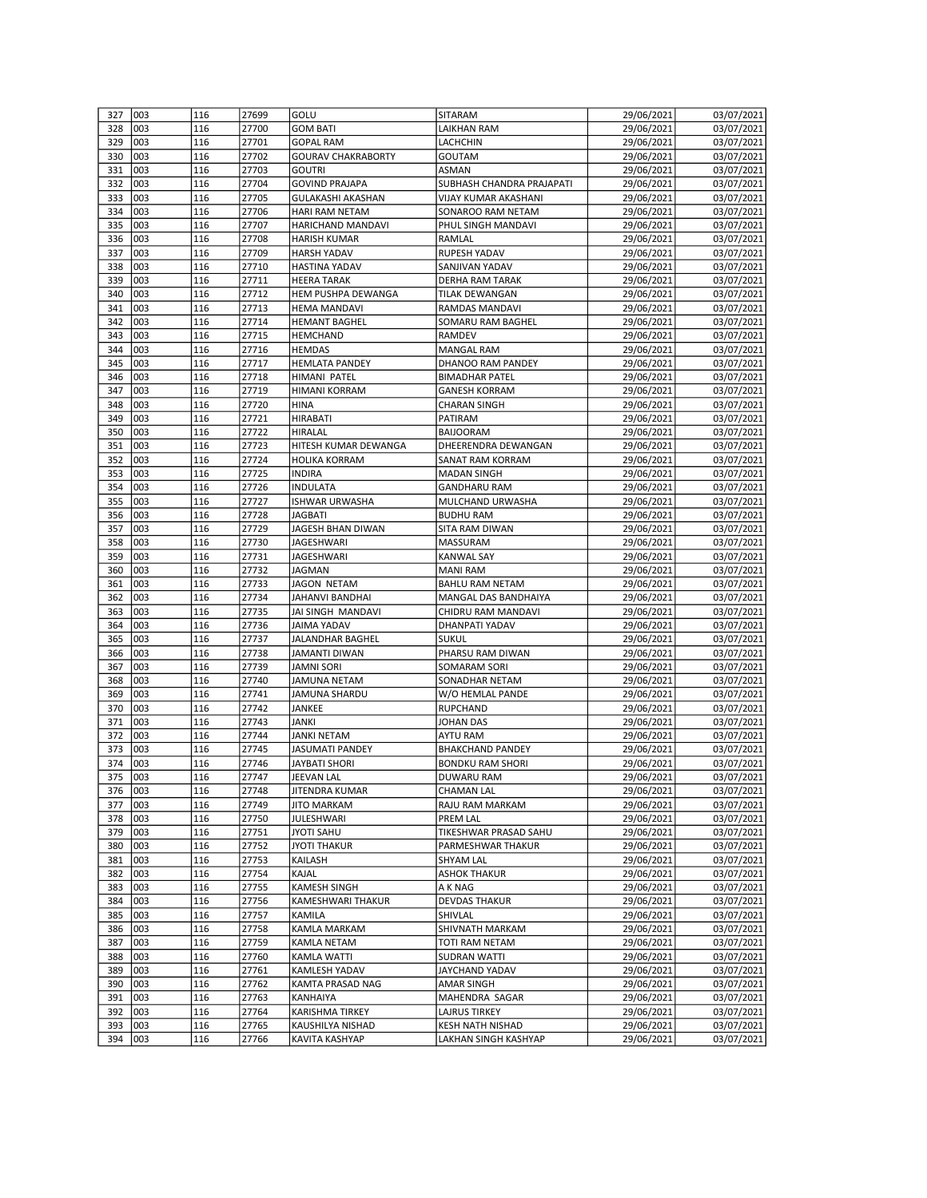| 327 | 003 | 116 | 27699 | GOLU | SITARAM | 29/06/2021 | 03/07/2021 |
|---|---|---|---|---|---|---|---|
| 328 | 003 | 116 | 27700 | GOM BATI | LAIKHAN RAM | 29/06/2021 | 03/07/2021 |
| 329 | 003 | 116 | 27701 | GOPAL RAM | LACHCHIN | 29/06/2021 | 03/07/2021 |
| 330 | 003 | 116 | 27702 | GOURAV CHAKRABORTY | GOUTAM | 29/06/2021 | 03/07/2021 |
| 331 | 003 | 116 | 27703 | GOUTRI | ASMAN | 29/06/2021 | 03/07/2021 |
| 332 | 003 | 116 | 27704 | GOVIND PRAJAPA | SUBHASH CHANDRA PRAJAPATI | 29/06/2021 | 03/07/2021 |
| 333 | 003 | 116 | 27705 | GULAKASHI AKASHAN | VIJAY KUMAR AKASHANI | 29/06/2021 | 03/07/2021 |
| 334 | 003 | 116 | 27706 | HARI RAM NETAM | SONAROO RAM NETAM | 29/06/2021 | 03/07/2021 |
| 335 | 003 | 116 | 27707 | HARICHAND MANDAVI | PHUL SINGH MANDAVI | 29/06/2021 | 03/07/2021 |
| 336 | 003 | 116 | 27708 | HARISH KUMAR | RAMLAL | 29/06/2021 | 03/07/2021 |
| 337 | 003 | 116 | 27709 | HARSH YADAV | RUPESH YADAV | 29/06/2021 | 03/07/2021 |
| 338 | 003 | 116 | 27710 | HASTINA YADAV | SANJIVAN YADAV | 29/06/2021 | 03/07/2021 |
| 339 | 003 | 116 | 27711 | HEERA TARAK | DERHA RAM TARAK | 29/06/2021 | 03/07/2021 |
| 340 | 003 | 116 | 27712 | HEM PUSHPA DEWANGA | TILAK DEWANGAN | 29/06/2021 | 03/07/2021 |
| 341 | 003 | 116 | 27713 | HEMA MANDAVI | RAMDAS MANDAVI | 29/06/2021 | 03/07/2021 |
| 342 | 003 | 116 | 27714 | HEMANT BAGHEL | SOMARU RAM BAGHEL | 29/06/2021 | 03/07/2021 |
| 343 | 003 | 116 | 27715 | HEMCHAND | RAMDEV | 29/06/2021 | 03/07/2021 |
| 344 | 003 | 116 | 27716 | HEMDAS | MANGAL RAM | 29/06/2021 | 03/07/2021 |
| 345 | 003 | 116 | 27717 | HEMLATA PANDEY | DHANOO RAM PANDEY | 29/06/2021 | 03/07/2021 |
| 346 | 003 | 116 | 27718 | HIMANI PATEL | BIMADHAR PATEL | 29/06/2021 | 03/07/2021 |
| 347 | 003 | 116 | 27719 | HIMANI KORRAM | GANESH KORRAM | 29/06/2021 | 03/07/2021 |
| 348 | 003 | 116 | 27720 | HINA | CHARAN SINGH | 29/06/2021 | 03/07/2021 |
| 349 | 003 | 116 | 27721 | HIRABATI | PATIRAM | 29/06/2021 | 03/07/2021 |
| 350 | 003 | 116 | 27722 | HIRALAL | BAIJOORAM | 29/06/2021 | 03/07/2021 |
| 351 | 003 | 116 | 27723 | HITESH KUMAR DEWANGA | DHEERENDRA DEWANGAN | 29/06/2021 | 03/07/2021 |
| 352 | 003 | 116 | 27724 | HOLIKA KORRAM | SANAT RAM KORRAM | 29/06/2021 | 03/07/2021 |
| 353 | 003 | 116 | 27725 | INDIRA | MADAN SINGH | 29/06/2021 | 03/07/2021 |
| 354 | 003 | 116 | 27726 | INDULATA | GANDHARU RAM | 29/06/2021 | 03/07/2021 |
| 355 | 003 | 116 | 27727 | ISHWAR URWASHA | MULCHAND URWASHA | 29/06/2021 | 03/07/2021 |
| 356 | 003 | 116 | 27728 | JAGBATI | BUDHU RAM | 29/06/2021 | 03/07/2021 |
| 357 | 003 | 116 | 27729 | JAGESH BHAN DIWAN | SITA RAM DIWAN | 29/06/2021 | 03/07/2021 |
| 358 | 003 | 116 | 27730 | JAGESHWARI | MASSURAM | 29/06/2021 | 03/07/2021 |
| 359 | 003 | 116 | 27731 | JAGESHWARI | KANWAL SAY | 29/06/2021 | 03/07/2021 |
| 360 | 003 | 116 | 27732 | JAGMAN | MANI RAM | 29/06/2021 | 03/07/2021 |
| 361 | 003 | 116 | 27733 | JAGON NETAM | BAHLU RAM NETAM | 29/06/2021 | 03/07/2021 |
| 362 | 003 | 116 | 27734 | JAHANVI BANDHAI | MANGAL DAS BANDHAIYA | 29/06/2021 | 03/07/2021 |
| 363 | 003 | 116 | 27735 | JAI SINGH MANDAVI | CHIDRU RAM MANDAVI | 29/06/2021 | 03/07/2021 |
| 364 | 003 | 116 | 27736 | JAIMA YADAV | DHANPATI YADAV | 29/06/2021 | 03/07/2021 |
| 365 | 003 | 116 | 27737 | JALANDHAR BAGHEL | SUKUL | 29/06/2021 | 03/07/2021 |
| 366 | 003 | 116 | 27738 | JAMANTI DIWAN | PHARSU RAM DIWAN | 29/06/2021 | 03/07/2021 |
| 367 | 003 | 116 | 27739 | JAMNI SORI | SOMARAM SORI | 29/06/2021 | 03/07/2021 |
| 368 | 003 | 116 | 27740 | JAMUNA NETAM | SONADHAR NETAM | 29/06/2021 | 03/07/2021 |
| 369 | 003 | 116 | 27741 | JAMUNA SHARDU | W/O HEMLAL PANDE | 29/06/2021 | 03/07/2021 |
| 370 | 003 | 116 | 27742 | JANKEE | RUPCHAND | 29/06/2021 | 03/07/2021 |
| 371 | 003 | 116 | 27743 | JANKI | JOHAN DAS | 29/06/2021 | 03/07/2021 |
| 372 | 003 | 116 | 27744 | JANKI NETAM | AYTU RAM | 29/06/2021 | 03/07/2021 |
| 373 | 003 | 116 | 27745 | JASUMATI PANDEY | BHAKCHAND PANDEY | 29/06/2021 | 03/07/2021 |
| 374 | 003 | 116 | 27746 | JAYBATI SHORI | BONDKU RAM SHORI | 29/06/2021 | 03/07/2021 |
| 375 | 003 | 116 | 27747 | JEEVAN LAL | DUWARU RAM | 29/06/2021 | 03/07/2021 |
| 376 | 003 | 116 | 27748 | JITENDRA KUMAR | CHAMAN LAL | 29/06/2021 | 03/07/2021 |
| 377 | 003 | 116 | 27749 | JITO MARKAM | RAJU RAM MARKAM | 29/06/2021 | 03/07/2021 |
| 378 | 003 | 116 | 27750 | JULESHWARI | PREM LAL | 29/06/2021 | 03/07/2021 |
| 379 | 003 | 116 | 27751 | JYOTI SAHU | TIKESHWAR PRASAD SAHU | 29/06/2021 | 03/07/2021 |
| 380 | 003 | 116 | 27752 | JYOTI THAKUR | PARMESHWAR THAKUR | 29/06/2021 | 03/07/2021 |
| 381 | 003 | 116 | 27753 | KAILASH | SHYAM LAL | 29/06/2021 | 03/07/2021 |
| 382 | 003 | 116 | 27754 | KAJAL | ASHOK THAKUR | 29/06/2021 | 03/07/2021 |
| 383 | 003 | 116 | 27755 | KAMESH SINGH | A K NAG | 29/06/2021 | 03/07/2021 |
| 384 | 003 | 116 | 27756 | KAMESHWARI THAKUR | DEVDAS THAKUR | 29/06/2021 | 03/07/2021 |
| 385 | 003 | 116 | 27757 | KAMILA | SHIVLAL | 29/06/2021 | 03/07/2021 |
| 386 | 003 | 116 | 27758 | KAMLA MARKAM | SHIVNATH MARKAM | 29/06/2021 | 03/07/2021 |
| 387 | 003 | 116 | 27759 | KAMLA NETAM | TOTI RAM NETAM | 29/06/2021 | 03/07/2021 |
| 388 | 003 | 116 | 27760 | KAMLA WATTI | SUDRAN WATTI | 29/06/2021 | 03/07/2021 |
| 389 | 003 | 116 | 27761 | KAMLESH YADAV | JAYCHAND YADAV | 29/06/2021 | 03/07/2021 |
| 390 | 003 | 116 | 27762 | KAMTA PRASAD NAG | AMAR SINGH | 29/06/2021 | 03/07/2021 |
| 391 | 003 | 116 | 27763 | KANHAIYA | MAHENDRA SAGAR | 29/06/2021 | 03/07/2021 |
| 392 | 003 | 116 | 27764 | KARISHMA TIRKEY | LAJRUS TIRKEY | 29/06/2021 | 03/07/2021 |
| 393 | 003 | 116 | 27765 | KAUSHILYA NISHAD | KESH NATH NISHAD | 29/06/2021 | 03/07/2021 |
| 394 | 003 | 116 | 27766 | KAVITA KASHYAP | LAKHAN SINGH KASHYAP | 29/06/2021 | 03/07/2021 |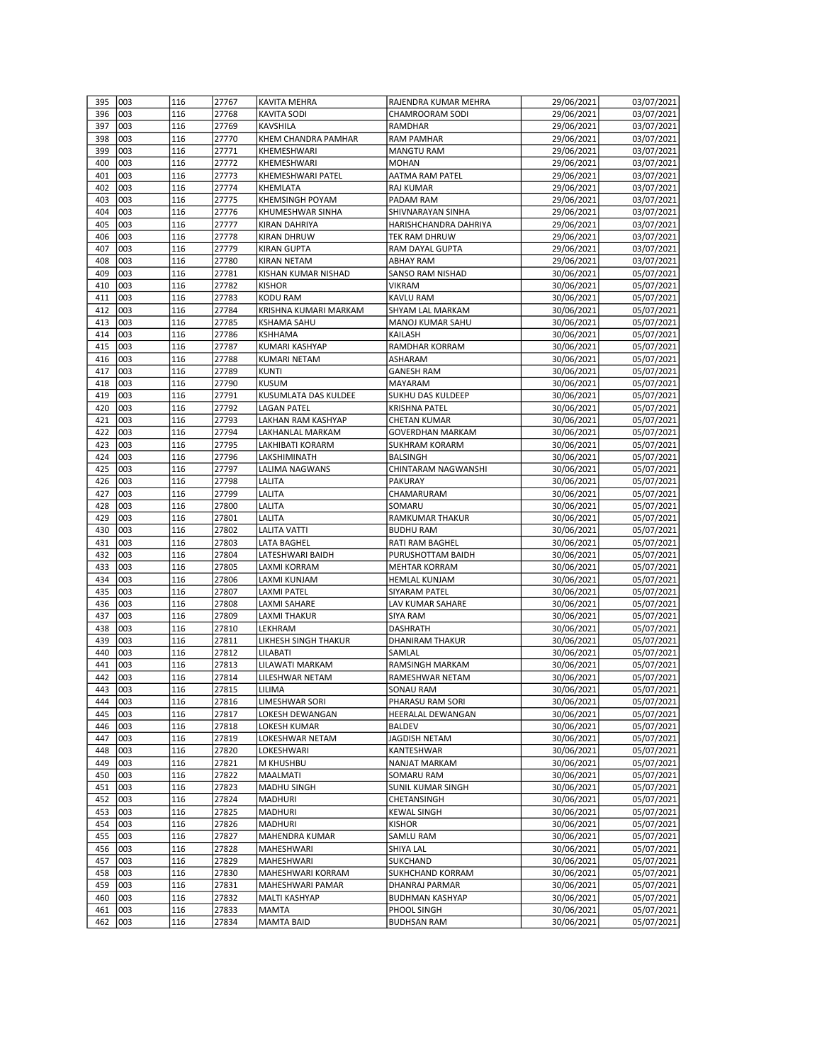| 395 | 003 | 116 | 27767 | KAVITA MEHRA | RAJENDRA KUMAR MEHRA | 29/06/2021 | 03/07/2021 |
|---|---|---|---|---|---|---|---|
| 396 | 003 | 116 | 27768 | KAVITA SODI | CHAMROORAM SODI | 29/06/2021 | 03/07/2021 |
| 397 | 003 | 116 | 27769 | KAVSHILA | RAMDHAR | 29/06/2021 | 03/07/2021 |
| 398 | 003 | 116 | 27770 | KHEM CHANDRA PAMHAR | RAM PAMHAR | 29/06/2021 | 03/07/2021 |
| 399 | 003 | 116 | 27771 | KHEMESHWARI | MANGTU RAM | 29/06/2021 | 03/07/2021 |
| 400 | 003 | 116 | 27772 | KHEMESHWARI | MOHAN | 29/06/2021 | 03/07/2021 |
| 401 | 003 | 116 | 27773 | KHEMESHWARI PATEL | AATMA RAM PATEL | 29/06/2021 | 03/07/2021 |
| 402 | 003 | 116 | 27774 | KHEMLATA | RAJ KUMAR | 29/06/2021 | 03/07/2021 |
| 403 | 003 | 116 | 27775 | KHEMSINGH POYAM | PADAM RAM | 29/06/2021 | 03/07/2021 |
| 404 | 003 | 116 | 27776 | KHUMESHWAR SINHA | SHIVNARAYAN SINHA | 29/06/2021 | 03/07/2021 |
| 405 | 003 | 116 | 27777 | KIRAN DAHRIYA | HARISHCHANDRA DAHRIYA | 29/06/2021 | 03/07/2021 |
| 406 | 003 | 116 | 27778 | KIRAN DHRUW | TEK RAM DHRUW | 29/06/2021 | 03/07/2021 |
| 407 | 003 | 116 | 27779 | KIRAN GUPTA | RAM DAYAL GUPTA | 29/06/2021 | 03/07/2021 |
| 408 | 003 | 116 | 27780 | KIRAN NETAM | ABHAY RAM | 29/06/2021 | 03/07/2021 |
| 409 | 003 | 116 | 27781 | KISHAN KUMAR NISHAD | SANSO RAM NISHAD | 30/06/2021 | 05/07/2021 |
| 410 | 003 | 116 | 27782 | KISHOR | VIKRAM | 30/06/2021 | 05/07/2021 |
| 411 | 003 | 116 | 27783 | KODU RAM | KAVLU RAM | 30/06/2021 | 05/07/2021 |
| 412 | 003 | 116 | 27784 | KRISHNA KUMARI MARKAM | SHYAM LAL MARKAM | 30/06/2021 | 05/07/2021 |
| 413 | 003 | 116 | 27785 | KSHAMA SAHU | MANOJ KUMAR SAHU | 30/06/2021 | 05/07/2021 |
| 414 | 003 | 116 | 27786 | KSHHAMA | KAILASH | 30/06/2021 | 05/07/2021 |
| 415 | 003 | 116 | 27787 | KUMARI KASHYAP | RAMDHAR KORRAM | 30/06/2021 | 05/07/2021 |
| 416 | 003 | 116 | 27788 | KUMARI NETAM | ASHARAM | 30/06/2021 | 05/07/2021 |
| 417 | 003 | 116 | 27789 | KUNTI | GANESH RAM | 30/06/2021 | 05/07/2021 |
| 418 | 003 | 116 | 27790 | KUSUM | MAYARAM | 30/06/2021 | 05/07/2021 |
| 419 | 003 | 116 | 27791 | KUSUMLATA DAS KULDEE | SUKHU DAS KULDEEP | 30/06/2021 | 05/07/2021 |
| 420 | 003 | 116 | 27792 | LAGAN PATEL | KRISHNA PATEL | 30/06/2021 | 05/07/2021 |
| 421 | 003 | 116 | 27793 | LAKHAN RAM KASHYAP | CHETAN KUMAR | 30/06/2021 | 05/07/2021 |
| 422 | 003 | 116 | 27794 | LAKHANLAL MARKAM | GOVERDHAN MARKAM | 30/06/2021 | 05/07/2021 |
| 423 | 003 | 116 | 27795 | LAKHIBATI KORARM | SUKHRAM KORARM | 30/06/2021 | 05/07/2021 |
| 424 | 003 | 116 | 27796 | LAKSHIMINATH | BALSINGH | 30/06/2021 | 05/07/2021 |
| 425 | 003 | 116 | 27797 | LALIMA NAGWANS | CHINTARAM NAGWANSHI | 30/06/2021 | 05/07/2021 |
| 426 | 003 | 116 | 27798 | LALITA | PAKURAY | 30/06/2021 | 05/07/2021 |
| 427 | 003 | 116 | 27799 | LALITA | CHAMARURAM | 30/06/2021 | 05/07/2021 |
| 428 | 003 | 116 | 27800 | LALITA | SOMARU | 30/06/2021 | 05/07/2021 |
| 429 | 003 | 116 | 27801 | LALITA | RAMKUMAR THAKUR | 30/06/2021 | 05/07/2021 |
| 430 | 003 | 116 | 27802 | LALITA VATTI | BUDHU RAM | 30/06/2021 | 05/07/2021 |
| 431 | 003 | 116 | 27803 | LATA BAGHEL | RATI RAM BAGHEL | 30/06/2021 | 05/07/2021 |
| 432 | 003 | 116 | 27804 | LATESHWARI BAIDH | PURUSHOTTAM BAIDH | 30/06/2021 | 05/07/2021 |
| 433 | 003 | 116 | 27805 | LAXMI KORRAM | MEHTAR KORRAM | 30/06/2021 | 05/07/2021 |
| 434 | 003 | 116 | 27806 | LAXMI KUNJAM | HEMLAL KUNJAM | 30/06/2021 | 05/07/2021 |
| 435 | 003 | 116 | 27807 | LAXMI PATEL | SIYARAM PATEL | 30/06/2021 | 05/07/2021 |
| 436 | 003 | 116 | 27808 | LAXMI SAHARE | LAV KUMAR SAHARE | 30/06/2021 | 05/07/2021 |
| 437 | 003 | 116 | 27809 | LAXMI THAKUR | SIYA RAM | 30/06/2021 | 05/07/2021 |
| 438 | 003 | 116 | 27810 | LEKHRAM | DASHRATH | 30/06/2021 | 05/07/2021 |
| 439 | 003 | 116 | 27811 | LIKHESH SINGH THAKUR | DHANIRAM THAKUR | 30/06/2021 | 05/07/2021 |
| 440 | 003 | 116 | 27812 | LILABATI | SAMLAL | 30/06/2021 | 05/07/2021 |
| 441 | 003 | 116 | 27813 | LILAWATI MARKAM | RAMSINGH MARKAM | 30/06/2021 | 05/07/2021 |
| 442 | 003 | 116 | 27814 | LILESHWAR NETAM | RAMESHWAR NETAM | 30/06/2021 | 05/07/2021 |
| 443 | 003 | 116 | 27815 | LILIMA | SONAU RAM | 30/06/2021 | 05/07/2021 |
| 444 | 003 | 116 | 27816 | LIMESHWAR SORI | PHARASU RAM SORI | 30/06/2021 | 05/07/2021 |
| 445 | 003 | 116 | 27817 | LOKESH DEWANGAN | HEERALAL DEWANGAN | 30/06/2021 | 05/07/2021 |
| 446 | 003 | 116 | 27818 | LOKESH KUMAR | BALDEV | 30/06/2021 | 05/07/2021 |
| 447 | 003 | 116 | 27819 | LOKESHWAR NETAM | JAGDISH NETAM | 30/06/2021 | 05/07/2021 |
| 448 | 003 | 116 | 27820 | LOKESHWARI | KANTESHWAR | 30/06/2021 | 05/07/2021 |
| 449 | 003 | 116 | 27821 | M KHUSHBU | NANJAT MARKAM | 30/06/2021 | 05/07/2021 |
| 450 | 003 | 116 | 27822 | MAALMATI | SOMARU RAM | 30/06/2021 | 05/07/2021 |
| 451 | 003 | 116 | 27823 | MADHU SINGH | SUNIL KUMAR SINGH | 30/06/2021 | 05/07/2021 |
| 452 | 003 | 116 | 27824 | MADHURI | CHETANSINGH | 30/06/2021 | 05/07/2021 |
| 453 | 003 | 116 | 27825 | MADHURI | KEWAL SINGH | 30/06/2021 | 05/07/2021 |
| 454 | 003 | 116 | 27826 | MADHURI | KISHOR | 30/06/2021 | 05/07/2021 |
| 455 | 003 | 116 | 27827 | MAHENDRA KUMAR | SAMLU RAM | 30/06/2021 | 05/07/2021 |
| 456 | 003 | 116 | 27828 | MAHESHWARI | SHIYA LAL | 30/06/2021 | 05/07/2021 |
| 457 | 003 | 116 | 27829 | MAHESHWARI | SUKCHAND | 30/06/2021 | 05/07/2021 |
| 458 | 003 | 116 | 27830 | MAHESHWARI KORRAM | SUKHCHAND KORRAM | 30/06/2021 | 05/07/2021 |
| 459 | 003 | 116 | 27831 | MAHESHWARI PAMAR | DHANRAJ PARMAR | 30/06/2021 | 05/07/2021 |
| 460 | 003 | 116 | 27832 | MALTI KASHYAP | BUDHMAN KASHYAP | 30/06/2021 | 05/07/2021 |
| 461 | 003 | 116 | 27833 | MAMTA | PHOOL SINGH | 30/06/2021 | 05/07/2021 |
| 462 | 003 | 116 | 27834 | MAMTA BAID | BUDHSAN RAM | 30/06/2021 | 05/07/2021 |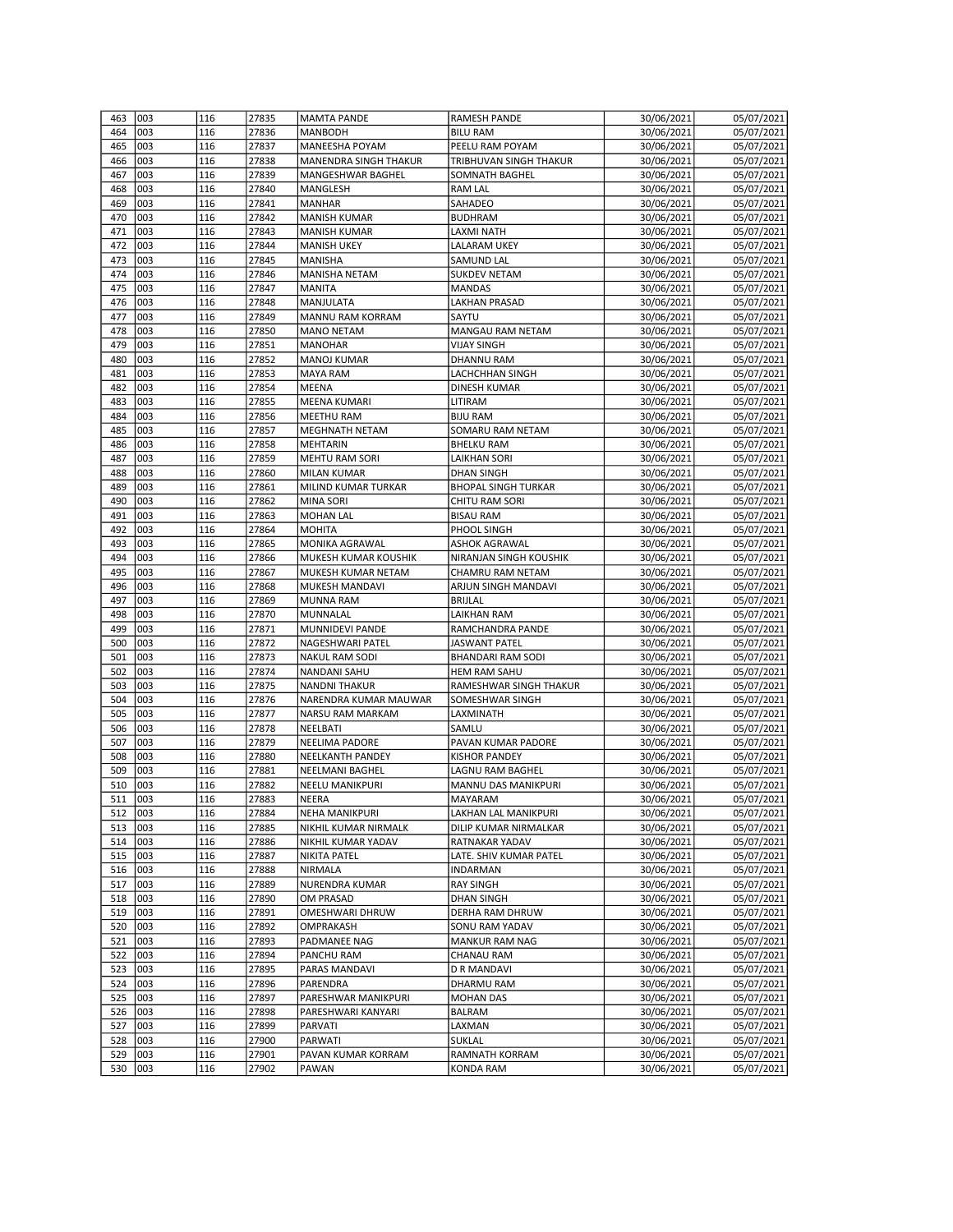| 463 | 003 | 116 | 27835 | MAMTA PANDE | RAMESH PANDE | 30/06/2021 | 05/07/2021 |
|---|---|---|---|---|---|---|---|
| 464 | 003 | 116 | 27836 | MANBODH | BILU RAM | 30/06/2021 | 05/07/2021 |
| 465 | 003 | 116 | 27837 | MANEESHA POYAM | PEELU RAM POYAM | 30/06/2021 | 05/07/2021 |
| 466 | 003 | 116 | 27838 | MANENDRA SINGH THAKUR | TRIBHUVAN SINGH THAKUR | 30/06/2021 | 05/07/2021 |
| 467 | 003 | 116 | 27839 | MANGESHWAR BAGHEL | SOMNATH BAGHEL | 30/06/2021 | 05/07/2021 |
| 468 | 003 | 116 | 27840 | MANGLESH | RAM LAL | 30/06/2021 | 05/07/2021 |
| 469 | 003 | 116 | 27841 | MANHAR | SAHADEO | 30/06/2021 | 05/07/2021 |
| 470 | 003 | 116 | 27842 | MANISH KUMAR | BUDHRAM | 30/06/2021 | 05/07/2021 |
| 471 | 003 | 116 | 27843 | MANISH KUMAR | LAXMI NATH | 30/06/2021 | 05/07/2021 |
| 472 | 003 | 116 | 27844 | MANISH UKEY | LALARAM UKEY | 30/06/2021 | 05/07/2021 |
| 473 | 003 | 116 | 27845 | MANISHA | SAMUND LAL | 30/06/2021 | 05/07/2021 |
| 474 | 003 | 116 | 27846 | MANISHA NETAM | SUKDEV NETAM | 30/06/2021 | 05/07/2021 |
| 475 | 003 | 116 | 27847 | MANITA | MANDAS | 30/06/2021 | 05/07/2021 |
| 476 | 003 | 116 | 27848 | MANJULATA | LAKHAN PRASAD | 30/06/2021 | 05/07/2021 |
| 477 | 003 | 116 | 27849 | MANNU RAM KORRAM | SAYTU | 30/06/2021 | 05/07/2021 |
| 478 | 003 | 116 | 27850 | MANO NETAM | MANGAU RAM NETAM | 30/06/2021 | 05/07/2021 |
| 479 | 003 | 116 | 27851 | MANOHAR | VIJAY SINGH | 30/06/2021 | 05/07/2021 |
| 480 | 003 | 116 | 27852 | MANOJ KUMAR | DHANNU RAM | 30/06/2021 | 05/07/2021 |
| 481 | 003 | 116 | 27853 | MAYA RAM | LACHCHHAN SINGH | 30/06/2021 | 05/07/2021 |
| 482 | 003 | 116 | 27854 | MEENA | DINESH KUMAR | 30/06/2021 | 05/07/2021 |
| 483 | 003 | 116 | 27855 | MEENA KUMARI | LITIRAM | 30/06/2021 | 05/07/2021 |
| 484 | 003 | 116 | 27856 | MEETHU RAM | BIJU RAM | 30/06/2021 | 05/07/2021 |
| 485 | 003 | 116 | 27857 | MEGHNATH NETAM | SOMARU RAM NETAM | 30/06/2021 | 05/07/2021 |
| 486 | 003 | 116 | 27858 | MEHTARIN | BHELKU RAM | 30/06/2021 | 05/07/2021 |
| 487 | 003 | 116 | 27859 | MEHTU RAM SORI | LAIKHAN SORI | 30/06/2021 | 05/07/2021 |
| 488 | 003 | 116 | 27860 | MILAN KUMAR | DHAN SINGH | 30/06/2021 | 05/07/2021 |
| 489 | 003 | 116 | 27861 | MILIND KUMAR TURKAR | BHOPAL SINGH TURKAR | 30/06/2021 | 05/07/2021 |
| 490 | 003 | 116 | 27862 | MINA SORI | CHITU RAM SORI | 30/06/2021 | 05/07/2021 |
| 491 | 003 | 116 | 27863 | MOHAN LAL | BISAU RAM | 30/06/2021 | 05/07/2021 |
| 492 | 003 | 116 | 27864 | MOHITA | PHOOL SINGH | 30/06/2021 | 05/07/2021 |
| 493 | 003 | 116 | 27865 | MONIKA AGRAWAL | ASHOK AGRAWAL | 30/06/2021 | 05/07/2021 |
| 494 | 003 | 116 | 27866 | MUKESH KUMAR KOUSHIK | NIRANJAN SINGH KOUSHIK | 30/06/2021 | 05/07/2021 |
| 495 | 003 | 116 | 27867 | MUKESH KUMAR NETAM | CHAMRU RAM NETAM | 30/06/2021 | 05/07/2021 |
| 496 | 003 | 116 | 27868 | MUKESH MANDAVI | ARJUN SINGH MANDAVI | 30/06/2021 | 05/07/2021 |
| 497 | 003 | 116 | 27869 | MUNNA RAM | BRIJLAL | 30/06/2021 | 05/07/2021 |
| 498 | 003 | 116 | 27870 | MUNNALAL | LAIKHAN RAM | 30/06/2021 | 05/07/2021 |
| 499 | 003 | 116 | 27871 | MUNNIDEVI PANDE | RAMCHANDRA PANDE | 30/06/2021 | 05/07/2021 |
| 500 | 003 | 116 | 27872 | NAGESHWARI PATEL | JASWANT PATEL | 30/06/2021 | 05/07/2021 |
| 501 | 003 | 116 | 27873 | NAKUL RAM SODI | BHANDARI RAM SODI | 30/06/2021 | 05/07/2021 |
| 502 | 003 | 116 | 27874 | NANDANI SAHU | HEM RAM SAHU | 30/06/2021 | 05/07/2021 |
| 503 | 003 | 116 | 27875 | NANDNI THAKUR | RAMESHWAR SINGH THAKUR | 30/06/2021 | 05/07/2021 |
| 504 | 003 | 116 | 27876 | NARENDRA KUMAR MAUWAR | SOMESHWAR SINGH | 30/06/2021 | 05/07/2021 |
| 505 | 003 | 116 | 27877 | NARSU RAM MARKAM | LAXMINATH | 30/06/2021 | 05/07/2021 |
| 506 | 003 | 116 | 27878 | NEELBATI | SAMLU | 30/06/2021 | 05/07/2021 |
| 507 | 003 | 116 | 27879 | NEELIMA PADORE | PAVAN KUMAR PADORE | 30/06/2021 | 05/07/2021 |
| 508 | 003 | 116 | 27880 | NEELKANTH PANDEY | KISHOR PANDEY | 30/06/2021 | 05/07/2021 |
| 509 | 003 | 116 | 27881 | NEELMANI BAGHEL | LAGNU RAM BAGHEL | 30/06/2021 | 05/07/2021 |
| 510 | 003 | 116 | 27882 | NEELU MANIKPURI | MANNU DAS MANIKPURI | 30/06/2021 | 05/07/2021 |
| 511 | 003 | 116 | 27883 | NEERA | MAYARAM | 30/06/2021 | 05/07/2021 |
| 512 | 003 | 116 | 27884 | NEHA MANIKPURI | LAKHAN LAL MANIKPURI | 30/06/2021 | 05/07/2021 |
| 513 | 003 | 116 | 27885 | NIKHIL KUMAR NIRMALK | DILIP KUMAR NIRMALKAR | 30/06/2021 | 05/07/2021 |
| 514 | 003 | 116 | 27886 | NIKHIL KUMAR YADAV | RATNAKAR YADAV | 30/06/2021 | 05/07/2021 |
| 515 | 003 | 116 | 27887 | NIKITA PATEL | LATE. SHIV KUMAR PATEL | 30/06/2021 | 05/07/2021 |
| 516 | 003 | 116 | 27888 | NIRMALA | INDARMAN | 30/06/2021 | 05/07/2021 |
| 517 | 003 | 116 | 27889 | NURENDRA KUMAR | RAY SINGH | 30/06/2021 | 05/07/2021 |
| 518 | 003 | 116 | 27890 | OM PRASAD | DHAN SINGH | 30/06/2021 | 05/07/2021 |
| 519 | 003 | 116 | 27891 | OMESHWARI DHRUW | DERHA RAM DHRUW | 30/06/2021 | 05/07/2021 |
| 520 | 003 | 116 | 27892 | OMPRAKASH | SONU RAM YADAV | 30/06/2021 | 05/07/2021 |
| 521 | 003 | 116 | 27893 | PADMANEE NAG | MANKUR RAM NAG | 30/06/2021 | 05/07/2021 |
| 522 | 003 | 116 | 27894 | PANCHU RAM | CHANAU RAM | 30/06/2021 | 05/07/2021 |
| 523 | 003 | 116 | 27895 | PARAS MANDAVI | D R MANDAVI | 30/06/2021 | 05/07/2021 |
| 524 | 003 | 116 | 27896 | PARENDRA | DHARMU RAM | 30/06/2021 | 05/07/2021 |
| 525 | 003 | 116 | 27897 | PARESHWAR MANIKPURI | MOHAN DAS | 30/06/2021 | 05/07/2021 |
| 526 | 003 | 116 | 27898 | PARESHWARI KANYARI | BALRAM | 30/06/2021 | 05/07/2021 |
| 527 | 003 | 116 | 27899 | PARVATI | LAXMAN | 30/06/2021 | 05/07/2021 |
| 528 | 003 | 116 | 27900 | PARWATI | SUKLAL | 30/06/2021 | 05/07/2021 |
| 529 | 003 | 116 | 27901 | PAVAN KUMAR KORRAM | RAMNATH KORRAM | 30/06/2021 | 05/07/2021 |
| 530 | 003 | 116 | 27902 | PAWAN | KONDA RAM | 30/06/2021 | 05/07/2021 |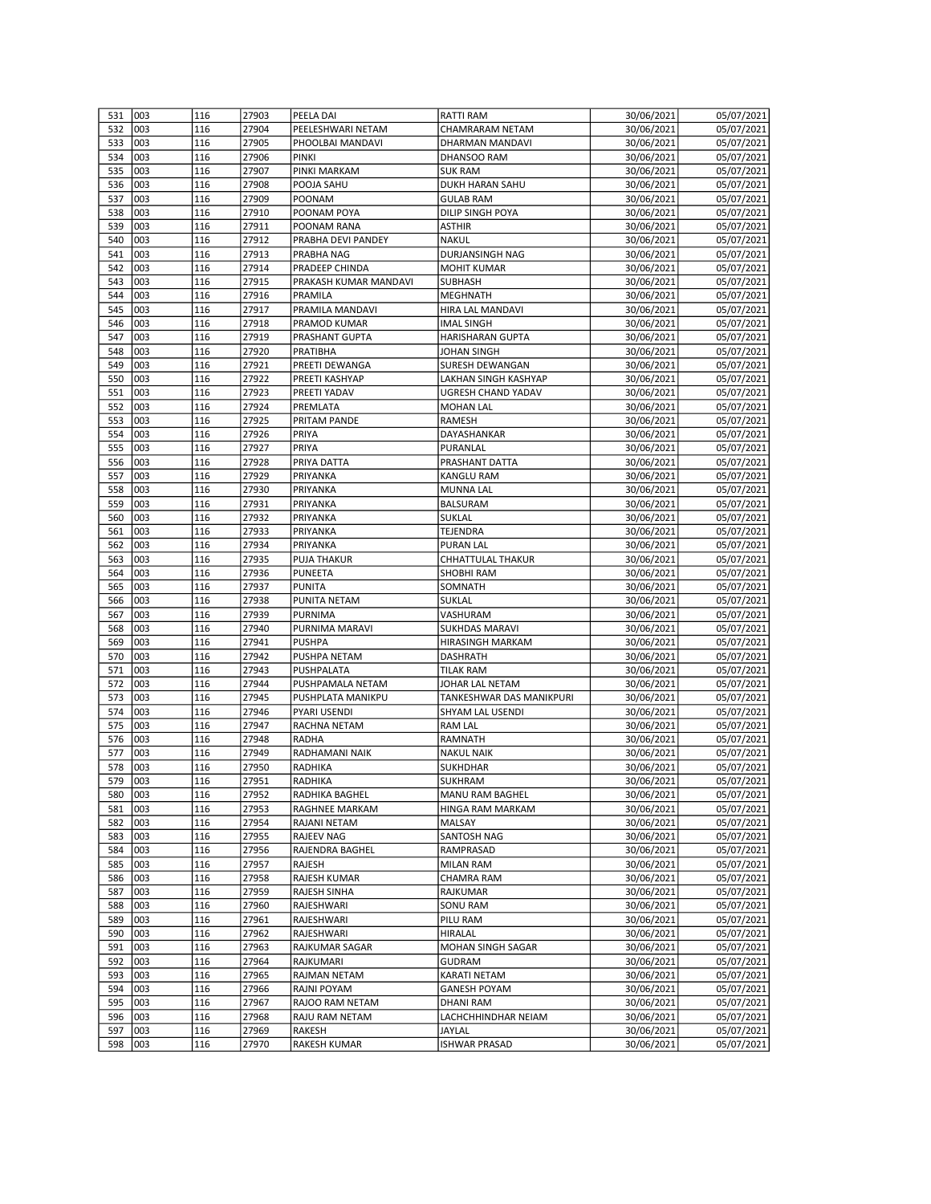| 531 | 003 | 116 | 27903 | PEELA DAI | RATTI RAM | 30/06/2021 | 05/07/2021 |
|---|---|---|---|---|---|---|---|
| 532 | 003 | 116 | 27904 | PEELESHWARI NETAM | CHAMRARAM NETAM | 30/06/2021 | 05/07/2021 |
| 533 | 003 | 116 | 27905 | PHOOLBAI MANDAVI | DHARMAN MANDAVI | 30/06/2021 | 05/07/2021 |
| 534 | 003 | 116 | 27906 | PINKI | DHANSOO RAM | 30/06/2021 | 05/07/2021 |
| 535 | 003 | 116 | 27907 | PINKI MARKAM | SUK RAM | 30/06/2021 | 05/07/2021 |
| 536 | 003 | 116 | 27908 | POOJA SAHU | DUKH HARAN SAHU | 30/06/2021 | 05/07/2021 |
| 537 | 003 | 116 | 27909 | POONAM | GULAB RAM | 30/06/2021 | 05/07/2021 |
| 538 | 003 | 116 | 27910 | POONAM POYA | DILIP SINGH POYA | 30/06/2021 | 05/07/2021 |
| 539 | 003 | 116 | 27911 | POONAM RANA | ASTHIR | 30/06/2021 | 05/07/2021 |
| 540 | 003 | 116 | 27912 | PRABHA DEVI PANDEY | NAKUL | 30/06/2021 | 05/07/2021 |
| 541 | 003 | 116 | 27913 | PRABHA NAG | DURJANSINGH NAG | 30/06/2021 | 05/07/2021 |
| 542 | 003 | 116 | 27914 | PRADEEP CHINDA | MOHIT KUMAR | 30/06/2021 | 05/07/2021 |
| 543 | 003 | 116 | 27915 | PRAKASH KUMAR MANDAVI | SUBHASH | 30/06/2021 | 05/07/2021 |
| 544 | 003 | 116 | 27916 | PRAMILA | MEGHNATH | 30/06/2021 | 05/07/2021 |
| 545 | 003 | 116 | 27917 | PRAMILA MANDAVI | HIRA LAL MANDAVI | 30/06/2021 | 05/07/2021 |
| 546 | 003 | 116 | 27918 | PRAMOD KUMAR | IMAL SINGH | 30/06/2021 | 05/07/2021 |
| 547 | 003 | 116 | 27919 | PRASHANT GUPTA | HARISHARAN GUPTA | 30/06/2021 | 05/07/2021 |
| 548 | 003 | 116 | 27920 | PRATIBHA | JOHAN SINGH | 30/06/2021 | 05/07/2021 |
| 549 | 003 | 116 | 27921 | PREETI DEWANGA | SURESH DEWANGAN | 30/06/2021 | 05/07/2021 |
| 550 | 003 | 116 | 27922 | PREETI KASHYAP | LAKHAN SINGH KASHYAP | 30/06/2021 | 05/07/2021 |
| 551 | 003 | 116 | 27923 | PREETI YADAV | UGRESH CHAND YADAV | 30/06/2021 | 05/07/2021 |
| 552 | 003 | 116 | 27924 | PREMLATA | MOHAN LAL | 30/06/2021 | 05/07/2021 |
| 553 | 003 | 116 | 27925 | PRITAM PANDE | RAMESH | 30/06/2021 | 05/07/2021 |
| 554 | 003 | 116 | 27926 | PRIYA | DAYASHANKAR | 30/06/2021 | 05/07/2021 |
| 555 | 003 | 116 | 27927 | PRIYA | PURANLAL | 30/06/2021 | 05/07/2021 |
| 556 | 003 | 116 | 27928 | PRIYA DATTA | PRASHANT DATTA | 30/06/2021 | 05/07/2021 |
| 557 | 003 | 116 | 27929 | PRIYANKA | KANGLU RAM | 30/06/2021 | 05/07/2021 |
| 558 | 003 | 116 | 27930 | PRIYANKA | MUNNA LAL | 30/06/2021 | 05/07/2021 |
| 559 | 003 | 116 | 27931 | PRIYANKA | BALSURAM | 30/06/2021 | 05/07/2021 |
| 560 | 003 | 116 | 27932 | PRIYANKA | SUKLAL | 30/06/2021 | 05/07/2021 |
| 561 | 003 | 116 | 27933 | PRIYANKA | TEJENDRA | 30/06/2021 | 05/07/2021 |
| 562 | 003 | 116 | 27934 | PRIYANKA | PURAN LAL | 30/06/2021 | 05/07/2021 |
| 563 | 003 | 116 | 27935 | PUJA THAKUR | CHHATTULAL THAKUR | 30/06/2021 | 05/07/2021 |
| 564 | 003 | 116 | 27936 | PUNEETA | SHOBHI RAM | 30/06/2021 | 05/07/2021 |
| 565 | 003 | 116 | 27937 | PUNITA | SOMNATH | 30/06/2021 | 05/07/2021 |
| 566 | 003 | 116 | 27938 | PUNITA NETAM | SUKLAL | 30/06/2021 | 05/07/2021 |
| 567 | 003 | 116 | 27939 | PURNIMA | VASHURAM | 30/06/2021 | 05/07/2021 |
| 568 | 003 | 116 | 27940 | PURNIMA MARAVI | SUKHDAS MARAVI | 30/06/2021 | 05/07/2021 |
| 569 | 003 | 116 | 27941 | PUSHPA | HIRASINGH MARKAM | 30/06/2021 | 05/07/2021 |
| 570 | 003 | 116 | 27942 | PUSHPA NETAM | DASHRATH | 30/06/2021 | 05/07/2021 |
| 571 | 003 | 116 | 27943 | PUSHPALATA | TILAK RAM | 30/06/2021 | 05/07/2021 |
| 572 | 003 | 116 | 27944 | PUSHPAMALA NETAM | JOHAR LAL NETAM | 30/06/2021 | 05/07/2021 |
| 573 | 003 | 116 | 27945 | PUSHPLATA MANIKPU | TANKESHWAR DAS MANIKPURI | 30/06/2021 | 05/07/2021 |
| 574 | 003 | 116 | 27946 | PYARI USENDI | SHYAM LAL USENDI | 30/06/2021 | 05/07/2021 |
| 575 | 003 | 116 | 27947 | RACHNA NETAM | RAM LAL | 30/06/2021 | 05/07/2021 |
| 576 | 003 | 116 | 27948 | RADHA | RAMNATH | 30/06/2021 | 05/07/2021 |
| 577 | 003 | 116 | 27949 | RADHAMANI NAIK | NAKUL NAIK | 30/06/2021 | 05/07/2021 |
| 578 | 003 | 116 | 27950 | RADHIKA | SUKHDHAR | 30/06/2021 | 05/07/2021 |
| 579 | 003 | 116 | 27951 | RADHIKA | SUKHRAM | 30/06/2021 | 05/07/2021 |
| 580 | 003 | 116 | 27952 | RADHIKA BAGHEL | MANU RAM BAGHEL | 30/06/2021 | 05/07/2021 |
| 581 | 003 | 116 | 27953 | RAGHNEE MARKAM | HINGA RAM MARKAM | 30/06/2021 | 05/07/2021 |
| 582 | 003 | 116 | 27954 | RAJANI NETAM | MALSAY | 30/06/2021 | 05/07/2021 |
| 583 | 003 | 116 | 27955 | RAJEEV NAG | SANTOSH NAG | 30/06/2021 | 05/07/2021 |
| 584 | 003 | 116 | 27956 | RAJENDRA BAGHEL | RAMPRASAD | 30/06/2021 | 05/07/2021 |
| 585 | 003 | 116 | 27957 | RAJESH | MILAN RAM | 30/06/2021 | 05/07/2021 |
| 586 | 003 | 116 | 27958 | RAJESH KUMAR | CHAMRA RAM | 30/06/2021 | 05/07/2021 |
| 587 | 003 | 116 | 27959 | RAJESH SINHA | RAJKUMAR | 30/06/2021 | 05/07/2021 |
| 588 | 003 | 116 | 27960 | RAJESHWARI | SONU RAM | 30/06/2021 | 05/07/2021 |
| 589 | 003 | 116 | 27961 | RAJESHWARI | PILU RAM | 30/06/2021 | 05/07/2021 |
| 590 | 003 | 116 | 27962 | RAJESHWARI | HIRALAL | 30/06/2021 | 05/07/2021 |
| 591 | 003 | 116 | 27963 | RAJKUMAR SAGAR | MOHAN SINGH SAGAR | 30/06/2021 | 05/07/2021 |
| 592 | 003 | 116 | 27964 | RAJKUMARI | GUDRAM | 30/06/2021 | 05/07/2021 |
| 593 | 003 | 116 | 27965 | RAJMAN NETAM | KARATI NETAM | 30/06/2021 | 05/07/2021 |
| 594 | 003 | 116 | 27966 | RAJNI POYAM | GANESH POYAM | 30/06/2021 | 05/07/2021 |
| 595 | 003 | 116 | 27967 | RAJOO RAM NETAM | DHANI RAM | 30/06/2021 | 05/07/2021 |
| 596 | 003 | 116 | 27968 | RAJU RAM NETAM | LACHCHHINDHAR NEIAM | 30/06/2021 | 05/07/2021 |
| 597 | 003 | 116 | 27969 | RAKESH | JAYLAL | 30/06/2021 | 05/07/2021 |
| 598 | 003 | 116 | 27970 | RAKESH KUMAR | ISHWAR PRASAD | 30/06/2021 | 05/07/2021 |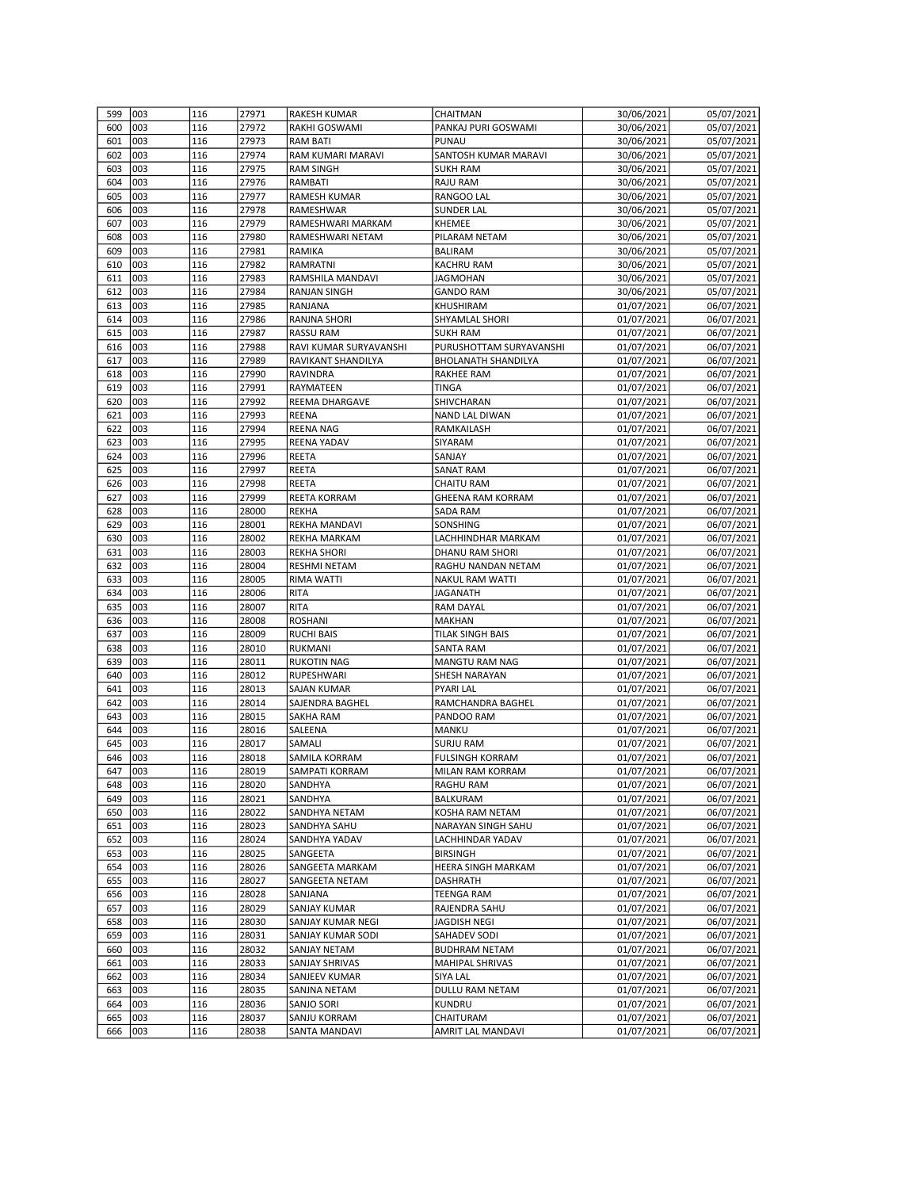| 599 | 003 | 116 | 27971 | RAKESH KUMAR | CHAITMAN | 30/06/2021 | 05/07/2021 |
|---|---|---|---|---|---|---|---|
| 600 | 003 | 116 | 27972 | RAKHI GOSWAMI | PANKAJ PURI GOSWAMI | 30/06/2021 | 05/07/2021 |
| 601 | 003 | 116 | 27973 | RAM BATI | PUNAU | 30/06/2021 | 05/07/2021 |
| 602 | 003 | 116 | 27974 | RAM KUMARI MARAVI | SANTOSH KUMAR MARAVI | 30/06/2021 | 05/07/2021 |
| 603 | 003 | 116 | 27975 | RAM SINGH | SUKH RAM | 30/06/2021 | 05/07/2021 |
| 604 | 003 | 116 | 27976 | RAMBATI | RAJU RAM | 30/06/2021 | 05/07/2021 |
| 605 | 003 | 116 | 27977 | RAMESH KUMAR | RANGOO LAL | 30/06/2021 | 05/07/2021 |
| 606 | 003 | 116 | 27978 | RAMESHWAR | SUNDER LAL | 30/06/2021 | 05/07/2021 |
| 607 | 003 | 116 | 27979 | RAMESHWARI MARKAM | KHEMEE | 30/06/2021 | 05/07/2021 |
| 608 | 003 | 116 | 27980 | RAMESHWARI NETAM | PILARAM NETAM | 30/06/2021 | 05/07/2021 |
| 609 | 003 | 116 | 27981 | RAMIKA | BALIRAM | 30/06/2021 | 05/07/2021 |
| 610 | 003 | 116 | 27982 | RAMRATNI | KACHRU RAM | 30/06/2021 | 05/07/2021 |
| 611 | 003 | 116 | 27983 | RAMSHILA MANDAVI | JAGMOHAN | 30/06/2021 | 05/07/2021 |
| 612 | 003 | 116 | 27984 | RANJAN SINGH | GANDO RAM | 30/06/2021 | 05/07/2021 |
| 613 | 003 | 116 | 27985 | RANJANA | KHUSHIRAM | 01/07/2021 | 06/07/2021 |
| 614 | 003 | 116 | 27986 | RANJNA SHORI | SHYAMLAL SHORI | 01/07/2021 | 06/07/2021 |
| 615 | 003 | 116 | 27987 | RASSU RAM | SUKH RAM | 01/07/2021 | 06/07/2021 |
| 616 | 003 | 116 | 27988 | RAVI KUMAR SURYAVANSHI | PURUSHOTTAM SURYAVANSHI | 01/07/2021 | 06/07/2021 |
| 617 | 003 | 116 | 27989 | RAVIKANT SHANDILYA | BHOLANATH SHANDILYA | 01/07/2021 | 06/07/2021 |
| 618 | 003 | 116 | 27990 | RAVINDRA | RAKHEE RAM | 01/07/2021 | 06/07/2021 |
| 619 | 003 | 116 | 27991 | RAYMATEEN | TINGA | 01/07/2021 | 06/07/2021 |
| 620 | 003 | 116 | 27992 | REEMA DHARGAVE | SHIVCHARAN | 01/07/2021 | 06/07/2021 |
| 621 | 003 | 116 | 27993 | REENA | NAND LAL DIWAN | 01/07/2021 | 06/07/2021 |
| 622 | 003 | 116 | 27994 | REENA NAG | RAMKAILASH | 01/07/2021 | 06/07/2021 |
| 623 | 003 | 116 | 27995 | REENA YADAV | SIYARAM | 01/07/2021 | 06/07/2021 |
| 624 | 003 | 116 | 27996 | REETA | SANJAY | 01/07/2021 | 06/07/2021 |
| 625 | 003 | 116 | 27997 | REETA | SANAT RAM | 01/07/2021 | 06/07/2021 |
| 626 | 003 | 116 | 27998 | REETA | CHAITU RAM | 01/07/2021 | 06/07/2021 |
| 627 | 003 | 116 | 27999 | REETA KORRAM | GHEENA RAM KORRAM | 01/07/2021 | 06/07/2021 |
| 628 | 003 | 116 | 28000 | REKHA | SADA RAM | 01/07/2021 | 06/07/2021 |
| 629 | 003 | 116 | 28001 | REKHA MANDAVI | SONSHING | 01/07/2021 | 06/07/2021 |
| 630 | 003 | 116 | 28002 | REKHA MARKAM | LACHHINDHAR MARKAM | 01/07/2021 | 06/07/2021 |
| 631 | 003 | 116 | 28003 | REKHA SHORI | DHANU RAM SHORI | 01/07/2021 | 06/07/2021 |
| 632 | 003 | 116 | 28004 | RESHMI NETAM | RAGHU NANDAN NETAM | 01/07/2021 | 06/07/2021 |
| 633 | 003 | 116 | 28005 | RIMA WATTI | NAKUL RAM WATTI | 01/07/2021 | 06/07/2021 |
| 634 | 003 | 116 | 28006 | RITA | JAGANATH | 01/07/2021 | 06/07/2021 |
| 635 | 003 | 116 | 28007 | RITA | RAM DAYAL | 01/07/2021 | 06/07/2021 |
| 636 | 003 | 116 | 28008 | ROSHANI | MAKHAN | 01/07/2021 | 06/07/2021 |
| 637 | 003 | 116 | 28009 | RUCHI BAIS | TILAK SINGH BAIS | 01/07/2021 | 06/07/2021 |
| 638 | 003 | 116 | 28010 | RUKMANI | SANTA RAM | 01/07/2021 | 06/07/2021 |
| 639 | 003 | 116 | 28011 | RUKOTIN NAG | MANGTU RAM NAG | 01/07/2021 | 06/07/2021 |
| 640 | 003 | 116 | 28012 | RUPESHWARI | SHESH NARAYAN | 01/07/2021 | 06/07/2021 |
| 641 | 003 | 116 | 28013 | SAJAN KUMAR | PYARI LAL | 01/07/2021 | 06/07/2021 |
| 642 | 003 | 116 | 28014 | SAJENDRA BAGHEL | RAMCHANDRA BAGHEL | 01/07/2021 | 06/07/2021 |
| 643 | 003 | 116 | 28015 | SAKHA RAM | PANDOO RAM | 01/07/2021 | 06/07/2021 |
| 644 | 003 | 116 | 28016 | SALEENA | MANKU | 01/07/2021 | 06/07/2021 |
| 645 | 003 | 116 | 28017 | SAMALI | SURJU RAM | 01/07/2021 | 06/07/2021 |
| 646 | 003 | 116 | 28018 | SAMILA KORRAM | FULSINGH KORRAM | 01/07/2021 | 06/07/2021 |
| 647 | 003 | 116 | 28019 | SAMPATI KORRAM | MILAN RAM KORRAM | 01/07/2021 | 06/07/2021 |
| 648 | 003 | 116 | 28020 | SANDHYA | RAGHU RAM | 01/07/2021 | 06/07/2021 |
| 649 | 003 | 116 | 28021 | SANDHYA | BALKURAM | 01/07/2021 | 06/07/2021 |
| 650 | 003 | 116 | 28022 | SANDHYA NETAM | KOSHA RAM NETAM | 01/07/2021 | 06/07/2021 |
| 651 | 003 | 116 | 28023 | SANDHYA SAHU | NARAYAN SINGH SAHU | 01/07/2021 | 06/07/2021 |
| 652 | 003 | 116 | 28024 | SANDHYA YADAV | LACHHINDAR YADAV | 01/07/2021 | 06/07/2021 |
| 653 | 003 | 116 | 28025 | SANGEETA | BIRSINGH | 01/07/2021 | 06/07/2021 |
| 654 | 003 | 116 | 28026 | SANGEETA MARKAM | HEERA SINGH MARKAM | 01/07/2021 | 06/07/2021 |
| 655 | 003 | 116 | 28027 | SANGEETA NETAM | DASHRATH | 01/07/2021 | 06/07/2021 |
| 656 | 003 | 116 | 28028 | SANJANA | TEENGA RAM | 01/07/2021 | 06/07/2021 |
| 657 | 003 | 116 | 28029 | SANJAY KUMAR | RAJENDRA SAHU | 01/07/2021 | 06/07/2021 |
| 658 | 003 | 116 | 28030 | SANJAY KUMAR NEGI | JAGDISH NEGI | 01/07/2021 | 06/07/2021 |
| 659 | 003 | 116 | 28031 | SANJAY KUMAR SODI | SAHADEV SODI | 01/07/2021 | 06/07/2021 |
| 660 | 003 | 116 | 28032 | SANJAY NETAM | BUDHRAM NETAM | 01/07/2021 | 06/07/2021 |
| 661 | 003 | 116 | 28033 | SANJAY SHRIVAS | MAHIPAL SHRIVAS | 01/07/2021 | 06/07/2021 |
| 662 | 003 | 116 | 28034 | SANJEEV KUMAR | SIYA LAL | 01/07/2021 | 06/07/2021 |
| 663 | 003 | 116 | 28035 | SANJNA NETAM | DULLU RAM NETAM | 01/07/2021 | 06/07/2021 |
| 664 | 003 | 116 | 28036 | SANJO SORI | KUNDRU | 01/07/2021 | 06/07/2021 |
| 665 | 003 | 116 | 28037 | SANJU KORRAM | CHAITURAM | 01/07/2021 | 06/07/2021 |
| 666 | 003 | 116 | 28038 | SANTA MANDAVI | AMRIT LAL MANDAVI | 01/07/2021 | 06/07/2021 |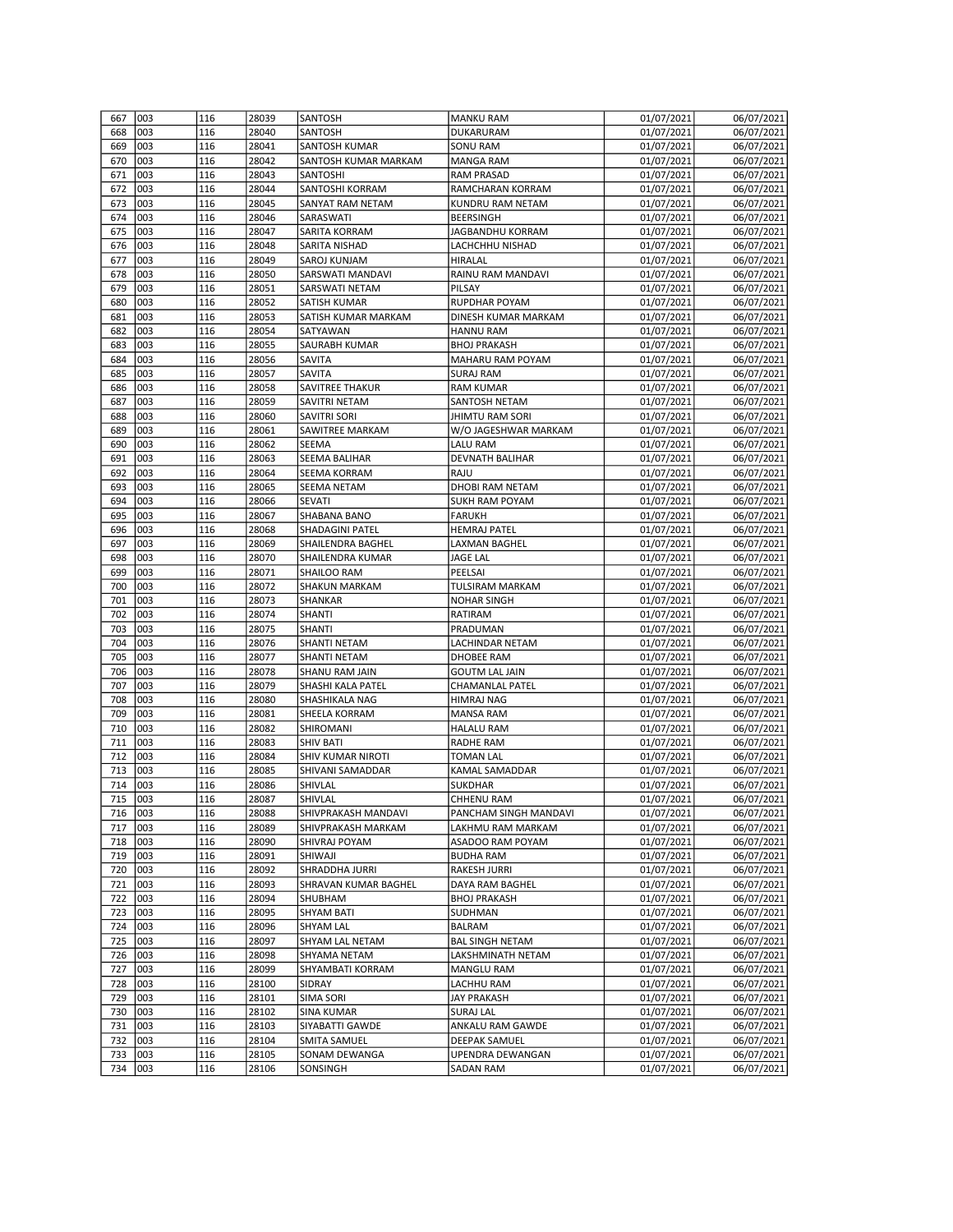| 667 | 003 | 116 | 28039 | SANTOSH | MANKU RAM | 01/07/2021 | 06/07/2021 |
|---|---|---|---|---|---|---|---|
| 668 | 003 | 116 | 28040 | SANTOSH | DUKARURAM | 01/07/2021 | 06/07/2021 |
| 669 | 003 | 116 | 28041 | SANTOSH KUMAR | SONU RAM | 01/07/2021 | 06/07/2021 |
| 670 | 003 | 116 | 28042 | SANTOSH KUMAR MARKAM | MANGA RAM | 01/07/2021 | 06/07/2021 |
| 671 | 003 | 116 | 28043 | SANTOSHI | RAM PRASAD | 01/07/2021 | 06/07/2021 |
| 672 | 003 | 116 | 28044 | SANTOSHI KORRAM | RAMCHARAN KORRAM | 01/07/2021 | 06/07/2021 |
| 673 | 003 | 116 | 28045 | SANYAT RAM NETAM | KUNDRU RAM NETAM | 01/07/2021 | 06/07/2021 |
| 674 | 003 | 116 | 28046 | SARASWATI | BEERSINGH | 01/07/2021 | 06/07/2021 |
| 675 | 003 | 116 | 28047 | SARITA KORRAM | JAGBANDHU KORRAM | 01/07/2021 | 06/07/2021 |
| 676 | 003 | 116 | 28048 | SARITA NISHAD | LACHCHHU NISHAD | 01/07/2021 | 06/07/2021 |
| 677 | 003 | 116 | 28049 | SAROJ KUNJAM | HIRALAL | 01/07/2021 | 06/07/2021 |
| 678 | 003 | 116 | 28050 | SARSWATI MANDAVI | RAINU RAM MANDAVI | 01/07/2021 | 06/07/2021 |
| 679 | 003 | 116 | 28051 | SARSWATI NETAM | PILSAY | 01/07/2021 | 06/07/2021 |
| 680 | 003 | 116 | 28052 | SATISH KUMAR | RUPDHAR POYAM | 01/07/2021 | 06/07/2021 |
| 681 | 003 | 116 | 28053 | SATISH KUMAR MARKAM | DINESH KUMAR MARKAM | 01/07/2021 | 06/07/2021 |
| 682 | 003 | 116 | 28054 | SATYAWAN | HANNU RAM | 01/07/2021 | 06/07/2021 |
| 683 | 003 | 116 | 28055 | SAURABH KUMAR | BHOJ PRAKASH | 01/07/2021 | 06/07/2021 |
| 684 | 003 | 116 | 28056 | SAVITA | MAHARU RAM POYAM | 01/07/2021 | 06/07/2021 |
| 685 | 003 | 116 | 28057 | SAVITA | SURAJ RAM | 01/07/2021 | 06/07/2021 |
| 686 | 003 | 116 | 28058 | SAVITREE THAKUR | RAM KUMAR | 01/07/2021 | 06/07/2021 |
| 687 | 003 | 116 | 28059 | SAVITRI NETAM | SANTOSH NETAM | 01/07/2021 | 06/07/2021 |
| 688 | 003 | 116 | 28060 | SAVITRI SORI | JHIMTU RAM SORI | 01/07/2021 | 06/07/2021 |
| 689 | 003 | 116 | 28061 | SAWITREE MARKAM | W/O JAGESHWAR MARKAM | 01/07/2021 | 06/07/2021 |
| 690 | 003 | 116 | 28062 | SEEMA | LALU RAM | 01/07/2021 | 06/07/2021 |
| 691 | 003 | 116 | 28063 | SEEMA BALIHAR | DEVNATH BALIHAR | 01/07/2021 | 06/07/2021 |
| 692 | 003 | 116 | 28064 | SEEMA KORRAM | RAJU | 01/07/2021 | 06/07/2021 |
| 693 | 003 | 116 | 28065 | SEEMA NETAM | DHOBI RAM NETAM | 01/07/2021 | 06/07/2021 |
| 694 | 003 | 116 | 28066 | SEVATI | SUKH RAM POYAM | 01/07/2021 | 06/07/2021 |
| 695 | 003 | 116 | 28067 | SHABANA BANO | FARUKH | 01/07/2021 | 06/07/2021 |
| 696 | 003 | 116 | 28068 | SHADAGINI PATEL | HEMRAJ PATEL | 01/07/2021 | 06/07/2021 |
| 697 | 003 | 116 | 28069 | SHAILENDRA BAGHEL | LAXMAN BAGHEL | 01/07/2021 | 06/07/2021 |
| 698 | 003 | 116 | 28070 | SHAILENDRA KUMAR | JAGE LAL | 01/07/2021 | 06/07/2021 |
| 699 | 003 | 116 | 28071 | SHAILOO RAM | PEELSAI | 01/07/2021 | 06/07/2021 |
| 700 | 003 | 116 | 28072 | SHAKUN MARKAM | TULSIRAM MARKAM | 01/07/2021 | 06/07/2021 |
| 701 | 003 | 116 | 28073 | SHANKAR | NOHAR SINGH | 01/07/2021 | 06/07/2021 |
| 702 | 003 | 116 | 28074 | SHANTI | RATIRAM | 01/07/2021 | 06/07/2021 |
| 703 | 003 | 116 | 28075 | SHANTI | PRADUMAN | 01/07/2021 | 06/07/2021 |
| 704 | 003 | 116 | 28076 | SHANTI NETAM | LACHINDAR NETAM | 01/07/2021 | 06/07/2021 |
| 705 | 003 | 116 | 28077 | SHANTI NETAM | DHOBEE RAM | 01/07/2021 | 06/07/2021 |
| 706 | 003 | 116 | 28078 | SHANU RAM JAIN | GOUTM LAL JAIN | 01/07/2021 | 06/07/2021 |
| 707 | 003 | 116 | 28079 | SHASHI KALA PATEL | CHAMANLAL PATEL | 01/07/2021 | 06/07/2021 |
| 708 | 003 | 116 | 28080 | SHASHIKALA NAG | HIMRAJ NAG | 01/07/2021 | 06/07/2021 |
| 709 | 003 | 116 | 28081 | SHEELA KORRAM | MANSA RAM | 01/07/2021 | 06/07/2021 |
| 710 | 003 | 116 | 28082 | SHIROMANI | HALALU RAM | 01/07/2021 | 06/07/2021 |
| 711 | 003 | 116 | 28083 | SHIV BATI | RADHE RAM | 01/07/2021 | 06/07/2021 |
| 712 | 003 | 116 | 28084 | SHIV KUMAR NIROTI | TOMAN LAL | 01/07/2021 | 06/07/2021 |
| 713 | 003 | 116 | 28085 | SHIVANI SAMADDAR | KAMAL SAMADDAR | 01/07/2021 | 06/07/2021 |
| 714 | 003 | 116 | 28086 | SHIVLAL | SUKDHAR | 01/07/2021 | 06/07/2021 |
| 715 | 003 | 116 | 28087 | SHIVLAL | CHHENU RAM | 01/07/2021 | 06/07/2021 |
| 716 | 003 | 116 | 28088 | SHIVPRAKASH MANDAVI | PANCHAM SINGH MANDAVI | 01/07/2021 | 06/07/2021 |
| 717 | 003 | 116 | 28089 | SHIVPRAKASH MARKAM | LAKHMU RAM MARKAM | 01/07/2021 | 06/07/2021 |
| 718 | 003 | 116 | 28090 | SHIVRAJ POYAM | ASADOO RAM POYAM | 01/07/2021 | 06/07/2021 |
| 719 | 003 | 116 | 28091 | SHIWAJI | BUDHA RAM | 01/07/2021 | 06/07/2021 |
| 720 | 003 | 116 | 28092 | SHRADDHA JURRI | RAKESH JURRI | 01/07/2021 | 06/07/2021 |
| 721 | 003 | 116 | 28093 | SHRAVAN KUMAR BAGHEL | DAYA RAM BAGHEL | 01/07/2021 | 06/07/2021 |
| 722 | 003 | 116 | 28094 | SHUBHAM | BHOJ PRAKASH | 01/07/2021 | 06/07/2021 |
| 723 | 003 | 116 | 28095 | SHYAM BATI | SUDHMAN | 01/07/2021 | 06/07/2021 |
| 724 | 003 | 116 | 28096 | SHYAM LAL | BALRAM | 01/07/2021 | 06/07/2021 |
| 725 | 003 | 116 | 28097 | SHYAM LAL NETAM | BAL SINGH NETAM | 01/07/2021 | 06/07/2021 |
| 726 | 003 | 116 | 28098 | SHYAMA NETAM | LAKSHMINATH NETAM | 01/07/2021 | 06/07/2021 |
| 727 | 003 | 116 | 28099 | SHYAMBATI KORRAM | MANGLU RAM | 01/07/2021 | 06/07/2021 |
| 728 | 003 | 116 | 28100 | SIDRAY | LACHHU RAM | 01/07/2021 | 06/07/2021 |
| 729 | 003 | 116 | 28101 | SIMA SORI | JAY PRAKASH | 01/07/2021 | 06/07/2021 |
| 730 | 003 | 116 | 28102 | SINA KUMAR | SURAJ LAL | 01/07/2021 | 06/07/2021 |
| 731 | 003 | 116 | 28103 | SIYABATTI GAWDE | ANKALU RAM GAWDE | 01/07/2021 | 06/07/2021 |
| 732 | 003 | 116 | 28104 | SMITA SAMUEL | DEEPAK SAMUEL | 01/07/2021 | 06/07/2021 |
| 733 | 003 | 116 | 28105 | SONAM DEWANGA | UPENDRA DEWANGAN | 01/07/2021 | 06/07/2021 |
| 734 | 003 | 116 | 28106 | SONSINGH | SADAN RAM | 01/07/2021 | 06/07/2021 |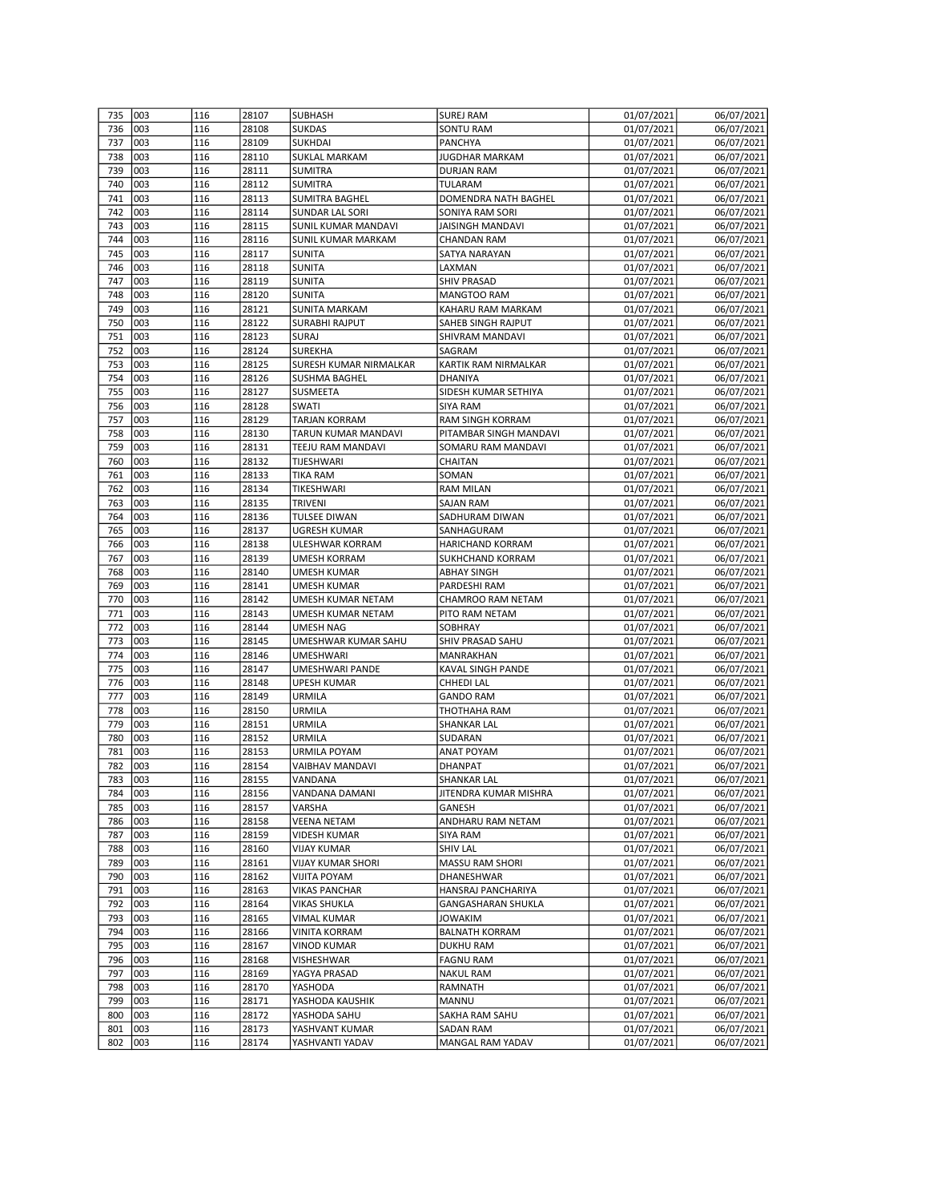| 735 | 003 | 116 | 28107 | SUBHASH | SUREJ RAM | 01/07/2021 | 06/07/2021 |
|---|---|---|---|---|---|---|---|
| 736 | 003 | 116 | 28108 | SUKDAS | SONTU RAM | 01/07/2021 | 06/07/2021 |
| 737 | 003 | 116 | 28109 | SUKHDAI | PANCHYA | 01/07/2021 | 06/07/2021 |
| 738 | 003 | 116 | 28110 | SUKLAL MARKAM | JUGDHAR MARKAM | 01/07/2021 | 06/07/2021 |
| 739 | 003 | 116 | 28111 | SUMITRA | DURJAN RAM | 01/07/2021 | 06/07/2021 |
| 740 | 003 | 116 | 28112 | SUMITRA | TULARAM | 01/07/2021 | 06/07/2021 |
| 741 | 003 | 116 | 28113 | SUMITRA BAGHEL | DOMENDRA NATH BAGHEL | 01/07/2021 | 06/07/2021 |
| 742 | 003 | 116 | 28114 | SUNDAR LAL SORI | SONIYA RAM SORI | 01/07/2021 | 06/07/2021 |
| 743 | 003 | 116 | 28115 | SUNIL KUMAR MANDAVI | JAISINGH MANDAVI | 01/07/2021 | 06/07/2021 |
| 744 | 003 | 116 | 28116 | SUNIL KUMAR MARKAM | CHANDAN RAM | 01/07/2021 | 06/07/2021 |
| 745 | 003 | 116 | 28117 | SUNITA | SATYA NARAYAN | 01/07/2021 | 06/07/2021 |
| 746 | 003 | 116 | 28118 | SUNITA | LAXMAN | 01/07/2021 | 06/07/2021 |
| 747 | 003 | 116 | 28119 | SUNITA | SHIV PRASAD | 01/07/2021 | 06/07/2021 |
| 748 | 003 | 116 | 28120 | SUNITA | MANGTOO RAM | 01/07/2021 | 06/07/2021 |
| 749 | 003 | 116 | 28121 | SUNITA MARKAM | KAHARU RAM MARKAM | 01/07/2021 | 06/07/2021 |
| 750 | 003 | 116 | 28122 | SURABHI RAJPUT | SAHEB SINGH RAJPUT | 01/07/2021 | 06/07/2021 |
| 751 | 003 | 116 | 28123 | SURAJ | SHIVRAM MANDAVI | 01/07/2021 | 06/07/2021 |
| 752 | 003 | 116 | 28124 | SUREKHA | SAGRAM | 01/07/2021 | 06/07/2021 |
| 753 | 003 | 116 | 28125 | SURESH KUMAR NIRMALKAR | KARTIK RAM NIRMALKAR | 01/07/2021 | 06/07/2021 |
| 754 | 003 | 116 | 28126 | SUSHMA BAGHEL | DHANIYA | 01/07/2021 | 06/07/2021 |
| 755 | 003 | 116 | 28127 | SUSMEETA | SIDESH KUMAR SETHIYA | 01/07/2021 | 06/07/2021 |
| 756 | 003 | 116 | 28128 | SWATI | SIYA RAM | 01/07/2021 | 06/07/2021 |
| 757 | 003 | 116 | 28129 | TARJAN KORRAM | RAM SINGH KORRAM | 01/07/2021 | 06/07/2021 |
| 758 | 003 | 116 | 28130 | TARUN KUMAR MANDAVI | PITAMBAR SINGH MANDAVI | 01/07/2021 | 06/07/2021 |
| 759 | 003 | 116 | 28131 | TEEJU RAM MANDAVI | SOMARU RAM MANDAVI | 01/07/2021 | 06/07/2021 |
| 760 | 003 | 116 | 28132 | TIJESHWARI | CHAITAN | 01/07/2021 | 06/07/2021 |
| 761 | 003 | 116 | 28133 | TIKA RAM | SOMAN | 01/07/2021 | 06/07/2021 |
| 762 | 003 | 116 | 28134 | TIKESHWARI | RAM MILAN | 01/07/2021 | 06/07/2021 |
| 763 | 003 | 116 | 28135 | TRIVENI | SAJAN RAM | 01/07/2021 | 06/07/2021 |
| 764 | 003 | 116 | 28136 | TULSEE DIWAN | SADHURAM DIWAN | 01/07/2021 | 06/07/2021 |
| 765 | 003 | 116 | 28137 | UGRESH KUMAR | SANHAGURAM | 01/07/2021 | 06/07/2021 |
| 766 | 003 | 116 | 28138 | ULESHWAR KORRAM | HARICHAND KORRAM | 01/07/2021 | 06/07/2021 |
| 767 | 003 | 116 | 28139 | UMESH KORRAM | SUKHCHAND KORRAM | 01/07/2021 | 06/07/2021 |
| 768 | 003 | 116 | 28140 | UMESH KUMAR | ABHAY SINGH | 01/07/2021 | 06/07/2021 |
| 769 | 003 | 116 | 28141 | UMESH KUMAR | PARDESHI RAM | 01/07/2021 | 06/07/2021 |
| 770 | 003 | 116 | 28142 | UMESH KUMAR NETAM | CHAMROO RAM NETAM | 01/07/2021 | 06/07/2021 |
| 771 | 003 | 116 | 28143 | UMESH KUMAR NETAM | PITO RAM NETAM | 01/07/2021 | 06/07/2021 |
| 772 | 003 | 116 | 28144 | UMESH NAG | SOBHRAY | 01/07/2021 | 06/07/2021 |
| 773 | 003 | 116 | 28145 | UMESHWAR KUMAR SAHU | SHIV PRASAD SAHU | 01/07/2021 | 06/07/2021 |
| 774 | 003 | 116 | 28146 | UMESHWARI | MANRAKHAN | 01/07/2021 | 06/07/2021 |
| 775 | 003 | 116 | 28147 | UMESHWARI PANDE | KAVAL SINGH PANDE | 01/07/2021 | 06/07/2021 |
| 776 | 003 | 116 | 28148 | UPESH KUMAR | CHHEDI LAL | 01/07/2021 | 06/07/2021 |
| 777 | 003 | 116 | 28149 | URMILA | GANDO RAM | 01/07/2021 | 06/07/2021 |
| 778 | 003 | 116 | 28150 | URMILA | THOTHAHA RAM | 01/07/2021 | 06/07/2021 |
| 779 | 003 | 116 | 28151 | URMILA | SHANKAR LAL | 01/07/2021 | 06/07/2021 |
| 780 | 003 | 116 | 28152 | URMILA | SUDARAN | 01/07/2021 | 06/07/2021 |
| 781 | 003 | 116 | 28153 | URMILA POYAM | ANAT POYAM | 01/07/2021 | 06/07/2021 |
| 782 | 003 | 116 | 28154 | VAIBHAV MANDAVI | DHANPAT | 01/07/2021 | 06/07/2021 |
| 783 | 003 | 116 | 28155 | VANDANA | SHANKAR LAL | 01/07/2021 | 06/07/2021 |
| 784 | 003 | 116 | 28156 | VANDANA DAMANI | JITENDRA KUMAR MISHRA | 01/07/2021 | 06/07/2021 |
| 785 | 003 | 116 | 28157 | VARSHA | GANESH | 01/07/2021 | 06/07/2021 |
| 786 | 003 | 116 | 28158 | VEENA NETAM | ANDHARU RAM NETAM | 01/07/2021 | 06/07/2021 |
| 787 | 003 | 116 | 28159 | VIDESH KUMAR | SIYA RAM | 01/07/2021 | 06/07/2021 |
| 788 | 003 | 116 | 28160 | VIJAY KUMAR | SHIV LAL | 01/07/2021 | 06/07/2021 |
| 789 | 003 | 116 | 28161 | VIJAY KUMAR SHORI | MASSU RAM SHORI | 01/07/2021 | 06/07/2021 |
| 790 | 003 | 116 | 28162 | VIJITA POYAM | DHANESHWAR | 01/07/2021 | 06/07/2021 |
| 791 | 003 | 116 | 28163 | VIKAS PANCHAR | HANSRAJ PANCHARIYA | 01/07/2021 | 06/07/2021 |
| 792 | 003 | 116 | 28164 | VIKAS SHUKLA | GANGASHARAN SHUKLA | 01/07/2021 | 06/07/2021 |
| 793 | 003 | 116 | 28165 | VIMAL KUMAR | JOWAKIM | 01/07/2021 | 06/07/2021 |
| 794 | 003 | 116 | 28166 | VINITA KORRAM | BALNATH KORRAM | 01/07/2021 | 06/07/2021 |
| 795 | 003 | 116 | 28167 | VINOD KUMAR | DUKHU RAM | 01/07/2021 | 06/07/2021 |
| 796 | 003 | 116 | 28168 | VISHESHWAR | FAGNU RAM | 01/07/2021 | 06/07/2021 |
| 797 | 003 | 116 | 28169 | YAGYA PRASAD | NAKUL RAM | 01/07/2021 | 06/07/2021 |
| 798 | 003 | 116 | 28170 | YASHODA | RAMNATH | 01/07/2021 | 06/07/2021 |
| 799 | 003 | 116 | 28171 | YASHODA KAUSHIK | MANNU | 01/07/2021 | 06/07/2021 |
| 800 | 003 | 116 | 28172 | YASHODA SAHU | SAKHA RAM SAHU | 01/07/2021 | 06/07/2021 |
| 801 | 003 | 116 | 28173 | YASHVANT KUMAR | SADAN RAM | 01/07/2021 | 06/07/2021 |
| 802 | 003 | 116 | 28174 | YASHVANTI YADAV | MANGAL RAM YADAV | 01/07/2021 | 06/07/2021 |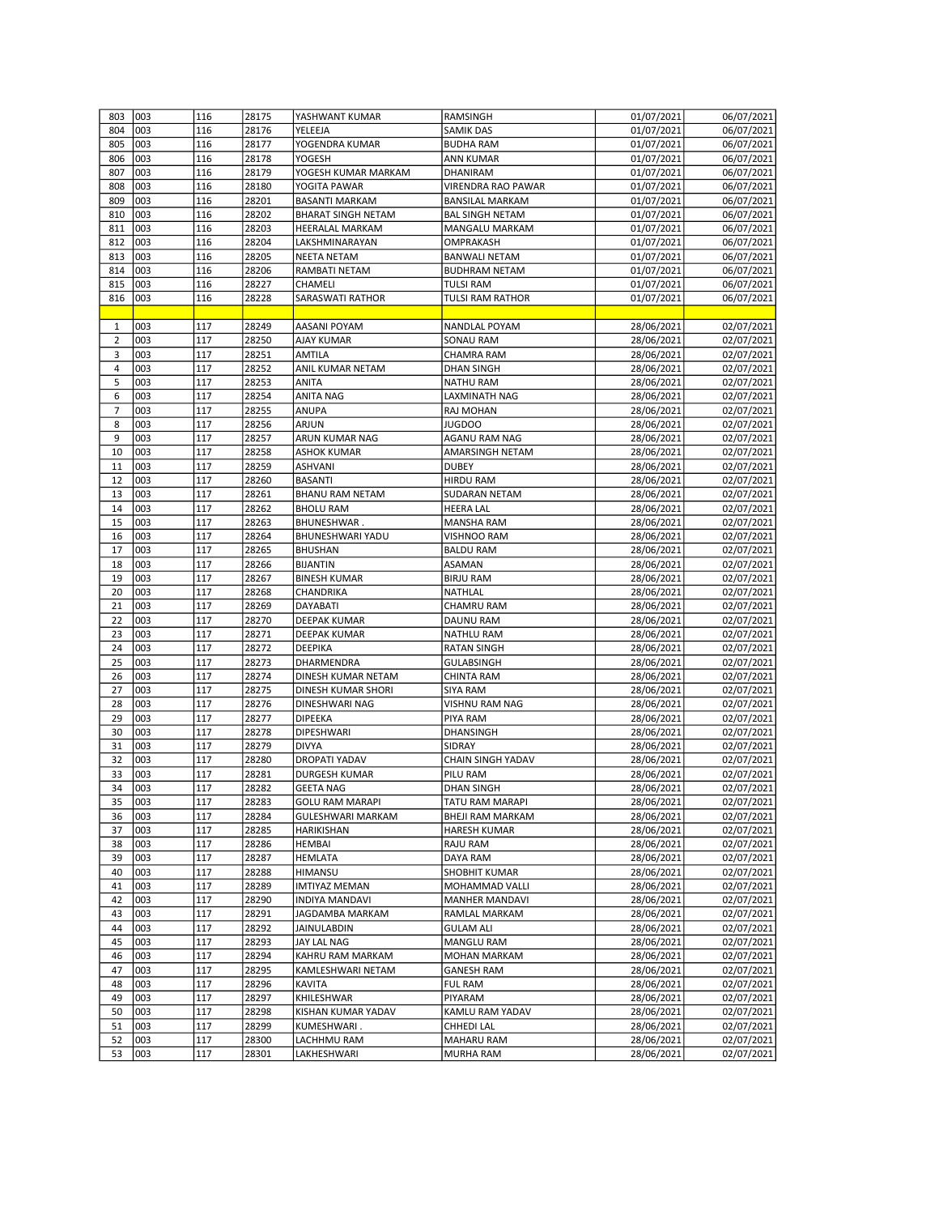| | | | | | | | |
|---|---|---|---|---|---|---|---|
| 803 | 003 | 116 | 28175 | YASHWANT KUMAR | RAMSINGH | 01/07/2021 | 06/07/2021 |
| 804 | 003 | 116 | 28176 | YELEEJA | SAMIK DAS | 01/07/2021 | 06/07/2021 |
| 805 | 003 | 116 | 28177 | YOGENDRA KUMAR | BUDHA RAM | 01/07/2021 | 06/07/2021 |
| 806 | 003 | 116 | 28178 | YOGESH | ANN KUMAR | 01/07/2021 | 06/07/2021 |
| 807 | 003 | 116 | 28179 | YOGESH KUMAR MARKAM | DHANIRAM | 01/07/2021 | 06/07/2021 |
| 808 | 003 | 116 | 28180 | YOGITA PAWAR | VIRENDRA RAO PAWAR | 01/07/2021 | 06/07/2021 |
| 809 | 003 | 116 | 28201 | BASANTI MARKAM | BANSILAL MARKAM | 01/07/2021 | 06/07/2021 |
| 810 | 003 | 116 | 28202 | BHARAT SINGH NETAM | BAL SINGH NETAM | 01/07/2021 | 06/07/2021 |
| 811 | 003 | 116 | 28203 | HEERALAL MARKAM | MANGALU MARKAM | 01/07/2021 | 06/07/2021 |
| 812 | 003 | 116 | 28204 | LAKSHMINARAYAN | OMPRAKASH | 01/07/2021 | 06/07/2021 |
| 813 | 003 | 116 | 28205 | NEETA NETAM | BANWALI NETAM | 01/07/2021 | 06/07/2021 |
| 814 | 003 | 116 | 28206 | RAMBATI NETAM | BUDHRAM NETAM | 01/07/2021 | 06/07/2021 |
| 815 | 003 | 116 | 28227 | CHAMELI | TULSI RAM | 01/07/2021 | 06/07/2021 |
| 816 | 003 | 116 | 28228 | SARASWATI RATHOR | TULSI RAM RATHOR | 01/07/2021 | 06/07/2021 |
| | | | | | | | |
| 1 | 003 | 117 | 28249 | AASANI POYAM | NANDLAL POYAM | 28/06/2021 | 02/07/2021 |
| 2 | 003 | 117 | 28250 | AJAY KUMAR | SONAU RAM | 28/06/2021 | 02/07/2021 |
| 3 | 003 | 117 | 28251 | AMTILA | CHAMRA RAM | 28/06/2021 | 02/07/2021 |
| 4 | 003 | 117 | 28252 | ANIL KUMAR NETAM | DHAN SINGH | 28/06/2021 | 02/07/2021 |
| 5 | 003 | 117 | 28253 | ANITA | NATHU RAM | 28/06/2021 | 02/07/2021 |
| 6 | 003 | 117 | 28254 | ANITA NAG | LAXMINATH NAG | 28/06/2021 | 02/07/2021 |
| 7 | 003 | 117 | 28255 | ANUPA | RAJ MOHAN | 28/06/2021 | 02/07/2021 |
| 8 | 003 | 117 | 28256 | ARJUN | JUGDOO | 28/06/2021 | 02/07/2021 |
| 9 | 003 | 117 | 28257 | ARUN KUMAR NAG | AGANU RAM NAG | 28/06/2021 | 02/07/2021 |
| 10 | 003 | 117 | 28258 | ASHOK KUMAR | AMARSINGH NETAM | 28/06/2021 | 02/07/2021 |
| 11 | 003 | 117 | 28259 | ASHVANI | DUBEY | 28/06/2021 | 02/07/2021 |
| 12 | 003 | 117 | 28260 | BASANTI | HIRDU RAM | 28/06/2021 | 02/07/2021 |
| 13 | 003 | 117 | 28261 | BHANU RAM NETAM | SUDARAN NETAM | 28/06/2021 | 02/07/2021 |
| 14 | 003 | 117 | 28262 | BHOLU RAM | HEERA LAL | 28/06/2021 | 02/07/2021 |
| 15 | 003 | 117 | 28263 | BHUNESHWAR . | MANSHA RAM | 28/06/2021 | 02/07/2021 |
| 16 | 003 | 117 | 28264 | BHUNESHWARI YADU | VISHNOO RAM | 28/06/2021 | 02/07/2021 |
| 17 | 003 | 117 | 28265 | BHUSHAN | BALDU RAM | 28/06/2021 | 02/07/2021 |
| 18 | 003 | 117 | 28266 | BIJANTIN | ASAMAN | 28/06/2021 | 02/07/2021 |
| 19 | 003 | 117 | 28267 | BINESH KUMAR | BIRJU RAM | 28/06/2021 | 02/07/2021 |
| 20 | 003 | 117 | 28268 | CHANDRIKA | NATHLAL | 28/06/2021 | 02/07/2021 |
| 21 | 003 | 117 | 28269 | DAYABATI | CHAMRU RAM | 28/06/2021 | 02/07/2021 |
| 22 | 003 | 117 | 28270 | DEEPAK KUMAR | DAUNU RAM | 28/06/2021 | 02/07/2021 |
| 23 | 003 | 117 | 28271 | DEEPAK KUMAR | NATHLU RAM | 28/06/2021 | 02/07/2021 |
| 24 | 003 | 117 | 28272 | DEEPIKA | RATAN SINGH | 28/06/2021 | 02/07/2021 |
| 25 | 003 | 117 | 28273 | DHARMENDRA | GULABSINGH | 28/06/2021 | 02/07/2021 |
| 26 | 003 | 117 | 28274 | DINESH KUMAR NETAM | CHINTA RAM | 28/06/2021 | 02/07/2021 |
| 27 | 003 | 117 | 28275 | DINESH KUMAR SHORI | SIYA RAM | 28/06/2021 | 02/07/2021 |
| 28 | 003 | 117 | 28276 | DINESHWARI NAG | VISHNU RAM NAG | 28/06/2021 | 02/07/2021 |
| 29 | 003 | 117 | 28277 | DIPEEKA | PIYA RAM | 28/06/2021 | 02/07/2021 |
| 30 | 003 | 117 | 28278 | DIPESHWARI | DHANSINGH | 28/06/2021 | 02/07/2021 |
| 31 | 003 | 117 | 28279 | DIVYA | SIDRAY | 28/06/2021 | 02/07/2021 |
| 32 | 003 | 117 | 28280 | DROPATI YADAV | CHAIN SINGH YADAV | 28/06/2021 | 02/07/2021 |
| 33 | 003 | 117 | 28281 | DURGESH KUMAR | PILU RAM | 28/06/2021 | 02/07/2021 |
| 34 | 003 | 117 | 28282 | GEETA NAG | DHAN SINGH | 28/06/2021 | 02/07/2021 |
| 35 | 003 | 117 | 28283 | GOLU RAM MARAPI | TATU RAM MARAPI | 28/06/2021 | 02/07/2021 |
| 36 | 003 | 117 | 28284 | GULESHWARI MARKAM | BHEJI RAM MARKAM | 28/06/2021 | 02/07/2021 |
| 37 | 003 | 117 | 28285 | HARIKISHAN | HARESH KUMAR | 28/06/2021 | 02/07/2021 |
| 38 | 003 | 117 | 28286 | HEMBAI | RAJU RAM | 28/06/2021 | 02/07/2021 |
| 39 | 003 | 117 | 28287 | HEMLATA | DAYA RAM | 28/06/2021 | 02/07/2021 |
| 40 | 003 | 117 | 28288 | HIMANSU | SHOBHIT KUMAR | 28/06/2021 | 02/07/2021 |
| 41 | 003 | 117 | 28289 | IMTIYAZ MEMAN | MOHAMMAD VALLI | 28/06/2021 | 02/07/2021 |
| 42 | 003 | 117 | 28290 | INDIYA MANDAVI | MANHER MANDAVI | 28/06/2021 | 02/07/2021 |
| 43 | 003 | 117 | 28291 | JAGDAMBA MARKAM | RAMLAL MARKAM | 28/06/2021 | 02/07/2021 |
| 44 | 003 | 117 | 28292 | JAINULABDIN | GULAM ALI | 28/06/2021 | 02/07/2021 |
| 45 | 003 | 117 | 28293 | JAY LAL NAG | MANGLU RAM | 28/06/2021 | 02/07/2021 |
| 46 | 003 | 117 | 28294 | KAHRU RAM MARKAM | MOHAN MARKAM | 28/06/2021 | 02/07/2021 |
| 47 | 003 | 117 | 28295 | KAMLESHWARI NETAM | GANESH RAM | 28/06/2021 | 02/07/2021 |
| 48 | 003 | 117 | 28296 | KAVITA | FUL RAM | 28/06/2021 | 02/07/2021 |
| 49 | 003 | 117 | 28297 | KHILESHWAR | PIYARAM | 28/06/2021 | 02/07/2021 |
| 50 | 003 | 117 | 28298 | KISHAN KUMAR YADAV | KAMLU RAM YADAV | 28/06/2021 | 02/07/2021 |
| 51 | 003 | 117 | 28299 | KUMESHWARI . | CHHEDI LAL | 28/06/2021 | 02/07/2021 |
| 52 | 003 | 117 | 28300 | LACHHMU RAM | MAHARU RAM | 28/06/2021 | 02/07/2021 |
| 53 | 003 | 117 | 28301 | LAKHESHWARI | MURHA RAM | 28/06/2021 | 02/07/2021 |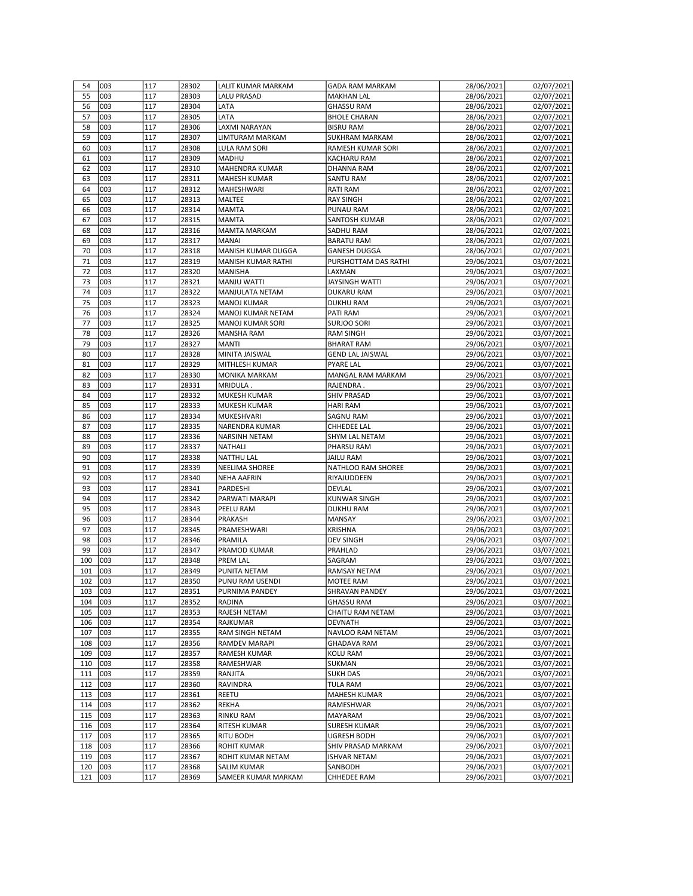| 54 | 003 | 117 | 28302 | LALIT KUMAR MARKAM | GADA RAM MARKAM | 28/06/2021 | 02/07/2021 |
|---|---|---|---|---|---|---|---|
| 55 | 003 | 117 | 28303 | LALU PRASAD | MAKHAN LAL | 28/06/2021 | 02/07/2021 |
| 56 | 003 | 117 | 28304 | LATA | GHASSU RAM | 28/06/2021 | 02/07/2021 |
| 57 | 003 | 117 | 28305 | LATA | BHOLE CHARAN | 28/06/2021 | 02/07/2021 |
| 58 | 003 | 117 | 28306 | LAXMI NARAYAN | BISRU RAM | 28/06/2021 | 02/07/2021 |
| 59 | 003 | 117 | 28307 | LIMTURAM MARKAM | SUKHRAM MARKAM | 28/06/2021 | 02/07/2021 |
| 60 | 003 | 117 | 28308 | LULA RAM SORI | RAMESH KUMAR SORI | 28/06/2021 | 02/07/2021 |
| 61 | 003 | 117 | 28309 | MADHU | KACHARU RAM | 28/06/2021 | 02/07/2021 |
| 62 | 003 | 117 | 28310 | MAHENDRA KUMAR | DHANNA RAM | 28/06/2021 | 02/07/2021 |
| 63 | 003 | 117 | 28311 | MAHESH KUMAR | SANTU RAM | 28/06/2021 | 02/07/2021 |
| 64 | 003 | 117 | 28312 | MAHESHWARI | RATI RAM | 28/06/2021 | 02/07/2021 |
| 65 | 003 | 117 | 28313 | MALTEE | RAY SINGH | 28/06/2021 | 02/07/2021 |
| 66 | 003 | 117 | 28314 | MAMTA | PUNAU RAM | 28/06/2021 | 02/07/2021 |
| 67 | 003 | 117 | 28315 | MAMTA | SANTOSH KUMAR | 28/06/2021 | 02/07/2021 |
| 68 | 003 | 117 | 28316 | MAMTA MARKAM | SADHU RAM | 28/06/2021 | 02/07/2021 |
| 69 | 003 | 117 | 28317 | MANAI | BARATU RAM | 28/06/2021 | 02/07/2021 |
| 70 | 003 | 117 | 28318 | MANISH KUMAR DUGGA | GANESH DUGGA | 28/06/2021 | 02/07/2021 |
| 71 | 003 | 117 | 28319 | MANISH KUMAR RATHI | PURSHOTTAM DAS RATHI | 29/06/2021 | 03/07/2021 |
| 72 | 003 | 117 | 28320 | MANISHA | LAXMAN | 29/06/2021 | 03/07/2021 |
| 73 | 003 | 117 | 28321 | MANJU WATTI | JAYSINGH WATTI | 29/06/2021 | 03/07/2021 |
| 74 | 003 | 117 | 28322 | MANJULATA NETAM | DUKARU RAM | 29/06/2021 | 03/07/2021 |
| 75 | 003 | 117 | 28323 | MANOJ KUMAR | DUKHU RAM | 29/06/2021 | 03/07/2021 |
| 76 | 003 | 117 | 28324 | MANOJ KUMAR NETAM | PATI RAM | 29/06/2021 | 03/07/2021 |
| 77 | 003 | 117 | 28325 | MANOJ KUMAR SORI | SURJOO SORI | 29/06/2021 | 03/07/2021 |
| 78 | 003 | 117 | 28326 | MANSHA RAM | RAM SINGH | 29/06/2021 | 03/07/2021 |
| 79 | 003 | 117 | 28327 | MANTI | BHARAT RAM | 29/06/2021 | 03/07/2021 |
| 80 | 003 | 117 | 28328 | MINITA JAISWAL | GEND LAL JAISWAL | 29/06/2021 | 03/07/2021 |
| 81 | 003 | 117 | 28329 | MITHLESH KUMAR | PYARE LAL | 29/06/2021 | 03/07/2021 |
| 82 | 003 | 117 | 28330 | MONIKA MARKAM | MANGAL RAM MARKAM | 29/06/2021 | 03/07/2021 |
| 83 | 003 | 117 | 28331 | MRIDULA . | RAJENDRA . | 29/06/2021 | 03/07/2021 |
| 84 | 003 | 117 | 28332 | MUKESH KUMAR | SHIV PRASAD | 29/06/2021 | 03/07/2021 |
| 85 | 003 | 117 | 28333 | MUKESH KUMAR | HARI RAM | 29/06/2021 | 03/07/2021 |
| 86 | 003 | 117 | 28334 | MUKESHVARI | SAGNU RAM | 29/06/2021 | 03/07/2021 |
| 87 | 003 | 117 | 28335 | NARENDRA KUMAR | CHHEDEE LAL | 29/06/2021 | 03/07/2021 |
| 88 | 003 | 117 | 28336 | NARSINH NETAM | SHYM LAL NETAM | 29/06/2021 | 03/07/2021 |
| 89 | 003 | 117 | 28337 | NATHALI | PHARSU RAM | 29/06/2021 | 03/07/2021 |
| 90 | 003 | 117 | 28338 | NATTHU LAL | JAILU RAM | 29/06/2021 | 03/07/2021 |
| 91 | 003 | 117 | 28339 | NEELIMA SHOREE | NATHLOO RAM SHOREE | 29/06/2021 | 03/07/2021 |
| 92 | 003 | 117 | 28340 | NEHA AAFRIN | RIYAJUDDEEN | 29/06/2021 | 03/07/2021 |
| 93 | 003 | 117 | 28341 | PARDESHI | DEVLAL | 29/06/2021 | 03/07/2021 |
| 94 | 003 | 117 | 28342 | PARWATI MARAPI | KUNWAR SINGH | 29/06/2021 | 03/07/2021 |
| 95 | 003 | 117 | 28343 | PEELU RAM | DUKHU RAM | 29/06/2021 | 03/07/2021 |
| 96 | 003 | 117 | 28344 | PRAKASH | MANSAY | 29/06/2021 | 03/07/2021 |
| 97 | 003 | 117 | 28345 | PRAMESHWARI | KRISHNA | 29/06/2021 | 03/07/2021 |
| 98 | 003 | 117 | 28346 | PRAMILA | DEV SINGH | 29/06/2021 | 03/07/2021 |
| 99 | 003 | 117 | 28347 | PRAMOD KUMAR | PRAHLAD | 29/06/2021 | 03/07/2021 |
| 100 | 003 | 117 | 28348 | PREM LAL | SAGRAM | 29/06/2021 | 03/07/2021 |
| 101 | 003 | 117 | 28349 | PUNITA NETAM | RAMSAY NETAM | 29/06/2021 | 03/07/2021 |
| 102 | 003 | 117 | 28350 | PUNU RAM USENDI | MOTEE RAM | 29/06/2021 | 03/07/2021 |
| 103 | 003 | 117 | 28351 | PURNIMA PANDEY | SHRAVAN PANDEY | 29/06/2021 | 03/07/2021 |
| 104 | 003 | 117 | 28352 | RADINA | GHASSU RAM | 29/06/2021 | 03/07/2021 |
| 105 | 003 | 117 | 28353 | RAJESH NETAM | CHAITU RAM NETAM | 29/06/2021 | 03/07/2021 |
| 106 | 003 | 117 | 28354 | RAJKUMAR | DEVNATH | 29/06/2021 | 03/07/2021 |
| 107 | 003 | 117 | 28355 | RAM SINGH NETAM | NAVLOO RAM NETAM | 29/06/2021 | 03/07/2021 |
| 108 | 003 | 117 | 28356 | RAMDEV MARAPI | GHADAVA RAM | 29/06/2021 | 03/07/2021 |
| 109 | 003 | 117 | 28357 | RAMESH KUMAR | KOLU RAM | 29/06/2021 | 03/07/2021 |
| 110 | 003 | 117 | 28358 | RAMESHWAR | SUKMAN | 29/06/2021 | 03/07/2021 |
| 111 | 003 | 117 | 28359 | RANJITA | SUKH DAS | 29/06/2021 | 03/07/2021 |
| 112 | 003 | 117 | 28360 | RAVINDRA | TULA RAM | 29/06/2021 | 03/07/2021 |
| 113 | 003 | 117 | 28361 | REETU | MAHESH KUMAR | 29/06/2021 | 03/07/2021 |
| 114 | 003 | 117 | 28362 | REKHA | RAMESHWAR | 29/06/2021 | 03/07/2021 |
| 115 | 003 | 117 | 28363 | RINKU RAM | MAYARAM | 29/06/2021 | 03/07/2021 |
| 116 | 003 | 117 | 28364 | RITESH KUMAR | SURESH KUMAR | 29/06/2021 | 03/07/2021 |
| 117 | 003 | 117 | 28365 | RITU BODH | UGRESH BODH | 29/06/2021 | 03/07/2021 |
| 118 | 003 | 117 | 28366 | ROHIT KUMAR | SHIV PRASAD MARKAM | 29/06/2021 | 03/07/2021 |
| 119 | 003 | 117 | 28367 | ROHIT KUMAR NETAM | ISHVAR NETAM | 29/06/2021 | 03/07/2021 |
| 120 | 003 | 117 | 28368 | SALIM KUMAR | SANBODH | 29/06/2021 | 03/07/2021 |
| 121 | 003 | 117 | 28369 | SAMEER KUMAR MARKAM | CHHEDEE RAM | 29/06/2021 | 03/07/2021 |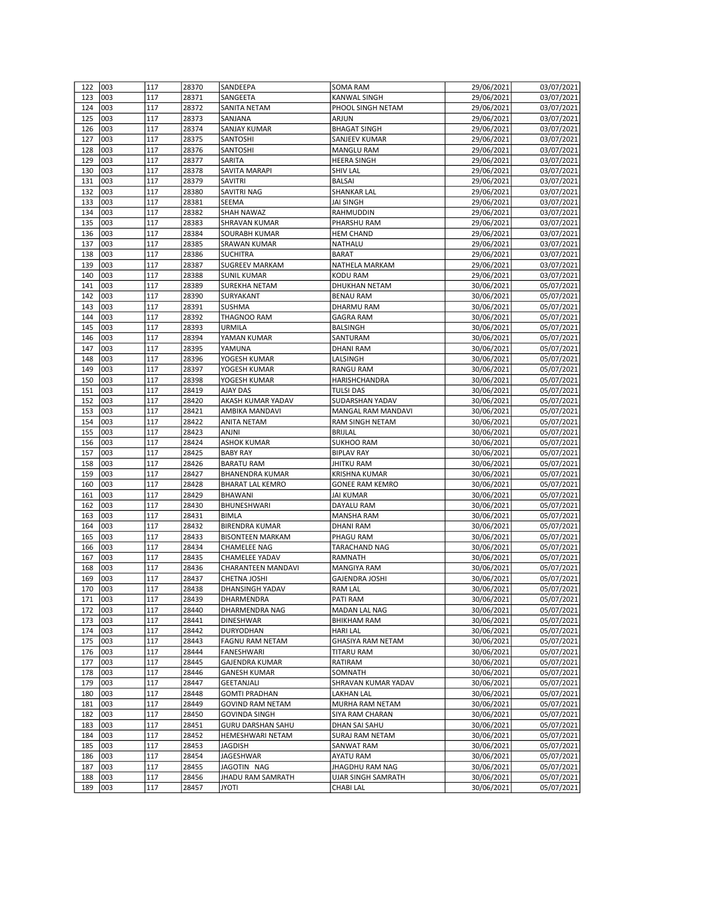| | | | | | | | |
|---|---|---|---|---|---|---|---|
| 122 | 003 | 117 | 28370 | SANDEEPA | SOMA RAM | 29/06/2021 | 03/07/2021 |
| 123 | 003 | 117 | 28371 | SANGEETA | KANWAL SINGH | 29/06/2021 | 03/07/2021 |
| 124 | 003 | 117 | 28372 | SANITA NETAM | PHOOL SINGH NETAM | 29/06/2021 | 03/07/2021 |
| 125 | 003 | 117 | 28373 | SANJANA | ARJUN | 29/06/2021 | 03/07/2021 |
| 126 | 003 | 117 | 28374 | SANJAY KUMAR | BHAGAT SINGH | 29/06/2021 | 03/07/2021 |
| 127 | 003 | 117 | 28375 | SANTOSHI | SANJEEV KUMAR | 29/06/2021 | 03/07/2021 |
| 128 | 003 | 117 | 28376 | SANTOSHI | MANGLU RAM | 29/06/2021 | 03/07/2021 |
| 129 | 003 | 117 | 28377 | SARITA | HEERA SINGH | 29/06/2021 | 03/07/2021 |
| 130 | 003 | 117 | 28378 | SAVITA MARAPI | SHIV LAL | 29/06/2021 | 03/07/2021 |
| 131 | 003 | 117 | 28379 | SAVITRI | BALSAI | 29/06/2021 | 03/07/2021 |
| 132 | 003 | 117 | 28380 | SAVITRI NAG | SHANKAR LAL | 29/06/2021 | 03/07/2021 |
| 133 | 003 | 117 | 28381 | SEEMA | JAI SINGH | 29/06/2021 | 03/07/2021 |
| 134 | 003 | 117 | 28382 | SHAH NAWAZ | RAHMUDDIN | 29/06/2021 | 03/07/2021 |
| 135 | 003 | 117 | 28383 | SHRAVAN KUMAR | PHARSHU RAM | 29/06/2021 | 03/07/2021 |
| 136 | 003 | 117 | 28384 | SOURABH KUMAR | HEM CHAND | 29/06/2021 | 03/07/2021 |
| 137 | 003 | 117 | 28385 | SRAWAN KUMAR | NATHALU | 29/06/2021 | 03/07/2021 |
| 138 | 003 | 117 | 28386 | SUCHITRA | BARAT | 29/06/2021 | 03/07/2021 |
| 139 | 003 | 117 | 28387 | SUGREEV MARKAM | NATHELA MARKAM | 29/06/2021 | 03/07/2021 |
| 140 | 003 | 117 | 28388 | SUNIL KUMAR | KODU RAM | 29/06/2021 | 03/07/2021 |
| 141 | 003 | 117 | 28389 | SUREKHA NETAM | DHUKHAN NETAM | 30/06/2021 | 05/07/2021 |
| 142 | 003 | 117 | 28390 | SURYAKANT | BENAU RAM | 30/06/2021 | 05/07/2021 |
| 143 | 003 | 117 | 28391 | SUSHMA | DHARMU RAM | 30/06/2021 | 05/07/2021 |
| 144 | 003 | 117 | 28392 | THAGNOO RAM | GAGRA RAM | 30/06/2021 | 05/07/2021 |
| 145 | 003 | 117 | 28393 | URMILA | BALSINGH | 30/06/2021 | 05/07/2021 |
| 146 | 003 | 117 | 28394 | YAMAN KUMAR | SANTURAM | 30/06/2021 | 05/07/2021 |
| 147 | 003 | 117 | 28395 | YAMUNA | DHANI RAM | 30/06/2021 | 05/07/2021 |
| 148 | 003 | 117 | 28396 | YOGESH KUMAR | LALSINGH | 30/06/2021 | 05/07/2021 |
| 149 | 003 | 117 | 28397 | YOGESH KUMAR | RANGU RAM | 30/06/2021 | 05/07/2021 |
| 150 | 003 | 117 | 28398 | YOGESH KUMAR | HARISHCHANDRA | 30/06/2021 | 05/07/2021 |
| 151 | 003 | 117 | 28419 | AJAY DAS | TULSI DAS | 30/06/2021 | 05/07/2021 |
| 152 | 003 | 117 | 28420 | AKASH KUMAR YADAV | SUDARSHAN YADAV | 30/06/2021 | 05/07/2021 |
| 153 | 003 | 117 | 28421 | AMBIKA MANDAVI | MANGAL RAM MANDAVI | 30/06/2021 | 05/07/2021 |
| 154 | 003 | 117 | 28422 | ANITA NETAM | RAM SINGH NETAM | 30/06/2021 | 05/07/2021 |
| 155 | 003 | 117 | 28423 | ANJNI | BRIJLAL | 30/06/2021 | 05/07/2021 |
| 156 | 003 | 117 | 28424 | ASHOK KUMAR | SUKHOO RAM | 30/06/2021 | 05/07/2021 |
| 157 | 003 | 117 | 28425 | BABY RAY | BIPLAV RAY | 30/06/2021 | 05/07/2021 |
| 158 | 003 | 117 | 28426 | BARATU RAM | JHITKU RAM | 30/06/2021 | 05/07/2021 |
| 159 | 003 | 117 | 28427 | BHANENDRA KUMAR | KRISHNA KUMAR | 30/06/2021 | 05/07/2021 |
| 160 | 003 | 117 | 28428 | BHARAT LAL KEMRO | GONEE RAM KEMRO | 30/06/2021 | 05/07/2021 |
| 161 | 003 | 117 | 28429 | BHAWANI | JAI KUMAR | 30/06/2021 | 05/07/2021 |
| 162 | 003 | 117 | 28430 | BHUNESHWARI | DAYALU RAM | 30/06/2021 | 05/07/2021 |
| 163 | 003 | 117 | 28431 | BIMLA | MANSHA RAM | 30/06/2021 | 05/07/2021 |
| 164 | 003 | 117 | 28432 | BIRENDRA KUMAR | DHANI RAM | 30/06/2021 | 05/07/2021 |
| 165 | 003 | 117 | 28433 | BISONTEEN MARKAM | PHAGU RAM | 30/06/2021 | 05/07/2021 |
| 166 | 003 | 117 | 28434 | CHAMELEE NAG | TARACHAND NAG | 30/06/2021 | 05/07/2021 |
| 167 | 003 | 117 | 28435 | CHAMELEE YADAV | RAMNATH | 30/06/2021 | 05/07/2021 |
| 168 | 003 | 117 | 28436 | CHARANTEEN MANDAVI | MANGIYA RAM | 30/06/2021 | 05/07/2021 |
| 169 | 003 | 117 | 28437 | CHETNA JOSHI | GAJENDRA JOSHI | 30/06/2021 | 05/07/2021 |
| 170 | 003 | 117 | 28438 | DHANSINGH YADAV | RAM LAL | 30/06/2021 | 05/07/2021 |
| 171 | 003 | 117 | 28439 | DHARMENDRA | PATI RAM | 30/06/2021 | 05/07/2021 |
| 172 | 003 | 117 | 28440 | DHARMENDRA NAG | MADAN LAL NAG | 30/06/2021 | 05/07/2021 |
| 173 | 003 | 117 | 28441 | DINESHWAR | BHIKHAM RAM | 30/06/2021 | 05/07/2021 |
| 174 | 003 | 117 | 28442 | DURYODHAN | HARI LAL | 30/06/2021 | 05/07/2021 |
| 175 | 003 | 117 | 28443 | FAGNU RAM NETAM | GHASIYA RAM NETAM | 30/06/2021 | 05/07/2021 |
| 176 | 003 | 117 | 28444 | FANESHWARI | TITARU RAM | 30/06/2021 | 05/07/2021 |
| 177 | 003 | 117 | 28445 | GAJENDRA KUMAR | RATIRAM | 30/06/2021 | 05/07/2021 |
| 178 | 003 | 117 | 28446 | GANESH KUMAR | SOMNATH | 30/06/2021 | 05/07/2021 |
| 179 | 003 | 117 | 28447 | GEETANJALI | SHRAVAN KUMAR YADAV | 30/06/2021 | 05/07/2021 |
| 180 | 003 | 117 | 28448 | GOMTI PRADHAN | LAKHAN LAL | 30/06/2021 | 05/07/2021 |
| 181 | 003 | 117 | 28449 | GOVIND RAM NETAM | MURHA RAM NETAM | 30/06/2021 | 05/07/2021 |
| 182 | 003 | 117 | 28450 | GOVINDA SINGH | SIYA RAM CHARAN | 30/06/2021 | 05/07/2021 |
| 183 | 003 | 117 | 28451 | GURU DARSHAN SAHU | DHAN SAI SAHU | 30/06/2021 | 05/07/2021 |
| 184 | 003 | 117 | 28452 | HEMESHWARI NETAM | SURAJ RAM NETAM | 30/06/2021 | 05/07/2021 |
| 185 | 003 | 117 | 28453 | JAGDISH | SANWAT RAM | 30/06/2021 | 05/07/2021 |
| 186 | 003 | 117 | 28454 | JAGESHWAR | AYATU RAM | 30/06/2021 | 05/07/2021 |
| 187 | 003 | 117 | 28455 | JAGOTIN NAG | JHAGDHU RAM NAG | 30/06/2021 | 05/07/2021 |
| 188 | 003 | 117 | 28456 | JHADU RAM SAMRATH | UJAR SINGH SAMRATH | 30/06/2021 | 05/07/2021 |
| 189 | 003 | 117 | 28457 | JYOTI | CHABI LAL | 30/06/2021 | 05/07/2021 |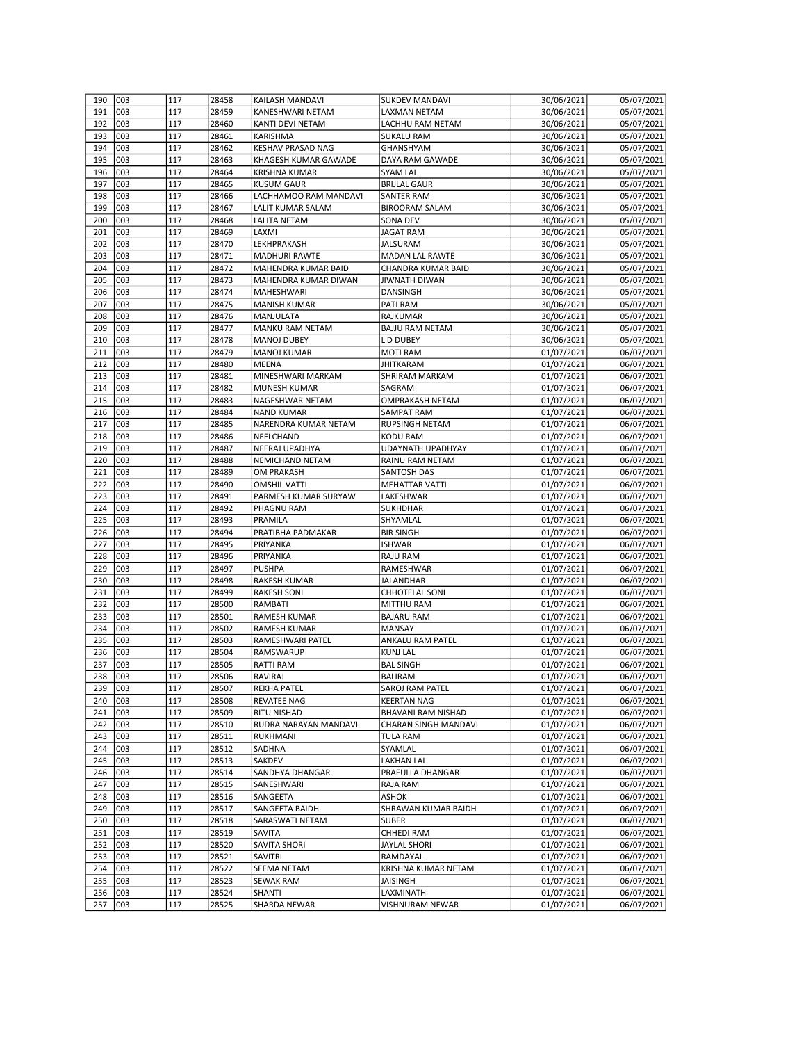| 190 | 003 | 117 | 28458 | KAILASH MANDAVI | SUKDEV MANDAVI | 30/06/2021 | 05/07/2021 |
|---|---|---|---|---|---|---|---|
| 191 | 003 | 117 | 28459 | KANESHWARI NETAM | LAXMAN NETAM | 30/06/2021 | 05/07/2021 |
| 192 | 003 | 117 | 28460 | KANTI DEVI NETAM | LACHHU RAM NETAM | 30/06/2021 | 05/07/2021 |
| 193 | 003 | 117 | 28461 | KARISHMA | SUKALU RAM | 30/06/2021 | 05/07/2021 |
| 194 | 003 | 117 | 28462 | KESHAV PRASAD NAG | GHANSHYAM | 30/06/2021 | 05/07/2021 |
| 195 | 003 | 117 | 28463 | KHAGESH KUMAR GAWADE | DAYA RAM GAWADE | 30/06/2021 | 05/07/2021 |
| 196 | 003 | 117 | 28464 | KRISHNA KUMAR | SYAM LAL | 30/06/2021 | 05/07/2021 |
| 197 | 003 | 117 | 28465 | KUSUM GAUR | BRIJLAL GAUR | 30/06/2021 | 05/07/2021 |
| 198 | 003 | 117 | 28466 | LACHHAMOO RAM MANDAVI | SANTER RAM | 30/06/2021 | 05/07/2021 |
| 199 | 003 | 117 | 28467 | LALIT KUMAR SALAM | BIROORAM SALAM | 30/06/2021 | 05/07/2021 |
| 200 | 003 | 117 | 28468 | LALITA NETAM | SONA DEV | 30/06/2021 | 05/07/2021 |
| 201 | 003 | 117 | 28469 | LAXMI | JAGAT RAM | 30/06/2021 | 05/07/2021 |
| 202 | 003 | 117 | 28470 | LEKHPRAKASH | JALSURAM | 30/06/2021 | 05/07/2021 |
| 203 | 003 | 117 | 28471 | MADHURI RAWTE | MADAN LAL RAWTE | 30/06/2021 | 05/07/2021 |
| 204 | 003 | 117 | 28472 | MAHENDRA KUMAR BAID | CHANDRA KUMAR BAID | 30/06/2021 | 05/07/2021 |
| 205 | 003 | 117 | 28473 | MAHENDRA KUMAR DIWAN | JIWNATH DIWAN | 30/06/2021 | 05/07/2021 |
| 206 | 003 | 117 | 28474 | MAHESHWARI | DANSINGH | 30/06/2021 | 05/07/2021 |
| 207 | 003 | 117 | 28475 | MANISH KUMAR | PATI RAM | 30/06/2021 | 05/07/2021 |
| 208 | 003 | 117 | 28476 | MANJULATA | RAJKUMAR | 30/06/2021 | 05/07/2021 |
| 209 | 003 | 117 | 28477 | MANKU RAM NETAM | BAJJU RAM NETAM | 30/06/2021 | 05/07/2021 |
| 210 | 003 | 117 | 28478 | MANOJ DUBEY | L D DUBEY | 30/06/2021 | 05/07/2021 |
| 211 | 003 | 117 | 28479 | MANOJ KUMAR | MOTI RAM | 01/07/2021 | 06/07/2021 |
| 212 | 003 | 117 | 28480 | MEENA | JHITKARAM | 01/07/2021 | 06/07/2021 |
| 213 | 003 | 117 | 28481 | MINESHWARI MARKAM | SHRIRAM MARKAM | 01/07/2021 | 06/07/2021 |
| 214 | 003 | 117 | 28482 | MUNESH KUMAR | SAGRAM | 01/07/2021 | 06/07/2021 |
| 215 | 003 | 117 | 28483 | NAGESHWAR NETAM | OMPRAKASH NETAM | 01/07/2021 | 06/07/2021 |
| 216 | 003 | 117 | 28484 | NAND KUMAR | SAMPAT RAM | 01/07/2021 | 06/07/2021 |
| 217 | 003 | 117 | 28485 | NARENDRA KUMAR NETAM | RUPSINGH NETAM | 01/07/2021 | 06/07/2021 |
| 218 | 003 | 117 | 28486 | NEELCHAND | KODU RAM | 01/07/2021 | 06/07/2021 |
| 219 | 003 | 117 | 28487 | NEERAJ UPADHYA | UDAYNATH UPADHYAY | 01/07/2021 | 06/07/2021 |
| 220 | 003 | 117 | 28488 | NEMICHAND NETAM | RAINU RAM NETAM | 01/07/2021 | 06/07/2021 |
| 221 | 003 | 117 | 28489 | OM PRAKASH | SANTOSH DAS | 01/07/2021 | 06/07/2021 |
| 222 | 003 | 117 | 28490 | OMSHIL VATTI | MEHATTAR VATTI | 01/07/2021 | 06/07/2021 |
| 223 | 003 | 117 | 28491 | PARMESH KUMAR SURYAW | LAKESHWAR | 01/07/2021 | 06/07/2021 |
| 224 | 003 | 117 | 28492 | PHAGNU RAM | SUKHDHAR | 01/07/2021 | 06/07/2021 |
| 225 | 003 | 117 | 28493 | PRAMILA | SHYAMLAL | 01/07/2021 | 06/07/2021 |
| 226 | 003 | 117 | 28494 | PRATIBHA PADMAKAR | BIR SINGH | 01/07/2021 | 06/07/2021 |
| 227 | 003 | 117 | 28495 | PRIYANKA | ISHWAR | 01/07/2021 | 06/07/2021 |
| 228 | 003 | 117 | 28496 | PRIYANKA | RAJU RAM | 01/07/2021 | 06/07/2021 |
| 229 | 003 | 117 | 28497 | PUSHPA | RAMESHWAR | 01/07/2021 | 06/07/2021 |
| 230 | 003 | 117 | 28498 | RAKESH KUMAR | JALANDHAR | 01/07/2021 | 06/07/2021 |
| 231 | 003 | 117 | 28499 | RAKESH SONI | CHHOTELAL SONI | 01/07/2021 | 06/07/2021 |
| 232 | 003 | 117 | 28500 | RAMBATI | MITTHU RAM | 01/07/2021 | 06/07/2021 |
| 233 | 003 | 117 | 28501 | RAMESH KUMAR | BAJARU RAM | 01/07/2021 | 06/07/2021 |
| 234 | 003 | 117 | 28502 | RAMESH KUMAR | MANSAY | 01/07/2021 | 06/07/2021 |
| 235 | 003 | 117 | 28503 | RAMESHWARI PATEL | ANKALU RAM PATEL | 01/07/2021 | 06/07/2021 |
| 236 | 003 | 117 | 28504 | RAMSWARUP | KUNJ LAL | 01/07/2021 | 06/07/2021 |
| 237 | 003 | 117 | 28505 | RATTI RAM | BAL SINGH | 01/07/2021 | 06/07/2021 |
| 238 | 003 | 117 | 28506 | RAVIRAJ | BALIRAM | 01/07/2021 | 06/07/2021 |
| 239 | 003 | 117 | 28507 | REKHA PATEL | SAROJ RAM PATEL | 01/07/2021 | 06/07/2021 |
| 240 | 003 | 117 | 28508 | REVATEE NAG | KEERTAN NAG | 01/07/2021 | 06/07/2021 |
| 241 | 003 | 117 | 28509 | RITU NISHAD | BHAVANI RAM NISHAD | 01/07/2021 | 06/07/2021 |
| 242 | 003 | 117 | 28510 | RUDRA NARAYAN MANDAVI | CHARAN SINGH MANDAVI | 01/07/2021 | 06/07/2021 |
| 243 | 003 | 117 | 28511 | RUKHMANI | TULA RAM | 01/07/2021 | 06/07/2021 |
| 244 | 003 | 117 | 28512 | SADHNA | SYAMLAL | 01/07/2021 | 06/07/2021 |
| 245 | 003 | 117 | 28513 | SAKDEV | LAKHAN LAL | 01/07/2021 | 06/07/2021 |
| 246 | 003 | 117 | 28514 | SANDHYA DHANGAR | PRAFULLA DHANGAR | 01/07/2021 | 06/07/2021 |
| 247 | 003 | 117 | 28515 | SANESHWARI | RAJA RAM | 01/07/2021 | 06/07/2021 |
| 248 | 003 | 117 | 28516 | SANGEETA | ASHOK | 01/07/2021 | 06/07/2021 |
| 249 | 003 | 117 | 28517 | SANGEETA BAIDH | SHRAWAN KUMAR BAIDH | 01/07/2021 | 06/07/2021 |
| 250 | 003 | 117 | 28518 | SARASWATI NETAM | SUBER | 01/07/2021 | 06/07/2021 |
| 251 | 003 | 117 | 28519 | SAVITA | CHHEDI RAM | 01/07/2021 | 06/07/2021 |
| 252 | 003 | 117 | 28520 | SAVITA SHORI | JAYLAL SHORI | 01/07/2021 | 06/07/2021 |
| 253 | 003 | 117 | 28521 | SAVITRI | RAMDAYAL | 01/07/2021 | 06/07/2021 |
| 254 | 003 | 117 | 28522 | SEEMA NETAM | KRISHNA KUMAR NETAM | 01/07/2021 | 06/07/2021 |
| 255 | 003 | 117 | 28523 | SEWAK RAM | JAISINGH | 01/07/2021 | 06/07/2021 |
| 256 | 003 | 117 | 28524 | SHANTI | LAXMINATH | 01/07/2021 | 06/07/2021 |
| 257 | 003 | 117 | 28525 | SHARDA NEWAR | VISHNURAM NEWAR | 01/07/2021 | 06/07/2021 |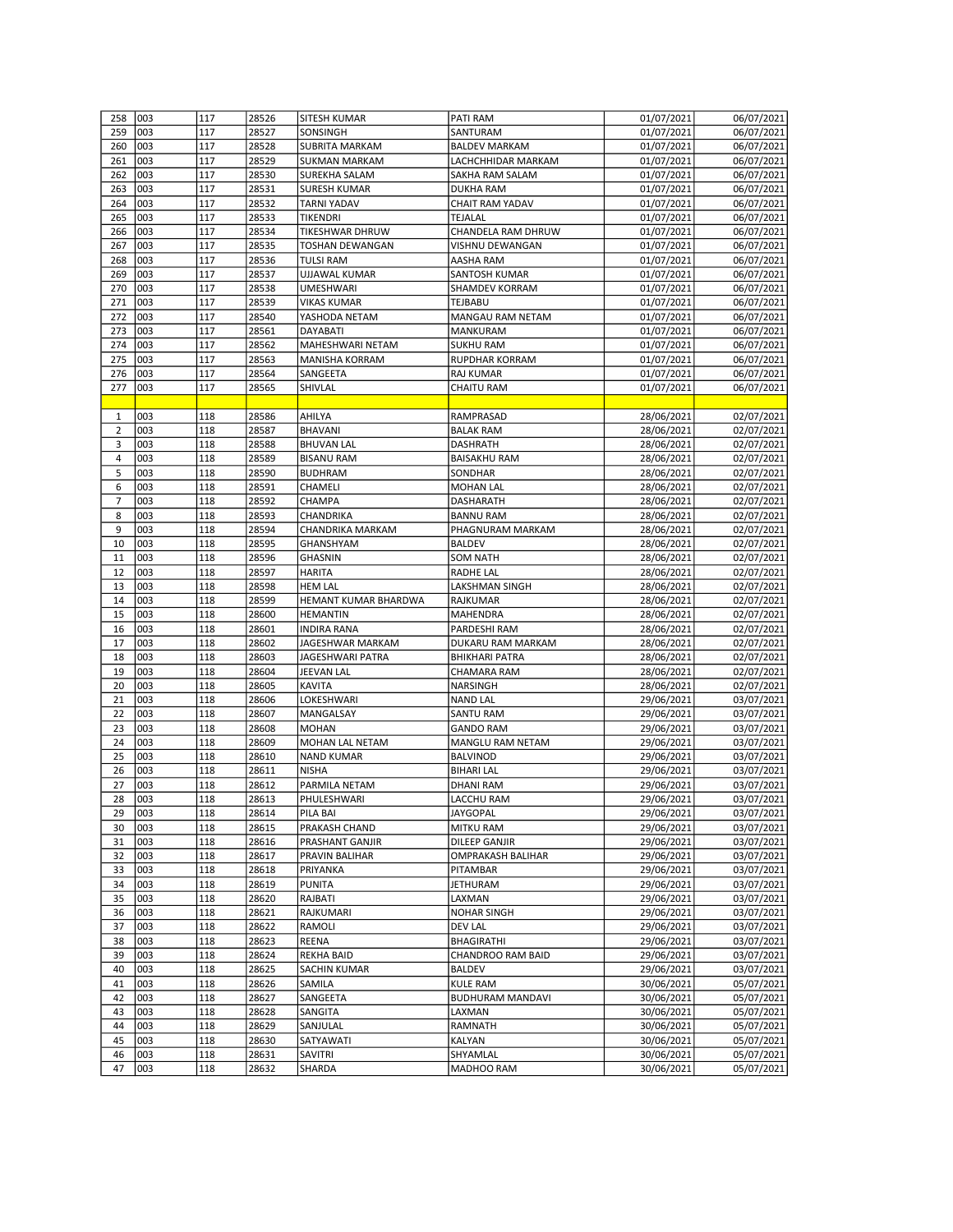| | | | | | | | |
|---|---|---|---|---|---|---|---|
| 258 | 003 | 117 | 28526 | SITESH KUMAR | PATI RAM | 01/07/2021 | 06/07/2021 |
| 259 | 003 | 117 | 28527 | SONSINGH | SANTURAM | 01/07/2021 | 06/07/2021 |
| 260 | 003 | 117 | 28528 | SUBRITA MARKAM | BALDEV MARKAM | 01/07/2021 | 06/07/2021 |
| 261 | 003 | 117 | 28529 | SUKMAN MARKAM | LACHCHHIDAR MARKAM | 01/07/2021 | 06/07/2021 |
| 262 | 003 | 117 | 28530 | SUREKHA SALAM | SAKHA RAM SALAM | 01/07/2021 | 06/07/2021 |
| 263 | 003 | 117 | 28531 | SURESH KUMAR | DUKHA RAM | 01/07/2021 | 06/07/2021 |
| 264 | 003 | 117 | 28532 | TARNI YADAV | CHAIT RAM YADAV | 01/07/2021 | 06/07/2021 |
| 265 | 003 | 117 | 28533 | TIKENDRI | TEJALAL | 01/07/2021 | 06/07/2021 |
| 266 | 003 | 117 | 28534 | TIKESHWAR DHRUW | CHANDELA RAM DHRUW | 01/07/2021 | 06/07/2021 |
| 267 | 003 | 117 | 28535 | TOSHAN DEWANGAN | VISHNU DEWANGAN | 01/07/2021 | 06/07/2021 |
| 268 | 003 | 117 | 28536 | TULSI RAM | AASHA RAM | 01/07/2021 | 06/07/2021 |
| 269 | 003 | 117 | 28537 | UJJAWAL KUMAR | SANTOSH KUMAR | 01/07/2021 | 06/07/2021 |
| 270 | 003 | 117 | 28538 | UMESHWARI | SHAMDEV KORRAM | 01/07/2021 | 06/07/2021 |
| 271 | 003 | 117 | 28539 | VIKAS KUMAR | TEJBABU | 01/07/2021 | 06/07/2021 |
| 272 | 003 | 117 | 28540 | YASHODA NETAM | MANGAU RAM NETAM | 01/07/2021 | 06/07/2021 |
| 273 | 003 | 117 | 28561 | DAYABATI | MANKURAM | 01/07/2021 | 06/07/2021 |
| 274 | 003 | 117 | 28562 | MAHESHWARI NETAM | SUKHU RAM | 01/07/2021 | 06/07/2021 |
| 275 | 003 | 117 | 28563 | MANISHA KORRAM | RUPDHAR KORRAM | 01/07/2021 | 06/07/2021 |
| 276 | 003 | 117 | 28564 | SANGEETA | RAJ KUMAR | 01/07/2021 | 06/07/2021 |
| 277 | 003 | 117 | 28565 | SHIVLAL | CHAITU RAM | 01/07/2021 | 06/07/2021 |
| | | | | | | | |
| 1 | 003 | 118 | 28586 | AHILYA | RAMPRASAD | 28/06/2021 | 02/07/2021 |
| 2 | 003 | 118 | 28587 | BHAVANI | BALAK RAM | 28/06/2021 | 02/07/2021 |
| 3 | 003 | 118 | 28588 | BHUVAN LAL | DASHRATH | 28/06/2021 | 02/07/2021 |
| 4 | 003 | 118 | 28589 | BISANU RAM | BAISAKHU RAM | 28/06/2021 | 02/07/2021 |
| 5 | 003 | 118 | 28590 | BUDHRAM | SONDHAR | 28/06/2021 | 02/07/2021 |
| 6 | 003 | 118 | 28591 | CHAMELI | MOHAN LAL | 28/06/2021 | 02/07/2021 |
| 7 | 003 | 118 | 28592 | CHAMPA | DASHARATH | 28/06/2021 | 02/07/2021 |
| 8 | 003 | 118 | 28593 | CHANDRIKA | BANNU RAM | 28/06/2021 | 02/07/2021 |
| 9 | 003 | 118 | 28594 | CHANDRIKA MARKAM | PHAGNURAM MARKAM | 28/06/2021 | 02/07/2021 |
| 10 | 003 | 118 | 28595 | GHANSHYAM | BALDEV | 28/06/2021 | 02/07/2021 |
| 11 | 003 | 118 | 28596 | GHASNIN | SOM NATH | 28/06/2021 | 02/07/2021 |
| 12 | 003 | 118 | 28597 | HARITA | RADHE LAL | 28/06/2021 | 02/07/2021 |
| 13 | 003 | 118 | 28598 | HEM LAL | LAKSHMAN SINGH | 28/06/2021 | 02/07/2021 |
| 14 | 003 | 118 | 28599 | HEMANT KUMAR BHARDWA | RAJKUMAR | 28/06/2021 | 02/07/2021 |
| 15 | 003 | 118 | 28600 | HEMANTIN | MAHENDRA | 28/06/2021 | 02/07/2021 |
| 16 | 003 | 118 | 28601 | INDIRA RANA | PARDESHI RAM | 28/06/2021 | 02/07/2021 |
| 17 | 003 | 118 | 28602 | JAGESHWAR MARKAM | DUKARU RAM MARKAM | 28/06/2021 | 02/07/2021 |
| 18 | 003 | 118 | 28603 | JAGESHWARI PATRA | BHIKHARI PATRA | 28/06/2021 | 02/07/2021 |
| 19 | 003 | 118 | 28604 | JEEVAN LAL | CHAMARA RAM | 28/06/2021 | 02/07/2021 |
| 20 | 003 | 118 | 28605 | KAVITA | NARSINGH | 28/06/2021 | 02/07/2021 |
| 21 | 003 | 118 | 28606 | LOKESHWARI | NAND LAL | 29/06/2021 | 03/07/2021 |
| 22 | 003 | 118 | 28607 | MANGALSAY | SANTU RAM | 29/06/2021 | 03/07/2021 |
| 23 | 003 | 118 | 28608 | MOHAN | GANDO RAM | 29/06/2021 | 03/07/2021 |
| 24 | 003 | 118 | 28609 | MOHAN LAL NETAM | MANGLU RAM NETAM | 29/06/2021 | 03/07/2021 |
| 25 | 003 | 118 | 28610 | NAND KUMAR | BALVINOD | 29/06/2021 | 03/07/2021 |
| 26 | 003 | 118 | 28611 | NISHA | BIHARI LAL | 29/06/2021 | 03/07/2021 |
| 27 | 003 | 118 | 28612 | PARMILA NETAM | DHANI RAM | 29/06/2021 | 03/07/2021 |
| 28 | 003 | 118 | 28613 | PHULESHWARI | LACCHU RAM | 29/06/2021 | 03/07/2021 |
| 29 | 003 | 118 | 28614 | PILA BAI | JAYGOPAL | 29/06/2021 | 03/07/2021 |
| 30 | 003 | 118 | 28615 | PRAKASH CHAND | MITKU RAM | 29/06/2021 | 03/07/2021 |
| 31 | 003 | 118 | 28616 | PRASHANT GANJIR | DILEEP GANJIR | 29/06/2021 | 03/07/2021 |
| 32 | 003 | 118 | 28617 | PRAVIN BALIHAR | OMPRAKASH BALIHAR | 29/06/2021 | 03/07/2021 |
| 33 | 003 | 118 | 28618 | PRIYANKA | PITAMBAR | 29/06/2021 | 03/07/2021 |
| 34 | 003 | 118 | 28619 | PUNITA | JETHURAM | 29/06/2021 | 03/07/2021 |
| 35 | 003 | 118 | 28620 | RAJBATI | LAXMAN | 29/06/2021 | 03/07/2021 |
| 36 | 003 | 118 | 28621 | RAJKUMARI | NOHAR SINGH | 29/06/2021 | 03/07/2021 |
| 37 | 003 | 118 | 28622 | RAMOLI | DEV LAL | 29/06/2021 | 03/07/2021 |
| 38 | 003 | 118 | 28623 | REENA | BHAGIRATHI | 29/06/2021 | 03/07/2021 |
| 39 | 003 | 118 | 28624 | REKHA BAID | CHANDROO RAM BAID | 29/06/2021 | 03/07/2021 |
| 40 | 003 | 118 | 28625 | SACHIN KUMAR | BALDEV | 29/06/2021 | 03/07/2021 |
| 41 | 003 | 118 | 28626 | SAMILA | KULE RAM | 30/06/2021 | 05/07/2021 |
| 42 | 003 | 118 | 28627 | SANGEETA | BUDHURAM MANDAVI | 30/06/2021 | 05/07/2021 |
| 43 | 003 | 118 | 28628 | SANGITA | LAXMAN | 30/06/2021 | 05/07/2021 |
| 44 | 003 | 118 | 28629 | SANJULAL | RAMNATH | 30/06/2021 | 05/07/2021 |
| 45 | 003 | 118 | 28630 | SATYAWATI | KALYAN | 30/06/2021 | 05/07/2021 |
| 46 | 003 | 118 | 28631 | SAVITRI | SHYAMLAL | 30/06/2021 | 05/07/2021 |
| 47 | 003 | 118 | 28632 | SHARDA | MADHOO RAM | 30/06/2021 | 05/07/2021 |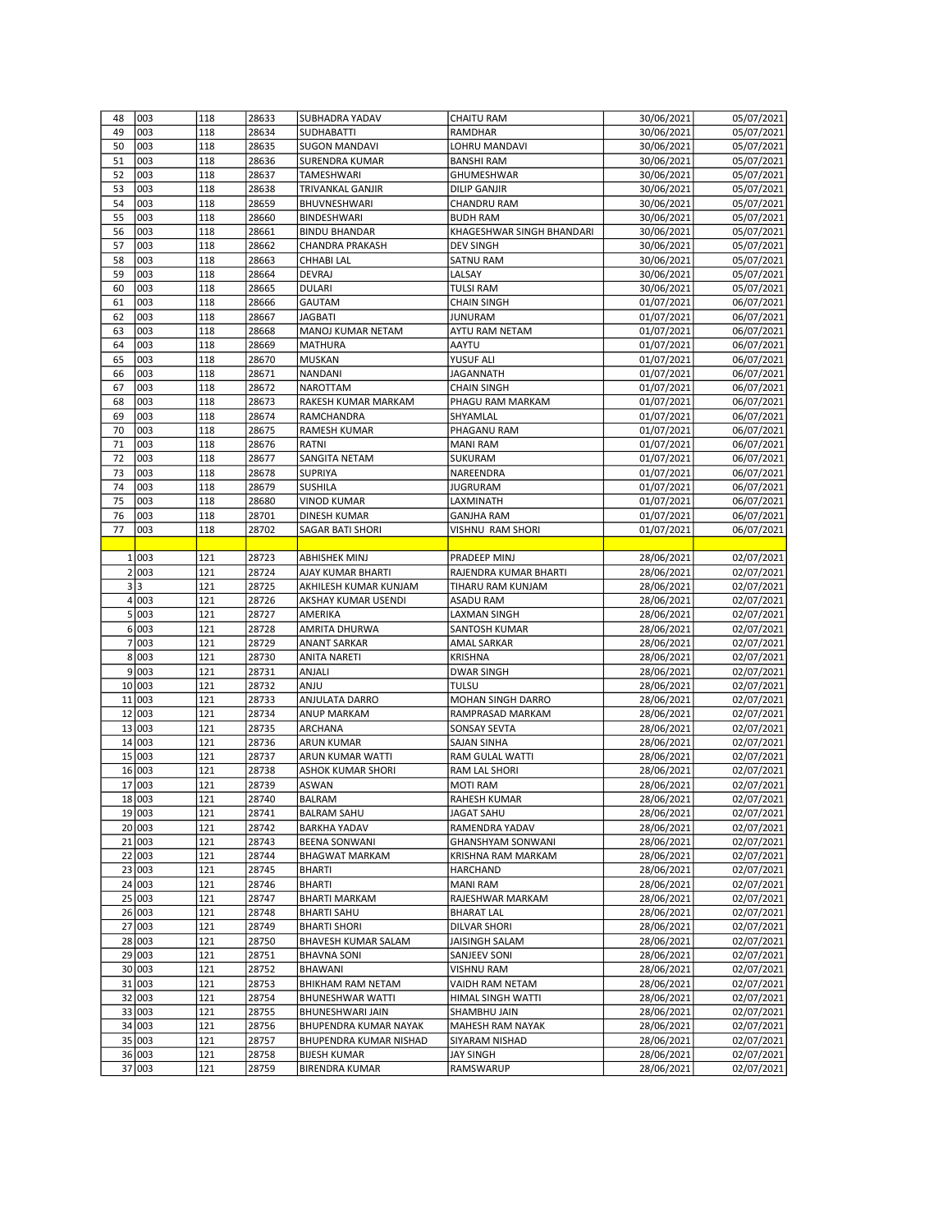| 48 | 003 | 118 | 28633 | SUBHADRA YADAV | CHAITU RAM | 30/06/2021 | 05/07/2021 |
|---|---|---|---|---|---|---|---|
| 49 | 003 | 118 | 28634 | SUDHABATTI | RAMDHAR | 30/06/2021 | 05/07/2021 |
| 50 | 003 | 118 | 28635 | SUGON MANDAVI | LOHRU MANDAVI | 30/06/2021 | 05/07/2021 |
| 51 | 003 | 118 | 28636 | SURENDRA KUMAR | BANSHI RAM | 30/06/2021 | 05/07/2021 |
| 52 | 003 | 118 | 28637 | TAMESHWARI | GHUMESHWAR | 30/06/2021 | 05/07/2021 |
| 53 | 003 | 118 | 28638 | TRIVANKAL GANJIR | DILIP GANJIR | 30/06/2021 | 05/07/2021 |
| 54 | 003 | 118 | 28659 | BHUVNESHWARI | CHANDRU RAM | 30/06/2021 | 05/07/2021 |
| 55 | 003 | 118 | 28660 | BINDESHWARI | BUDH RAM | 30/06/2021 | 05/07/2021 |
| 56 | 003 | 118 | 28661 | BINDU BHANDAR | KHAGESHWAR SINGH BHANDARI | 30/06/2021 | 05/07/2021 |
| 57 | 003 | 118 | 28662 | CHANDRA PRAKASH | DEV SINGH | 30/06/2021 | 05/07/2021 |
| 58 | 003 | 118 | 28663 | CHHABI LAL | SATNU RAM | 30/06/2021 | 05/07/2021 |
| 59 | 003 | 118 | 28664 | DEVRAJ | LALSAY | 30/06/2021 | 05/07/2021 |
| 60 | 003 | 118 | 28665 | DULARI | TULSI RAM | 30/06/2021 | 05/07/2021 |
| 61 | 003 | 118 | 28666 | GAUTAM | CHAIN SINGH | 01/07/2021 | 06/07/2021 |
| 62 | 003 | 118 | 28667 | JAGBATI | JUNURAM | 01/07/2021 | 06/07/2021 |
| 63 | 003 | 118 | 28668 | MANOJ KUMAR NETAM | AYTU RAM NETAM | 01/07/2021 | 06/07/2021 |
| 64 | 003 | 118 | 28669 | MATHURA | AAYTU | 01/07/2021 | 06/07/2021 |
| 65 | 003 | 118 | 28670 | MUSKAN | YUSUF ALI | 01/07/2021 | 06/07/2021 |
| 66 | 003 | 118 | 28671 | NANDANI | JAGANNATH | 01/07/2021 | 06/07/2021 |
| 67 | 003 | 118 | 28672 | NAROTTAM | CHAIN SINGH | 01/07/2021 | 06/07/2021 |
| 68 | 003 | 118 | 28673 | RAKESH KUMAR MARKAM | PHAGU RAM MARKAM | 01/07/2021 | 06/07/2021 |
| 69 | 003 | 118 | 28674 | RAMCHANDRA | SHYAMLAL | 01/07/2021 | 06/07/2021 |
| 70 | 003 | 118 | 28675 | RAMESH KUMAR | PHAGANU RAM | 01/07/2021 | 06/07/2021 |
| 71 | 003 | 118 | 28676 | RATNI | MANI RAM | 01/07/2021 | 06/07/2021 |
| 72 | 003 | 118 | 28677 | SANGITA NETAM | SUKURAM | 01/07/2021 | 06/07/2021 |
| 73 | 003 | 118 | 28678 | SUPRIYA | NAREENDRA | 01/07/2021 | 06/07/2021 |
| 74 | 003 | 118 | 28679 | SUSHILA | JUGRURAM | 01/07/2021 | 06/07/2021 |
| 75 | 003 | 118 | 28680 | VINOD KUMAR | LAXMINATH | 01/07/2021 | 06/07/2021 |
| 76 | 003 | 118 | 28701 | DINESH KUMAR | GANJHA RAM | 01/07/2021 | 06/07/2021 |
| 77 | 003 | 118 | 28702 | SAGAR BATI SHORI | VISHNU RAM SHORI | 01/07/2021 | 06/07/2021 |
| | | | | | | | |
| 1 | 003 | 121 | 28723 | ABHISHEK MINJ | PRADEEP MINJ | 28/06/2021 | 02/07/2021 |
| 2 | 003 | 121 | 28724 | AJAY KUMAR BHARTI | RAJENDRA KUMAR BHARTI | 28/06/2021 | 02/07/2021 |
| 3 | 3 | 121 | 28725 | AKHILESH KUMAR KUNJAM | TIHARU RAM KUNJAM | 28/06/2021 | 02/07/2021 |
| 4 | 003 | 121 | 28726 | AKSHAY KUMAR USENDI | ASADU RAM | 28/06/2021 | 02/07/2021 |
| 5 | 003 | 121 | 28727 | AMERIKA | LAXMAN SINGH | 28/06/2021 | 02/07/2021 |
| 6 | 003 | 121 | 28728 | AMRITA DHURWA | SANTOSH KUMAR | 28/06/2021 | 02/07/2021 |
| 7 | 003 | 121 | 28729 | ANANT SARKAR | AMAL SARKAR | 28/06/2021 | 02/07/2021 |
| 8 | 003 | 121 | 28730 | ANITA NARETI | KRISHNA | 28/06/2021 | 02/07/2021 |
| 9 | 003 | 121 | 28731 | ANJALI | DWAR SINGH | 28/06/2021 | 02/07/2021 |
| 10 | 003 | 121 | 28732 | ANJU | TULSU | 28/06/2021 | 02/07/2021 |
| 11 | 003 | 121 | 28733 | ANJULATA DARRO | MOHAN SINGH DARRO | 28/06/2021 | 02/07/2021 |
| 12 | 003 | 121 | 28734 | ANUP MARKAM | RAMPRASAD MARKAM | 28/06/2021 | 02/07/2021 |
| 13 | 003 | 121 | 28735 | ARCHANA | SONSAY SEVTA | 28/06/2021 | 02/07/2021 |
| 14 | 003 | 121 | 28736 | ARUN KUMAR | SAJAN SINHA | 28/06/2021 | 02/07/2021 |
| 15 | 003 | 121 | 28737 | ARUN KUMAR WATTI | RAM GULAL WATTI | 28/06/2021 | 02/07/2021 |
| 16 | 003 | 121 | 28738 | ASHOK KUMAR SHORI | RAM LAL SHORI | 28/06/2021 | 02/07/2021 |
| 17 | 003 | 121 | 28739 | ASWAN | MOTI RAM | 28/06/2021 | 02/07/2021 |
| 18 | 003 | 121 | 28740 | BALRAM | RAHESH KUMAR | 28/06/2021 | 02/07/2021 |
| 19 | 003 | 121 | 28741 | BALRAM SAHU | JAGAT SAHU | 28/06/2021 | 02/07/2021 |
| 20 | 003 | 121 | 28742 | BARKHA YADAV | RAMENDRA YADAV | 28/06/2021 | 02/07/2021 |
| 21 | 003 | 121 | 28743 | BEENA SONWANI | GHANSHYAM SONWANI | 28/06/2021 | 02/07/2021 |
| 22 | 003 | 121 | 28744 | BHAGWAT MARKAM | KRISHNA RAM MARKAM | 28/06/2021 | 02/07/2021 |
| 23 | 003 | 121 | 28745 | BHARTI | HARCHAND | 28/06/2021 | 02/07/2021 |
| 24 | 003 | 121 | 28746 | BHARTI | MANI RAM | 28/06/2021 | 02/07/2021 |
| 25 | 003 | 121 | 28747 | BHARTI MARKAM | RAJESHWAR MARKAM | 28/06/2021 | 02/07/2021 |
| 26 | 003 | 121 | 28748 | BHARTI SAHU | BHARAT LAL | 28/06/2021 | 02/07/2021 |
| 27 | 003 | 121 | 28749 | BHARTI SHORI | DILVAR SHORI | 28/06/2021 | 02/07/2021 |
| 28 | 003 | 121 | 28750 | BHAVESH KUMAR SALAM | JAISINGH SALAM | 28/06/2021 | 02/07/2021 |
| 29 | 003 | 121 | 28751 | BHAVNA SONI | SANJEEV SONI | 28/06/2021 | 02/07/2021 |
| 30 | 003 | 121 | 28752 | BHAWANI | VISHNU RAM | 28/06/2021 | 02/07/2021 |
| 31 | 003 | 121 | 28753 | BHIKHAM RAM NETAM | VAIDH RAM NETAM | 28/06/2021 | 02/07/2021 |
| 32 | 003 | 121 | 28754 | BHUNESHWAR WATTI | HIMAL SINGH WATTI | 28/06/2021 | 02/07/2021 |
| 33 | 003 | 121 | 28755 | BHUNESHWARI JAIN | SHAMBHU JAIN | 28/06/2021 | 02/07/2021 |
| 34 | 003 | 121 | 28756 | BHUPENDRA KUMAR NAYAK | MAHESH RAM NAYAK | 28/06/2021 | 02/07/2021 |
| 35 | 003 | 121 | 28757 | BHUPENDRA KUMAR NISHAD | SIYARAM NISHAD | 28/06/2021 | 02/07/2021 |
| 36 | 003 | 121 | 28758 | BIJESH KUMAR | JAY SINGH | 28/06/2021 | 02/07/2021 |
| 37 | 003 | 121 | 28759 | BIRENDRA KUMAR | RAMSWARUP | 28/06/2021 | 02/07/2021 |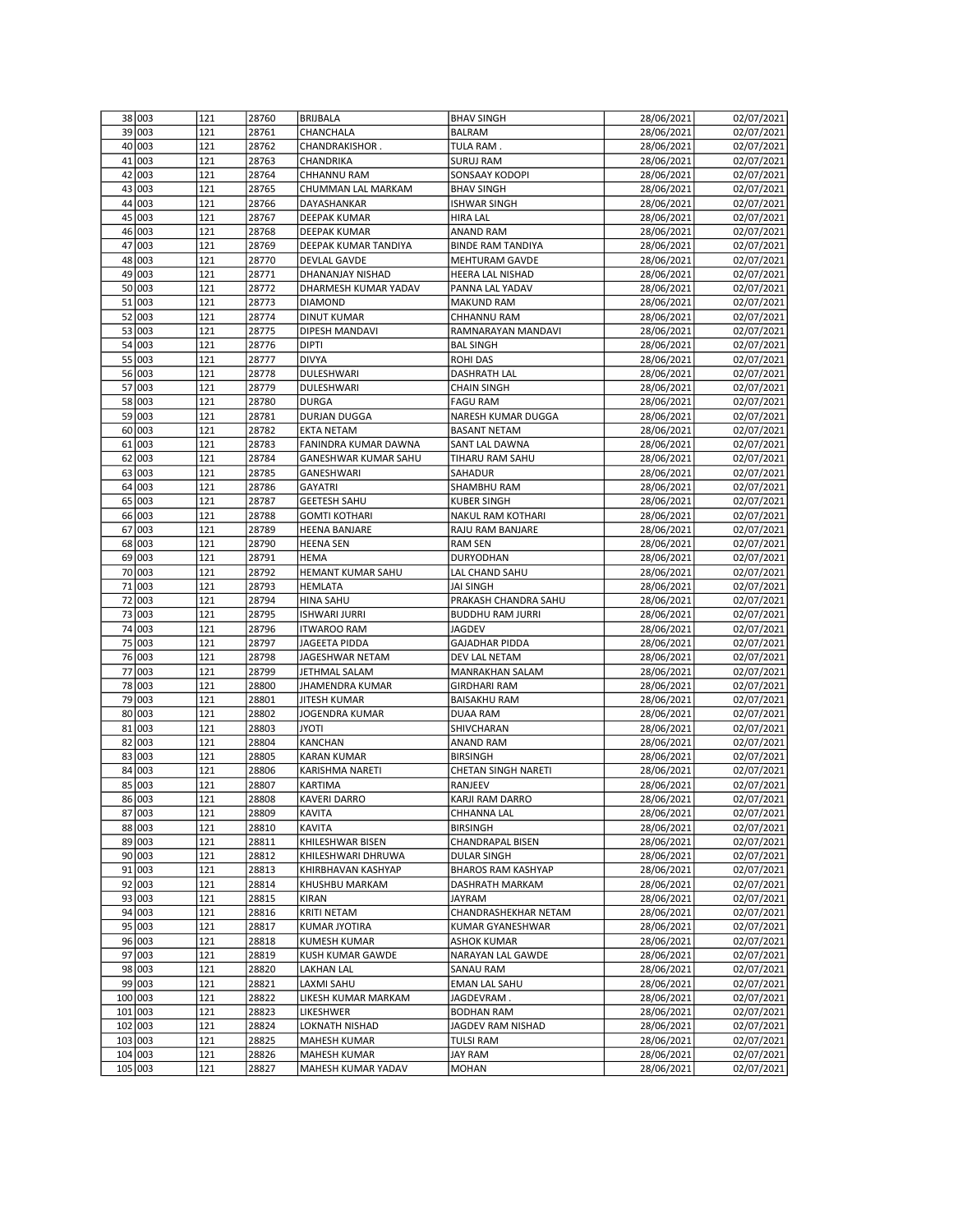| | | | | | | | |
|---|---|---|---|---|---|---|---|
| 38 | 003 | 121 | 28760 | BRIJBALA | BHAV SINGH | 28/06/2021 | 02/07/2021 |
| 39 | 003 | 121 | 28761 | CHANCHALA | BALRAM | 28/06/2021 | 02/07/2021 |
| 40 | 003 | 121 | 28762 | CHANDRAKISHOR . | TULA RAM . | 28/06/2021 | 02/07/2021 |
| 41 | 003 | 121 | 28763 | CHANDRIKA | SURUJ RAM | 28/06/2021 | 02/07/2021 |
| 42 | 003 | 121 | 28764 | CHHANNU RAM | SONSAAY KODOPI | 28/06/2021 | 02/07/2021 |
| 43 | 003 | 121 | 28765 | CHUMMAN LAL MARKAM | BHAV SINGH | 28/06/2021 | 02/07/2021 |
| 44 | 003 | 121 | 28766 | DAYASHANKAR | ISHWAR SINGH | 28/06/2021 | 02/07/2021 |
| 45 | 003 | 121 | 28767 | DEEPAK KUMAR | HIRA LAL | 28/06/2021 | 02/07/2021 |
| 46 | 003 | 121 | 28768 | DEEPAK KUMAR | ANAND RAM | 28/06/2021 | 02/07/2021 |
| 47 | 003 | 121 | 28769 | DEEPAK KUMAR TANDIYA | BINDE RAM TANDIYA | 28/06/2021 | 02/07/2021 |
| 48 | 003 | 121 | 28770 | DEVLAL GAVDE | MEHTURAM GAVDE | 28/06/2021 | 02/07/2021 |
| 49 | 003 | 121 | 28771 | DHANANJAY NISHAD | HEERA LAL NISHAD | 28/06/2021 | 02/07/2021 |
| 50 | 003 | 121 | 28772 | DHARMESH KUMAR YADAV | PANNA LAL YADAV | 28/06/2021 | 02/07/2021 |
| 51 | 003 | 121 | 28773 | DIAMOND | MAKUND RAM | 28/06/2021 | 02/07/2021 |
| 52 | 003 | 121 | 28774 | DINUT KUMAR | CHHANNU RAM | 28/06/2021 | 02/07/2021 |
| 53 | 003 | 121 | 28775 | DIPESH MANDAVI | RAMNARAYAN MANDAVI | 28/06/2021 | 02/07/2021 |
| 54 | 003 | 121 | 28776 | DIPTI | BAL SINGH | 28/06/2021 | 02/07/2021 |
| 55 | 003 | 121 | 28777 | DIVYA | ROHI DAS | 28/06/2021 | 02/07/2021 |
| 56 | 003 | 121 | 28778 | DULESHWARI | DASHRATH LAL | 28/06/2021 | 02/07/2021 |
| 57 | 003 | 121 | 28779 | DULESHWARI | CHAIN SINGH | 28/06/2021 | 02/07/2021 |
| 58 | 003 | 121 | 28780 | DURGA | FAGU RAM | 28/06/2021 | 02/07/2021 |
| 59 | 003 | 121 | 28781 | DURJAN DUGGA | NARESH KUMAR DUGGA | 28/06/2021 | 02/07/2021 |
| 60 | 003 | 121 | 28782 | EKTA NETAM | BASANT NETAM | 28/06/2021 | 02/07/2021 |
| 61 | 003 | 121 | 28783 | FANINDRA KUMAR DAWNA | SANT LAL DAWNA | 28/06/2021 | 02/07/2021 |
| 62 | 003 | 121 | 28784 | GANESHWAR KUMAR SAHU | TIHARU RAM SAHU | 28/06/2021 | 02/07/2021 |
| 63 | 003 | 121 | 28785 | GANESHWARI | SAHADUR | 28/06/2021 | 02/07/2021 |
| 64 | 003 | 121 | 28786 | GAYATRI | SHAMBHU RAM | 28/06/2021 | 02/07/2021 |
| 65 | 003 | 121 | 28787 | GEETESH SAHU | KUBER SINGH | 28/06/2021 | 02/07/2021 |
| 66 | 003 | 121 | 28788 | GOMTI KOTHARI | NAKUL RAM KOTHARI | 28/06/2021 | 02/07/2021 |
| 67 | 003 | 121 | 28789 | HEENA BANJARE | RAJU RAM BANJARE | 28/06/2021 | 02/07/2021 |
| 68 | 003 | 121 | 28790 | HEENA SEN | RAM SEN | 28/06/2021 | 02/07/2021 |
| 69 | 003 | 121 | 28791 | HEMA | DURYODHAN | 28/06/2021 | 02/07/2021 |
| 70 | 003 | 121 | 28792 | HEMANT KUMAR SAHU | LAL CHAND SAHU | 28/06/2021 | 02/07/2021 |
| 71 | 003 | 121 | 28793 | HEMLATA | JAI SINGH | 28/06/2021 | 02/07/2021 |
| 72 | 003 | 121 | 28794 | HINA SAHU | PRAKASH CHANDRA SAHU | 28/06/2021 | 02/07/2021 |
| 73 | 003 | 121 | 28795 | ISHWARI JURRI | BUDDHU RAM JURRI | 28/06/2021 | 02/07/2021 |
| 74 | 003 | 121 | 28796 | ITWAROO RAM | JAGDEV | 28/06/2021 | 02/07/2021 |
| 75 | 003 | 121 | 28797 | JAGEETA PIDDA | GAJADHAR PIDDA | 28/06/2021 | 02/07/2021 |
| 76 | 003 | 121 | 28798 | JAGESHWAR NETAM | DEV LAL NETAM | 28/06/2021 | 02/07/2021 |
| 77 | 003 | 121 | 28799 | JETHMAL SALAM | MANRAKHAN SALAM | 28/06/2021 | 02/07/2021 |
| 78 | 003 | 121 | 28800 | JHAMENDRA KUMAR | GIRDHARI RAM | 28/06/2021 | 02/07/2021 |
| 79 | 003 | 121 | 28801 | JITESH KUMAR | BAISAKHU RAM | 28/06/2021 | 02/07/2021 |
| 80 | 003 | 121 | 28802 | JOGENDRA KUMAR | DUAA RAM | 28/06/2021 | 02/07/2021 |
| 81 | 003 | 121 | 28803 | JYOTI | SHIVCHARAN | 28/06/2021 | 02/07/2021 |
| 82 | 003 | 121 | 28804 | KANCHAN | ANAND RAM | 28/06/2021 | 02/07/2021 |
| 83 | 003 | 121 | 28805 | KARAN KUMAR | BIRSINGH | 28/06/2021 | 02/07/2021 |
| 84 | 003 | 121 | 28806 | KARISHMA NARETI | CHETAN SINGH NARETI | 28/06/2021 | 02/07/2021 |
| 85 | 003 | 121 | 28807 | KARTIMA | RANJEEV | 28/06/2021 | 02/07/2021 |
| 86 | 003 | 121 | 28808 | KAVERI DARRO | KARJI RAM DARRO | 28/06/2021 | 02/07/2021 |
| 87 | 003 | 121 | 28809 | KAVITA | CHHANNA LAL | 28/06/2021 | 02/07/2021 |
| 88 | 003 | 121 | 28810 | KAVITA | BIRSINGH | 28/06/2021 | 02/07/2021 |
| 89 | 003 | 121 | 28811 | KHILESHWAR BISEN | CHANDRAPAL BISEN | 28/06/2021 | 02/07/2021 |
| 90 | 003 | 121 | 28812 | KHILESHWARI DHRUWA | DULAR SINGH | 28/06/2021 | 02/07/2021 |
| 91 | 003 | 121 | 28813 | KHIRBHAVAN KASHYAP | BHAROS RAM KASHYAP | 28/06/2021 | 02/07/2021 |
| 92 | 003 | 121 | 28814 | KHUSHBU MARKAM | DASHRATH MARKAM | 28/06/2021 | 02/07/2021 |
| 93 | 003 | 121 | 28815 | KIRAN | JAYRAM | 28/06/2021 | 02/07/2021 |
| 94 | 003 | 121 | 28816 | KRITI NETAM | CHANDRASHEKHAR NETAM | 28/06/2021 | 02/07/2021 |
| 95 | 003 | 121 | 28817 | KUMAR JYOTIRA | KUMAR GYANESHWAR | 28/06/2021 | 02/07/2021 |
| 96 | 003 | 121 | 28818 | KUMESH KUMAR | ASHOK KUMAR | 28/06/2021 | 02/07/2021 |
| 97 | 003 | 121 | 28819 | KUSH KUMAR GAWDE | NARAYAN LAL GAWDE | 28/06/2021 | 02/07/2021 |
| 98 | 003 | 121 | 28820 | LAKHAN LAL | SANAU RAM | 28/06/2021 | 02/07/2021 |
| 99 | 003 | 121 | 28821 | LAXMI SAHU | EMAN LAL SAHU | 28/06/2021 | 02/07/2021 |
| 100 | 003 | 121 | 28822 | LIKESH KUMAR MARKAM | JAGDEVRAM . | 28/06/2021 | 02/07/2021 |
| 101 | 003 | 121 | 28823 | LIKESHWER | BODHAN RAM | 28/06/2021 | 02/07/2021 |
| 102 | 003 | 121 | 28824 | LOKNATH NISHAD | JAGDEV RAM NISHAD | 28/06/2021 | 02/07/2021 |
| 103 | 003 | 121 | 28825 | MAHESH KUMAR | TULSI RAM | 28/06/2021 | 02/07/2021 |
| 104 | 003 | 121 | 28826 | MAHESH KUMAR | JAY RAM | 28/06/2021 | 02/07/2021 |
| 105 | 003 | 121 | 28827 | MAHESH KUMAR YADAV | MOHAN | 28/06/2021 | 02/07/2021 |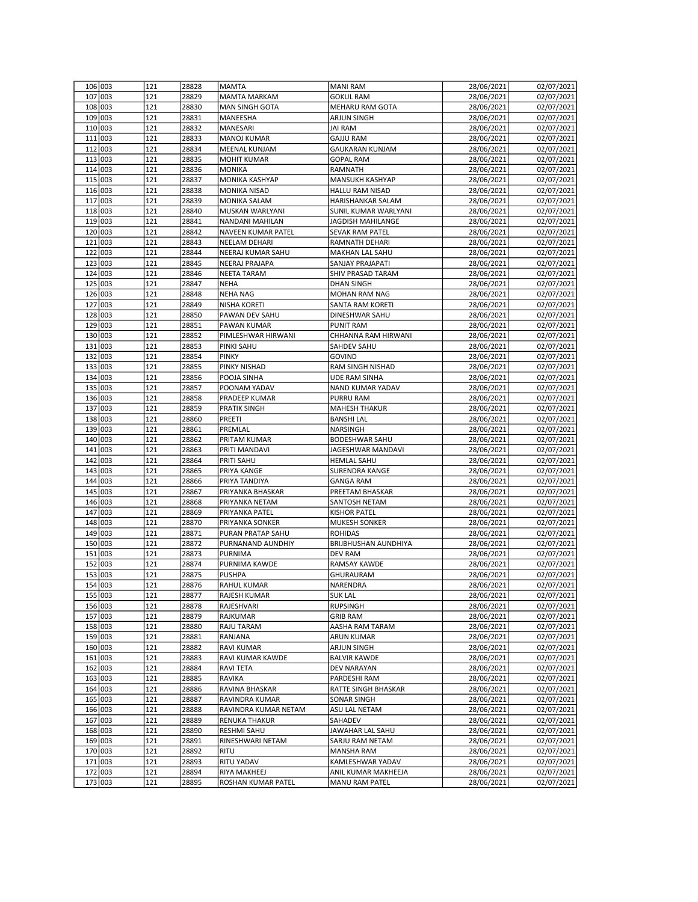| | | | | | | | |
|---|---|---|---|---|---|---|---|
| 106 | 003 | 121 | 28828 | MAMTA | MANI RAM | 28/06/2021 | 02/07/2021 |
| 107 | 003 | 121 | 28829 | MAMTA MARKAM | GOKUL RAM | 28/06/2021 | 02/07/2021 |
| 108 | 003 | 121 | 28830 | MAN SINGH GOTA | MEHARU RAM GOTA | 28/06/2021 | 02/07/2021 |
| 109 | 003 | 121 | 28831 | MANEESHA | ARJUN SINGH | 28/06/2021 | 02/07/2021 |
| 110 | 003 | 121 | 28832 | MANESARI | JAI RAM | 28/06/2021 | 02/07/2021 |
| 111 | 003 | 121 | 28833 | MANOJ KUMAR | GAJJU RAM | 28/06/2021 | 02/07/2021 |
| 112 | 003 | 121 | 28834 | MEENAL KUNJAM | GAUKARAN KUNJAM | 28/06/2021 | 02/07/2021 |
| 113 | 003 | 121 | 28835 | MOHIT KUMAR | GOPAL RAM | 28/06/2021 | 02/07/2021 |
| 114 | 003 | 121 | 28836 | MONIKA | RAMNATH | 28/06/2021 | 02/07/2021 |
| 115 | 003 | 121 | 28837 | MONIKA KASHYAP | MANSUKH KASHYAP | 28/06/2021 | 02/07/2021 |
| 116 | 003 | 121 | 28838 | MONIKA NISAD | HALLU RAM NISAD | 28/06/2021 | 02/07/2021 |
| 117 | 003 | 121 | 28839 | MONIKA SALAM | HARISHANKAR SALAM | 28/06/2021 | 02/07/2021 |
| 118 | 003 | 121 | 28840 | MUSKAN WARLYANI | SUNIL KUMAR WARLYANI | 28/06/2021 | 02/07/2021 |
| 119 | 003 | 121 | 28841 | NANDANI MAHILAN | JAGDISH MAHILANGE | 28/06/2021 | 02/07/2021 |
| 120 | 003 | 121 | 28842 | NAVEEN KUMAR PATEL | SEVAK RAM PATEL | 28/06/2021 | 02/07/2021 |
| 121 | 003 | 121 | 28843 | NEELAM DEHARI | RAMNATH DEHARI | 28/06/2021 | 02/07/2021 |
| 122 | 003 | 121 | 28844 | NEERAJ KUMAR SAHU | MAKHAN LAL SAHU | 28/06/2021 | 02/07/2021 |
| 123 | 003 | 121 | 28845 | NEERAJ PRAJAPA | SANJAY PRAJAPATI | 28/06/2021 | 02/07/2021 |
| 124 | 003 | 121 | 28846 | NEETA TARAM | SHIV PRASAD TARAM | 28/06/2021 | 02/07/2021 |
| 125 | 003 | 121 | 28847 | NEHA | DHAN SINGH | 28/06/2021 | 02/07/2021 |
| 126 | 003 | 121 | 28848 | NEHA NAG | MOHAN RAM NAG | 28/06/2021 | 02/07/2021 |
| 127 | 003 | 121 | 28849 | NISHA KORETI | SANTA RAM KORETI | 28/06/2021 | 02/07/2021 |
| 128 | 003 | 121 | 28850 | PAWAN DEV SAHU | DINESHWAR SAHU | 28/06/2021 | 02/07/2021 |
| 129 | 003 | 121 | 28851 | PAWAN KUMAR | PUNIT RAM | 28/06/2021 | 02/07/2021 |
| 130 | 003 | 121 | 28852 | PIMLESHWAR HIRWANI | CHHANNA RAM HIRWANI | 28/06/2021 | 02/07/2021 |
| 131 | 003 | 121 | 28853 | PINKI SAHU | SAHDEV SAHU | 28/06/2021 | 02/07/2021 |
| 132 | 003 | 121 | 28854 | PINKY | GOVIND | 28/06/2021 | 02/07/2021 |
| 133 | 003 | 121 | 28855 | PINKY NISHAD | RAM SINGH NISHAD | 28/06/2021 | 02/07/2021 |
| 134 | 003 | 121 | 28856 | POOJA SINHA | UDE RAM SINHA | 28/06/2021 | 02/07/2021 |
| 135 | 003 | 121 | 28857 | POONAM YADAV | NAND KUMAR YADAV | 28/06/2021 | 02/07/2021 |
| 136 | 003 | 121 | 28858 | PRADEEP KUMAR | PURRU RAM | 28/06/2021 | 02/07/2021 |
| 137 | 003 | 121 | 28859 | PRATIK SINGH | MAHESH THAKUR | 28/06/2021 | 02/07/2021 |
| 138 | 003 | 121 | 28860 | PREETI | BANSHI LAL | 28/06/2021 | 02/07/2021 |
| 139 | 003 | 121 | 28861 | PREMLAL | NARSINGH | 28/06/2021 | 02/07/2021 |
| 140 | 003 | 121 | 28862 | PRITAM KUMAR | BODESHWAR SAHU | 28/06/2021 | 02/07/2021 |
| 141 | 003 | 121 | 28863 | PRITI MANDAVI | JAGESHWAR MANDAVI | 28/06/2021 | 02/07/2021 |
| 142 | 003 | 121 | 28864 | PRITI SAHU | HEMLAL SAHU | 28/06/2021 | 02/07/2021 |
| 143 | 003 | 121 | 28865 | PRIYA KANGE | SURENDRA KANGE | 28/06/2021 | 02/07/2021 |
| 144 | 003 | 121 | 28866 | PRIYA TANDIYA | GANGA RAM | 28/06/2021 | 02/07/2021 |
| 145 | 003 | 121 | 28867 | PRIYANKA BHASKAR | PREETAM BHASKAR | 28/06/2021 | 02/07/2021 |
| 146 | 003 | 121 | 28868 | PRIYANKA NETAM | SANTOSH NETAM | 28/06/2021 | 02/07/2021 |
| 147 | 003 | 121 | 28869 | PRIYANKA PATEL | KISHOR PATEL | 28/06/2021 | 02/07/2021 |
| 148 | 003 | 121 | 28870 | PRIYANKA SONKER | MUKESH SONKER | 28/06/2021 | 02/07/2021 |
| 149 | 003 | 121 | 28871 | PURAN PRATAP SAHU | ROHIDAS | 28/06/2021 | 02/07/2021 |
| 150 | 003 | 121 | 28872 | PURNANAND AUNDHIY | BRIJBHUSHAN AUNDHIYA | 28/06/2021 | 02/07/2021 |
| 151 | 003 | 121 | 28873 | PURNIMA | DEV RAM | 28/06/2021 | 02/07/2021 |
| 152 | 003 | 121 | 28874 | PURNIMA KAWDE | RAMSAY KAWDE | 28/06/2021 | 02/07/2021 |
| 153 | 003 | 121 | 28875 | PUSHPA | GHURAURAM | 28/06/2021 | 02/07/2021 |
| 154 | 003 | 121 | 28876 | RAHUL KUMAR | NARENDRA | 28/06/2021 | 02/07/2021 |
| 155 | 003 | 121 | 28877 | RAJESH KUMAR | SUK LAL | 28/06/2021 | 02/07/2021 |
| 156 | 003 | 121 | 28878 | RAJESHVARI | RUPSINGH | 28/06/2021 | 02/07/2021 |
| 157 | 003 | 121 | 28879 | RAJKUMAR | GRIB RAM | 28/06/2021 | 02/07/2021 |
| 158 | 003 | 121 | 28880 | RAJU TARAM | AASHA RAM TARAM | 28/06/2021 | 02/07/2021 |
| 159 | 003 | 121 | 28881 | RANJANA | ARUN KUMAR | 28/06/2021 | 02/07/2021 |
| 160 | 003 | 121 | 28882 | RAVI KUMAR | ARJUN SINGH | 28/06/2021 | 02/07/2021 |
| 161 | 003 | 121 | 28883 | RAVI KUMAR KAWDE | BALVIR KAWDE | 28/06/2021 | 02/07/2021 |
| 162 | 003 | 121 | 28884 | RAVI TETA | DEV NARAYAN | 28/06/2021 | 02/07/2021 |
| 163 | 003 | 121 | 28885 | RAVIKA | PARDESHI RAM | 28/06/2021 | 02/07/2021 |
| 164 | 003 | 121 | 28886 | RAVINA BHASKAR | RATTE SINGH BHASKAR | 28/06/2021 | 02/07/2021 |
| 165 | 003 | 121 | 28887 | RAVINDRA KUMAR | SONAR SINGH | 28/06/2021 | 02/07/2021 |
| 166 | 003 | 121 | 28888 | RAVINDRA KUMAR NETAM | ASU LAL NETAM | 28/06/2021 | 02/07/2021 |
| 167 | 003 | 121 | 28889 | RENUKA THAKUR | SAHADEV | 28/06/2021 | 02/07/2021 |
| 168 | 003 | 121 | 28890 | RESHMI SAHU | JAWAHAR LAL SAHU | 28/06/2021 | 02/07/2021 |
| 169 | 003 | 121 | 28891 | RINESHWARI NETAM | SARJU RAM NETAM | 28/06/2021 | 02/07/2021 |
| 170 | 003 | 121 | 28892 | RITU | MANSHA RAM | 28/06/2021 | 02/07/2021 |
| 171 | 003 | 121 | 28893 | RITU YADAV | KAMLESHWAR YADAV | 28/06/2021 | 02/07/2021 |
| 172 | 003 | 121 | 28894 | RIYA MAKHEEJ | ANIL KUMAR MAKHEEJA | 28/06/2021 | 02/07/2021 |
| 173 | 003 | 121 | 28895 | ROSHAN KUMAR PATEL | MANU RAM PATEL | 28/06/2021 | 02/07/2021 |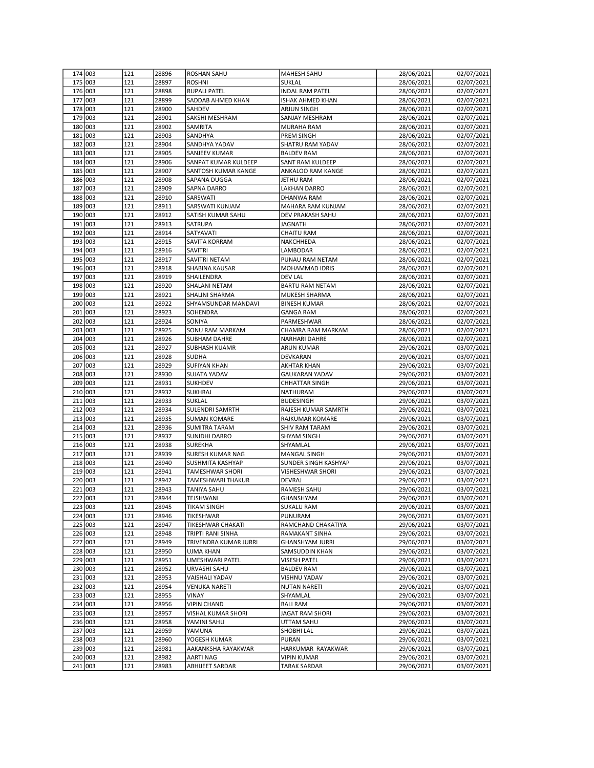| | | | | | | | |
|---|---|---|---|---|---|---|---|
| 174 | 003 | 121 | 28896 | ROSHAN SAHU | MAHESH SAHU | 28/06/2021 | 02/07/2021 |
| 175 | 003 | 121 | 28897 | ROSHNI | SUKLAL | 28/06/2021 | 02/07/2021 |
| 176 | 003 | 121 | 28898 | RUPALI PATEL | INDAL RAM PATEL | 28/06/2021 | 02/07/2021 |
| 177 | 003 | 121 | 28899 | SADDAB AHMED KHAN | ISHAK AHMED KHAN | 28/06/2021 | 02/07/2021 |
| 178 | 003 | 121 | 28900 | SAHDEV | ARJUN SINGH | 28/06/2021 | 02/07/2021 |
| 179 | 003 | 121 | 28901 | SAKSHI MESHRAM | SANJAY MESHRAM | 28/06/2021 | 02/07/2021 |
| 180 | 003 | 121 | 28902 | SAMRITA | MURAHA RAM | 28/06/2021 | 02/07/2021 |
| 181 | 003 | 121 | 28903 | SANDHYA | PREM SINGH | 28/06/2021 | 02/07/2021 |
| 182 | 003 | 121 | 28904 | SANDHYA YADAV | SHATRU RAM YADAV | 28/06/2021 | 02/07/2021 |
| 183 | 003 | 121 | 28905 | SANJEEV KUMAR | BALDEV RAM | 28/06/2021 | 02/07/2021 |
| 184 | 003 | 121 | 28906 | SANPAT KUMAR KULDEEP | SANT RAM KULDEEP | 28/06/2021 | 02/07/2021 |
| 185 | 003 | 121 | 28907 | SANTOSH KUMAR KANGE | ANKALOO RAM KANGE | 28/06/2021 | 02/07/2021 |
| 186 | 003 | 121 | 28908 | SAPANA DUGGA | JETHU RAM | 28/06/2021 | 02/07/2021 |
| 187 | 003 | 121 | 28909 | SAPNA DARRO | LAKHAN DARRO | 28/06/2021 | 02/07/2021 |
| 188 | 003 | 121 | 28910 | SARSWATI | DHANWA RAM | 28/06/2021 | 02/07/2021 |
| 189 | 003 | 121 | 28911 | SARSWATI KUNJAM | MAHARA RAM KUNJAM | 28/06/2021 | 02/07/2021 |
| 190 | 003 | 121 | 28912 | SATISH KUMAR SAHU | DEV PRAKASH SAHU | 28/06/2021 | 02/07/2021 |
| 191 | 003 | 121 | 28913 | SATRUPA | JAGNATH | 28/06/2021 | 02/07/2021 |
| 192 | 003 | 121 | 28914 | SATYAVATI | CHAITU RAM | 28/06/2021 | 02/07/2021 |
| 193 | 003 | 121 | 28915 | SAVITA KORRAM | NAKCHHEDA | 28/06/2021 | 02/07/2021 |
| 194 | 003 | 121 | 28916 | SAVITRI | LAMBODAR | 28/06/2021 | 02/07/2021 |
| 195 | 003 | 121 | 28917 | SAVITRI NETAM | PUNAU RAM NETAM | 28/06/2021 | 02/07/2021 |
| 196 | 003 | 121 | 28918 | SHABINA KAUSAR | MOHAMMAD IDRIS | 28/06/2021 | 02/07/2021 |
| 197 | 003 | 121 | 28919 | SHAILENDRA | DEV LAL | 28/06/2021 | 02/07/2021 |
| 198 | 003 | 121 | 28920 | SHALANI NETAM | BARTU RAM NETAM | 28/06/2021 | 02/07/2021 |
| 199 | 003 | 121 | 28921 | SHALINI SHARMA | MUKESH SHARMA | 28/06/2021 | 02/07/2021 |
| 200 | 003 | 121 | 28922 | SHYAMSUNDAR MANDAVI | BINESH KUMAR | 28/06/2021 | 02/07/2021 |
| 201 | 003 | 121 | 28923 | SOHENDRA | GANGA RAM | 28/06/2021 | 02/07/2021 |
| 202 | 003 | 121 | 28924 | SONIYA | PARMESHWAR | 28/06/2021 | 02/07/2021 |
| 203 | 003 | 121 | 28925 | SONU RAM MARKAM | CHAMRA RAM MARKAM | 28/06/2021 | 02/07/2021 |
| 204 | 003 | 121 | 28926 | SUBHAM DAHRE | NARHARI DAHRE | 28/06/2021 | 02/07/2021 |
| 205 | 003 | 121 | 28927 | SUBHASH KUAMR | ARUN KUMAR | 29/06/2021 | 03/07/2021 |
| 206 | 003 | 121 | 28928 | SUDHA | DEVKARAN | 29/06/2021 | 03/07/2021 |
| 207 | 003 | 121 | 28929 | SUFIYAN KHAN | AKHTAR KHAN | 29/06/2021 | 03/07/2021 |
| 208 | 003 | 121 | 28930 | SUJATA YADAV | GAUKARAN YADAV | 29/06/2021 | 03/07/2021 |
| 209 | 003 | 121 | 28931 | SUKHDEV | CHHATTAR SINGH | 29/06/2021 | 03/07/2021 |
| 210 | 003 | 121 | 28932 | SUKHRAJ | NATHURAM | 29/06/2021 | 03/07/2021 |
| 211 | 003 | 121 | 28933 | SUKLAL | BUDESINGH | 29/06/2021 | 03/07/2021 |
| 212 | 003 | 121 | 28934 | SULENDRI SAMRTH | RAJESH KUMAR SAMRTH | 29/06/2021 | 03/07/2021 |
| 213 | 003 | 121 | 28935 | SUMAN KOMARE | RAJKUMAR KOMARE | 29/06/2021 | 03/07/2021 |
| 214 | 003 | 121 | 28936 | SUMITRA TARAM | SHIV RAM TARAM | 29/06/2021 | 03/07/2021 |
| 215 | 003 | 121 | 28937 | SUNIDHI DARRO | SHYAM SINGH | 29/06/2021 | 03/07/2021 |
| 216 | 003 | 121 | 28938 | SUREKHA | SHYAMLAL | 29/06/2021 | 03/07/2021 |
| 217 | 003 | 121 | 28939 | SURESH KUMAR NAG | MANGAL SINGH | 29/06/2021 | 03/07/2021 |
| 218 | 003 | 121 | 28940 | SUSHMITA KASHYAP | SUNDER SINGH KASHYAP | 29/06/2021 | 03/07/2021 |
| 219 | 003 | 121 | 28941 | TAMESHWAR SHORI | VISHESHWAR SHORI | 29/06/2021 | 03/07/2021 |
| 220 | 003 | 121 | 28942 | TAMESHWARI THAKUR | DEVRAJ | 29/06/2021 | 03/07/2021 |
| 221 | 003 | 121 | 28943 | TANIYA SAHU | RAMESH SAHU | 29/06/2021 | 03/07/2021 |
| 222 | 003 | 121 | 28944 | TEJSHWANI | GHANSHYAM | 29/06/2021 | 03/07/2021 |
| 223 | 003 | 121 | 28945 | TIKAM SINGH | SUKALU RAM | 29/06/2021 | 03/07/2021 |
| 224 | 003 | 121 | 28946 | TIKESHWAR | PUNURAM | 29/06/2021 | 03/07/2021 |
| 225 | 003 | 121 | 28947 | TIKESHWAR CHAKATI | RAMCHAND CHAKATIYA | 29/06/2021 | 03/07/2021 |
| 226 | 003 | 121 | 28948 | TRIPTI RANI SINHA | RAMAKANT SINHA | 29/06/2021 | 03/07/2021 |
| 227 | 003 | 121 | 28949 | TRIVENDRA KUMAR JURRI | GHANSHYAM JURRI | 29/06/2021 | 03/07/2021 |
| 228 | 003 | 121 | 28950 | UJMA KHAN | SAMSUDDIN KHAN | 29/06/2021 | 03/07/2021 |
| 229 | 003 | 121 | 28951 | UMESHWARI PATEL | VISESH PATEL | 29/06/2021 | 03/07/2021 |
| 230 | 003 | 121 | 28952 | URVASHI SAHU | BALDEV RAM | 29/06/2021 | 03/07/2021 |
| 231 | 003 | 121 | 28953 | VAISHALI YADAV | VISHNU YADAV | 29/06/2021 | 03/07/2021 |
| 232 | 003 | 121 | 28954 | VENUKA NARETI | NUTAN NARETI | 29/06/2021 | 03/07/2021 |
| 233 | 003 | 121 | 28955 | VINAY | SHYAMLAL | 29/06/2021 | 03/07/2021 |
| 234 | 003 | 121 | 28956 | VIPIN CHAND | BALI RAM | 29/06/2021 | 03/07/2021 |
| 235 | 003 | 121 | 28957 | VISHAL KUMAR SHORI | JAGAT RAM SHORI | 29/06/2021 | 03/07/2021 |
| 236 | 003 | 121 | 28958 | YAMINI SAHU | UTTAM SAHU | 29/06/2021 | 03/07/2021 |
| 237 | 003 | 121 | 28959 | YAMUNA | SHOBHI LAL | 29/06/2021 | 03/07/2021 |
| 238 | 003 | 121 | 28960 | YOGESH KUMAR | PURAN | 29/06/2021 | 03/07/2021 |
| 239 | 003 | 121 | 28981 | AAKANKSHA RAYAKWAR | HARKUMAR RAYAKWAR | 29/06/2021 | 03/07/2021 |
| 240 | 003 | 121 | 28982 | AARTI NAG | VIPIN KUMAR | 29/06/2021 | 03/07/2021 |
| 241 | 003 | 121 | 28983 | ABHIJEET SARDAR | TARAK SARDAR | 29/06/2021 | 03/07/2021 |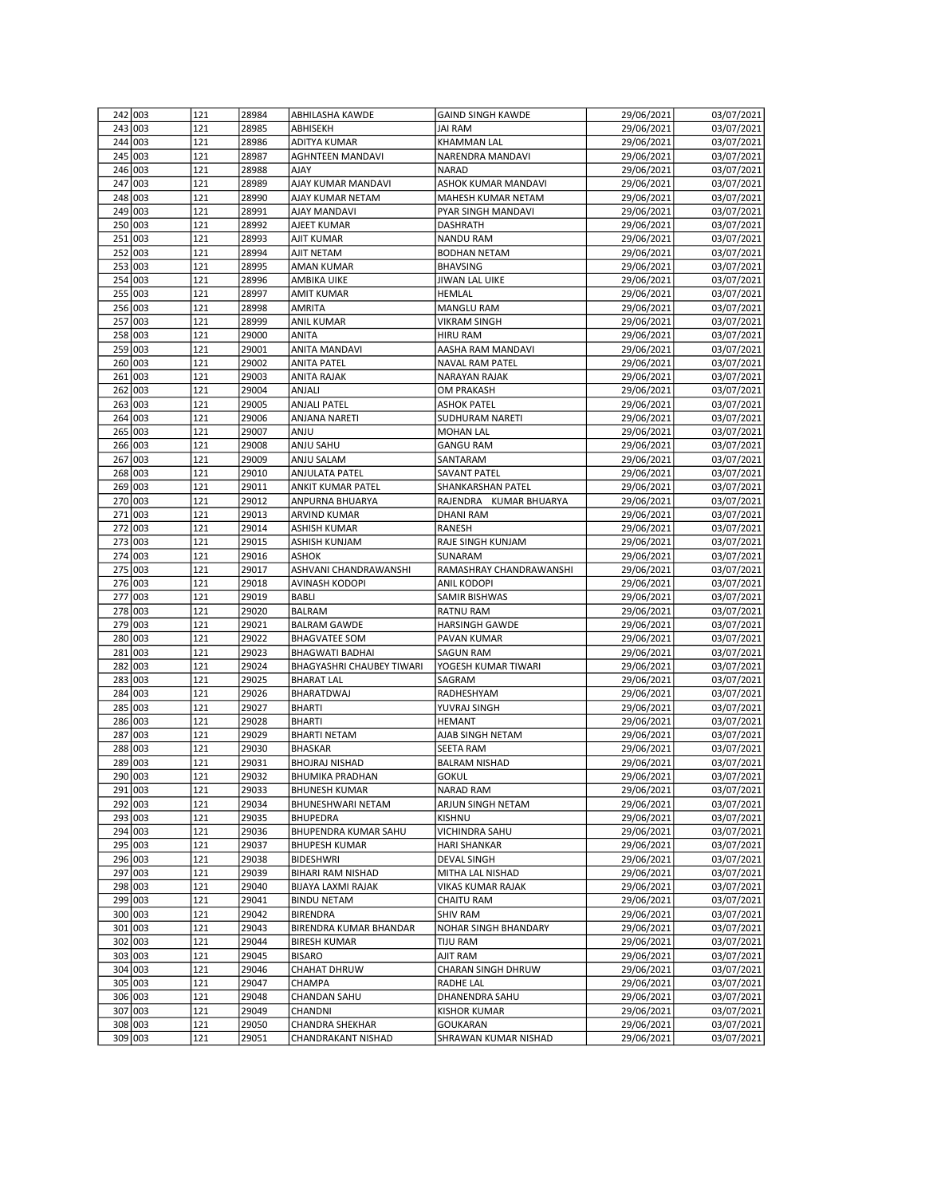| | | | | | | | |
|---|---|---|---|---|---|---|---|
| 242 | 003 | 121 | 28984 | ABHILASHA KAWDE | GAIND SINGH KAWDE | 29/06/2021 | 03/07/2021 |
| 243 | 003 | 121 | 28985 | ABHISEKH | JAI RAM | 29/06/2021 | 03/07/2021 |
| 244 | 003 | 121 | 28986 | ADITYA KUMAR | KHAMMAN LAL | 29/06/2021 | 03/07/2021 |
| 245 | 003 | 121 | 28987 | AGHNTEEN MANDAVI | NARENDRA MANDAVI | 29/06/2021 | 03/07/2021 |
| 246 | 003 | 121 | 28988 | AJAY | NARAD | 29/06/2021 | 03/07/2021 |
| 247 | 003 | 121 | 28989 | AJAY KUMAR MANDAVI | ASHOK KUMAR MANDAVI | 29/06/2021 | 03/07/2021 |
| 248 | 003 | 121 | 28990 | AJAY KUMAR NETAM | MAHESH KUMAR NETAM | 29/06/2021 | 03/07/2021 |
| 249 | 003 | 121 | 28991 | AJAY MANDAVI | PYAR SINGH MANDAVI | 29/06/2021 | 03/07/2021 |
| 250 | 003 | 121 | 28992 | AJEET KUMAR | DASHRATH | 29/06/2021 | 03/07/2021 |
| 251 | 003 | 121 | 28993 | AJIT KUMAR | NANDU RAM | 29/06/2021 | 03/07/2021 |
| 252 | 003 | 121 | 28994 | AJIT NETAM | BODHAN NETAM | 29/06/2021 | 03/07/2021 |
| 253 | 003 | 121 | 28995 | AMAN KUMAR | BHAVSING | 29/06/2021 | 03/07/2021 |
| 254 | 003 | 121 | 28996 | AMBIKA UIKE | JIWAN LAL UIKE | 29/06/2021 | 03/07/2021 |
| 255 | 003 | 121 | 28997 | AMIT KUMAR | HEMLAL | 29/06/2021 | 03/07/2021 |
| 256 | 003 | 121 | 28998 | AMRITA | MANGLU RAM | 29/06/2021 | 03/07/2021 |
| 257 | 003 | 121 | 28999 | ANIL KUMAR | VIKRAM SINGH | 29/06/2021 | 03/07/2021 |
| 258 | 003 | 121 | 29000 | ANITA | HIRU RAM | 29/06/2021 | 03/07/2021 |
| 259 | 003 | 121 | 29001 | ANITA MANDAVI | AASHA RAM MANDAVI | 29/06/2021 | 03/07/2021 |
| 260 | 003 | 121 | 29002 | ANITA PATEL | NAVAL RAM PATEL | 29/06/2021 | 03/07/2021 |
| 261 | 003 | 121 | 29003 | ANITA RAJAK | NARAYAN RAJAK | 29/06/2021 | 03/07/2021 |
| 262 | 003 | 121 | 29004 | ANJALI | OM PRAKASH | 29/06/2021 | 03/07/2021 |
| 263 | 003 | 121 | 29005 | ANJALI PATEL | ASHOK PATEL | 29/06/2021 | 03/07/2021 |
| 264 | 003 | 121 | 29006 | ANJANA NARETI | SUDHURAM NARETI | 29/06/2021 | 03/07/2021 |
| 265 | 003 | 121 | 29007 | ANJU | MOHAN LAL | 29/06/2021 | 03/07/2021 |
| 266 | 003 | 121 | 29008 | ANJU SAHU | GANGU RAM | 29/06/2021 | 03/07/2021 |
| 267 | 003 | 121 | 29009 | ANJU SALAM | SANTARAM | 29/06/2021 | 03/07/2021 |
| 268 | 003 | 121 | 29010 | ANJULATA PATEL | SAVANT PATEL | 29/06/2021 | 03/07/2021 |
| 269 | 003 | 121 | 29011 | ANKIT KUMAR PATEL | SHANKARSHAN PATEL | 29/06/2021 | 03/07/2021 |
| 270 | 003 | 121 | 29012 | ANPURNA BHUARYA | RAJENDRA KUMAR BHUARYA | 29/06/2021 | 03/07/2021 |
| 271 | 003 | 121 | 29013 | ARVIND KUMAR | DHANI RAM | 29/06/2021 | 03/07/2021 |
| 272 | 003 | 121 | 29014 | ASHISH KUMAR | RANESH | 29/06/2021 | 03/07/2021 |
| 273 | 003 | 121 | 29015 | ASHISH KUNJAM | RAJE SINGH KUNJAM | 29/06/2021 | 03/07/2021 |
| 274 | 003 | 121 | 29016 | ASHOK | SUNARAM | 29/06/2021 | 03/07/2021 |
| 275 | 003 | 121 | 29017 | ASHVANI CHANDRAWANSHI | RAMASHRAY CHANDRAWANSHI | 29/06/2021 | 03/07/2021 |
| 276 | 003 | 121 | 29018 | AVINASH KODOPI | ANIL KODOPI | 29/06/2021 | 03/07/2021 |
| 277 | 003 | 121 | 29019 | BABLI | SAMIR BISHWAS | 29/06/2021 | 03/07/2021 |
| 278 | 003 | 121 | 29020 | BALRAM | RATNU RAM | 29/06/2021 | 03/07/2021 |
| 279 | 003 | 121 | 29021 | BALRAM GAWDE | HARSINGH GAWDE | 29/06/2021 | 03/07/2021 |
| 280 | 003 | 121 | 29022 | BHAGVATEE SOM | PAVAN KUMAR | 29/06/2021 | 03/07/2021 |
| 281 | 003 | 121 | 29023 | BHAGWATI BADHAI | SAGUN RAM | 29/06/2021 | 03/07/2021 |
| 282 | 003 | 121 | 29024 | BHAGYASHRI CHAUBEY TIWARI | YOGESH KUMAR TIWARI | 29/06/2021 | 03/07/2021 |
| 283 | 003 | 121 | 29025 | BHARAT LAL | SAGRAM | 29/06/2021 | 03/07/2021 |
| 284 | 003 | 121 | 29026 | BHARATDWAJ | RADHESHYAM | 29/06/2021 | 03/07/2021 |
| 285 | 003 | 121 | 29027 | BHARTI | YUVRAJ SINGH | 29/06/2021 | 03/07/2021 |
| 286 | 003 | 121 | 29028 | BHARTI | HEMANT | 29/06/2021 | 03/07/2021 |
| 287 | 003 | 121 | 29029 | BHARTI NETAM | AJAB SINGH NETAM | 29/06/2021 | 03/07/2021 |
| 288 | 003 | 121 | 29030 | BHASKAR | SEETA RAM | 29/06/2021 | 03/07/2021 |
| 289 | 003 | 121 | 29031 | BHOJRAJ NISHAD | BALRAM NISHAD | 29/06/2021 | 03/07/2021 |
| 290 | 003 | 121 | 29032 | BHUMIKA PRADHAN | GOKUL | 29/06/2021 | 03/07/2021 |
| 291 | 003 | 121 | 29033 | BHUNESH KUMAR | NARAD RAM | 29/06/2021 | 03/07/2021 |
| 292 | 003 | 121 | 29034 | BHUNESHWARI NETAM | ARJUN SINGH NETAM | 29/06/2021 | 03/07/2021 |
| 293 | 003 | 121 | 29035 | BHUPEDRA | KISHNU | 29/06/2021 | 03/07/2021 |
| 294 | 003 | 121 | 29036 | BHUPENDRA KUMAR SAHU | VICHINDRA SAHU | 29/06/2021 | 03/07/2021 |
| 295 | 003 | 121 | 29037 | BHUPESH KUMAR | HARI SHANKAR | 29/06/2021 | 03/07/2021 |
| 296 | 003 | 121 | 29038 | BIDESHWRI | DEVAL SINGH | 29/06/2021 | 03/07/2021 |
| 297 | 003 | 121 | 29039 | BIHARI RAM NISHAD | MITHA LAL NISHAD | 29/06/2021 | 03/07/2021 |
| 298 | 003 | 121 | 29040 | BIJAYA LAXMI RAJAK | VIKAS KUMAR RAJAK | 29/06/2021 | 03/07/2021 |
| 299 | 003 | 121 | 29041 | BINDU NETAM | CHAITU RAM | 29/06/2021 | 03/07/2021 |
| 300 | 003 | 121 | 29042 | BIRENDRA | SHIV RAM | 29/06/2021 | 03/07/2021 |
| 301 | 003 | 121 | 29043 | BIRENDRA KUMAR BHANDAR | NOHAR SINGH BHANDARY | 29/06/2021 | 03/07/2021 |
| 302 | 003 | 121 | 29044 | BIRESH KUMAR | TIJU RAM | 29/06/2021 | 03/07/2021 |
| 303 | 003 | 121 | 29045 | BISARO | AJIT RAM | 29/06/2021 | 03/07/2021 |
| 304 | 003 | 121 | 29046 | CHAHAT DHRUW | CHARAN SINGH DHRUW | 29/06/2021 | 03/07/2021 |
| 305 | 003 | 121 | 29047 | CHAMPA | RADHE LAL | 29/06/2021 | 03/07/2021 |
| 306 | 003 | 121 | 29048 | CHANDAN SAHU | DHANENDRA SAHU | 29/06/2021 | 03/07/2021 |
| 307 | 003 | 121 | 29049 | CHANDNI | KISHOR KUMAR | 29/06/2021 | 03/07/2021 |
| 308 | 003 | 121 | 29050 | CHANDRA SHEKHAR | GOUKARAN | 29/06/2021 | 03/07/2021 |
| 309 | 003 | 121 | 29051 | CHANDRAKANT NISHAD | SHRAWAN KUMAR NISHAD | 29/06/2021 | 03/07/2021 |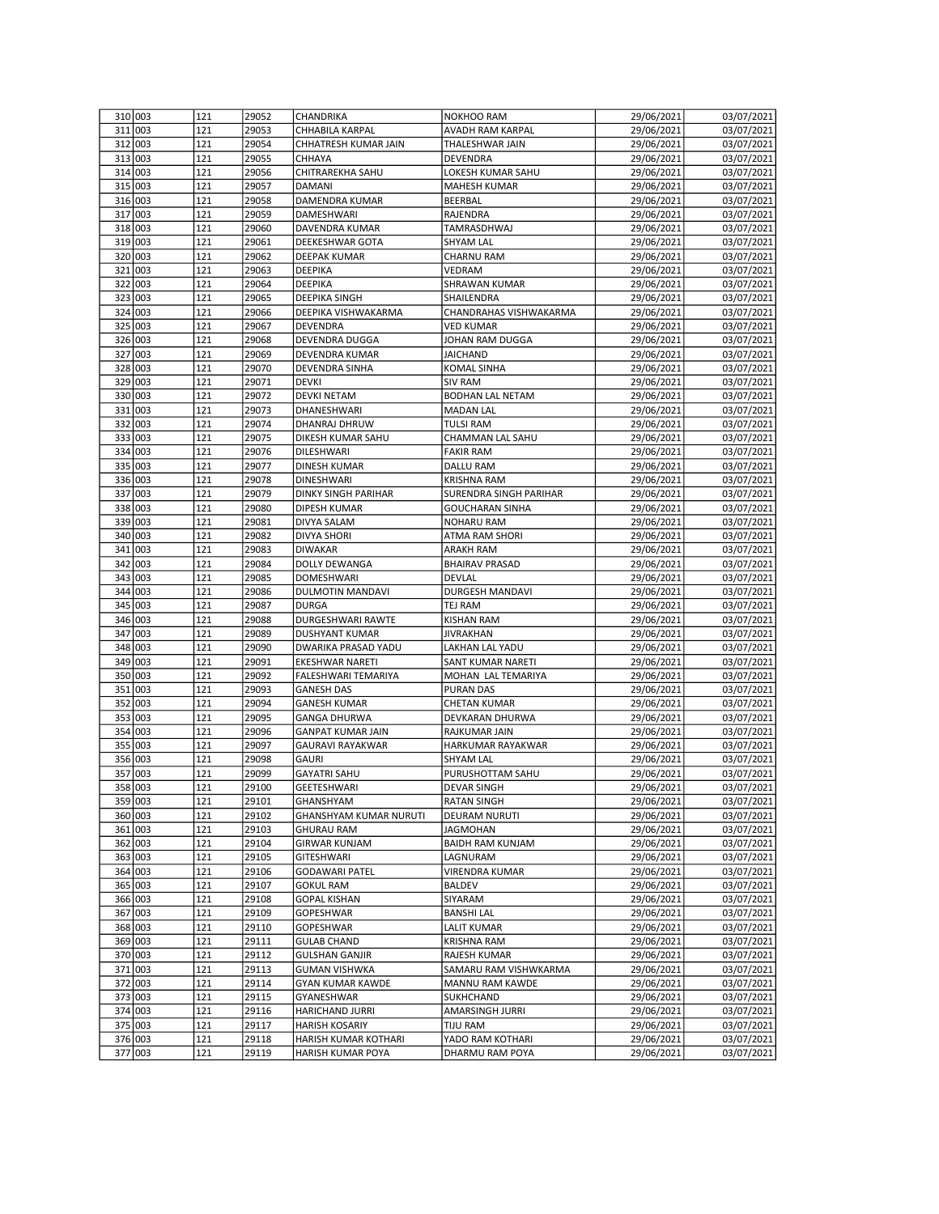| | | | | | | | |
|---|---|---|---|---|---|---|---|
| 310 | 003 | 121 | 29052 | CHANDRIKA | NOKHOO RAM | 29/06/2021 | 03/07/2021 |
| 311 | 003 | 121 | 29053 | CHHABILA KARPAL | AVADH RAM KARPAL | 29/06/2021 | 03/07/2021 |
| 312 | 003 | 121 | 29054 | CHHATRESH KUMAR JAIN | THALESHWAR JAIN | 29/06/2021 | 03/07/2021 |
| 313 | 003 | 121 | 29055 | CHHAYA | DEVENDRA | 29/06/2021 | 03/07/2021 |
| 314 | 003 | 121 | 29056 | CHITRAREKHA SAHU | LOKESH KUMAR SAHU | 29/06/2021 | 03/07/2021 |
| 315 | 003 | 121 | 29057 | DAMANI | MAHESH KUMAR | 29/06/2021 | 03/07/2021 |
| 316 | 003 | 121 | 29058 | DAMENDRA KUMAR | BEERBAL | 29/06/2021 | 03/07/2021 |
| 317 | 003 | 121 | 29059 | DAMESHWARI | RAJENDRA | 29/06/2021 | 03/07/2021 |
| 318 | 003 | 121 | 29060 | DAVENDRA KUMAR | TAMRASDHWAJ | 29/06/2021 | 03/07/2021 |
| 319 | 003 | 121 | 29061 | DEEKESHWAR GOTA | SHYAM LAL | 29/06/2021 | 03/07/2021 |
| 320 | 003 | 121 | 29062 | DEEPAK KUMAR | CHARNU RAM | 29/06/2021 | 03/07/2021 |
| 321 | 003 | 121 | 29063 | DEEPIKA | VEDRAM | 29/06/2021 | 03/07/2021 |
| 322 | 003 | 121 | 29064 | DEEPIKA | SHRAWAN KUMAR | 29/06/2021 | 03/07/2021 |
| 323 | 003 | 121 | 29065 | DEEPIKA SINGH | SHAILENDRA | 29/06/2021 | 03/07/2021 |
| 324 | 003 | 121 | 29066 | DEEPIKA VISHWAKARMA | CHANDRAHAS VISHWAKARMA | 29/06/2021 | 03/07/2021 |
| 325 | 003 | 121 | 29067 | DEVENDRA | VED KUMAR | 29/06/2021 | 03/07/2021 |
| 326 | 003 | 121 | 29068 | DEVENDRA DUGGA | JOHAN RAM DUGGA | 29/06/2021 | 03/07/2021 |
| 327 | 003 | 121 | 29069 | DEVENDRA KUMAR | JAICHAND | 29/06/2021 | 03/07/2021 |
| 328 | 003 | 121 | 29070 | DEVENDRA SINHA | KOMAL SINHA | 29/06/2021 | 03/07/2021 |
| 329 | 003 | 121 | 29071 | DEVKI | SIV RAM | 29/06/2021 | 03/07/2021 |
| 330 | 003 | 121 | 29072 | DEVKI NETAM | BODHAN LAL NETAM | 29/06/2021 | 03/07/2021 |
| 331 | 003 | 121 | 29073 | DHANESHWARI | MADAN LAL | 29/06/2021 | 03/07/2021 |
| 332 | 003 | 121 | 29074 | DHANRAJ DHRUW | TULSI RAM | 29/06/2021 | 03/07/2021 |
| 333 | 003 | 121 | 29075 | DIKESH KUMAR SAHU | CHAMMAN LAL SAHU | 29/06/2021 | 03/07/2021 |
| 334 | 003 | 121 | 29076 | DILESHWARI | FAKIR RAM | 29/06/2021 | 03/07/2021 |
| 335 | 003 | 121 | 29077 | DINESH KUMAR | DALLU RAM | 29/06/2021 | 03/07/2021 |
| 336 | 003 | 121 | 29078 | DINESHWARI | KRISHNA RAM | 29/06/2021 | 03/07/2021 |
| 337 | 003 | 121 | 29079 | DINKY SINGH PARIHAR | SURENDRA SINGH PARIHAR | 29/06/2021 | 03/07/2021 |
| 338 | 003 | 121 | 29080 | DIPESH KUMAR | GOUCHARAN SINHA | 29/06/2021 | 03/07/2021 |
| 339 | 003 | 121 | 29081 | DIVYA SALAM | NOHARU RAM | 29/06/2021 | 03/07/2021 |
| 340 | 003 | 121 | 29082 | DIVYA SHORI | ATMA RAM SHORI | 29/06/2021 | 03/07/2021 |
| 341 | 003 | 121 | 29083 | DIWAKAR | ARAKH RAM | 29/06/2021 | 03/07/2021 |
| 342 | 003 | 121 | 29084 | DOLLY DEWANGA | BHAIRAV PRASAD | 29/06/2021 | 03/07/2021 |
| 343 | 003 | 121 | 29085 | DOMESHWARI | DEVLAL | 29/06/2021 | 03/07/2021 |
| 344 | 003 | 121 | 29086 | DULMOTIN MANDAVI | DURGESH MANDAVI | 29/06/2021 | 03/07/2021 |
| 345 | 003 | 121 | 29087 | DURGA | TEJ RAM | 29/06/2021 | 03/07/2021 |
| 346 | 003 | 121 | 29088 | DURGESHWARI RAWTE | KISHAN RAM | 29/06/2021 | 03/07/2021 |
| 347 | 003 | 121 | 29089 | DUSHYANT KUMAR | JIVRAKHAN | 29/06/2021 | 03/07/2021 |
| 348 | 003 | 121 | 29090 | DWARIKA PRASAD YADU | LAKHAN LAL YADU | 29/06/2021 | 03/07/2021 |
| 349 | 003 | 121 | 29091 | EKESHWAR NARETI | SANT KUMAR NARETI | 29/06/2021 | 03/07/2021 |
| 350 | 003 | 121 | 29092 | FALESHWARI TEMARIYA | MOHAN LAL TEMARIYA | 29/06/2021 | 03/07/2021 |
| 351 | 003 | 121 | 29093 | GANESH DAS | PURAN DAS | 29/06/2021 | 03/07/2021 |
| 352 | 003 | 121 | 29094 | GANESH KUMAR | CHETAN KUMAR | 29/06/2021 | 03/07/2021 |
| 353 | 003 | 121 | 29095 | GANGA DHURWA | DEVKARAN DHURWA | 29/06/2021 | 03/07/2021 |
| 354 | 003 | 121 | 29096 | GANPAT KUMAR JAIN | RAJKUMAR JAIN | 29/06/2021 | 03/07/2021 |
| 355 | 003 | 121 | 29097 | GAURAVI RAYAKWAR | HARKUMAR RAYAKWAR | 29/06/2021 | 03/07/2021 |
| 356 | 003 | 121 | 29098 | GAURI | SHYAM LAL | 29/06/2021 | 03/07/2021 |
| 357 | 003 | 121 | 29099 | GAYATRI SAHU | PURUSHOTTAM SAHU | 29/06/2021 | 03/07/2021 |
| 358 | 003 | 121 | 29100 | GEETESHWARI | DEVAR SINGH | 29/06/2021 | 03/07/2021 |
| 359 | 003 | 121 | 29101 | GHANSHYAM | RATAN SINGH | 29/06/2021 | 03/07/2021 |
| 360 | 003 | 121 | 29102 | GHANSHYAM KUMAR NURUTI | DEURAM NURUTI | 29/06/2021 | 03/07/2021 |
| 361 | 003 | 121 | 29103 | GHURAU RAM | JAGMOHAN | 29/06/2021 | 03/07/2021 |
| 362 | 003 | 121 | 29104 | GIRWAR KUNJAM | BAIDH RAM KUNJAM | 29/06/2021 | 03/07/2021 |
| 363 | 003 | 121 | 29105 | GITESHWARI | LAGNURAM | 29/06/2021 | 03/07/2021 |
| 364 | 003 | 121 | 29106 | GODAWARI PATEL | VIRENDRA KUMAR | 29/06/2021 | 03/07/2021 |
| 365 | 003 | 121 | 29107 | GOKUL RAM | BALDEV | 29/06/2021 | 03/07/2021 |
| 366 | 003 | 121 | 29108 | GOPAL KISHAN | SIYARAM | 29/06/2021 | 03/07/2021 |
| 367 | 003 | 121 | 29109 | GOPESHWAR | BANSHI LAL | 29/06/2021 | 03/07/2021 |
| 368 | 003 | 121 | 29110 | GOPESHWAR | LALIT KUMAR | 29/06/2021 | 03/07/2021 |
| 369 | 003 | 121 | 29111 | GULAB CHAND | KRISHNA RAM | 29/06/2021 | 03/07/2021 |
| 370 | 003 | 121 | 29112 | GULSHAN GANJIR | RAJESH KUMAR | 29/06/2021 | 03/07/2021 |
| 371 | 003 | 121 | 29113 | GUMAN VISHWKA | SAMARU RAM VISHWKARMA | 29/06/2021 | 03/07/2021 |
| 372 | 003 | 121 | 29114 | GYAN KUMAR KAWDE | MANNU RAM KAWDE | 29/06/2021 | 03/07/2021 |
| 373 | 003 | 121 | 29115 | GYANESHWAR | SUKHCHAND | 29/06/2021 | 03/07/2021 |
| 374 | 003 | 121 | 29116 | HARICHAND JURRI | AMARSINGH JURRI | 29/06/2021 | 03/07/2021 |
| 375 | 003 | 121 | 29117 | HARISH KOSARIY | TIJU RAM | 29/06/2021 | 03/07/2021 |
| 376 | 003 | 121 | 29118 | HARISH KUMAR KOTHARI | YADO RAM KOTHARI | 29/06/2021 | 03/07/2021 |
| 377 | 003 | 121 | 29119 | HARISH KUMAR POYA | DHARMU RAM POYA | 29/06/2021 | 03/07/2021 |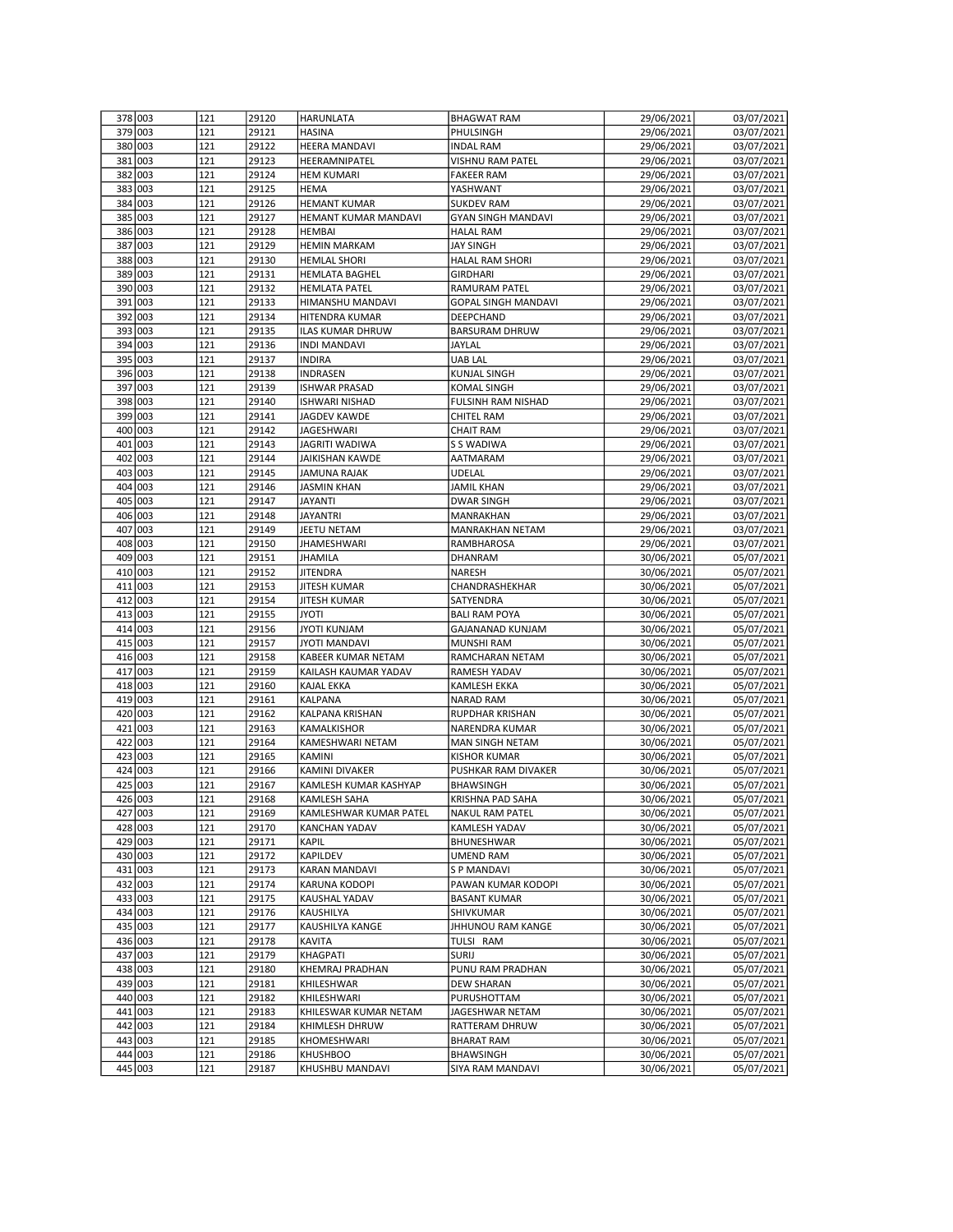| | | | | | | | |
|---|---|---|---|---|---|---|---|
| 378 | 003 | 121 | 29120 | HARUNLATA | BHAGWAT RAM | 29/06/2021 | 03/07/2021 |
| 379 | 003 | 121 | 29121 | HASINA | PHULSINGH | 29/06/2021 | 03/07/2021 |
| 380 | 003 | 121 | 29122 | HEERA MANDAVI | INDAL RAM | 29/06/2021 | 03/07/2021 |
| 381 | 003 | 121 | 29123 | HEERAMNIPATEL | VISHNU RAM PATEL | 29/06/2021 | 03/07/2021 |
| 382 | 003 | 121 | 29124 | HEM KUMARI | FAKEER RAM | 29/06/2021 | 03/07/2021 |
| 383 | 003 | 121 | 29125 | HEMA | YASHWANT | 29/06/2021 | 03/07/2021 |
| 384 | 003 | 121 | 29126 | HEMANT KUMAR | SUKDEV RAM | 29/06/2021 | 03/07/2021 |
| 385 | 003 | 121 | 29127 | HEMANT KUMAR MANDAVI | GYAN SINGH MANDAVI | 29/06/2021 | 03/07/2021 |
| 386 | 003 | 121 | 29128 | HEMBAI | HALAL RAM | 29/06/2021 | 03/07/2021 |
| 387 | 003 | 121 | 29129 | HEMIN MARKAM | JAY SINGH | 29/06/2021 | 03/07/2021 |
| 388 | 003 | 121 | 29130 | HEMLAL SHORI | HALAL RAM SHORI | 29/06/2021 | 03/07/2021 |
| 389 | 003 | 121 | 29131 | HEMLATA BAGHEL | GIRDHARI | 29/06/2021 | 03/07/2021 |
| 390 | 003 | 121 | 29132 | HEMLATA PATEL | RAMURAM PATEL | 29/06/2021 | 03/07/2021 |
| 391 | 003 | 121 | 29133 | HIMANSHU MANDAVI | GOPAL SINGH MANDAVI | 29/06/2021 | 03/07/2021 |
| 392 | 003 | 121 | 29134 | HITENDRA KUMAR | DEEPCHAND | 29/06/2021 | 03/07/2021 |
| 393 | 003 | 121 | 29135 | ILAS KUMAR DHRUW | BARSURAM DHRUW | 29/06/2021 | 03/07/2021 |
| 394 | 003 | 121 | 29136 | INDI MANDAVI | JAYLAL | 29/06/2021 | 03/07/2021 |
| 395 | 003 | 121 | 29137 | INDIRA | UAB LAL | 29/06/2021 | 03/07/2021 |
| 396 | 003 | 121 | 29138 | INDRASEN | KUNJAL SINGH | 29/06/2021 | 03/07/2021 |
| 397 | 003 | 121 | 29139 | ISHWAR PRASAD | KOMAL SINGH | 29/06/2021 | 03/07/2021 |
| 398 | 003 | 121 | 29140 | ISHWARI NISHAD | FULSINH RAM NISHAD | 29/06/2021 | 03/07/2021 |
| 399 | 003 | 121 | 29141 | JAGDEV KAWDE | CHITEL RAM | 29/06/2021 | 03/07/2021 |
| 400 | 003 | 121 | 29142 | JAGESHWARI | CHAIT RAM | 29/06/2021 | 03/07/2021 |
| 401 | 003 | 121 | 29143 | JAGRITI WADIWA | S S WADIWA | 29/06/2021 | 03/07/2021 |
| 402 | 003 | 121 | 29144 | JAIKISHAN KAWDE | AATMARAM | 29/06/2021 | 03/07/2021 |
| 403 | 003 | 121 | 29145 | JAMUNA RAJAK | UDELAL | 29/06/2021 | 03/07/2021 |
| 404 | 003 | 121 | 29146 | JASMIN KHAN | JAMIL KHAN | 29/06/2021 | 03/07/2021 |
| 405 | 003 | 121 | 29147 | JAYANTI | DWAR SINGH | 29/06/2021 | 03/07/2021 |
| 406 | 003 | 121 | 29148 | JAYANTRI | MANRAKHAN | 29/06/2021 | 03/07/2021 |
| 407 | 003 | 121 | 29149 | JEETU NETAM | MANRAKHAN NETAM | 29/06/2021 | 03/07/2021 |
| 408 | 003 | 121 | 29150 | JHAMESHWARI | RAMBHAROSA | 29/06/2021 | 03/07/2021 |
| 409 | 003 | 121 | 29151 | JHAMILA | DHANRAM | 30/06/2021 | 05/07/2021 |
| 410 | 003 | 121 | 29152 | JITENDRA | NARESH | 30/06/2021 | 05/07/2021 |
| 411 | 003 | 121 | 29153 | JITESH KUMAR | CHANDRASHEKHAR | 30/06/2021 | 05/07/2021 |
| 412 | 003 | 121 | 29154 | JITESH KUMAR | SATYENDRA | 30/06/2021 | 05/07/2021 |
| 413 | 003 | 121 | 29155 | JYOTI | BALI RAM POYA | 30/06/2021 | 05/07/2021 |
| 414 | 003 | 121 | 29156 | JYOTI KUNJAM | GAJANANAD KUNJAM | 30/06/2021 | 05/07/2021 |
| 415 | 003 | 121 | 29157 | JYOTI MANDAVI | MUNSHI RAM | 30/06/2021 | 05/07/2021 |
| 416 | 003 | 121 | 29158 | KABEER KUMAR NETAM | RAMCHARAN NETAM | 30/06/2021 | 05/07/2021 |
| 417 | 003 | 121 | 29159 | KAILASH KAUMAR YADAV | RAMESH YADAV | 30/06/2021 | 05/07/2021 |
| 418 | 003 | 121 | 29160 | KAJAL EKKA | KAMLESH EKKA | 30/06/2021 | 05/07/2021 |
| 419 | 003 | 121 | 29161 | KALPANA | NARAD RAM | 30/06/2021 | 05/07/2021 |
| 420 | 003 | 121 | 29162 | KALPANA KRISHAN | RUPDHAR KRISHAN | 30/06/2021 | 05/07/2021 |
| 421 | 003 | 121 | 29163 | KAMALKISHOR | NARENDRA KUMAR | 30/06/2021 | 05/07/2021 |
| 422 | 003 | 121 | 29164 | KAMESHWARI NETAM | MAN SINGH NETAM | 30/06/2021 | 05/07/2021 |
| 423 | 003 | 121 | 29165 | KAMINI | KISHOR KUMAR | 30/06/2021 | 05/07/2021 |
| 424 | 003 | 121 | 29166 | KAMINI DIVAKER | PUSHKAR RAM DIVAKER | 30/06/2021 | 05/07/2021 |
| 425 | 003 | 121 | 29167 | KAMLESH KUMAR KASHYAP | BHAWSINGH | 30/06/2021 | 05/07/2021 |
| 426 | 003 | 121 | 29168 | KAMLESH SAHA | KRISHNA PAD SAHA | 30/06/2021 | 05/07/2021 |
| 427 | 003 | 121 | 29169 | KAMLESHWAR KUMAR PATEL | NAKUL RAM PATEL | 30/06/2021 | 05/07/2021 |
| 428 | 003 | 121 | 29170 | KANCHAN YADAV | KAMLESH YADAV | 30/06/2021 | 05/07/2021 |
| 429 | 003 | 121 | 29171 | KAPIL | BHUNESHWAR | 30/06/2021 | 05/07/2021 |
| 430 | 003 | 121 | 29172 | KAPILDEV | UMEND RAM | 30/06/2021 | 05/07/2021 |
| 431 | 003 | 121 | 29173 | KARAN MANDAVI | S P MANDAVI | 30/06/2021 | 05/07/2021 |
| 432 | 003 | 121 | 29174 | KARUNA KODOPI | PAWAN KUMAR KODOPI | 30/06/2021 | 05/07/2021 |
| 433 | 003 | 121 | 29175 | KAUSHAL YADAV | BASANT KUMAR | 30/06/2021 | 05/07/2021 |
| 434 | 003 | 121 | 29176 | KAUSHILYA | SHIVKUMAR | 30/06/2021 | 05/07/2021 |
| 435 | 003 | 121 | 29177 | KAUSHILYA KANGE | JHHUNOU RAM KANGE | 30/06/2021 | 05/07/2021 |
| 436 | 003 | 121 | 29178 | KAVITA | TULSI RAM | 30/06/2021 | 05/07/2021 |
| 437 | 003 | 121 | 29179 | KHAGPATI | SURIJ | 30/06/2021 | 05/07/2021 |
| 438 | 003 | 121 | 29180 | KHEMRAJ PRADHAN | PUNU RAM PRADHAN | 30/06/2021 | 05/07/2021 |
| 439 | 003 | 121 | 29181 | KHILESHWAR | DEW SHARAN | 30/06/2021 | 05/07/2021 |
| 440 | 003 | 121 | 29182 | KHILESHWARI | PURUSHOTTAM | 30/06/2021 | 05/07/2021 |
| 441 | 003 | 121 | 29183 | KHILESWAR KUMAR NETAM | JAGESHWAR NETAM | 30/06/2021 | 05/07/2021 |
| 442 | 003 | 121 | 29184 | KHIMLESH DHRUW | RATTERAM DHRUW | 30/06/2021 | 05/07/2021 |
| 443 | 003 | 121 | 29185 | KHOMESHWARI | BHARAT RAM | 30/06/2021 | 05/07/2021 |
| 444 | 003 | 121 | 29186 | KHUSHBOO | BHAWSINGH | 30/06/2021 | 05/07/2021 |
| 445 | 003 | 121 | 29187 | KHUSHBU MANDAVI | SIYA RAM MANDAVI | 30/06/2021 | 05/07/2021 |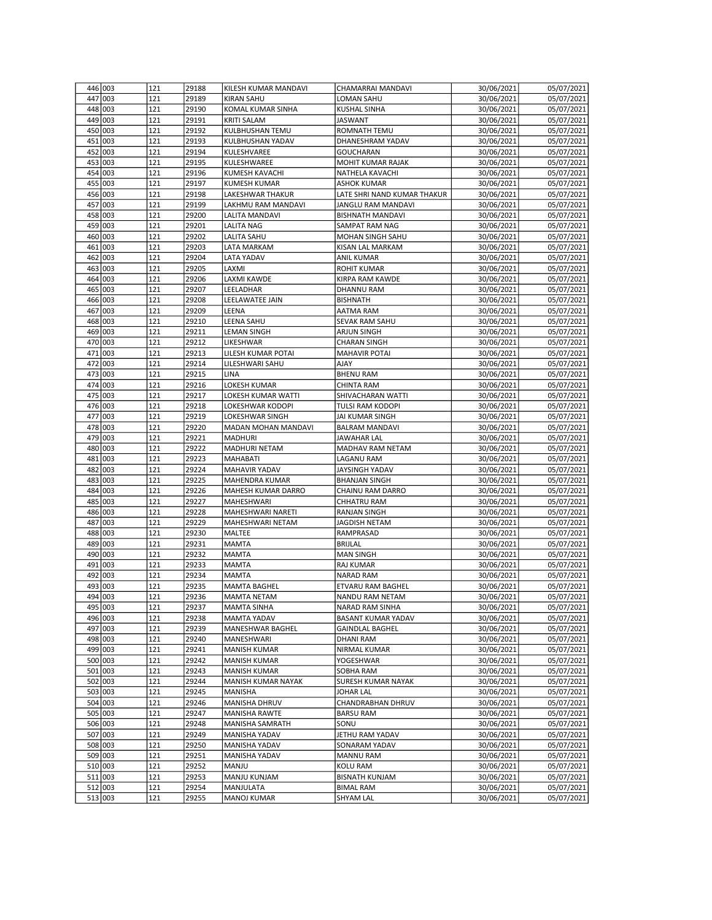| | | | | | | | |
|---|---|---|---|---|---|---|---|
| 446 | 003 | 121 | 29188 | KILESH KUMAR MANDAVI | CHAMARRAI MANDAVI | 30/06/2021 | 05/07/2021 |
| 447 | 003 | 121 | 29189 | KIRAN SAHU | LOMAN SAHU | 30/06/2021 | 05/07/2021 |
| 448 | 003 | 121 | 29190 | KOMAL KUMAR SINHA | KUSHAL SINHA | 30/06/2021 | 05/07/2021 |
| 449 | 003 | 121 | 29191 | KRITI SALAM | JASWANT | 30/06/2021 | 05/07/2021 |
| 450 | 003 | 121 | 29192 | KULBHUSHAN TEMU | ROMNATH TEMU | 30/06/2021 | 05/07/2021 |
| 451 | 003 | 121 | 29193 | KULBHUSHAN YADAV | DHANESHRAM YADAV | 30/06/2021 | 05/07/2021 |
| 452 | 003 | 121 | 29194 | KULESHVAREE | GOUCHARAN | 30/06/2021 | 05/07/2021 |
| 453 | 003 | 121 | 29195 | KULESHWAREE | MOHIT KUMAR RAJAK | 30/06/2021 | 05/07/2021 |
| 454 | 003 | 121 | 29196 | KUMESH KAVACHI | NATHELA KAVACHI | 30/06/2021 | 05/07/2021 |
| 455 | 003 | 121 | 29197 | KUMESH KUMAR | ASHOK KUMAR | 30/06/2021 | 05/07/2021 |
| 456 | 003 | 121 | 29198 | LAKESHWAR THAKUR | LATE SHRI NAND KUMAR THAKUR | 30/06/2021 | 05/07/2021 |
| 457 | 003 | 121 | 29199 | LAKHMU RAM MANDAVI | JANGLU RAM MANDAVI | 30/06/2021 | 05/07/2021 |
| 458 | 003 | 121 | 29200 | LALITA MANDAVI | BISHNATH MANDAVI | 30/06/2021 | 05/07/2021 |
| 459 | 003 | 121 | 29201 | LALITA NAG | SAMPAT RAM NAG | 30/06/2021 | 05/07/2021 |
| 460 | 003 | 121 | 29202 | LALITA SAHU | MOHAN SINGH SAHU | 30/06/2021 | 05/07/2021 |
| 461 | 003 | 121 | 29203 | LATA MARKAM | KISAN LAL MARKAM | 30/06/2021 | 05/07/2021 |
| 462 | 003 | 121 | 29204 | LATA YADAV | ANIL KUMAR | 30/06/2021 | 05/07/2021 |
| 463 | 003 | 121 | 29205 | LAXMI | ROHIT KUMAR | 30/06/2021 | 05/07/2021 |
| 464 | 003 | 121 | 29206 | LAXMI KAWDE | KIRPA RAM KAWDE | 30/06/2021 | 05/07/2021 |
| 465 | 003 | 121 | 29207 | LEELADHAR | DHANNU RAM | 30/06/2021 | 05/07/2021 |
| 466 | 003 | 121 | 29208 | LEELAWATEE JAIN | BISHNATH | 30/06/2021 | 05/07/2021 |
| 467 | 003 | 121 | 29209 | LEENA | AATMA RAM | 30/06/2021 | 05/07/2021 |
| 468 | 003 | 121 | 29210 | LEENA SAHU | SEVAK RAM SAHU | 30/06/2021 | 05/07/2021 |
| 469 | 003 | 121 | 29211 | LEMAN SINGH | ARJUN SINGH | 30/06/2021 | 05/07/2021 |
| 470 | 003 | 121 | 29212 | LIKESHWAR | CHARAN SINGH | 30/06/2021 | 05/07/2021 |
| 471 | 003 | 121 | 29213 | LILESH KUMAR POTAI | MAHAVIR POTAI | 30/06/2021 | 05/07/2021 |
| 472 | 003 | 121 | 29214 | LILESHWARI SAHU | AJAY | 30/06/2021 | 05/07/2021 |
| 473 | 003 | 121 | 29215 | LINA | BHENU RAM | 30/06/2021 | 05/07/2021 |
| 474 | 003 | 121 | 29216 | LOKESH KUMAR | CHINTA RAM | 30/06/2021 | 05/07/2021 |
| 475 | 003 | 121 | 29217 | LOKESH KUMAR WATTI | SHIVACHARAN WATTI | 30/06/2021 | 05/07/2021 |
| 476 | 003 | 121 | 29218 | LOKESHWAR KODOPI | TULSI RAM KODOPI | 30/06/2021 | 05/07/2021 |
| 477 | 003 | 121 | 29219 | LOKESHWAR SINGH | JAI KUMAR SINGH | 30/06/2021 | 05/07/2021 |
| 478 | 003 | 121 | 29220 | MADAN MOHAN MANDAVI | BALRAM MANDAVI | 30/06/2021 | 05/07/2021 |
| 479 | 003 | 121 | 29221 | MADHURI | JAWAHAR LAL | 30/06/2021 | 05/07/2021 |
| 480 | 003 | 121 | 29222 | MADHURI NETAM | MADHAV RAM NETAM | 30/06/2021 | 05/07/2021 |
| 481 | 003 | 121 | 29223 | MAHABATI | LAGANU RAM | 30/06/2021 | 05/07/2021 |
| 482 | 003 | 121 | 29224 | MAHAVIR YADAV | JAYSINGH YADAV | 30/06/2021 | 05/07/2021 |
| 483 | 003 | 121 | 29225 | MAHENDRA KUMAR | BHANJAN SINGH | 30/06/2021 | 05/07/2021 |
| 484 | 003 | 121 | 29226 | MAHESH KUMAR DARRO | CHAINU RAM DARRO | 30/06/2021 | 05/07/2021 |
| 485 | 003 | 121 | 29227 | MAHESHWARI | CHHATRU RAM | 30/06/2021 | 05/07/2021 |
| 486 | 003 | 121 | 29228 | MAHESHWARI NARETI | RANJAN SINGH | 30/06/2021 | 05/07/2021 |
| 487 | 003 | 121 | 29229 | MAHESHWARI NETAM | JAGDISH NETAM | 30/06/2021 | 05/07/2021 |
| 488 | 003 | 121 | 29230 | MALTEE | RAMPRASAD | 30/06/2021 | 05/07/2021 |
| 489 | 003 | 121 | 29231 | MAMTA | BRIJLAL | 30/06/2021 | 05/07/2021 |
| 490 | 003 | 121 | 29232 | MAMTA | MAN SINGH | 30/06/2021 | 05/07/2021 |
| 491 | 003 | 121 | 29233 | MAMTA | RAJ KUMAR | 30/06/2021 | 05/07/2021 |
| 492 | 003 | 121 | 29234 | MAMTA | NARAD RAM | 30/06/2021 | 05/07/2021 |
| 493 | 003 | 121 | 29235 | MAMTA BAGHEL | ETVARU RAM BAGHEL | 30/06/2021 | 05/07/2021 |
| 494 | 003 | 121 | 29236 | MAMTA NETAM | NANDU RAM NETAM | 30/06/2021 | 05/07/2021 |
| 495 | 003 | 121 | 29237 | MAMTA SINHA | NARAD RAM SINHA | 30/06/2021 | 05/07/2021 |
| 496 | 003 | 121 | 29238 | MAMTA YADAV | BASANT KUMAR YADAV | 30/06/2021 | 05/07/2021 |
| 497 | 003 | 121 | 29239 | MANESHWAR BAGHEL | GAINDLAL BAGHEL | 30/06/2021 | 05/07/2021 |
| 498 | 003 | 121 | 29240 | MANESHWARI | DHANI RAM | 30/06/2021 | 05/07/2021 |
| 499 | 003 | 121 | 29241 | MANISH KUMAR | NIRMAL KUMAR | 30/06/2021 | 05/07/2021 |
| 500 | 003 | 121 | 29242 | MANISH KUMAR | YOGESHWAR | 30/06/2021 | 05/07/2021 |
| 501 | 003 | 121 | 29243 | MANISH KUMAR | SOBHA RAM | 30/06/2021 | 05/07/2021 |
| 502 | 003 | 121 | 29244 | MANISH KUMAR NAYAK | SURESH KUMAR NAYAK | 30/06/2021 | 05/07/2021 |
| 503 | 003 | 121 | 29245 | MANISHA | JOHAR LAL | 30/06/2021 | 05/07/2021 |
| 504 | 003 | 121 | 29246 | MANISHA DHRUV | CHANDRABHAN DHRUV | 30/06/2021 | 05/07/2021 |
| 505 | 003 | 121 | 29247 | MANISHA RAWTE | BARSU RAM | 30/06/2021 | 05/07/2021 |
| 506 | 003 | 121 | 29248 | MANISHA SAMRATH | SONU | 30/06/2021 | 05/07/2021 |
| 507 | 003 | 121 | 29249 | MANISHA YADAV | JETHU RAM YADAV | 30/06/2021 | 05/07/2021 |
| 508 | 003 | 121 | 29250 | MANISHA YADAV | SONARAM YADAV | 30/06/2021 | 05/07/2021 |
| 509 | 003 | 121 | 29251 | MANISHA YADAV | MANNU RAM | 30/06/2021 | 05/07/2021 |
| 510 | 003 | 121 | 29252 | MANJU | KOLU RAM | 30/06/2021 | 05/07/2021 |
| 511 | 003 | 121 | 29253 | MANJU KUNJAM | BISNATH KUNJAM | 30/06/2021 | 05/07/2021 |
| 512 | 003 | 121 | 29254 | MANJULATA | BIMAL RAM | 30/06/2021 | 05/07/2021 |
| 513 | 003 | 121 | 29255 | MANOJ KUMAR | SHYAM LAL | 30/06/2021 | 05/07/2021 |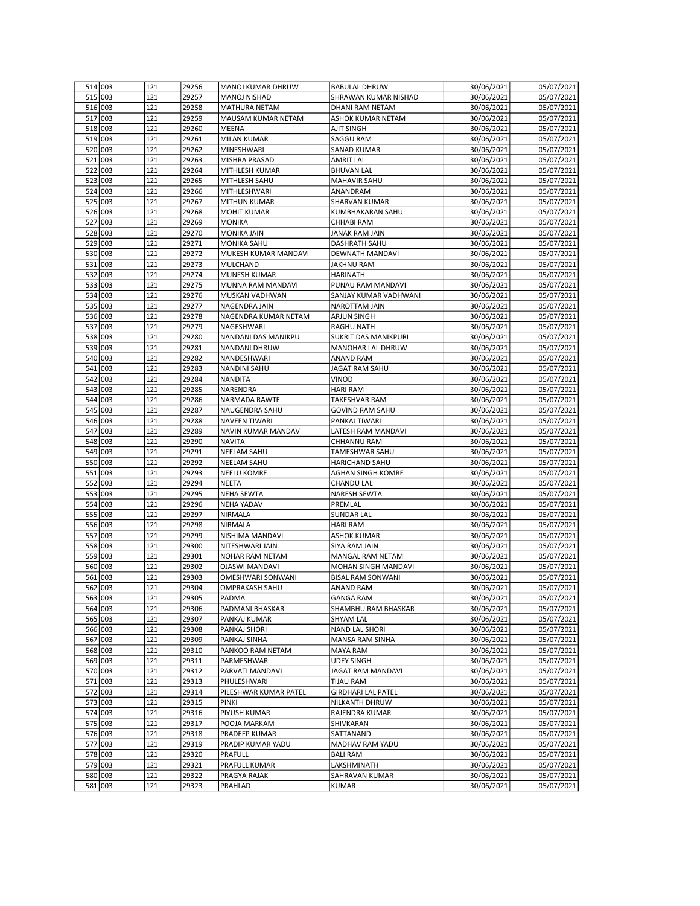| | | | | | | | |
|---|---|---|---|---|---|---|---|
| 514 | 003 | 121 | 29256 | MANOJ KUMAR DHRUW | BABULAL DHRUW | 30/06/2021 | 05/07/2021 |
| 515 | 003 | 121 | 29257 | MANOJ NISHAD | SHRAWAN KUMAR NISHAD | 30/06/2021 | 05/07/2021 |
| 516 | 003 | 121 | 29258 | MATHURA NETAM | DHANI RAM NETAM | 30/06/2021 | 05/07/2021 |
| 517 | 003 | 121 | 29259 | MAUSAM KUMAR NETAM | ASHOK KUMAR NETAM | 30/06/2021 | 05/07/2021 |
| 518 | 003 | 121 | 29260 | MEENA | AJIT SINGH | 30/06/2021 | 05/07/2021 |
| 519 | 003 | 121 | 29261 | MILAN KUMAR | SAGGU RAM | 30/06/2021 | 05/07/2021 |
| 520 | 003 | 121 | 29262 | MINESHWARI | SANAD KUMAR | 30/06/2021 | 05/07/2021 |
| 521 | 003 | 121 | 29263 | MISHRA PRASAD | AMRIT LAL | 30/06/2021 | 05/07/2021 |
| 522 | 003 | 121 | 29264 | MITHLESH KUMAR | BHUVAN LAL | 30/06/2021 | 05/07/2021 |
| 523 | 003 | 121 | 29265 | MITHLESH SAHU | MAHAVIR SAHU | 30/06/2021 | 05/07/2021 |
| 524 | 003 | 121 | 29266 | MITHLESHWARI | ANANDRAM | 30/06/2021 | 05/07/2021 |
| 525 | 003 | 121 | 29267 | MITHUN KUMAR | SHARVAN KUMAR | 30/06/2021 | 05/07/2021 |
| 526 | 003 | 121 | 29268 | MOHIT KUMAR | KUMBHAKARAN SAHU | 30/06/2021 | 05/07/2021 |
| 527 | 003 | 121 | 29269 | MONIKA | CHHABI RAM | 30/06/2021 | 05/07/2021 |
| 528 | 003 | 121 | 29270 | MONIKA JAIN | JANAK RAM JAIN | 30/06/2021 | 05/07/2021 |
| 529 | 003 | 121 | 29271 | MONIKA SAHU | DASHRATH SAHU | 30/06/2021 | 05/07/2021 |
| 530 | 003 | 121 | 29272 | MUKESH KUMAR MANDAVI | DEWNATH MANDAVI | 30/06/2021 | 05/07/2021 |
| 531 | 003 | 121 | 29273 | MULCHAND | JAKHNU RAM | 30/06/2021 | 05/07/2021 |
| 532 | 003 | 121 | 29274 | MUNESH KUMAR | HARINATH | 30/06/2021 | 05/07/2021 |
| 533 | 003 | 121 | 29275 | MUNNA RAM MANDAVI | PUNAU RAM MANDAVI | 30/06/2021 | 05/07/2021 |
| 534 | 003 | 121 | 29276 | MUSKAN VADHWAN | SANJAY KUMAR VADHWANI | 30/06/2021 | 05/07/2021 |
| 535 | 003 | 121 | 29277 | NAGENDRA JAIN | NAROTTAM JAIN | 30/06/2021 | 05/07/2021 |
| 536 | 003 | 121 | 29278 | NAGENDRA KUMAR NETAM | ARJUN SINGH | 30/06/2021 | 05/07/2021 |
| 537 | 003 | 121 | 29279 | NAGESHWARI | RAGHU NATH | 30/06/2021 | 05/07/2021 |
| 538 | 003 | 121 | 29280 | NANDANI DAS MANIKPU | SUKRIT DAS MANIKPURI | 30/06/2021 | 05/07/2021 |
| 539 | 003 | 121 | 29281 | NANDANI DHRUW | MANOHAR LAL DHRUW | 30/06/2021 | 05/07/2021 |
| 540 | 003 | 121 | 29282 | NANDESHWARI | ANAND RAM | 30/06/2021 | 05/07/2021 |
| 541 | 003 | 121 | 29283 | NANDINI SAHU | JAGAT RAM SAHU | 30/06/2021 | 05/07/2021 |
| 542 | 003 | 121 | 29284 | NANDITA | VINOD | 30/06/2021 | 05/07/2021 |
| 543 | 003 | 121 | 29285 | NARENDRA | HARI RAM | 30/06/2021 | 05/07/2021 |
| 544 | 003 | 121 | 29286 | NARMADA RAWTE | TAKESHVAR RAM | 30/06/2021 | 05/07/2021 |
| 545 | 003 | 121 | 29287 | NAUGENDRA SAHU | GOVIND RAM SAHU | 30/06/2021 | 05/07/2021 |
| 546 | 003 | 121 | 29288 | NAVEEN TIWARI | PANKAJ TIWARI | 30/06/2021 | 05/07/2021 |
| 547 | 003 | 121 | 29289 | NAVIN KUMAR MANDAV | LATESH RAM MANDAVI | 30/06/2021 | 05/07/2021 |
| 548 | 003 | 121 | 29290 | NAVITA | CHHANNU RAM | 30/06/2021 | 05/07/2021 |
| 549 | 003 | 121 | 29291 | NEELAM SAHU | TAMESHWAR SAHU | 30/06/2021 | 05/07/2021 |
| 550 | 003 | 121 | 29292 | NEELAM SAHU | HARICHAND SAHU | 30/06/2021 | 05/07/2021 |
| 551 | 003 | 121 | 29293 | NEELU KOMRE | AGHAN SINGH KOMRE | 30/06/2021 | 05/07/2021 |
| 552 | 003 | 121 | 29294 | NEETA | CHANDU LAL | 30/06/2021 | 05/07/2021 |
| 553 | 003 | 121 | 29295 | NEHA SEWTA | NARESH SEWTA | 30/06/2021 | 05/07/2021 |
| 554 | 003 | 121 | 29296 | NEHA YADAV | PREMLAL | 30/06/2021 | 05/07/2021 |
| 555 | 003 | 121 | 29297 | NIRMALA | SUNDAR LAL | 30/06/2021 | 05/07/2021 |
| 556 | 003 | 121 | 29298 | NIRMALA | HARI RAM | 30/06/2021 | 05/07/2021 |
| 557 | 003 | 121 | 29299 | NISHIMA MANDAVI | ASHOK KUMAR | 30/06/2021 | 05/07/2021 |
| 558 | 003 | 121 | 29300 | NITESHWARI JAIN | SIYA RAM JAIN | 30/06/2021 | 05/07/2021 |
| 559 | 003 | 121 | 29301 | NOHAR RAM NETAM | MANGAL RAM NETAM | 30/06/2021 | 05/07/2021 |
| 560 | 003 | 121 | 29302 | OJASWI MANDAVI | MOHAN SINGH MANDAVI | 30/06/2021 | 05/07/2021 |
| 561 | 003 | 121 | 29303 | OMESHWARI SONWANI | BISAL RAM SONWANI | 30/06/2021 | 05/07/2021 |
| 562 | 003 | 121 | 29304 | OMPRAKASH SAHU | ANAND RAM | 30/06/2021 | 05/07/2021 |
| 563 | 003 | 121 | 29305 | PADMA | GANGA RAM | 30/06/2021 | 05/07/2021 |
| 564 | 003 | 121 | 29306 | PADMANI BHASKAR | SHAMBHU RAM BHASKAR | 30/06/2021 | 05/07/2021 |
| 565 | 003 | 121 | 29307 | PANKAJ KUMAR | SHYAM LAL | 30/06/2021 | 05/07/2021 |
| 566 | 003 | 121 | 29308 | PANKAJ SHORI | NAND LAL SHORI | 30/06/2021 | 05/07/2021 |
| 567 | 003 | 121 | 29309 | PANKAJ SINHA | MANSA RAM SINHA | 30/06/2021 | 05/07/2021 |
| 568 | 003 | 121 | 29310 | PANKOO RAM NETAM | MAYA RAM | 30/06/2021 | 05/07/2021 |
| 569 | 003 | 121 | 29311 | PARMESHWAR | UDEY SINGH | 30/06/2021 | 05/07/2021 |
| 570 | 003 | 121 | 29312 | PARVATI MANDAVI | JAGAT RAM MANDAVI | 30/06/2021 | 05/07/2021 |
| 571 | 003 | 121 | 29313 | PHULESHWARI | TIJAU RAM | 30/06/2021 | 05/07/2021 |
| 572 | 003 | 121 | 29314 | PILESHWAR KUMAR PATEL | GIRDHARI LAL PATEL | 30/06/2021 | 05/07/2021 |
| 573 | 003 | 121 | 29315 | PINKI | NILKANTH DHRUW | 30/06/2021 | 05/07/2021 |
| 574 | 003 | 121 | 29316 | PIYUSH KUMAR | RAJENDRA KUMAR | 30/06/2021 | 05/07/2021 |
| 575 | 003 | 121 | 29317 | POOJA MARKAM | SHIVKARAN | 30/06/2021 | 05/07/2021 |
| 576 | 003 | 121 | 29318 | PRADEEP KUMAR | SATTANAND | 30/06/2021 | 05/07/2021 |
| 577 | 003 | 121 | 29319 | PRADIP KUMAR YADU | MADHAV RAM YADU | 30/06/2021 | 05/07/2021 |
| 578 | 003 | 121 | 29320 | PRAFULL | BALI RAM | 30/06/2021 | 05/07/2021 |
| 579 | 003 | 121 | 29321 | PRAFULL KUMAR | LAKSHMINATH | 30/06/2021 | 05/07/2021 |
| 580 | 003 | 121 | 29322 | PRAGYA RAJAK | SAHRAVAN KUMAR | 30/06/2021 | 05/07/2021 |
| 581 | 003 | 121 | 29323 | PRAHLAD | KUMAR | 30/06/2021 | 05/07/2021 |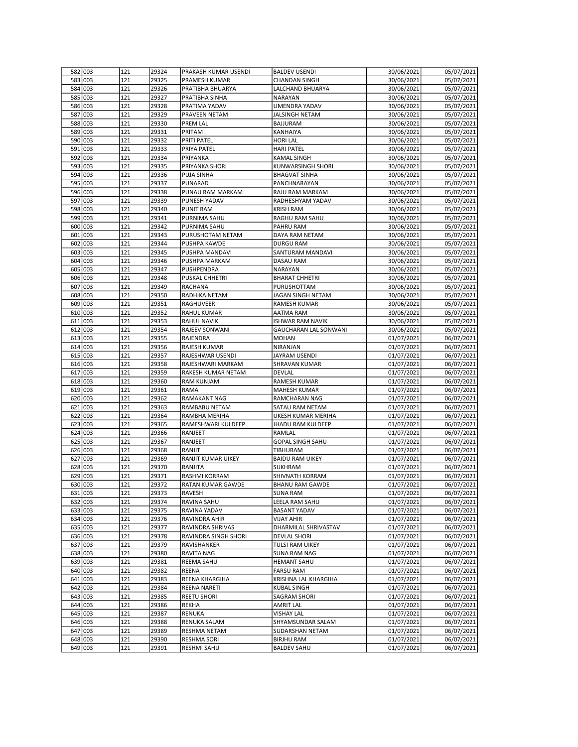| 582 | 003 | 121 | 29324 | PRAKASH KUMAR USENDI | BALDEV USENDI | 30/06/2021 | 05/07/2021 |
|---|---|---|---|---|---|---|---|
| 583 | 003 | 121 | 29325 | PRAMESH KUMAR | CHANDAN SINGH | 30/06/2021 | 05/07/2021 |
| 584 | 003 | 121 | 29326 | PRATIBHA BHUARYA | LALCHAND BHUARYA | 30/06/2021 | 05/07/2021 |
| 585 | 003 | 121 | 29327 | PRATIBHA SINHA | NARAYAN | 30/06/2021 | 05/07/2021 |
| 586 | 003 | 121 | 29328 | PRATIMA YADAV | UMENDRA YADAV | 30/06/2021 | 05/07/2021 |
| 587 | 003 | 121 | 29329 | PRAVEEN NETAM | JALSINGH NETAM | 30/06/2021 | 05/07/2021 |
| 588 | 003 | 121 | 29330 | PREM LAL | BAJJURAM | 30/06/2021 | 05/07/2021 |
| 589 | 003 | 121 | 29331 | PRITAM | KANHAIYA | 30/06/2021 | 05/07/2021 |
| 590 | 003 | 121 | 29332 | PRITI PATEL | HORI LAL | 30/06/2021 | 05/07/2021 |
| 591 | 003 | 121 | 29333 | PRIYA PATEL | HARI PATEL | 30/06/2021 | 05/07/2021 |
| 592 | 003 | 121 | 29334 | PRIYANKA | KAMAL SINGH | 30/06/2021 | 05/07/2021 |
| 593 | 003 | 121 | 29335 | PRIYANKA SHORI | KUNWARSINGH SHORI | 30/06/2021 | 05/07/2021 |
| 594 | 003 | 121 | 29336 | PUJA SINHA | BHAGVAT SINHA | 30/06/2021 | 05/07/2021 |
| 595 | 003 | 121 | 29337 | PUNARAD | PANCHNARAYAN | 30/06/2021 | 05/07/2021 |
| 596 | 003 | 121 | 29338 | PUNAU RAM MARKAM | RAJU RAM MARKAM | 30/06/2021 | 05/07/2021 |
| 597 | 003 | 121 | 29339 | PUNESH YADAV | RADHESHYAM YADAV | 30/06/2021 | 05/07/2021 |
| 598 | 003 | 121 | 29340 | PUNIT RAM | KRISH RAM | 30/06/2021 | 05/07/2021 |
| 599 | 003 | 121 | 29341 | PURNIMA SAHU | RAGHU RAM SAHU | 30/06/2021 | 05/07/2021 |
| 600 | 003 | 121 | 29342 | PURNIMA SAHU | PAHRU RAM | 30/06/2021 | 05/07/2021 |
| 601 | 003 | 121 | 29343 | PURUSHOTAM NETAM | DAYA RAM NETAM | 30/06/2021 | 05/07/2021 |
| 602 | 003 | 121 | 29344 | PUSHPA KAWDE | DURGU RAM | 30/06/2021 | 05/07/2021 |
| 603 | 003 | 121 | 29345 | PUSHPA MANDAVI | SANTURAM MANDAVI | 30/06/2021 | 05/07/2021 |
| 604 | 003 | 121 | 29346 | PUSHPA MARKAM | DASAU RAM | 30/06/2021 | 05/07/2021 |
| 605 | 003 | 121 | 29347 | PUSHPENDRA | NARAYAN | 30/06/2021 | 05/07/2021 |
| 606 | 003 | 121 | 29348 | PUSKAL CHHETRI | BHARAT CHHETRI | 30/06/2021 | 05/07/2021 |
| 607 | 003 | 121 | 29349 | RACHANA | PURUSHOTTAM | 30/06/2021 | 05/07/2021 |
| 608 | 003 | 121 | 29350 | RADHIKA NETAM | JAGAN SINGH NETAM | 30/06/2021 | 05/07/2021 |
| 609 | 003 | 121 | 29351 | RAGHUVEER | RAMESH KUMAR | 30/06/2021 | 05/07/2021 |
| 610 | 003 | 121 | 29352 | RAHUL KUMAR | AATMA RAM | 30/06/2021 | 05/07/2021 |
| 611 | 003 | 121 | 29353 | RAHUL NAVIK | ISHWAR RAM NAVIK | 30/06/2021 | 05/07/2021 |
| 612 | 003 | 121 | 29354 | RAJEEV SONWANI | GAUCHARAN LAL SONWANI | 30/06/2021 | 05/07/2021 |
| 613 | 003 | 121 | 29355 | RAJENDRA | MOHAN | 01/07/2021 | 06/07/2021 |
| 614 | 003 | 121 | 29356 | RAJESH KUMAR | NIRANJAN | 01/07/2021 | 06/07/2021 |
| 615 | 003 | 121 | 29357 | RAJESHWAR USENDI | JAYRAM USENDI | 01/07/2021 | 06/07/2021 |
| 616 | 003 | 121 | 29358 | RAJESHWARI MARKAM | SHRAVAN KUMAR | 01/07/2021 | 06/07/2021 |
| 617 | 003 | 121 | 29359 | RAKESH KUMAR NETAM | DEVLAL | 01/07/2021 | 06/07/2021 |
| 618 | 003 | 121 | 29360 | RAM KUNJAM | RAMESH KUMAR | 01/07/2021 | 06/07/2021 |
| 619 | 003 | 121 | 29361 | RAMA | MAHESH KUMAR | 01/07/2021 | 06/07/2021 |
| 620 | 003 | 121 | 29362 | RAMAKANT NAG | RAMCHARAN NAG | 01/07/2021 | 06/07/2021 |
| 621 | 003 | 121 | 29363 | RAMBABU NETAM | SATAU RAM NETAM | 01/07/2021 | 06/07/2021 |
| 622 | 003 | 121 | 29364 | RAMBHA MERIHA | UKESH KUMAR MERIHA | 01/07/2021 | 06/07/2021 |
| 623 | 003 | 121 | 29365 | RAMESHWARI KULDEEP | JHADU RAM KULDEEP | 01/07/2021 | 06/07/2021 |
| 624 | 003 | 121 | 29366 | RANJEET | RAMLAL | 01/07/2021 | 06/07/2021 |
| 625 | 003 | 121 | 29367 | RANJEET | GOPAL SINGH SAHU | 01/07/2021 | 06/07/2021 |
| 626 | 003 | 121 | 29368 | RANJIT | TIBHURAM | 01/07/2021 | 06/07/2021 |
| 627 | 003 | 121 | 29369 | RANJIT KUMAR UIKEY | BAIDU RAM UIKEY | 01/07/2021 | 06/07/2021 |
| 628 | 003 | 121 | 29370 | RANJITA | SUKHRAM | 01/07/2021 | 06/07/2021 |
| 629 | 003 | 121 | 29371 | RASHMI KORRAM | SHIVNATH KORRAM | 01/07/2021 | 06/07/2021 |
| 630 | 003 | 121 | 29372 | RATAN KUMAR GAWDE | BHANU RAM GAWDE | 01/07/2021 | 06/07/2021 |
| 631 | 003 | 121 | 29373 | RAVESH | SUNA RAM | 01/07/2021 | 06/07/2021 |
| 632 | 003 | 121 | 29374 | RAVINA SAHU | LEELA RAM SAHU | 01/07/2021 | 06/07/2021 |
| 633 | 003 | 121 | 29375 | RAVINA YADAV | BASANT YADAV | 01/07/2021 | 06/07/2021 |
| 634 | 003 | 121 | 29376 | RAVINDRA AHIR | VIJAY AHIR | 01/07/2021 | 06/07/2021 |
| 635 | 003 | 121 | 29377 | RAVINDRA SHRIVAS | DHARMILAL SHRIVASTAV | 01/07/2021 | 06/07/2021 |
| 636 | 003 | 121 | 29378 | RAVINDRA SINGH SHORI | DEVLAL SHORI | 01/07/2021 | 06/07/2021 |
| 637 | 003 | 121 | 29379 | RAVISHANKER | TULSI RAM UIKEY | 01/07/2021 | 06/07/2021 |
| 638 | 003 | 121 | 29380 | RAVITA NAG | SUNA RAM NAG | 01/07/2021 | 06/07/2021 |
| 639 | 003 | 121 | 29381 | REEMA SAHU | HEMANT SAHU | 01/07/2021 | 06/07/2021 |
| 640 | 003 | 121 | 29382 | REENA | FARSU RAM | 01/07/2021 | 06/07/2021 |
| 641 | 003 | 121 | 29383 | REENA KHARGIHA | KRISHNA LAL KHARGIHA | 01/07/2021 | 06/07/2021 |
| 642 | 003 | 121 | 29384 | REENA NARETI | KUBAL SINGH | 01/07/2021 | 06/07/2021 |
| 643 | 003 | 121 | 29385 | REETU SHORI | SAGRAM SHORI | 01/07/2021 | 06/07/2021 |
| 644 | 003 | 121 | 29386 | REKHA | AMRIT LAL | 01/07/2021 | 06/07/2021 |
| 645 | 003 | 121 | 29387 | RENUKA | VISHAY LAL | 01/07/2021 | 06/07/2021 |
| 646 | 003 | 121 | 29388 | RENUKA SALAM | SHYAMSUNDAR SALAM | 01/07/2021 | 06/07/2021 |
| 647 | 003 | 121 | 29389 | RESHMA NETAM | SUDARSHAN NETAM | 01/07/2021 | 06/07/2021 |
| 648 | 003 | 121 | 29390 | RESHMA SORI | BIRJHU RAM | 01/07/2021 | 06/07/2021 |
| 649 | 003 | 121 | 29391 | RESHMI SAHU | BALDEV SAHU | 01/07/2021 | 06/07/2021 |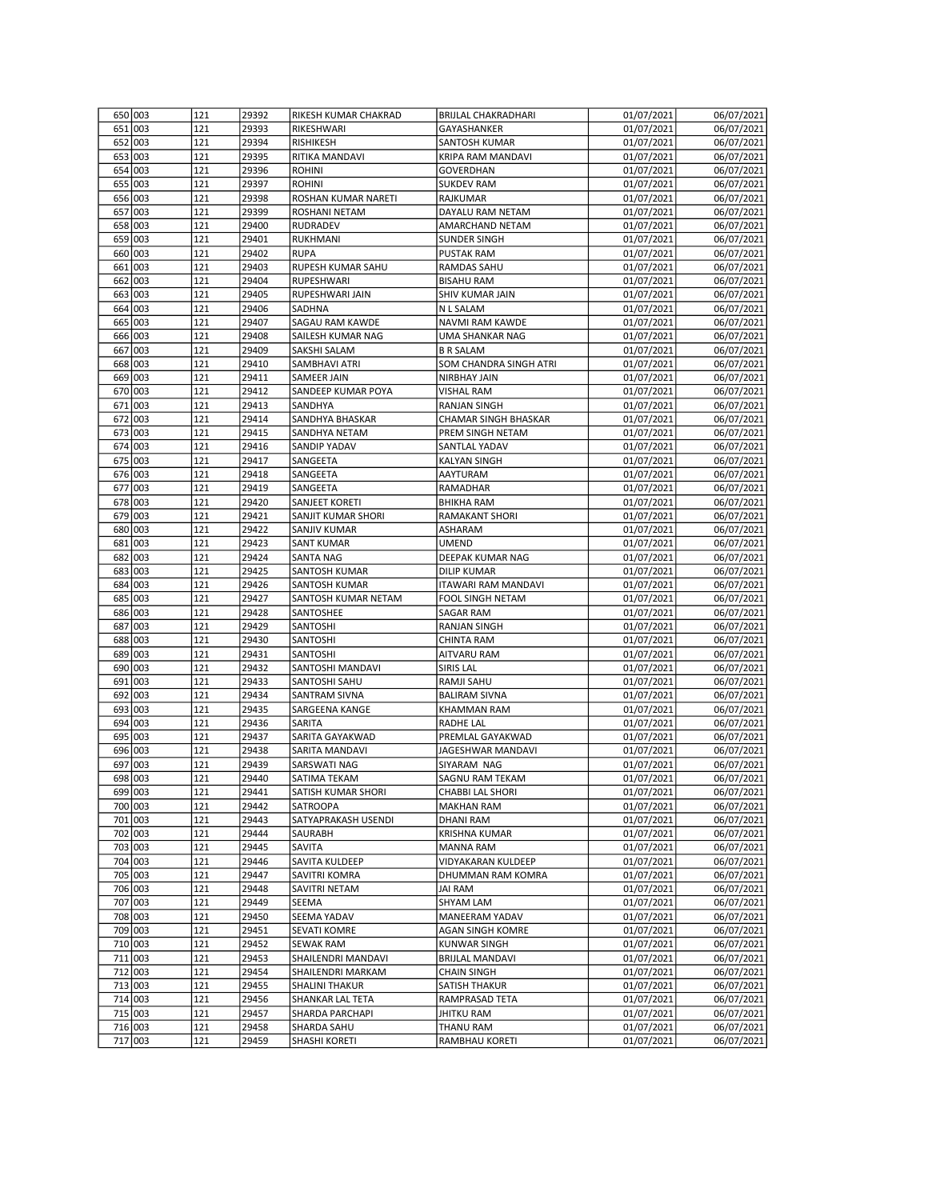| 650 | 003 | 121 | 29392 | RIKESH KUMAR CHAKRAD | BRIJLAL CHAKRADHARI | 01/07/2021 | 06/07/2021 |
|---|---|---|---|---|---|---|---|
| 651 | 003 | 121 | 29393 | RIKESHWARI | GAYASHANKER | 01/07/2021 | 06/07/2021 |
| 652 | 003 | 121 | 29394 | RISHIKESH | SANTOSH KUMAR | 01/07/2021 | 06/07/2021 |
| 653 | 003 | 121 | 29395 | RITIKA MANDAVI | KRIPA RAM MANDAVI | 01/07/2021 | 06/07/2021 |
| 654 | 003 | 121 | 29396 | ROHINI | GOVERDHAN | 01/07/2021 | 06/07/2021 |
| 655 | 003 | 121 | 29397 | ROHINI | SUKDEV RAM | 01/07/2021 | 06/07/2021 |
| 656 | 003 | 121 | 29398 | ROSHAN KUMAR NARETI | RAJKUMAR | 01/07/2021 | 06/07/2021 |
| 657 | 003 | 121 | 29399 | ROSHANI NETAM | DAYALU RAM NETAM | 01/07/2021 | 06/07/2021 |
| 658 | 003 | 121 | 29400 | RUDRADEV | AMARCHAND NETAM | 01/07/2021 | 06/07/2021 |
| 659 | 003 | 121 | 29401 | RUKHMANI | SUNDER SINGH | 01/07/2021 | 06/07/2021 |
| 660 | 003 | 121 | 29402 | RUPA | PUSTAK RAM | 01/07/2021 | 06/07/2021 |
| 661 | 003 | 121 | 29403 | RUPESH KUMAR SAHU | RAMDAS SAHU | 01/07/2021 | 06/07/2021 |
| 662 | 003 | 121 | 29404 | RUPESHWARI | BISAHU RAM | 01/07/2021 | 06/07/2021 |
| 663 | 003 | 121 | 29405 | RUPESHWARI JAIN | SHIV KUMAR JAIN | 01/07/2021 | 06/07/2021 |
| 664 | 003 | 121 | 29406 | SADHNA | N L SALAM | 01/07/2021 | 06/07/2021 |
| 665 | 003 | 121 | 29407 | SAGAU RAM KAWDE | NAVMI RAM KAWDE | 01/07/2021 | 06/07/2021 |
| 666 | 003 | 121 | 29408 | SAILESH KUMAR NAG | UMA SHANKAR NAG | 01/07/2021 | 06/07/2021 |
| 667 | 003 | 121 | 29409 | SAKSHI SALAM | B R SALAM | 01/07/2021 | 06/07/2021 |
| 668 | 003 | 121 | 29410 | SAMBHAVI ATRI | SOM CHANDRA SINGH ATRI | 01/07/2021 | 06/07/2021 |
| 669 | 003 | 121 | 29411 | SAMEER JAIN | NIRBHAY JAIN | 01/07/2021 | 06/07/2021 |
| 670 | 003 | 121 | 29412 | SANDEEP KUMAR POYA | VISHAL RAM | 01/07/2021 | 06/07/2021 |
| 671 | 003 | 121 | 29413 | SANDHYA | RANJAN SINGH | 01/07/2021 | 06/07/2021 |
| 672 | 003 | 121 | 29414 | SANDHYA BHASKAR | CHAMAR SINGH BHASKAR | 01/07/2021 | 06/07/2021 |
| 673 | 003 | 121 | 29415 | SANDHYA NETAM | PREM SINGH NETAM | 01/07/2021 | 06/07/2021 |
| 674 | 003 | 121 | 29416 | SANDIP YADAV | SANTLAL YADAV | 01/07/2021 | 06/07/2021 |
| 675 | 003 | 121 | 29417 | SANGEETA | KALYAN SINGH | 01/07/2021 | 06/07/2021 |
| 676 | 003 | 121 | 29418 | SANGEETA | AAYTURAM | 01/07/2021 | 06/07/2021 |
| 677 | 003 | 121 | 29419 | SANGEETA | RAMADHAR | 01/07/2021 | 06/07/2021 |
| 678 | 003 | 121 | 29420 | SANJEET KORETI | BHIKHA RAM | 01/07/2021 | 06/07/2021 |
| 679 | 003 | 121 | 29421 | SANJIT KUMAR SHORI | RAMAKANT SHORI | 01/07/2021 | 06/07/2021 |
| 680 | 003 | 121 | 29422 | SANJIV KUMAR | ASHARAM | 01/07/2021 | 06/07/2021 |
| 681 | 003 | 121 | 29423 | SANT KUMAR | UMEND | 01/07/2021 | 06/07/2021 |
| 682 | 003 | 121 | 29424 | SANTA NAG | DEEPAK KUMAR NAG | 01/07/2021 | 06/07/2021 |
| 683 | 003 | 121 | 29425 | SANTOSH KUMAR | DILIP KUMAR | 01/07/2021 | 06/07/2021 |
| 684 | 003 | 121 | 29426 | SANTOSH KUMAR | ITAWARI RAM MANDAVI | 01/07/2021 | 06/07/2021 |
| 685 | 003 | 121 | 29427 | SANTOSH KUMAR NETAM | FOOL SINGH NETAM | 01/07/2021 | 06/07/2021 |
| 686 | 003 | 121 | 29428 | SANTOSHEE | SAGAR RAM | 01/07/2021 | 06/07/2021 |
| 687 | 003 | 121 | 29429 | SANTOSHI | RANJAN SINGH | 01/07/2021 | 06/07/2021 |
| 688 | 003 | 121 | 29430 | SANTOSHI | CHINTA RAM | 01/07/2021 | 06/07/2021 |
| 689 | 003 | 121 | 29431 | SANTOSHI | AITVARU RAM | 01/07/2021 | 06/07/2021 |
| 690 | 003 | 121 | 29432 | SANTOSHI MANDAVI | SIRIS LAL | 01/07/2021 | 06/07/2021 |
| 691 | 003 | 121 | 29433 | SANTOSHI SAHU | RAMJI SAHU | 01/07/2021 | 06/07/2021 |
| 692 | 003 | 121 | 29434 | SANTRAM SIVNA | BALIRAM SIVNA | 01/07/2021 | 06/07/2021 |
| 693 | 003 | 121 | 29435 | SARGEENA KANGE | KHAMMAN RAM | 01/07/2021 | 06/07/2021 |
| 694 | 003 | 121 | 29436 | SARITA | RADHE LAL | 01/07/2021 | 06/07/2021 |
| 695 | 003 | 121 | 29437 | SARITA GAYAKWAD | PREMLAL GAYAKWAD | 01/07/2021 | 06/07/2021 |
| 696 | 003 | 121 | 29438 | SARITA MANDAVI | JAGESHWAR MANDAVI | 01/07/2021 | 06/07/2021 |
| 697 | 003 | 121 | 29439 | SARSWATI NAG | SIYARAM NAG | 01/07/2021 | 06/07/2021 |
| 698 | 003 | 121 | 29440 | SATIMA TEKAM | SAGNU RAM TEKAM | 01/07/2021 | 06/07/2021 |
| 699 | 003 | 121 | 29441 | SATISH KUMAR SHORI | CHABBI LAL SHORI | 01/07/2021 | 06/07/2021 |
| 700 | 003 | 121 | 29442 | SATROOPA | MAKHAN RAM | 01/07/2021 | 06/07/2021 |
| 701 | 003 | 121 | 29443 | SATYAPRAKASH USENDI | DHANI RAM | 01/07/2021 | 06/07/2021 |
| 702 | 003 | 121 | 29444 | SAURABH | KRISHNA KUMAR | 01/07/2021 | 06/07/2021 |
| 703 | 003 | 121 | 29445 | SAVITA | MANNA RAM | 01/07/2021 | 06/07/2021 |
| 704 | 003 | 121 | 29446 | SAVITA KULDEEP | VIDYAKARAN KULDEEP | 01/07/2021 | 06/07/2021 |
| 705 | 003 | 121 | 29447 | SAVITRI KOMRA | DHUMMAN RAM KOMRA | 01/07/2021 | 06/07/2021 |
| 706 | 003 | 121 | 29448 | SAVITRI NETAM | JAI RAM | 01/07/2021 | 06/07/2021 |
| 707 | 003 | 121 | 29449 | SEEMA | SHYAM LAM | 01/07/2021 | 06/07/2021 |
| 708 | 003 | 121 | 29450 | SEEMA YADAV | MANEERAM YADAV | 01/07/2021 | 06/07/2021 |
| 709 | 003 | 121 | 29451 | SEVATI KOMRE | AGAN SINGH KOMRE | 01/07/2021 | 06/07/2021 |
| 710 | 003 | 121 | 29452 | SEWAK RAM | KUNWAR SINGH | 01/07/2021 | 06/07/2021 |
| 711 | 003 | 121 | 29453 | SHAILENDRI MANDAVI | BRIJLAL MANDAVI | 01/07/2021 | 06/07/2021 |
| 712 | 003 | 121 | 29454 | SHAILENDRI MARKAM | CHAIN SINGH | 01/07/2021 | 06/07/2021 |
| 713 | 003 | 121 | 29455 | SHALINI THAKUR | SATISH THAKUR | 01/07/2021 | 06/07/2021 |
| 714 | 003 | 121 | 29456 | SHANKAR LAL TETA | RAMPRASAD TETA | 01/07/2021 | 06/07/2021 |
| 715 | 003 | 121 | 29457 | SHARDA PARCHAPI | JHITKU RAM | 01/07/2021 | 06/07/2021 |
| 716 | 003 | 121 | 29458 | SHARDA SAHU | THANU RAM | 01/07/2021 | 06/07/2021 |
| 717 | 003 | 121 | 29459 | SHASHI KORETI | RAMBHAU KORETI | 01/07/2021 | 06/07/2021 |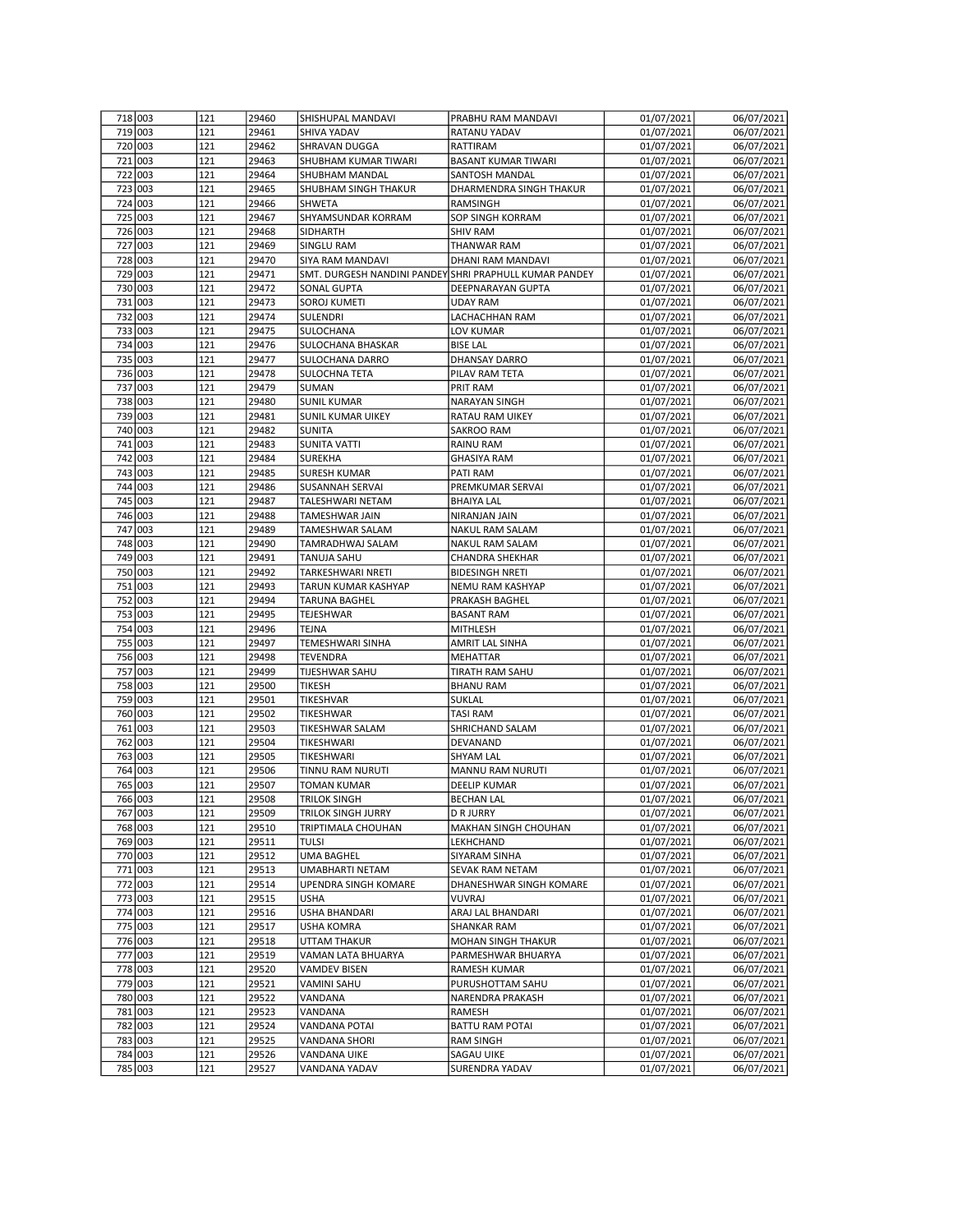| | | | | | | | |
|---|---|---|---|---|---|---|---|
| 718 | 003 | 121 | 29460 | SHISHUPAL MANDAVI | PRABHU RAM MANDAVI | 01/07/2021 | 06/07/2021 |
| 719 | 003 | 121 | 29461 | SHIVA YADAV | RATANU YADAV | 01/07/2021 | 06/07/2021 |
| 720 | 003 | 121 | 29462 | SHRAVAN DUGGA | RATTIRAM | 01/07/2021 | 06/07/2021 |
| 721 | 003 | 121 | 29463 | SHUBHAM KUMAR TIWARI | BASANT KUMAR TIWARI | 01/07/2021 | 06/07/2021 |
| 722 | 003 | 121 | 29464 | SHUBHAM MANDAL | SANTOSH MANDAL | 01/07/2021 | 06/07/2021 |
| 723 | 003 | 121 | 29465 | SHUBHAM SINGH THAKUR | DHARMENDRA SINGH THAKUR | 01/07/2021 | 06/07/2021 |
| 724 | 003 | 121 | 29466 | SHWETA | RAMSINGH | 01/07/2021 | 06/07/2021 |
| 725 | 003 | 121 | 29467 | SHYAMSUNDAR KORRAM | SOP SINGH KORRAM | 01/07/2021 | 06/07/2021 |
| 726 | 003 | 121 | 29468 | SIDHARTH | SHIV RAM | 01/07/2021 | 06/07/2021 |
| 727 | 003 | 121 | 29469 | SINGLU RAM | THANWAR RAM | 01/07/2021 | 06/07/2021 |
| 728 | 003 | 121 | 29470 | SIYA RAM MANDAVI | DHANI RAM MANDAVI | 01/07/2021 | 06/07/2021 |
| 729 | 003 | 121 | 29471 | SMT. DURGESH NANDINI PANDEY | SHRI PRAPHULL KUMAR PANDEY | 01/07/2021 | 06/07/2021 |
| 730 | 003 | 121 | 29472 | SONAL GUPTA | DEEPNARAYAN GUPTA | 01/07/2021 | 06/07/2021 |
| 731 | 003 | 121 | 29473 | SOROJ KUMETI | UDAY RAM | 01/07/2021 | 06/07/2021 |
| 732 | 003 | 121 | 29474 | SULENDRI | LACHACHHAN RAM | 01/07/2021 | 06/07/2021 |
| 733 | 003 | 121 | 29475 | SULOCHANA | LOV KUMAR | 01/07/2021 | 06/07/2021 |
| 734 | 003 | 121 | 29476 | SULOCHANA BHASKAR | BISE LAL | 01/07/2021 | 06/07/2021 |
| 735 | 003 | 121 | 29477 | SULOCHANA DARRO | DHANSAY DARRO | 01/07/2021 | 06/07/2021 |
| 736 | 003 | 121 | 29478 | SULOCHNA TETA | PILAV RAM TETA | 01/07/2021 | 06/07/2021 |
| 737 | 003 | 121 | 29479 | SUMAN | PRIT RAM | 01/07/2021 | 06/07/2021 |
| 738 | 003 | 121 | 29480 | SUNIL KUMAR | NARAYAN SINGH | 01/07/2021 | 06/07/2021 |
| 739 | 003 | 121 | 29481 | SUNIL KUMAR UIKEY | RATAU RAM UIKEY | 01/07/2021 | 06/07/2021 |
| 740 | 003 | 121 | 29482 | SUNITA | SAKROO RAM | 01/07/2021 | 06/07/2021 |
| 741 | 003 | 121 | 29483 | SUNITA VATTI | RAINU RAM | 01/07/2021 | 06/07/2021 |
| 742 | 003 | 121 | 29484 | SUREKHA | GHASIYA RAM | 01/07/2021 | 06/07/2021 |
| 743 | 003 | 121 | 29485 | SURESH KUMAR | PATI RAM | 01/07/2021 | 06/07/2021 |
| 744 | 003 | 121 | 29486 | SUSANNAH SERVAI | PREMKUMAR SERVAI | 01/07/2021 | 06/07/2021 |
| 745 | 003 | 121 | 29487 | TALESHWARI NETAM | BHAIYA LAL | 01/07/2021 | 06/07/2021 |
| 746 | 003 | 121 | 29488 | TAMESHWAR JAIN | NIRANJAN JAIN | 01/07/2021 | 06/07/2021 |
| 747 | 003 | 121 | 29489 | TAMESHWAR SALAM | NAKUL RAM SALAM | 01/07/2021 | 06/07/2021 |
| 748 | 003 | 121 | 29490 | TAMRADHWAJ SALAM | NAKUL RAM SALAM | 01/07/2021 | 06/07/2021 |
| 749 | 003 | 121 | 29491 | TANUJA SAHU | CHANDRA SHEKHAR | 01/07/2021 | 06/07/2021 |
| 750 | 003 | 121 | 29492 | TARKESHWARI NRETI | BIDESINGH NRETI | 01/07/2021 | 06/07/2021 |
| 751 | 003 | 121 | 29493 | TARUN KUMAR KASHYAP | NEMU RAM KASHYAP | 01/07/2021 | 06/07/2021 |
| 752 | 003 | 121 | 29494 | TARUNA BAGHEL | PRAKASH BAGHEL | 01/07/2021 | 06/07/2021 |
| 753 | 003 | 121 | 29495 | TEJESHWAR | BASANT RAM | 01/07/2021 | 06/07/2021 |
| 754 | 003 | 121 | 29496 | TEJNA | MITHLESH | 01/07/2021 | 06/07/2021 |
| 755 | 003 | 121 | 29497 | TEMESHWARI SINHA | AMRIT LAL SINHA | 01/07/2021 | 06/07/2021 |
| 756 | 003 | 121 | 29498 | TEVENDRA | MEHATTAR | 01/07/2021 | 06/07/2021 |
| 757 | 003 | 121 | 29499 | TIJESHWAR SAHU | TIRATH RAM SAHU | 01/07/2021 | 06/07/2021 |
| 758 | 003 | 121 | 29500 | TIKESH | BHANU RAM | 01/07/2021 | 06/07/2021 |
| 759 | 003 | 121 | 29501 | TIKESHVAR | SUKLAL | 01/07/2021 | 06/07/2021 |
| 760 | 003 | 121 | 29502 | TIKESHWAR | TASI RAM | 01/07/2021 | 06/07/2021 |
| 761 | 003 | 121 | 29503 | TIKESHWAR SALAM | SHRICHAND SALAM | 01/07/2021 | 06/07/2021 |
| 762 | 003 | 121 | 29504 | TIKESHWARI | DEVANAND | 01/07/2021 | 06/07/2021 |
| 763 | 003 | 121 | 29505 | TIKESHWARI | SHYAM LAL | 01/07/2021 | 06/07/2021 |
| 764 | 003 | 121 | 29506 | TINNU RAM NURUTI | MANNU RAM NURUTI | 01/07/2021 | 06/07/2021 |
| 765 | 003 | 121 | 29507 | TOMAN KUMAR | DEELIP KUMAR | 01/07/2021 | 06/07/2021 |
| 766 | 003 | 121 | 29508 | TRILOK SINGH | BECHAN LAL | 01/07/2021 | 06/07/2021 |
| 767 | 003 | 121 | 29509 | TRILOK SINGH JURRY | D R JURRY | 01/07/2021 | 06/07/2021 |
| 768 | 003 | 121 | 29510 | TRIPTIMALA CHOUHAN | MAKHAN SINGH CHOUHAN | 01/07/2021 | 06/07/2021 |
| 769 | 003 | 121 | 29511 | TULSI | LEKHCHAND | 01/07/2021 | 06/07/2021 |
| 770 | 003 | 121 | 29512 | UMA BAGHEL | SIYARAM SINHA | 01/07/2021 | 06/07/2021 |
| 771 | 003 | 121 | 29513 | UMABHARTI NETAM | SEVAK RAM NETAM | 01/07/2021 | 06/07/2021 |
| 772 | 003 | 121 | 29514 | UPENDRA SINGH KOMARE | DHANESHWAR SINGH KOMARE | 01/07/2021 | 06/07/2021 |
| 773 | 003 | 121 | 29515 | USHA | VUVRAJ | 01/07/2021 | 06/07/2021 |
| 774 | 003 | 121 | 29516 | USHA BHANDARI | ARAJ LAL BHANDARI | 01/07/2021 | 06/07/2021 |
| 775 | 003 | 121 | 29517 | USHA KOMRA | SHANKAR RAM | 01/07/2021 | 06/07/2021 |
| 776 | 003 | 121 | 29518 | UTTAM THAKUR | MOHAN SINGH THAKUR | 01/07/2021 | 06/07/2021 |
| 777 | 003 | 121 | 29519 | VAMAN LATA BHUARYA | PARMESHWAR BHUARYA | 01/07/2021 | 06/07/2021 |
| 778 | 003 | 121 | 29520 | VAMDEV BISEN | RAMESH KUMAR | 01/07/2021 | 06/07/2021 |
| 779 | 003 | 121 | 29521 | VAMINI SAHU | PURUSHOTTAM SAHU | 01/07/2021 | 06/07/2021 |
| 780 | 003 | 121 | 29522 | VANDANA | NARENDRA PRAKASH | 01/07/2021 | 06/07/2021 |
| 781 | 003 | 121 | 29523 | VANDANA | RAMESH | 01/07/2021 | 06/07/2021 |
| 782 | 003 | 121 | 29524 | VANDANA POTAI | BATTU RAM POTAI | 01/07/2021 | 06/07/2021 |
| 783 | 003 | 121 | 29525 | VANDANA SHORI | RAM SINGH | 01/07/2021 | 06/07/2021 |
| 784 | 003 | 121 | 29526 | VANDANA UIKE | SAGAU UIKE | 01/07/2021 | 06/07/2021 |
| 785 | 003 | 121 | 29527 | VANDANA YADAV | SURENDRA YADAV | 01/07/2021 | 06/07/2021 |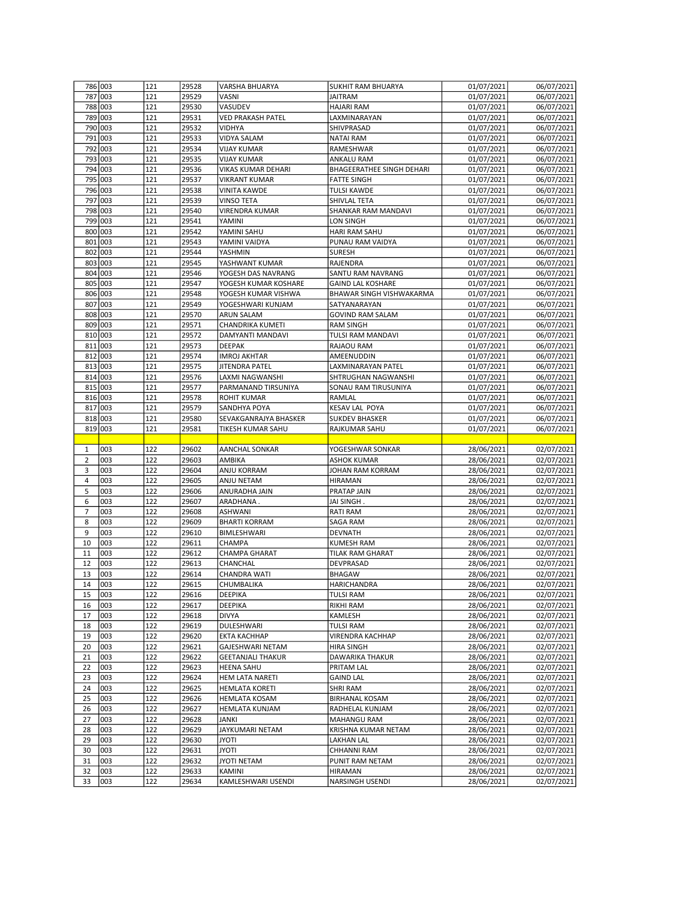| | | | | | | | |
|---|---|---|---|---|---|---|---|
| 786 | 003 | 121 | 29528 | VARSHA BHUARYA | SUKHIT RAM BHUARYA | 01/07/2021 | 06/07/2021 |
| 787 | 003 | 121 | 29529 | VASNI | JAITRAM | 01/07/2021 | 06/07/2021 |
| 788 | 003 | 121 | 29530 | VASUDEV | HAJARI RAM | 01/07/2021 | 06/07/2021 |
| 789 | 003 | 121 | 29531 | VED PRAKASH PATEL | LAXMINARAYAN | 01/07/2021 | 06/07/2021 |
| 790 | 003 | 121 | 29532 | VIDHYA | SHIVPRASAD | 01/07/2021 | 06/07/2021 |
| 791 | 003 | 121 | 29533 | VIDYA SALAM | NATAI RAM | 01/07/2021 | 06/07/2021 |
| 792 | 003 | 121 | 29534 | VIJAY KUMAR | RAMESHWAR | 01/07/2021 | 06/07/2021 |
| 793 | 003 | 121 | 29535 | VIJAY KUMAR | ANKALU RAM | 01/07/2021 | 06/07/2021 |
| 794 | 003 | 121 | 29536 | VIKAS KUMAR DEHARI | BHAGEERATHEE SINGH DEHARI | 01/07/2021 | 06/07/2021 |
| 795 | 003 | 121 | 29537 | VIKRANT KUMAR | FATTE SINGH | 01/07/2021 | 06/07/2021 |
| 796 | 003 | 121 | 29538 | VINITA KAWDE | TULSI KAWDE | 01/07/2021 | 06/07/2021 |
| 797 | 003 | 121 | 29539 | VINSO TETA | SHIVLAL TETA | 01/07/2021 | 06/07/2021 |
| 798 | 003 | 121 | 29540 | VIRENDRA KUMAR | SHANKAR RAM MANDAVI | 01/07/2021 | 06/07/2021 |
| 799 | 003 | 121 | 29541 | YAMINI | LON SINGH | 01/07/2021 | 06/07/2021 |
| 800 | 003 | 121 | 29542 | YAMINI SAHU | HARI RAM SAHU | 01/07/2021 | 06/07/2021 |
| 801 | 003 | 121 | 29543 | YAMINI VAIDYA | PUNAU RAM VAIDYA | 01/07/2021 | 06/07/2021 |
| 802 | 003 | 121 | 29544 | YASHMIN | SURESH | 01/07/2021 | 06/07/2021 |
| 803 | 003 | 121 | 29545 | YASHWANT KUMAR | RAJENDRA | 01/07/2021 | 06/07/2021 |
| 804 | 003 | 121 | 29546 | YOGESH DAS NAVRANG | SANTU RAM NAVRANG | 01/07/2021 | 06/07/2021 |
| 805 | 003 | 121 | 29547 | YOGESH KUMAR KOSHARE | GAIND LAL KOSHARE | 01/07/2021 | 06/07/2021 |
| 806 | 003 | 121 | 29548 | YOGESH KUMAR VISHWA | BHAWAR SINGH VISHWAKARMA | 01/07/2021 | 06/07/2021 |
| 807 | 003 | 121 | 29549 | YOGESHWARI KUNJAM | SATYANARAYAN | 01/07/2021 | 06/07/2021 |
| 808 | 003 | 121 | 29570 | ARUN SALAM | GOVIND RAM SALAM | 01/07/2021 | 06/07/2021 |
| 809 | 003 | 121 | 29571 | CHANDRIKA KUMETI | RAM SINGH | 01/07/2021 | 06/07/2021 |
| 810 | 003 | 121 | 29572 | DAMYANTI MANDAVI | TULSI RAM MANDAVI | 01/07/2021 | 06/07/2021 |
| 811 | 003 | 121 | 29573 | DEEPAK | RAJAOU RAM | 01/07/2021 | 06/07/2021 |
| 812 | 003 | 121 | 29574 | IMROJ AKHTAR | AMEENUDDIN | 01/07/2021 | 06/07/2021 |
| 813 | 003 | 121 | 29575 | JITENDRA PATEL | LAXMINARAYAN PATEL | 01/07/2021 | 06/07/2021 |
| 814 | 003 | 121 | 29576 | LAXMI NAGWANSHI | SHTRUGHAN NAGWANSHI | 01/07/2021 | 06/07/2021 |
| 815 | 003 | 121 | 29577 | PARMANAND TIRSUNIYA | SONAU RAM TIRUSUNIYA | 01/07/2021 | 06/07/2021 |
| 816 | 003 | 121 | 29578 | ROHIT KUMAR | RAMLAL | 01/07/2021 | 06/07/2021 |
| 817 | 003 | 121 | 29579 | SANDHYA POYA | KESAV LAL POYA | 01/07/2021 | 06/07/2021 |
| 818 | 003 | 121 | 29580 | SEVAKGANRAJYA BHASKER | SUKDEV BHASKER | 01/07/2021 | 06/07/2021 |
| 819 | 003 | 121 | 29581 | TIKESH KUMAR SAHU | RAJKUMAR SAHU | 01/07/2021 | 06/07/2021 |
| | | | | | | | |
| 1 | 003 | 122 | 29602 | AANCHAL SONKAR | YOGESHWAR SONKAR | 28/06/2021 | 02/07/2021 |
| 2 | 003 | 122 | 29603 | AMBIKA | ASHOK KUMAR | 28/06/2021 | 02/07/2021 |
| 3 | 003 | 122 | 29604 | ANJU KORRAM | JOHAN RAM KORRAM | 28/06/2021 | 02/07/2021 |
| 4 | 003 | 122 | 29605 | ANJU NETAM | HIRAMAN | 28/06/2021 | 02/07/2021 |
| 5 | 003 | 122 | 29606 | ANURADHA JAIN | PRATAP JAIN | 28/06/2021 | 02/07/2021 |
| 6 | 003 | 122 | 29607 | ARADHANA . | JAI SINGH . | 28/06/2021 | 02/07/2021 |
| 7 | 003 | 122 | 29608 | ASHWANI | RATI RAM | 28/06/2021 | 02/07/2021 |
| 8 | 003 | 122 | 29609 | BHARTI KORRAM | SAGA RAM | 28/06/2021 | 02/07/2021 |
| 9 | 003 | 122 | 29610 | BIMLESHWARI | DEVNATH | 28/06/2021 | 02/07/2021 |
| 10 | 003 | 122 | 29611 | CHAMPA | KUMESH RAM | 28/06/2021 | 02/07/2021 |
| 11 | 003 | 122 | 29612 | CHAMPA GHARAT | TILAK RAM GHARAT | 28/06/2021 | 02/07/2021 |
| 12 | 003 | 122 | 29613 | CHANCHAL | DEVPRASAD | 28/06/2021 | 02/07/2021 |
| 13 | 003 | 122 | 29614 | CHANDRA WATI | BHAGAW | 28/06/2021 | 02/07/2021 |
| 14 | 003 | 122 | 29615 | CHUMBALIKA | HARICHANDRA | 28/06/2021 | 02/07/2021 |
| 15 | 003 | 122 | 29616 | DEEPIKA | TULSI RAM | 28/06/2021 | 02/07/2021 |
| 16 | 003 | 122 | 29617 | DEEPIKA | RIKHI RAM | 28/06/2021 | 02/07/2021 |
| 17 | 003 | 122 | 29618 | DIVYA | KAMLESH | 28/06/2021 | 02/07/2021 |
| 18 | 003 | 122 | 29619 | DULESHWARI | TULSI RAM | 28/06/2021 | 02/07/2021 |
| 19 | 003 | 122 | 29620 | EKTA KACHHAP | VIRENDRA KACHHAP | 28/06/2021 | 02/07/2021 |
| 20 | 003 | 122 | 29621 | GAJESHWARI NETAM | HIRA SINGH | 28/06/2021 | 02/07/2021 |
| 21 | 003 | 122 | 29622 | GEETANJALI THAKUR | DAWARIKA THAKUR | 28/06/2021 | 02/07/2021 |
| 22 | 003 | 122 | 29623 | HEENA SAHU | PRITAM LAL | 28/06/2021 | 02/07/2021 |
| 23 | 003 | 122 | 29624 | HEM LATA NARETI | GAIND LAL | 28/06/2021 | 02/07/2021 |
| 24 | 003 | 122 | 29625 | HEMLATA KORETI | SHRI RAM | 28/06/2021 | 02/07/2021 |
| 25 | 003 | 122 | 29626 | HEMLATA KOSAM | BIRHANAL KOSAM | 28/06/2021 | 02/07/2021 |
| 26 | 003 | 122 | 29627 | HEMLATA KUNJAM | RADHELAL KUNJAM | 28/06/2021 | 02/07/2021 |
| 27 | 003 | 122 | 29628 | JANKI | MAHANGU RAM | 28/06/2021 | 02/07/2021 |
| 28 | 003 | 122 | 29629 | JAYKUMARI NETAM | KRISHNA KUMAR NETAM | 28/06/2021 | 02/07/2021 |
| 29 | 003 | 122 | 29630 | JYOTI | LAKHAN LAL | 28/06/2021 | 02/07/2021 |
| 30 | 003 | 122 | 29631 | JYOTI | CHHANNI RAM | 28/06/2021 | 02/07/2021 |
| 31 | 003 | 122 | 29632 | JYOTI NETAM | PUNIT RAM NETAM | 28/06/2021 | 02/07/2021 |
| 32 | 003 | 122 | 29633 | KAMINI | HIRAMAN | 28/06/2021 | 02/07/2021 |
| 33 | 003 | 122 | 29634 | KAMLESHWARI USENDI | NARSINGH USENDI | 28/06/2021 | 02/07/2021 |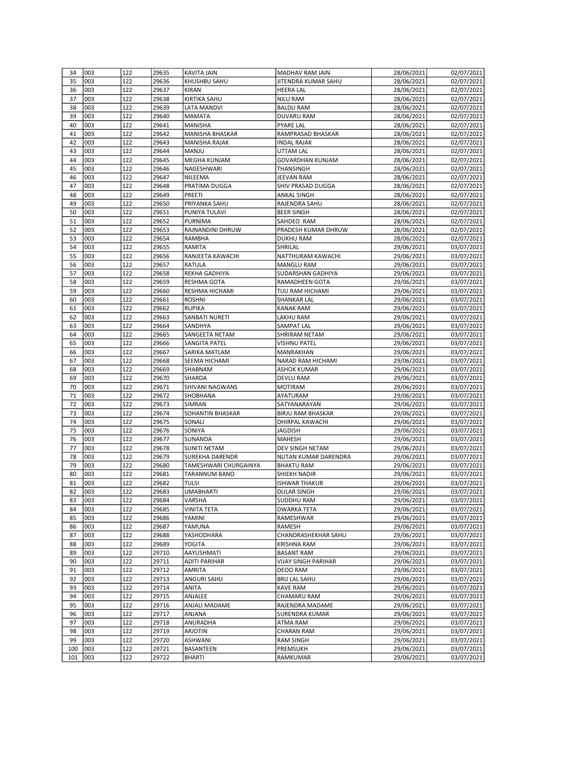| 34 | 003 | 122 | 29635 | KAVITA JAIN | MADHAV RAM JAIN | 28/06/2021 | 02/07/2021 |
|---|---|---|---|---|---|---|---|
| 35 | 003 | 122 | 29636 | KHUSHBU SAHU | JITENDRA KUMAR SAHU | 28/06/2021 | 02/07/2021 |
| 36 | 003 | 122 | 29637 | KIRAN | HEERA LAL | 28/06/2021 | 02/07/2021 |
| 37 | 003 | 122 | 29638 | KIRTIKA SAHU | NILU RAM | 28/06/2021 | 02/07/2021 |
| 38 | 003 | 122 | 29639 | LATA MANDVI | BALDU RAM | 28/06/2021 | 02/07/2021 |
| 39 | 003 | 122 | 29640 | MAMATA | DUVARU RAM | 28/06/2021 | 02/07/2021 |
| 40 | 003 | 122 | 29641 | MANISHA | PYARE LAL | 28/06/2021 | 02/07/2021 |
| 41 | 003 | 122 | 29642 | MANISHA BHASKAR | RAMPRASAD BHASKAR | 28/06/2021 | 02/07/2021 |
| 42 | 003 | 122 | 29643 | MANISHA RAJAK | INDAL RAJAK | 28/06/2021 | 02/07/2021 |
| 43 | 003 | 122 | 29644 | MANJU | UTTAM LAL | 28/06/2021 | 02/07/2021 |
| 44 | 003 | 122 | 29645 | MEGHA KUNJAM | GOVARDHAN KUNJAM | 28/06/2021 | 02/07/2021 |
| 45 | 003 | 122 | 29646 | NAGESHWARI | THANSINGH | 28/06/2021 | 02/07/2021 |
| 46 | 003 | 122 | 29647 | NILEEMA | JEEVAN RAM | 28/06/2021 | 02/07/2021 |
| 47 | 003 | 122 | 29648 | PRATIMA DUGGA | SHIV PRASAD DUGGA | 28/06/2021 | 02/07/2021 |
| 48 | 003 | 122 | 29649 | PREETI | ANKAL SINGH | 28/06/2021 | 02/07/2021 |
| 49 | 003 | 122 | 29650 | PRIYANKA SAHU | RAJENDRA SAHU | 28/06/2021 | 02/07/2021 |
| 50 | 003 | 122 | 29651 | PUNIYA TULAVI | BEER SINGH | 28/06/2021 | 02/07/2021 |
| 51 | 003 | 122 | 29652 | PURNIMA | SAHDEO RAM | 28/06/2021 | 02/07/2021 |
| 52 | 003 | 122 | 29653 | RAJNANDINI DHRUW | PRADESH KUMAR DHRUW | 28/06/2021 | 02/07/2021 |
| 53 | 003 | 122 | 29654 | RAMBHA | DUKHU RAM | 28/06/2021 | 02/07/2021 |
| 54 | 003 | 122 | 29655 | RAMITA | SHRILAL | 29/06/2021 | 03/07/2021 |
| 55 | 003 | 122 | 29656 | RANJEETA KAWACHI | NATTHURAM KAWACHI | 29/06/2021 | 03/07/2021 |
| 56 | 003 | 122 | 29657 | RATULA | MANGLU RAM | 29/06/2021 | 03/07/2021 |
| 57 | 003 | 122 | 29658 | REKHA GADHIYA | SUDARSHAN GADHIYA | 29/06/2021 | 03/07/2021 |
| 58 | 003 | 122 | 29659 | RESHMA GOTA | RAMADHEEN GOTA | 29/06/2021 | 03/07/2021 |
| 59 | 003 | 122 | 29660 | RESHMA HICHAMI | TIJU RAM HICHAMI | 29/06/2021 | 03/07/2021 |
| 60 | 003 | 122 | 29661 | ROSHNI | SHANKAR LAL | 29/06/2021 | 03/07/2021 |
| 61 | 003 | 122 | 29662 | RUPIKA | KANAK RAM | 29/06/2021 | 03/07/2021 |
| 62 | 003 | 122 | 29663 | SANBATI NURETI | LAKHU RAM | 29/06/2021 | 03/07/2021 |
| 63 | 003 | 122 | 29664 | SANDHYA | SAMPAT LAL | 29/06/2021 | 03/07/2021 |
| 64 | 003 | 122 | 29665 | SANGEETA NETAM | SHRIRAM NETAM | 29/06/2021 | 03/07/2021 |
| 65 | 003 | 122 | 29666 | SANGITA PATEL | VISHNU PATEL | 29/06/2021 | 03/07/2021 |
| 66 | 003 | 122 | 29667 | SARIKA MATLAM | MANRAKHAN | 29/06/2021 | 03/07/2021 |
| 67 | 003 | 122 | 29668 | SEEMA HICHAMI | NARAD RAM HICHAMI | 29/06/2021 | 03/07/2021 |
| 68 | 003 | 122 | 29669 | SHABNAM | ASHOK KUMAR | 29/06/2021 | 03/07/2021 |
| 69 | 003 | 122 | 29670 | SHARDA | DEVLU RAM | 29/06/2021 | 03/07/2021 |
| 70 | 003 | 122 | 29671 | SHIVANI NAGWANS | MOTIRAM | 29/06/2021 | 03/07/2021 |
| 71 | 003 | 122 | 29672 | SHOBHANA | AYATURAM | 29/06/2021 | 03/07/2021 |
| 72 | 003 | 122 | 29673 | SIMRAN | SATYANARAYAN | 29/06/2021 | 03/07/2021 |
| 73 | 003 | 122 | 29674 | SOHANTIN BHASKAR | BIRJU RAM BHASKAR | 29/06/2021 | 03/07/2021 |
| 74 | 003 | 122 | 29675 | SONALI | DHIRPAL KAWACHI | 29/06/2021 | 03/07/2021 |
| 75 | 003 | 122 | 29676 | SONIYA | JAGDISH | 29/06/2021 | 03/07/2021 |
| 76 | 003 | 122 | 29677 | SUNANDA | MAHESH | 29/06/2021 | 03/07/2021 |
| 77 | 003 | 122 | 29678 | SUNITI NETAM | DEV SINGH NETAM | 29/06/2021 | 03/07/2021 |
| 78 | 003 | 122 | 29679 | SUREKHA DARENDR | NUTAN KUMAR DARENDRA | 29/06/2021 | 03/07/2021 |
| 79 | 003 | 122 | 29680 | TAMESHWARI CHURGAINYA | BHAKTU RAM | 29/06/2021 | 03/07/2021 |
| 80 | 003 | 122 | 29681 | TARANNUM BANO | SHIEKH NADIR | 29/06/2021 | 03/07/2021 |
| 81 | 003 | 122 | 29682 | TULSI | ISHWAR THAKUR | 29/06/2021 | 03/07/2021 |
| 82 | 003 | 122 | 29683 | UMABHARTI | DULAR SINGH | 29/06/2021 | 03/07/2021 |
| 83 | 003 | 122 | 29684 | VARSHA | SUDDHU RAM | 29/06/2021 | 03/07/2021 |
| 84 | 003 | 122 | 29685 | VINITA TETA | DWARKA TETA | 29/06/2021 | 03/07/2021 |
| 85 | 003 | 122 | 29686 | YAMINI | RAMESHWAR | 29/06/2021 | 03/07/2021 |
| 86 | 003 | 122 | 29687 | YAMUNA | RAMESH | 29/06/2021 | 03/07/2021 |
| 87 | 003 | 122 | 29688 | YASHODHARA | CHANDRASHEKHAR SAHU | 29/06/2021 | 03/07/2021 |
| 88 | 003 | 122 | 29689 | YOGITA | KRISHNA RAM | 29/06/2021 | 03/07/2021 |
| 89 | 003 | 122 | 29710 | AAYUSHMATI | BASANT RAM | 29/06/2021 | 03/07/2021 |
| 90 | 003 | 122 | 29711 | ADITI PARIHAR | VIJAY SINGH PARIHAR | 29/06/2021 | 03/07/2021 |
| 91 | 003 | 122 | 29712 | AMRITA | DEOO RAM | 29/06/2021 | 03/07/2021 |
| 92 | 003 | 122 | 29713 | ANGURI SAHU | BRIJ LAL SAHU | 29/06/2021 | 03/07/2021 |
| 93 | 003 | 122 | 29714 | ANITA | KAVE RAM | 29/06/2021 | 03/07/2021 |
| 94 | 003 | 122 | 29715 | ANJALEE | CHAMARU RAM | 29/06/2021 | 03/07/2021 |
| 95 | 003 | 122 | 29716 | ANJALI MADAME | RAJENDRA MADAME | 29/06/2021 | 03/07/2021 |
| 96 | 003 | 122 | 29717 | ANJANA | SURENDRA KUMAR | 29/06/2021 | 03/07/2021 |
| 97 | 003 | 122 | 29718 | ANURADHA | ATMA RAM | 29/06/2021 | 03/07/2021 |
| 98 | 003 | 122 | 29719 | ARJOTIN | CHARAN RAM | 29/06/2021 | 03/07/2021 |
| 99 | 003 | 122 | 29720 | ASHWANI | RAM SINGH | 29/06/2021 | 03/07/2021 |
| 100 | 003 | 122 | 29721 | BASANTEEN | PREMSUKH | 29/06/2021 | 03/07/2021 |
| 101 | 003 | 122 | 29722 | BHARTI | RAMKUMAR | 29/06/2021 | 03/07/2021 |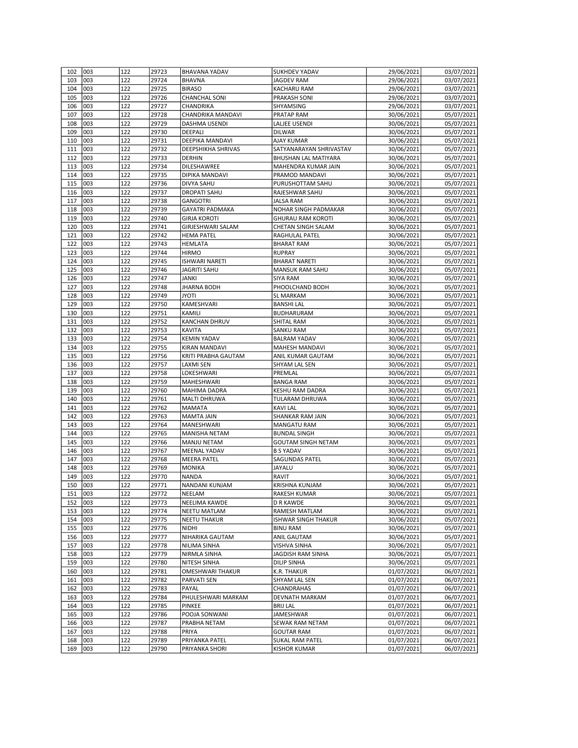| 102 | 003 | 122 | 29723 | BHAVANA YADAV | SUKHDEV YADAV | 29/06/2021 | 03/07/2021 |
|---|---|---|---|---|---|---|---|
| 103 | 003 | 122 | 29724 | BHAVNA | JAGDEV RAM | 29/06/2021 | 03/07/2021 |
| 104 | 003 | 122 | 29725 | BIRASO | KACHARU RAM | 29/06/2021 | 03/07/2021 |
| 105 | 003 | 122 | 29726 | CHANCHAL SONI | PRAKASH SONI | 29/06/2021 | 03/07/2021 |
| 106 | 003 | 122 | 29727 | CHANDRIKA | SHYAMSING | 29/06/2021 | 03/07/2021 |
| 107 | 003 | 122 | 29728 | CHANDRIKA MANDAVI | PRATAP RAM | 30/06/2021 | 05/07/2021 |
| 108 | 003 | 122 | 29729 | DASHMA USENDI | LALJEE USENDI | 30/06/2021 | 05/07/2021 |
| 109 | 003 | 122 | 29730 | DEEPALI | DILWAR | 30/06/2021 | 05/07/2021 |
| 110 | 003 | 122 | 29731 | DEEPIKA MANDAVI | AJAY KUMAR | 30/06/2021 | 05/07/2021 |
| 111 | 003 | 122 | 29732 | DEEPSHIKHA SHRIVAS | SATYANARAYAN SHRIVASTAV | 30/06/2021 | 05/07/2021 |
| 112 | 003 | 122 | 29733 | DERHIN | BHUSHAN LAL MATIYARA | 30/06/2021 | 05/07/2021 |
| 113 | 003 | 122 | 29734 | DILESHAWREE | MAHENDRA KUMAR JAIN | 30/06/2021 | 05/07/2021 |
| 114 | 003 | 122 | 29735 | DIPIKA MANDAVI | PRAMOD MANDAVI | 30/06/2021 | 05/07/2021 |
| 115 | 003 | 122 | 29736 | DIVYA SAHU | PURUSHOTTAM SAHU | 30/06/2021 | 05/07/2021 |
| 116 | 003 | 122 | 29737 | DROPATI SAHU | RAJESHWAR SAHU | 30/06/2021 | 05/07/2021 |
| 117 | 003 | 122 | 29738 | GANGOTRI | JALSA RAM | 30/06/2021 | 05/07/2021 |
| 118 | 003 | 122 | 29739 | GAYATRI PADMAKA | NOHAR SINGH PADMAKAR | 30/06/2021 | 05/07/2021 |
| 119 | 003 | 122 | 29740 | GIRJA KOROTI | GHURAU RAM KOROTI | 30/06/2021 | 05/07/2021 |
| 120 | 003 | 122 | 29741 | GIRJESHWARI SALAM | CHETAN SINGH SALAM | 30/06/2021 | 05/07/2021 |
| 121 | 003 | 122 | 29742 | HEMA PATEL | RAGHULAL PATEL | 30/06/2021 | 05/07/2021 |
| 122 | 003 | 122 | 29743 | HEMLATA | BHARAT RAM | 30/06/2021 | 05/07/2021 |
| 123 | 003 | 122 | 29744 | HIRMO | RUPRAY | 30/06/2021 | 05/07/2021 |
| 124 | 003 | 122 | 29745 | ISHWARI NARETI | BHARAT NARETI | 30/06/2021 | 05/07/2021 |
| 125 | 003 | 122 | 29746 | JAGRITI SAHU | MANSUK RAM SAHU | 30/06/2021 | 05/07/2021 |
| 126 | 003 | 122 | 29747 | JANKI | SIYA RAM | 30/06/2021 | 05/07/2021 |
| 127 | 003 | 122 | 29748 | JHARNA BODH | PHOOLCHAND BODH | 30/06/2021 | 05/07/2021 |
| 128 | 003 | 122 | 29749 | JYOTI | SL MARKAM | 30/06/2021 | 05/07/2021 |
| 129 | 003 | 122 | 29750 | KAMESHVARI | BANSHI LAL | 30/06/2021 | 05/07/2021 |
| 130 | 003 | 122 | 29751 | KAMILI | BUDHARURAM | 30/06/2021 | 05/07/2021 |
| 131 | 003 | 122 | 29752 | KANCHAN DHRUV | SHITAL RAM | 30/06/2021 | 05/07/2021 |
| 132 | 003 | 122 | 29753 | KAVITA | SANKU RAM | 30/06/2021 | 05/07/2021 |
| 133 | 003 | 122 | 29754 | KEMIN YADAV | BALRAM YADAV | 30/06/2021 | 05/07/2021 |
| 134 | 003 | 122 | 29755 | KIRAN MANDAVI | MAHESH MANDAVI | 30/06/2021 | 05/07/2021 |
| 135 | 003 | 122 | 29756 | KRITI PRABHA GAUTAM | ANIL KUMAR GAUTAM | 30/06/2021 | 05/07/2021 |
| 136 | 003 | 122 | 29757 | LAXMI SEN | SHYAM LAL SEN | 30/06/2021 | 05/07/2021 |
| 137 | 003 | 122 | 29758 | LOKESHWARI | PREMLAL | 30/06/2021 | 05/07/2021 |
| 138 | 003 | 122 | 29759 | MAHESHWARI | BANGA RAM | 30/06/2021 | 05/07/2021 |
| 139 | 003 | 122 | 29760 | MAHIMA DADRA | KESHU RAM DADRA | 30/06/2021 | 05/07/2021 |
| 140 | 003 | 122 | 29761 | MALTI DHRUWA | TULARAM DHRUWA | 30/06/2021 | 05/07/2021 |
| 141 | 003 | 122 | 29762 | MAMATA | KAVI LAL | 30/06/2021 | 05/07/2021 |
| 142 | 003 | 122 | 29763 | MAMTA JAIN | SHANKAR RAM JAIN | 30/06/2021 | 05/07/2021 |
| 143 | 003 | 122 | 29764 | MANESHWARI | MANGATU RAM | 30/06/2021 | 05/07/2021 |
| 144 | 003 | 122 | 29765 | MANISHA NETAM | BUNDAL SINGH | 30/06/2021 | 05/07/2021 |
| 145 | 003 | 122 | 29766 | MANJU NETAM | GOUTAM SINGH NETAM | 30/06/2021 | 05/07/2021 |
| 146 | 003 | 122 | 29767 | MEENAL YADAV | B S YADAV | 30/06/2021 | 05/07/2021 |
| 147 | 003 | 122 | 29768 | MEERA PATEL | SAGUNDAS PATEL | 30/06/2021 | 05/07/2021 |
| 148 | 003 | 122 | 29769 | MONIKA | JAYALU | 30/06/2021 | 05/07/2021 |
| 149 | 003 | 122 | 29770 | NANDA | RAVIT | 30/06/2021 | 05/07/2021 |
| 150 | 003 | 122 | 29771 | NANDANI KUNJAM | KRISHNA KUNJAM | 30/06/2021 | 05/07/2021 |
| 151 | 003 | 122 | 29772 | NEELAM | RAKESH KUMAR | 30/06/2021 | 05/07/2021 |
| 152 | 003 | 122 | 29773 | NEELIMA KAWDE | D R KAWDE | 30/06/2021 | 05/07/2021 |
| 153 | 003 | 122 | 29774 | NEETU MATLAM | RAMESH MATLAM | 30/06/2021 | 05/07/2021 |
| 154 | 003 | 122 | 29775 | NEETU THAKUR | ISHWAR SINGH THAKUR | 30/06/2021 | 05/07/2021 |
| 155 | 003 | 122 | 29776 | NIDHI | BINU RAM | 30/06/2021 | 05/07/2021 |
| 156 | 003 | 122 | 29777 | NIHARIKA GAUTAM | ANIL GAUTAM | 30/06/2021 | 05/07/2021 |
| 157 | 003 | 122 | 29778 | NILIMA SINHA | VISHVA SINHA | 30/06/2021 | 05/07/2021 |
| 158 | 003 | 122 | 29779 | NIRMLA SINHA | JAGDISH RAM SINHA | 30/06/2021 | 05/07/2021 |
| 159 | 003 | 122 | 29780 | NITESH SINHA | DILIP SINHA | 30/06/2021 | 05/07/2021 |
| 160 | 003 | 122 | 29781 | OMESHWARI THAKUR | K.R. THAKUR | 01/07/2021 | 06/07/2021 |
| 161 | 003 | 122 | 29782 | PARVATI SEN | SHYAM LAL SEN | 01/07/2021 | 06/07/2021 |
| 162 | 003 | 122 | 29783 | PAYAL | CHANDRAHAS | 01/07/2021 | 06/07/2021 |
| 163 | 003 | 122 | 29784 | PHULESHWARI MARKAM | DEVNATH MARKAM | 01/07/2021 | 06/07/2021 |
| 164 | 003 | 122 | 29785 | PINKEE | BRIJ LAL | 01/07/2021 | 06/07/2021 |
| 165 | 003 | 122 | 29786 | POOJA SONWANI | JAMESHWAR | 01/07/2021 | 06/07/2021 |
| 166 | 003 | 122 | 29787 | PRABHA NETAM | SEWAK RAM NETAM | 01/07/2021 | 06/07/2021 |
| 167 | 003 | 122 | 29788 | PRIYA | GOUTAR RAM | 01/07/2021 | 06/07/2021 |
| 168 | 003 | 122 | 29789 | PRIYANKA PATEL | SUKAL RAM PATEL | 01/07/2021 | 06/07/2021 |
| 169 | 003 | 122 | 29790 | PRIYANKA SHORI | KISHOR KUMAR | 01/07/2021 | 06/07/2021 |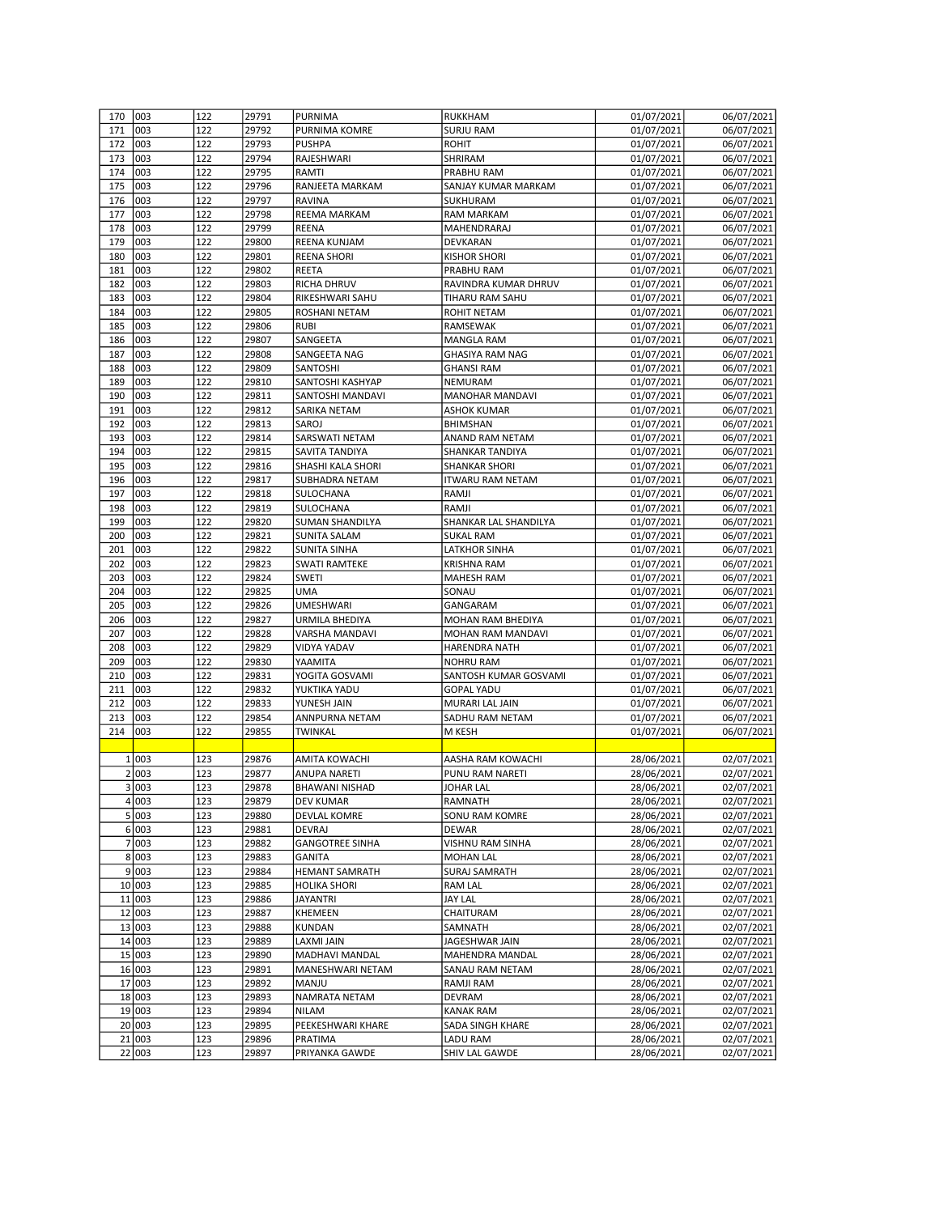| | | | | | | | |
|---|---|---|---|---|---|---|---|
| 170 | 003 | 122 | 29791 | PURNIMA | RUKKHAM | 01/07/2021 | 06/07/2021 |
| 171 | 003 | 122 | 29792 | PURNIMA KOMRE | SURJU RAM | 01/07/2021 | 06/07/2021 |
| 172 | 003 | 122 | 29793 | PUSHPA | ROHIT | 01/07/2021 | 06/07/2021 |
| 173 | 003 | 122 | 29794 | RAJESHWARI | SHRIRAM | 01/07/2021 | 06/07/2021 |
| 174 | 003 | 122 | 29795 | RAMTI | PRABHU RAM | 01/07/2021 | 06/07/2021 |
| 175 | 003 | 122 | 29796 | RANJEETA MARKAM | SANJAY KUMAR MARKAM | 01/07/2021 | 06/07/2021 |
| 176 | 003 | 122 | 29797 | RAVINA | SUKHURAM | 01/07/2021 | 06/07/2021 |
| 177 | 003 | 122 | 29798 | REEMA MARKAM | RAM MARKAM | 01/07/2021 | 06/07/2021 |
| 178 | 003 | 122 | 29799 | REENA | MAHENDRARAJ | 01/07/2021 | 06/07/2021 |
| 179 | 003 | 122 | 29800 | REENA KUNJAM | DEVKARAN | 01/07/2021 | 06/07/2021 |
| 180 | 003 | 122 | 29801 | REENA SHORI | KISHOR SHORI | 01/07/2021 | 06/07/2021 |
| 181 | 003 | 122 | 29802 | REETA | PRABHU RAM | 01/07/2021 | 06/07/2021 |
| 182 | 003 | 122 | 29803 | RICHA DHRUV | RAVINDRA KUMAR DHRUV | 01/07/2021 | 06/07/2021 |
| 183 | 003 | 122 | 29804 | RIKESHWARI SAHU | TIHARU RAM SAHU | 01/07/2021 | 06/07/2021 |
| 184 | 003 | 122 | 29805 | ROSHANI NETAM | ROHIT NETAM | 01/07/2021 | 06/07/2021 |
| 185 | 003 | 122 | 29806 | RUBI | RAMSEWAK | 01/07/2021 | 06/07/2021 |
| 186 | 003 | 122 | 29807 | SANGEETA | MANGLA RAM | 01/07/2021 | 06/07/2021 |
| 187 | 003 | 122 | 29808 | SANGEETA NAG | GHASIYA RAM NAG | 01/07/2021 | 06/07/2021 |
| 188 | 003 | 122 | 29809 | SANTOSHI | GHANSI RAM | 01/07/2021 | 06/07/2021 |
| 189 | 003 | 122 | 29810 | SANTOSHI KASHYAP | NEMURAM | 01/07/2021 | 06/07/2021 |
| 190 | 003 | 122 | 29811 | SANTOSHI MANDAVI | MANOHAR MANDAVI | 01/07/2021 | 06/07/2021 |
| 191 | 003 | 122 | 29812 | SARIKA NETAM | ASHOK KUMAR | 01/07/2021 | 06/07/2021 |
| 192 | 003 | 122 | 29813 | SAROJ | BHIMSHAN | 01/07/2021 | 06/07/2021 |
| 193 | 003 | 122 | 29814 | SARSWATI NETAM | ANAND RAM NETAM | 01/07/2021 | 06/07/2021 |
| 194 | 003 | 122 | 29815 | SAVITA TANDIYA | SHANKAR TANDIYA | 01/07/2021 | 06/07/2021 |
| 195 | 003 | 122 | 29816 | SHASHI KALA SHORI | SHANKAR SHORI | 01/07/2021 | 06/07/2021 |
| 196 | 003 | 122 | 29817 | SUBHADRA NETAM | ITWARU RAM NETAM | 01/07/2021 | 06/07/2021 |
| 197 | 003 | 122 | 29818 | SULOCHANA | RAMJI | 01/07/2021 | 06/07/2021 |
| 198 | 003 | 122 | 29819 | SULOCHANA | RAMJI | 01/07/2021 | 06/07/2021 |
| 199 | 003 | 122 | 29820 | SUMAN SHANDILYA | SHANKAR LAL SHANDILYA | 01/07/2021 | 06/07/2021 |
| 200 | 003 | 122 | 29821 | SUNITA SALAM | SUKAL RAM | 01/07/2021 | 06/07/2021 |
| 201 | 003 | 122 | 29822 | SUNITA SINHA | LATKHOR SINHA | 01/07/2021 | 06/07/2021 |
| 202 | 003 | 122 | 29823 | SWATI RAMTEKE | KRISHNA RAM | 01/07/2021 | 06/07/2021 |
| 203 | 003 | 122 | 29824 | SWETI | MAHESH RAM | 01/07/2021 | 06/07/2021 |
| 204 | 003 | 122 | 29825 | UMA | SONAU | 01/07/2021 | 06/07/2021 |
| 205 | 003 | 122 | 29826 | UMESHWARI | GANGARAM | 01/07/2021 | 06/07/2021 |
| 206 | 003 | 122 | 29827 | URMILA BHEDIYA | MOHAN RAM BHEDIYA | 01/07/2021 | 06/07/2021 |
| 207 | 003 | 122 | 29828 | VARSHA MANDAVI | MOHAN RAM MANDAVI | 01/07/2021 | 06/07/2021 |
| 208 | 003 | 122 | 29829 | VIDYA YADAV | HARENDRA NATH | 01/07/2021 | 06/07/2021 |
| 209 | 003 | 122 | 29830 | YAAMITA | NOHRU RAM | 01/07/2021 | 06/07/2021 |
| 210 | 003 | 122 | 29831 | YOGITA GOSVAMI | SANTOSH KUMAR GOSVAMI | 01/07/2021 | 06/07/2021 |
| 211 | 003 | 122 | 29832 | YUKTIKA YADU | GOPAL YADU | 01/07/2021 | 06/07/2021 |
| 212 | 003 | 122 | 29833 | YUNESH JAIN | MURARI LAL JAIN | 01/07/2021 | 06/07/2021 |
| 213 | 003 | 122 | 29854 | ANNPURNA NETAM | SADHU RAM NETAM | 01/07/2021 | 06/07/2021 |
| 214 | 003 | 122 | 29855 | TWINKAL | M KESH | 01/07/2021 | 06/07/2021 |
| | | | | | | | |
| 1 | 003 | 123 | 29876 | AMITA KOWACHI | AASHA RAM KOWACHI | 28/06/2021 | 02/07/2021 |
| 2 | 003 | 123 | 29877 | ANUPA NARETI | PUNU RAM NARETI | 28/06/2021 | 02/07/2021 |
| 3 | 003 | 123 | 29878 | BHAWANI NISHAD | JOHAR LAL | 28/06/2021 | 02/07/2021 |
| 4 | 003 | 123 | 29879 | DEV KUMAR | RAMNATH | 28/06/2021 | 02/07/2021 |
| 5 | 003 | 123 | 29880 | DEVLAL KOMRE | SONU RAM KOMRE | 28/06/2021 | 02/07/2021 |
| 6 | 003 | 123 | 29881 | DEVRAJ | DEWAR | 28/06/2021 | 02/07/2021 |
| 7 | 003 | 123 | 29882 | GANGOTREE SINHA | VISHNU RAM SINHA | 28/06/2021 | 02/07/2021 |
| 8 | 003 | 123 | 29883 | GANITA | MOHAN LAL | 28/06/2021 | 02/07/2021 |
| 9 | 003 | 123 | 29884 | HEMANT SAMRATH | SURAJ SAMRATH | 28/06/2021 | 02/07/2021 |
| 10 | 003 | 123 | 29885 | HOLIKA SHORI | RAM LAL | 28/06/2021 | 02/07/2021 |
| 11 | 003 | 123 | 29886 | JAYANTRI | JAY LAL | 28/06/2021 | 02/07/2021 |
| 12 | 003 | 123 | 29887 | KHEMEEN | CHAITURAM | 28/06/2021 | 02/07/2021 |
| 13 | 003 | 123 | 29888 | KUNDAN | SAMNATH | 28/06/2021 | 02/07/2021 |
| 14 | 003 | 123 | 29889 | LAXMI JAIN | JAGESHWAR JAIN | 28/06/2021 | 02/07/2021 |
| 15 | 003 | 123 | 29890 | MADHAVI MANDAL | MAHENDRA MANDAL | 28/06/2021 | 02/07/2021 |
| 16 | 003 | 123 | 29891 | MANESHWARI NETAM | SANAU RAM NETAM | 28/06/2021 | 02/07/2021 |
| 17 | 003 | 123 | 29892 | MANJU | RAMJI RAM | 28/06/2021 | 02/07/2021 |
| 18 | 003 | 123 | 29893 | NAMRATA NETAM | DEVRAM | 28/06/2021 | 02/07/2021 |
| 19 | 003 | 123 | 29894 | NILAM | KANAK RAM | 28/06/2021 | 02/07/2021 |
| 20 | 003 | 123 | 29895 | PEEKESHWARI KHARE | SADA SINGH KHARE | 28/06/2021 | 02/07/2021 |
| 21 | 003 | 123 | 29896 | PRATIMA | LADU RAM | 28/06/2021 | 02/07/2021 |
| 22 | 003 | 123 | 29897 | PRIYANKA GAWDE | SHIV LAL GAWDE | 28/06/2021 | 02/07/2021 |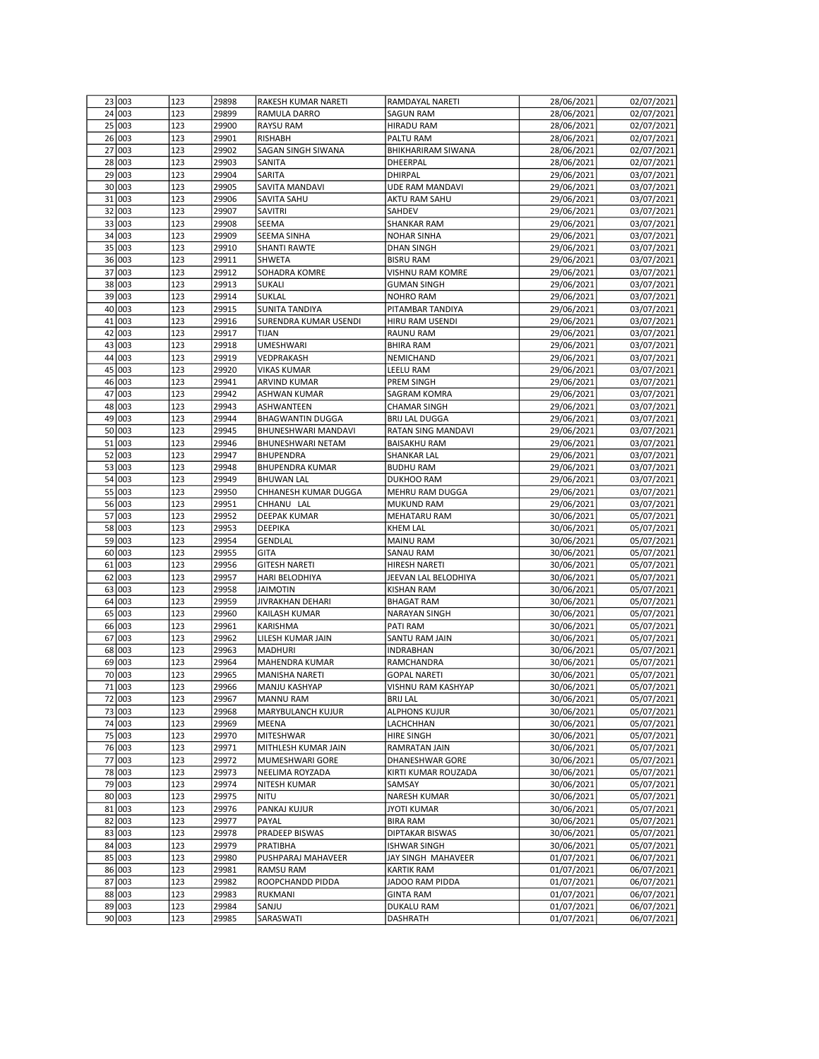| 23 | 003 | 123 | 29898 | RAKESH KUMAR NARETI | RAMDAYAL NARETI | 28/06/2021 | 02/07/2021 |
|---|---|---|---|---|---|---|---|
| 24 | 003 | 123 | 29899 | RAMULA DARRO | SAGUN RAM | 28/06/2021 | 02/07/2021 |
| 25 | 003 | 123 | 29900 | RAYSU RAM | HIRADU RAM | 28/06/2021 | 02/07/2021 |
| 26 | 003 | 123 | 29901 | RISHABH | PALTU RAM | 28/06/2021 | 02/07/2021 |
| 27 | 003 | 123 | 29902 | SAGAN SINGH SIWANA | BHIKHARIRAM SIWANA | 28/06/2021 | 02/07/2021 |
| 28 | 003 | 123 | 29903 | SANITA | DHEERPAL | 28/06/2021 | 02/07/2021 |
| 29 | 003 | 123 | 29904 | SARITA | DHIRPAL | 29/06/2021 | 03/07/2021 |
| 30 | 003 | 123 | 29905 | SAVITA MANDAVI | UDE RAM MANDAVI | 29/06/2021 | 03/07/2021 |
| 31 | 003 | 123 | 29906 | SAVITA SAHU | AKTU RAM SAHU | 29/06/2021 | 03/07/2021 |
| 32 | 003 | 123 | 29907 | SAVITRI | SAHDEV | 29/06/2021 | 03/07/2021 |
| 33 | 003 | 123 | 29908 | SEEMA | SHANKAR RAM | 29/06/2021 | 03/07/2021 |
| 34 | 003 | 123 | 29909 | SEEMA SINHA | NOHAR SINHA | 29/06/2021 | 03/07/2021 |
| 35 | 003 | 123 | 29910 | SHANTI RAWTE | DHAN SINGH | 29/06/2021 | 03/07/2021 |
| 36 | 003 | 123 | 29911 | SHWETA | BISRU RAM | 29/06/2021 | 03/07/2021 |
| 37 | 003 | 123 | 29912 | SOHADRA KOMRE | VISHNU RAM KOMRE | 29/06/2021 | 03/07/2021 |
| 38 | 003 | 123 | 29913 | SUKALI | GUMAN SINGH | 29/06/2021 | 03/07/2021 |
| 39 | 003 | 123 | 29914 | SUKLAL | NOHRO RAM | 29/06/2021 | 03/07/2021 |
| 40 | 003 | 123 | 29915 | SUNITA TANDIYA | PITAMBAR TANDIYA | 29/06/2021 | 03/07/2021 |
| 41 | 003 | 123 | 29916 | SURENDRA KUMAR USENDI | HIRU RAM USENDI | 29/06/2021 | 03/07/2021 |
| 42 | 003 | 123 | 29917 | TIJAN | RAUNU RAM | 29/06/2021 | 03/07/2021 |
| 43 | 003 | 123 | 29918 | UMESHWARI | BHIRA RAM | 29/06/2021 | 03/07/2021 |
| 44 | 003 | 123 | 29919 | VEDPRAKASH | NEMICHAND | 29/06/2021 | 03/07/2021 |
| 45 | 003 | 123 | 29920 | VIKAS KUMAR | LEELU RAM | 29/06/2021 | 03/07/2021 |
| 46 | 003 | 123 | 29941 | ARVIND KUMAR | PREM SINGH | 29/06/2021 | 03/07/2021 |
| 47 | 003 | 123 | 29942 | ASHWAN KUMAR | SAGRAM KOMRA | 29/06/2021 | 03/07/2021 |
| 48 | 003 | 123 | 29943 | ASHWANTEEN | CHAMAR SINGH | 29/06/2021 | 03/07/2021 |
| 49 | 003 | 123 | 29944 | BHAGWANTIN DUGGA | BRIJ LAL DUGGA | 29/06/2021 | 03/07/2021 |
| 50 | 003 | 123 | 29945 | BHUNESHWARI MANDAVI | RATAN SING MANDAVI | 29/06/2021 | 03/07/2021 |
| 51 | 003 | 123 | 29946 | BHUNESHWARI NETAM | BAISAKHU RAM | 29/06/2021 | 03/07/2021 |
| 52 | 003 | 123 | 29947 | BHUPENDRA | SHANKAR LAL | 29/06/2021 | 03/07/2021 |
| 53 | 003 | 123 | 29948 | BHUPENDRA KUMAR | BUDHU RAM | 29/06/2021 | 03/07/2021 |
| 54 | 003 | 123 | 29949 | BHUWAN LAL | DUKHOO RAM | 29/06/2021 | 03/07/2021 |
| 55 | 003 | 123 | 29950 | CHHANESH KUMAR DUGGA | MEHRU RAM DUGGA | 29/06/2021 | 03/07/2021 |
| 56 | 003 | 123 | 29951 | CHHANU LAL | MUKUND RAM | 29/06/2021 | 03/07/2021 |
| 57 | 003 | 123 | 29952 | DEEPAK KUMAR | MEHATARU RAM | 30/06/2021 | 05/07/2021 |
| 58 | 003 | 123 | 29953 | DEEPIKA | KHEM LAL | 30/06/2021 | 05/07/2021 |
| 59 | 003 | 123 | 29954 | GENDLAL | MAINU RAM | 30/06/2021 | 05/07/2021 |
| 60 | 003 | 123 | 29955 | GITA | SANAU RAM | 30/06/2021 | 05/07/2021 |
| 61 | 003 | 123 | 29956 | GITESH NARETI | HIRESH NARETI | 30/06/2021 | 05/07/2021 |
| 62 | 003 | 123 | 29957 | HARI BELODHIYA | JEEVAN LAL BELODHIYA | 30/06/2021 | 05/07/2021 |
| 63 | 003 | 123 | 29958 | JAIMOTIN | KISHAN RAM | 30/06/2021 | 05/07/2021 |
| 64 | 003 | 123 | 29959 | JIVRAKHAN DEHARI | BHAGAT RAM | 30/06/2021 | 05/07/2021 |
| 65 | 003 | 123 | 29960 | KAILASH KUMAR | NARAYAN SINGH | 30/06/2021 | 05/07/2021 |
| 66 | 003 | 123 | 29961 | KARISHMA | PATI RAM | 30/06/2021 | 05/07/2021 |
| 67 | 003 | 123 | 29962 | LILESH KUMAR JAIN | SANTU RAM JAIN | 30/06/2021 | 05/07/2021 |
| 68 | 003 | 123 | 29963 | MADHURI | INDRABHAN | 30/06/2021 | 05/07/2021 |
| 69 | 003 | 123 | 29964 | MAHENDRA KUMAR | RAMCHANDRA | 30/06/2021 | 05/07/2021 |
| 70 | 003 | 123 | 29965 | MANISHA NARETI | GOPAL NARETI | 30/06/2021 | 05/07/2021 |
| 71 | 003 | 123 | 29966 | MANJU KASHYAP | VISHNU RAM KASHYAP | 30/06/2021 | 05/07/2021 |
| 72 | 003 | 123 | 29967 | MANNU RAM | BRIJ LAL | 30/06/2021 | 05/07/2021 |
| 73 | 003 | 123 | 29968 | MARYBULANCH KUJUR | ALPHONS KUJUR | 30/06/2021 | 05/07/2021 |
| 74 | 003 | 123 | 29969 | MEENA | LACHCHHAN | 30/06/2021 | 05/07/2021 |
| 75 | 003 | 123 | 29970 | MITESHWAR | HIRE SINGH | 30/06/2021 | 05/07/2021 |
| 76 | 003 | 123 | 29971 | MITHLESH KUMAR JAIN | RAMRATAN JAIN | 30/06/2021 | 05/07/2021 |
| 77 | 003 | 123 | 29972 | MUMESHWARI GORE | DHANESHWAR GORE | 30/06/2021 | 05/07/2021 |
| 78 | 003 | 123 | 29973 | NEELIMA ROYZADA | KIRTI KUMAR ROUZADA | 30/06/2021 | 05/07/2021 |
| 79 | 003 | 123 | 29974 | NITESH KUMAR | SAMSAY | 30/06/2021 | 05/07/2021 |
| 80 | 003 | 123 | 29975 | NITU | NARESH KUMAR | 30/06/2021 | 05/07/2021 |
| 81 | 003 | 123 | 29976 | PANKAJ KUJUR | JYOTI KUMAR | 30/06/2021 | 05/07/2021 |
| 82 | 003 | 123 | 29977 | PAYAL | BIRA RAM | 30/06/2021 | 05/07/2021 |
| 83 | 003 | 123 | 29978 | PRADEEP BISWAS | DIPTAKAR BISWAS | 30/06/2021 | 05/07/2021 |
| 84 | 003 | 123 | 29979 | PRATIBHA | ISHWAR SINGH | 30/06/2021 | 05/07/2021 |
| 85 | 003 | 123 | 29980 | PUSHPARAJ MAHAVEER | JAY SINGH MAHAVEER | 01/07/2021 | 06/07/2021 |
| 86 | 003 | 123 | 29981 | RAMSU RAM | KARTIK RAM | 01/07/2021 | 06/07/2021 |
| 87 | 003 | 123 | 29982 | ROOPCHANDD PIDDA | JADOO RAM PIDDA | 01/07/2021 | 06/07/2021 |
| 88 | 003 | 123 | 29983 | RUKMANI | GINTA RAM | 01/07/2021 | 06/07/2021 |
| 89 | 003 | 123 | 29984 | SANJU | DUKALU RAM | 01/07/2021 | 06/07/2021 |
| 90 | 003 | 123 | 29985 | SARASWATI | DASHRATH | 01/07/2021 | 06/07/2021 |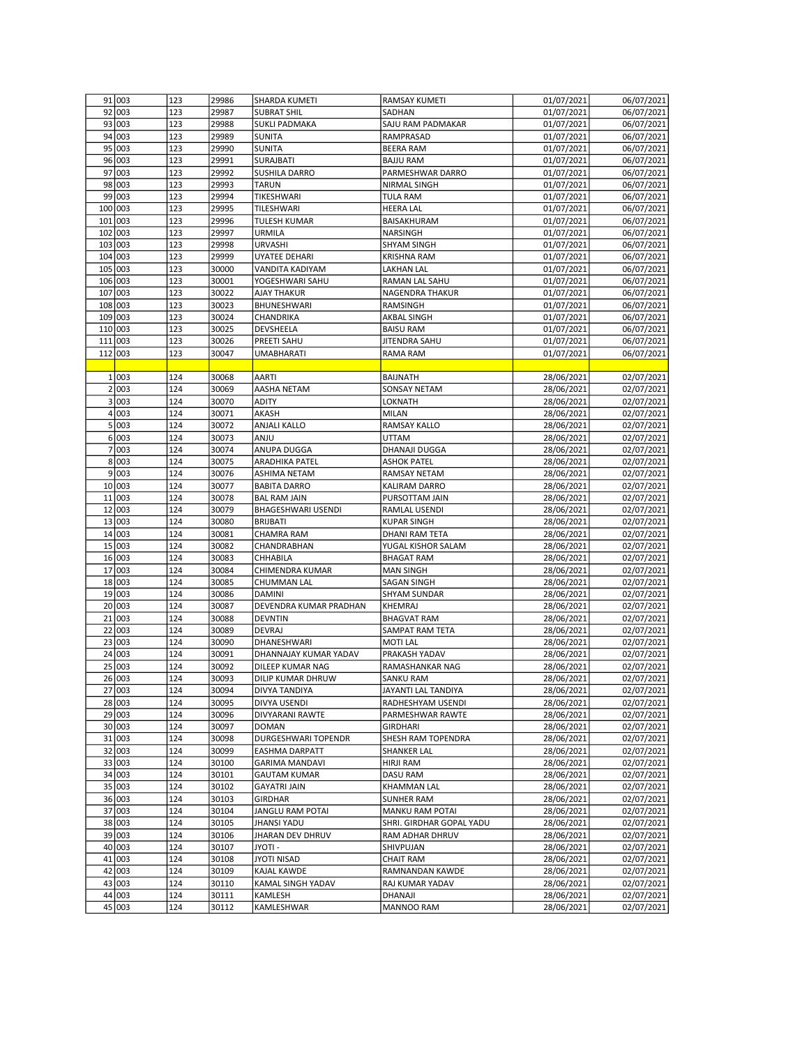| | | | | | | | |
|---|---|---|---|---|---|---|---|
| 91 | 003 | 123 | 29986 | SHARDA KUMETI | RAMSAY KUMETI | 01/07/2021 | 06/07/2021 |
| 92 | 003 | 123 | 29987 | SUBRAT SHIL | SADHAN | 01/07/2021 | 06/07/2021 |
| 93 | 003 | 123 | 29988 | SUKLI PADMAKA | SAJU RAM PADMAKAR | 01/07/2021 | 06/07/2021 |
| 94 | 003 | 123 | 29989 | SUNITA | RAMPRASAD | 01/07/2021 | 06/07/2021 |
| 95 | 003 | 123 | 29990 | SUNITA | BEERA RAM | 01/07/2021 | 06/07/2021 |
| 96 | 003 | 123 | 29991 | SURAJBATI | BAJJU RAM | 01/07/2021 | 06/07/2021 |
| 97 | 003 | 123 | 29992 | SUSHILA DARRO | PARMESHWAR DARRO | 01/07/2021 | 06/07/2021 |
| 98 | 003 | 123 | 29993 | TARUN | NIRMAL SINGH | 01/07/2021 | 06/07/2021 |
| 99 | 003 | 123 | 29994 | TIKESHWARI | TULA RAM | 01/07/2021 | 06/07/2021 |
| 100 | 003 | 123 | 29995 | TILESHWARI | HEERA LAL | 01/07/2021 | 06/07/2021 |
| 101 | 003 | 123 | 29996 | TULESH KUMAR | BAISAKHURAM | 01/07/2021 | 06/07/2021 |
| 102 | 003 | 123 | 29997 | URMILA | NARSINGH | 01/07/2021 | 06/07/2021 |
| 103 | 003 | 123 | 29998 | URVASHI | SHYAM SINGH | 01/07/2021 | 06/07/2021 |
| 104 | 003 | 123 | 29999 | UYATEE DEHARI | KRISHNA RAM | 01/07/2021 | 06/07/2021 |
| 105 | 003 | 123 | 30000 | VANDITA KADIYAM | LAKHAN LAL | 01/07/2021 | 06/07/2021 |
| 106 | 003 | 123 | 30001 | YOGESHWARI SAHU | RAMAN LAL SAHU | 01/07/2021 | 06/07/2021 |
| 107 | 003 | 123 | 30022 | AJAY THAKUR | NAGENDRA THAKUR | 01/07/2021 | 06/07/2021 |
| 108 | 003 | 123 | 30023 | BHUNESHWARI | RAMSINGH | 01/07/2021 | 06/07/2021 |
| 109 | 003 | 123 | 30024 | CHANDRIKA | AKBAL SINGH | 01/07/2021 | 06/07/2021 |
| 110 | 003 | 123 | 30025 | DEVSHEELA | BAISU RAM | 01/07/2021 | 06/07/2021 |
| 111 | 003 | 123 | 30026 | PREETI SAHU | JITENDRA SAHU | 01/07/2021 | 06/07/2021 |
| 112 | 003 | 123 | 30047 | UMABHARATI | RAMA RAM | 01/07/2021 | 06/07/2021 |
| | | | | | | | |
| 1 | 003 | 124 | 30068 | AARTI | BAIJNATH | 28/06/2021 | 02/07/2021 |
| 2 | 003 | 124 | 30069 | AASHA NETAM | SONSAY NETAM | 28/06/2021 | 02/07/2021 |
| 3 | 003 | 124 | 30070 | ADITY | LOKNATH | 28/06/2021 | 02/07/2021 |
| 4 | 003 | 124 | 30071 | AKASH | MILAN | 28/06/2021 | 02/07/2021 |
| 5 | 003 | 124 | 30072 | ANJALI KALLO | RAMSAY KALLO | 28/06/2021 | 02/07/2021 |
| 6 | 003 | 124 | 30073 | ANJU | UTTAM | 28/06/2021 | 02/07/2021 |
| 7 | 003 | 124 | 30074 | ANUPA DUGGA | DHANAJI DUGGA | 28/06/2021 | 02/07/2021 |
| 8 | 003 | 124 | 30075 | ARADHIKA PATEL | ASHOK PATEL | 28/06/2021 | 02/07/2021 |
| 9 | 003 | 124 | 30076 | ASHIMA NETAM | RAMSAY NETAM | 28/06/2021 | 02/07/2021 |
| 10 | 003 | 124 | 30077 | BABITA DARRO | KALIRAM DARRO | 28/06/2021 | 02/07/2021 |
| 11 | 003 | 124 | 30078 | BAL RAM JAIN | PURSOTTAM JAIN | 28/06/2021 | 02/07/2021 |
| 12 | 003 | 124 | 30079 | BHAGESHWARI USENDI | RAMLAL USENDI | 28/06/2021 | 02/07/2021 |
| 13 | 003 | 124 | 30080 | BRIJBATI | KUPAR SINGH | 28/06/2021 | 02/07/2021 |
| 14 | 003 | 124 | 30081 | CHAMRA RAM | DHANI RAM TETA | 28/06/2021 | 02/07/2021 |
| 15 | 003 | 124 | 30082 | CHANDRABHAN | YUGAL KISHOR SALAM | 28/06/2021 | 02/07/2021 |
| 16 | 003 | 124 | 30083 | CHHABILA | BHAGAT RAM | 28/06/2021 | 02/07/2021 |
| 17 | 003 | 124 | 30084 | CHIMENDRA KUMAR | MAN SINGH | 28/06/2021 | 02/07/2021 |
| 18 | 003 | 124 | 30085 | CHUMMAN LAL | SAGAN SINGH | 28/06/2021 | 02/07/2021 |
| 19 | 003 | 124 | 30086 | DAMINI | SHYAM SUNDAR | 28/06/2021 | 02/07/2021 |
| 20 | 003 | 124 | 30087 | DEVENDRA KUMAR PRADHAN | KHEMRAJ | 28/06/2021 | 02/07/2021 |
| 21 | 003 | 124 | 30088 | DEVNTIN | BHAGVAT RAM | 28/06/2021 | 02/07/2021 |
| 22 | 003 | 124 | 30089 | DEVRAJ | SAMPAT RAM TETA | 28/06/2021 | 02/07/2021 |
| 23 | 003 | 124 | 30090 | DHANESHWARI | MOTI LAL | 28/06/2021 | 02/07/2021 |
| 24 | 003 | 124 | 30091 | DHANNAJAY KUMAR YADAV | PRAKASH YADAV | 28/06/2021 | 02/07/2021 |
| 25 | 003 | 124 | 30092 | DILEEP KUMAR NAG | RAMASHANKAR NAG | 28/06/2021 | 02/07/2021 |
| 26 | 003 | 124 | 30093 | DILIP KUMAR DHRUW | SANKU RAM | 28/06/2021 | 02/07/2021 |
| 27 | 003 | 124 | 30094 | DIVYA TANDIYA | JAYANTI LAL TANDIYA | 28/06/2021 | 02/07/2021 |
| 28 | 003 | 124 | 30095 | DIVYA USENDI | RADHESHYAM USENDI | 28/06/2021 | 02/07/2021 |
| 29 | 003 | 124 | 30096 | DIVYARANI RAWTE | PARMESHWAR RAWTE | 28/06/2021 | 02/07/2021 |
| 30 | 003 | 124 | 30097 | DOMAN | GIRDHARI | 28/06/2021 | 02/07/2021 |
| 31 | 003 | 124 | 30098 | DURGESHWARI TOPENDR | SHESH RAM TOPENDRA | 28/06/2021 | 02/07/2021 |
| 32 | 003 | 124 | 30099 | EASHMA DARPATT | SHANKER LAL | 28/06/2021 | 02/07/2021 |
| 33 | 003 | 124 | 30100 | GARIMA MANDAVI | HIRJI RAM | 28/06/2021 | 02/07/2021 |
| 34 | 003 | 124 | 30101 | GAUTAM KUMAR | DASU RAM | 28/06/2021 | 02/07/2021 |
| 35 | 003 | 124 | 30102 | GAYATRI JAIN | KHAMMAN LAL | 28/06/2021 | 02/07/2021 |
| 36 | 003 | 124 | 30103 | GIRDHAR | SUNHER RAM | 28/06/2021 | 02/07/2021 |
| 37 | 003 | 124 | 30104 | JANGLU RAM POTAI | MANKU RAM POTAI | 28/06/2021 | 02/07/2021 |
| 38 | 003 | 124 | 30105 | JHANSI YADU | SHRI. GIRDHAR GOPAL YADU | 28/06/2021 | 02/07/2021 |
| 39 | 003 | 124 | 30106 | JHARAN DEV DHRUV | RAM ADHAR DHRUV | 28/06/2021 | 02/07/2021 |
| 40 | 003 | 124 | 30107 | JYOTI - | SHIVPUJAN | 28/06/2021 | 02/07/2021 |
| 41 | 003 | 124 | 30108 | JYOTI NISAD | CHAIT RAM | 28/06/2021 | 02/07/2021 |
| 42 | 003 | 124 | 30109 | KAJAL KAWDE | RAMNANDAN KAWDE | 28/06/2021 | 02/07/2021 |
| 43 | 003 | 124 | 30110 | KAMAL SINGH YADAV | RAJ KUMAR YADAV | 28/06/2021 | 02/07/2021 |
| 44 | 003 | 124 | 30111 | KAMLESH | DHANAJI | 28/06/2021 | 02/07/2021 |
| 45 | 003 | 124 | 30112 | KAMLESHWAR | MANNOO RAM | 28/06/2021 | 02/07/2021 |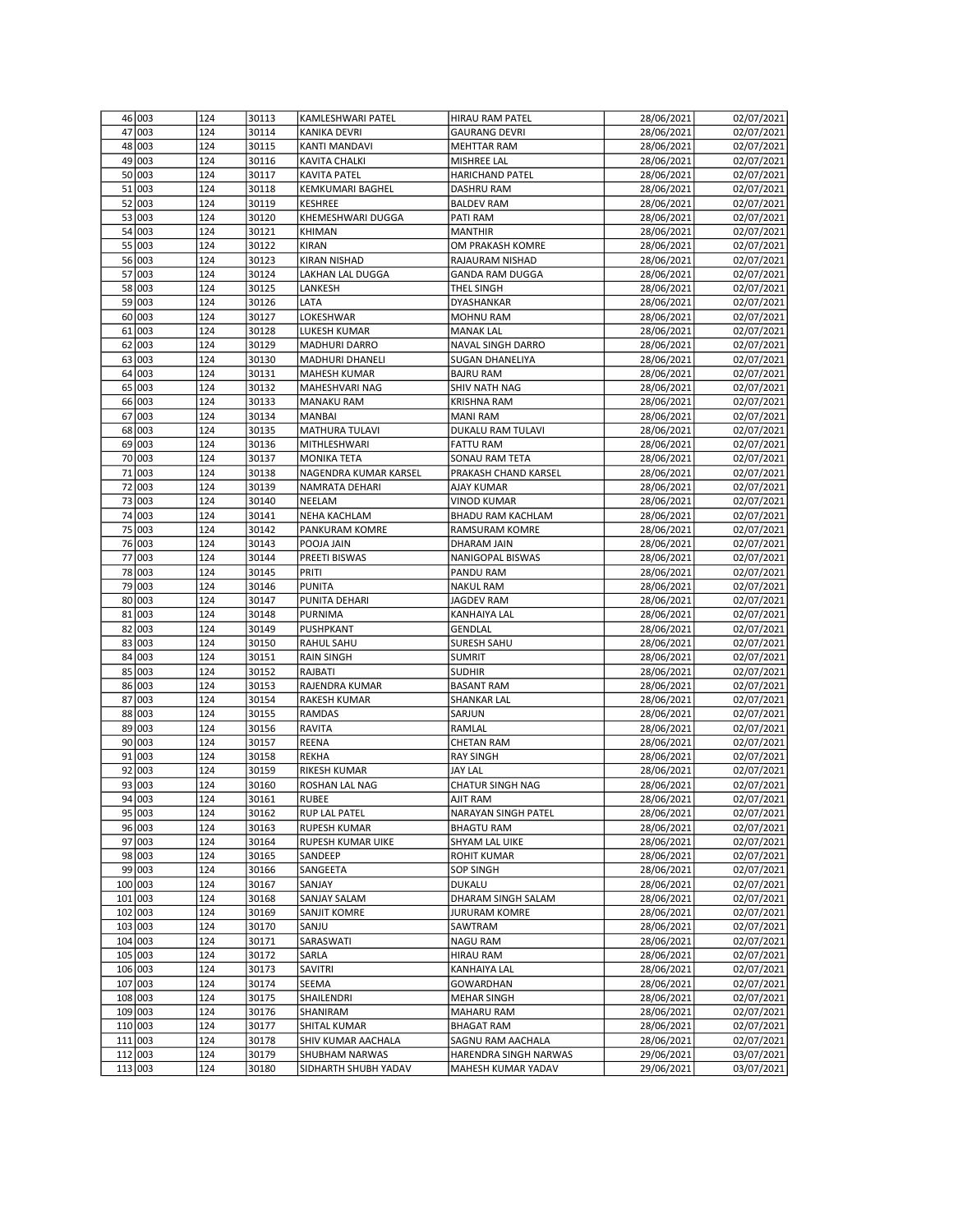| 46 | 003 | 124 | 30113 | KAMLESHWARI PATEL | HIRAU RAM PATEL | 28/06/2021 | 02/07/2021 |
|---|---|---|---|---|---|---|---|
| 47 | 003 | 124 | 30114 | KANIKA DEVRI | GAURANG DEVRI | 28/06/2021 | 02/07/2021 |
| 48 | 003 | 124 | 30115 | KANTI MANDAVI | MEHTTAR RAM | 28/06/2021 | 02/07/2021 |
| 49 | 003 | 124 | 30116 | KAVITA CHALKI | MISHREE LAL | 28/06/2021 | 02/07/2021 |
| 50 | 003 | 124 | 30117 | KAVITA PATEL | HARICHAND PATEL | 28/06/2021 | 02/07/2021 |
| 51 | 003 | 124 | 30118 | KEMKUMARI BAGHEL | DASHRU RAM | 28/06/2021 | 02/07/2021 |
| 52 | 003 | 124 | 30119 | KESHREE | BALDEV RAM | 28/06/2021 | 02/07/2021 |
| 53 | 003 | 124 | 30120 | KHEMESHWARI DUGGA | PATI RAM | 28/06/2021 | 02/07/2021 |
| 54 | 003 | 124 | 30121 | KHIMAN | MANTHIR | 28/06/2021 | 02/07/2021 |
| 55 | 003 | 124 | 30122 | KIRAN | OM PRAKASH KOMRE | 28/06/2021 | 02/07/2021 |
| 56 | 003 | 124 | 30123 | KIRAN NISHAD | RAJAURAM NISHAD | 28/06/2021 | 02/07/2021 |
| 57 | 003 | 124 | 30124 | LAKHAN LAL DUGGA | GANDA RAM DUGGA | 28/06/2021 | 02/07/2021 |
| 58 | 003 | 124 | 30125 | LANKESH | THEL SINGH | 28/06/2021 | 02/07/2021 |
| 59 | 003 | 124 | 30126 | LATA | DYASHANKAR | 28/06/2021 | 02/07/2021 |
| 60 | 003 | 124 | 30127 | LOKESHWAR | MOHNU RAM | 28/06/2021 | 02/07/2021 |
| 61 | 003 | 124 | 30128 | LUKESH KUMAR | MANAK LAL | 28/06/2021 | 02/07/2021 |
| 62 | 003 | 124 | 30129 | MADHURI DARRO | NAVAL SINGH DARRO | 28/06/2021 | 02/07/2021 |
| 63 | 003 | 124 | 30130 | MADHURI DHANELI | SUGAN DHANELIYA | 28/06/2021 | 02/07/2021 |
| 64 | 003 | 124 | 30131 | MAHESH KUMAR | BAJRU RAM | 28/06/2021 | 02/07/2021 |
| 65 | 003 | 124 | 30132 | MAHESHVARI NAG | SHIV NATH NAG | 28/06/2021 | 02/07/2021 |
| 66 | 003 | 124 | 30133 | MANAKU RAM | KRISHNA RAM | 28/06/2021 | 02/07/2021 |
| 67 | 003 | 124 | 30134 | MANBAI | MANI RAM | 28/06/2021 | 02/07/2021 |
| 68 | 003 | 124 | 30135 | MATHURA TULAVI | DUKALU RAM TULAVI | 28/06/2021 | 02/07/2021 |
| 69 | 003 | 124 | 30136 | MITHLESHWARI | FATTU RAM | 28/06/2021 | 02/07/2021 |
| 70 | 003 | 124 | 30137 | MONIKA TETA | SONAU RAM TETA | 28/06/2021 | 02/07/2021 |
| 71 | 003 | 124 | 30138 | NAGENDRA KUMAR KARSEL | PRAKASH CHAND KARSEL | 28/06/2021 | 02/07/2021 |
| 72 | 003 | 124 | 30139 | NAMRATA DEHARI | AJAY KUMAR | 28/06/2021 | 02/07/2021 |
| 73 | 003 | 124 | 30140 | NEELAM | VINOD KUMAR | 28/06/2021 | 02/07/2021 |
| 74 | 003 | 124 | 30141 | NEHA KACHLAM | BHADU RAM KACHLAM | 28/06/2021 | 02/07/2021 |
| 75 | 003 | 124 | 30142 | PANKURAM KOMRE | RAMSURAM KOMRE | 28/06/2021 | 02/07/2021 |
| 76 | 003 | 124 | 30143 | POOJA JAIN | DHARAM JAIN | 28/06/2021 | 02/07/2021 |
| 77 | 003 | 124 | 30144 | PREETI BISWAS | NANIGOPAL BISWAS | 28/06/2021 | 02/07/2021 |
| 78 | 003 | 124 | 30145 | PRITI | PANDU RAM | 28/06/2021 | 02/07/2021 |
| 79 | 003 | 124 | 30146 | PUNITA | NAKUL RAM | 28/06/2021 | 02/07/2021 |
| 80 | 003 | 124 | 30147 | PUNITA DEHARI | JAGDEV RAM | 28/06/2021 | 02/07/2021 |
| 81 | 003 | 124 | 30148 | PURNIMA | KANHAIYA LAL | 28/06/2021 | 02/07/2021 |
| 82 | 003 | 124 | 30149 | PUSHPKANT | GENDLAL | 28/06/2021 | 02/07/2021 |
| 83 | 003 | 124 | 30150 | RAHUL SAHU | SURESH SAHU | 28/06/2021 | 02/07/2021 |
| 84 | 003 | 124 | 30151 | RAIN SINGH | SUMRIT | 28/06/2021 | 02/07/2021 |
| 85 | 003 | 124 | 30152 | RAJBATI | SUDHIR | 28/06/2021 | 02/07/2021 |
| 86 | 003 | 124 | 30153 | RAJENDRA KUMAR | BASANT RAM | 28/06/2021 | 02/07/2021 |
| 87 | 003 | 124 | 30154 | RAKESH KUMAR | SHANKAR LAL | 28/06/2021 | 02/07/2021 |
| 88 | 003 | 124 | 30155 | RAMDAS | SARJUN | 28/06/2021 | 02/07/2021 |
| 89 | 003 | 124 | 30156 | RAVITA | RAMLAL | 28/06/2021 | 02/07/2021 |
| 90 | 003 | 124 | 30157 | REENA | CHETAN RAM | 28/06/2021 | 02/07/2021 |
| 91 | 003 | 124 | 30158 | REKHA | RAY SINGH | 28/06/2021 | 02/07/2021 |
| 92 | 003 | 124 | 30159 | RIKESH KUMAR | JAY LAL | 28/06/2021 | 02/07/2021 |
| 93 | 003 | 124 | 30160 | ROSHAN LAL NAG | CHATUR SINGH NAG | 28/06/2021 | 02/07/2021 |
| 94 | 003 | 124 | 30161 | RUBEE | AJIT RAM | 28/06/2021 | 02/07/2021 |
| 95 | 003 | 124 | 30162 | RUP LAL PATEL | NARAYAN SINGH PATEL | 28/06/2021 | 02/07/2021 |
| 96 | 003 | 124 | 30163 | RUPESH KUMAR | BHAGTU RAM | 28/06/2021 | 02/07/2021 |
| 97 | 003 | 124 | 30164 | RUPESH KUMAR UIKE | SHYAM LAL UIKE | 28/06/2021 | 02/07/2021 |
| 98 | 003 | 124 | 30165 | SANDEEP | ROHIT KUMAR | 28/06/2021 | 02/07/2021 |
| 99 | 003 | 124 | 30166 | SANGEETA | SOP SINGH | 28/06/2021 | 02/07/2021 |
| 100 | 003 | 124 | 30167 | SANJAY | DUKALU | 28/06/2021 | 02/07/2021 |
| 101 | 003 | 124 | 30168 | SANJAY SALAM | DHARAM SINGH SALAM | 28/06/2021 | 02/07/2021 |
| 102 | 003 | 124 | 30169 | SANJIT KOMRE | JURURAM KOMRE | 28/06/2021 | 02/07/2021 |
| 103 | 003 | 124 | 30170 | SANJU | SAWTRAM | 28/06/2021 | 02/07/2021 |
| 104 | 003 | 124 | 30171 | SARASWATI | NAGU RAM | 28/06/2021 | 02/07/2021 |
| 105 | 003 | 124 | 30172 | SARLA | HIRAU RAM | 28/06/2021 | 02/07/2021 |
| 106 | 003 | 124 | 30173 | SAVITRI | KANHAIYA LAL | 28/06/2021 | 02/07/2021 |
| 107 | 003 | 124 | 30174 | SEEMA | GOWARDHAN | 28/06/2021 | 02/07/2021 |
| 108 | 003 | 124 | 30175 | SHAILENDRI | MEHAR SINGH | 28/06/2021 | 02/07/2021 |
| 109 | 003 | 124 | 30176 | SHANIRAM | MAHARU RAM | 28/06/2021 | 02/07/2021 |
| 110 | 003 | 124 | 30177 | SHITAL KUMAR | BHAGAT RAM | 28/06/2021 | 02/07/2021 |
| 111 | 003 | 124 | 30178 | SHIV KUMAR AACHALA | SAGNU RAM AACHALA | 28/06/2021 | 02/07/2021 |
| 112 | 003 | 124 | 30179 | SHUBHAM NARWAS | HARENDRA SINGH NARWAS | 29/06/2021 | 03/07/2021 |
| 113 | 003 | 124 | 30180 | SIDHARTH SHUBH YADAV | MAHESH KUMAR YADAV | 29/06/2021 | 03/07/2021 |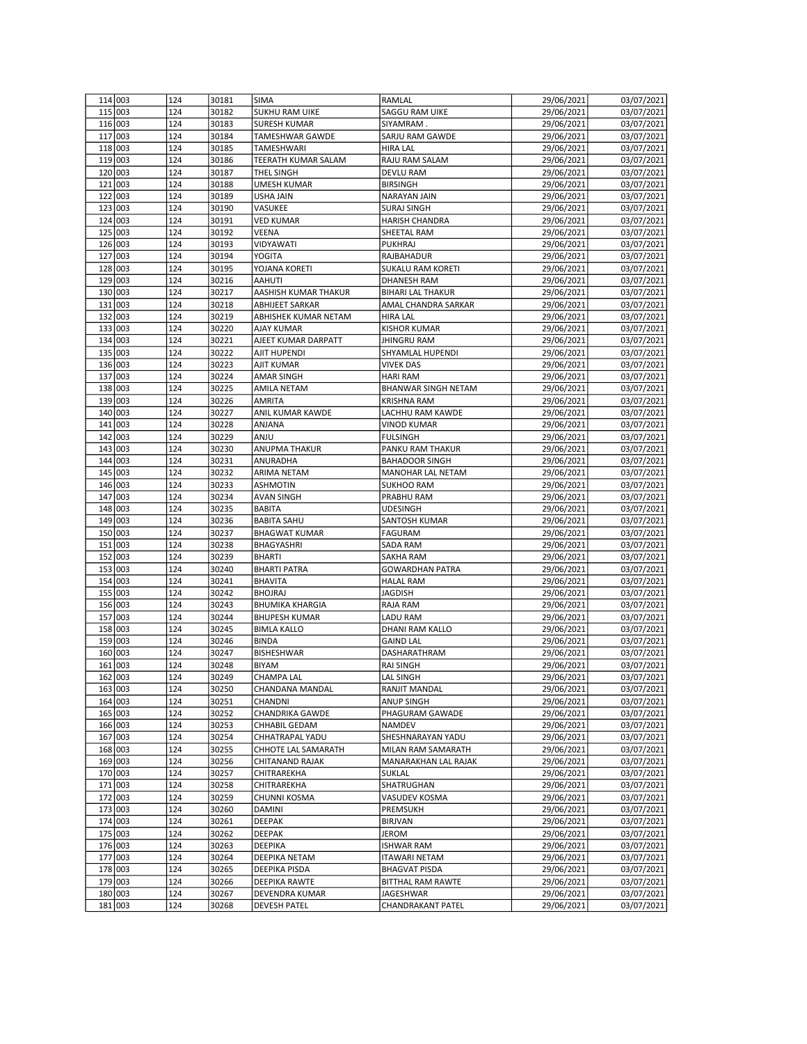| 114 | 003 | 124 | 30181 | SIMA | RAMLAL | 29/06/2021 | 03/07/2021 |
|---|---|---|---|---|---|---|---|
| 115 | 003 | 124 | 30182 | SUKHU RAM UIKE | SAGGU RAM UIKE | 29/06/2021 | 03/07/2021 |
| 116 | 003 | 124 | 30183 | SURESH KUMAR | SIYAMRAM . | 29/06/2021 | 03/07/2021 |
| 117 | 003 | 124 | 30184 | TAMESHWAR GAWDE | SARJU RAM GAWDE | 29/06/2021 | 03/07/2021 |
| 118 | 003 | 124 | 30185 | TAMESHWARI | HIRA LAL | 29/06/2021 | 03/07/2021 |
| 119 | 003 | 124 | 30186 | TEERATH KUMAR SALAM | RAJU RAM SALAM | 29/06/2021 | 03/07/2021 |
| 120 | 003 | 124 | 30187 | THEL SINGH | DEVLU RAM | 29/06/2021 | 03/07/2021 |
| 121 | 003 | 124 | 30188 | UMESH KUMAR | BIRSINGH | 29/06/2021 | 03/07/2021 |
| 122 | 003 | 124 | 30189 | USHA JAIN | NARAYAN JAIN | 29/06/2021 | 03/07/2021 |
| 123 | 003 | 124 | 30190 | VASUKEE | SURAJ SINGH | 29/06/2021 | 03/07/2021 |
| 124 | 003 | 124 | 30191 | VED KUMAR | HARISH CHANDRA | 29/06/2021 | 03/07/2021 |
| 125 | 003 | 124 | 30192 | VEENA | SHEETAL RAM | 29/06/2021 | 03/07/2021 |
| 126 | 003 | 124 | 30193 | VIDYAWATI | PUKHRAJ | 29/06/2021 | 03/07/2021 |
| 127 | 003 | 124 | 30194 | YOGITA | RAJBAHADUR | 29/06/2021 | 03/07/2021 |
| 128 | 003 | 124 | 30195 | YOJANA KORETI | SUKALU RAM KORETI | 29/06/2021 | 03/07/2021 |
| 129 | 003 | 124 | 30216 | AAHUTI | DHANESH RAM | 29/06/2021 | 03/07/2021 |
| 130 | 003 | 124 | 30217 | AASHISH KUMAR THAKUR | BIHARI LAL THAKUR | 29/06/2021 | 03/07/2021 |
| 131 | 003 | 124 | 30218 | ABHIJEET SARKAR | AMAL CHANDRA SARKAR | 29/06/2021 | 03/07/2021 |
| 132 | 003 | 124 | 30219 | ABHISHEK KUMAR NETAM | HIRA LAL | 29/06/2021 | 03/07/2021 |
| 133 | 003 | 124 | 30220 | AJAY KUMAR | KISHOR KUMAR | 29/06/2021 | 03/07/2021 |
| 134 | 003 | 124 | 30221 | AJEET KUMAR DARPATT | JHINGRU RAM | 29/06/2021 | 03/07/2021 |
| 135 | 003 | 124 | 30222 | AJIT HUPENDI | SHYAMLAL HUPENDI | 29/06/2021 | 03/07/2021 |
| 136 | 003 | 124 | 30223 | AJIT KUMAR | VIVEK DAS | 29/06/2021 | 03/07/2021 |
| 137 | 003 | 124 | 30224 | AMAR SINGH | HARI RAM | 29/06/2021 | 03/07/2021 |
| 138 | 003 | 124 | 30225 | AMILA NETAM | BHANWAR SINGH NETAM | 29/06/2021 | 03/07/2021 |
| 139 | 003 | 124 | 30226 | AMRITA | KRISHNA RAM | 29/06/2021 | 03/07/2021 |
| 140 | 003 | 124 | 30227 | ANIL KUMAR KAWDE | LACHHU RAM KAWDE | 29/06/2021 | 03/07/2021 |
| 141 | 003 | 124 | 30228 | ANJANA | VINOD KUMAR | 29/06/2021 | 03/07/2021 |
| 142 | 003 | 124 | 30229 | ANJU | FULSINGH | 29/06/2021 | 03/07/2021 |
| 143 | 003 | 124 | 30230 | ANUPMA THAKUR | PANKU RAM THAKUR | 29/06/2021 | 03/07/2021 |
| 144 | 003 | 124 | 30231 | ANURADHA | BAHADOOR SINGH | 29/06/2021 | 03/07/2021 |
| 145 | 003 | 124 | 30232 | ARIMA NETAM | MANOHAR LAL NETAM | 29/06/2021 | 03/07/2021 |
| 146 | 003 | 124 | 30233 | ASHMOTIN | SUKHOO RAM | 29/06/2021 | 03/07/2021 |
| 147 | 003 | 124 | 30234 | AVAN SINGH | PRABHU RAM | 29/06/2021 | 03/07/2021 |
| 148 | 003 | 124 | 30235 | BABITA | UDESINGH | 29/06/2021 | 03/07/2021 |
| 149 | 003 | 124 | 30236 | BABITA SAHU | SANTOSH KUMAR | 29/06/2021 | 03/07/2021 |
| 150 | 003 | 124 | 30237 | BHAGWAT KUMAR | FAGURAM | 29/06/2021 | 03/07/2021 |
| 151 | 003 | 124 | 30238 | BHAGYASHRI | SADA RAM | 29/06/2021 | 03/07/2021 |
| 152 | 003 | 124 | 30239 | BHARTI | SAKHA RAM | 29/06/2021 | 03/07/2021 |
| 153 | 003 | 124 | 30240 | BHARTI PATRA | GOWARDHAN PATRA | 29/06/2021 | 03/07/2021 |
| 154 | 003 | 124 | 30241 | BHAVITA | HALAL RAM | 29/06/2021 | 03/07/2021 |
| 155 | 003 | 124 | 30242 | BHOJRAJ | JAGDISH | 29/06/2021 | 03/07/2021 |
| 156 | 003 | 124 | 30243 | BHUMIKA KHARGIA | RAJA RAM | 29/06/2021 | 03/07/2021 |
| 157 | 003 | 124 | 30244 | BHUPESH KUMAR | LADU RAM | 29/06/2021 | 03/07/2021 |
| 158 | 003 | 124 | 30245 | BIMLA KALLO | DHANI RAM KALLO | 29/06/2021 | 03/07/2021 |
| 159 | 003 | 124 | 30246 | BINDA | GAIND LAL | 29/06/2021 | 03/07/2021 |
| 160 | 003 | 124 | 30247 | BISHESHWAR | DASHARATHRAM | 29/06/2021 | 03/07/2021 |
| 161 | 003 | 124 | 30248 | BIYAM | RAI SINGH | 29/06/2021 | 03/07/2021 |
| 162 | 003 | 124 | 30249 | CHAMPA LAL | LAL SINGH | 29/06/2021 | 03/07/2021 |
| 163 | 003 | 124 | 30250 | CHANDANA MANDAL | RANJIT MANDAL | 29/06/2021 | 03/07/2021 |
| 164 | 003 | 124 | 30251 | CHANDNI | ANUP SINGH | 29/06/2021 | 03/07/2021 |
| 165 | 003 | 124 | 30252 | CHANDRIKA GAWDE | PHAGURAM GAWADE | 29/06/2021 | 03/07/2021 |
| 166 | 003 | 124 | 30253 | CHHABIL GEDAM | NAMDEV | 29/06/2021 | 03/07/2021 |
| 167 | 003 | 124 | 30254 | CHHATRAPAL YADU | SHESHNARAYAN YADU | 29/06/2021 | 03/07/2021 |
| 168 | 003 | 124 | 30255 | CHHOTE LAL SAMARATH | MILAN RAM SAMARATH | 29/06/2021 | 03/07/2021 |
| 169 | 003 | 124 | 30256 | CHITANAND RAJAK | MANARAKHAN LAL RAJAK | 29/06/2021 | 03/07/2021 |
| 170 | 003 | 124 | 30257 | CHITRAREKHA | SUKLAL | 29/06/2021 | 03/07/2021 |
| 171 | 003 | 124 | 30258 | CHITRAREKHA | SHATRUGHAN | 29/06/2021 | 03/07/2021 |
| 172 | 003 | 124 | 30259 | CHUNNI KOSMA | VASUDEV KOSMA | 29/06/2021 | 03/07/2021 |
| 173 | 003 | 124 | 30260 | DAMINI | PREMSUKH | 29/06/2021 | 03/07/2021 |
| 174 | 003 | 124 | 30261 | DEEPAK | BIRJVAN | 29/06/2021 | 03/07/2021 |
| 175 | 003 | 124 | 30262 | DEEPAK | JEROM | 29/06/2021 | 03/07/2021 |
| 176 | 003 | 124 | 30263 | DEEPIKA | ISHWAR RAM | 29/06/2021 | 03/07/2021 |
| 177 | 003 | 124 | 30264 | DEEPIKA NETAM | ITAWARI NETAM | 29/06/2021 | 03/07/2021 |
| 178 | 003 | 124 | 30265 | DEEPIKA PISDA | BHAGVAT PISDA | 29/06/2021 | 03/07/2021 |
| 179 | 003 | 124 | 30266 | DEEPIKA RAWTE | BITTHAL RAM RAWTE | 29/06/2021 | 03/07/2021 |
| 180 | 003 | 124 | 30267 | DEVENDRA KUMAR | JAGESHWAR | 29/06/2021 | 03/07/2021 |
| 181 | 003 | 124 | 30268 | DEVESH PATEL | CHANDRAKANT PATEL | 29/06/2021 | 03/07/2021 |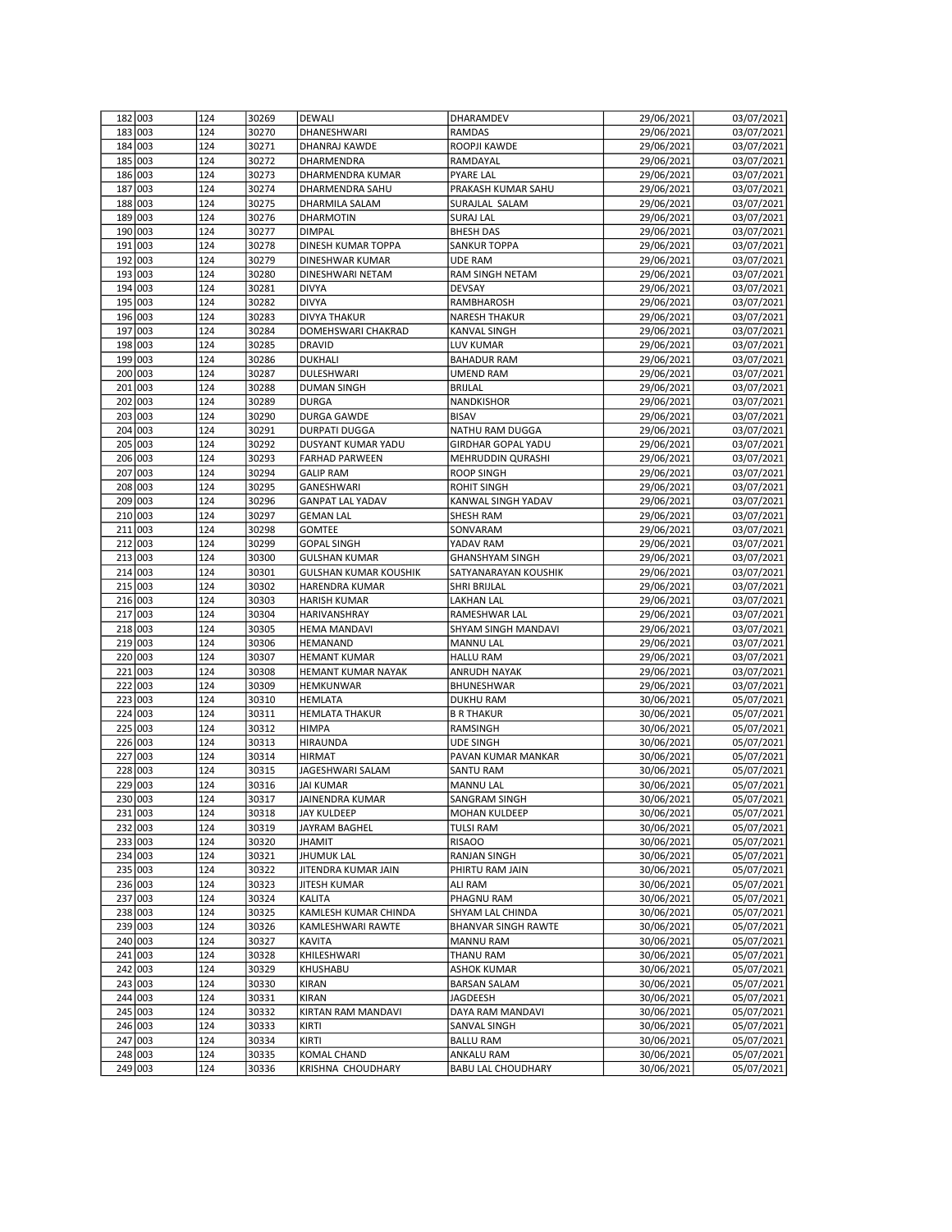| | | | | | | | |
|---|---|---|---|---|---|---|---|
| 182 | 003 | 124 | 30269 | DEWALI | DHARAMDEV | 29/06/2021 | 03/07/2021 |
| 183 | 003 | 124 | 30270 | DHANESHWARI | RAMDAS | 29/06/2021 | 03/07/2021 |
| 184 | 003 | 124 | 30271 | DHANRAJ KAWDE | ROOPJI KAWDE | 29/06/2021 | 03/07/2021 |
| 185 | 003 | 124 | 30272 | DHARMENDRA | RAMDAYAL | 29/06/2021 | 03/07/2021 |
| 186 | 003 | 124 | 30273 | DHARMENDRA KUMAR | PYARE LAL | 29/06/2021 | 03/07/2021 |
| 187 | 003 | 124 | 30274 | DHARMENDRA SAHU | PRAKASH KUMAR SAHU | 29/06/2021 | 03/07/2021 |
| 188 | 003 | 124 | 30275 | DHARMILA SALAM | SURAJLAL SALAM | 29/06/2021 | 03/07/2021 |
| 189 | 003 | 124 | 30276 | DHARMOTIN | SURAJ LAL | 29/06/2021 | 03/07/2021 |
| 190 | 003 | 124 | 30277 | DIMPAL | BHESH DAS | 29/06/2021 | 03/07/2021 |
| 191 | 003 | 124 | 30278 | DINESH KUMAR TOPPA | SANKUR TOPPA | 29/06/2021 | 03/07/2021 |
| 192 | 003 | 124 | 30279 | DINESHWAR KUMAR | UDE RAM | 29/06/2021 | 03/07/2021 |
| 193 | 003 | 124 | 30280 | DINESHWARI NETAM | RAM SINGH NETAM | 29/06/2021 | 03/07/2021 |
| 194 | 003 | 124 | 30281 | DIVYA | DEVSAY | 29/06/2021 | 03/07/2021 |
| 195 | 003 | 124 | 30282 | DIVYA | RAMBHAROSH | 29/06/2021 | 03/07/2021 |
| 196 | 003 | 124 | 30283 | DIVYA THAKUR | NARESH THAKUR | 29/06/2021 | 03/07/2021 |
| 197 | 003 | 124 | 30284 | DOMEHSWARI CHAKRAD | KANVAL SINGH | 29/06/2021 | 03/07/2021 |
| 198 | 003 | 124 | 30285 | DRAVID | LUV KUMAR | 29/06/2021 | 03/07/2021 |
| 199 | 003 | 124 | 30286 | DUKHALI | BAHADUR RAM | 29/06/2021 | 03/07/2021 |
| 200 | 003 | 124 | 30287 | DULESHWARI | UMEND RAM | 29/06/2021 | 03/07/2021 |
| 201 | 003 | 124 | 30288 | DUMAN SINGH | BRIJLAL | 29/06/2021 | 03/07/2021 |
| 202 | 003 | 124 | 30289 | DURGA | NANDKISHOR | 29/06/2021 | 03/07/2021 |
| 203 | 003 | 124 | 30290 | DURGA GAWDE | BISAV | 29/06/2021 | 03/07/2021 |
| 204 | 003 | 124 | 30291 | DURPATI DUGGA | NATHU RAM DUGGA | 29/06/2021 | 03/07/2021 |
| 205 | 003 | 124 | 30292 | DUSYANT KUMAR YADU | GIRDHAR GOPAL YADU | 29/06/2021 | 03/07/2021 |
| 206 | 003 | 124 | 30293 | FARHAD PARWEEN | MEHRUDDIN QURASHI | 29/06/2021 | 03/07/2021 |
| 207 | 003 | 124 | 30294 | GALIP RAM | ROOP SINGH | 29/06/2021 | 03/07/2021 |
| 208 | 003 | 124 | 30295 | GANESHWARI | ROHIT SINGH | 29/06/2021 | 03/07/2021 |
| 209 | 003 | 124 | 30296 | GANPAT LAL YADAV | KANWAL SINGH YADAV | 29/06/2021 | 03/07/2021 |
| 210 | 003 | 124 | 30297 | GEMAN LAL | SHESH RAM | 29/06/2021 | 03/07/2021 |
| 211 | 003 | 124 | 30298 | GOMTEE | SONVARAM | 29/06/2021 | 03/07/2021 |
| 212 | 003 | 124 | 30299 | GOPAL SINGH | YADAV RAM | 29/06/2021 | 03/07/2021 |
| 213 | 003 | 124 | 30300 | GULSHAN KUMAR | GHANSHYAM SINGH | 29/06/2021 | 03/07/2021 |
| 214 | 003 | 124 | 30301 | GULSHAN KUMAR KOUSHIK | SATYANARAYAN KOUSHIK | 29/06/2021 | 03/07/2021 |
| 215 | 003 | 124 | 30302 | HARENDRA KUMAR | SHRI BRIJLAL | 29/06/2021 | 03/07/2021 |
| 216 | 003 | 124 | 30303 | HARISH KUMAR | LAKHAN LAL | 29/06/2021 | 03/07/2021 |
| 217 | 003 | 124 | 30304 | HARIVANSHRAY | RAMESHWAR LAL | 29/06/2021 | 03/07/2021 |
| 218 | 003 | 124 | 30305 | HEMA MANDAVI | SHYAM SINGH MANDAVI | 29/06/2021 | 03/07/2021 |
| 219 | 003 | 124 | 30306 | HEMANAND | MANNU LAL | 29/06/2021 | 03/07/2021 |
| 220 | 003 | 124 | 30307 | HEMANT KUMAR | HALLU RAM | 29/06/2021 | 03/07/2021 |
| 221 | 003 | 124 | 30308 | HEMANT KUMAR NAYAK | ANRUDH NAYAK | 29/06/2021 | 03/07/2021 |
| 222 | 003 | 124 | 30309 | HEMKUNWAR | BHUNESHWAR | 29/06/2021 | 03/07/2021 |
| 223 | 003 | 124 | 30310 | HEMLATA | DUKHU RAM | 30/06/2021 | 05/07/2021 |
| 224 | 003 | 124 | 30311 | HEMLATA THAKUR | B R THAKUR | 30/06/2021 | 05/07/2021 |
| 225 | 003 | 124 | 30312 | HIMPA | RAMSINGH | 30/06/2021 | 05/07/2021 |
| 226 | 003 | 124 | 30313 | HIRAUNDA | UDE SINGH | 30/06/2021 | 05/07/2021 |
| 227 | 003 | 124 | 30314 | HIRMAT | PAVAN KUMAR MANKAR | 30/06/2021 | 05/07/2021 |
| 228 | 003 | 124 | 30315 | JAGESHWARI SALAM | SANTU RAM | 30/06/2021 | 05/07/2021 |
| 229 | 003 | 124 | 30316 | JAI KUMAR | MANNU LAL | 30/06/2021 | 05/07/2021 |
| 230 | 003 | 124 | 30317 | JAINENDRA KUMAR | SANGRAM SINGH | 30/06/2021 | 05/07/2021 |
| 231 | 003 | 124 | 30318 | JAY KULDEEP | MOHAN KULDEEP | 30/06/2021 | 05/07/2021 |
| 232 | 003 | 124 | 30319 | JAYRAM BAGHEL | TULSI RAM | 30/06/2021 | 05/07/2021 |
| 233 | 003 | 124 | 30320 | JHAMIT | RISAOO | 30/06/2021 | 05/07/2021 |
| 234 | 003 | 124 | 30321 | JHUMUK LAL | RANJAN SINGH | 30/06/2021 | 05/07/2021 |
| 235 | 003 | 124 | 30322 | JITENDRA KUMAR JAIN | PHIRTU RAM JAIN | 30/06/2021 | 05/07/2021 |
| 236 | 003 | 124 | 30323 | JITESH KUMAR | ALI RAM | 30/06/2021 | 05/07/2021 |
| 237 | 003 | 124 | 30324 | KALITA | PHAGNU RAM | 30/06/2021 | 05/07/2021 |
| 238 | 003 | 124 | 30325 | KAMLESH KUMAR CHINDA | SHYAM LAL CHINDA | 30/06/2021 | 05/07/2021 |
| 239 | 003 | 124 | 30326 | KAMLESHWARI RAWTE | BHANVAR SINGH RAWTE | 30/06/2021 | 05/07/2021 |
| 240 | 003 | 124 | 30327 | KAVITA | MANNU RAM | 30/06/2021 | 05/07/2021 |
| 241 | 003 | 124 | 30328 | KHILESHWARI | THANU RAM | 30/06/2021 | 05/07/2021 |
| 242 | 003 | 124 | 30329 | KHUSHABU | ASHOK KUMAR | 30/06/2021 | 05/07/2021 |
| 243 | 003 | 124 | 30330 | KIRAN | BARSAN SALAM | 30/06/2021 | 05/07/2021 |
| 244 | 003 | 124 | 30331 | KIRAN | JAGDEESH | 30/06/2021 | 05/07/2021 |
| 245 | 003 | 124 | 30332 | KIRTAN RAM MANDAVI | DAYA RAM MANDAVI | 30/06/2021 | 05/07/2021 |
| 246 | 003 | 124 | 30333 | KIRTI | SANVAL SINGH | 30/06/2021 | 05/07/2021 |
| 247 | 003 | 124 | 30334 | KIRTI | BALLU RAM | 30/06/2021 | 05/07/2021 |
| 248 | 003 | 124 | 30335 | KOMAL CHAND | ANKALU RAM | 30/06/2021 | 05/07/2021 |
| 249 | 003 | 124 | 30336 | KRISHNA CHOUDHARY | BABU LAL CHOUDHARY | 30/06/2021 | 05/07/2021 |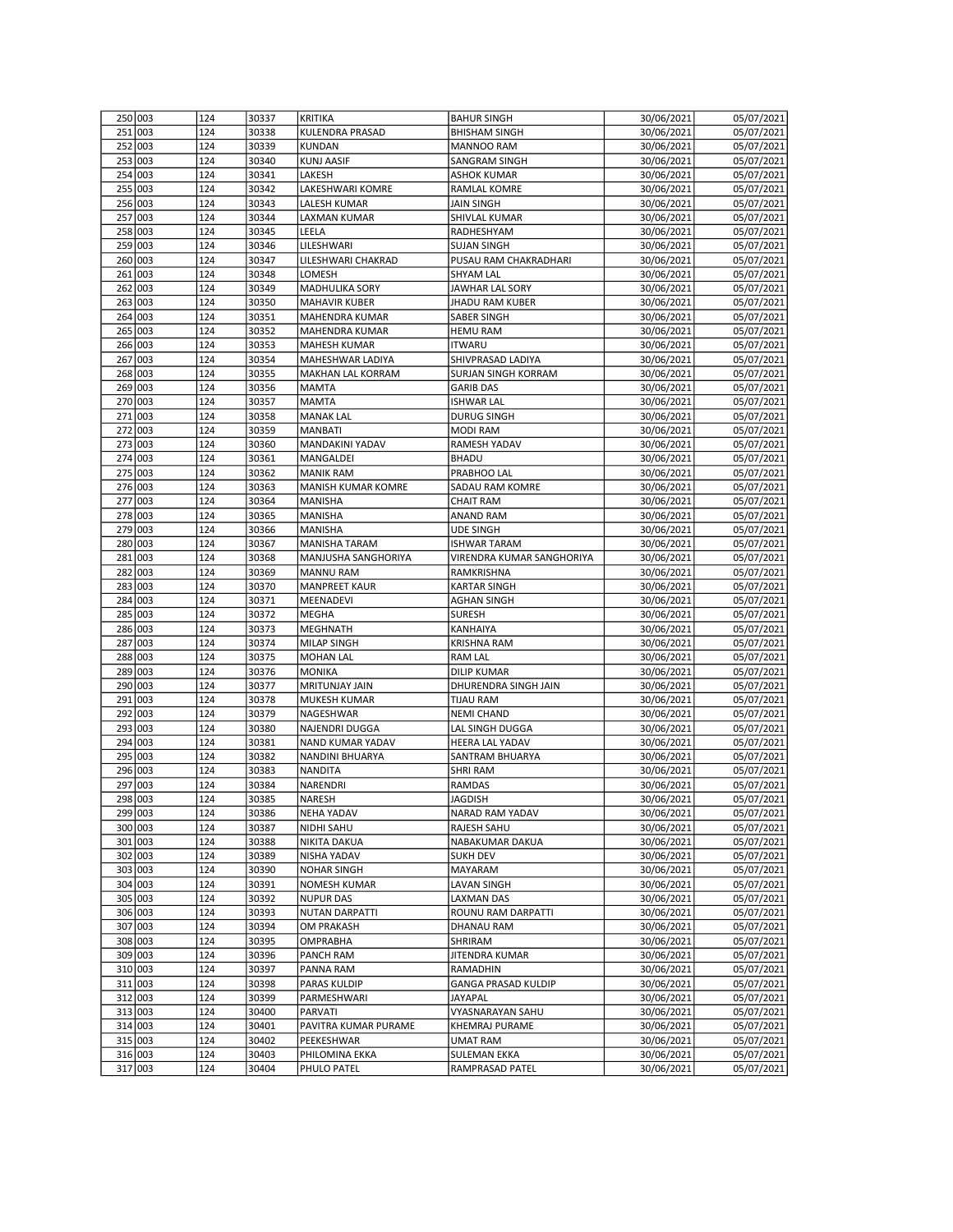| | | | | | | | |
|---|---|---|---|---|---|---|---|
| 250 | 003 | 124 | 30337 | KRITIKA | BAHUR SINGH | 30/06/2021 | 05/07/2021 |
| 251 | 003 | 124 | 30338 | KULENDRA PRASAD | BHISHAM SINGH | 30/06/2021 | 05/07/2021 |
| 252 | 003 | 124 | 30339 | KUNDAN | MANNOO RAM | 30/06/2021 | 05/07/2021 |
| 253 | 003 | 124 | 30340 | KUNJ AASIF | SANGRAM SINGH | 30/06/2021 | 05/07/2021 |
| 254 | 003 | 124 | 30341 | LAKESH | ASHOK KUMAR | 30/06/2021 | 05/07/2021 |
| 255 | 003 | 124 | 30342 | LAKESHWARI KOMRE | RAMLAL KOMRE | 30/06/2021 | 05/07/2021 |
| 256 | 003 | 124 | 30343 | LALESH KUMAR | JAIN SINGH | 30/06/2021 | 05/07/2021 |
| 257 | 003 | 124 | 30344 | LAXMAN KUMAR | SHIVLAL KUMAR | 30/06/2021 | 05/07/2021 |
| 258 | 003 | 124 | 30345 | LEELA | RADHESHYAM | 30/06/2021 | 05/07/2021 |
| 259 | 003 | 124 | 30346 | LILESHWARI | SUJAN SINGH | 30/06/2021 | 05/07/2021 |
| 260 | 003 | 124 | 30347 | LILESHWARI CHAKRAD | PUSAU RAM CHAKRADHARI | 30/06/2021 | 05/07/2021 |
| 261 | 003 | 124 | 30348 | LOMESH | SHYAM LAL | 30/06/2021 | 05/07/2021 |
| 262 | 003 | 124 | 30349 | MADHULIKA SORY | JAWHAR LAL SORY | 30/06/2021 | 05/07/2021 |
| 263 | 003 | 124 | 30350 | MAHAVIR KUBER | JHADU RAM KUBER | 30/06/2021 | 05/07/2021 |
| 264 | 003 | 124 | 30351 | MAHENDRA KUMAR | SABER SINGH | 30/06/2021 | 05/07/2021 |
| 265 | 003 | 124 | 30352 | MAHENDRA KUMAR | HEMU RAM | 30/06/2021 | 05/07/2021 |
| 266 | 003 | 124 | 30353 | MAHESH KUMAR | ITWARU | 30/06/2021 | 05/07/2021 |
| 267 | 003 | 124 | 30354 | MAHESHWAR LADIYA | SHIVPRASAD LADIYA | 30/06/2021 | 05/07/2021 |
| 268 | 003 | 124 | 30355 | MAKHAN LAL KORRAM | SURJAN SINGH KORRAM | 30/06/2021 | 05/07/2021 |
| 269 | 003 | 124 | 30356 | MAMTA | GARIB DAS | 30/06/2021 | 05/07/2021 |
| 270 | 003 | 124 | 30357 | MAMTA | ISHWAR LAL | 30/06/2021 | 05/07/2021 |
| 271 | 003 | 124 | 30358 | MANAK LAL | DURUG SINGH | 30/06/2021 | 05/07/2021 |
| 272 | 003 | 124 | 30359 | MANBATI | MODI RAM | 30/06/2021 | 05/07/2021 |
| 273 | 003 | 124 | 30360 | MANDAKINI YADAV | RAMESH YADAV | 30/06/2021 | 05/07/2021 |
| 274 | 003 | 124 | 30361 | MANGALDEI | BHADU | 30/06/2021 | 05/07/2021 |
| 275 | 003 | 124 | 30362 | MANIK RAM | PRABHOO LAL | 30/06/2021 | 05/07/2021 |
| 276 | 003 | 124 | 30363 | MANISH KUMAR KOMRE | SADAU RAM KOMRE | 30/06/2021 | 05/07/2021 |
| 277 | 003 | 124 | 30364 | MANISHA | CHAIT RAM | 30/06/2021 | 05/07/2021 |
| 278 | 003 | 124 | 30365 | MANISHA | ANAND RAM | 30/06/2021 | 05/07/2021 |
| 279 | 003 | 124 | 30366 | MANISHA | UDE SINGH | 30/06/2021 | 05/07/2021 |
| 280 | 003 | 124 | 30367 | MANISHA TARAM | ISHWAR TARAM | 30/06/2021 | 05/07/2021 |
| 281 | 003 | 124 | 30368 | MANJUSHA SANGHORIYA | VIRENDRA KUMAR SANGHORIYA | 30/06/2021 | 05/07/2021 |
| 282 | 003 | 124 | 30369 | MANNU RAM | RAMKRISHNA | 30/06/2021 | 05/07/2021 |
| 283 | 003 | 124 | 30370 | MANPREET KAUR | KARTAR SINGH | 30/06/2021 | 05/07/2021 |
| 284 | 003 | 124 | 30371 | MEENADEVI | AGHAN SINGH | 30/06/2021 | 05/07/2021 |
| 285 | 003 | 124 | 30372 | MEGHA | SURESH | 30/06/2021 | 05/07/2021 |
| 286 | 003 | 124 | 30373 | MEGHNATH | KANHAIYA | 30/06/2021 | 05/07/2021 |
| 287 | 003 | 124 | 30374 | MILAP SINGH | KRISHNA RAM | 30/06/2021 | 05/07/2021 |
| 288 | 003 | 124 | 30375 | MOHAN LAL | RAM LAL | 30/06/2021 | 05/07/2021 |
| 289 | 003 | 124 | 30376 | MONIKA | DILIP KUMAR | 30/06/2021 | 05/07/2021 |
| 290 | 003 | 124 | 30377 | MRITUNJAY JAIN | DHURENDRA SINGH JAIN | 30/06/2021 | 05/07/2021 |
| 291 | 003 | 124 | 30378 | MUKESH KUMAR | TIJAU RAM | 30/06/2021 | 05/07/2021 |
| 292 | 003 | 124 | 30379 | NAGESHWAR | NEMI CHAND | 30/06/2021 | 05/07/2021 |
| 293 | 003 | 124 | 30380 | NAJENDRI DUGGA | LAL SINGH DUGGA | 30/06/2021 | 05/07/2021 |
| 294 | 003 | 124 | 30381 | NAND KUMAR YADAV | HEERA LAL YADAV | 30/06/2021 | 05/07/2021 |
| 295 | 003 | 124 | 30382 | NANDINI BHUARYA | SANTRAM BHUARYA | 30/06/2021 | 05/07/2021 |
| 296 | 003 | 124 | 30383 | NANDITA | SHRI RAM | 30/06/2021 | 05/07/2021 |
| 297 | 003 | 124 | 30384 | NARENDRI | RAMDAS | 30/06/2021 | 05/07/2021 |
| 298 | 003 | 124 | 30385 | NARESH | JAGDISH | 30/06/2021 | 05/07/2021 |
| 299 | 003 | 124 | 30386 | NEHA YADAV | NARAD RAM YADAV | 30/06/2021 | 05/07/2021 |
| 300 | 003 | 124 | 30387 | NIDHI SAHU | RAJESH SAHU | 30/06/2021 | 05/07/2021 |
| 301 | 003 | 124 | 30388 | NIKITA DAKUA | NABAKUMAR DAKUA | 30/06/2021 | 05/07/2021 |
| 302 | 003 | 124 | 30389 | NISHA YADAV | SUKH DEV | 30/06/2021 | 05/07/2021 |
| 303 | 003 | 124 | 30390 | NOHAR SINGH | MAYARAM | 30/06/2021 | 05/07/2021 |
| 304 | 003 | 124 | 30391 | NOMESH KUMAR | LAVAN SINGH | 30/06/2021 | 05/07/2021 |
| 305 | 003 | 124 | 30392 | NUPUR DAS | LAXMAN DAS | 30/06/2021 | 05/07/2021 |
| 306 | 003 | 124 | 30393 | NUTAN DARPATTI | ROUNU RAM DARPATTI | 30/06/2021 | 05/07/2021 |
| 307 | 003 | 124 | 30394 | OM PRAKASH | DHANAU RAM | 30/06/2021 | 05/07/2021 |
| 308 | 003 | 124 | 30395 | OMPRABHA | SHRIRAM | 30/06/2021 | 05/07/2021 |
| 309 | 003 | 124 | 30396 | PANCH RAM | JITENDRA KUMAR | 30/06/2021 | 05/07/2021 |
| 310 | 003 | 124 | 30397 | PANNA RAM | RAMADHIN | 30/06/2021 | 05/07/2021 |
| 311 | 003 | 124 | 30398 | PARAS KULDIP | GANGA PRASAD KULDIP | 30/06/2021 | 05/07/2021 |
| 312 | 003 | 124 | 30399 | PARMESHWARI | JAYAPAL | 30/06/2021 | 05/07/2021 |
| 313 | 003 | 124 | 30400 | PARVATI | VYASNARAYAN SAHU | 30/06/2021 | 05/07/2021 |
| 314 | 003 | 124 | 30401 | PAVITRA KUMAR PURAME | KHEMRAJ PURAME | 30/06/2021 | 05/07/2021 |
| 315 | 003 | 124 | 30402 | PEEKESHWAR | UMAT RAM | 30/06/2021 | 05/07/2021 |
| 316 | 003 | 124 | 30403 | PHILOMINA EKKA | SULEMAN EKKA | 30/06/2021 | 05/07/2021 |
| 317 | 003 | 124 | 30404 | PHULO PATEL | RAMPRASAD PATEL | 30/06/2021 | 05/07/2021 |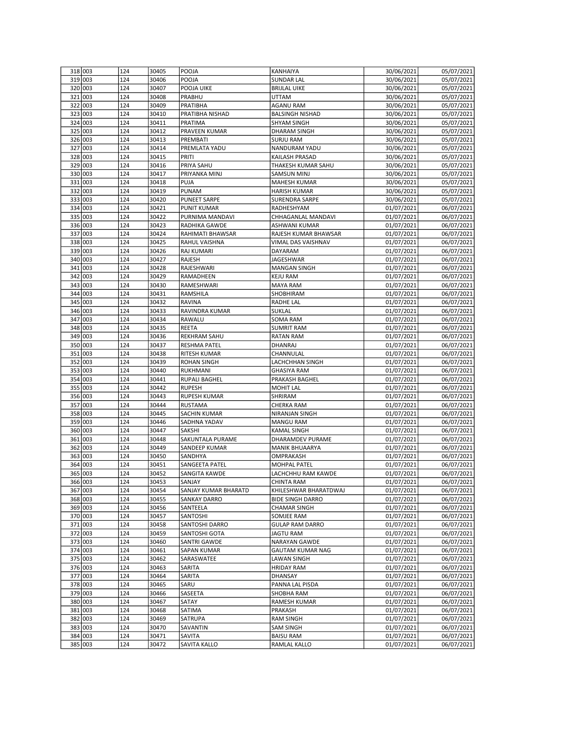| | | | | | | |
|---|---|---|---|---|---|---|
| 318 | 003 | 124 | 30405 | POOJA | KANHAIYA | 30/06/2021 | 05/07/2021 |
| 319 | 003 | 124 | 30406 | POOJA | SUNDAR LAL | 30/06/2021 | 05/07/2021 |
| 320 | 003 | 124 | 30407 | POOJA UIKE | BRIJLAL UIKE | 30/06/2021 | 05/07/2021 |
| 321 | 003 | 124 | 30408 | PRABHU | UTTAM | 30/06/2021 | 05/07/2021 |
| 322 | 003 | 124 | 30409 | PRATIBHA | AGANU RAM | 30/06/2021 | 05/07/2021 |
| 323 | 003 | 124 | 30410 | PRATIBHA NISHAD | BALSINGH NISHAD | 30/06/2021 | 05/07/2021 |
| 324 | 003 | 124 | 30411 | PRATIMA | SHYAM SINGH | 30/06/2021 | 05/07/2021 |
| 325 | 003 | 124 | 30412 | PRAVEEN KUMAR | DHARAM SINGH | 30/06/2021 | 05/07/2021 |
| 326 | 003 | 124 | 30413 | PREMBATI | SURJU RAM | 30/06/2021 | 05/07/2021 |
| 327 | 003 | 124 | 30414 | PREMLATA YADU | NANDURAM YADU | 30/06/2021 | 05/07/2021 |
| 328 | 003 | 124 | 30415 | PRITI | KAILASH PRASAD | 30/06/2021 | 05/07/2021 |
| 329 | 003 | 124 | 30416 | PRIYA SAHU | THAKESH KUMAR SAHU | 30/06/2021 | 05/07/2021 |
| 330 | 003 | 124 | 30417 | PRIYANKA MINJ | SAMSUN MINJ | 30/06/2021 | 05/07/2021 |
| 331 | 003 | 124 | 30418 | PUJA | MAHESH KUMAR | 30/06/2021 | 05/07/2021 |
| 332 | 003 | 124 | 30419 | PUNAM | HARISH KUMAR | 30/06/2021 | 05/07/2021 |
| 333 | 003 | 124 | 30420 | PUNEET SARPE | SURENDRA SARPE | 30/06/2021 | 05/07/2021 |
| 334 | 003 | 124 | 30421 | PUNIT KUMAR | RADHESHYAM | 01/07/2021 | 06/07/2021 |
| 335 | 003 | 124 | 30422 | PURNIMA MANDAVI | CHHAGANLAL MANDAVI | 01/07/2021 | 06/07/2021 |
| 336 | 003 | 124 | 30423 | RADHIKA GAWDE | ASHWANI KUMAR | 01/07/2021 | 06/07/2021 |
| 337 | 003 | 124 | 30424 | RAHIMATI BHAWSAR | RAJESH KUMAR BHAWSAR | 01/07/2021 | 06/07/2021 |
| 338 | 003 | 124 | 30425 | RAHUL VAISHNA | VIMAL DAS VAISHNAV | 01/07/2021 | 06/07/2021 |
| 339 | 003 | 124 | 30426 | RAJ KUMARI | DAYARAM | 01/07/2021 | 06/07/2021 |
| 340 | 003 | 124 | 30427 | RAJESH | JAGESHWAR | 01/07/2021 | 06/07/2021 |
| 341 | 003 | 124 | 30428 | RAJESHWARI | MANGAN SINGH | 01/07/2021 | 06/07/2021 |
| 342 | 003 | 124 | 30429 | RAMADHEEN | KEJU RAM | 01/07/2021 | 06/07/2021 |
| 343 | 003 | 124 | 30430 | RAMESHWARI | MAYA RAM | 01/07/2021 | 06/07/2021 |
| 344 | 003 | 124 | 30431 | RAMSHILA | SHOBHIRAM | 01/07/2021 | 06/07/2021 |
| 345 | 003 | 124 | 30432 | RAVINA | RADHE LAL | 01/07/2021 | 06/07/2021 |
| 346 | 003 | 124 | 30433 | RAVINDRA KUMAR | SUKLAL | 01/07/2021 | 06/07/2021 |
| 347 | 003 | 124 | 30434 | RAWALU | SOMA RAM | 01/07/2021 | 06/07/2021 |
| 348 | 003 | 124 | 30435 | REETA | SUMRIT RAM | 01/07/2021 | 06/07/2021 |
| 349 | 003 | 124 | 30436 | REKHRAM SAHU | RATAN RAM | 01/07/2021 | 06/07/2021 |
| 350 | 003 | 124 | 30437 | RESHMA PATEL | DHANRAJ | 01/07/2021 | 06/07/2021 |
| 351 | 003 | 124 | 30438 | RITESH KUMAR | CHANNULAL | 01/07/2021 | 06/07/2021 |
| 352 | 003 | 124 | 30439 | ROHAN SINGH | LACHCHHAN SINGH | 01/07/2021 | 06/07/2021 |
| 353 | 003 | 124 | 30440 | RUKHMANI | GHASIYA RAM | 01/07/2021 | 06/07/2021 |
| 354 | 003 | 124 | 30441 | RUPALI BAGHEL | PRAKASH BAGHEL | 01/07/2021 | 06/07/2021 |
| 355 | 003 | 124 | 30442 | RUPESH | MOHIT LAL | 01/07/2021 | 06/07/2021 |
| 356 | 003 | 124 | 30443 | RUPESH KUMAR | SHRIRAM | 01/07/2021 | 06/07/2021 |
| 357 | 003 | 124 | 30444 | RUSTAMA | CHERKA RAM | 01/07/2021 | 06/07/2021 |
| 358 | 003 | 124 | 30445 | SACHIN KUMAR | NIRANJAN SINGH | 01/07/2021 | 06/07/2021 |
| 359 | 003 | 124 | 30446 | SADHNA YADAV | MANGU RAM | 01/07/2021 | 06/07/2021 |
| 360 | 003 | 124 | 30447 | SAKSHI | KAMAL SINGH | 01/07/2021 | 06/07/2021 |
| 361 | 003 | 124 | 30448 | SAKUNTALA PURAME | DHARAMDEV PURAME | 01/07/2021 | 06/07/2021 |
| 362 | 003 | 124 | 30449 | SANDEEP KUMAR | MANIK BHUAARYA | 01/07/2021 | 06/07/2021 |
| 363 | 003 | 124 | 30450 | SANDHYA | OMPRAKASH | 01/07/2021 | 06/07/2021 |
| 364 | 003 | 124 | 30451 | SANGEETA PATEL | MOHPAL PATEL | 01/07/2021 | 06/07/2021 |
| 365 | 003 | 124 | 30452 | SANGITA KAWDE | LACHCHHU RAM KAWDE | 01/07/2021 | 06/07/2021 |
| 366 | 003 | 124 | 30453 | SANJAY | CHINTA RAM | 01/07/2021 | 06/07/2021 |
| 367 | 003 | 124 | 30454 | SANJAY KUMAR BHARATD | KHILESHWAR BHARATDWAJ | 01/07/2021 | 06/07/2021 |
| 368 | 003 | 124 | 30455 | SANKAY DARRO | BIDE SINGH DARRO | 01/07/2021 | 06/07/2021 |
| 369 | 003 | 124 | 30456 | SANTEELA | CHAMAR SINGH | 01/07/2021 | 06/07/2021 |
| 370 | 003 | 124 | 30457 | SANTOSHI | SOMJEE RAM | 01/07/2021 | 06/07/2021 |
| 371 | 003 | 124 | 30458 | SANTOSHI DARRO | GULAP RAM DARRO | 01/07/2021 | 06/07/2021 |
| 372 | 003 | 124 | 30459 | SANTOSHI GOTA | JAGTU RAM | 01/07/2021 | 06/07/2021 |
| 373 | 003 | 124 | 30460 | SANTRI GAWDE | NARAYAN GAWDE | 01/07/2021 | 06/07/2021 |
| 374 | 003 | 124 | 30461 | SAPAN KUMAR | GAUTAM KUMAR NAG | 01/07/2021 | 06/07/2021 |
| 375 | 003 | 124 | 30462 | SARASWATEE | LAWAN SINGH | 01/07/2021 | 06/07/2021 |
| 376 | 003 | 124 | 30463 | SARITA | HRIDAY RAM | 01/07/2021 | 06/07/2021 |
| 377 | 003 | 124 | 30464 | SARITA | DHANSAY | 01/07/2021 | 06/07/2021 |
| 378 | 003 | 124 | 30465 | SARU | PANNA LAL PISDA | 01/07/2021 | 06/07/2021 |
| 379 | 003 | 124 | 30466 | SASEETA | SHOBHA RAM | 01/07/2021 | 06/07/2021 |
| 380 | 003 | 124 | 30467 | SATAY | RAMESH KUMAR | 01/07/2021 | 06/07/2021 |
| 381 | 003 | 124 | 30468 | SATIMA | PRAKASH | 01/07/2021 | 06/07/2021 |
| 382 | 003 | 124 | 30469 | SATRUPA | RAM SINGH | 01/07/2021 | 06/07/2021 |
| 383 | 003 | 124 | 30470 | SAVANTIN | SAM SINGH | 01/07/2021 | 06/07/2021 |
| 384 | 003 | 124 | 30471 | SAVITA | BAISU RAM | 01/07/2021 | 06/07/2021 |
| 385 | 003 | 124 | 30472 | SAVITA KALLO | RAMLAL KALLO | 01/07/2021 | 06/07/2021 |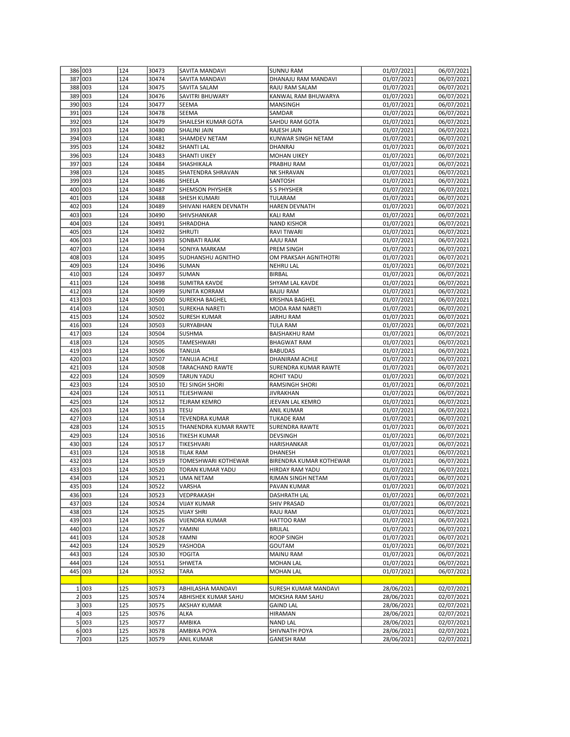| | | | | | | | |
|---|---|---|---|---|---|---|---|
| 386 | 003 | 124 | 30473 | SAVITA MANDAVI | SUNNU RAM | 01/07/2021 | 06/07/2021 |
| 387 | 003 | 124 | 30474 | SAVITA MANDAVI | DHANAJU RAM MANDAVI | 01/07/2021 | 06/07/2021 |
| 388 | 003 | 124 | 30475 | SAVITA SALAM | RAJU RAM SALAM | 01/07/2021 | 06/07/2021 |
| 389 | 003 | 124 | 30476 | SAVITRI BHUWARY | KANWAL RAM BHUWARYA | 01/07/2021 | 06/07/2021 |
| 390 | 003 | 124 | 30477 | SEEMA | MANSINGH | 01/07/2021 | 06/07/2021 |
| 391 | 003 | 124 | 30478 | SEEMA | SAMDAR | 01/07/2021 | 06/07/2021 |
| 392 | 003 | 124 | 30479 | SHAILESH KUMAR GOTA | SAHDU RAM GOTA | 01/07/2021 | 06/07/2021 |
| 393 | 003 | 124 | 30480 | SHALINI JAIN | RAJESH JAIN | 01/07/2021 | 06/07/2021 |
| 394 | 003 | 124 | 30481 | SHAMDEV NETAM | KUNWAR SINGH NETAM | 01/07/2021 | 06/07/2021 |
| 395 | 003 | 124 | 30482 | SHANTI LAL | DHANRAJ | 01/07/2021 | 06/07/2021 |
| 396 | 003 | 124 | 30483 | SHANTI UIKEY | MOHAN UIKEY | 01/07/2021 | 06/07/2021 |
| 397 | 003 | 124 | 30484 | SHASHIKALA | PRABHU RAM | 01/07/2021 | 06/07/2021 |
| 398 | 003 | 124 | 30485 | SHATENDRA SHRAVAN | NK SHRAVAN | 01/07/2021 | 06/07/2021 |
| 399 | 003 | 124 | 30486 | SHEELA | SANTOSH | 01/07/2021 | 06/07/2021 |
| 400 | 003 | 124 | 30487 | SHEMSON PHYSHER | S S PHYSHER | 01/07/2021 | 06/07/2021 |
| 401 | 003 | 124 | 30488 | SHESH KUMARI | TULARAM | 01/07/2021 | 06/07/2021 |
| 402 | 003 | 124 | 30489 | SHIVANI HAREN DEVNATH | HAREN DEVNATH | 01/07/2021 | 06/07/2021 |
| 403 | 003 | 124 | 30490 | SHIVSHANKAR | KALI RAM | 01/07/2021 | 06/07/2021 |
| 404 | 003 | 124 | 30491 | SHRADDHA | NAND KISHOR | 01/07/2021 | 06/07/2021 |
| 405 | 003 | 124 | 30492 | SHRUTI | RAVI TIWARI | 01/07/2021 | 06/07/2021 |
| 406 | 003 | 124 | 30493 | SONBATI RAJAK | AAJU RAM | 01/07/2021 | 06/07/2021 |
| 407 | 003 | 124 | 30494 | SONIYA MARKAM | PREM SINGH | 01/07/2021 | 06/07/2021 |
| 408 | 003 | 124 | 30495 | SUDHANSHU AGNITHO | OM PRAKSAH AGNITHOTRI | 01/07/2021 | 06/07/2021 |
| 409 | 003 | 124 | 30496 | SUMAN | NEHRU LAL | 01/07/2021 | 06/07/2021 |
| 410 | 003 | 124 | 30497 | SUMAN | BIRBAL | 01/07/2021 | 06/07/2021 |
| 411 | 003 | 124 | 30498 | SUMITRA KAVDE | SHYAM LAL KAVDE | 01/07/2021 | 06/07/2021 |
| 412 | 003 | 124 | 30499 | SUNITA KORRAM | BAJJU RAM | 01/07/2021 | 06/07/2021 |
| 413 | 003 | 124 | 30500 | SUREKHA BAGHEL | KRISHNA BAGHEL | 01/07/2021 | 06/07/2021 |
| 414 | 003 | 124 | 30501 | SUREKHA NARETI | MODA RAM NARETI | 01/07/2021 | 06/07/2021 |
| 415 | 003 | 124 | 30502 | SURESH KUMAR | JARHU RAM | 01/07/2021 | 06/07/2021 |
| 416 | 003 | 124 | 30503 | SURYABHAN | TULA RAM | 01/07/2021 | 06/07/2021 |
| 417 | 003 | 124 | 30504 | SUSHMA | BAISHAKHU RAM | 01/07/2021 | 06/07/2021 |
| 418 | 003 | 124 | 30505 | TAMESHWARI | BHAGWAT RAM | 01/07/2021 | 06/07/2021 |
| 419 | 003 | 124 | 30506 | TANUJA | BABUDAS | 01/07/2021 | 06/07/2021 |
| 420 | 003 | 124 | 30507 | TANUJA ACHLE | DHANIRAM ACHLE | 01/07/2021 | 06/07/2021 |
| 421 | 003 | 124 | 30508 | TARACHAND RAWTE | SURENDRA KUMAR RAWTE | 01/07/2021 | 06/07/2021 |
| 422 | 003 | 124 | 30509 | TARUN YADU | ROHIT YADU | 01/07/2021 | 06/07/2021 |
| 423 | 003 | 124 | 30510 | TEJ SINGH SHORI | RAMSINGH SHORI | 01/07/2021 | 06/07/2021 |
| 424 | 003 | 124 | 30511 | TEJESHWANI | JIVRAKHAN | 01/07/2021 | 06/07/2021 |
| 425 | 003 | 124 | 30512 | TEJRAM KEMRO | JEEVAN LAL KEMRO | 01/07/2021 | 06/07/2021 |
| 426 | 003 | 124 | 30513 | TESU | ANIL KUMAR | 01/07/2021 | 06/07/2021 |
| 427 | 003 | 124 | 30514 | TEVENDRA KUMAR | TUKADE RAM | 01/07/2021 | 06/07/2021 |
| 428 | 003 | 124 | 30515 | THANENDRA KUMAR RAWTE | SURENDRA RAWTE | 01/07/2021 | 06/07/2021 |
| 429 | 003 | 124 | 30516 | TIKESH KUMAR | DEVSINGH | 01/07/2021 | 06/07/2021 |
| 430 | 003 | 124 | 30517 | TIKESHVARI | HARISHANKAR | 01/07/2021 | 06/07/2021 |
| 431 | 003 | 124 | 30518 | TILAK RAM | DHANESH | 01/07/2021 | 06/07/2021 |
| 432 | 003 | 124 | 30519 | TOMESHWARI KOTHEWAR | BIRENDRA KUMAR KOTHEWAR | 01/07/2021 | 06/07/2021 |
| 433 | 003 | 124 | 30520 | TORAN KUMAR YADU | HIRDAY RAM YADU | 01/07/2021 | 06/07/2021 |
| 434 | 003 | 124 | 30521 | UMA NETAM | RJMAN SINGH NETAM | 01/07/2021 | 06/07/2021 |
| 435 | 003 | 124 | 30522 | VARSHA | PAVAN KUMAR | 01/07/2021 | 06/07/2021 |
| 436 | 003 | 124 | 30523 | VEDPRAKASH | DASHRATH LAL | 01/07/2021 | 06/07/2021 |
| 437 | 003 | 124 | 30524 | VIJAY KUMAR | SHIV PRASAD | 01/07/2021 | 06/07/2021 |
| 438 | 003 | 124 | 30525 | VIJAY SHRI | RAJU RAM | 01/07/2021 | 06/07/2021 |
| 439 | 003 | 124 | 30526 | VIJENDRA KUMAR | HATTOO RAM | 01/07/2021 | 06/07/2021 |
| 440 | 003 | 124 | 30527 | YAMINI | BRIJLAL | 01/07/2021 | 06/07/2021 |
| 441 | 003 | 124 | 30528 | YAMNI | ROOP SINGH | 01/07/2021 | 06/07/2021 |
| 442 | 003 | 124 | 30529 | YASHODA | GOUTAM | 01/07/2021 | 06/07/2021 |
| 443 | 003 | 124 | 30530 | YOGITA | MAINU RAM | 01/07/2021 | 06/07/2021 |
| 444 | 003 | 124 | 30551 | SHWETA | MOHAN LAL | 01/07/2021 | 06/07/2021 |
| 445 | 003 | 124 | 30552 | TARA | MOHAN LAL | 01/07/2021 | 06/07/2021 |
| | | | | | | | |
| 1 | 003 | 125 | 30573 | ABHILASHA MANDAVI | SURESH KUMAR MANDAVI | 28/06/2021 | 02/07/2021 |
| 2 | 003 | 125 | 30574 | ABHISHEK KUMAR SAHU | MOKSHA RAM SAHU | 28/06/2021 | 02/07/2021 |
| 3 | 003 | 125 | 30575 | AKSHAY KUMAR | GAIND LAL | 28/06/2021 | 02/07/2021 |
| 4 | 003 | 125 | 30576 | ALKA | HIRAMAN | 28/06/2021 | 02/07/2021 |
| 5 | 003 | 125 | 30577 | AMBIKA | NAND LAL | 28/06/2021 | 02/07/2021 |
| 6 | 003 | 125 | 30578 | AMBIKA POYA | SHIVNATH POYA | 28/06/2021 | 02/07/2021 |
| 7 | 003 | 125 | 30579 | ANIL KUMAR | GANESH RAM | 28/06/2021 | 02/07/2021 |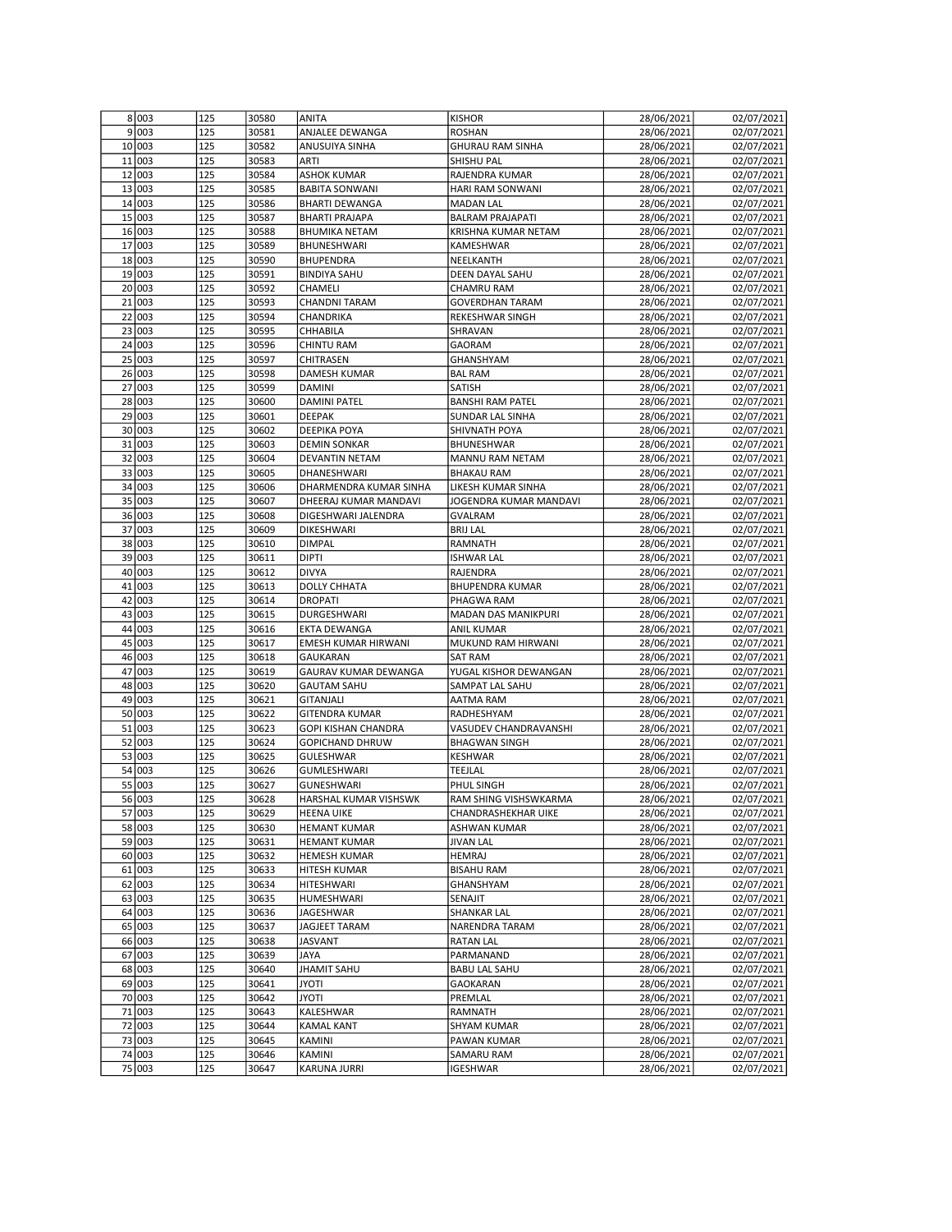| | | | | | | | |
|---|---|---|---|---|---|---|---|
| 8 | 003 | 125 | 30580 | ANITA | KISHOR | 28/06/2021 | 02/07/2021 |
| 9 | 003 | 125 | 30581 | ANJALEE DEWANGA | ROSHAN | 28/06/2021 | 02/07/2021 |
| 10 | 003 | 125 | 30582 | ANUSUIYA SINHA | GHURAU RAM SINHA | 28/06/2021 | 02/07/2021 |
| 11 | 003 | 125 | 30583 | ARTI | SHISHU PAL | 28/06/2021 | 02/07/2021 |
| 12 | 003 | 125 | 30584 | ASHOK KUMAR | RAJENDRA KUMAR | 28/06/2021 | 02/07/2021 |
| 13 | 003 | 125 | 30585 | BABITA SONWANI | HARI RAM SONWANI | 28/06/2021 | 02/07/2021 |
| 14 | 003 | 125 | 30586 | BHARTI DEWANGA | MADAN LAL | 28/06/2021 | 02/07/2021 |
| 15 | 003 | 125 | 30587 | BHARTI PRAJAPA | BALRAM PRAJAPATI | 28/06/2021 | 02/07/2021 |
| 16 | 003 | 125 | 30588 | BHUMIKA NETAM | KRISHNA KUMAR NETAM | 28/06/2021 | 02/07/2021 |
| 17 | 003 | 125 | 30589 | BHUNESHWARI | KAMESHWAR | 28/06/2021 | 02/07/2021 |
| 18 | 003 | 125 | 30590 | BHUPENDRA | NEELKANTH | 28/06/2021 | 02/07/2021 |
| 19 | 003 | 125 | 30591 | BINDIYA SAHU | DEEN DAYAL SAHU | 28/06/2021 | 02/07/2021 |
| 20 | 003 | 125 | 30592 | CHAMELI | CHAMRU RAM | 28/06/2021 | 02/07/2021 |
| 21 | 003 | 125 | 30593 | CHANDNI TARAM | GOVERDHAN TARAM | 28/06/2021 | 02/07/2021 |
| 22 | 003 | 125 | 30594 | CHANDRIKA | REKESHWAR SINGH | 28/06/2021 | 02/07/2021 |
| 23 | 003 | 125 | 30595 | CHHABILA | SHRAVAN | 28/06/2021 | 02/07/2021 |
| 24 | 003 | 125 | 30596 | CHINTU RAM | GAORAM | 28/06/2021 | 02/07/2021 |
| 25 | 003 | 125 | 30597 | CHITRASEN | GHANSHYAM | 28/06/2021 | 02/07/2021 |
| 26 | 003 | 125 | 30598 | DAMESH KUMAR | BAL RAM | 28/06/2021 | 02/07/2021 |
| 27 | 003 | 125 | 30599 | DAMINI | SATISH | 28/06/2021 | 02/07/2021 |
| 28 | 003 | 125 | 30600 | DAMINI PATEL | BANSHI RAM PATEL | 28/06/2021 | 02/07/2021 |
| 29 | 003 | 125 | 30601 | DEEPAK | SUNDAR LAL SINHA | 28/06/2021 | 02/07/2021 |
| 30 | 003 | 125 | 30602 | DEEPIKA POYA | SHIVNATH POYA | 28/06/2021 | 02/07/2021 |
| 31 | 003 | 125 | 30603 | DEMIN SONKAR | BHUNESHWAR | 28/06/2021 | 02/07/2021 |
| 32 | 003 | 125 | 30604 | DEVANTIN NETAM | MANNU RAM NETAM | 28/06/2021 | 02/07/2021 |
| 33 | 003 | 125 | 30605 | DHANESHWARI | BHAKAU RAM | 28/06/2021 | 02/07/2021 |
| 34 | 003 | 125 | 30606 | DHARMENDRA KUMAR SINHA | LIKESH KUMAR SINHA | 28/06/2021 | 02/07/2021 |
| 35 | 003 | 125 | 30607 | DHEERAJ KUMAR MANDAVI | JOGENDRA KUMAR MANDAVI | 28/06/2021 | 02/07/2021 |
| 36 | 003 | 125 | 30608 | DIGESHWARI JALENDRA | GVALRAM | 28/06/2021 | 02/07/2021 |
| 37 | 003 | 125 | 30609 | DIKESHWARI | BRIJ LAL | 28/06/2021 | 02/07/2021 |
| 38 | 003 | 125 | 30610 | DIMPAL | RAMNATH | 28/06/2021 | 02/07/2021 |
| 39 | 003 | 125 | 30611 | DIPTI | ISHWAR LAL | 28/06/2021 | 02/07/2021 |
| 40 | 003 | 125 | 30612 | DIVYA | RAJENDRA | 28/06/2021 | 02/07/2021 |
| 41 | 003 | 125 | 30613 | DOLLY CHHATA | BHUPENDRA KUMAR | 28/06/2021 | 02/07/2021 |
| 42 | 003 | 125 | 30614 | DROPATI | PHAGWA RAM | 28/06/2021 | 02/07/2021 |
| 43 | 003 | 125 | 30615 | DURGESHWARI | MADAN DAS MANIKPURI | 28/06/2021 | 02/07/2021 |
| 44 | 003 | 125 | 30616 | EKTA DEWANGA | ANIL KUMAR | 28/06/2021 | 02/07/2021 |
| 45 | 003 | 125 | 30617 | EMESH KUMAR HIRWANI | MUKUND RAM HIRWANI | 28/06/2021 | 02/07/2021 |
| 46 | 003 | 125 | 30618 | GAUKARAN | SAT RAM | 28/06/2021 | 02/07/2021 |
| 47 | 003 | 125 | 30619 | GAURAV KUMAR DEWANGA | YUGAL KISHOR DEWANGAN | 28/06/2021 | 02/07/2021 |
| 48 | 003 | 125 | 30620 | GAUTAM SAHU | SAMPAT LAL SAHU | 28/06/2021 | 02/07/2021 |
| 49 | 003 | 125 | 30621 | GITANJALI | AATMA RAM | 28/06/2021 | 02/07/2021 |
| 50 | 003 | 125 | 30622 | GITENDRA KUMAR | RADHESHYAM | 28/06/2021 | 02/07/2021 |
| 51 | 003 | 125 | 30623 | GOPI KISHAN CHANDRA | VASUDEV CHANDRAVANSHI | 28/06/2021 | 02/07/2021 |
| 52 | 003 | 125 | 30624 | GOPICHAND DHRUW | BHAGWAN SINGH | 28/06/2021 | 02/07/2021 |
| 53 | 003 | 125 | 30625 | GULESHWAR | KESHWAR | 28/06/2021 | 02/07/2021 |
| 54 | 003 | 125 | 30626 | GUMLESHWARI | TEEJLAL | 28/06/2021 | 02/07/2021 |
| 55 | 003 | 125 | 30627 | GUNESHWARI | PHUL SINGH | 28/06/2021 | 02/07/2021 |
| 56 | 003 | 125 | 30628 | HARSHAL KUMAR VISHSWK | RAM SHING VISHSWKARMA | 28/06/2021 | 02/07/2021 |
| 57 | 003 | 125 | 30629 | HEENA UIKE | CHANDRASHEKHAR UIKE | 28/06/2021 | 02/07/2021 |
| 58 | 003 | 125 | 30630 | HEMANT KUMAR | ASHWAN KUMAR | 28/06/2021 | 02/07/2021 |
| 59 | 003 | 125 | 30631 | HEMANT KUMAR | JIVAN LAL | 28/06/2021 | 02/07/2021 |
| 60 | 003 | 125 | 30632 | HEMESH KUMAR | HEMRAJ | 28/06/2021 | 02/07/2021 |
| 61 | 003 | 125 | 30633 | HITESH KUMAR | BISAHU RAM | 28/06/2021 | 02/07/2021 |
| 62 | 003 | 125 | 30634 | HITESHWARI | GHANSHYAM | 28/06/2021 | 02/07/2021 |
| 63 | 003 | 125 | 30635 | HUMESHWARI | SENAJIT | 28/06/2021 | 02/07/2021 |
| 64 | 003 | 125 | 30636 | JAGESHWAR | SHANKAR LAL | 28/06/2021 | 02/07/2021 |
| 65 | 003 | 125 | 30637 | JAGJEET TARAM | NARENDRA TARAM | 28/06/2021 | 02/07/2021 |
| 66 | 003 | 125 | 30638 | JASVANT | RATAN LAL | 28/06/2021 | 02/07/2021 |
| 67 | 003 | 125 | 30639 | JAYA | PARMANAND | 28/06/2021 | 02/07/2021 |
| 68 | 003 | 125 | 30640 | JHAMIT SAHU | BABU LAL SAHU | 28/06/2021 | 02/07/2021 |
| 69 | 003 | 125 | 30641 | JYOTI | GAOKARAN | 28/06/2021 | 02/07/2021 |
| 70 | 003 | 125 | 30642 | JYOTI | PREMLAL | 28/06/2021 | 02/07/2021 |
| 71 | 003 | 125 | 30643 | KALESHWAR | RAMNATH | 28/06/2021 | 02/07/2021 |
| 72 | 003 | 125 | 30644 | KAMAL KANT | SHYAM KUMAR | 28/06/2021 | 02/07/2021 |
| 73 | 003 | 125 | 30645 | KAMINI | PAWAN KUMAR | 28/06/2021 | 02/07/2021 |
| 74 | 003 | 125 | 30646 | KAMINI | SAMARU RAM | 28/06/2021 | 02/07/2021 |
| 75 | 003 | 125 | 30647 | KARUNA JURRI | IGESHWAR | 28/06/2021 | 02/07/2021 |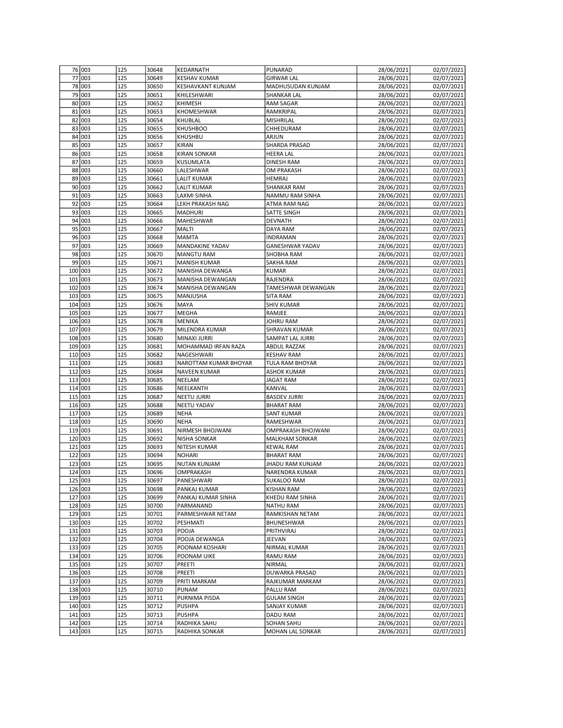| | | | | | | | |
|---|---|---|---|---|---|---|---|
| 76 | 003 | 125 | 30648 | KEDARNATH | PUNARAD | 28/06/2021 | 02/07/2021 |
| 77 | 003 | 125 | 30649 | KESHAV KUMAR | GIRWAR LAL | 28/06/2021 | 02/07/2021 |
| 78 | 003 | 125 | 30650 | KESHAVKANT KUNJAM | MADHUSUDAN KUNJAM | 28/06/2021 | 02/07/2021 |
| 79 | 003 | 125 | 30651 | KHILESHWARI | SHANKAR LAL | 28/06/2021 | 02/07/2021 |
| 80 | 003 | 125 | 30652 | KHIMESH | RAM SAGAR | 28/06/2021 | 02/07/2021 |
| 81 | 003 | 125 | 30653 | KHOMESHWAR | RAMKRIPAL | 28/06/2021 | 02/07/2021 |
| 82 | 003 | 125 | 30654 | KHUBLAL | MISHRILAL | 28/06/2021 | 02/07/2021 |
| 83 | 003 | 125 | 30655 | KHUSHBOO | CHHEDURAM | 28/06/2021 | 02/07/2021 |
| 84 | 003 | 125 | 30656 | KHUSHBU | ARJUN | 28/06/2021 | 02/07/2021 |
| 85 | 003 | 125 | 30657 | KIRAN | SHARDA PRASAD | 28/06/2021 | 02/07/2021 |
| 86 | 003 | 125 | 30658 | KIRAN SONKAR | HEERA LAL | 28/06/2021 | 02/07/2021 |
| 87 | 003 | 125 | 30659 | KUSUMLATA | DINESH RAM | 28/06/2021 | 02/07/2021 |
| 88 | 003 | 125 | 30660 | LALESHWAR | OM PRAKASH | 28/06/2021 | 02/07/2021 |
| 89 | 003 | 125 | 30661 | LALIT KUMAR | HEMRAJ | 28/06/2021 | 02/07/2021 |
| 90 | 003 | 125 | 30662 | LALIT KUMAR | SHANKAR RAM | 28/06/2021 | 02/07/2021 |
| 91 | 003 | 125 | 30663 | LAXMI SINHA | NAMMU RAM SINHA | 28/06/2021 | 02/07/2021 |
| 92 | 003 | 125 | 30664 | LEKH PRAKASH NAG | ATMA RAM NAG | 28/06/2021 | 02/07/2021 |
| 93 | 003 | 125 | 30665 | MADHURI | SATTE SINGH | 28/06/2021 | 02/07/2021 |
| 94 | 003 | 125 | 30666 | MAHESHWAR | DEVNATH | 28/06/2021 | 02/07/2021 |
| 95 | 003 | 125 | 30667 | MALTI | DAYA RAM | 28/06/2021 | 02/07/2021 |
| 96 | 003 | 125 | 30668 | MAMTA | INDRAMAN | 28/06/2021 | 02/07/2021 |
| 97 | 003 | 125 | 30669 | MANDAKINE YADAV | GANESHWAR YADAV | 28/06/2021 | 02/07/2021 |
| 98 | 003 | 125 | 30670 | MANGTU RAM | SHOBHA RAM | 28/06/2021 | 02/07/2021 |
| 99 | 003 | 125 | 30671 | MANISH KUMAR | SAKHA RAM | 28/06/2021 | 02/07/2021 |
| 100 | 003 | 125 | 30672 | MANISHA DEWANGA | KUMAR | 28/06/2021 | 02/07/2021 |
| 101 | 003 | 125 | 30673 | MANISHA DEWANGAN | RAJENDRA | 28/06/2021 | 02/07/2021 |
| 102 | 003 | 125 | 30674 | MANISHA DEWANGAN | TAMESHWAR DEWANGAN | 28/06/2021 | 02/07/2021 |
| 103 | 003 | 125 | 30675 | MANJUSHA | SITA RAM | 28/06/2021 | 02/07/2021 |
| 104 | 003 | 125 | 30676 | MAYA | SHIV KUMAR | 28/06/2021 | 02/07/2021 |
| 105 | 003 | 125 | 30677 | MEGHA | RAMJEE | 28/06/2021 | 02/07/2021 |
| 106 | 003 | 125 | 30678 | MENIKA | JOHRU RAM | 28/06/2021 | 02/07/2021 |
| 107 | 003 | 125 | 30679 | MILENDRA KUMAR | SHRAVAN KUMAR | 28/06/2021 | 02/07/2021 |
| 108 | 003 | 125 | 30680 | MINAXI JURRI | SAMPAT LAL JURRI | 28/06/2021 | 02/07/2021 |
| 109 | 003 | 125 | 30681 | MOHAMMAD IRFAN RAZA | ABDUL RAZZAK | 28/06/2021 | 02/07/2021 |
| 110 | 003 | 125 | 30682 | NAGESHWARI | KESHAV RAM | 28/06/2021 | 02/07/2021 |
| 111 | 003 | 125 | 30683 | NAROTTAM KUMAR BHOYAR | TULA RAM BHOYAR | 28/06/2021 | 02/07/2021 |
| 112 | 003 | 125 | 30684 | NAVEEN KUMAR | ASHOK KUMAR | 28/06/2021 | 02/07/2021 |
| 113 | 003 | 125 | 30685 | NEELAM | JAGAT RAM | 28/06/2021 | 02/07/2021 |
| 114 | 003 | 125 | 30686 | NEELKANTH | KANVAL | 28/06/2021 | 02/07/2021 |
| 115 | 003 | 125 | 30687 | NEETU JURRI | BASDEV JURRI | 28/06/2021 | 02/07/2021 |
| 116 | 003 | 125 | 30688 | NEETU YADAV | BHARAT RAM | 28/06/2021 | 02/07/2021 |
| 117 | 003 | 125 | 30689 | NEHA | SANT KUMAR | 28/06/2021 | 02/07/2021 |
| 118 | 003 | 125 | 30690 | NEHA | RAMESHWAR | 28/06/2021 | 02/07/2021 |
| 119 | 003 | 125 | 30691 | NIRMESH BHOJWANI | OMPRAKASH BHOJWANI | 28/06/2021 | 02/07/2021 |
| 120 | 003 | 125 | 30692 | NISHA SONKAR | MALKHAM SONKAR | 28/06/2021 | 02/07/2021 |
| 121 | 003 | 125 | 30693 | NITESH KUMAR | KEWAL RAM | 28/06/2021 | 02/07/2021 |
| 122 | 003 | 125 | 30694 | NOHARI | BHARAT RAM | 28/06/2021 | 02/07/2021 |
| 123 | 003 | 125 | 30695 | NUTAN KUNJAM | JHADU RAM KUNJAM | 28/06/2021 | 02/07/2021 |
| 124 | 003 | 125 | 30696 | OMPRAKASH | NARENDRA KUMAR | 28/06/2021 | 02/07/2021 |
| 125 | 003 | 125 | 30697 | PANESHWARI | SUKALOO RAM | 28/06/2021 | 02/07/2021 |
| 126 | 003 | 125 | 30698 | PANKAJ KUMAR | KISHAN RAM | 28/06/2021 | 02/07/2021 |
| 127 | 003 | 125 | 30699 | PANKAJ KUMAR SINHA | KHEDU RAM SINHA | 28/06/2021 | 02/07/2021 |
| 128 | 003 | 125 | 30700 | PARMANAND | NATHU RAM | 28/06/2021 | 02/07/2021 |
| 129 | 003 | 125 | 30701 | PARMESHWAR NETAM | RAMKISHAN NETAM | 28/06/2021 | 02/07/2021 |
| 130 | 003 | 125 | 30702 | PESHMATI | BHUNESHWAR | 28/06/2021 | 02/07/2021 |
| 131 | 003 | 125 | 30703 | POOJA | PRITHVIRAJ | 28/06/2021 | 02/07/2021 |
| 132 | 003 | 125 | 30704 | POOJA DEWANGA | JEEVAN | 28/06/2021 | 02/07/2021 |
| 133 | 003 | 125 | 30705 | POONAM KOSHARI | NIRMAL KUMAR | 28/06/2021 | 02/07/2021 |
| 134 | 003 | 125 | 30706 | POONAM UIKE | RAMU RAM | 28/06/2021 | 02/07/2021 |
| 135 | 003 | 125 | 30707 | PREETI | NIRMAL | 28/06/2021 | 02/07/2021 |
| 136 | 003 | 125 | 30708 | PREETI | DUWARKA PRASAD | 28/06/2021 | 02/07/2021 |
| 137 | 003 | 125 | 30709 | PRITI MARKAM | RAJKUMAR MARKAM | 28/06/2021 | 02/07/2021 |
| 138 | 003 | 125 | 30710 | PUNAM | PALLU RAM | 28/06/2021 | 02/07/2021 |
| 139 | 003 | 125 | 30711 | PURNIMA PISDA | GULAM SINGH | 28/06/2021 | 02/07/2021 |
| 140 | 003 | 125 | 30712 | PUSHPA | SANJAY KUMAR | 28/06/2021 | 02/07/2021 |
| 141 | 003 | 125 | 30713 | PUSHPA | DADU RAM | 28/06/2021 | 02/07/2021 |
| 142 | 003 | 125 | 30714 | RADHIKA SAHU | SOHAN SAHU | 28/06/2021 | 02/07/2021 |
| 143 | 003 | 125 | 30715 | RADHIKA SONKAR | MOHAN LAL SONKAR | 28/06/2021 | 02/07/2021 |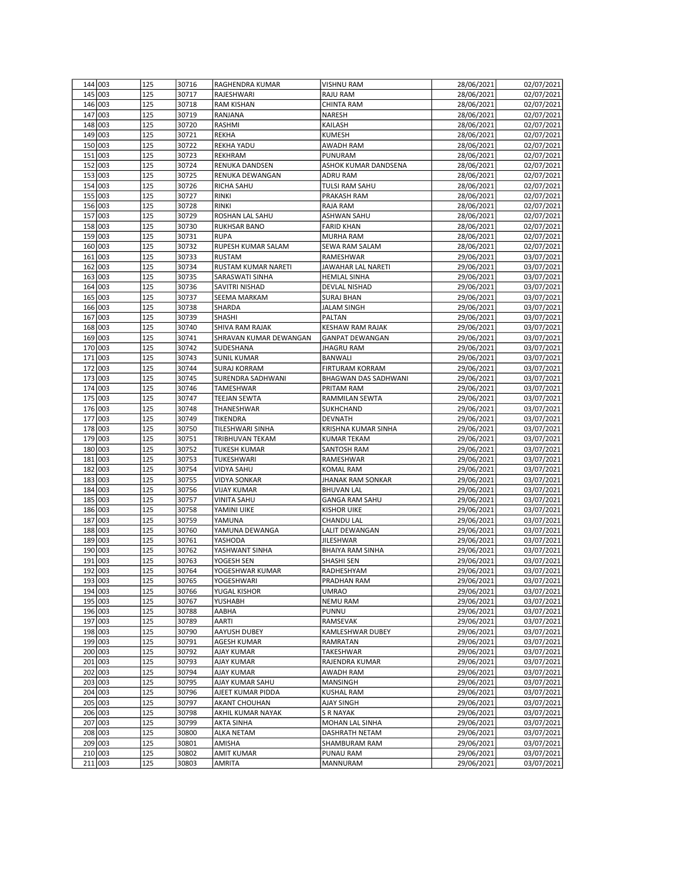| | | | | | | |
|---|---|---|---|---|---|---|
| 144 | 003 | 125 | 30716 | RAGHENDRA KUMAR | VISHNU RAM | 28/06/2021 | 02/07/2021 |
| 145 | 003 | 125 | 30717 | RAJESHWARI | RAJU RAM | 28/06/2021 | 02/07/2021 |
| 146 | 003 | 125 | 30718 | RAM KISHAN | CHINTA RAM | 28/06/2021 | 02/07/2021 |
| 147 | 003 | 125 | 30719 | RANJANA | NARESH | 28/06/2021 | 02/07/2021 |
| 148 | 003 | 125 | 30720 | RASHMI | KAILASH | 28/06/2021 | 02/07/2021 |
| 149 | 003 | 125 | 30721 | REKHA | KUMESH | 28/06/2021 | 02/07/2021 |
| 150 | 003 | 125 | 30722 | REKHA YADU | AWADH RAM | 28/06/2021 | 02/07/2021 |
| 151 | 003 | 125 | 30723 | REKHRAM | PUNURAM | 28/06/2021 | 02/07/2021 |
| 152 | 003 | 125 | 30724 | RENUKA DANDSEN | ASHOK KUMAR DANDSENA | 28/06/2021 | 02/07/2021 |
| 153 | 003 | 125 | 30725 | RENUKA DEWANGAN | ADRU RAM | 28/06/2021 | 02/07/2021 |
| 154 | 003 | 125 | 30726 | RICHA SAHU | TULSI RAM SAHU | 28/06/2021 | 02/07/2021 |
| 155 | 003 | 125 | 30727 | RINKI | PRAKASH RAM | 28/06/2021 | 02/07/2021 |
| 156 | 003 | 125 | 30728 | RINKI | RAJA RAM | 28/06/2021 | 02/07/2021 |
| 157 | 003 | 125 | 30729 | ROSHAN LAL SAHU | ASHWAN SAHU | 28/06/2021 | 02/07/2021 |
| 158 | 003 | 125 | 30730 | RUKHSAR BANO | FARID KHAN | 28/06/2021 | 02/07/2021 |
| 159 | 003 | 125 | 30731 | RUPA | MURHA RAM | 28/06/2021 | 02/07/2021 |
| 160 | 003 | 125 | 30732 | RUPESH KUMAR SALAM | SEWA RAM SALAM | 28/06/2021 | 02/07/2021 |
| 161 | 003 | 125 | 30733 | RUSTAM | RAMESHWAR | 29/06/2021 | 03/07/2021 |
| 162 | 003 | 125 | 30734 | RUSTAM KUMAR NARETI | JAWAHAR LAL NARETI | 29/06/2021 | 03/07/2021 |
| 163 | 003 | 125 | 30735 | SARASWATI SINHA | HEMLAL SINHA | 29/06/2021 | 03/07/2021 |
| 164 | 003 | 125 | 30736 | SAVITRI NISHAD | DEVLAL NISHAD | 29/06/2021 | 03/07/2021 |
| 165 | 003 | 125 | 30737 | SEEMA MARKAM | SURAJ BHAN | 29/06/2021 | 03/07/2021 |
| 166 | 003 | 125 | 30738 | SHARDA | JALAM SINGH | 29/06/2021 | 03/07/2021 |
| 167 | 003 | 125 | 30739 | SHASHI | PALTAN | 29/06/2021 | 03/07/2021 |
| 168 | 003 | 125 | 30740 | SHIVA RAM RAJAK | KESHAW RAM RAJAK | 29/06/2021 | 03/07/2021 |
| 169 | 003 | 125 | 30741 | SHRAVAN KUMAR DEWANGAN | GANPAT DEWANGAN | 29/06/2021 | 03/07/2021 |
| 170 | 003 | 125 | 30742 | SUDESHANA | JHAGRU RAM | 29/06/2021 | 03/07/2021 |
| 171 | 003 | 125 | 30743 | SUNIL KUMAR | BANWALI | 29/06/2021 | 03/07/2021 |
| 172 | 003 | 125 | 30744 | SURAJ KORRAM | FIRTURAM KORRAM | 29/06/2021 | 03/07/2021 |
| 173 | 003 | 125 | 30745 | SURENDRA SADHWANI | BHAGWAN DAS SADHWANI | 29/06/2021 | 03/07/2021 |
| 174 | 003 | 125 | 30746 | TAMESHWAR | PRITAM RAM | 29/06/2021 | 03/07/2021 |
| 175 | 003 | 125 | 30747 | TEEJAN SEWTA | RAMMILAN SEWTA | 29/06/2021 | 03/07/2021 |
| 176 | 003 | 125 | 30748 | THANESHWAR | SUKHCHAND | 29/06/2021 | 03/07/2021 |
| 177 | 003 | 125 | 30749 | TIKENDRA | DEVNATH | 29/06/2021 | 03/07/2021 |
| 178 | 003 | 125 | 30750 | TILESHWARI SINHA | KRISHNA KUMAR SINHA | 29/06/2021 | 03/07/2021 |
| 179 | 003 | 125 | 30751 | TRIBHUVAN TEKAM | KUMAR TEKAM | 29/06/2021 | 03/07/2021 |
| 180 | 003 | 125 | 30752 | TUKESH KUMAR | SANTOSH RAM | 29/06/2021 | 03/07/2021 |
| 181 | 003 | 125 | 30753 | TUKESHWARI | RAMESHWAR | 29/06/2021 | 03/07/2021 |
| 182 | 003 | 125 | 30754 | VIDYA SAHU | KOMAL RAM | 29/06/2021 | 03/07/2021 |
| 183 | 003 | 125 | 30755 | VIDYA SONKAR | JHANAK RAM SONKAR | 29/06/2021 | 03/07/2021 |
| 184 | 003 | 125 | 30756 | VIJAY KUMAR | BHUVAN LAL | 29/06/2021 | 03/07/2021 |
| 185 | 003 | 125 | 30757 | VINITA SAHU | GANGA RAM SAHU | 29/06/2021 | 03/07/2021 |
| 186 | 003 | 125 | 30758 | YAMINI UIKE | KISHOR UIKE | 29/06/2021 | 03/07/2021 |
| 187 | 003 | 125 | 30759 | YAMUNA | CHANDU LAL | 29/06/2021 | 03/07/2021 |
| 188 | 003 | 125 | 30760 | YAMUNA DEWANGA | LALIT DEWANGAN | 29/06/2021 | 03/07/2021 |
| 189 | 003 | 125 | 30761 | YASHODA | JILESHWAR | 29/06/2021 | 03/07/2021 |
| 190 | 003 | 125 | 30762 | YASHWANT SINHA | BHAIYA RAM SINHA | 29/06/2021 | 03/07/2021 |
| 191 | 003 | 125 | 30763 | YOGESH SEN | SHASHI SEN | 29/06/2021 | 03/07/2021 |
| 192 | 003 | 125 | 30764 | YOGESHWAR KUMAR | RADHESHYAM | 29/06/2021 | 03/07/2021 |
| 193 | 003 | 125 | 30765 | YOGESHWARI | PRADHAN RAM | 29/06/2021 | 03/07/2021 |
| 194 | 003 | 125 | 30766 | YUGAL KISHOR | UMRAO | 29/06/2021 | 03/07/2021 |
| 195 | 003 | 125 | 30767 | YUSHABH | NEMU RAM | 29/06/2021 | 03/07/2021 |
| 196 | 003 | 125 | 30788 | AABHA | PUNNU | 29/06/2021 | 03/07/2021 |
| 197 | 003 | 125 | 30789 | AARTI | RAMSEVAK | 29/06/2021 | 03/07/2021 |
| 198 | 003 | 125 | 30790 | AAYUSH DUBEY | KAMLESHWAR DUBEY | 29/06/2021 | 03/07/2021 |
| 199 | 003 | 125 | 30791 | AGESH KUMAR | RAMRATAN | 29/06/2021 | 03/07/2021 |
| 200 | 003 | 125 | 30792 | AJAY KUMAR | TAKESHWAR | 29/06/2021 | 03/07/2021 |
| 201 | 003 | 125 | 30793 | AJAY KUMAR | RAJENDRA KUMAR | 29/06/2021 | 03/07/2021 |
| 202 | 003 | 125 | 30794 | AJAY KUMAR | AWADH RAM | 29/06/2021 | 03/07/2021 |
| 203 | 003 | 125 | 30795 | AJAY KUMAR SAHU | MANSINGH | 29/06/2021 | 03/07/2021 |
| 204 | 003 | 125 | 30796 | AJEET KUMAR PIDDA | KUSHAL RAM | 29/06/2021 | 03/07/2021 |
| 205 | 003 | 125 | 30797 | AKANT CHOUHAN | AJAY SINGH | 29/06/2021 | 03/07/2021 |
| 206 | 003 | 125 | 30798 | AKHIL KUMAR NAYAK | S R NAYAK | 29/06/2021 | 03/07/2021 |
| 207 | 003 | 125 | 30799 | AKTA SINHA | MOHAN LAL SINHA | 29/06/2021 | 03/07/2021 |
| 208 | 003 | 125 | 30800 | ALKA NETAM | DASHRATH NETAM | 29/06/2021 | 03/07/2021 |
| 209 | 003 | 125 | 30801 | AMISHA | SHAMBURAM RAM | 29/06/2021 | 03/07/2021 |
| 210 | 003 | 125 | 30802 | AMIT KUMAR | PUNAU RAM | 29/06/2021 | 03/07/2021 |
| 211 | 003 | 125 | 30803 | AMRITA | MANNURAM | 29/06/2021 | 03/07/2021 |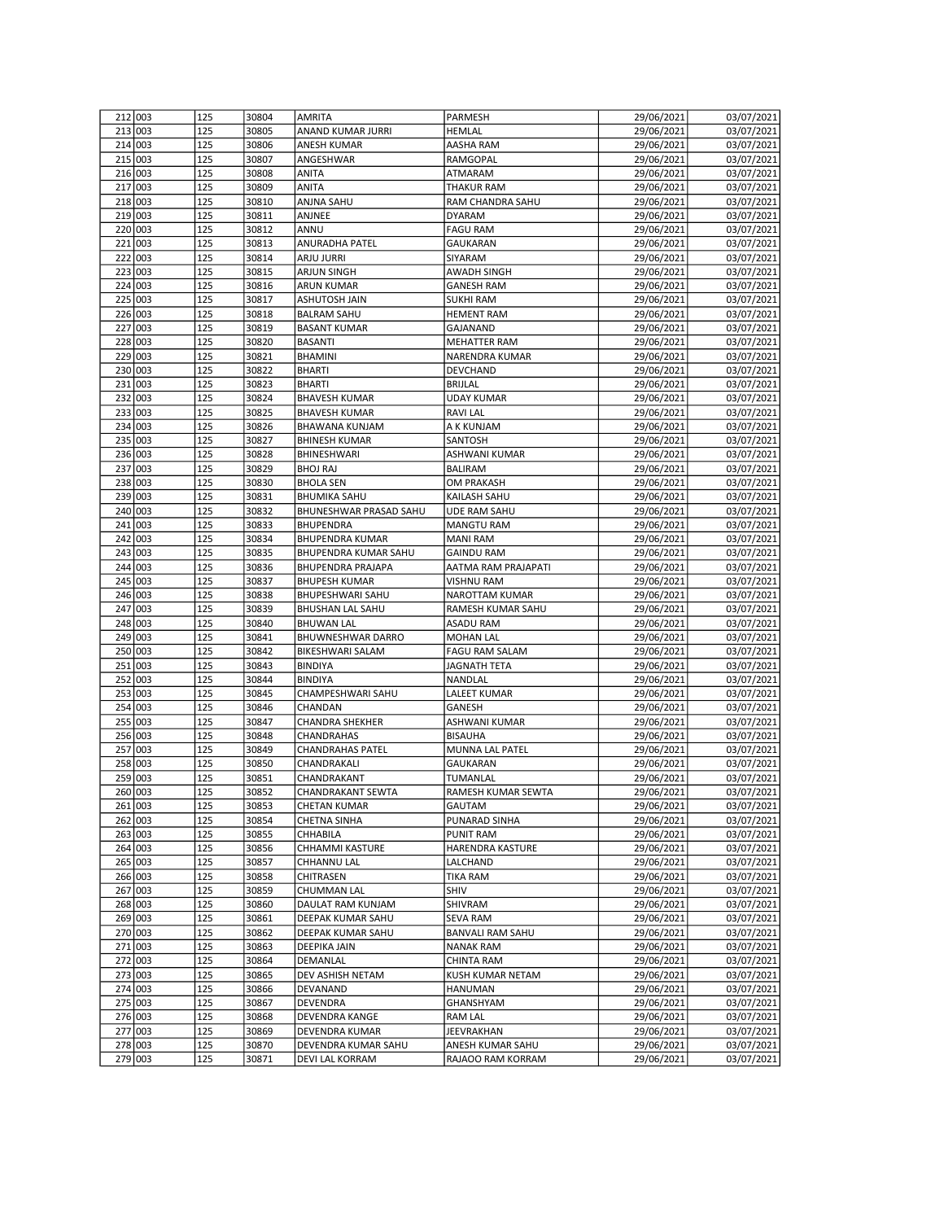| 212 | 003 | 125 | 30804 | AMRITA | PARMESH | 29/06/2021 | 03/07/2021 |
|---|---|---|---|---|---|---|---|
| 213 | 003 | 125 | 30805 | ANAND KUMAR JURRI | HEMLAL | 29/06/2021 | 03/07/2021 |
| 214 | 003 | 125 | 30806 | ANESH KUMAR | AASHA RAM | 29/06/2021 | 03/07/2021 |
| 215 | 003 | 125 | 30807 | ANGESHWAR | RAMGOPAL | 29/06/2021 | 03/07/2021 |
| 216 | 003 | 125 | 30808 | ANITA | ATMARAM | 29/06/2021 | 03/07/2021 |
| 217 | 003 | 125 | 30809 | ANITA | THAKUR RAM | 29/06/2021 | 03/07/2021 |
| 218 | 003 | 125 | 30810 | ANJNA SAHU | RAM CHANDRA SAHU | 29/06/2021 | 03/07/2021 |
| 219 | 003 | 125 | 30811 | ANJNEE | DYARAM | 29/06/2021 | 03/07/2021 |
| 220 | 003 | 125 | 30812 | ANNU | FAGU RAM | 29/06/2021 | 03/07/2021 |
| 221 | 003 | 125 | 30813 | ANURADHA PATEL | GAUKARAN | 29/06/2021 | 03/07/2021 |
| 222 | 003 | 125 | 30814 | ARJU JURRI | SIYARAM | 29/06/2021 | 03/07/2021 |
| 223 | 003 | 125 | 30815 | ARJUN SINGH | AWADH SINGH | 29/06/2021 | 03/07/2021 |
| 224 | 003 | 125 | 30816 | ARUN KUMAR | GANESH RAM | 29/06/2021 | 03/07/2021 |
| 225 | 003 | 125 | 30817 | ASHUTOSH JAIN | SUKHI RAM | 29/06/2021 | 03/07/2021 |
| 226 | 003 | 125 | 30818 | BALRAM SAHU | HEMENT RAM | 29/06/2021 | 03/07/2021 |
| 227 | 003 | 125 | 30819 | BASANT KUMAR | GAJANAND | 29/06/2021 | 03/07/2021 |
| 228 | 003 | 125 | 30820 | BASANTI | MEHATTER RAM | 29/06/2021 | 03/07/2021 |
| 229 | 003 | 125 | 30821 | BHAMINI | NARENDRA KUMAR | 29/06/2021 | 03/07/2021 |
| 230 | 003 | 125 | 30822 | BHARTI | DEVCHAND | 29/06/2021 | 03/07/2021 |
| 231 | 003 | 125 | 30823 | BHARTI | BRIJLAL | 29/06/2021 | 03/07/2021 |
| 232 | 003 | 125 | 30824 | BHAVESH KUMAR | UDAY KUMAR | 29/06/2021 | 03/07/2021 |
| 233 | 003 | 125 | 30825 | BHAVESH KUMAR | RAVI LAL | 29/06/2021 | 03/07/2021 |
| 234 | 003 | 125 | 30826 | BHAWANA KUNJAM | A K KUNJAM | 29/06/2021 | 03/07/2021 |
| 235 | 003 | 125 | 30827 | BHINESH KUMAR | SANTOSH | 29/06/2021 | 03/07/2021 |
| 236 | 003 | 125 | 30828 | BHINESHWARI | ASHWANI KUMAR | 29/06/2021 | 03/07/2021 |
| 237 | 003 | 125 | 30829 | BHOJ RAJ | BALIRAM | 29/06/2021 | 03/07/2021 |
| 238 | 003 | 125 | 30830 | BHOLA SEN | OM PRAKASH | 29/06/2021 | 03/07/2021 |
| 239 | 003 | 125 | 30831 | BHUMIKA SAHU | KAILASH SAHU | 29/06/2021 | 03/07/2021 |
| 240 | 003 | 125 | 30832 | BHUNESHWAR PRASAD SAHU | UDE RAM SAHU | 29/06/2021 | 03/07/2021 |
| 241 | 003 | 125 | 30833 | BHUPENDRA | MANGTU RAM | 29/06/2021 | 03/07/2021 |
| 242 | 003 | 125 | 30834 | BHUPENDRA KUMAR | MANI RAM | 29/06/2021 | 03/07/2021 |
| 243 | 003 | 125 | 30835 | BHUPENDRA KUMAR SAHU | GAINDU RAM | 29/06/2021 | 03/07/2021 |
| 244 | 003 | 125 | 30836 | BHUPENDRA PRAJAPA | AATMA RAM PRAJAPATI | 29/06/2021 | 03/07/2021 |
| 245 | 003 | 125 | 30837 | BHUPESH KUMAR | VISHNU RAM | 29/06/2021 | 03/07/2021 |
| 246 | 003 | 125 | 30838 | BHUPESHWARI SAHU | NAROTTAM KUMAR | 29/06/2021 | 03/07/2021 |
| 247 | 003 | 125 | 30839 | BHUSHAN LAL SAHU | RAMESH KUMAR SAHU | 29/06/2021 | 03/07/2021 |
| 248 | 003 | 125 | 30840 | BHUWAN LAL | ASADU RAM | 29/06/2021 | 03/07/2021 |
| 249 | 003 | 125 | 30841 | BHUWNESHWAR DARRO | MOHAN LAL | 29/06/2021 | 03/07/2021 |
| 250 | 003 | 125 | 30842 | BIKESHWARI SALAM | FAGU RAM SALAM | 29/06/2021 | 03/07/2021 |
| 251 | 003 | 125 | 30843 | BINDIYA | JAGNATH TETA | 29/06/2021 | 03/07/2021 |
| 252 | 003 | 125 | 30844 | BINDIYA | NANDLAL | 29/06/2021 | 03/07/2021 |
| 253 | 003 | 125 | 30845 | CHAMPESHWARI SAHU | LALEET KUMAR | 29/06/2021 | 03/07/2021 |
| 254 | 003 | 125 | 30846 | CHANDAN | GANESH | 29/06/2021 | 03/07/2021 |
| 255 | 003 | 125 | 30847 | CHANDRA SHEKHER | ASHWANI KUMAR | 29/06/2021 | 03/07/2021 |
| 256 | 003 | 125 | 30848 | CHANDRAHAS | BISAUHA | 29/06/2021 | 03/07/2021 |
| 257 | 003 | 125 | 30849 | CHANDRAHAS PATEL | MUNNA LAL PATEL | 29/06/2021 | 03/07/2021 |
| 258 | 003 | 125 | 30850 | CHANDRAKALI | GAUKARAN | 29/06/2021 | 03/07/2021 |
| 259 | 003 | 125 | 30851 | CHANDRAKANT | TUMANLAL | 29/06/2021 | 03/07/2021 |
| 260 | 003 | 125 | 30852 | CHANDRAKANT SEWTA | RAMESH KUMAR SEWTA | 29/06/2021 | 03/07/2021 |
| 261 | 003 | 125 | 30853 | CHETAN KUMAR | GAUTAM | 29/06/2021 | 03/07/2021 |
| 262 | 003 | 125 | 30854 | CHETNA SINHA | PUNARAD SINHA | 29/06/2021 | 03/07/2021 |
| 263 | 003 | 125 | 30855 | CHHABILA | PUNIT RAM | 29/06/2021 | 03/07/2021 |
| 264 | 003 | 125 | 30856 | CHHAMMI KASTURE | HARENDRA KASTURE | 29/06/2021 | 03/07/2021 |
| 265 | 003 | 125 | 30857 | CHHANNU LAL | LALCHAND | 29/06/2021 | 03/07/2021 |
| 266 | 003 | 125 | 30858 | CHITRASEN | TIKA RAM | 29/06/2021 | 03/07/2021 |
| 267 | 003 | 125 | 30859 | CHUMMAN LAL | SHIV | 29/06/2021 | 03/07/2021 |
| 268 | 003 | 125 | 30860 | DAULAT RAM KUNJAM | SHIVRAM | 29/06/2021 | 03/07/2021 |
| 269 | 003 | 125 | 30861 | DEEPAK KUMAR SAHU | SEVA RAM | 29/06/2021 | 03/07/2021 |
| 270 | 003 | 125 | 30862 | DEEPAK KUMAR SAHU | BANVALI RAM SAHU | 29/06/2021 | 03/07/2021 |
| 271 | 003 | 125 | 30863 | DEEPIKA JAIN | NANAK RAM | 29/06/2021 | 03/07/2021 |
| 272 | 003 | 125 | 30864 | DEMANLAL | CHINTA RAM | 29/06/2021 | 03/07/2021 |
| 273 | 003 | 125 | 30865 | DEV ASHISH NETAM | KUSH KUMAR NETAM | 29/06/2021 | 03/07/2021 |
| 274 | 003 | 125 | 30866 | DEVANAND | HANUMAN | 29/06/2021 | 03/07/2021 |
| 275 | 003 | 125 | 30867 | DEVENDRA | GHANSHYAM | 29/06/2021 | 03/07/2021 |
| 276 | 003 | 125 | 30868 | DEVENDRA KANGE | RAM LAL | 29/06/2021 | 03/07/2021 |
| 277 | 003 | 125 | 30869 | DEVENDRA KUMAR | JEEVRAKHAN | 29/06/2021 | 03/07/2021 |
| 278 | 003 | 125 | 30870 | DEVENDRA KUMAR SAHU | ANESH KUMAR SAHU | 29/06/2021 | 03/07/2021 |
| 279 | 003 | 125 | 30871 | DEVI LAL KORRAM | RAJAOO RAM KORRAM | 29/06/2021 | 03/07/2021 |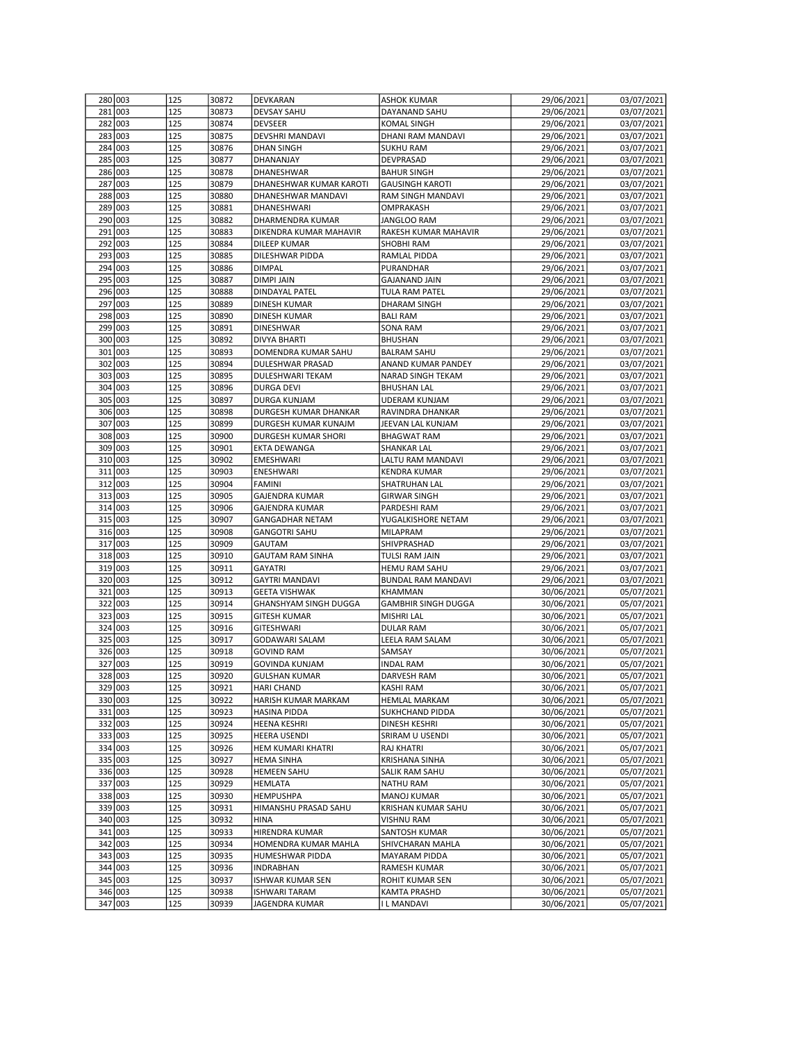| | | | | | | | |
|---|---|---|---|---|---|---|---|
| 280 | 003 | 125 | 30872 | DEVKARAN | ASHOK KUMAR | 29/06/2021 | 03/07/2021 |
| 281 | 003 | 125 | 30873 | DEVSAY SAHU | DAYANAND SAHU | 29/06/2021 | 03/07/2021 |
| 282 | 003 | 125 | 30874 | DEVSEER | KOMAL SINGH | 29/06/2021 | 03/07/2021 |
| 283 | 003 | 125 | 30875 | DEVSHRI MANDAVI | DHANI RAM MANDAVI | 29/06/2021 | 03/07/2021 |
| 284 | 003 | 125 | 30876 | DHAN SINGH | SUKHU RAM | 29/06/2021 | 03/07/2021 |
| 285 | 003 | 125 | 30877 | DHANANJAY | DEVPRASAD | 29/06/2021 | 03/07/2021 |
| 286 | 003 | 125 | 30878 | DHANESHWAR | BAHUR SINGH | 29/06/2021 | 03/07/2021 |
| 287 | 003 | 125 | 30879 | DHANESHWAR KUMAR KAROTI | GAUSINGH KAROTI | 29/06/2021 | 03/07/2021 |
| 288 | 003 | 125 | 30880 | DHANESHWAR MANDAVI | RAM SINGH MANDAVI | 29/06/2021 | 03/07/2021 |
| 289 | 003 | 125 | 30881 | DHANESHWARI | OMPRAKASH | 29/06/2021 | 03/07/2021 |
| 290 | 003 | 125 | 30882 | DHARMENDRA KUMAR | JANGLOO RAM | 29/06/2021 | 03/07/2021 |
| 291 | 003 | 125 | 30883 | DIKENDRA KUMAR MAHAVIR | RAKESH KUMAR MAHAVIR | 29/06/2021 | 03/07/2021 |
| 292 | 003 | 125 | 30884 | DILEEP KUMAR | SHOBHI RAM | 29/06/2021 | 03/07/2021 |
| 293 | 003 | 125 | 30885 | DILESHWAR PIDDA | RAMLAL PIDDA | 29/06/2021 | 03/07/2021 |
| 294 | 003 | 125 | 30886 | DIMPAL | PURANDHAR | 29/06/2021 | 03/07/2021 |
| 295 | 003 | 125 | 30887 | DIMPI JAIN | GAJANAND JAIN | 29/06/2021 | 03/07/2021 |
| 296 | 003 | 125 | 30888 | DINDAYAL PATEL | TULA RAM PATEL | 29/06/2021 | 03/07/2021 |
| 297 | 003 | 125 | 30889 | DINESH KUMAR | DHARAM SINGH | 29/06/2021 | 03/07/2021 |
| 298 | 003 | 125 | 30890 | DINESH KUMAR | BALI RAM | 29/06/2021 | 03/07/2021 |
| 299 | 003 | 125 | 30891 | DINESHWAR | SONA RAM | 29/06/2021 | 03/07/2021 |
| 300 | 003 | 125 | 30892 | DIVYA BHARTI | BHUSHAN | 29/06/2021 | 03/07/2021 |
| 301 | 003 | 125 | 30893 | DOMENDRA KUMAR SAHU | BALRAM SAHU | 29/06/2021 | 03/07/2021 |
| 302 | 003 | 125 | 30894 | DULESHWAR PRASAD | ANAND KUMAR PANDEY | 29/06/2021 | 03/07/2021 |
| 303 | 003 | 125 | 30895 | DULESHWARI TEKAM | NARAD SINGH TEKAM | 29/06/2021 | 03/07/2021 |
| 304 | 003 | 125 | 30896 | DURGA DEVI | BHUSHAN LAL | 29/06/2021 | 03/07/2021 |
| 305 | 003 | 125 | 30897 | DURGA KUNJAM | UDERAM KUNJAM | 29/06/2021 | 03/07/2021 |
| 306 | 003 | 125 | 30898 | DURGESH KUMAR DHANKAR | RAVINDRA DHANKAR | 29/06/2021 | 03/07/2021 |
| 307 | 003 | 125 | 30899 | DURGESH KUMAR KUNAJM | JEEVAN LAL KUNJAM | 29/06/2021 | 03/07/2021 |
| 308 | 003 | 125 | 30900 | DURGESH KUMAR SHORI | BHAGWAT RAM | 29/06/2021 | 03/07/2021 |
| 309 | 003 | 125 | 30901 | EKTA DEWANGA | SHANKAR LAL | 29/06/2021 | 03/07/2021 |
| 310 | 003 | 125 | 30902 | EMESHWARI | LALTU RAM MANDAVI | 29/06/2021 | 03/07/2021 |
| 311 | 003 | 125 | 30903 | ENESHWARI | KENDRA KUMAR | 29/06/2021 | 03/07/2021 |
| 312 | 003 | 125 | 30904 | FAMINI | SHATRUHAN LAL | 29/06/2021 | 03/07/2021 |
| 313 | 003 | 125 | 30905 | GAJENDRA KUMAR | GIRWAR SINGH | 29/06/2021 | 03/07/2021 |
| 314 | 003 | 125 | 30906 | GAJENDRA KUMAR | PARDESHI RAM | 29/06/2021 | 03/07/2021 |
| 315 | 003 | 125 | 30907 | GANGADHAR NETAM | YUGALKISHORE NETAM | 29/06/2021 | 03/07/2021 |
| 316 | 003 | 125 | 30908 | GANGOTRI SAHU | MILAPRAM | 29/06/2021 | 03/07/2021 |
| 317 | 003 | 125 | 30909 | GAUTAM | SHIVPRASHAD | 29/06/2021 | 03/07/2021 |
| 318 | 003 | 125 | 30910 | GAUTAM RAM SINHA | TULSI RAM JAIN | 29/06/2021 | 03/07/2021 |
| 319 | 003 | 125 | 30911 | GAYATRI | HEMU RAM SAHU | 29/06/2021 | 03/07/2021 |
| 320 | 003 | 125 | 30912 | GAYTRI MANDAVI | BUNDAL RAM MANDAVI | 29/06/2021 | 03/07/2021 |
| 321 | 003 | 125 | 30913 | GEETA VISHWAK | KHAMMAN | 30/06/2021 | 05/07/2021 |
| 322 | 003 | 125 | 30914 | GHANSHYAM SINGH DUGGA | GAMBHIR SINGH DUGGA | 30/06/2021 | 05/07/2021 |
| 323 | 003 | 125 | 30915 | GITESH KUMAR | MISHRI LAL | 30/06/2021 | 05/07/2021 |
| 324 | 003 | 125 | 30916 | GITESHWARI | DULAR RAM | 30/06/2021 | 05/07/2021 |
| 325 | 003 | 125 | 30917 | GODAWARI SALAM | LEELA RAM SALAM | 30/06/2021 | 05/07/2021 |
| 326 | 003 | 125 | 30918 | GOVIND RAM | SAMSAY | 30/06/2021 | 05/07/2021 |
| 327 | 003 | 125 | 30919 | GOVINDA KUNJAM | INDAL RAM | 30/06/2021 | 05/07/2021 |
| 328 | 003 | 125 | 30920 | GULSHAN KUMAR | DARVESH RAM | 30/06/2021 | 05/07/2021 |
| 329 | 003 | 125 | 30921 | HARI CHAND | KASHI RAM | 30/06/2021 | 05/07/2021 |
| 330 | 003 | 125 | 30922 | HARISH KUMAR MARKAM | HEMLAL MARKAM | 30/06/2021 | 05/07/2021 |
| 331 | 003 | 125 | 30923 | HASINA PIDDA | SUKHCHAND PIDDA | 30/06/2021 | 05/07/2021 |
| 332 | 003 | 125 | 30924 | HEENA KESHRI | DINESH KESHRI | 30/06/2021 | 05/07/2021 |
| 333 | 003 | 125 | 30925 | HEERA USENDI | SRIRAM U USENDI | 30/06/2021 | 05/07/2021 |
| 334 | 003 | 125 | 30926 | HEM KUMARI KHATRI | RAJ KHATRI | 30/06/2021 | 05/07/2021 |
| 335 | 003 | 125 | 30927 | HEMA SINHA | KRISHANA SINHA | 30/06/2021 | 05/07/2021 |
| 336 | 003 | 125 | 30928 | HEMEEN SAHU | SALIK RAM SAHU | 30/06/2021 | 05/07/2021 |
| 337 | 003 | 125 | 30929 | HEMLATA | NATHU RAM | 30/06/2021 | 05/07/2021 |
| 338 | 003 | 125 | 30930 | HEMPUSHPA | MANOJ KUMAR | 30/06/2021 | 05/07/2021 |
| 339 | 003 | 125 | 30931 | HIMANSHU PRASAD SAHU | KRISHAN KUMAR SAHU | 30/06/2021 | 05/07/2021 |
| 340 | 003 | 125 | 30932 | HINA | VISHNU RAM | 30/06/2021 | 05/07/2021 |
| 341 | 003 | 125 | 30933 | HIRENDRA KUMAR | SANTOSH KUMAR | 30/06/2021 | 05/07/2021 |
| 342 | 003 | 125 | 30934 | HOMENDRA KUMAR MAHLA | SHIVCHARAN MAHLA | 30/06/2021 | 05/07/2021 |
| 343 | 003 | 125 | 30935 | HUMESHWAR PIDDA | MAYARAM PIDDA | 30/06/2021 | 05/07/2021 |
| 344 | 003 | 125 | 30936 | INDRABHAN | RAMESH KUMAR | 30/06/2021 | 05/07/2021 |
| 345 | 003 | 125 | 30937 | ISHWAR KUMAR SEN | ROHIT KUMAR SEN | 30/06/2021 | 05/07/2021 |
| 346 | 003 | 125 | 30938 | ISHWARI TARAM | KAMTA PRASHD | 30/06/2021 | 05/07/2021 |
| 347 | 003 | 125 | 30939 | JAGENDRA KUMAR | I L MANDAVI | 30/06/2021 | 05/07/2021 |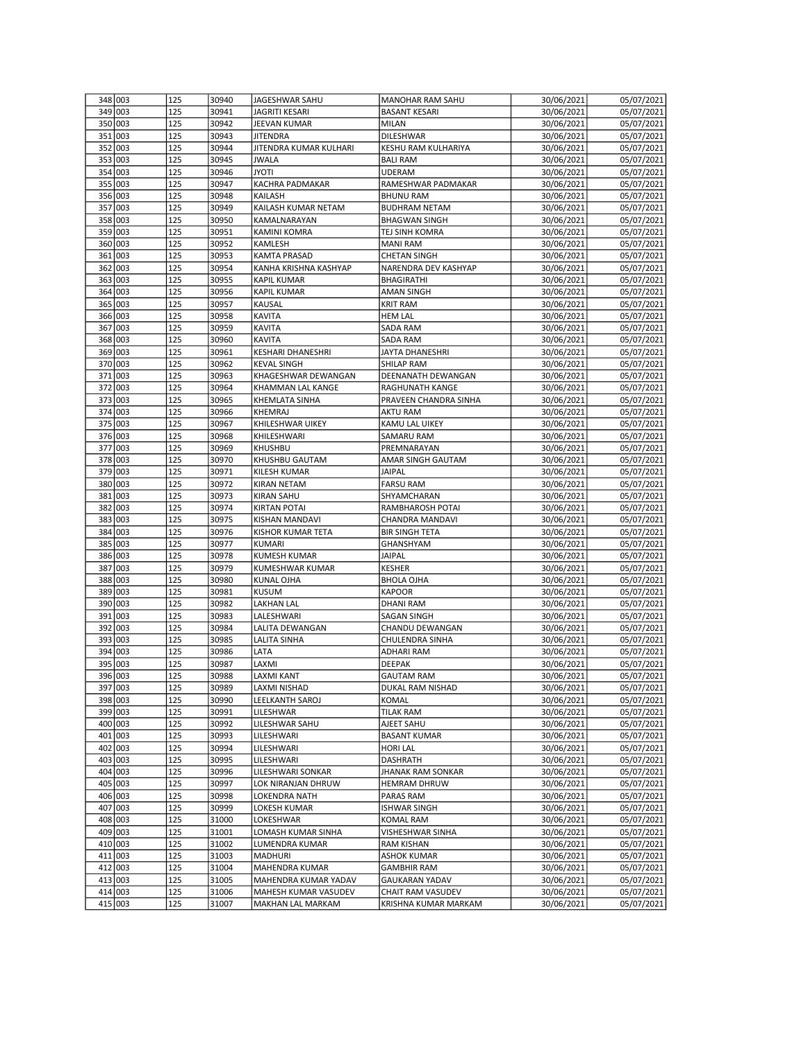| | | | | | | | |
|---|---|---|---|---|---|---|---|
| 348 | 003 | 125 | 30940 | JAGESHWAR SAHU | MANOHAR RAM SAHU | 30/06/2021 | 05/07/2021 |
| 349 | 003 | 125 | 30941 | JAGRITI KESARI | BASANT KESARI | 30/06/2021 | 05/07/2021 |
| 350 | 003 | 125 | 30942 | JEEVAN KUMAR | MILAN | 30/06/2021 | 05/07/2021 |
| 351 | 003 | 125 | 30943 | JITENDRA | DILESHWAR | 30/06/2021 | 05/07/2021 |
| 352 | 003 | 125 | 30944 | JITENDRA KUMAR KULHARI | KESHU RAM KULHARIYA | 30/06/2021 | 05/07/2021 |
| 353 | 003 | 125 | 30945 | JWALA | BALI RAM | 30/06/2021 | 05/07/2021 |
| 354 | 003 | 125 | 30946 | JYOTI | UDERAM | 30/06/2021 | 05/07/2021 |
| 355 | 003 | 125 | 30947 | KACHRA PADMAKAR | RAMESHWAR PADMAKAR | 30/06/2021 | 05/07/2021 |
| 356 | 003 | 125 | 30948 | KAILASH | BHUNU RAM | 30/06/2021 | 05/07/2021 |
| 357 | 003 | 125 | 30949 | KAILASH KUMAR NETAM | BUDHRAM NETAM | 30/06/2021 | 05/07/2021 |
| 358 | 003 | 125 | 30950 | KAMALNARAYAN | BHAGWAN SINGH | 30/06/2021 | 05/07/2021 |
| 359 | 003 | 125 | 30951 | KAMINI KOMRA | TEJ SINH KOMRA | 30/06/2021 | 05/07/2021 |
| 360 | 003 | 125 | 30952 | KAMLESH | MANI RAM | 30/06/2021 | 05/07/2021 |
| 361 | 003 | 125 | 30953 | KAMTA PRASAD | CHETAN SINGH | 30/06/2021 | 05/07/2021 |
| 362 | 003 | 125 | 30954 | KANHA KRISHNA KASHYAP | NARENDRA DEV KASHYAP | 30/06/2021 | 05/07/2021 |
| 363 | 003 | 125 | 30955 | KAPIL KUMAR | BHAGIRATHI | 30/06/2021 | 05/07/2021 |
| 364 | 003 | 125 | 30956 | KAPIL KUMAR | AMAN SINGH | 30/06/2021 | 05/07/2021 |
| 365 | 003 | 125 | 30957 | KAUSAL | KRIT RAM | 30/06/2021 | 05/07/2021 |
| 366 | 003 | 125 | 30958 | KAVITA | HEM LAL | 30/06/2021 | 05/07/2021 |
| 367 | 003 | 125 | 30959 | KAVITA | SADA RAM | 30/06/2021 | 05/07/2021 |
| 368 | 003 | 125 | 30960 | KAVITA | SADA RAM | 30/06/2021 | 05/07/2021 |
| 369 | 003 | 125 | 30961 | KESHARI DHANESHRI | JAYTA DHANESHRI | 30/06/2021 | 05/07/2021 |
| 370 | 003 | 125 | 30962 | KEVAL SINGH | SHILAP RAM | 30/06/2021 | 05/07/2021 |
| 371 | 003 | 125 | 30963 | KHAGESHWAR DEWANGAN | DEENANATH DEWANGAN | 30/06/2021 | 05/07/2021 |
| 372 | 003 | 125 | 30964 | KHAMMAN LAL KANGE | RAGHUNATH KANGE | 30/06/2021 | 05/07/2021 |
| 373 | 003 | 125 | 30965 | KHEMLATA SINHA | PRAVEEN CHANDRA SINHA | 30/06/2021 | 05/07/2021 |
| 374 | 003 | 125 | 30966 | KHEMRAJ | AKTU RAM | 30/06/2021 | 05/07/2021 |
| 375 | 003 | 125 | 30967 | KHILESHWAR UIKEY | KAMU LAL UIKEY | 30/06/2021 | 05/07/2021 |
| 376 | 003 | 125 | 30968 | KHILESHWARI | SAMARU RAM | 30/06/2021 | 05/07/2021 |
| 377 | 003 | 125 | 30969 | KHUSHBU | PREMNARAYAN | 30/06/2021 | 05/07/2021 |
| 378 | 003 | 125 | 30970 | KHUSHBU GAUTAM | AMAR SINGH GAUTAM | 30/06/2021 | 05/07/2021 |
| 379 | 003 | 125 | 30971 | KILESH KUMAR | JAIPAL | 30/06/2021 | 05/07/2021 |
| 380 | 003 | 125 | 30972 | KIRAN NETAM | FARSU RAM | 30/06/2021 | 05/07/2021 |
| 381 | 003 | 125 | 30973 | KIRAN SAHU | SHYAMCHARAN | 30/06/2021 | 05/07/2021 |
| 382 | 003 | 125 | 30974 | KIRTAN POTAI | RAMBHAROSH POTAI | 30/06/2021 | 05/07/2021 |
| 383 | 003 | 125 | 30975 | KISHAN MANDAVI | CHANDRA MANDAVI | 30/06/2021 | 05/07/2021 |
| 384 | 003 | 125 | 30976 | KISHOR KUMAR TETA | BIR SINGH TETA | 30/06/2021 | 05/07/2021 |
| 385 | 003 | 125 | 30977 | KUMARI | GHANSHYAM | 30/06/2021 | 05/07/2021 |
| 386 | 003 | 125 | 30978 | KUMESH KUMAR | JAIPAL | 30/06/2021 | 05/07/2021 |
| 387 | 003 | 125 | 30979 | KUMESHWAR KUMAR | KESHER | 30/06/2021 | 05/07/2021 |
| 388 | 003 | 125 | 30980 | KUNAL OJHA | BHOLA OJHA | 30/06/2021 | 05/07/2021 |
| 389 | 003 | 125 | 30981 | KUSUM | KAPOOR | 30/06/2021 | 05/07/2021 |
| 390 | 003 | 125 | 30982 | LAKHAN LAL | DHANI RAM | 30/06/2021 | 05/07/2021 |
| 391 | 003 | 125 | 30983 | LALESHWARI | SAGAN SINGH | 30/06/2021 | 05/07/2021 |
| 392 | 003 | 125 | 30984 | LALITA DEWANGAN | CHANDU DEWANGAN | 30/06/2021 | 05/07/2021 |
| 393 | 003 | 125 | 30985 | LALITA SINHA | CHULENDRA SINHA | 30/06/2021 | 05/07/2021 |
| 394 | 003 | 125 | 30986 | LATA | ADHARI RAM | 30/06/2021 | 05/07/2021 |
| 395 | 003 | 125 | 30987 | LAXMI | DEEPAK | 30/06/2021 | 05/07/2021 |
| 396 | 003 | 125 | 30988 | LAXMI KANT | GAUTAM RAM | 30/06/2021 | 05/07/2021 |
| 397 | 003 | 125 | 30989 | LAXMI NISHAD | DUKAL RAM NISHAD | 30/06/2021 | 05/07/2021 |
| 398 | 003 | 125 | 30990 | LEELKANTH SAROJ | KOMAL | 30/06/2021 | 05/07/2021 |
| 399 | 003 | 125 | 30991 | LILESHWAR | TILAK RAM | 30/06/2021 | 05/07/2021 |
| 400 | 003 | 125 | 30992 | LILESHWAR SAHU | AJEET SAHU | 30/06/2021 | 05/07/2021 |
| 401 | 003 | 125 | 30993 | LILESHWARI | BASANT KUMAR | 30/06/2021 | 05/07/2021 |
| 402 | 003 | 125 | 30994 | LILESHWARI | HORI LAL | 30/06/2021 | 05/07/2021 |
| 403 | 003 | 125 | 30995 | LILESHWARI | DASHRATH | 30/06/2021 | 05/07/2021 |
| 404 | 003 | 125 | 30996 | LILESHWARI SONKAR | JHANAK RAM SONKAR | 30/06/2021 | 05/07/2021 |
| 405 | 003 | 125 | 30997 | LOK NIRANJAN DHRUW | HEMRAM DHRUW | 30/06/2021 | 05/07/2021 |
| 406 | 003 | 125 | 30998 | LOKENDRA NATH | PARAS RAM | 30/06/2021 | 05/07/2021 |
| 407 | 003 | 125 | 30999 | LOKESH KUMAR | ISHWAR SINGH | 30/06/2021 | 05/07/2021 |
| 408 | 003 | 125 | 31000 | LOKESHWAR | KOMAL RAM | 30/06/2021 | 05/07/2021 |
| 409 | 003 | 125 | 31001 | LOMASH KUMAR SINHA | VISHESHWAR SINHA | 30/06/2021 | 05/07/2021 |
| 410 | 003 | 125 | 31002 | LUMENDRA KUMAR | RAM KISHAN | 30/06/2021 | 05/07/2021 |
| 411 | 003 | 125 | 31003 | MADHURI | ASHOK KUMAR | 30/06/2021 | 05/07/2021 |
| 412 | 003 | 125 | 31004 | MAHENDRA KUMAR | GAMBHIR RAM | 30/06/2021 | 05/07/2021 |
| 413 | 003 | 125 | 31005 | MAHENDRA KUMAR YADAV | GAUKARAN YADAV | 30/06/2021 | 05/07/2021 |
| 414 | 003 | 125 | 31006 | MAHESH KUMAR VASUDEV | CHAIT RAM VASUDEV | 30/06/2021 | 05/07/2021 |
| 415 | 003 | 125 | 31007 | MAKHAN LAL MARKAM | KRISHNA KUMAR MARKAM | 30/06/2021 | 05/07/2021 |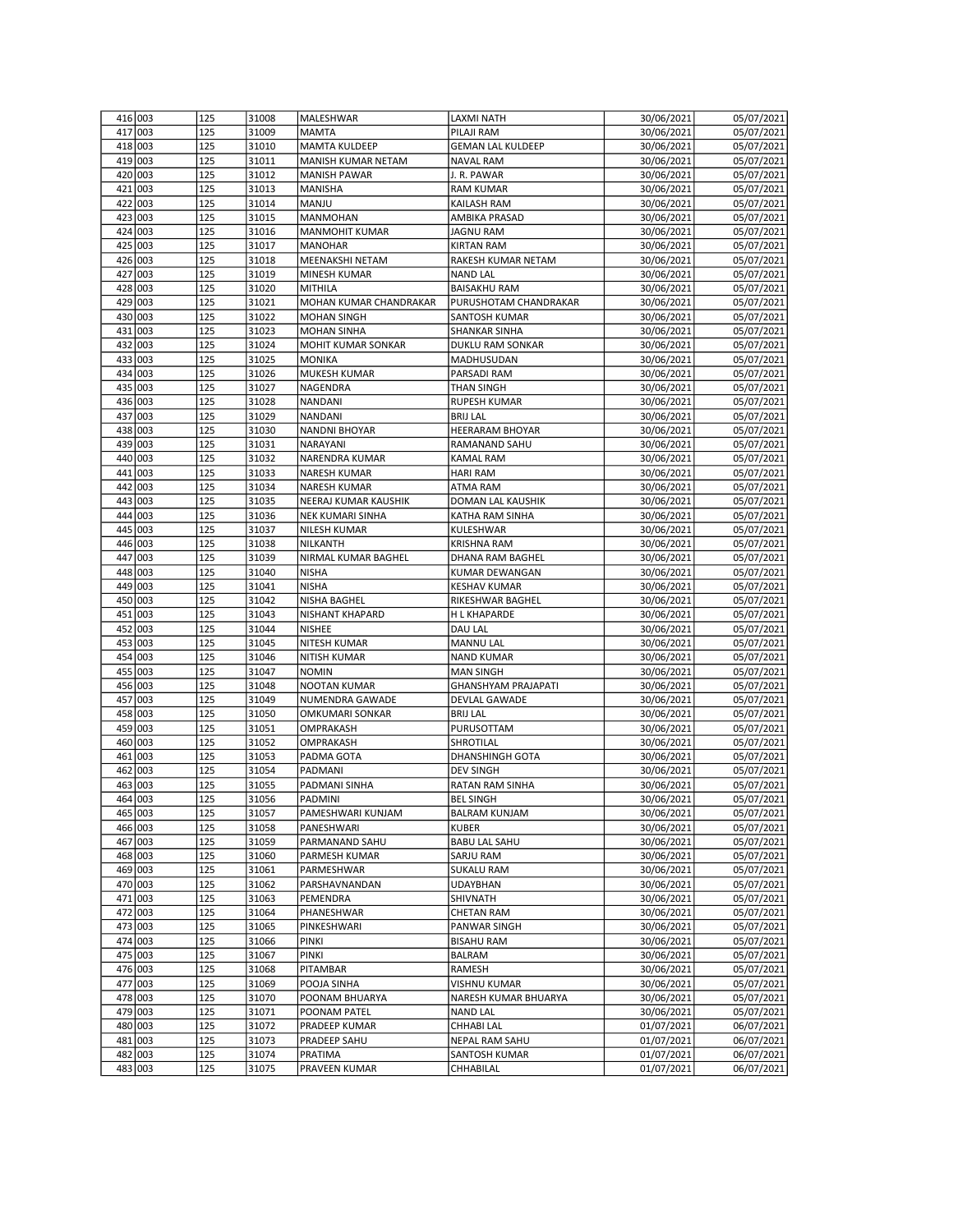| | | | | | | | |
|---|---|---|---|---|---|---|---|
| 416 | 003 | 125 | 31008 | MALESHWAR | LAXMI NATH | 30/06/2021 | 05/07/2021 |
| 417 | 003 | 125 | 31009 | MAMTA | PILAJI RAM | 30/06/2021 | 05/07/2021 |
| 418 | 003 | 125 | 31010 | MAMTA KULDEEP | GEMAN LAL KULDEEP | 30/06/2021 | 05/07/2021 |
| 419 | 003 | 125 | 31011 | MANISH KUMAR NETAM | NAVAL RAM | 30/06/2021 | 05/07/2021 |
| 420 | 003 | 125 | 31012 | MANISH PAWAR | J. R. PAWAR | 30/06/2021 | 05/07/2021 |
| 421 | 003 | 125 | 31013 | MANISHA | RAM KUMAR | 30/06/2021 | 05/07/2021 |
| 422 | 003 | 125 | 31014 | MANJU | KAILASH RAM | 30/06/2021 | 05/07/2021 |
| 423 | 003 | 125 | 31015 | MANMOHAN | AMBIKA PRASAD | 30/06/2021 | 05/07/2021 |
| 424 | 003 | 125 | 31016 | MANMOHIT KUMAR | JAGNU RAM | 30/06/2021 | 05/07/2021 |
| 425 | 003 | 125 | 31017 | MANOHAR | KIRTAN RAM | 30/06/2021 | 05/07/2021 |
| 426 | 003 | 125 | 31018 | MEENAKSHI NETAM | RAKESH KUMAR NETAM | 30/06/2021 | 05/07/2021 |
| 427 | 003 | 125 | 31019 | MINESH KUMAR | NAND LAL | 30/06/2021 | 05/07/2021 |
| 428 | 003 | 125 | 31020 | MITHILA | BAISAKHU RAM | 30/06/2021 | 05/07/2021 |
| 429 | 003 | 125 | 31021 | MOHAN KUMAR CHANDRAKAR | PURUSHOTAM CHANDRAKAR | 30/06/2021 | 05/07/2021 |
| 430 | 003 | 125 | 31022 | MOHAN SINGH | SANTOSH KUMAR | 30/06/2021 | 05/07/2021 |
| 431 | 003 | 125 | 31023 | MOHAN SINHA | SHANKAR SINHA | 30/06/2021 | 05/07/2021 |
| 432 | 003 | 125 | 31024 | MOHIT KUMAR SONKAR | DUKLU RAM SONKAR | 30/06/2021 | 05/07/2021 |
| 433 | 003 | 125 | 31025 | MONIKA | MADHUSUDAN | 30/06/2021 | 05/07/2021 |
| 434 | 003 | 125 | 31026 | MUKESH KUMAR | PARSADI RAM | 30/06/2021 | 05/07/2021 |
| 435 | 003 | 125 | 31027 | NAGENDRA | THAN SINGH | 30/06/2021 | 05/07/2021 |
| 436 | 003 | 125 | 31028 | NANDANI | RUPESH KUMAR | 30/06/2021 | 05/07/2021 |
| 437 | 003 | 125 | 31029 | NANDANI | BRIJ LAL | 30/06/2021 | 05/07/2021 |
| 438 | 003 | 125 | 31030 | NANDNI BHOYAR | HEERARAM BHOYAR | 30/06/2021 | 05/07/2021 |
| 439 | 003 | 125 | 31031 | NARAYANI | RAMANAND SAHU | 30/06/2021 | 05/07/2021 |
| 440 | 003 | 125 | 31032 | NARENDRA KUMAR | KAMAL RAM | 30/06/2021 | 05/07/2021 |
| 441 | 003 | 125 | 31033 | NARESH KUMAR | HARI RAM | 30/06/2021 | 05/07/2021 |
| 442 | 003 | 125 | 31034 | NARESH KUMAR | ATMA RAM | 30/06/2021 | 05/07/2021 |
| 443 | 003 | 125 | 31035 | NEERAJ KUMAR KAUSHIK | DOMAN LAL KAUSHIK | 30/06/2021 | 05/07/2021 |
| 444 | 003 | 125 | 31036 | NEK KUMARI SINHA | KATHA RAM SINHA | 30/06/2021 | 05/07/2021 |
| 445 | 003 | 125 | 31037 | NILESH KUMAR | KULESHWAR | 30/06/2021 | 05/07/2021 |
| 446 | 003 | 125 | 31038 | NILKANTH | KRISHNA RAM | 30/06/2021 | 05/07/2021 |
| 447 | 003 | 125 | 31039 | NIRMAL KUMAR BAGHEL | DHANA RAM BAGHEL | 30/06/2021 | 05/07/2021 |
| 448 | 003 | 125 | 31040 | NISHA | KUMAR DEWANGAN | 30/06/2021 | 05/07/2021 |
| 449 | 003 | 125 | 31041 | NISHA | KESHAV KUMAR | 30/06/2021 | 05/07/2021 |
| 450 | 003 | 125 | 31042 | NISHA BAGHEL | RIKESHWAR BAGHEL | 30/06/2021 | 05/07/2021 |
| 451 | 003 | 125 | 31043 | NISHANT KHAPARD | H L KHAPARDE | 30/06/2021 | 05/07/2021 |
| 452 | 003 | 125 | 31044 | NISHEE | DAU LAL | 30/06/2021 | 05/07/2021 |
| 453 | 003 | 125 | 31045 | NITESH KUMAR | MANNU LAL | 30/06/2021 | 05/07/2021 |
| 454 | 003 | 125 | 31046 | NITISH KUMAR | NAND KUMAR | 30/06/2021 | 05/07/2021 |
| 455 | 003 | 125 | 31047 | NOMIN | MAN SINGH | 30/06/2021 | 05/07/2021 |
| 456 | 003 | 125 | 31048 | NOOTAN KUMAR | GHANSHYAM PRAJAPATI | 30/06/2021 | 05/07/2021 |
| 457 | 003 | 125 | 31049 | NUMENDRA GAWADE | DEVLAL GAWADE | 30/06/2021 | 05/07/2021 |
| 458 | 003 | 125 | 31050 | OMKUMARI SONKAR | BRIJ LAL | 30/06/2021 | 05/07/2021 |
| 459 | 003 | 125 | 31051 | OMPRAKASH | PURUSOTTAM | 30/06/2021 | 05/07/2021 |
| 460 | 003 | 125 | 31052 | OMPRAKASH | SHROTILAL | 30/06/2021 | 05/07/2021 |
| 461 | 003 | 125 | 31053 | PADMA GOTA | DHANSHINGH GOTA | 30/06/2021 | 05/07/2021 |
| 462 | 003 | 125 | 31054 | PADMANI | DEV SINGH | 30/06/2021 | 05/07/2021 |
| 463 | 003 | 125 | 31055 | PADMANI SINHA | RATAN RAM SINHA | 30/06/2021 | 05/07/2021 |
| 464 | 003 | 125 | 31056 | PADMINI | BEL SINGH | 30/06/2021 | 05/07/2021 |
| 465 | 003 | 125 | 31057 | PAMESHWARI KUNJAM | BALRAM KUNJAM | 30/06/2021 | 05/07/2021 |
| 466 | 003 | 125 | 31058 | PANESHWARI | KUBER | 30/06/2021 | 05/07/2021 |
| 467 | 003 | 125 | 31059 | PARMANAND SAHU | BABU LAL SAHU | 30/06/2021 | 05/07/2021 |
| 468 | 003 | 125 | 31060 | PARMESH KUMAR | SARJU RAM | 30/06/2021 | 05/07/2021 |
| 469 | 003 | 125 | 31061 | PARMESHWAR | SUKALU RAM | 30/06/2021 | 05/07/2021 |
| 470 | 003 | 125 | 31062 | PARSHAVNANDAN | UDAYBHAN | 30/06/2021 | 05/07/2021 |
| 471 | 003 | 125 | 31063 | PEMENDRA | SHIVNATH | 30/06/2021 | 05/07/2021 |
| 472 | 003 | 125 | 31064 | PHANESHWAR | CHETAN RAM | 30/06/2021 | 05/07/2021 |
| 473 | 003 | 125 | 31065 | PINKESHWARI | PANWAR SINGH | 30/06/2021 | 05/07/2021 |
| 474 | 003 | 125 | 31066 | PINKI | BISAHU RAM | 30/06/2021 | 05/07/2021 |
| 475 | 003 | 125 | 31067 | PINKI | BALRAM | 30/06/2021 | 05/07/2021 |
| 476 | 003 | 125 | 31068 | PITAMBAR | RAMESH | 30/06/2021 | 05/07/2021 |
| 477 | 003 | 125 | 31069 | POOJA SINHA | VISHNU KUMAR | 30/06/2021 | 05/07/2021 |
| 478 | 003 | 125 | 31070 | POONAM BHUARYA | NARESH KUMAR BHUARYA | 30/06/2021 | 05/07/2021 |
| 479 | 003 | 125 | 31071 | POONAM PATEL | NAND LAL | 30/06/2021 | 05/07/2021 |
| 480 | 003 | 125 | 31072 | PRADEEP KUMAR | CHHABI LAL | 01/07/2021 | 06/07/2021 |
| 481 | 003 | 125 | 31073 | PRADEEP SAHU | NEPAL RAM SAHU | 01/07/2021 | 06/07/2021 |
| 482 | 003 | 125 | 31074 | PRATIMA | SANTOSH KUMAR | 01/07/2021 | 06/07/2021 |
| 483 | 003 | 125 | 31075 | PRAVEEN KUMAR | CHHABILAL | 01/07/2021 | 06/07/2021 |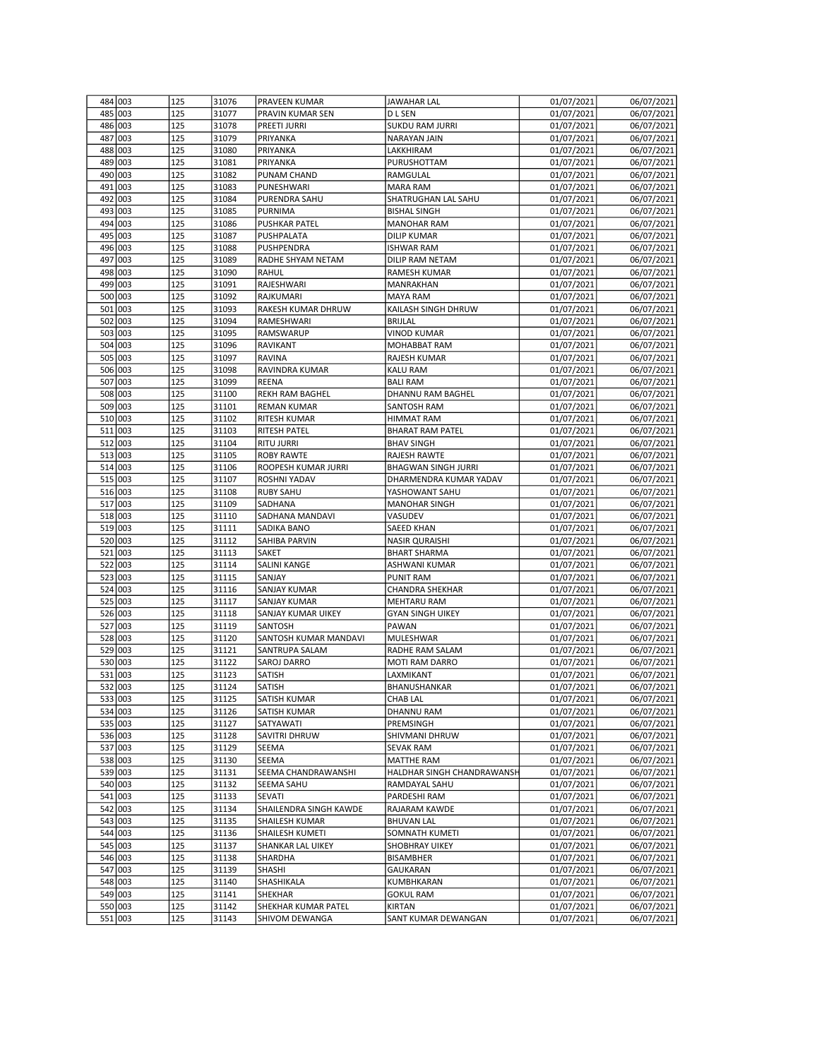| 484 | 003 | 125 | 31076 | PRAVEEN KUMAR | JAWAHAR LAL | 01/07/2021 | 06/07/2021 |
|---|---|---|---|---|---|---|---|
| 485 | 003 | 125 | 31077 | PRAVIN KUMAR SEN | D L SEN | 01/07/2021 | 06/07/2021 |
| 486 | 003 | 125 | 31078 | PREETI JURRI | SUKDU RAM JURRI | 01/07/2021 | 06/07/2021 |
| 487 | 003 | 125 | 31079 | PRIYANKA | NARAYAN JAIN | 01/07/2021 | 06/07/2021 |
| 488 | 003 | 125 | 31080 | PRIYANKA | LAKKHIRAM | 01/07/2021 | 06/07/2021 |
| 489 | 003 | 125 | 31081 | PRIYANKA | PURUSHOTTAM | 01/07/2021 | 06/07/2021 |
| 490 | 003 | 125 | 31082 | PUNAM CHAND | RAMGULAL | 01/07/2021 | 06/07/2021 |
| 491 | 003 | 125 | 31083 | PUNESHWARI | MARA RAM | 01/07/2021 | 06/07/2021 |
| 492 | 003 | 125 | 31084 | PURENDRA SAHU | SHATRUGHAN LAL SAHU | 01/07/2021 | 06/07/2021 |
| 493 | 003 | 125 | 31085 | PURNIMA | BISHAL SINGH | 01/07/2021 | 06/07/2021 |
| 494 | 003 | 125 | 31086 | PUSHKAR PATEL | MANOHAR RAM | 01/07/2021 | 06/07/2021 |
| 495 | 003 | 125 | 31087 | PUSHPALATA | DILIP KUMAR | 01/07/2021 | 06/07/2021 |
| 496 | 003 | 125 | 31088 | PUSHPENDRA | ISHWAR RAM | 01/07/2021 | 06/07/2021 |
| 497 | 003 | 125 | 31089 | RADHE SHYAM NETAM | DILIP RAM NETAM | 01/07/2021 | 06/07/2021 |
| 498 | 003 | 125 | 31090 | RAHUL | RAMESH KUMAR | 01/07/2021 | 06/07/2021 |
| 499 | 003 | 125 | 31091 | RAJESHWARI | MANRAKHAN | 01/07/2021 | 06/07/2021 |
| 500 | 003 | 125 | 31092 | RAJKUMARI | MAYA RAM | 01/07/2021 | 06/07/2021 |
| 501 | 003 | 125 | 31093 | RAKESH KUMAR DHRUW | KAILASH SINGH DHRUW | 01/07/2021 | 06/07/2021 |
| 502 | 003 | 125 | 31094 | RAMESHWARI | BRIJLAL | 01/07/2021 | 06/07/2021 |
| 503 | 003 | 125 | 31095 | RAMSWARUP | VINOD KUMAR | 01/07/2021 | 06/07/2021 |
| 504 | 003 | 125 | 31096 | RAVIKANT | MOHABBAT RAM | 01/07/2021 | 06/07/2021 |
| 505 | 003 | 125 | 31097 | RAVINA | RAJESH KUMAR | 01/07/2021 | 06/07/2021 |
| 506 | 003 | 125 | 31098 | RAVINDRA KUMAR | KALU RAM | 01/07/2021 | 06/07/2021 |
| 507 | 003 | 125 | 31099 | REENA | BALI RAM | 01/07/2021 | 06/07/2021 |
| 508 | 003 | 125 | 31100 | REKH RAM BAGHEL | DHANNU RAM BAGHEL | 01/07/2021 | 06/07/2021 |
| 509 | 003 | 125 | 31101 | REMAN KUMAR | SANTOSH RAM | 01/07/2021 | 06/07/2021 |
| 510 | 003 | 125 | 31102 | RITESH KUMAR | HIMMAT RAM | 01/07/2021 | 06/07/2021 |
| 511 | 003 | 125 | 31103 | RITESH PATEL | BHARAT RAM PATEL | 01/07/2021 | 06/07/2021 |
| 512 | 003 | 125 | 31104 | RITU JURRI | BHAV SINGH | 01/07/2021 | 06/07/2021 |
| 513 | 003 | 125 | 31105 | ROBY RAWTE | RAJESH RAWTE | 01/07/2021 | 06/07/2021 |
| 514 | 003 | 125 | 31106 | ROOPESH KUMAR JURRI | BHAGWAN SINGH JURRI | 01/07/2021 | 06/07/2021 |
| 515 | 003 | 125 | 31107 | ROSHNI YADAV | DHARMENDRA KUMAR YADAV | 01/07/2021 | 06/07/2021 |
| 516 | 003 | 125 | 31108 | RUBY SAHU | YASHOWANT SAHU | 01/07/2021 | 06/07/2021 |
| 517 | 003 | 125 | 31109 | SADHANA | MANOHAR SINGH | 01/07/2021 | 06/07/2021 |
| 518 | 003 | 125 | 31110 | SADHANA MANDAVI | VASUDEV | 01/07/2021 | 06/07/2021 |
| 519 | 003 | 125 | 31111 | SADIKA BANO | SAEED KHAN | 01/07/2021 | 06/07/2021 |
| 520 | 003 | 125 | 31112 | SAHIBA PARVIN | NASIR QURAISHI | 01/07/2021 | 06/07/2021 |
| 521 | 003 | 125 | 31113 | SAKET | BHART SHARMA | 01/07/2021 | 06/07/2021 |
| 522 | 003 | 125 | 31114 | SALINI KANGE | ASHWANI KUMAR | 01/07/2021 | 06/07/2021 |
| 523 | 003 | 125 | 31115 | SANJAY | PUNIT RAM | 01/07/2021 | 06/07/2021 |
| 524 | 003 | 125 | 31116 | SANJAY KUMAR | CHANDRA SHEKHAR | 01/07/2021 | 06/07/2021 |
| 525 | 003 | 125 | 31117 | SANJAY KUMAR | MEHTARU RAM | 01/07/2021 | 06/07/2021 |
| 526 | 003 | 125 | 31118 | SANJAY KUMAR UIKEY | GYAN SINGH UIKEY | 01/07/2021 | 06/07/2021 |
| 527 | 003 | 125 | 31119 | SANTOSH | PAWAN | 01/07/2021 | 06/07/2021 |
| 528 | 003 | 125 | 31120 | SANTOSH KUMAR MANDAVI | MULESHWAR | 01/07/2021 | 06/07/2021 |
| 529 | 003 | 125 | 31121 | SANTRUPA SALAM | RADHE RAM SALAM | 01/07/2021 | 06/07/2021 |
| 530 | 003 | 125 | 31122 | SAROJ DARRO | MOTI RAM DARRO | 01/07/2021 | 06/07/2021 |
| 531 | 003 | 125 | 31123 | SATISH | LAXMIKANT | 01/07/2021 | 06/07/2021 |
| 532 | 003 | 125 | 31124 | SATISH | BHANUSHANKAR | 01/07/2021 | 06/07/2021 |
| 533 | 003 | 125 | 31125 | SATISH KUMAR | CHAB LAL | 01/07/2021 | 06/07/2021 |
| 534 | 003 | 125 | 31126 | SATISH KUMAR | DHANNU RAM | 01/07/2021 | 06/07/2021 |
| 535 | 003 | 125 | 31127 | SATYAWATI | PREMSINGH | 01/07/2021 | 06/07/2021 |
| 536 | 003 | 125 | 31128 | SAVITRI DHRUW | SHIVMANI DHRUW | 01/07/2021 | 06/07/2021 |
| 537 | 003 | 125 | 31129 | SEEMA | SEVAK RAM | 01/07/2021 | 06/07/2021 |
| 538 | 003 | 125 | 31130 | SEEMA | MATTHE RAM | 01/07/2021 | 06/07/2021 |
| 539 | 003 | 125 | 31131 | SEEMA CHANDRAWANSHI | HALDHAR SINGH CHANDRAWANSH | 01/07/2021 | 06/07/2021 |
| 540 | 003 | 125 | 31132 | SEEMA SAHU | RAMDAYAL SAHU | 01/07/2021 | 06/07/2021 |
| 541 | 003 | 125 | 31133 | SEVATI | PARDESHI RAM | 01/07/2021 | 06/07/2021 |
| 542 | 003 | 125 | 31134 | SHAILENDRA SINGH KAWDE | RAJARAM KAWDE | 01/07/2021 | 06/07/2021 |
| 543 | 003 | 125 | 31135 | SHAILESH KUMAR | BHUVAN LAL | 01/07/2021 | 06/07/2021 |
| 544 | 003 | 125 | 31136 | SHAILESH KUMETI | SOMNATH KUMETI | 01/07/2021 | 06/07/2021 |
| 545 | 003 | 125 | 31137 | SHANKAR LAL UIKEY | SHOBHRAY UIKEY | 01/07/2021 | 06/07/2021 |
| 546 | 003 | 125 | 31138 | SHARDHA | BISAMBHER | 01/07/2021 | 06/07/2021 |
| 547 | 003 | 125 | 31139 | SHASHI | GAUKARAN | 01/07/2021 | 06/07/2021 |
| 548 | 003 | 125 | 31140 | SHASHIKALA | KUMBHKARAN | 01/07/2021 | 06/07/2021 |
| 549 | 003 | 125 | 31141 | SHEKHAR | GOKUL RAM | 01/07/2021 | 06/07/2021 |
| 550 | 003 | 125 | 31142 | SHEKHAR KUMAR PATEL | KIRTAN | 01/07/2021 | 06/07/2021 |
| 551 | 003 | 125 | 31143 | SHIVOM DEWANGA | SANT KUMAR DEWANGAN | 01/07/2021 | 06/07/2021 |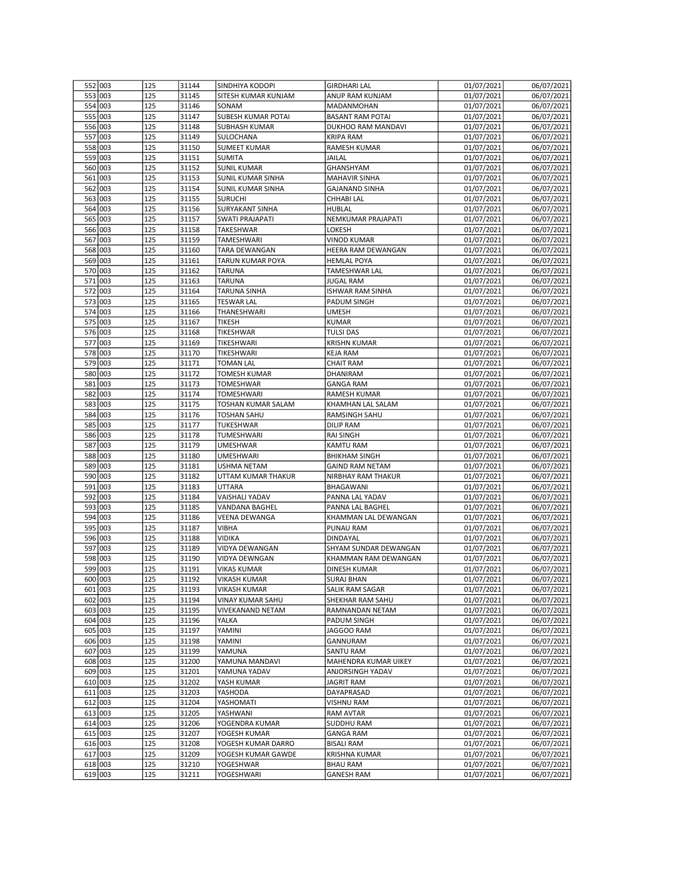| 552 | 003 | 125 | 31144 | SINDHIYA KODOPI | GIRDHARI LAL | 01/07/2021 | 06/07/2021 |
|---|---|---|---|---|---|---|---|
| 553 | 003 | 125 | 31145 | SITESH KUMAR KUNJAM | ANUP RAM KUNJAM | 01/07/2021 | 06/07/2021 |
| 554 | 003 | 125 | 31146 | SONAM | MADANMOHAN | 01/07/2021 | 06/07/2021 |
| 555 | 003 | 125 | 31147 | SUBESH KUMAR POTAI | BASANT RAM POTAI | 01/07/2021 | 06/07/2021 |
| 556 | 003 | 125 | 31148 | SUBHASH KUMAR | DUKHOO RAM MANDAVI | 01/07/2021 | 06/07/2021 |
| 557 | 003 | 125 | 31149 | SULOCHANA | KRIPA RAM | 01/07/2021 | 06/07/2021 |
| 558 | 003 | 125 | 31150 | SUMEET KUMAR | RAMESH KUMAR | 01/07/2021 | 06/07/2021 |
| 559 | 003 | 125 | 31151 | SUMITA | JAILAL | 01/07/2021 | 06/07/2021 |
| 560 | 003 | 125 | 31152 | SUNIL KUMAR | GHANSHYAM | 01/07/2021 | 06/07/2021 |
| 561 | 003 | 125 | 31153 | SUNIL KUMAR SINHA | MAHAVIR SINHA | 01/07/2021 | 06/07/2021 |
| 562 | 003 | 125 | 31154 | SUNIL KUMAR SINHA | GAJANAND SINHA | 01/07/2021 | 06/07/2021 |
| 563 | 003 | 125 | 31155 | SURUCHI | CHHABI LAL | 01/07/2021 | 06/07/2021 |
| 564 | 003 | 125 | 31156 | SURYAKANT SINHA | HUBLAL | 01/07/2021 | 06/07/2021 |
| 565 | 003 | 125 | 31157 | SWATI PRAJAPATI | NEMKUMAR PRAJAPATI | 01/07/2021 | 06/07/2021 |
| 566 | 003 | 125 | 31158 | TAKESHWAR | LOKESH | 01/07/2021 | 06/07/2021 |
| 567 | 003 | 125 | 31159 | TAMESHWARI | VINOD KUMAR | 01/07/2021 | 06/07/2021 |
| 568 | 003 | 125 | 31160 | TARA DEWANGAN | HEERA RAM DEWANGAN | 01/07/2021 | 06/07/2021 |
| 569 | 003 | 125 | 31161 | TARUN KUMAR POYA | HEMLAL POYA | 01/07/2021 | 06/07/2021 |
| 570 | 003 | 125 | 31162 | TARUNA | TAMESHWAR LAL | 01/07/2021 | 06/07/2021 |
| 571 | 003 | 125 | 31163 | TARUNA | JUGAL RAM | 01/07/2021 | 06/07/2021 |
| 572 | 003 | 125 | 31164 | TARUNA SINHA | ISHWAR RAM SINHA | 01/07/2021 | 06/07/2021 |
| 573 | 003 | 125 | 31165 | TESWAR LAL | PADUM SINGH | 01/07/2021 | 06/07/2021 |
| 574 | 003 | 125 | 31166 | THANESHWARI | UMESH | 01/07/2021 | 06/07/2021 |
| 575 | 003 | 125 | 31167 | TIKESH | KUMAR | 01/07/2021 | 06/07/2021 |
| 576 | 003 | 125 | 31168 | TIKESHWAR | TULSI DAS | 01/07/2021 | 06/07/2021 |
| 577 | 003 | 125 | 31169 | TIKESHWARI | KRISHN KUMAR | 01/07/2021 | 06/07/2021 |
| 578 | 003 | 125 | 31170 | TIKESHWARI | KEJA RAM | 01/07/2021 | 06/07/2021 |
| 579 | 003 | 125 | 31171 | TOMAN LAL | CHAIT RAM | 01/07/2021 | 06/07/2021 |
| 580 | 003 | 125 | 31172 | TOMESH KUMAR | DHANIRAM | 01/07/2021 | 06/07/2021 |
| 581 | 003 | 125 | 31173 | TOMESHWAR | GANGA RAM | 01/07/2021 | 06/07/2021 |
| 582 | 003 | 125 | 31174 | TOMESHWARI | RAMESH KUMAR | 01/07/2021 | 06/07/2021 |
| 583 | 003 | 125 | 31175 | TOSHAN KUMAR SALAM | KHAMHAN LAL SALAM | 01/07/2021 | 06/07/2021 |
| 584 | 003 | 125 | 31176 | TOSHAN SAHU | RAMSINGH SAHU | 01/07/2021 | 06/07/2021 |
| 585 | 003 | 125 | 31177 | TUKESHWAR | DILIP RAM | 01/07/2021 | 06/07/2021 |
| 586 | 003 | 125 | 31178 | TUMESHWARI | RAI SINGH | 01/07/2021 | 06/07/2021 |
| 587 | 003 | 125 | 31179 | UMESHWAR | KAMTU RAM | 01/07/2021 | 06/07/2021 |
| 588 | 003 | 125 | 31180 | UMESHWARI | BHIKHAM SINGH | 01/07/2021 | 06/07/2021 |
| 589 | 003 | 125 | 31181 | USHMA NETAM | GAIND RAM NETAM | 01/07/2021 | 06/07/2021 |
| 590 | 003 | 125 | 31182 | UTTAM KUMAR THAKUR | NIRBHAY RAM THAKUR | 01/07/2021 | 06/07/2021 |
| 591 | 003 | 125 | 31183 | UTTARA | BHAGAWANI | 01/07/2021 | 06/07/2021 |
| 592 | 003 | 125 | 31184 | VAISHALI YADAV | PANNA LAL YADAV | 01/07/2021 | 06/07/2021 |
| 593 | 003 | 125 | 31185 | VANDANA BAGHEL | PANNA LAL BAGHEL | 01/07/2021 | 06/07/2021 |
| 594 | 003 | 125 | 31186 | VEENA DEWANGA | KHAMMAN LAL DEWANGAN | 01/07/2021 | 06/07/2021 |
| 595 | 003 | 125 | 31187 | VIBHA | PUNAU RAM | 01/07/2021 | 06/07/2021 |
| 596 | 003 | 125 | 31188 | VIDIKA | DINDAYAL | 01/07/2021 | 06/07/2021 |
| 597 | 003 | 125 | 31189 | VIDYA DEWANGAN | SHYAM SUNDAR DEWANGAN | 01/07/2021 | 06/07/2021 |
| 598 | 003 | 125 | 31190 | VIDYA DEWNGAN | KHAMMAN RAM DEWANGAN | 01/07/2021 | 06/07/2021 |
| 599 | 003 | 125 | 31191 | VIKAS KUMAR | DINESH KUMAR | 01/07/2021 | 06/07/2021 |
| 600 | 003 | 125 | 31192 | VIKASH KUMAR | SURAJ BHAN | 01/07/2021 | 06/07/2021 |
| 601 | 003 | 125 | 31193 | VIKASH KUMAR | SALIK RAM SAGAR | 01/07/2021 | 06/07/2021 |
| 602 | 003 | 125 | 31194 | VINAY KUMAR SAHU | SHEKHAR RAM SAHU | 01/07/2021 | 06/07/2021 |
| 603 | 003 | 125 | 31195 | VIVEKANAND NETAM | RAMNANDAN NETAM | 01/07/2021 | 06/07/2021 |
| 604 | 003 | 125 | 31196 | YALKA | PADUM SINGH | 01/07/2021 | 06/07/2021 |
| 605 | 003 | 125 | 31197 | YAMINI | JAGGOO RAM | 01/07/2021 | 06/07/2021 |
| 606 | 003 | 125 | 31198 | YAMINI | GANNURAM | 01/07/2021 | 06/07/2021 |
| 607 | 003 | 125 | 31199 | YAMUNA | SANTU RAM | 01/07/2021 | 06/07/2021 |
| 608 | 003 | 125 | 31200 | YAMUNA MANDAVI | MAHENDRA KUMAR UIKEY | 01/07/2021 | 06/07/2021 |
| 609 | 003 | 125 | 31201 | YAMUNA YADAV | ANJORSINGH YADAV | 01/07/2021 | 06/07/2021 |
| 610 | 003 | 125 | 31202 | YASH KUMAR | JAGRIT RAM | 01/07/2021 | 06/07/2021 |
| 611 | 003 | 125 | 31203 | YASHODA | DAYAPRASAD | 01/07/2021 | 06/07/2021 |
| 612 | 003 | 125 | 31204 | YASHOMATI | VISHNU RAM | 01/07/2021 | 06/07/2021 |
| 613 | 003 | 125 | 31205 | YASHWANI | RAM AVTAR | 01/07/2021 | 06/07/2021 |
| 614 | 003 | 125 | 31206 | YOGENDRA KUMAR | SUDDHU RAM | 01/07/2021 | 06/07/2021 |
| 615 | 003 | 125 | 31207 | YOGESH KUMAR | GANGA RAM | 01/07/2021 | 06/07/2021 |
| 616 | 003 | 125 | 31208 | YOGESH KUMAR DARRO | BISALI RAM | 01/07/2021 | 06/07/2021 |
| 617 | 003 | 125 | 31209 | YOGESH KUMAR GAWDE | KRISHNA KUMAR | 01/07/2021 | 06/07/2021 |
| 618 | 003 | 125 | 31210 | YOGESHWAR | BHAU RAM | 01/07/2021 | 06/07/2021 |
| 619 | 003 | 125 | 31211 | YOGESHWARI | GANESH RAM | 01/07/2021 | 06/07/2021 |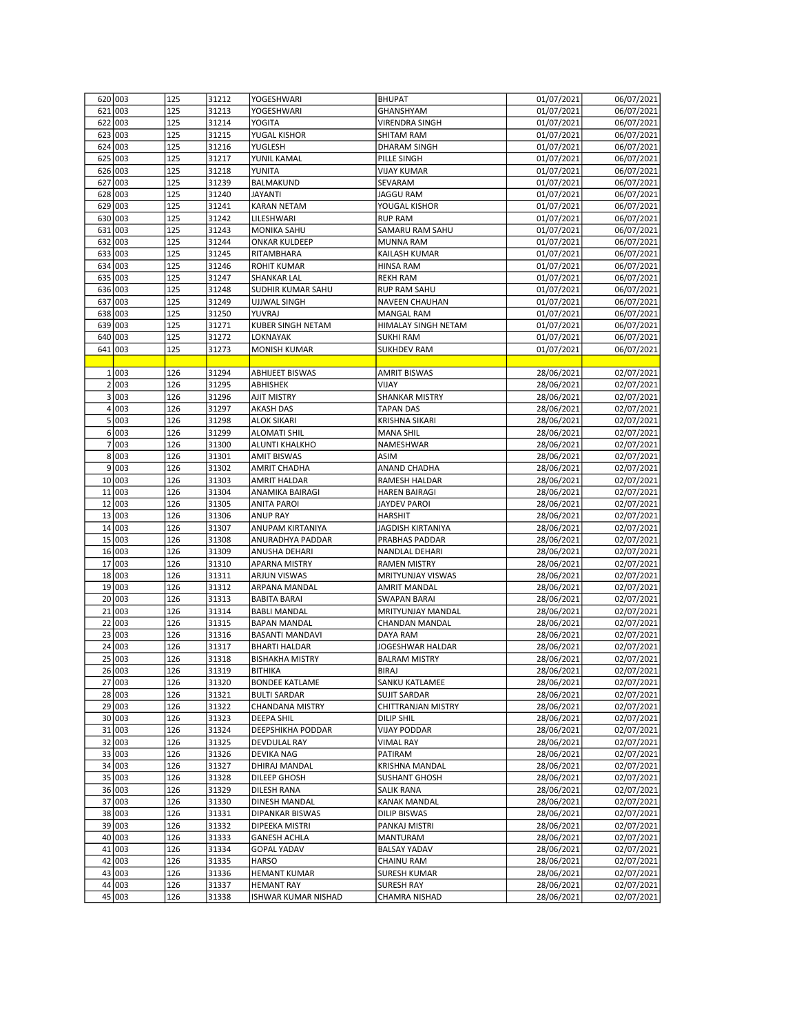| | | | | | | | |
|---|---|---|---|---|---|---|---|
| 620 | 003 | 125 | 31212 | YOGESHWARI | BHUPAT | 01/07/2021 | 06/07/2021 |
| 621 | 003 | 125 | 31213 | YOGESHWARI | GHANSHYAM | 01/07/2021 | 06/07/2021 |
| 622 | 003 | 125 | 31214 | YOGITA | VIRENDRA SINGH | 01/07/2021 | 06/07/2021 |
| 623 | 003 | 125 | 31215 | YUGAL KISHOR | SHITAM RAM | 01/07/2021 | 06/07/2021 |
| 624 | 003 | 125 | 31216 | YUGLESH | DHARAM SINGH | 01/07/2021 | 06/07/2021 |
| 625 | 003 | 125 | 31217 | YUNIL KAMAL | PILLE SINGH | 01/07/2021 | 06/07/2021 |
| 626 | 003 | 125 | 31218 | YUNITA | VIJAY KUMAR | 01/07/2021 | 06/07/2021 |
| 627 | 003 | 125 | 31239 | BALMAKUND | SEVARAM | 01/07/2021 | 06/07/2021 |
| 628 | 003 | 125 | 31240 | JAYANTI | JAGGU RAM | 01/07/2021 | 06/07/2021 |
| 629 | 003 | 125 | 31241 | KARAN NETAM | YOUGAL KISHOR | 01/07/2021 | 06/07/2021 |
| 630 | 003 | 125 | 31242 | LILESHWARI | RUP RAM | 01/07/2021 | 06/07/2021 |
| 631 | 003 | 125 | 31243 | MONIKA SAHU | SAMARU RAM SAHU | 01/07/2021 | 06/07/2021 |
| 632 | 003 | 125 | 31244 | ONKAR KULDEEP | MUNNA RAM | 01/07/2021 | 06/07/2021 |
| 633 | 003 | 125 | 31245 | RITAMBHARA | KAILASH KUMAR | 01/07/2021 | 06/07/2021 |
| 634 | 003 | 125 | 31246 | ROHIT KUMAR | HINSA RAM | 01/07/2021 | 06/07/2021 |
| 635 | 003 | 125 | 31247 | SHANKAR LAL | REKH RAM | 01/07/2021 | 06/07/2021 |
| 636 | 003 | 125 | 31248 | SUDHIR KUMAR SAHU | RUP RAM SAHU | 01/07/2021 | 06/07/2021 |
| 637 | 003 | 125 | 31249 | UJJWAL SINGH | NAVEEN CHAUHAN | 01/07/2021 | 06/07/2021 |
| 638 | 003 | 125 | 31250 | YUVRAJ | MANGAL RAM | 01/07/2021 | 06/07/2021 |
| 639 | 003 | 125 | 31271 | KUBER SINGH NETAM | HIMALAY SINGH NETAM | 01/07/2021 | 06/07/2021 |
| 640 | 003 | 125 | 31272 | LOKNAYAK | SUKHI RAM | 01/07/2021 | 06/07/2021 |
| 641 | 003 | 125 | 31273 | MONISH KUMAR | SUKHDEV RAM | 01/07/2021 | 06/07/2021 |
| | | | | | | | |
| 1 | 003 | 126 | 31294 | ABHIJEET BISWAS | AMRIT BISWAS | 28/06/2021 | 02/07/2021 |
| 2 | 003 | 126 | 31295 | ABHISHEK | VIJAY | 28/06/2021 | 02/07/2021 |
| 3 | 003 | 126 | 31296 | AJIT MISTRY | SHANKAR MISTRY | 28/06/2021 | 02/07/2021 |
| 4 | 003 | 126 | 31297 | AKASH DAS | TAPAN DAS | 28/06/2021 | 02/07/2021 |
| 5 | 003 | 126 | 31298 | ALOK SIKARI | KRISHNA SIKARI | 28/06/2021 | 02/07/2021 |
| 6 | 003 | 126 | 31299 | ALOMATI SHIL | MANA SHIL | 28/06/2021 | 02/07/2021 |
| 7 | 003 | 126 | 31300 | ALUNTI KHALKHO | NAMESHWAR | 28/06/2021 | 02/07/2021 |
| 8 | 003 | 126 | 31301 | AMIT BISWAS | ASIM | 28/06/2021 | 02/07/2021 |
| 9 | 003 | 126 | 31302 | AMRIT CHADHA | ANAND CHADHA | 28/06/2021 | 02/07/2021 |
| 10 | 003 | 126 | 31303 | AMRIT HALDAR | RAMESH HALDAR | 28/06/2021 | 02/07/2021 |
| 11 | 003 | 126 | 31304 | ANAMIKA BAIRAGI | HAREN BAIRAGI | 28/06/2021 | 02/07/2021 |
| 12 | 003 | 126 | 31305 | ANITA PAROI | JAYDEV PAROI | 28/06/2021 | 02/07/2021 |
| 13 | 003 | 126 | 31306 | ANUP RAY | HARSHIT | 28/06/2021 | 02/07/2021 |
| 14 | 003 | 126 | 31307 | ANUPAM KIRTANIYA | JAGDISH KIRTANIYA | 28/06/2021 | 02/07/2021 |
| 15 | 003 | 126 | 31308 | ANURADHYA PADDAR | PRABHAS PADDAR | 28/06/2021 | 02/07/2021 |
| 16 | 003 | 126 | 31309 | ANUSHA DEHARI | NANDLAL DEHARI | 28/06/2021 | 02/07/2021 |
| 17 | 003 | 126 | 31310 | APARNA MISTRY | RAMEN MISTRY | 28/06/2021 | 02/07/2021 |
| 18 | 003 | 126 | 31311 | ARJUN VISWAS | MRITYUNJAY VISWAS | 28/06/2021 | 02/07/2021 |
| 19 | 003 | 126 | 31312 | ARPANA MANDAL | AMRIT MANDAL | 28/06/2021 | 02/07/2021 |
| 20 | 003 | 126 | 31313 | BABITA BARAI | SWAPAN BARAI | 28/06/2021 | 02/07/2021 |
| 21 | 003 | 126 | 31314 | BABLI MANDAL | MRITYUNJAY MANDAL | 28/06/2021 | 02/07/2021 |
| 22 | 003 | 126 | 31315 | BAPAN MANDAL | CHANDAN MANDAL | 28/06/2021 | 02/07/2021 |
| 23 | 003 | 126 | 31316 | BASANTI MANDAVI | DAYA RAM | 28/06/2021 | 02/07/2021 |
| 24 | 003 | 126 | 31317 | BHARTI HALDAR | JOGESHWAR HALDAR | 28/06/2021 | 02/07/2021 |
| 25 | 003 | 126 | 31318 | BISHAKHA MISTRY | BALRAM MISTRY | 28/06/2021 | 02/07/2021 |
| 26 | 003 | 126 | 31319 | BITHIKA | BIRAJ | 28/06/2021 | 02/07/2021 |
| 27 | 003 | 126 | 31320 | BONDEE KATLAME | SANKU KATLAMEE | 28/06/2021 | 02/07/2021 |
| 28 | 003 | 126 | 31321 | BULTI SARDAR | SUJIT SARDAR | 28/06/2021 | 02/07/2021 |
| 29 | 003 | 126 | 31322 | CHANDANA MISTRY | CHITTRANJAN MISTRY | 28/06/2021 | 02/07/2021 |
| 30 | 003 | 126 | 31323 | DEEPA SHIL | DILIP SHIL | 28/06/2021 | 02/07/2021 |
| 31 | 003 | 126 | 31324 | DEEPSHIKHA PODDAR | VIJAY PODDAR | 28/06/2021 | 02/07/2021 |
| 32 | 003 | 126 | 31325 | DEVDULAL RAY | VIMAL RAY | 28/06/2021 | 02/07/2021 |
| 33 | 003 | 126 | 31326 | DEVIKA NAG | PATIRAM | 28/06/2021 | 02/07/2021 |
| 34 | 003 | 126 | 31327 | DHIRAJ MANDAL | KRISHNA MANDAL | 28/06/2021 | 02/07/2021 |
| 35 | 003 | 126 | 31328 | DILEEP GHOSH | SUSHANT GHOSH | 28/06/2021 | 02/07/2021 |
| 36 | 003 | 126 | 31329 | DILESH RANA | SALIK RANA | 28/06/2021 | 02/07/2021 |
| 37 | 003 | 126 | 31330 | DINESH MANDAL | KANAK MANDAL | 28/06/2021 | 02/07/2021 |
| 38 | 003 | 126 | 31331 | DIPANKAR BISWAS | DILIP BISWAS | 28/06/2021 | 02/07/2021 |
| 39 | 003 | 126 | 31332 | DIPEEKA MISTRI | PANKAJ MISTRI | 28/06/2021 | 02/07/2021 |
| 40 | 003 | 126 | 31333 | GANESH ACHLA | MANTURAM | 28/06/2021 | 02/07/2021 |
| 41 | 003 | 126 | 31334 | GOPAL YADAV | BALSAY YADAV | 28/06/2021 | 02/07/2021 |
| 42 | 003 | 126 | 31335 | HARSO | CHAINU RAM | 28/06/2021 | 02/07/2021 |
| 43 | 003 | 126 | 31336 | HEMANT KUMAR | SURESH KUMAR | 28/06/2021 | 02/07/2021 |
| 44 | 003 | 126 | 31337 | HEMANT RAY | SURESH RAY | 28/06/2021 | 02/07/2021 |
| 45 | 003 | 126 | 31338 | ISHWAR KUMAR NISHAD | CHAMRA NISHAD | 28/06/2021 | 02/07/2021 |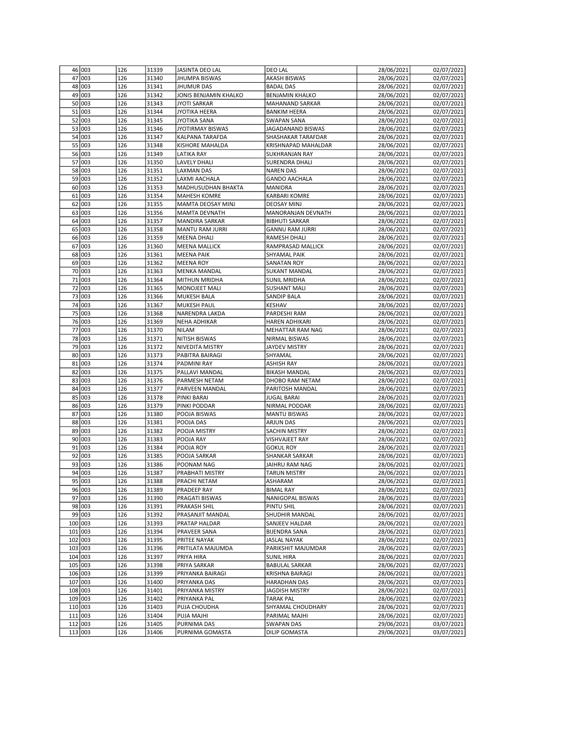| | | | | | | | |
|---|---|---|---|---|---|---|---|
| 46 | 003 | 126 | 31339 | JASINTA DEO LAL | DEO LAL | 28/06/2021 | 02/07/2021 |
| 47 | 003 | 126 | 31340 | JHUMPA BISWAS | AKASH BISWAS | 28/06/2021 | 02/07/2021 |
| 48 | 003 | 126 | 31341 | JHUMUR DAS | BADAL DAS | 28/06/2021 | 02/07/2021 |
| 49 | 003 | 126 | 31342 | JONIS BENJAMIN KHALKO | BENJAMIN KHALKO | 28/06/2021 | 02/07/2021 |
| 50 | 003 | 126 | 31343 | JYOTI SARKAR | MAHANAND SARKAR | 28/06/2021 | 02/07/2021 |
| 51 | 003 | 126 | 31344 | JYOTIKA HEERA | BANKIM HEERA | 28/06/2021 | 02/07/2021 |
| 52 | 003 | 126 | 31345 | JYOTIKA SANA | SWAPAN SANA | 28/06/2021 | 02/07/2021 |
| 53 | 003 | 126 | 31346 | JYOTIRMAY BISWAS | JAGADANAND BISWAS | 28/06/2021 | 02/07/2021 |
| 54 | 003 | 126 | 31347 | KALPANA TARAFDA | SHASHAKAR TARAFDAR | 28/06/2021 | 02/07/2021 |
| 55 | 003 | 126 | 31348 | KISHORE MAHALDA | KRISHNAPAD MAHALDAR | 28/06/2021 | 02/07/2021 |
| 56 | 003 | 126 | 31349 | LATIKA RAY | SUKHRANJAN RAY | 28/06/2021 | 02/07/2021 |
| 57 | 003 | 126 | 31350 | LAVELY DHALI | SURENDRA DHALI | 28/06/2021 | 02/07/2021 |
| 58 | 003 | 126 | 31351 | LAXMAN DAS | NAREN DAS | 28/06/2021 | 02/07/2021 |
| 59 | 003 | 126 | 31352 | LAXMI AACHALA | GANDO AACHALA | 28/06/2021 | 02/07/2021 |
| 60 | 003 | 126 | 31353 | MADHUSUDHAN BHAKTA | MANIDRA | 28/06/2021 | 02/07/2021 |
| 61 | 003 | 126 | 31354 | MAHESH KOMRE | KARBARI KOMRE | 28/06/2021 | 02/07/2021 |
| 62 | 003 | 126 | 31355 | MAMTA DEOSAY MINJ | DEOSAY MINJ | 28/06/2021 | 02/07/2021 |
| 63 | 003 | 126 | 31356 | MAMTA DEVNATH | MANORANJAN DEVNATH | 28/06/2021 | 02/07/2021 |
| 64 | 003 | 126 | 31357 | MANDIRA SARKAR | BIBHUTI SARKAR | 28/06/2021 | 02/07/2021 |
| 65 | 003 | 126 | 31358 | MANTU RAM JURRI | GANNU RAM JURRI | 28/06/2021 | 02/07/2021 |
| 66 | 003 | 126 | 31359 | MEENA DHALI | RAMESH DHALI | 28/06/2021 | 02/07/2021 |
| 67 | 003 | 126 | 31360 | MEENA MALLICK | RAMPRASAD MALLICK | 28/06/2021 | 02/07/2021 |
| 68 | 003 | 126 | 31361 | MEENA PAIK | SHYAMAL PAIK | 28/06/2021 | 02/07/2021 |
| 69 | 003 | 126 | 31362 | MEENA ROY | SANATAN ROY | 28/06/2021 | 02/07/2021 |
| 70 | 003 | 126 | 31363 | MENKA MANDAL | SUKANT MANDAL | 28/06/2021 | 02/07/2021 |
| 71 | 003 | 126 | 31364 | MITHUN MRIDHA | SUNIL MRIDHA | 28/06/2021 | 02/07/2021 |
| 72 | 003 | 126 | 31365 | MONOJEET MALI | SUSHANT MALI | 28/06/2021 | 02/07/2021 |
| 73 | 003 | 126 | 31366 | MUKESH BALA | SANDIP BALA | 28/06/2021 | 02/07/2021 |
| 74 | 003 | 126 | 31367 | MUKESH PAUL | KESHAV | 28/06/2021 | 02/07/2021 |
| 75 | 003 | 126 | 31368 | NARENDRA LAKDA | PARDESHI RAM | 28/06/2021 | 02/07/2021 |
| 76 | 003 | 126 | 31369 | NEHA ADHIKAR | HAREN ADHIKARI | 28/06/2021 | 02/07/2021 |
| 77 | 003 | 126 | 31370 | NILAM | MEHATTAR RAM NAG | 28/06/2021 | 02/07/2021 |
| 78 | 003 | 126 | 31371 | NITISH BISWAS | NIRMAL BISWAS | 28/06/2021 | 02/07/2021 |
| 79 | 003 | 126 | 31372 | NIVEDITA MISTRY | JAYDEV MISTRY | 28/06/2021 | 02/07/2021 |
| 80 | 003 | 126 | 31373 | PABITRA BAIRAGI | SHYAMAL | 28/06/2021 | 02/07/2021 |
| 81 | 003 | 126 | 31374 | PADMINI RAY | ASHISH RAY | 28/06/2021 | 02/07/2021 |
| 82 | 003 | 126 | 31375 | PALLAVI MANDAL | BIKASH MANDAL | 28/06/2021 | 02/07/2021 |
| 83 | 003 | 126 | 31376 | PARMESH NETAM | DHOBO RAM NETAM | 28/06/2021 | 02/07/2021 |
| 84 | 003 | 126 | 31377 | PARVEEN MANDAL | PARITOSH MANDAL | 28/06/2021 | 02/07/2021 |
| 85 | 003 | 126 | 31378 | PINKI BARAI | JUGAL BARAI | 28/06/2021 | 02/07/2021 |
| 86 | 003 | 126 | 31379 | PINKI PODDAR | NIRMAL PODDAR | 28/06/2021 | 02/07/2021 |
| 87 | 003 | 126 | 31380 | POOJA BISWAS | MANTU BISWAS | 28/06/2021 | 02/07/2021 |
| 88 | 003 | 126 | 31381 | POOJA DAS | ARJUN DAS | 28/06/2021 | 02/07/2021 |
| 89 | 003 | 126 | 31382 | POOJA MISTRY | SACHIN MISTRY | 28/06/2021 | 02/07/2021 |
| 90 | 003 | 126 | 31383 | POOJA RAY | VISHVAJEET RAY | 28/06/2021 | 02/07/2021 |
| 91 | 003 | 126 | 31384 | POOJA ROY | GOKUL ROY | 28/06/2021 | 02/07/2021 |
| 92 | 003 | 126 | 31385 | POOJA SARKAR | SHANKAR SARKAR | 28/06/2021 | 02/07/2021 |
| 93 | 003 | 126 | 31386 | POONAM NAG | JAIHRU RAM NAG | 28/06/2021 | 02/07/2021 |
| 94 | 003 | 126 | 31387 | PRABHATI MISTRY | TARUN MISTRY | 28/06/2021 | 02/07/2021 |
| 95 | 003 | 126 | 31388 | PRACHI NETAM | ASHARAM | 28/06/2021 | 02/07/2021 |
| 96 | 003 | 126 | 31389 | PRADEEP RAY | BIMAL RAY | 28/06/2021 | 02/07/2021 |
| 97 | 003 | 126 | 31390 | PRAGATI BISWAS | NANIGOPAL BISWAS | 28/06/2021 | 02/07/2021 |
| 98 | 003 | 126 | 31391 | PRAKASH SHIL | PINTU SHIL | 28/06/2021 | 02/07/2021 |
| 99 | 003 | 126 | 31392 | PRASANJIT MANDAL | SHUDHIR MANDAL | 28/06/2021 | 02/07/2021 |
| 100 | 003 | 126 | 31393 | PRATAP HALDAR | SANJEEV HALDAR | 28/06/2021 | 02/07/2021 |
| 101 | 003 | 126 | 31394 | PRAVEER SANA | BIJENDRA SANA | 28/06/2021 | 02/07/2021 |
| 102 | 003 | 126 | 31395 | PRITEE NAYAK | JASLAL NAYAK | 28/06/2021 | 02/07/2021 |
| 103 | 003 | 126 | 31396 | PRITILATA MAJUMDA | PARIKSHIT MAJUMDAR | 28/06/2021 | 02/07/2021 |
| 104 | 003 | 126 | 31397 | PRIYA HIRA | SUNIL HIRA | 28/06/2021 | 02/07/2021 |
| 105 | 003 | 126 | 31398 | PRIYA SARKAR | BABULAL SARKAR | 28/06/2021 | 02/07/2021 |
| 106 | 003 | 126 | 31399 | PRIYANKA BAIRAGI | KRISHNA BAIRAGI | 28/06/2021 | 02/07/2021 |
| 107 | 003 | 126 | 31400 | PRIYANKA DAS | HARADHAN DAS | 28/06/2021 | 02/07/2021 |
| 108 | 003 | 126 | 31401 | PRIYANKA MISTRY | JAGDISH MISTRY | 28/06/2021 | 02/07/2021 |
| 109 | 003 | 126 | 31402 | PRIYANKA PAL | TARAK PAL | 28/06/2021 | 02/07/2021 |
| 110 | 003 | 126 | 31403 | PUJA CHOUDHA | SHYAMAL CHOUDHARY | 28/06/2021 | 02/07/2021 |
| 111 | 003 | 126 | 31404 | PUJA MAJHI | PARIMAL MAJHI | 28/06/2021 | 02/07/2021 |
| 112 | 003 | 126 | 31405 | PURNIMA DAS | SWAPAN DAS | 29/06/2021 | 03/07/2021 |
| 113 | 003 | 126 | 31406 | PURNIMA GOMASTA | DILIP GOMASTA | 29/06/2021 | 03/07/2021 |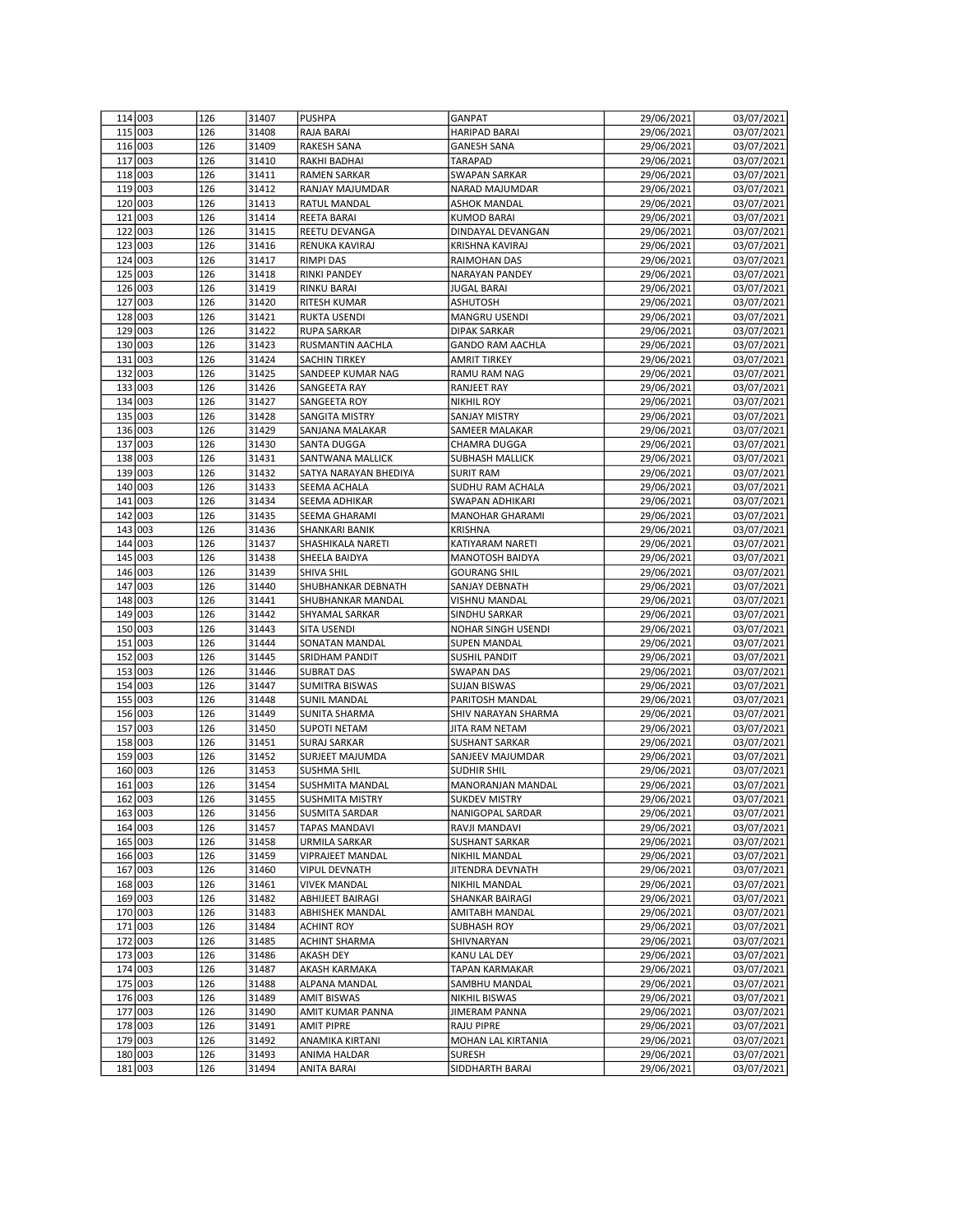| 114 | 003 | 126 | 31407 | PUSHPA | GANPAT | 29/06/2021 | 03/07/2021 |
|---|---|---|---|---|---|---|---|
| 115 | 003 | 126 | 31408 | RAJA BARAI | HARIPAD BARAI | 29/06/2021 | 03/07/2021 |
| 116 | 003 | 126 | 31409 | RAKESH SANA | GANESH SANA | 29/06/2021 | 03/07/2021 |
| 117 | 003 | 126 | 31410 | RAKHI BADHAI | TARAPAD | 29/06/2021 | 03/07/2021 |
| 118 | 003 | 126 | 31411 | RAMEN SARKAR | SWAPAN SARKAR | 29/06/2021 | 03/07/2021 |
| 119 | 003 | 126 | 31412 | RANJAY MAJUMDAR | NARAD MAJUMDAR | 29/06/2021 | 03/07/2021 |
| 120 | 003 | 126 | 31413 | RATUL MANDAL | ASHOK MANDAL | 29/06/2021 | 03/07/2021 |
| 121 | 003 | 126 | 31414 | REETA BARAI | KUMOD BARAI | 29/06/2021 | 03/07/2021 |
| 122 | 003 | 126 | 31415 | REETU DEVANGA | DINDAYAL DEVANGAN | 29/06/2021 | 03/07/2021 |
| 123 | 003 | 126 | 31416 | RENUKA KAVIRAJ | KRISHNA KAVIRAJ | 29/06/2021 | 03/07/2021 |
| 124 | 003 | 126 | 31417 | RIMPI DAS | RAIMOHAN DAS | 29/06/2021 | 03/07/2021 |
| 125 | 003 | 126 | 31418 | RINKI PANDEY | NARAYAN PANDEY | 29/06/2021 | 03/07/2021 |
| 126 | 003 | 126 | 31419 | RINKU BARAI | JUGAL BARAI | 29/06/2021 | 03/07/2021 |
| 127 | 003 | 126 | 31420 | RITESH KUMAR | ASHUTOSH | 29/06/2021 | 03/07/2021 |
| 128 | 003 | 126 | 31421 | RUKTA USENDI | MANGRU USENDI | 29/06/2021 | 03/07/2021 |
| 129 | 003 | 126 | 31422 | RUPA SARKAR | DIPAK SARKAR | 29/06/2021 | 03/07/2021 |
| 130 | 003 | 126 | 31423 | RUSMANTIN AACHLA | GANDO RAM AACHLA | 29/06/2021 | 03/07/2021 |
| 131 | 003 | 126 | 31424 | SACHIN TIRKEY | AMRIT TIRKEY | 29/06/2021 | 03/07/2021 |
| 132 | 003 | 126 | 31425 | SANDEEP KUMAR NAG | RAMU RAM NAG | 29/06/2021 | 03/07/2021 |
| 133 | 003 | 126 | 31426 | SANGEETA RAY | RANJEET RAY | 29/06/2021 | 03/07/2021 |
| 134 | 003 | 126 | 31427 | SANGEETA ROY | NIKHIL ROY | 29/06/2021 | 03/07/2021 |
| 135 | 003 | 126 | 31428 | SANGITA MISTRY | SANJAY MISTRY | 29/06/2021 | 03/07/2021 |
| 136 | 003 | 126 | 31429 | SANJANA MALAKAR | SAMEER MALAKAR | 29/06/2021 | 03/07/2021 |
| 137 | 003 | 126 | 31430 | SANTA DUGGA | CHAMRA DUGGA | 29/06/2021 | 03/07/2021 |
| 138 | 003 | 126 | 31431 | SANTWANA MALLICK | SUBHASH MALLICK | 29/06/2021 | 03/07/2021 |
| 139 | 003 | 126 | 31432 | SATYA NARAYAN BHEDIYA | SURIT RAM | 29/06/2021 | 03/07/2021 |
| 140 | 003 | 126 | 31433 | SEEMA ACHALA | SUDHU RAM ACHALA | 29/06/2021 | 03/07/2021 |
| 141 | 003 | 126 | 31434 | SEEMA ADHIKAR | SWAPAN ADHIKARI | 29/06/2021 | 03/07/2021 |
| 142 | 003 | 126 | 31435 | SEEMA GHARAMI | MANOHAR GHARAMI | 29/06/2021 | 03/07/2021 |
| 143 | 003 | 126 | 31436 | SHANKARI BANIK | KRISHNA | 29/06/2021 | 03/07/2021 |
| 144 | 003 | 126 | 31437 | SHASHIKALA NARETI | KATIYARAM NARETI | 29/06/2021 | 03/07/2021 |
| 145 | 003 | 126 | 31438 | SHEELA BAIDYA | MANOTOSH BAIDYA | 29/06/2021 | 03/07/2021 |
| 146 | 003 | 126 | 31439 | SHIVA SHIL | GOURANG SHIL | 29/06/2021 | 03/07/2021 |
| 147 | 003 | 126 | 31440 | SHUBHANKAR DEBNATH | SANJAY DEBNATH | 29/06/2021 | 03/07/2021 |
| 148 | 003 | 126 | 31441 | SHUBHANKAR MANDAL | VISHNU MANDAL | 29/06/2021 | 03/07/2021 |
| 149 | 003 | 126 | 31442 | SHYAMAL SARKAR | SINDHU SARKAR | 29/06/2021 | 03/07/2021 |
| 150 | 003 | 126 | 31443 | SITA USENDI | NOHAR SINGH USENDI | 29/06/2021 | 03/07/2021 |
| 151 | 003 | 126 | 31444 | SONATAN MANDAL | SUPEN MANDAL | 29/06/2021 | 03/07/2021 |
| 152 | 003 | 126 | 31445 | SRIDHAM PANDIT | SUSHIL PANDIT | 29/06/2021 | 03/07/2021 |
| 153 | 003 | 126 | 31446 | SUBRAT DAS | SWAPAN DAS | 29/06/2021 | 03/07/2021 |
| 154 | 003 | 126 | 31447 | SUMITRA BISWAS | SUJAN BISWAS | 29/06/2021 | 03/07/2021 |
| 155 | 003 | 126 | 31448 | SUNIL MANDAL | PARITOSH MANDAL | 29/06/2021 | 03/07/2021 |
| 156 | 003 | 126 | 31449 | SUNITA SHARMA | SHIV NARAYAN SHARMA | 29/06/2021 | 03/07/2021 |
| 157 | 003 | 126 | 31450 | SUPOTI NETAM | JITA RAM NETAM | 29/06/2021 | 03/07/2021 |
| 158 | 003 | 126 | 31451 | SURAJ SARKAR | SUSHANT SARKAR | 29/06/2021 | 03/07/2021 |
| 159 | 003 | 126 | 31452 | SURJEET MAJUMDA | SANJEEV MAJUMDAR | 29/06/2021 | 03/07/2021 |
| 160 | 003 | 126 | 31453 | SUSHMA SHIL | SUDHIR SHIL | 29/06/2021 | 03/07/2021 |
| 161 | 003 | 126 | 31454 | SUSHMITA MANDAL | MANORANJAN MANDAL | 29/06/2021 | 03/07/2021 |
| 162 | 003 | 126 | 31455 | SUSHMITA MISTRY | SUKDEV MISTRY | 29/06/2021 | 03/07/2021 |
| 163 | 003 | 126 | 31456 | SUSMITA SARDAR | NANIGOPAL SARDAR | 29/06/2021 | 03/07/2021 |
| 164 | 003 | 126 | 31457 | TAPAS MANDAVI | RAVJI MANDAVI | 29/06/2021 | 03/07/2021 |
| 165 | 003 | 126 | 31458 | URMILA SARKAR | SUSHANT SARKAR | 29/06/2021 | 03/07/2021 |
| 166 | 003 | 126 | 31459 | VIPRAJEET MANDAL | NIKHIL MANDAL | 29/06/2021 | 03/07/2021 |
| 167 | 003 | 126 | 31460 | VIPUL DEVNATH | JITENDRA DEVNATH | 29/06/2021 | 03/07/2021 |
| 168 | 003 | 126 | 31461 | VIVEK MANDAL | NIKHIL MANDAL | 29/06/2021 | 03/07/2021 |
| 169 | 003 | 126 | 31482 | ABHIJEET BAIRAGI | SHANKAR BAIRAGI | 29/06/2021 | 03/07/2021 |
| 170 | 003 | 126 | 31483 | ABHISHEK MANDAL | AMITABH MANDAL | 29/06/2021 | 03/07/2021 |
| 171 | 003 | 126 | 31484 | ACHINT ROY | SUBHASH ROY | 29/06/2021 | 03/07/2021 |
| 172 | 003 | 126 | 31485 | ACHINT SHARMA | SHIVNARYAN | 29/06/2021 | 03/07/2021 |
| 173 | 003 | 126 | 31486 | AKASH DEY | KANU LAL DEY | 29/06/2021 | 03/07/2021 |
| 174 | 003 | 126 | 31487 | AKASH KARMAKA | TAPAN KARMAKAR | 29/06/2021 | 03/07/2021 |
| 175 | 003 | 126 | 31488 | ALPANA MANDAL | SAMBHU MANDAL | 29/06/2021 | 03/07/2021 |
| 176 | 003 | 126 | 31489 | AMIT BISWAS | NIKHIL BISWAS | 29/06/2021 | 03/07/2021 |
| 177 | 003 | 126 | 31490 | AMIT KUMAR PANNA | JIMERAM PANNA | 29/06/2021 | 03/07/2021 |
| 178 | 003 | 126 | 31491 | AMIT PIPRE | RAJU PIPRE | 29/06/2021 | 03/07/2021 |
| 179 | 003 | 126 | 31492 | ANAMIKA KIRTANI | MOHAN LAL KIRTANIA | 29/06/2021 | 03/07/2021 |
| 180 | 003 | 126 | 31493 | ANIMA HALDAR | SURESH | 29/06/2021 | 03/07/2021 |
| 181 | 003 | 126 | 31494 | ANITA BARAI | SIDDHARTH BARAI | 29/06/2021 | 03/07/2021 |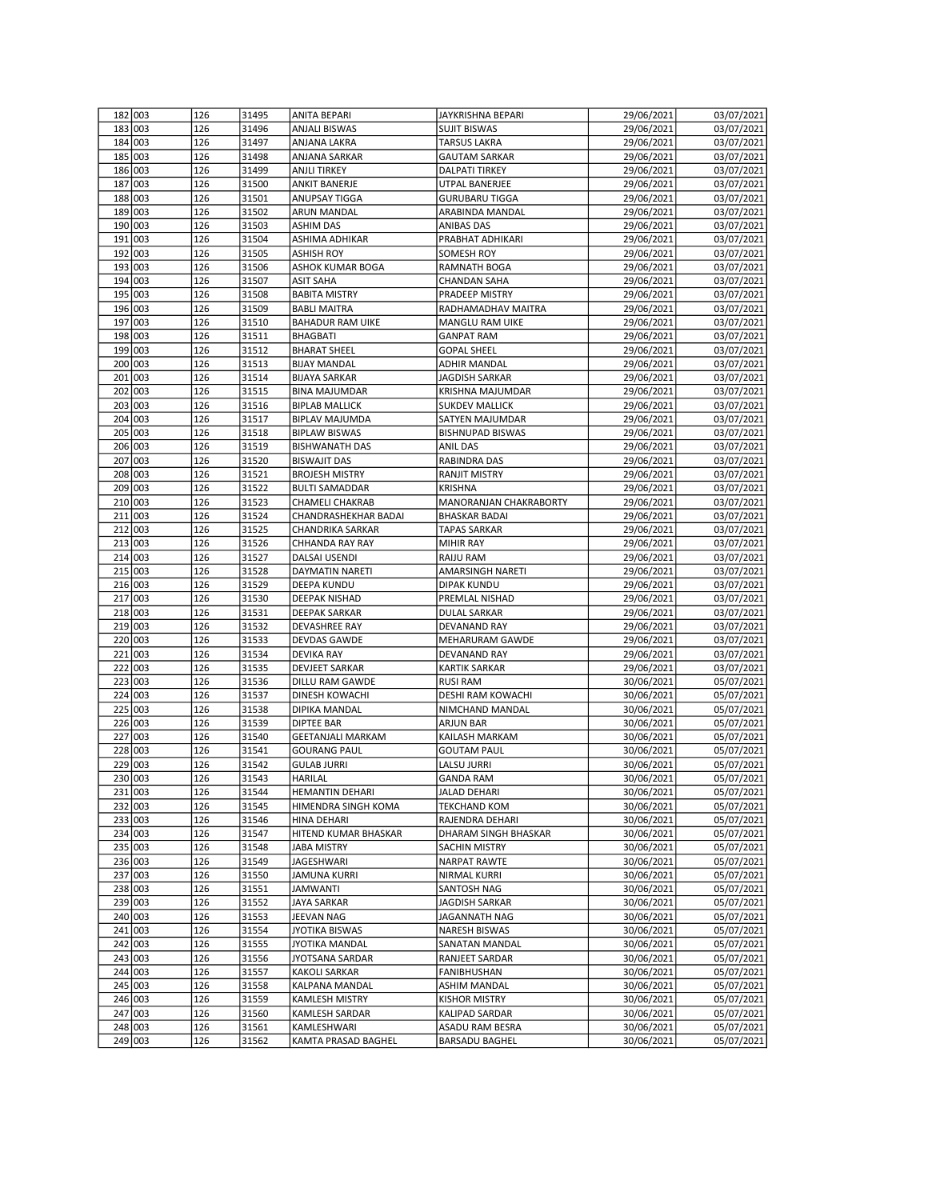| 182 | 003 | 126 | 31495 | ANITA BEPARI | JAYKRISHNA BEPARI | 29/06/2021 | 03/07/2021 |
|---|---|---|---|---|---|---|---|
| 183 | 003 | 126 | 31496 | ANJALI BISWAS | SUJIT BISWAS | 29/06/2021 | 03/07/2021 |
| 184 | 003 | 126 | 31497 | ANJANA LAKRA | TARSUS LAKRA | 29/06/2021 | 03/07/2021 |
| 185 | 003 | 126 | 31498 | ANJANA SARKAR | GAUTAM SARKAR | 29/06/2021 | 03/07/2021 |
| 186 | 003 | 126 | 31499 | ANJLI TIRKEY | DALPATI TIRKEY | 29/06/2021 | 03/07/2021 |
| 187 | 003 | 126 | 31500 | ANKIT BANERJE | UTPAL BANERJEE | 29/06/2021 | 03/07/2021 |
| 188 | 003 | 126 | 31501 | ANUPSAY TIGGA | GURUBARU TIGGA | 29/06/2021 | 03/07/2021 |
| 189 | 003 | 126 | 31502 | ARUN MANDAL | ARABINDA MANDAL | 29/06/2021 | 03/07/2021 |
| 190 | 003 | 126 | 31503 | ASHIM DAS | ANIBAS DAS | 29/06/2021 | 03/07/2021 |
| 191 | 003 | 126 | 31504 | ASHIMA ADHIKAR | PRABHAT ADHIKARI | 29/06/2021 | 03/07/2021 |
| 192 | 003 | 126 | 31505 | ASHISH ROY | SOMESH ROY | 29/06/2021 | 03/07/2021 |
| 193 | 003 | 126 | 31506 | ASHOK KUMAR BOGA | RAMNATH BOGA | 29/06/2021 | 03/07/2021 |
| 194 | 003 | 126 | 31507 | ASIT SAHA | CHANDAN SAHA | 29/06/2021 | 03/07/2021 |
| 195 | 003 | 126 | 31508 | BABITA MISTRY | PRADEEP MISTRY | 29/06/2021 | 03/07/2021 |
| 196 | 003 | 126 | 31509 | BABLI MAITRA | RADHAMADHAV MAITRA | 29/06/2021 | 03/07/2021 |
| 197 | 003 | 126 | 31510 | BAHADUR RAM UIKE | MANGLU RAM UIKE | 29/06/2021 | 03/07/2021 |
| 198 | 003 | 126 | 31511 | BHAGBATI | GANPAT RAM | 29/06/2021 | 03/07/2021 |
| 199 | 003 | 126 | 31512 | BHARAT SHEEL | GOPAL SHEEL | 29/06/2021 | 03/07/2021 |
| 200 | 003 | 126 | 31513 | BIJAY MANDAL | ADHIR MANDAL | 29/06/2021 | 03/07/2021 |
| 201 | 003 | 126 | 31514 | BIJAYA SARKAR | JAGDISH SARKAR | 29/06/2021 | 03/07/2021 |
| 202 | 003 | 126 | 31515 | BINA MAJUMDAR | KRISHNA MAJUMDAR | 29/06/2021 | 03/07/2021 |
| 203 | 003 | 126 | 31516 | BIPLAB MALLICK | SUKDEV MALLICK | 29/06/2021 | 03/07/2021 |
| 204 | 003 | 126 | 31517 | BIPLAV MAJUMDA | SATYEN MAJUMDAR | 29/06/2021 | 03/07/2021 |
| 205 | 003 | 126 | 31518 | BIPLAW BISWAS | BISHNUPAD BISWAS | 29/06/2021 | 03/07/2021 |
| 206 | 003 | 126 | 31519 | BISHWANATH DAS | ANIL DAS | 29/06/2021 | 03/07/2021 |
| 207 | 003 | 126 | 31520 | BISWAJIT DAS | RABINDRA DAS | 29/06/2021 | 03/07/2021 |
| 208 | 003 | 126 | 31521 | BROJESH MISTRY | RANJIT MISTRY | 29/06/2021 | 03/07/2021 |
| 209 | 003 | 126 | 31522 | BULTI SAMADDAR | KRISHNA | 29/06/2021 | 03/07/2021 |
| 210 | 003 | 126 | 31523 | CHAMELI CHAKRAB | MANORANJAN CHAKRABORTY | 29/06/2021 | 03/07/2021 |
| 211 | 003 | 126 | 31524 | CHANDRASHEKHAR BADAI | BHASKAR BADAI | 29/06/2021 | 03/07/2021 |
| 212 | 003 | 126 | 31525 | CHANDRIKA SARKAR | TAPAS SARKAR | 29/06/2021 | 03/07/2021 |
| 213 | 003 | 126 | 31526 | CHHANDA RAY RAY | MIHIR RAY | 29/06/2021 | 03/07/2021 |
| 214 | 003 | 126 | 31527 | DALSAI USENDI | RAIJU RAM | 29/06/2021 | 03/07/2021 |
| 215 | 003 | 126 | 31528 | DAYMATIN NARETI | AMARSINGH NARETI | 29/06/2021 | 03/07/2021 |
| 216 | 003 | 126 | 31529 | DEEPA KUNDU | DIPAK KUNDU | 29/06/2021 | 03/07/2021 |
| 217 | 003 | 126 | 31530 | DEEPAK NISHAD | PREMLAL NISHAD | 29/06/2021 | 03/07/2021 |
| 218 | 003 | 126 | 31531 | DEEPAK SARKAR | DULAL SARKAR | 29/06/2021 | 03/07/2021 |
| 219 | 003 | 126 | 31532 | DEVASHREE RAY | DEVANAND RAY | 29/06/2021 | 03/07/2021 |
| 220 | 003 | 126 | 31533 | DEVDAS GAWDE | MEHARURAM GAWDE | 29/06/2021 | 03/07/2021 |
| 221 | 003 | 126 | 31534 | DEVIKA RAY | DEVANAND RAY | 29/06/2021 | 03/07/2021 |
| 222 | 003 | 126 | 31535 | DEVJEET SARKAR | KARTIK SARKAR | 29/06/2021 | 03/07/2021 |
| 223 | 003 | 126 | 31536 | DILLU RAM GAWDE | RUSI RAM | 30/06/2021 | 05/07/2021 |
| 224 | 003 | 126 | 31537 | DINESH KOWACHI | DESHI RAM KOWACHI | 30/06/2021 | 05/07/2021 |
| 225 | 003 | 126 | 31538 | DIPIKA MANDAL | NIMCHAND MANDAL | 30/06/2021 | 05/07/2021 |
| 226 | 003 | 126 | 31539 | DIPTEE BAR | ARJUN BAR | 30/06/2021 | 05/07/2021 |
| 227 | 003 | 126 | 31540 | GEETANJALI MARKAM | KAILASH MARKAM | 30/06/2021 | 05/07/2021 |
| 228 | 003 | 126 | 31541 | GOURANG PAUL | GOUTAM PAUL | 30/06/2021 | 05/07/2021 |
| 229 | 003 | 126 | 31542 | GULAB JURRI | LALSU JURRI | 30/06/2021 | 05/07/2021 |
| 230 | 003 | 126 | 31543 | HARILAL | GANDA RAM | 30/06/2021 | 05/07/2021 |
| 231 | 003 | 126 | 31544 | HEMANTIN DEHARI | JALAD DEHARI | 30/06/2021 | 05/07/2021 |
| 232 | 003 | 126 | 31545 | HIMENDRA SINGH KOMA | TEKCHAND KOM | 30/06/2021 | 05/07/2021 |
| 233 | 003 | 126 | 31546 | HINA DEHARI | RAJENDRA DEHARI | 30/06/2021 | 05/07/2021 |
| 234 | 003 | 126 | 31547 | HITEND KUMAR BHASKAR | DHARAM SINGH BHASKAR | 30/06/2021 | 05/07/2021 |
| 235 | 003 | 126 | 31548 | JABA MISTRY | SACHIN MISTRY | 30/06/2021 | 05/07/2021 |
| 236 | 003 | 126 | 31549 | JAGESHWARI | NARPAT RAWTE | 30/06/2021 | 05/07/2021 |
| 237 | 003 | 126 | 31550 | JAMUNA KURRI | NIRMAL KURRI | 30/06/2021 | 05/07/2021 |
| 238 | 003 | 126 | 31551 | JAMWANTI | SANTOSH NAG | 30/06/2021 | 05/07/2021 |
| 239 | 003 | 126 | 31552 | JAYA SARKAR | JAGDISH SARKAR | 30/06/2021 | 05/07/2021 |
| 240 | 003 | 126 | 31553 | JEEVAN NAG | JAGANNATH NAG | 30/06/2021 | 05/07/2021 |
| 241 | 003 | 126 | 31554 | JYOTIKA BISWAS | NARESH BISWAS | 30/06/2021 | 05/07/2021 |
| 242 | 003 | 126 | 31555 | JYOTIKA MANDAL | SANATAN MANDAL | 30/06/2021 | 05/07/2021 |
| 243 | 003 | 126 | 31556 | JYOTSANA SARDAR | RANJEET SARDAR | 30/06/2021 | 05/07/2021 |
| 244 | 003 | 126 | 31557 | KAKOLI SARKAR | FANIBHUSHAN | 30/06/2021 | 05/07/2021 |
| 245 | 003 | 126 | 31558 | KALPANA MANDAL | ASHIM MANDAL | 30/06/2021 | 05/07/2021 |
| 246 | 003 | 126 | 31559 | KAMLESH MISTRY | KISHOR MISTRY | 30/06/2021 | 05/07/2021 |
| 247 | 003 | 126 | 31560 | KAMLESH SARDAR | KALIPAD SARDAR | 30/06/2021 | 05/07/2021 |
| 248 | 003 | 126 | 31561 | KAMLESHWARI | ASADU RAM BESRA | 30/06/2021 | 05/07/2021 |
| 249 | 003 | 126 | 31562 | KAMTA PRASAD BAGHEL | BARSADU BAGHEL | 30/06/2021 | 05/07/2021 |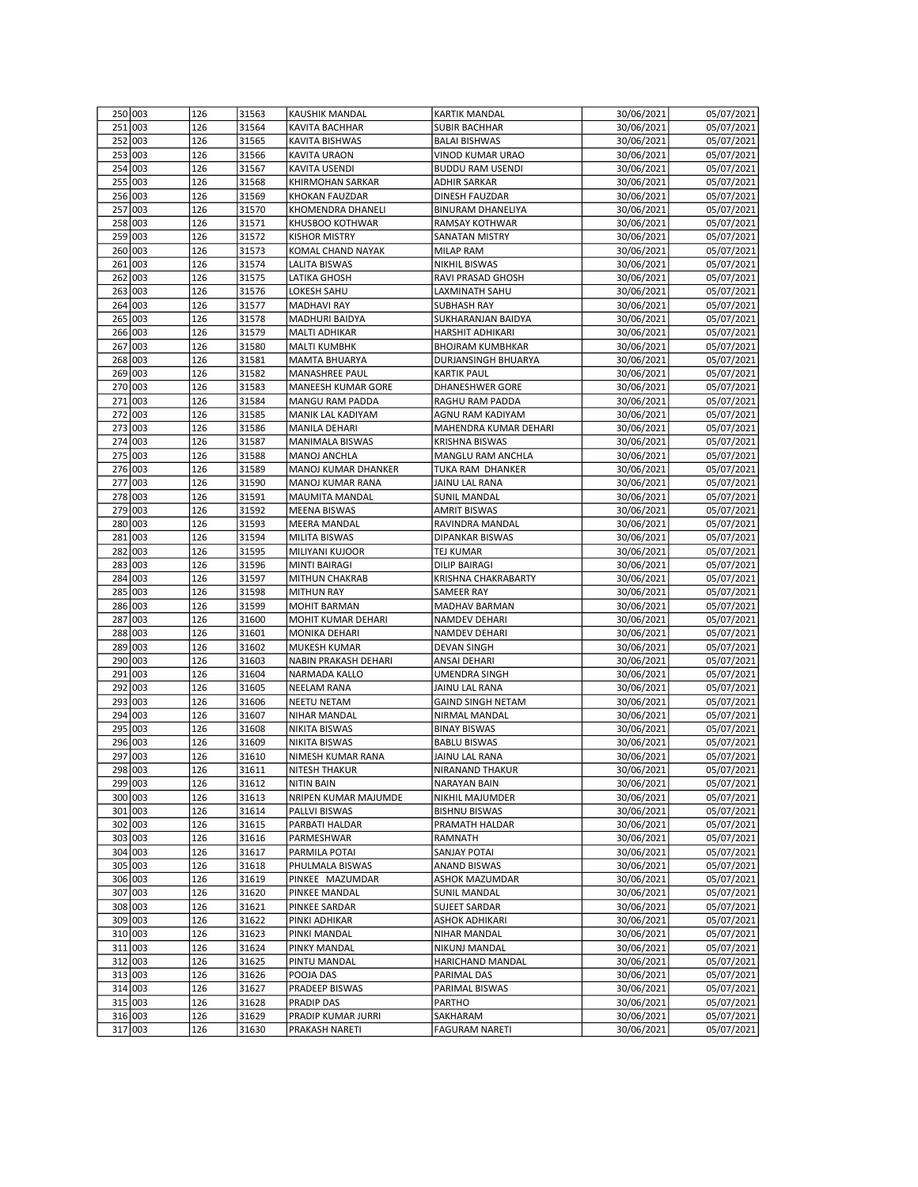| 250 | 003 | 126 | 31563 | KAUSHIK MANDAL | KARTIK MANDAL | 30/06/2021 | 05/07/2021 |
|---|---|---|---|---|---|---|---|
| 251 | 003 | 126 | 31564 | KAVITA BACHHAR | SUBIR BACHHAR | 30/06/2021 | 05/07/2021 |
| 252 | 003 | 126 | 31565 | KAVITA BISHWAS | BALAI BISHWAS | 30/06/2021 | 05/07/2021 |
| 253 | 003 | 126 | 31566 | KAVITA URAON | VINOD KUMAR URAO | 30/06/2021 | 05/07/2021 |
| 254 | 003 | 126 | 31567 | KAVITA USENDI | BUDDU RAM USENDI | 30/06/2021 | 05/07/2021 |
| 255 | 003 | 126 | 31568 | KHIRMOHAN SARKAR | ADHIR SARKAR | 30/06/2021 | 05/07/2021 |
| 256 | 003 | 126 | 31569 | KHOKAN FAUZDAR | DINESH FAUZDAR | 30/06/2021 | 05/07/2021 |
| 257 | 003 | 126 | 31570 | KHOMENDRA DHANELI | BINURAM DHANELIYA | 30/06/2021 | 05/07/2021 |
| 258 | 003 | 126 | 31571 | KHUSBOO KOTHWAR | RAMSAY KOTHWAR | 30/06/2021 | 05/07/2021 |
| 259 | 003 | 126 | 31572 | KISHOR MISTRY | SANATAN MISTRY | 30/06/2021 | 05/07/2021 |
| 260 | 003 | 126 | 31573 | KOMAL CHAND NAYAK | MILAP RAM | 30/06/2021 | 05/07/2021 |
| 261 | 003 | 126 | 31574 | LALITA BISWAS | NIKHIL BISWAS | 30/06/2021 | 05/07/2021 |
| 262 | 003 | 126 | 31575 | LATIKA GHOSH | RAVI PRASAD GHOSH | 30/06/2021 | 05/07/2021 |
| 263 | 003 | 126 | 31576 | LOKESH SAHU | LAXMINATH SAHU | 30/06/2021 | 05/07/2021 |
| 264 | 003 | 126 | 31577 | MADHAVI RAY | SUBHASH RAY | 30/06/2021 | 05/07/2021 |
| 265 | 003 | 126 | 31578 | MADHURI BAIDYA | SUKHARANJAN BAIDYA | 30/06/2021 | 05/07/2021 |
| 266 | 003 | 126 | 31579 | MALTI ADHIKAR | HARSHIT ADHIKARI | 30/06/2021 | 05/07/2021 |
| 267 | 003 | 126 | 31580 | MALTI KUMBHK | BHOJRAM KUMBHKAR | 30/06/2021 | 05/07/2021 |
| 268 | 003 | 126 | 31581 | MAMTA BHUARYA | DURJANSINGH BHUARYA | 30/06/2021 | 05/07/2021 |
| 269 | 003 | 126 | 31582 | MANASHREE PAUL | KARTIK PAUL | 30/06/2021 | 05/07/2021 |
| 270 | 003 | 126 | 31583 | MANEESH KUMAR GORE | DHANESHWER GORE | 30/06/2021 | 05/07/2021 |
| 271 | 003 | 126 | 31584 | MANGU RAM PADDA | RAGHU RAM PADDA | 30/06/2021 | 05/07/2021 |
| 272 | 003 | 126 | 31585 | MANIK LAL KADIYAM | AGNU RAM KADIYAM | 30/06/2021 | 05/07/2021 |
| 273 | 003 | 126 | 31586 | MANILA DEHARI | MAHENDRA KUMAR DEHARI | 30/06/2021 | 05/07/2021 |
| 274 | 003 | 126 | 31587 | MANIMALA BISWAS | KRISHNA BISWAS | 30/06/2021 | 05/07/2021 |
| 275 | 003 | 126 | 31588 | MANOJ ANCHLA | MANGLU RAM ANCHLA | 30/06/2021 | 05/07/2021 |
| 276 | 003 | 126 | 31589 | MANOJ KUMAR DHANKER | TUKA RAM DHANKER | 30/06/2021 | 05/07/2021 |
| 277 | 003 | 126 | 31590 | MANOJ KUMAR RANA | JAINU LAL RANA | 30/06/2021 | 05/07/2021 |
| 278 | 003 | 126 | 31591 | MAUMITA MANDAL | SUNIL MANDAL | 30/06/2021 | 05/07/2021 |
| 279 | 003 | 126 | 31592 | MEENA BISWAS | AMRIT BISWAS | 30/06/2021 | 05/07/2021 |
| 280 | 003 | 126 | 31593 | MEERA MANDAL | RAVINDRA MANDAL | 30/06/2021 | 05/07/2021 |
| 281 | 003 | 126 | 31594 | MILITA BISWAS | DIPANKAR BISWAS | 30/06/2021 | 05/07/2021 |
| 282 | 003 | 126 | 31595 | MILIYANI KUJOOR | TEJ KUMAR | 30/06/2021 | 05/07/2021 |
| 283 | 003 | 126 | 31596 | MINTI BAIRAGI | DILIP BAIRAGI | 30/06/2021 | 05/07/2021 |
| 284 | 003 | 126 | 31597 | MITHUN CHAKRAB | KRISHNA CHAKRABARTY | 30/06/2021 | 05/07/2021 |
| 285 | 003 | 126 | 31598 | MITHUN RAY | SAMEER RAY | 30/06/2021 | 05/07/2021 |
| 286 | 003 | 126 | 31599 | MOHIT BARMAN | MADHAV BARMAN | 30/06/2021 | 05/07/2021 |
| 287 | 003 | 126 | 31600 | MOHIT KUMAR DEHARI | NAMDEV DEHARI | 30/06/2021 | 05/07/2021 |
| 288 | 003 | 126 | 31601 | MONIKA DEHARI | NAMDEV DEHARI | 30/06/2021 | 05/07/2021 |
| 289 | 003 | 126 | 31602 | MUKESH KUMAR | DEVAN SINGH | 30/06/2021 | 05/07/2021 |
| 290 | 003 | 126 | 31603 | NABIN PRAKASH DEHARI | ANSAI DEHARI | 30/06/2021 | 05/07/2021 |
| 291 | 003 | 126 | 31604 | NARMADA KALLO | UMENDRA SINGH | 30/06/2021 | 05/07/2021 |
| 292 | 003 | 126 | 31605 | NEELAM RANA | JAINU LAL RANA | 30/06/2021 | 05/07/2021 |
| 293 | 003 | 126 | 31606 | NEETU NETAM | GAIND SINGH NETAM | 30/06/2021 | 05/07/2021 |
| 294 | 003 | 126 | 31607 | NIHAR MANDAL | NIRMAL MANDAL | 30/06/2021 | 05/07/2021 |
| 295 | 003 | 126 | 31608 | NIKITA BISWAS | BINAY BISWAS | 30/06/2021 | 05/07/2021 |
| 296 | 003 | 126 | 31609 | NIKITA BISWAS | BABLU BISWAS | 30/06/2021 | 05/07/2021 |
| 297 | 003 | 126 | 31610 | NIMESH KUMAR RANA | JAINU LAL RANA | 30/06/2021 | 05/07/2021 |
| 298 | 003 | 126 | 31611 | NITESH THAKUR | NIRANAND THAKUR | 30/06/2021 | 05/07/2021 |
| 299 | 003 | 126 | 31612 | NITIN BAIN | NARAYAN BAIN | 30/06/2021 | 05/07/2021 |
| 300 | 003 | 126 | 31613 | NRIPEN KUMAR MAJUMDE | NIKHIL MAJUMDER | 30/06/2021 | 05/07/2021 |
| 301 | 003 | 126 | 31614 | PALLVI BISWAS | BISHNU BISWAS | 30/06/2021 | 05/07/2021 |
| 302 | 003 | 126 | 31615 | PARBATI HALDAR | PRAMATH HALDAR | 30/06/2021 | 05/07/2021 |
| 303 | 003 | 126 | 31616 | PARMESHWAR | RAMNATH | 30/06/2021 | 05/07/2021 |
| 304 | 003 | 126 | 31617 | PARMILA POTAI | SANJAY POTAI | 30/06/2021 | 05/07/2021 |
| 305 | 003 | 126 | 31618 | PHULMALA BISWAS | ANAND BISWAS | 30/06/2021 | 05/07/2021 |
| 306 | 003 | 126 | 31619 | PINKEE MAZUMDAR | ASHOK MAZUMDAR | 30/06/2021 | 05/07/2021 |
| 307 | 003 | 126 | 31620 | PINKEE MANDAL | SUNIL MANDAL | 30/06/2021 | 05/07/2021 |
| 308 | 003 | 126 | 31621 | PINKEE SARDAR | SUJEET SARDAR | 30/06/2021 | 05/07/2021 |
| 309 | 003 | 126 | 31622 | PINKI ADHIKAR | ASHOK ADHIKARI | 30/06/2021 | 05/07/2021 |
| 310 | 003 | 126 | 31623 | PINKI MANDAL | NIHAR MANDAL | 30/06/2021 | 05/07/2021 |
| 311 | 003 | 126 | 31624 | PINKY MANDAL | NIKUNJ MANDAL | 30/06/2021 | 05/07/2021 |
| 312 | 003 | 126 | 31625 | PINTU MANDAL | HARICHAND MANDAL | 30/06/2021 | 05/07/2021 |
| 313 | 003 | 126 | 31626 | POOJA DAS | PARIMAL DAS | 30/06/2021 | 05/07/2021 |
| 314 | 003 | 126 | 31627 | PRADEEP BISWAS | PARIMAL BISWAS | 30/06/2021 | 05/07/2021 |
| 315 | 003 | 126 | 31628 | PRADIP DAS | PARTHO | 30/06/2021 | 05/07/2021 |
| 316 | 003 | 126 | 31629 | PRADIP KUMAR JURRI | SAKHARAM | 30/06/2021 | 05/07/2021 |
| 317 | 003 | 126 | 31630 | PRAKASH NARETI | FAGURAM NARETI | 30/06/2021 | 05/07/2021 |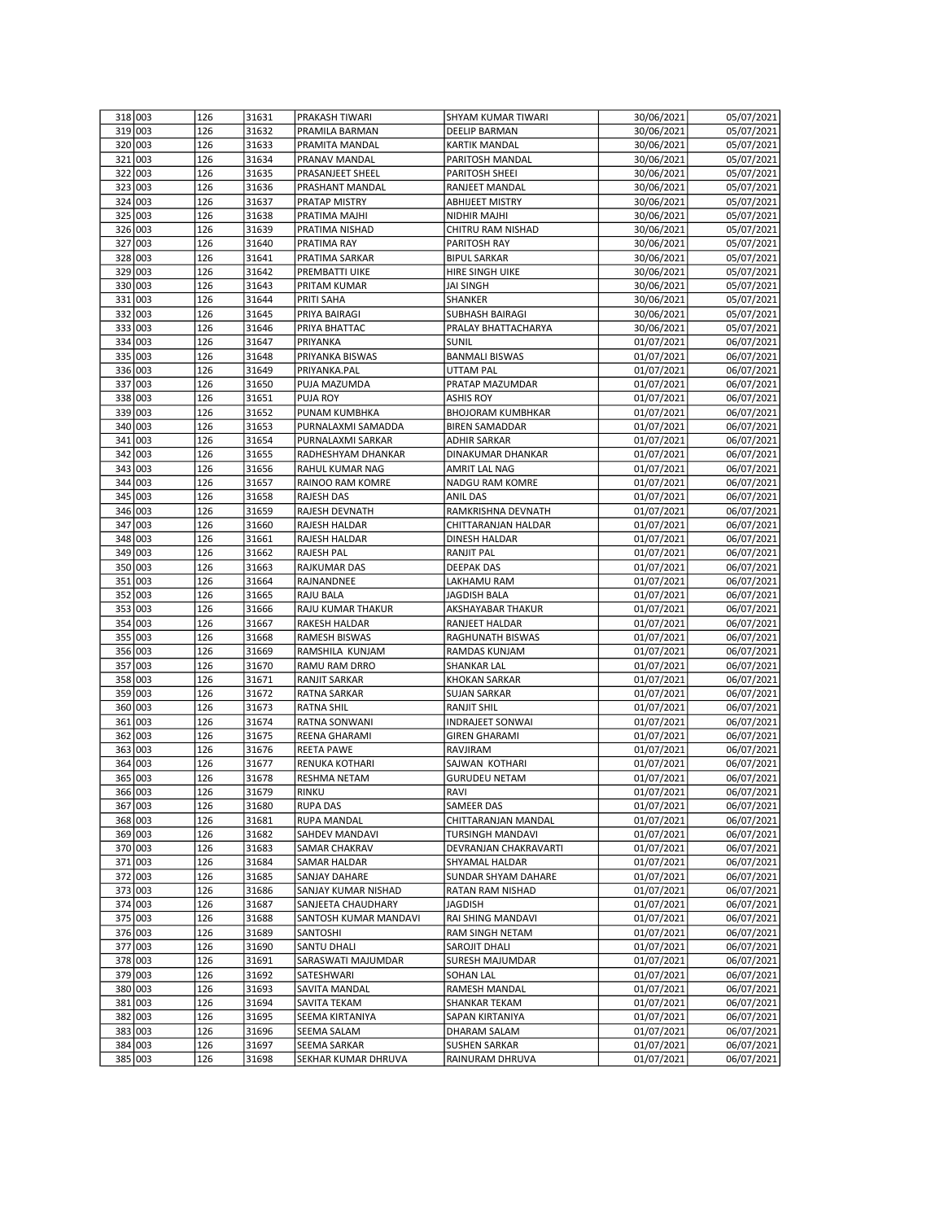| 318 | 003 | 126 | 31631 | PRAKASH TIWARI | SHYAM KUMAR TIWARI | 30/06/2021 | 05/07/2021 |
|---|---|---|---|---|---|---|---|
| 319 | 003 | 126 | 31632 | PRAMILA BARMAN | DEELIP BARMAN | 30/06/2021 | 05/07/2021 |
| 320 | 003 | 126 | 31633 | PRAMITA MANDAL | KARTIK MANDAL | 30/06/2021 | 05/07/2021 |
| 321 | 003 | 126 | 31634 | PRANAV MANDAL | PARITOSH MANDAL | 30/06/2021 | 05/07/2021 |
| 322 | 003 | 126 | 31635 | PRASANJEET SHEEL | PARITOSH SHEEI | 30/06/2021 | 05/07/2021 |
| 323 | 003 | 126 | 31636 | PRASHANT MANDAL | RANJEET MANDAL | 30/06/2021 | 05/07/2021 |
| 324 | 003 | 126 | 31637 | PRATAP MISTRY | ABHIJEET MISTRY | 30/06/2021 | 05/07/2021 |
| 325 | 003 | 126 | 31638 | PRATIMA MAJHI | NIDHIR MAJHI | 30/06/2021 | 05/07/2021 |
| 326 | 003 | 126 | 31639 | PRATIMA NISHAD | CHITRU RAM NISHAD | 30/06/2021 | 05/07/2021 |
| 327 | 003 | 126 | 31640 | PRATIMA RAY | PARITOSH RAY | 30/06/2021 | 05/07/2021 |
| 328 | 003 | 126 | 31641 | PRATIMA SARKAR | BIPUL SARKAR | 30/06/2021 | 05/07/2021 |
| 329 | 003 | 126 | 31642 | PREMBATTI UIKE | HIRE SINGH UIKE | 30/06/2021 | 05/07/2021 |
| 330 | 003 | 126 | 31643 | PRITAM KUMAR | JAI SINGH | 30/06/2021 | 05/07/2021 |
| 331 | 003 | 126 | 31644 | PRITI SAHA | SHANKER | 30/06/2021 | 05/07/2021 |
| 332 | 003 | 126 | 31645 | PRIYA BAIRAGI | SUBHASH BAIRAGI | 30/06/2021 | 05/07/2021 |
| 333 | 003 | 126 | 31646 | PRIYA BHATTAC | PRALAY BHATTACHARYA | 30/06/2021 | 05/07/2021 |
| 334 | 003 | 126 | 31647 | PRIYANKA | SUNIL | 01/07/2021 | 06/07/2021 |
| 335 | 003 | 126 | 31648 | PRIYANKA BISWAS | BANMALI BISWAS | 01/07/2021 | 06/07/2021 |
| 336 | 003 | 126 | 31649 | PRIYANKA.PAL | UTTAM PAL | 01/07/2021 | 06/07/2021 |
| 337 | 003 | 126 | 31650 | PUJA MAZUMDA | PRATAP MAZUMDAR | 01/07/2021 | 06/07/2021 |
| 338 | 003 | 126 | 31651 | PUJA ROY | ASHIS ROY | 01/07/2021 | 06/07/2021 |
| 339 | 003 | 126 | 31652 | PUNAM KUMBHKA | BHOJORAM KUMBHKAR | 01/07/2021 | 06/07/2021 |
| 340 | 003 | 126 | 31653 | PURNALAXMI SAMADDA | BIREN SAMADDAR | 01/07/2021 | 06/07/2021 |
| 341 | 003 | 126 | 31654 | PURNALAXMI SARKAR | ADHIR SARKAR | 01/07/2021 | 06/07/2021 |
| 342 | 003 | 126 | 31655 | RADHESHYAM DHANKAR | DINAKUMAR DHANKAR | 01/07/2021 | 06/07/2021 |
| 343 | 003 | 126 | 31656 | RAHUL KUMAR NAG | AMRIT LAL NAG | 01/07/2021 | 06/07/2021 |
| 344 | 003 | 126 | 31657 | RAINOO RAM KOMRE | NADGU RAM KOMRE | 01/07/2021 | 06/07/2021 |
| 345 | 003 | 126 | 31658 | RAJESH DAS | ANIL DAS | 01/07/2021 | 06/07/2021 |
| 346 | 003 | 126 | 31659 | RAJESH DEVNATH | RAMKRISHNA DEVNATH | 01/07/2021 | 06/07/2021 |
| 347 | 003 | 126 | 31660 | RAJESH HALDAR | CHITTARANJAN HALDAR | 01/07/2021 | 06/07/2021 |
| 348 | 003 | 126 | 31661 | RAJESH HALDAR | DINESH HALDAR | 01/07/2021 | 06/07/2021 |
| 349 | 003 | 126 | 31662 | RAJESH PAL | RANJIT PAL | 01/07/2021 | 06/07/2021 |
| 350 | 003 | 126 | 31663 | RAJKUMAR DAS | DEEPAK DAS | 01/07/2021 | 06/07/2021 |
| 351 | 003 | 126 | 31664 | RAJNANDNEE | LAKHAMU RAM | 01/07/2021 | 06/07/2021 |
| 352 | 003 | 126 | 31665 | RAJU BALA | JAGDISH BALA | 01/07/2021 | 06/07/2021 |
| 353 | 003 | 126 | 31666 | RAJU KUMAR THAKUR | AKSHAYABAR THAKUR | 01/07/2021 | 06/07/2021 |
| 354 | 003 | 126 | 31667 | RAKESH HALDAR | RANJEET HALDAR | 01/07/2021 | 06/07/2021 |
| 355 | 003 | 126 | 31668 | RAMESH BISWAS | RAGHUNATH BISWAS | 01/07/2021 | 06/07/2021 |
| 356 | 003 | 126 | 31669 | RAMSHILA KUNJAM | RAMDAS KUNJAM | 01/07/2021 | 06/07/2021 |
| 357 | 003 | 126 | 31670 | RAMU RAM DRRO | SHANKAR LAL | 01/07/2021 | 06/07/2021 |
| 358 | 003 | 126 | 31671 | RANJIT SARKAR | KHOKAN SARKAR | 01/07/2021 | 06/07/2021 |
| 359 | 003 | 126 | 31672 | RATNA SARKAR | SUJAN SARKAR | 01/07/2021 | 06/07/2021 |
| 360 | 003 | 126 | 31673 | RATNA SHIL | RANJIT SHIL | 01/07/2021 | 06/07/2021 |
| 361 | 003 | 126 | 31674 | RATNA SONWANI | INDRAJEET SONWAI | 01/07/2021 | 06/07/2021 |
| 362 | 003 | 126 | 31675 | REENA GHARAMI | GIREN GHARAMI | 01/07/2021 | 06/07/2021 |
| 363 | 003 | 126 | 31676 | REETA PAWE | RAVJIRAM | 01/07/2021 | 06/07/2021 |
| 364 | 003 | 126 | 31677 | RENUKA KOTHARI | SAJWAN KOTHARI | 01/07/2021 | 06/07/2021 |
| 365 | 003 | 126 | 31678 | RESHMA NETAM | GURUDEU NETAM | 01/07/2021 | 06/07/2021 |
| 366 | 003 | 126 | 31679 | RINKU | RAVI | 01/07/2021 | 06/07/2021 |
| 367 | 003 | 126 | 31680 | RUPA DAS | SAMEER DAS | 01/07/2021 | 06/07/2021 |
| 368 | 003 | 126 | 31681 | RUPA MANDAL | CHITTARANJAN MANDAL | 01/07/2021 | 06/07/2021 |
| 369 | 003 | 126 | 31682 | SAHDEV MANDAVI | TURSINGH MANDAVI | 01/07/2021 | 06/07/2021 |
| 370 | 003 | 126 | 31683 | SAMAR CHAKRAV | DEVRANJAN CHAKRAVARTI | 01/07/2021 | 06/07/2021 |
| 371 | 003 | 126 | 31684 | SAMAR HALDAR | SHYAMAL HALDAR | 01/07/2021 | 06/07/2021 |
| 372 | 003 | 126 | 31685 | SANJAY DAHARE | SUNDAR SHYAM DAHARE | 01/07/2021 | 06/07/2021 |
| 373 | 003 | 126 | 31686 | SANJAY KUMAR NISHAD | RATAN RAM NISHAD | 01/07/2021 | 06/07/2021 |
| 374 | 003 | 126 | 31687 | SANJEETA CHAUDHARY | JAGDISH | 01/07/2021 | 06/07/2021 |
| 375 | 003 | 126 | 31688 | SANTOSH KUMAR MANDAVI | RAI SHING MANDAVI | 01/07/2021 | 06/07/2021 |
| 376 | 003 | 126 | 31689 | SANTOSHI | RAM SINGH NETAM | 01/07/2021 | 06/07/2021 |
| 377 | 003 | 126 | 31690 | SANTU DHALI | SAROJIT DHALI | 01/07/2021 | 06/07/2021 |
| 378 | 003 | 126 | 31691 | SARASWATI MAJUMDAR | SURESH MAJUMDAR | 01/07/2021 | 06/07/2021 |
| 379 | 003 | 126 | 31692 | SATESHWARI | SOHAN LAL | 01/07/2021 | 06/07/2021 |
| 380 | 003 | 126 | 31693 | SAVITA MANDAL | RAMESH MANDAL | 01/07/2021 | 06/07/2021 |
| 381 | 003 | 126 | 31694 | SAVITA TEKAM | SHANKAR TEKAM | 01/07/2021 | 06/07/2021 |
| 382 | 003 | 126 | 31695 | SEEMA KIRTANIYA | SAPAN KIRTANIYA | 01/07/2021 | 06/07/2021 |
| 383 | 003 | 126 | 31696 | SEEMA SALAM | DHARAM SALAM | 01/07/2021 | 06/07/2021 |
| 384 | 003 | 126 | 31697 | SEEMA SARKAR | SUSHEN SARKAR | 01/07/2021 | 06/07/2021 |
| 385 | 003 | 126 | 31698 | SEKHAR KUMAR DHRUVA | RAINURAM DHRUVA | 01/07/2021 | 06/07/2021 |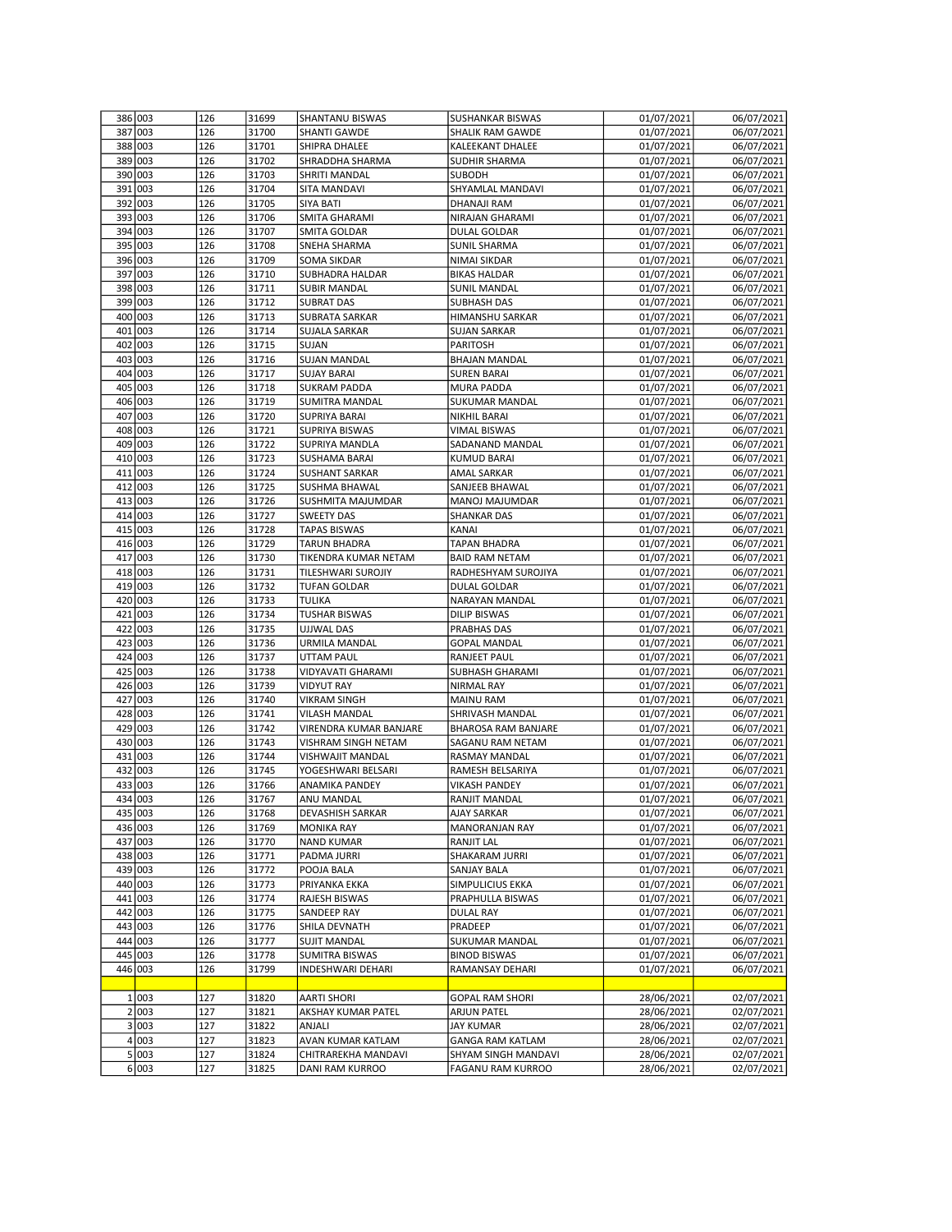| | | | | | | | |
|---|---|---|---|---|---|---|---|
| 386 | 003 | 126 | 31699 | SHANTANU BISWAS | SUSHANKAR BISWAS | 01/07/2021 | 06/07/2021 |
| 387 | 003 | 126 | 31700 | SHANTI GAWDE | SHALIK RAM GAWDE | 01/07/2021 | 06/07/2021 |
| 388 | 003 | 126 | 31701 | SHIPRA DHALEE | KALEEKANT DHALEE | 01/07/2021 | 06/07/2021 |
| 389 | 003 | 126 | 31702 | SHRADDHA SHARMA | SUDHIR SHARMA | 01/07/2021 | 06/07/2021 |
| 390 | 003 | 126 | 31703 | SHRITI MANDAL | SUBODH | 01/07/2021 | 06/07/2021 |
| 391 | 003 | 126 | 31704 | SITA MANDAVI | SHYAMLAL MANDAVI | 01/07/2021 | 06/07/2021 |
| 392 | 003 | 126 | 31705 | SIYA BATI | DHANAJI RAM | 01/07/2021 | 06/07/2021 |
| 393 | 003 | 126 | 31706 | SMITA GHARAMI | NIRAJAN GHARAMI | 01/07/2021 | 06/07/2021 |
| 394 | 003 | 126 | 31707 | SMITA GOLDAR | DULAL GOLDAR | 01/07/2021 | 06/07/2021 |
| 395 | 003 | 126 | 31708 | SNEHA SHARMA | SUNIL SHARMA | 01/07/2021 | 06/07/2021 |
| 396 | 003 | 126 | 31709 | SOMA SIKDAR | NIMAI SIKDAR | 01/07/2021 | 06/07/2021 |
| 397 | 003 | 126 | 31710 | SUBHADRA HALDAR | BIKAS HALDAR | 01/07/2021 | 06/07/2021 |
| 398 | 003 | 126 | 31711 | SUBIR MANDAL | SUNIL MANDAL | 01/07/2021 | 06/07/2021 |
| 399 | 003 | 126 | 31712 | SUBRAT DAS | SUBHASH DAS | 01/07/2021 | 06/07/2021 |
| 400 | 003 | 126 | 31713 | SUBRATA SARKAR | HIMANSHU SARKAR | 01/07/2021 | 06/07/2021 |
| 401 | 003 | 126 | 31714 | SUJALA SARKAR | SUJAN SARKAR | 01/07/2021 | 06/07/2021 |
| 402 | 003 | 126 | 31715 | SUJAN | PARITOSH | 01/07/2021 | 06/07/2021 |
| 403 | 003 | 126 | 31716 | SUJAN MANDAL | BHAJAN MANDAL | 01/07/2021 | 06/07/2021 |
| 404 | 003 | 126 | 31717 | SUJAY BARAI | SUREN BARAI | 01/07/2021 | 06/07/2021 |
| 405 | 003 | 126 | 31718 | SUKRAM PADDA | MURA PADDA | 01/07/2021 | 06/07/2021 |
| 406 | 003 | 126 | 31719 | SUMITRA MANDAL | SUKUMAR MANDAL | 01/07/2021 | 06/07/2021 |
| 407 | 003 | 126 | 31720 | SUPRIYA BARAI | NIKHIL BARAI | 01/07/2021 | 06/07/2021 |
| 408 | 003 | 126 | 31721 | SUPRIYA BISWAS | VIMAL BISWAS | 01/07/2021 | 06/07/2021 |
| 409 | 003 | 126 | 31722 | SUPRIYA MANDLA | SADANAND MANDAL | 01/07/2021 | 06/07/2021 |
| 410 | 003 | 126 | 31723 | SUSHAMA BARAI | KUMUD BARAI | 01/07/2021 | 06/07/2021 |
| 411 | 003 | 126 | 31724 | SUSHANT SARKAR | AMAL SARKAR | 01/07/2021 | 06/07/2021 |
| 412 | 003 | 126 | 31725 | SUSHMA BHAWAL | SANJEEB BHAWAL | 01/07/2021 | 06/07/2021 |
| 413 | 003 | 126 | 31726 | SUSHMITA MAJUMDAR | MANOJ MAJUMDAR | 01/07/2021 | 06/07/2021 |
| 414 | 003 | 126 | 31727 | SWEETY DAS | SHANKAR DAS | 01/07/2021 | 06/07/2021 |
| 415 | 003 | 126 | 31728 | TAPAS BISWAS | KANAI | 01/07/2021 | 06/07/2021 |
| 416 | 003 | 126 | 31729 | TARUN BHADRA | TAPAN BHADRA | 01/07/2021 | 06/07/2021 |
| 417 | 003 | 126 | 31730 | TIKENDRA KUMAR NETAM | BAID RAM NETAM | 01/07/2021 | 06/07/2021 |
| 418 | 003 | 126 | 31731 | TILESHWARI SUROJIY | RADHESHYAM SUROJIYA | 01/07/2021 | 06/07/2021 |
| 419 | 003 | 126 | 31732 | TUFAN GOLDAR | DULAL GOLDAR | 01/07/2021 | 06/07/2021 |
| 420 | 003 | 126 | 31733 | TULIKA | NARAYAN MANDAL | 01/07/2021 | 06/07/2021 |
| 421 | 003 | 126 | 31734 | TUSHAR BISWAS | DILIP BISWAS | 01/07/2021 | 06/07/2021 |
| 422 | 003 | 126 | 31735 | UJJWAL DAS | PRABHAS DAS | 01/07/2021 | 06/07/2021 |
| 423 | 003 | 126 | 31736 | URMILA MANDAL | GOPAL MANDAL | 01/07/2021 | 06/07/2021 |
| 424 | 003 | 126 | 31737 | UTTAM PAUL | RANJEET PAUL | 01/07/2021 | 06/07/2021 |
| 425 | 003 | 126 | 31738 | VIDYAVATI GHARAMI | SUBHASH GHARAMI | 01/07/2021 | 06/07/2021 |
| 426 | 003 | 126 | 31739 | VIDYUT RAY | NIRMAL RAY | 01/07/2021 | 06/07/2021 |
| 427 | 003 | 126 | 31740 | VIKRAM SINGH | MAINU RAM | 01/07/2021 | 06/07/2021 |
| 428 | 003 | 126 | 31741 | VILASH MANDAL | SHRIVASH MANDAL | 01/07/2021 | 06/07/2021 |
| 429 | 003 | 126 | 31742 | VIRENDRA KUMAR BANJARE | BHAROSA RAM BANJARE | 01/07/2021 | 06/07/2021 |
| 430 | 003 | 126 | 31743 | VISHRAM SINGH NETAM | SAGANU RAM NETAM | 01/07/2021 | 06/07/2021 |
| 431 | 003 | 126 | 31744 | VISHWAJIT MANDAL | RASMAY MANDAL | 01/07/2021 | 06/07/2021 |
| 432 | 003 | 126 | 31745 | YOGESHWARI BELSARI | RAMESH BELSARIYA | 01/07/2021 | 06/07/2021 |
| 433 | 003 | 126 | 31766 | ANAMIKA PANDEY | VIKASH PANDEY | 01/07/2021 | 06/07/2021 |
| 434 | 003 | 126 | 31767 | ANU MANDAL | RANJIT MANDAL | 01/07/2021 | 06/07/2021 |
| 435 | 003 | 126 | 31768 | DEVASHISH SARKAR | AJAY SARKAR | 01/07/2021 | 06/07/2021 |
| 436 | 003 | 126 | 31769 | MONIKA RAY | MANORANJAN RAY | 01/07/2021 | 06/07/2021 |
| 437 | 003 | 126 | 31770 | NAND KUMAR | RANJIT LAL | 01/07/2021 | 06/07/2021 |
| 438 | 003 | 126 | 31771 | PADMA JURRI | SHAKARAM JURRI | 01/07/2021 | 06/07/2021 |
| 439 | 003 | 126 | 31772 | POOJA BALA | SANJAY BALA | 01/07/2021 | 06/07/2021 |
| 440 | 003 | 126 | 31773 | PRIYANKA EKKA | SIMPULICIUS EKKA | 01/07/2021 | 06/07/2021 |
| 441 | 003 | 126 | 31774 | RAJESH BISWAS | PRAPHULLA BISWAS | 01/07/2021 | 06/07/2021 |
| 442 | 003 | 126 | 31775 | SANDEEP RAY | DULAL RAY | 01/07/2021 | 06/07/2021 |
| 443 | 003 | 126 | 31776 | SHILA DEVNATH | PRADEEP | 01/07/2021 | 06/07/2021 |
| 444 | 003 | 126 | 31777 | SUJIT MANDAL | SUKUMAR MANDAL | 01/07/2021 | 06/07/2021 |
| 445 | 003 | 126 | 31778 | SUMITRA BISWAS | BINOD BISWAS | 01/07/2021 | 06/07/2021 |
| 446 | 003 | 126 | 31799 | INDESHWARI DEHARI | RAMANSAY DEHARI | 01/07/2021 | 06/07/2021 |
| | | | | | | | |
| 1 | 003 | 127 | 31820 | AARTI SHORI | GOPAL RAM SHORI | 28/06/2021 | 02/07/2021 |
| 2 | 003 | 127 | 31821 | AKSHAY KUMAR PATEL | ARJUN PATEL | 28/06/2021 | 02/07/2021 |
| 3 | 003 | 127 | 31822 | ANJALI | JAY KUMAR | 28/06/2021 | 02/07/2021 |
| 4 | 003 | 127 | 31823 | AVAN KUMAR KATLAM | GANGA RAM KATLAM | 28/06/2021 | 02/07/2021 |
| 5 | 003 | 127 | 31824 | CHITRAREKHA MANDAVI | SHYAM SINGH MANDAVI | 28/06/2021 | 02/07/2021 |
| 6 | 003 | 127 | 31825 | DANI RAM KURROO | FAGANU RAM KURROO | 28/06/2021 | 02/07/2021 |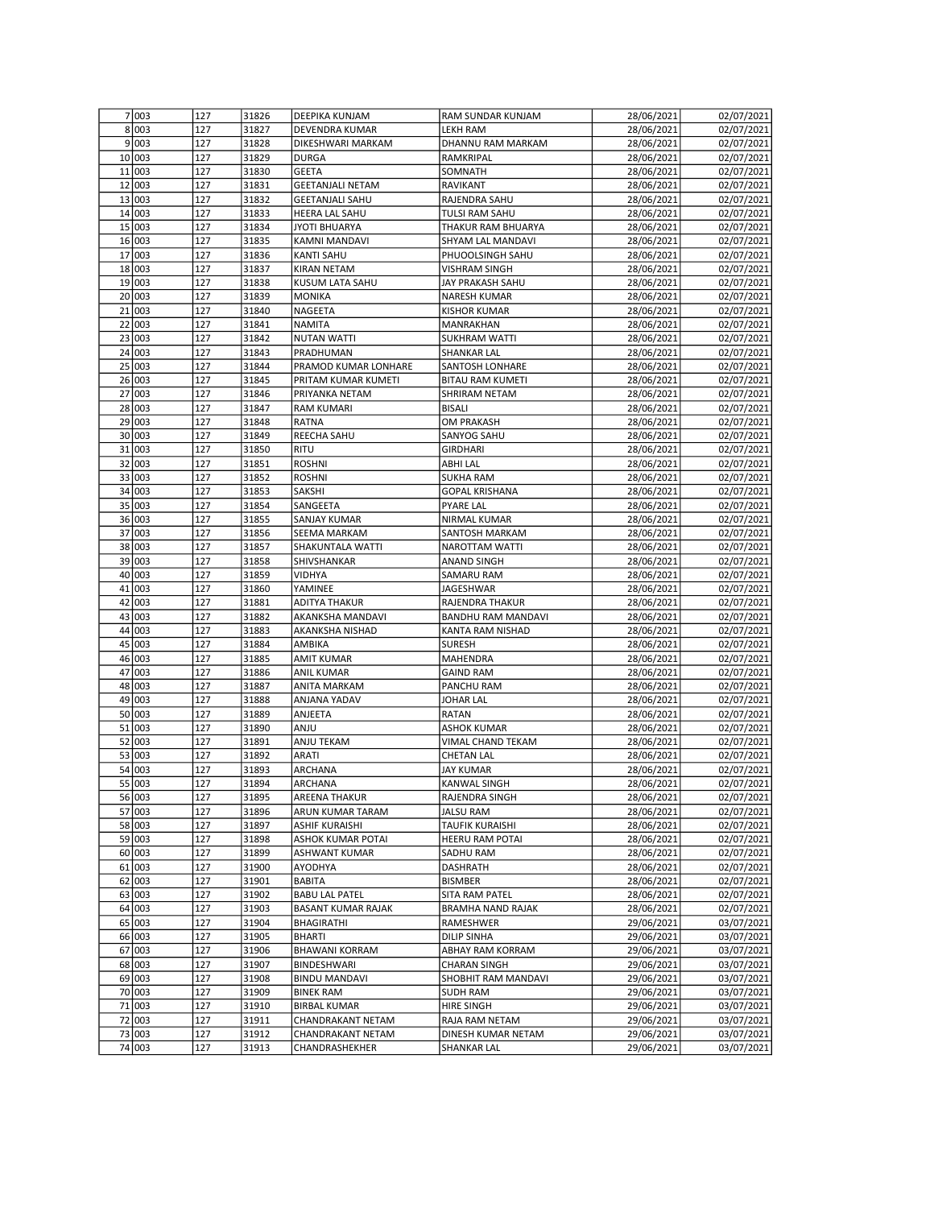| | | | | | | |
|---|---|---|---|---|---|---|
| 7 | 003 | 127 | 31826 | DEEPIKA KUNJAM | RAM SUNDAR KUNJAM | 28/06/2021 | 02/07/2021 |
| 8 | 003 | 127 | 31827 | DEVENDRA KUMAR | LEKH RAM | 28/06/2021 | 02/07/2021 |
| 9 | 003 | 127 | 31828 | DIKESHWARI MARKAM | DHANNU RAM MARKAM | 28/06/2021 | 02/07/2021 |
| 10 | 003 | 127 | 31829 | DURGA | RAMKRIPAL | 28/06/2021 | 02/07/2021 |
| 11 | 003 | 127 | 31830 | GEETA | SOMNATH | 28/06/2021 | 02/07/2021 |
| 12 | 003 | 127 | 31831 | GEETANJALI NETAM | RAVIKANT | 28/06/2021 | 02/07/2021 |
| 13 | 003 | 127 | 31832 | GEETANJALI SAHU | RAJENDRA SAHU | 28/06/2021 | 02/07/2021 |
| 14 | 003 | 127 | 31833 | HEERA LAL SAHU | TULSI RAM SAHU | 28/06/2021 | 02/07/2021 |
| 15 | 003 | 127 | 31834 | JYOTI BHUARYA | THAKUR RAM BHUARYA | 28/06/2021 | 02/07/2021 |
| 16 | 003 | 127 | 31835 | KAMNI MANDAVI | SHYAM LAL MANDAVI | 28/06/2021 | 02/07/2021 |
| 17 | 003 | 127 | 31836 | KANTI SAHU | PHUOOLSINGH SAHU | 28/06/2021 | 02/07/2021 |
| 18 | 003 | 127 | 31837 | KIRAN NETAM | VISHRAM SINGH | 28/06/2021 | 02/07/2021 |
| 19 | 003 | 127 | 31838 | KUSUM LATA SAHU | JAY PRAKASH SAHU | 28/06/2021 | 02/07/2021 |
| 20 | 003 | 127 | 31839 | MONIKA | NARESH KUMAR | 28/06/2021 | 02/07/2021 |
| 21 | 003 | 127 | 31840 | NAGEETA | KISHOR KUMAR | 28/06/2021 | 02/07/2021 |
| 22 | 003 | 127 | 31841 | NAMITA | MANRAKHAN | 28/06/2021 | 02/07/2021 |
| 23 | 003 | 127 | 31842 | NUTAN WATTI | SUKHRAM WATTI | 28/06/2021 | 02/07/2021 |
| 24 | 003 | 127 | 31843 | PRADHUMAN | SHANKAR LAL | 28/06/2021 | 02/07/2021 |
| 25 | 003 | 127 | 31844 | PRAMOD KUMAR LONHARE | SANTOSH LONHARE | 28/06/2021 | 02/07/2021 |
| 26 | 003 | 127 | 31845 | PRITAM KUMAR KUMETI | BITAU RAM KUMETI | 28/06/2021 | 02/07/2021 |
| 27 | 003 | 127 | 31846 | PRIYANKA NETAM | SHRIRAM NETAM | 28/06/2021 | 02/07/2021 |
| 28 | 003 | 127 | 31847 | RAM KUMARI | BISALI | 28/06/2021 | 02/07/2021 |
| 29 | 003 | 127 | 31848 | RATNA | OM PRAKASH | 28/06/2021 | 02/07/2021 |
| 30 | 003 | 127 | 31849 | REECHA SAHU | SANYOG SAHU | 28/06/2021 | 02/07/2021 |
| 31 | 003 | 127 | 31850 | RITU | GIRDHARI | 28/06/2021 | 02/07/2021 |
| 32 | 003 | 127 | 31851 | ROSHNI | ABHI LAL | 28/06/2021 | 02/07/2021 |
| 33 | 003 | 127 | 31852 | ROSHNI | SUKHA RAM | 28/06/2021 | 02/07/2021 |
| 34 | 003 | 127 | 31853 | SAKSHI | GOPAL KRISHANA | 28/06/2021 | 02/07/2021 |
| 35 | 003 | 127 | 31854 | SANGEETA | PYARE LAL | 28/06/2021 | 02/07/2021 |
| 36 | 003 | 127 | 31855 | SANJAY KUMAR | NIRMAL KUMAR | 28/06/2021 | 02/07/2021 |
| 37 | 003 | 127 | 31856 | SEEMA MARKAM | SANTOSH MARKAM | 28/06/2021 | 02/07/2021 |
| 38 | 003 | 127 | 31857 | SHAKUNTALA WATTI | NAROTTAM WATTI | 28/06/2021 | 02/07/2021 |
| 39 | 003 | 127 | 31858 | SHIVSHANKAR | ANAND SINGH | 28/06/2021 | 02/07/2021 |
| 40 | 003 | 127 | 31859 | VIDHYA | SAMARU RAM | 28/06/2021 | 02/07/2021 |
| 41 | 003 | 127 | 31860 | YAMINEE | JAGESHWAR | 28/06/2021 | 02/07/2021 |
| 42 | 003 | 127 | 31881 | ADITYA THAKUR | RAJENDRA THAKUR | 28/06/2021 | 02/07/2021 |
| 43 | 003 | 127 | 31882 | AKANKSHA MANDAVI | BANDHU RAM MANDAVI | 28/06/2021 | 02/07/2021 |
| 44 | 003 | 127 | 31883 | AKANKSHA NISHAD | KANTA RAM NISHAD | 28/06/2021 | 02/07/2021 |
| 45 | 003 | 127 | 31884 | AMBIKA | SURESH | 28/06/2021 | 02/07/2021 |
| 46 | 003 | 127 | 31885 | AMIT KUMAR | MAHENDRA | 28/06/2021 | 02/07/2021 |
| 47 | 003 | 127 | 31886 | ANIL KUMAR | GAIND RAM | 28/06/2021 | 02/07/2021 |
| 48 | 003 | 127 | 31887 | ANITA MARKAM | PANCHU RAM | 28/06/2021 | 02/07/2021 |
| 49 | 003 | 127 | 31888 | ANJANA YADAV | JOHAR LAL | 28/06/2021 | 02/07/2021 |
| 50 | 003 | 127 | 31889 | ANJEETA | RATAN | 28/06/2021 | 02/07/2021 |
| 51 | 003 | 127 | 31890 | ANJU | ASHOK KUMAR | 28/06/2021 | 02/07/2021 |
| 52 | 003 | 127 | 31891 | ANJU TEKAM | VIMAL CHAND TEKAM | 28/06/2021 | 02/07/2021 |
| 53 | 003 | 127 | 31892 | ARATI | CHETAN LAL | 28/06/2021 | 02/07/2021 |
| 54 | 003 | 127 | 31893 | ARCHANA | JAY KUMAR | 28/06/2021 | 02/07/2021 |
| 55 | 003 | 127 | 31894 | ARCHANA | KANWAL SINGH | 28/06/2021 | 02/07/2021 |
| 56 | 003 | 127 | 31895 | AREENA THAKUR | RAJENDRA SINGH | 28/06/2021 | 02/07/2021 |
| 57 | 003 | 127 | 31896 | ARUN KUMAR TARAM | JALSU RAM | 28/06/2021 | 02/07/2021 |
| 58 | 003 | 127 | 31897 | ASHIF KURAISHI | TAUFIK KURAISHI | 28/06/2021 | 02/07/2021 |
| 59 | 003 | 127 | 31898 | ASHOK KUMAR POTAI | HEERU RAM POTAI | 28/06/2021 | 02/07/2021 |
| 60 | 003 | 127 | 31899 | ASHWANT KUMAR | SADHU RAM | 28/06/2021 | 02/07/2021 |
| 61 | 003 | 127 | 31900 | AYODHYA | DASHRATH | 28/06/2021 | 02/07/2021 |
| 62 | 003 | 127 | 31901 | BABITA | BISMBER | 28/06/2021 | 02/07/2021 |
| 63 | 003 | 127 | 31902 | BABU LAL PATEL | SITA RAM PATEL | 28/06/2021 | 02/07/2021 |
| 64 | 003 | 127 | 31903 | BASANT KUMAR RAJAK | BRAMHA NAND RAJAK | 28/06/2021 | 02/07/2021 |
| 65 | 003 | 127 | 31904 | BHAGIRATHI | RAMESHWER | 29/06/2021 | 03/07/2021 |
| 66 | 003 | 127 | 31905 | BHARTI | DILIP SINHA | 29/06/2021 | 03/07/2021 |
| 67 | 003 | 127 | 31906 | BHAWANI KORRAM | ABHAY RAM KORRAM | 29/06/2021 | 03/07/2021 |
| 68 | 003 | 127 | 31907 | BINDESHWARI | CHARAN SINGH | 29/06/2021 | 03/07/2021 |
| 69 | 003 | 127 | 31908 | BINDU MANDAVI | SHOBHIT RAM MANDAVI | 29/06/2021 | 03/07/2021 |
| 70 | 003 | 127 | 31909 | BINEK RAM | SUDH RAM | 29/06/2021 | 03/07/2021 |
| 71 | 003 | 127 | 31910 | BIRBAL KUMAR | HIRE SINGH | 29/06/2021 | 03/07/2021 |
| 72 | 003 | 127 | 31911 | CHANDRAKANT NETAM | RAJA RAM NETAM | 29/06/2021 | 03/07/2021 |
| 73 | 003 | 127 | 31912 | CHANDRAKANT NETAM | DINESH KUMAR NETAM | 29/06/2021 | 03/07/2021 |
| 74 | 003 | 127 | 31913 | CHANDRASHEKHER | SHANKAR LAL | 29/06/2021 | 03/07/2021 |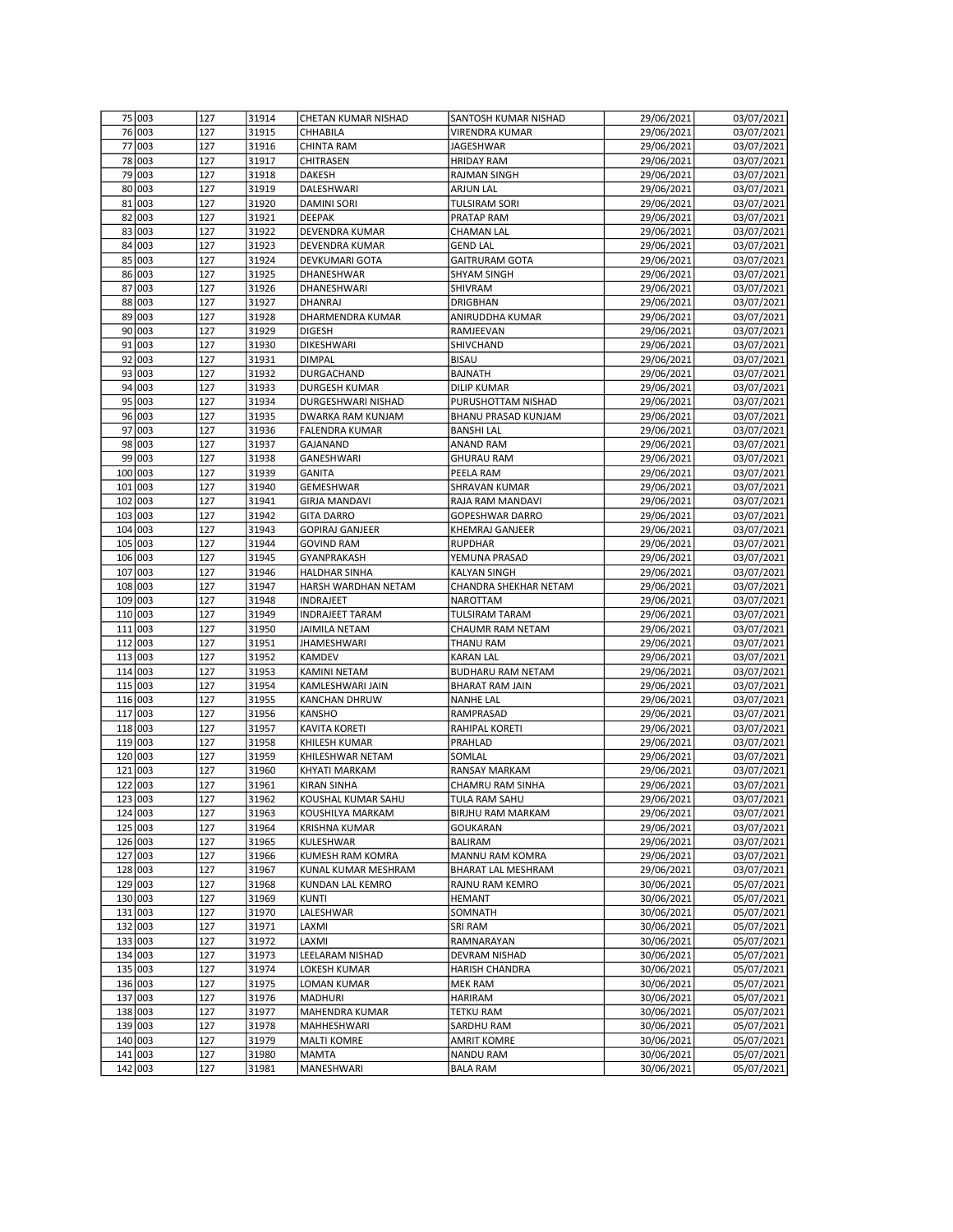| 75 | 003 | 127 | 31914 | CHETAN KUMAR NISHAD | SANTOSH KUMAR NISHAD | 29/06/2021 | 03/07/2021 |
|---|---|---|---|---|---|---|---|
| 76 | 003 | 127 | 31915 | CHHABILA | VIRENDRA KUMAR | 29/06/2021 | 03/07/2021 |
| 77 | 003 | 127 | 31916 | CHINTA RAM | JAGESHWAR | 29/06/2021 | 03/07/2021 |
| 78 | 003 | 127 | 31917 | CHITRASEN | HRIDAY RAM | 29/06/2021 | 03/07/2021 |
| 79 | 003 | 127 | 31918 | DAKESH | RAJMAN SINGH | 29/06/2021 | 03/07/2021 |
| 80 | 003 | 127 | 31919 | DALESHWARI | ARJUN LAL | 29/06/2021 | 03/07/2021 |
| 81 | 003 | 127 | 31920 | DAMINI SORI | TULSIRAM SORI | 29/06/2021 | 03/07/2021 |
| 82 | 003 | 127 | 31921 | DEEPAK | PRATAP RAM | 29/06/2021 | 03/07/2021 |
| 83 | 003 | 127 | 31922 | DEVENDRA KUMAR | CHAMAN LAL | 29/06/2021 | 03/07/2021 |
| 84 | 003 | 127 | 31923 | DEVENDRA KUMAR | GEND LAL | 29/06/2021 | 03/07/2021 |
| 85 | 003 | 127 | 31924 | DEVKUMARI GOTA | GAITRURAM GOTA | 29/06/2021 | 03/07/2021 |
| 86 | 003 | 127 | 31925 | DHANESHWAR | SHYAM SINGH | 29/06/2021 | 03/07/2021 |
| 87 | 003 | 127 | 31926 | DHANESHWARI | SHIVRAM | 29/06/2021 | 03/07/2021 |
| 88 | 003 | 127 | 31927 | DHANRAJ | DRIGBHAN | 29/06/2021 | 03/07/2021 |
| 89 | 003 | 127 | 31928 | DHARMENDRA KUMAR | ANIRUDDHA KUMAR | 29/06/2021 | 03/07/2021 |
| 90 | 003 | 127 | 31929 | DIGESH | RAMJEEVAN | 29/06/2021 | 03/07/2021 |
| 91 | 003 | 127 | 31930 | DIKESHWARI | SHIVCHAND | 29/06/2021 | 03/07/2021 |
| 92 | 003 | 127 | 31931 | DIMPAL | BISAU | 29/06/2021 | 03/07/2021 |
| 93 | 003 | 127 | 31932 | DURGACHAND | BAJNATH | 29/06/2021 | 03/07/2021 |
| 94 | 003 | 127 | 31933 | DURGESH KUMAR | DILIP KUMAR | 29/06/2021 | 03/07/2021 |
| 95 | 003 | 127 | 31934 | DURGESHWARI NISHAD | PURUSHOTTAM NISHAD | 29/06/2021 | 03/07/2021 |
| 96 | 003 | 127 | 31935 | DWARKA RAM KUNJAM | BHANU PRASAD KUNJAM | 29/06/2021 | 03/07/2021 |
| 97 | 003 | 127 | 31936 | FALENDRA KUMAR | BANSHI LAL | 29/06/2021 | 03/07/2021 |
| 98 | 003 | 127 | 31937 | GAJANAND | ANAND RAM | 29/06/2021 | 03/07/2021 |
| 99 | 003 | 127 | 31938 | GANESHWARI | GHURAU RAM | 29/06/2021 | 03/07/2021 |
| 100 | 003 | 127 | 31939 | GANITA | PEELA RAM | 29/06/2021 | 03/07/2021 |
| 101 | 003 | 127 | 31940 | GEMESHWAR | SHRAVAN KUMAR | 29/06/2021 | 03/07/2021 |
| 102 | 003 | 127 | 31941 | GIRJA MANDAVI | RAJA RAM MANDAVI | 29/06/2021 | 03/07/2021 |
| 103 | 003 | 127 | 31942 | GITA DARRO | GOPESHWAR DARRO | 29/06/2021 | 03/07/2021 |
| 104 | 003 | 127 | 31943 | GOPIRAJ GANJEER | KHEMRAJ GANJEER | 29/06/2021 | 03/07/2021 |
| 105 | 003 | 127 | 31944 | GOVIND RAM | RUPDHAR | 29/06/2021 | 03/07/2021 |
| 106 | 003 | 127 | 31945 | GYANPRAKASH | YEMUNA PRASAD | 29/06/2021 | 03/07/2021 |
| 107 | 003 | 127 | 31946 | HALDHAR SINHA | KALYAN SINGH | 29/06/2021 | 03/07/2021 |
| 108 | 003 | 127 | 31947 | HARSH WARDHAN NETAM | CHANDRA SHEKHAR NETAM | 29/06/2021 | 03/07/2021 |
| 109 | 003 | 127 | 31948 | INDRAJEET | NAROTTAM | 29/06/2021 | 03/07/2021 |
| 110 | 003 | 127 | 31949 | INDRAJEET TARAM | TULSIRAM TARAM | 29/06/2021 | 03/07/2021 |
| 111 | 003 | 127 | 31950 | JAIMILA NETAM | CHAUMR RAM NETAM | 29/06/2021 | 03/07/2021 |
| 112 | 003 | 127 | 31951 | JHAMESHWARI | THANU RAM | 29/06/2021 | 03/07/2021 |
| 113 | 003 | 127 | 31952 | KAMDEV | KARAN LAL | 29/06/2021 | 03/07/2021 |
| 114 | 003 | 127 | 31953 | KAMINI NETAM | BUDHARU RAM NETAM | 29/06/2021 | 03/07/2021 |
| 115 | 003 | 127 | 31954 | KAMLESHWARI JAIN | BHARAT RAM JAIN | 29/06/2021 | 03/07/2021 |
| 116 | 003 | 127 | 31955 | KANCHAN DHRUW | NANHE LAL | 29/06/2021 | 03/07/2021 |
| 117 | 003 | 127 | 31956 | KANSHO | RAMPRASAD | 29/06/2021 | 03/07/2021 |
| 118 | 003 | 127 | 31957 | KAVITA KORETI | RAHIPAL KORETI | 29/06/2021 | 03/07/2021 |
| 119 | 003 | 127 | 31958 | KHILESH KUMAR | PRAHLAD | 29/06/2021 | 03/07/2021 |
| 120 | 003 | 127 | 31959 | KHILESHWAR NETAM | SOMLAL | 29/06/2021 | 03/07/2021 |
| 121 | 003 | 127 | 31960 | KHYATI MARKAM | RANSAY MARKAM | 29/06/2021 | 03/07/2021 |
| 122 | 003 | 127 | 31961 | KIRAN SINHA | CHAMRU RAM SINHA | 29/06/2021 | 03/07/2021 |
| 123 | 003 | 127 | 31962 | KOUSHAL KUMAR SAHU | TULA RAM SAHU | 29/06/2021 | 03/07/2021 |
| 124 | 003 | 127 | 31963 | KOUSHILYA MARKAM | BIRJHU RAM MARKAM | 29/06/2021 | 03/07/2021 |
| 125 | 003 | 127 | 31964 | KRISHNA KUMAR | GOUKARAN | 29/06/2021 | 03/07/2021 |
| 126 | 003 | 127 | 31965 | KULESHWAR | BALIRAM | 29/06/2021 | 03/07/2021 |
| 127 | 003 | 127 | 31966 | KUMESH RAM KOMRA | MANNU RAM KOMRA | 29/06/2021 | 03/07/2021 |
| 128 | 003 | 127 | 31967 | KUNAL KUMAR MESHRAM | BHARAT LAL MESHRAM | 29/06/2021 | 03/07/2021 |
| 129 | 003 | 127 | 31968 | KUNDAN LAL KEMRO | RAJNU RAM KEMRO | 30/06/2021 | 05/07/2021 |
| 130 | 003 | 127 | 31969 | KUNTI | HEMANT | 30/06/2021 | 05/07/2021 |
| 131 | 003 | 127 | 31970 | LALESHWAR | SOMNATH | 30/06/2021 | 05/07/2021 |
| 132 | 003 | 127 | 31971 | LAXMI | SRI RAM | 30/06/2021 | 05/07/2021 |
| 133 | 003 | 127 | 31972 | LAXMI | RAMNARAYAN | 30/06/2021 | 05/07/2021 |
| 134 | 003 | 127 | 31973 | LEELARAM NISHAD | DEVRAM NISHAD | 30/06/2021 | 05/07/2021 |
| 135 | 003 | 127 | 31974 | LOKESH KUMAR | HARISH CHANDRA | 30/06/2021 | 05/07/2021 |
| 136 | 003 | 127 | 31975 | LOMAN KUMAR | MEK RAM | 30/06/2021 | 05/07/2021 |
| 137 | 003 | 127 | 31976 | MADHURI | HARIRAM | 30/06/2021 | 05/07/2021 |
| 138 | 003 | 127 | 31977 | MAHENDRA KUMAR | TETKU RAM | 30/06/2021 | 05/07/2021 |
| 139 | 003 | 127 | 31978 | MAHHESHWARI | SARDHU RAM | 30/06/2021 | 05/07/2021 |
| 140 | 003 | 127 | 31979 | MALTI KOMRE | AMRIT KOMRE | 30/06/2021 | 05/07/2021 |
| 141 | 003 | 127 | 31980 | MAMTA | NANDU RAM | 30/06/2021 | 05/07/2021 |
| 142 | 003 | 127 | 31981 | MANESHWARI | BALA RAM | 30/06/2021 | 05/07/2021 |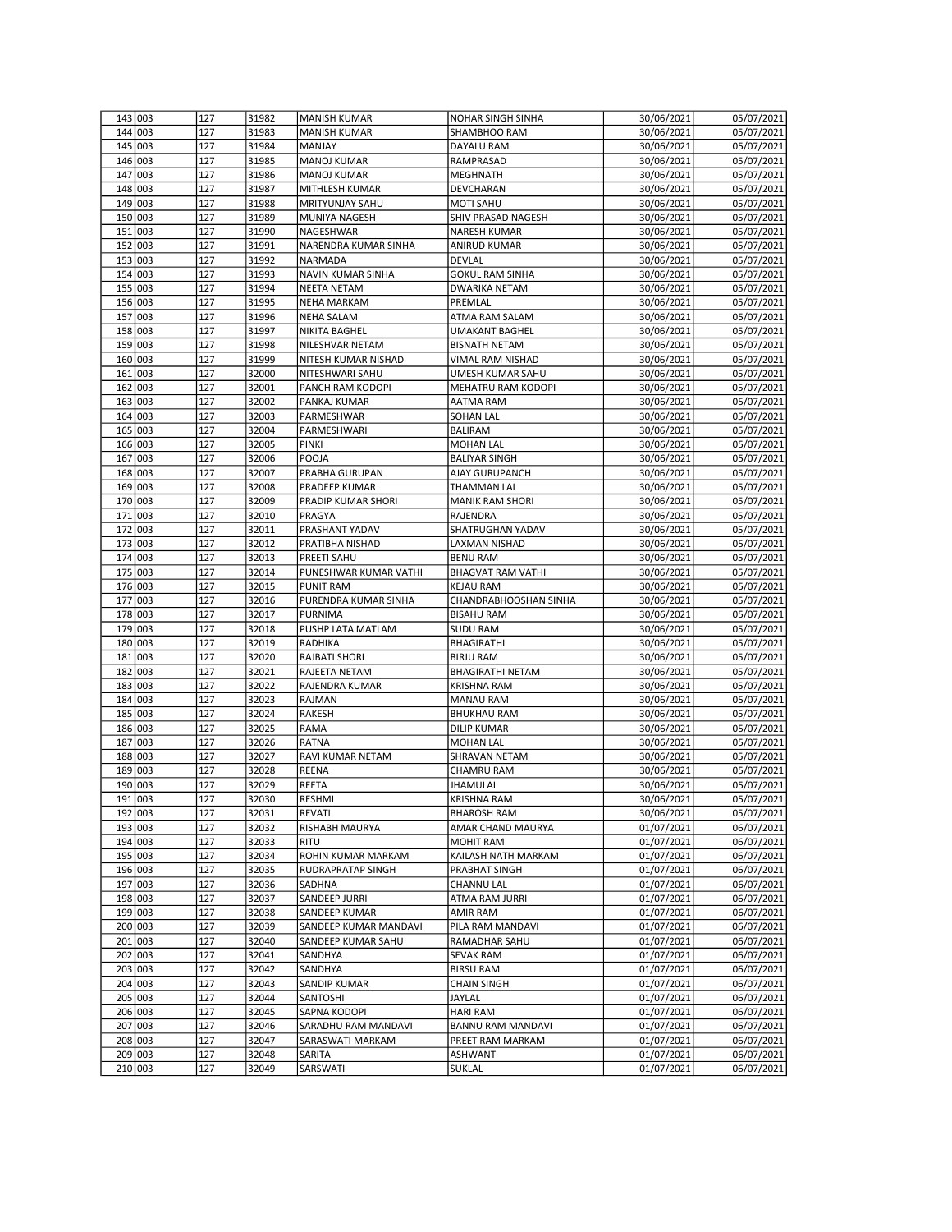| | | | | | | | |
|---|---|---|---|---|---|---|---|
| 143 | 003 | 127 | 31982 | MANISH KUMAR | NOHAR SINGH SINHA | 30/06/2021 | 05/07/2021 |
| 144 | 003 | 127 | 31983 | MANISH KUMAR | SHAMBHOO RAM | 30/06/2021 | 05/07/2021 |
| 145 | 003 | 127 | 31984 | MANJAY | DAYALU RAM | 30/06/2021 | 05/07/2021 |
| 146 | 003 | 127 | 31985 | MANOJ KUMAR | RAMPRASAD | 30/06/2021 | 05/07/2021 |
| 147 | 003 | 127 | 31986 | MANOJ KUMAR | MEGHNATH | 30/06/2021 | 05/07/2021 |
| 148 | 003 | 127 | 31987 | MITHLESH KUMAR | DEVCHARAN | 30/06/2021 | 05/07/2021 |
| 149 | 003 | 127 | 31988 | MRITYUNJAY SAHU | MOTI SAHU | 30/06/2021 | 05/07/2021 |
| 150 | 003 | 127 | 31989 | MUNIYA NAGESH | SHIV PRASAD NAGESH | 30/06/2021 | 05/07/2021 |
| 151 | 003 | 127 | 31990 | NAGESHWAR | NARESH KUMAR | 30/06/2021 | 05/07/2021 |
| 152 | 003 | 127 | 31991 | NARENDRA KUMAR SINHA | ANIRUD KUMAR | 30/06/2021 | 05/07/2021 |
| 153 | 003 | 127 | 31992 | NARMADA | DEVLAL | 30/06/2021 | 05/07/2021 |
| 154 | 003 | 127 | 31993 | NAVIN KUMAR SINHA | GOKUL RAM SINHA | 30/06/2021 | 05/07/2021 |
| 155 | 003 | 127 | 31994 | NEETA NETAM | DWARIKA NETAM | 30/06/2021 | 05/07/2021 |
| 156 | 003 | 127 | 31995 | NEHA MARKAM | PREMLAL | 30/06/2021 | 05/07/2021 |
| 157 | 003 | 127 | 31996 | NEHA SALAM | ATMA RAM SALAM | 30/06/2021 | 05/07/2021 |
| 158 | 003 | 127 | 31997 | NIKITA BAGHEL | UMAKANT BAGHEL | 30/06/2021 | 05/07/2021 |
| 159 | 003 | 127 | 31998 | NILESHVAR NETAM | BISNATH NETAM | 30/06/2021 | 05/07/2021 |
| 160 | 003 | 127 | 31999 | NITESH KUMAR NISHAD | VIMAL RAM NISHAD | 30/06/2021 | 05/07/2021 |
| 161 | 003 | 127 | 32000 | NITESHWARI SAHU | UMESH KUMAR SAHU | 30/06/2021 | 05/07/2021 |
| 162 | 003 | 127 | 32001 | PANCH RAM KODOPI | MEHATRU RAM KODOPI | 30/06/2021 | 05/07/2021 |
| 163 | 003 | 127 | 32002 | PANKAJ KUMAR | AATMA RAM | 30/06/2021 | 05/07/2021 |
| 164 | 003 | 127 | 32003 | PARMESHWAR | SOHAN LAL | 30/06/2021 | 05/07/2021 |
| 165 | 003 | 127 | 32004 | PARMESHWARI | BALIRAM | 30/06/2021 | 05/07/2021 |
| 166 | 003 | 127 | 32005 | PINKI | MOHAN LAL | 30/06/2021 | 05/07/2021 |
| 167 | 003 | 127 | 32006 | POOJA | BALIYAR SINGH | 30/06/2021 | 05/07/2021 |
| 168 | 003 | 127 | 32007 | PRABHA GURUPAN | AJAY GURUPANCH | 30/06/2021 | 05/07/2021 |
| 169 | 003 | 127 | 32008 | PRADEEP KUMAR | THAMMAN LAL | 30/06/2021 | 05/07/2021 |
| 170 | 003 | 127 | 32009 | PRADIP KUMAR SHORI | MANIK RAM SHORI | 30/06/2021 | 05/07/2021 |
| 171 | 003 | 127 | 32010 | PRAGYA | RAJENDRA | 30/06/2021 | 05/07/2021 |
| 172 | 003 | 127 | 32011 | PRASHANT YADAV | SHATRUGHAN YADAV | 30/06/2021 | 05/07/2021 |
| 173 | 003 | 127 | 32012 | PRATIBHA NISHAD | LAXMAN NISHAD | 30/06/2021 | 05/07/2021 |
| 174 | 003 | 127 | 32013 | PREETI SAHU | BENU RAM | 30/06/2021 | 05/07/2021 |
| 175 | 003 | 127 | 32014 | PUNESHWAR KUMAR VATHI | BHAGVAT RAM VATHI | 30/06/2021 | 05/07/2021 |
| 176 | 003 | 127 | 32015 | PUNIT RAM | KEJAU RAM | 30/06/2021 | 05/07/2021 |
| 177 | 003 | 127 | 32016 | PURENDRA KUMAR SINHA | CHANDRABHOOSHAN SINHA | 30/06/2021 | 05/07/2021 |
| 178 | 003 | 127 | 32017 | PURNIMA | BISAHU RAM | 30/06/2021 | 05/07/2021 |
| 179 | 003 | 127 | 32018 | PUSHP LATA MATLAM | SUDU RAM | 30/06/2021 | 05/07/2021 |
| 180 | 003 | 127 | 32019 | RADHIKA | BHAGIRATHI | 30/06/2021 | 05/07/2021 |
| 181 | 003 | 127 | 32020 | RAJBATI SHORI | BIRJU RAM | 30/06/2021 | 05/07/2021 |
| 182 | 003 | 127 | 32021 | RAJEETA NETAM | BHAGIRATHI NETAM | 30/06/2021 | 05/07/2021 |
| 183 | 003 | 127 | 32022 | RAJENDRA KUMAR | KRISHNA RAM | 30/06/2021 | 05/07/2021 |
| 184 | 003 | 127 | 32023 | RAJMAN | MANAU RAM | 30/06/2021 | 05/07/2021 |
| 185 | 003 | 127 | 32024 | RAKESH | BHUKHAU RAM | 30/06/2021 | 05/07/2021 |
| 186 | 003 | 127 | 32025 | RAMA | DILIP KUMAR | 30/06/2021 | 05/07/2021 |
| 187 | 003 | 127 | 32026 | RATNA | MOHAN LAL | 30/06/2021 | 05/07/2021 |
| 188 | 003 | 127 | 32027 | RAVI KUMAR NETAM | SHRAVAN NETAM | 30/06/2021 | 05/07/2021 |
| 189 | 003 | 127 | 32028 | REENA | CHAMRU RAM | 30/06/2021 | 05/07/2021 |
| 190 | 003 | 127 | 32029 | REETA | JHAMULAL | 30/06/2021 | 05/07/2021 |
| 191 | 003 | 127 | 32030 | RESHMI | KRISHNA RAM | 30/06/2021 | 05/07/2021 |
| 192 | 003 | 127 | 32031 | REVATI | BHAROSH RAM | 30/06/2021 | 05/07/2021 |
| 193 | 003 | 127 | 32032 | RISHABH MAURYA | AMAR CHAND MAURYA | 01/07/2021 | 06/07/2021 |
| 194 | 003 | 127 | 32033 | RITU | MOHIT RAM | 01/07/2021 | 06/07/2021 |
| 195 | 003 | 127 | 32034 | ROHIN KUMAR MARKAM | KAILASH NATH MARKAM | 01/07/2021 | 06/07/2021 |
| 196 | 003 | 127 | 32035 | RUDRAPRATAP SINGH | PRABHAT SINGH | 01/07/2021 | 06/07/2021 |
| 197 | 003 | 127 | 32036 | SADHNA | CHANNU LAL | 01/07/2021 | 06/07/2021 |
| 198 | 003 | 127 | 32037 | SANDEEP JURRI | ATMA RAM JURRI | 01/07/2021 | 06/07/2021 |
| 199 | 003 | 127 | 32038 | SANDEEP KUMAR | AMIR RAM | 01/07/2021 | 06/07/2021 |
| 200 | 003 | 127 | 32039 | SANDEEP KUMAR MANDAVI | PILA RAM MANDAVI | 01/07/2021 | 06/07/2021 |
| 201 | 003 | 127 | 32040 | SANDEEP KUMAR SAHU | RAMADHAR SAHU | 01/07/2021 | 06/07/2021 |
| 202 | 003 | 127 | 32041 | SANDHYA | SEVAK RAM | 01/07/2021 | 06/07/2021 |
| 203 | 003 | 127 | 32042 | SANDHYA | BIRSU RAM | 01/07/2021 | 06/07/2021 |
| 204 | 003 | 127 | 32043 | SANDIP KUMAR | CHAIN SINGH | 01/07/2021 | 06/07/2021 |
| 205 | 003 | 127 | 32044 | SANTOSHI | JAYLAL | 01/07/2021 | 06/07/2021 |
| 206 | 003 | 127 | 32045 | SAPNA KODOPI | HARI RAM | 01/07/2021 | 06/07/2021 |
| 207 | 003 | 127 | 32046 | SARADHU RAM MANDAVI | BANNU RAM MANDAVI | 01/07/2021 | 06/07/2021 |
| 208 | 003 | 127 | 32047 | SARASWATI MARKAM | PREET RAM MARKAM | 01/07/2021 | 06/07/2021 |
| 209 | 003 | 127 | 32048 | SARITA | ASHWANT | 01/07/2021 | 06/07/2021 |
| 210 | 003 | 127 | 32049 | SARSWATI | SUKLAL | 01/07/2021 | 06/07/2021 |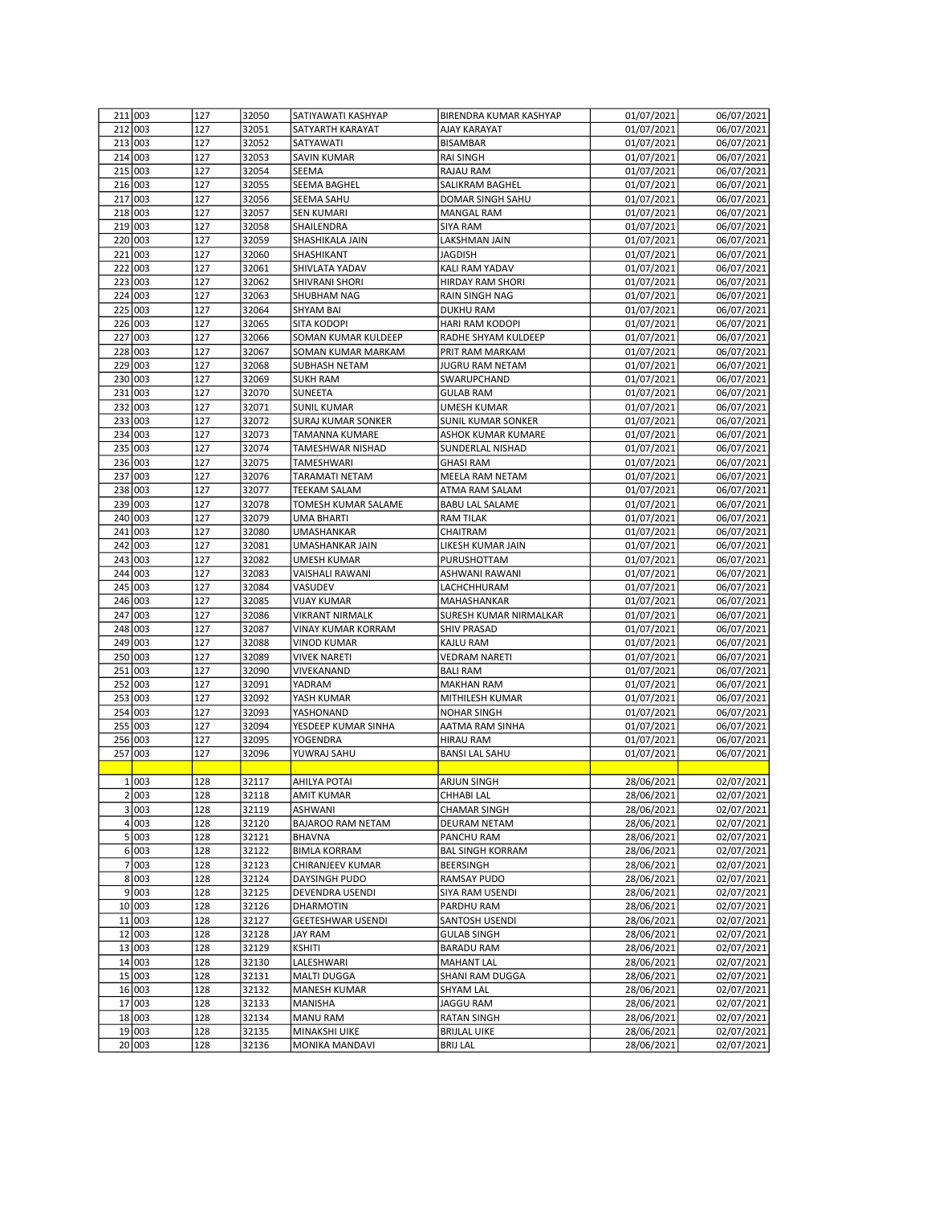| | | | | | | | |
|---|---|---|---|---|---|---|---|
| 211 | 003 | 127 | 32050 | SATIYAWATI KASHYAP | BIRENDRA KUMAR KASHYAP | 01/07/2021 | 06/07/2021 |
| 212 | 003 | 127 | 32051 | SATYARTH KARAYAT | AJAY KARAYAT | 01/07/2021 | 06/07/2021 |
| 213 | 003 | 127 | 32052 | SATYAWATI | BISAMBAR | 01/07/2021 | 06/07/2021 |
| 214 | 003 | 127 | 32053 | SAVIN KUMAR | RAI SINGH | 01/07/2021 | 06/07/2021 |
| 215 | 003 | 127 | 32054 | SEEMA | RAJAU RAM | 01/07/2021 | 06/07/2021 |
| 216 | 003 | 127 | 32055 | SEEMA BAGHEL | SALIKRAM BAGHEL | 01/07/2021 | 06/07/2021 |
| 217 | 003 | 127 | 32056 | SEEMA SAHU | DOMAR SINGH SAHU | 01/07/2021 | 06/07/2021 |
| 218 | 003 | 127 | 32057 | SEN KUMARI | MANGAL RAM | 01/07/2021 | 06/07/2021 |
| 219 | 003 | 127 | 32058 | SHAILENDRA | SIYA RAM | 01/07/2021 | 06/07/2021 |
| 220 | 003 | 127 | 32059 | SHASHIKALA JAIN | LAKSHMAN JAIN | 01/07/2021 | 06/07/2021 |
| 221 | 003 | 127 | 32060 | SHASHIKANT | JAGDISH | 01/07/2021 | 06/07/2021 |
| 222 | 003 | 127 | 32061 | SHIVLATA YADAV | KALI RAM YADAV | 01/07/2021 | 06/07/2021 |
| 223 | 003 | 127 | 32062 | SHIVRANI SHORI | HIRDAY RAM SHORI | 01/07/2021 | 06/07/2021 |
| 224 | 003 | 127 | 32063 | SHUBHAM NAG | RAIN SINGH NAG | 01/07/2021 | 06/07/2021 |
| 225 | 003 | 127 | 32064 | SHYAM BAI | DUKHU RAM | 01/07/2021 | 06/07/2021 |
| 226 | 003 | 127 | 32065 | SITA KODOPI | HARI RAM KODOPI | 01/07/2021 | 06/07/2021 |
| 227 | 003 | 127 | 32066 | SOMAN KUMAR KULDEEP | RADHE SHYAM KULDEEP | 01/07/2021 | 06/07/2021 |
| 228 | 003 | 127 | 32067 | SOMAN KUMAR MARKAM | PRIT RAM MARKAM | 01/07/2021 | 06/07/2021 |
| 229 | 003 | 127 | 32068 | SUBHASH NETAM | JUGRU RAM NETAM | 01/07/2021 | 06/07/2021 |
| 230 | 003 | 127 | 32069 | SUKH RAM | SWARUPCHAND | 01/07/2021 | 06/07/2021 |
| 231 | 003 | 127 | 32070 | SUNEETA | GULAB RAM | 01/07/2021 | 06/07/2021 |
| 232 | 003 | 127 | 32071 | SUNIL KUMAR | UMESH KUMAR | 01/07/2021 | 06/07/2021 |
| 233 | 003 | 127 | 32072 | SURAJ KUMAR SONKER | SUNIL KUMAR SONKER | 01/07/2021 | 06/07/2021 |
| 234 | 003 | 127 | 32073 | TAMANNA KUMARE | ASHOK KUMAR KUMARE | 01/07/2021 | 06/07/2021 |
| 235 | 003 | 127 | 32074 | TAMESHWAR NISHAD | SUNDERLAL NISHAD | 01/07/2021 | 06/07/2021 |
| 236 | 003 | 127 | 32075 | TAMESHWARI | GHASI RAM | 01/07/2021 | 06/07/2021 |
| 237 | 003 | 127 | 32076 | TARAMATI NETAM | MEELA RAM NETAM | 01/07/2021 | 06/07/2021 |
| 238 | 003 | 127 | 32077 | TEEKAM SALAM | ATMA RAM SALAM | 01/07/2021 | 06/07/2021 |
| 239 | 003 | 127 | 32078 | TOMESH KUMAR SALAME | BABU LAL SALAME | 01/07/2021 | 06/07/2021 |
| 240 | 003 | 127 | 32079 | UMA BHARTI | RAM TILAK | 01/07/2021 | 06/07/2021 |
| 241 | 003 | 127 | 32080 | UMASHANKAR | CHAITRAM | 01/07/2021 | 06/07/2021 |
| 242 | 003 | 127 | 32081 | UMASHANKAR JAIN | LIKESH KUMAR JAIN | 01/07/2021 | 06/07/2021 |
| 243 | 003 | 127 | 32082 | UMESH KUMAR | PURUSHOTTAM | 01/07/2021 | 06/07/2021 |
| 244 | 003 | 127 | 32083 | VAISHALI RAWANI | ASHWANI RAWANI | 01/07/2021 | 06/07/2021 |
| 245 | 003 | 127 | 32084 | VASUDEV | LACHCHHURAM | 01/07/2021 | 06/07/2021 |
| 246 | 003 | 127 | 32085 | VIJAY KUMAR | MAHASHANKAR | 01/07/2021 | 06/07/2021 |
| 247 | 003 | 127 | 32086 | VIKRANT NIRMALK | SURESH KUMAR NIRMALKAR | 01/07/2021 | 06/07/2021 |
| 248 | 003 | 127 | 32087 | VINAY KUMAR KORRAM | SHIV PRASAD | 01/07/2021 | 06/07/2021 |
| 249 | 003 | 127 | 32088 | VINOD KUMAR | KAJLU RAM | 01/07/2021 | 06/07/2021 |
| 250 | 003 | 127 | 32089 | VIVEK NARETI | VEDRAM NARETI | 01/07/2021 | 06/07/2021 |
| 251 | 003 | 127 | 32090 | VIVEKANAND | BALI RAM | 01/07/2021 | 06/07/2021 |
| 252 | 003 | 127 | 32091 | YADRAM | MAKHAN RAM | 01/07/2021 | 06/07/2021 |
| 253 | 003 | 127 | 32092 | YASH KUMAR | MITHILESH KUMAR | 01/07/2021 | 06/07/2021 |
| 254 | 003 | 127 | 32093 | YASHONAND | NOHAR SINGH | 01/07/2021 | 06/07/2021 |
| 255 | 003 | 127 | 32094 | YESDEEP KUMAR SINHA | AATMA RAM SINHA | 01/07/2021 | 06/07/2021 |
| 256 | 003 | 127 | 32095 | YOGENDRA | HIRAU RAM | 01/07/2021 | 06/07/2021 |
| 257 | 003 | 127 | 32096 | YUWRAJ SAHU | BANSI LAL SAHU | 01/07/2021 | 06/07/2021 |
| | | | | | | | |
| 1 | 003 | 128 | 32117 | AHILYA POTAI | ARJUN SINGH | 28/06/2021 | 02/07/2021 |
| 2 | 003 | 128 | 32118 | AMIT KUMAR | CHHABI LAL | 28/06/2021 | 02/07/2021 |
| 3 | 003 | 128 | 32119 | ASHWANI | CHAMAR SINGH | 28/06/2021 | 02/07/2021 |
| 4 | 003 | 128 | 32120 | BAJAROO RAM NETAM | DEURAM NETAM | 28/06/2021 | 02/07/2021 |
| 5 | 003 | 128 | 32121 | BHAVNA | PANCHU RAM | 28/06/2021 | 02/07/2021 |
| 6 | 003 | 128 | 32122 | BIMLA KORRAM | BAL SINGH KORRAM | 28/06/2021 | 02/07/2021 |
| 7 | 003 | 128 | 32123 | CHIRANJEEV KUMAR | BEERSINGH | 28/06/2021 | 02/07/2021 |
| 8 | 003 | 128 | 32124 | DAYSINGH PUDO | RAMSAY PUDO | 28/06/2021 | 02/07/2021 |
| 9 | 003 | 128 | 32125 | DEVENDRA USENDI | SIYA RAM USENDI | 28/06/2021 | 02/07/2021 |
| 10 | 003 | 128 | 32126 | DHARMOTIN | PARDHU RAM | 28/06/2021 | 02/07/2021 |
| 11 | 003 | 128 | 32127 | GEETESHWAR USENDI | SANTOSH USENDI | 28/06/2021 | 02/07/2021 |
| 12 | 003 | 128 | 32128 | JAY RAM | GULAB SINGH | 28/06/2021 | 02/07/2021 |
| 13 | 003 | 128 | 32129 | KSHITI | BARADU RAM | 28/06/2021 | 02/07/2021 |
| 14 | 003 | 128 | 32130 | LALESHWARI | MAHANT LAL | 28/06/2021 | 02/07/2021 |
| 15 | 003 | 128 | 32131 | MALTI DUGGA | SHANI RAM DUGGA | 28/06/2021 | 02/07/2021 |
| 16 | 003 | 128 | 32132 | MANESH KUMAR | SHYAM LAL | 28/06/2021 | 02/07/2021 |
| 17 | 003 | 128 | 32133 | MANISHA | JAGGU RAM | 28/06/2021 | 02/07/2021 |
| 18 | 003 | 128 | 32134 | MANU RAM | RATAN SINGH | 28/06/2021 | 02/07/2021 |
| 19 | 003 | 128 | 32135 | MINAKSHI UIKE | BRIJLAL UIKE | 28/06/2021 | 02/07/2021 |
| 20 | 003 | 128 | 32136 | MONIKA MANDAVI | BRIJ LAL | 28/06/2021 | 02/07/2021 |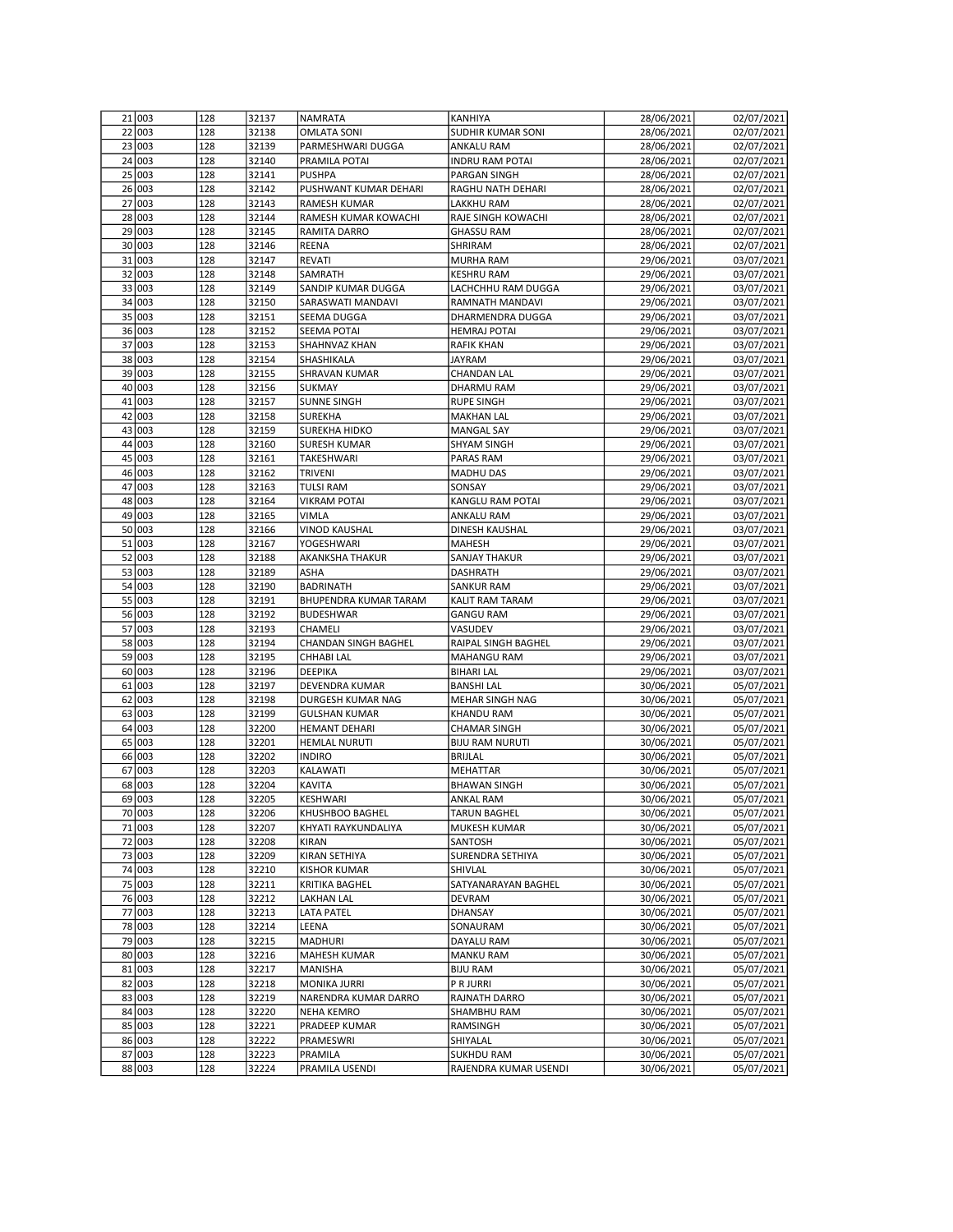| | | | | | | | |
|---|---|---|---|---|---|---|---|
| 21 | 003 | 128 | 32137 | NAMRATA | KANHIYA | 28/06/2021 | 02/07/2021 |
| 22 | 003 | 128 | 32138 | OMLATA SONI | SUDHIR KUMAR SONI | 28/06/2021 | 02/07/2021 |
| 23 | 003 | 128 | 32139 | PARMESHWARI DUGGA | ANKALU RAM | 28/06/2021 | 02/07/2021 |
| 24 | 003 | 128 | 32140 | PRAMILA POTAI | INDRU RAM POTAI | 28/06/2021 | 02/07/2021 |
| 25 | 003 | 128 | 32141 | PUSHPA | PARGAN SINGH | 28/06/2021 | 02/07/2021 |
| 26 | 003 | 128 | 32142 | PUSHWANT KUMAR DEHARI | RAGHU NATH DEHARI | 28/06/2021 | 02/07/2021 |
| 27 | 003 | 128 | 32143 | RAMESH KUMAR | LAKKHU RAM | 28/06/2021 | 02/07/2021 |
| 28 | 003 | 128 | 32144 | RAMESH KUMAR KOWACHI | RAJE SINGH KOWACHI | 28/06/2021 | 02/07/2021 |
| 29 | 003 | 128 | 32145 | RAMITA DARRO | GHASSU RAM | 28/06/2021 | 02/07/2021 |
| 30 | 003 | 128 | 32146 | REENA | SHRIRAM | 28/06/2021 | 02/07/2021 |
| 31 | 003 | 128 | 32147 | REVATI | MURHA RAM | 29/06/2021 | 03/07/2021 |
| 32 | 003 | 128 | 32148 | SAMRATH | KESHRU RAM | 29/06/2021 | 03/07/2021 |
| 33 | 003 | 128 | 32149 | SANDIP KUMAR DUGGA | LACHCHHU RAM DUGGA | 29/06/2021 | 03/07/2021 |
| 34 | 003 | 128 | 32150 | SARASWATI MANDAVI | RAMNATH MANDAVI | 29/06/2021 | 03/07/2021 |
| 35 | 003 | 128 | 32151 | SEEMA DUGGA | DHARMENDRA DUGGA | 29/06/2021 | 03/07/2021 |
| 36 | 003 | 128 | 32152 | SEEMA POTAI | HEMRAJ POTAI | 29/06/2021 | 03/07/2021 |
| 37 | 003 | 128 | 32153 | SHAHNVAZ KHAN | RAFIK KHAN | 29/06/2021 | 03/07/2021 |
| 38 | 003 | 128 | 32154 | SHASHIKALA | JAYRAM | 29/06/2021 | 03/07/2021 |
| 39 | 003 | 128 | 32155 | SHRAVAN KUMAR | CHANDAN LAL | 29/06/2021 | 03/07/2021 |
| 40 | 003 | 128 | 32156 | SUKMAY | DHARMU RAM | 29/06/2021 | 03/07/2021 |
| 41 | 003 | 128 | 32157 | SUNNE SINGH | RUPE SINGH | 29/06/2021 | 03/07/2021 |
| 42 | 003 | 128 | 32158 | SUREKHA | MAKHAN LAL | 29/06/2021 | 03/07/2021 |
| 43 | 003 | 128 | 32159 | SUREKHA HIDKO | MANGAL SAY | 29/06/2021 | 03/07/2021 |
| 44 | 003 | 128 | 32160 | SURESH KUMAR | SHYAM SINGH | 29/06/2021 | 03/07/2021 |
| 45 | 003 | 128 | 32161 | TAKESHWARI | PARAS RAM | 29/06/2021 | 03/07/2021 |
| 46 | 003 | 128 | 32162 | TRIVENI | MADHU DAS | 29/06/2021 | 03/07/2021 |
| 47 | 003 | 128 | 32163 | TULSI RAM | SONSAY | 29/06/2021 | 03/07/2021 |
| 48 | 003 | 128 | 32164 | VIKRAM POTAI | KANGLU RAM POTAI | 29/06/2021 | 03/07/2021 |
| 49 | 003 | 128 | 32165 | VIMLA | ANKALU RAM | 29/06/2021 | 03/07/2021 |
| 50 | 003 | 128 | 32166 | VINOD KAUSHAL | DINESH KAUSHAL | 29/06/2021 | 03/07/2021 |
| 51 | 003 | 128 | 32167 | YOGESHWARI | MAHESH | 29/06/2021 | 03/07/2021 |
| 52 | 003 | 128 | 32188 | AKANKSHA THAKUR | SANJAY THAKUR | 29/06/2021 | 03/07/2021 |
| 53 | 003 | 128 | 32189 | ASHA | DASHRATH | 29/06/2021 | 03/07/2021 |
| 54 | 003 | 128 | 32190 | BADRINATH | SANKUR RAM | 29/06/2021 | 03/07/2021 |
| 55 | 003 | 128 | 32191 | BHUPENDRA KUMAR TARAM | KALIT RAM TARAM | 29/06/2021 | 03/07/2021 |
| 56 | 003 | 128 | 32192 | BUDESHWAR | GANGU RAM | 29/06/2021 | 03/07/2021 |
| 57 | 003 | 128 | 32193 | CHAMELI | VASUDEV | 29/06/2021 | 03/07/2021 |
| 58 | 003 | 128 | 32194 | CHANDAN SINGH BAGHEL | RAIPAL SINGH BAGHEL | 29/06/2021 | 03/07/2021 |
| 59 | 003 | 128 | 32195 | CHHABI LAL | MAHANGU RAM | 29/06/2021 | 03/07/2021 |
| 60 | 003 | 128 | 32196 | DEEPIKA | BIHARI LAL | 29/06/2021 | 03/07/2021 |
| 61 | 003 | 128 | 32197 | DEVENDRA KUMAR | BANSHI LAL | 30/06/2021 | 05/07/2021 |
| 62 | 003 | 128 | 32198 | DURGESH KUMAR NAG | MEHAR SINGH NAG | 30/06/2021 | 05/07/2021 |
| 63 | 003 | 128 | 32199 | GULSHAN KUMAR | KHANDU RAM | 30/06/2021 | 05/07/2021 |
| 64 | 003 | 128 | 32200 | HEMANT DEHARI | CHAMAR SINGH | 30/06/2021 | 05/07/2021 |
| 65 | 003 | 128 | 32201 | HEMLAL NURUTI | BIJU RAM NURUTI | 30/06/2021 | 05/07/2021 |
| 66 | 003 | 128 | 32202 | INDIRO | BRIJLAL | 30/06/2021 | 05/07/2021 |
| 67 | 003 | 128 | 32203 | KALAWATI | MEHATTAR | 30/06/2021 | 05/07/2021 |
| 68 | 003 | 128 | 32204 | KAVITA | BHAWAN SINGH | 30/06/2021 | 05/07/2021 |
| 69 | 003 | 128 | 32205 | KESHWARI | ANKAL RAM | 30/06/2021 | 05/07/2021 |
| 70 | 003 | 128 | 32206 | KHUSHBOO BAGHEL | TARUN BAGHEL | 30/06/2021 | 05/07/2021 |
| 71 | 003 | 128 | 32207 | KHYATI RAYKUNDALIYA | MUKESH KUMAR | 30/06/2021 | 05/07/2021 |
| 72 | 003 | 128 | 32208 | KIRAN | SANTOSH | 30/06/2021 | 05/07/2021 |
| 73 | 003 | 128 | 32209 | KIRAN SETHIYA | SURENDRA SETHIYA | 30/06/2021 | 05/07/2021 |
| 74 | 003 | 128 | 32210 | KISHOR KUMAR | SHIVLAL | 30/06/2021 | 05/07/2021 |
| 75 | 003 | 128 | 32211 | KRITIKA BAGHEL | SATYANARAYAN BAGHEL | 30/06/2021 | 05/07/2021 |
| 76 | 003 | 128 | 32212 | LAKHAN LAL | DEVRAM | 30/06/2021 | 05/07/2021 |
| 77 | 003 | 128 | 32213 | LATA PATEL | DHANSAY | 30/06/2021 | 05/07/2021 |
| 78 | 003 | 128 | 32214 | LEENA | SONAURAM | 30/06/2021 | 05/07/2021 |
| 79 | 003 | 128 | 32215 | MADHURI | DAYALU RAM | 30/06/2021 | 05/07/2021 |
| 80 | 003 | 128 | 32216 | MAHESH KUMAR | MANKU RAM | 30/06/2021 | 05/07/2021 |
| 81 | 003 | 128 | 32217 | MANISHA | BIJU RAM | 30/06/2021 | 05/07/2021 |
| 82 | 003 | 128 | 32218 | MONIKA JURRI | P R JURRI | 30/06/2021 | 05/07/2021 |
| 83 | 003 | 128 | 32219 | NARENDRA KUMAR DARRO | RAJNATH DARRO | 30/06/2021 | 05/07/2021 |
| 84 | 003 | 128 | 32220 | NEHA KEMRO | SHAMBHU RAM | 30/06/2021 | 05/07/2021 |
| 85 | 003 | 128 | 32221 | PRADEEP KUMAR | RAMSINGH | 30/06/2021 | 05/07/2021 |
| 86 | 003 | 128 | 32222 | PRAMESWRI | SHIYALAL | 30/06/2021 | 05/07/2021 |
| 87 | 003 | 128 | 32223 | PRAMILA | SUKHDU RAM | 30/06/2021 | 05/07/2021 |
| 88 | 003 | 128 | 32224 | PRAMILA USENDI | RAJENDRA KUMAR USENDI | 30/06/2021 | 05/07/2021 |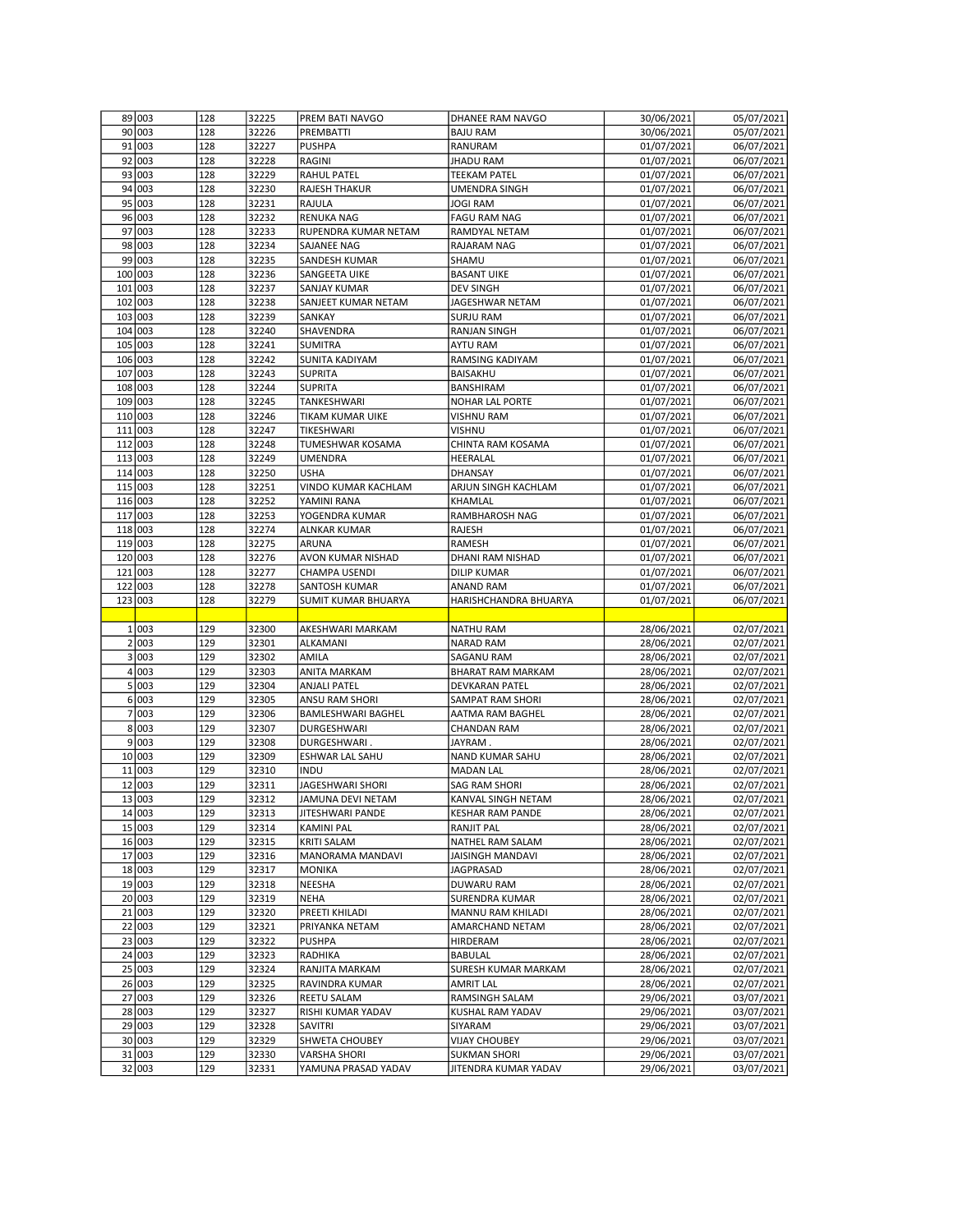| 89 | 003 | 128 | 32225 | PREM BATI NAVGO | DHANEE RAM NAVGO | 30/06/2021 | 05/07/2021 |
|---|---|---|---|---|---|---|---|
| 90 | 003 | 128 | 32226 | PREMBATTI | BAJU RAM | 30/06/2021 | 05/07/2021 |
| 91 | 003 | 128 | 32227 | PUSHPA | RANURAM | 01/07/2021 | 06/07/2021 |
| 92 | 003 | 128 | 32228 | RAGINI | JHADU RAM | 01/07/2021 | 06/07/2021 |
| 93 | 003 | 128 | 32229 | RAHUL PATEL | TEEKAM PATEL | 01/07/2021 | 06/07/2021 |
| 94 | 003 | 128 | 32230 | RAJESH THAKUR | UMENDRA SINGH | 01/07/2021 | 06/07/2021 |
| 95 | 003 | 128 | 32231 | RAJULA | JOGI RAM | 01/07/2021 | 06/07/2021 |
| 96 | 003 | 128 | 32232 | RENUKA NAG | FAGU RAM NAG | 01/07/2021 | 06/07/2021 |
| 97 | 003 | 128 | 32233 | RUPENDRA KUMAR NETAM | RAMDYAL NETAM | 01/07/2021 | 06/07/2021 |
| 98 | 003 | 128 | 32234 | SAJANEE NAG | RAJARAM NAG | 01/07/2021 | 06/07/2021 |
| 99 | 003 | 128 | 32235 | SANDESH KUMAR | SHAMU | 01/07/2021 | 06/07/2021 |
| 100 | 003 | 128 | 32236 | SANGEETA UIKE | BASANT UIKE | 01/07/2021 | 06/07/2021 |
| 101 | 003 | 128 | 32237 | SANJAY KUMAR | DEV SINGH | 01/07/2021 | 06/07/2021 |
| 102 | 003 | 128 | 32238 | SANJEET KUMAR NETAM | JAGESHWAR NETAM | 01/07/2021 | 06/07/2021 |
| 103 | 003 | 128 | 32239 | SANKAY | SURJU RAM | 01/07/2021 | 06/07/2021 |
| 104 | 003 | 128 | 32240 | SHAVENDRA | RANJAN SINGH | 01/07/2021 | 06/07/2021 |
| 105 | 003 | 128 | 32241 | SUMITRA | AYTU RAM | 01/07/2021 | 06/07/2021 |
| 106 | 003 | 128 | 32242 | SUNITA KADIYAM | RAMSING KADIYAM | 01/07/2021 | 06/07/2021 |
| 107 | 003 | 128 | 32243 | SUPRITA | BAISAKHU | 01/07/2021 | 06/07/2021 |
| 108 | 003 | 128 | 32244 | SUPRITA | BANSHIRAM | 01/07/2021 | 06/07/2021 |
| 109 | 003 | 128 | 32245 | TANKESHWARI | NOHAR LAL PORTE | 01/07/2021 | 06/07/2021 |
| 110 | 003 | 128 | 32246 | TIKAM KUMAR UIKE | VISHNU RAM | 01/07/2021 | 06/07/2021 |
| 111 | 003 | 128 | 32247 | TIKESHWARI | VISHNU | 01/07/2021 | 06/07/2021 |
| 112 | 003 | 128 | 32248 | TUMESHWAR KOSAMA | CHINTA RAM KOSAMA | 01/07/2021 | 06/07/2021 |
| 113 | 003 | 128 | 32249 | UMENDRA | HEERALAL | 01/07/2021 | 06/07/2021 |
| 114 | 003 | 128 | 32250 | USHA | DHANSAY | 01/07/2021 | 06/07/2021 |
| 115 | 003 | 128 | 32251 | VINDO KUMAR KACHLAM | ARJUN SINGH KACHLAM | 01/07/2021 | 06/07/2021 |
| 116 | 003 | 128 | 32252 | YAMINI RANA | KHAMLAL | 01/07/2021 | 06/07/2021 |
| 117 | 003 | 128 | 32253 | YOGENDRA KUMAR | RAMBHAROSH NAG | 01/07/2021 | 06/07/2021 |
| 118 | 003 | 128 | 32274 | ALNKAR KUMAR | RAJESH | 01/07/2021 | 06/07/2021 |
| 119 | 003 | 128 | 32275 | ARUNA | RAMESH | 01/07/2021 | 06/07/2021 |
| 120 | 003 | 128 | 32276 | AVON KUMAR NISHAD | DHANI RAM NISHAD | 01/07/2021 | 06/07/2021 |
| 121 | 003 | 128 | 32277 | CHAMPA USENDI | DILIP KUMAR | 01/07/2021 | 06/07/2021 |
| 122 | 003 | 128 | 32278 | SANTOSH KUMAR | ANAND RAM | 01/07/2021 | 06/07/2021 |
| 123 | 003 | 128 | 32279 | SUMIT KUMAR BHUARYA | HARISHCHANDRA BHUARYA | 01/07/2021 | 06/07/2021 |
| | | | | | | | |
| 1 | 003 | 129 | 32300 | AKESHWARI MARKAM | NATHU RAM | 28/06/2021 | 02/07/2021 |
| 2 | 003 | 129 | 32301 | ALKAMANI | NARAD RAM | 28/06/2021 | 02/07/2021 |
| 3 | 003 | 129 | 32302 | AMILA | SAGANU RAM | 28/06/2021 | 02/07/2021 |
| 4 | 003 | 129 | 32303 | ANITA MARKAM | BHARAT RAM MARKAM | 28/06/2021 | 02/07/2021 |
| 5 | 003 | 129 | 32304 | ANJALI PATEL | DEVKARAN PATEL | 28/06/2021 | 02/07/2021 |
| 6 | 003 | 129 | 32305 | ANSU RAM SHORI | SAMPAT RAM SHORI | 28/06/2021 | 02/07/2021 |
| 7 | 003 | 129 | 32306 | BAMLESHWARI BAGHEL | AATMA RAM BAGHEL | 28/06/2021 | 02/07/2021 |
| 8 | 003 | 129 | 32307 | DURGESHWARI | CHANDAN RAM | 28/06/2021 | 02/07/2021 |
| 9 | 003 | 129 | 32308 | DURGESHWARI . | JAYRAM . | 28/06/2021 | 02/07/2021 |
| 10 | 003 | 129 | 32309 | ESHWAR LAL SAHU | NAND KUMAR SAHU | 28/06/2021 | 02/07/2021 |
| 11 | 003 | 129 | 32310 | INDU | MADAN LAL | 28/06/2021 | 02/07/2021 |
| 12 | 003 | 129 | 32311 | JAGESHWARI SHORI | SAG RAM SHORI | 28/06/2021 | 02/07/2021 |
| 13 | 003 | 129 | 32312 | JAMUNA DEVI NETAM | KANVAL SINGH NETAM | 28/06/2021 | 02/07/2021 |
| 14 | 003 | 129 | 32313 | JITESHWARI PANDE | KESHAR RAM PANDE | 28/06/2021 | 02/07/2021 |
| 15 | 003 | 129 | 32314 | KAMINI PAL | RANJIT PAL | 28/06/2021 | 02/07/2021 |
| 16 | 003 | 129 | 32315 | KRITI SALAM | NATHEL RAM SALAM | 28/06/2021 | 02/07/2021 |
| 17 | 003 | 129 | 32316 | MANORAMA MANDAVI | JAISINGH MANDAVI | 28/06/2021 | 02/07/2021 |
| 18 | 003 | 129 | 32317 | MONIKA | JAGPRASAD | 28/06/2021 | 02/07/2021 |
| 19 | 003 | 129 | 32318 | NEESHA | DUWARU RAM | 28/06/2021 | 02/07/2021 |
| 20 | 003 | 129 | 32319 | NEHA | SURENDRA KUMAR | 28/06/2021 | 02/07/2021 |
| 21 | 003 | 129 | 32320 | PREETI KHILADI | MANNU RAM KHILADI | 28/06/2021 | 02/07/2021 |
| 22 | 003 | 129 | 32321 | PRIYANKA NETAM | AMARCHAND NETAM | 28/06/2021 | 02/07/2021 |
| 23 | 003 | 129 | 32322 | PUSHPA | HIRDERAM | 28/06/2021 | 02/07/2021 |
| 24 | 003 | 129 | 32323 | RADHIKA | BABULAL | 28/06/2021 | 02/07/2021 |
| 25 | 003 | 129 | 32324 | RANJITA MARKAM | SURESH KUMAR MARKAM | 28/06/2021 | 02/07/2021 |
| 26 | 003 | 129 | 32325 | RAVINDRA KUMAR | AMRIT LAL | 28/06/2021 | 02/07/2021 |
| 27 | 003 | 129 | 32326 | REETU SALAM | RAMSINGH SALAM | 29/06/2021 | 03/07/2021 |
| 28 | 003 | 129 | 32327 | RISHI KUMAR YADAV | KUSHAL RAM YADAV | 29/06/2021 | 03/07/2021 |
| 29 | 003 | 129 | 32328 | SAVITRI | SIYARAM | 29/06/2021 | 03/07/2021 |
| 30 | 003 | 129 | 32329 | SHWETA CHOUBEY | VIJAY CHOUBEY | 29/06/2021 | 03/07/2021 |
| 31 | 003 | 129 | 32330 | VARSHA SHORI | SUKMAN SHORI | 29/06/2021 | 03/07/2021 |
| 32 | 003 | 129 | 32331 | YAMUNA PRASAD YADAV | JITENDRA KUMAR YADAV | 29/06/2021 | 03/07/2021 |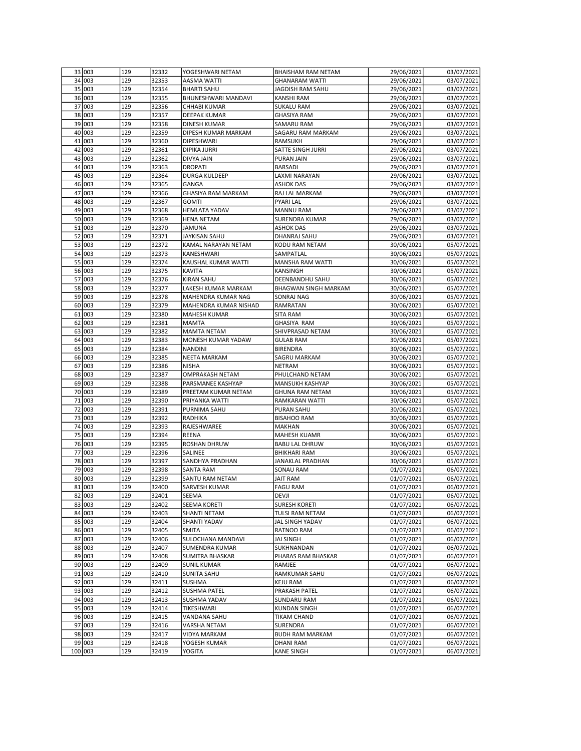| | | | | | | |
|---|---|---|---|---|---|---|
| 33 | 003 | 129 | 32332 | YOGESHWARI NETAM | BHAISHAM RAM NETAM | 29/06/2021 | 03/07/2021 |
| 34 | 003 | 129 | 32353 | AASMA WATTI | GHANARAM WATTI | 29/06/2021 | 03/07/2021 |
| 35 | 003 | 129 | 32354 | BHARTI SAHU | JAGDISH RAM SAHU | 29/06/2021 | 03/07/2021 |
| 36 | 003 | 129 | 32355 | BHUNESHWARI MANDAVI | KANSHI RAM | 29/06/2021 | 03/07/2021 |
| 37 | 003 | 129 | 32356 | CHHABI KUMAR | SUKALU RAM | 29/06/2021 | 03/07/2021 |
| 38 | 003 | 129 | 32357 | DEEPAK KUMAR | GHASIYA RAM | 29/06/2021 | 03/07/2021 |
| 39 | 003 | 129 | 32358 | DINESH KUMAR | SAMARU RAM | 29/06/2021 | 03/07/2021 |
| 40 | 003 | 129 | 32359 | DIPESH KUMAR MARKAM | SAGARU RAM MARKAM | 29/06/2021 | 03/07/2021 |
| 41 | 003 | 129 | 32360 | DIPESHWARI | RAMSUKH | 29/06/2021 | 03/07/2021 |
| 42 | 003 | 129 | 32361 | DIPIKA JURRI | SATTE SINGH JURRI | 29/06/2021 | 03/07/2021 |
| 43 | 003 | 129 | 32362 | DIVYA JAIN | PURAN JAIN | 29/06/2021 | 03/07/2021 |
| 44 | 003 | 129 | 32363 | DROPATI | BARSADI | 29/06/2021 | 03/07/2021 |
| 45 | 003 | 129 | 32364 | DURGA KULDEEP | LAXMI NARAYAN | 29/06/2021 | 03/07/2021 |
| 46 | 003 | 129 | 32365 | GANGA | ASHOK DAS | 29/06/2021 | 03/07/2021 |
| 47 | 003 | 129 | 32366 | GHASIYA RAM MARKAM | RAJ LAL MARKAM | 29/06/2021 | 03/07/2021 |
| 48 | 003 | 129 | 32367 | GOMTI | PYARI LAL | 29/06/2021 | 03/07/2021 |
| 49 | 003 | 129 | 32368 | HEMLATA YADAV | MANNU RAM | 29/06/2021 | 03/07/2021 |
| 50 | 003 | 129 | 32369 | HENA NETAM | SURENDRA KUMAR | 29/06/2021 | 03/07/2021 |
| 51 | 003 | 129 | 32370 | JAMUNA | ASHOK DAS | 29/06/2021 | 03/07/2021 |
| 52 | 003 | 129 | 32371 | JAYKISAN SAHU | DHANRAJ SAHU | 29/06/2021 | 03/07/2021 |
| 53 | 003 | 129 | 32372 | KAMAL NARAYAN NETAM | KODU RAM NETAM | 30/06/2021 | 05/07/2021 |
| 54 | 003 | 129 | 32373 | KANESHWARI | SAMPATLAL | 30/06/2021 | 05/07/2021 |
| 55 | 003 | 129 | 32374 | KAUSHAL KUMAR WATTI | MANSHA RAM WATTI | 30/06/2021 | 05/07/2021 |
| 56 | 003 | 129 | 32375 | KAVITA | KANSINGH | 30/06/2021 | 05/07/2021 |
| 57 | 003 | 129 | 32376 | KIRAN SAHU | DEENBANDHU SAHU | 30/06/2021 | 05/07/2021 |
| 58 | 003 | 129 | 32377 | LAKESH KUMAR MARKAM | BHAGWAN SINGH MARKAM | 30/06/2021 | 05/07/2021 |
| 59 | 003 | 129 | 32378 | MAHENDRA KUMAR NAG | SONRAJ NAG | 30/06/2021 | 05/07/2021 |
| 60 | 003 | 129 | 32379 | MAHENDRA KUMAR NISHAD | RAMRATAN | 30/06/2021 | 05/07/2021 |
| 61 | 003 | 129 | 32380 | MAHESH KUMAR | SITA RAM | 30/06/2021 | 05/07/2021 |
| 62 | 003 | 129 | 32381 | MAMTA | GHASIYA RAM | 30/06/2021 | 05/07/2021 |
| 63 | 003 | 129 | 32382 | MAMTA NETAM | SHIVPRASAD NETAM | 30/06/2021 | 05/07/2021 |
| 64 | 003 | 129 | 32383 | MONESH KUMAR YADAW | GULAB RAM | 30/06/2021 | 05/07/2021 |
| 65 | 003 | 129 | 32384 | NANDINI | BIRENDRA | 30/06/2021 | 05/07/2021 |
| 66 | 003 | 129 | 32385 | NEETA MARKAM | SAGRU MARKAM | 30/06/2021 | 05/07/2021 |
| 67 | 003 | 129 | 32386 | NISHA | NETRAM | 30/06/2021 | 05/07/2021 |
| 68 | 003 | 129 | 32387 | OMPRAKASH NETAM | PHULCHAND NETAM | 30/06/2021 | 05/07/2021 |
| 69 | 003 | 129 | 32388 | PARSMANEE KASHYAP | MANSUKH KASHYAP | 30/06/2021 | 05/07/2021 |
| 70 | 003 | 129 | 32389 | PREETAM KUMAR NETAM | GHUNA RAM NETAM | 30/06/2021 | 05/07/2021 |
| 71 | 003 | 129 | 32390 | PRIYANKA WATTI | RAMKARAN WATTI | 30/06/2021 | 05/07/2021 |
| 72 | 003 | 129 | 32391 | PURNIMA SAHU | PURAN SAHU | 30/06/2021 | 05/07/2021 |
| 73 | 003 | 129 | 32392 | RADHIKA | BISAHOO RAM | 30/06/2021 | 05/07/2021 |
| 74 | 003 | 129 | 32393 | RAJESHWAREE | MAKHAN | 30/06/2021 | 05/07/2021 |
| 75 | 003 | 129 | 32394 | REENA | MAHESH KUAMR | 30/06/2021 | 05/07/2021 |
| 76 | 003 | 129 | 32395 | ROSHAN DHRUW | BABU LAL DHRUW | 30/06/2021 | 05/07/2021 |
| 77 | 003 | 129 | 32396 | SALINEE | BHIKHARI RAM | 30/06/2021 | 05/07/2021 |
| 78 | 003 | 129 | 32397 | SANDHYA PRADHAN | JANAKLAL PRADHAN | 30/06/2021 | 05/07/2021 |
| 79 | 003 | 129 | 32398 | SANTA RAM | SONAU RAM | 01/07/2021 | 06/07/2021 |
| 80 | 003 | 129 | 32399 | SANTU RAM NETAM | JAIT RAM | 01/07/2021 | 06/07/2021 |
| 81 | 003 | 129 | 32400 | SARVESH KUMAR | FAGU RAM | 01/07/2021 | 06/07/2021 |
| 82 | 003 | 129 | 32401 | SEEMA | DEVJI | 01/07/2021 | 06/07/2021 |
| 83 | 003 | 129 | 32402 | SEEMA KORETI | SURESH KORETI | 01/07/2021 | 06/07/2021 |
| 84 | 003 | 129 | 32403 | SHANTI NETAM | TULSI RAM NETAM | 01/07/2021 | 06/07/2021 |
| 85 | 003 | 129 | 32404 | SHANTI YADAV | JAL SINGH YADAV | 01/07/2021 | 06/07/2021 |
| 86 | 003 | 129 | 32405 | SMITA | RATNOO RAM | 01/07/2021 | 06/07/2021 |
| 87 | 003 | 129 | 32406 | SULOCHANA MANDAVI | JAI SINGH | 01/07/2021 | 06/07/2021 |
| 88 | 003 | 129 | 32407 | SUMENDRA KUMAR | SUKHNANDAN | 01/07/2021 | 06/07/2021 |
| 89 | 003 | 129 | 32408 | SUMITRA BHASKAR | PHARAS RAM BHASKAR | 01/07/2021 | 06/07/2021 |
| 90 | 003 | 129 | 32409 | SUNIL KUMAR | RAMJEE | 01/07/2021 | 06/07/2021 |
| 91 | 003 | 129 | 32410 | SUNITA SAHU | RAMKUMAR SAHU | 01/07/2021 | 06/07/2021 |
| 92 | 003 | 129 | 32411 | SUSHMA | KEJU RAM | 01/07/2021 | 06/07/2021 |
| 93 | 003 | 129 | 32412 | SUSHMA PATEL | PRAKASH PATEL | 01/07/2021 | 06/07/2021 |
| 94 | 003 | 129 | 32413 | SUSHMA YADAV | SUNDARU RAM | 01/07/2021 | 06/07/2021 |
| 95 | 003 | 129 | 32414 | TIKESHWARI | KUNDAN SINGH | 01/07/2021 | 06/07/2021 |
| 96 | 003 | 129 | 32415 | VANDANA SAHU | TIKAM CHAND | 01/07/2021 | 06/07/2021 |
| 97 | 003 | 129 | 32416 | VARSHA NETAM | SURENDRA | 01/07/2021 | 06/07/2021 |
| 98 | 003 | 129 | 32417 | VIDYA MARKAM | BUDH RAM MARKAM | 01/07/2021 | 06/07/2021 |
| 99 | 003 | 129 | 32418 | YOGESH KUMAR | DHANI RAM | 01/07/2021 | 06/07/2021 |
| 100 | 003 | 129 | 32419 | YOGITA | KANE SINGH | 01/07/2021 | 06/07/2021 |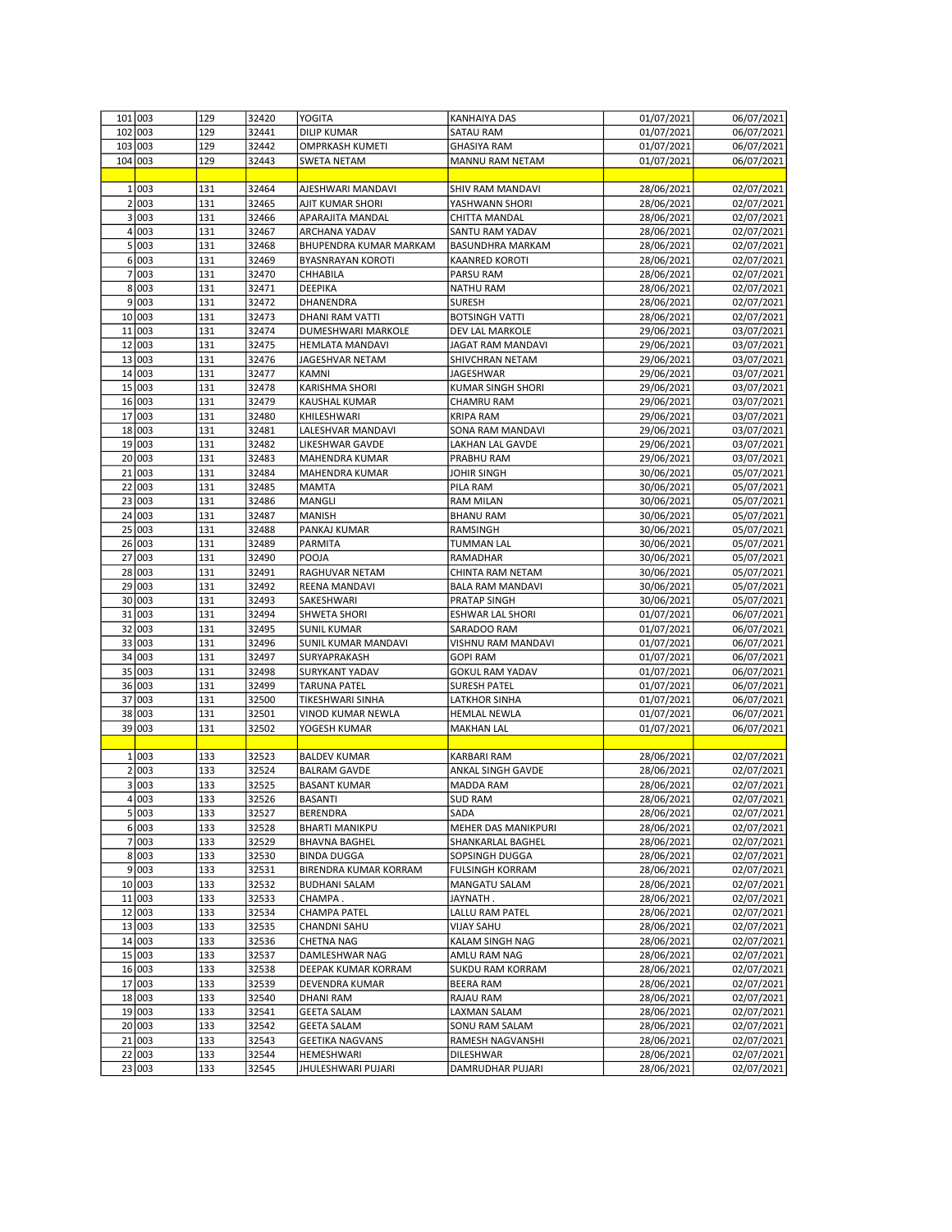| | | | | | | | |
|---|---|---|---|---|---|---|---|
| 101 | 003 | 129 | 32420 | YOGITA | KANHAIYA DAS | 01/07/2021 | 06/07/2021 |
| 102 | 003 | 129 | 32441 | DILIP KUMAR | SATAU RAM | 01/07/2021 | 06/07/2021 |
| 103 | 003 | 129 | 32442 | OMPRKASH KUMETI | GHASIYA RAM | 01/07/2021 | 06/07/2021 |
| 104 | 003 | 129 | 32443 | SWETA NETAM | MANNU RAM NETAM | 01/07/2021 | 06/07/2021 |
| | | | | | | | |
| 1 | 003 | 131 | 32464 | AJESHWARI MANDAVI | SHIV RAM MANDAVI | 28/06/2021 | 02/07/2021 |
| 2 | 003 | 131 | 32465 | AJIT KUMAR SHORI | YASHWANN SHORI | 28/06/2021 | 02/07/2021 |
| 3 | 003 | 131 | 32466 | APARAJITA MANDAL | CHITTA MANDAL | 28/06/2021 | 02/07/2021 |
| 4 | 003 | 131 | 32467 | ARCHANA YADAV | SANTU RAM YADAV | 28/06/2021 | 02/07/2021 |
| 5 | 003 | 131 | 32468 | BHUPENDRA KUMAR MARKAM | BASUNDHRA MARKAM | 28/06/2021 | 02/07/2021 |
| 6 | 003 | 131 | 32469 | BYASNRAYAN KOROTI | KAANRED KOROTI | 28/06/2021 | 02/07/2021 |
| 7 | 003 | 131 | 32470 | CHHABILA | PARSU RAM | 28/06/2021 | 02/07/2021 |
| 8 | 003 | 131 | 32471 | DEEPIKA | NATHU RAM | 28/06/2021 | 02/07/2021 |
| 9 | 003 | 131 | 32472 | DHANENDRA | SURESH | 28/06/2021 | 02/07/2021 |
| 10 | 003 | 131 | 32473 | DHANI RAM VATTI | BOTSINGH VATTI | 28/06/2021 | 02/07/2021 |
| 11 | 003 | 131 | 32474 | DUMESHWARI MARKOLE | DEV LAL MARKOLE | 29/06/2021 | 03/07/2021 |
| 12 | 003 | 131 | 32475 | HEMLATA MANDAVI | JAGAT RAM MANDAVI | 29/06/2021 | 03/07/2021 |
| 13 | 003 | 131 | 32476 | JAGESHVAR NETAM | SHIVCHRAN NETAM | 29/06/2021 | 03/07/2021 |
| 14 | 003 | 131 | 32477 | KAMNI | JAGESHWAR | 29/06/2021 | 03/07/2021 |
| 15 | 003 | 131 | 32478 | KARISHMA SHORI | KUMAR SINGH SHORI | 29/06/2021 | 03/07/2021 |
| 16 | 003 | 131 | 32479 | KAUSHAL KUMAR | CHAMRU RAM | 29/06/2021 | 03/07/2021 |
| 17 | 003 | 131 | 32480 | KHILESHWARI | KRIPA RAM | 29/06/2021 | 03/07/2021 |
| 18 | 003 | 131 | 32481 | LALESHVAR MANDAVI | SONA RAM MANDAVI | 29/06/2021 | 03/07/2021 |
| 19 | 003 | 131 | 32482 | LIKESHWAR GAVDE | LAKHAN LAL GAVDE | 29/06/2021 | 03/07/2021 |
| 20 | 003 | 131 | 32483 | MAHENDRA KUMAR | PRABHU RAM | 29/06/2021 | 03/07/2021 |
| 21 | 003 | 131 | 32484 | MAHENDRA KUMAR | JOHIR SINGH | 30/06/2021 | 05/07/2021 |
| 22 | 003 | 131 | 32485 | MAMTA | PILA RAM | 30/06/2021 | 05/07/2021 |
| 23 | 003 | 131 | 32486 | MANGLI | RAM MILAN | 30/06/2021 | 05/07/2021 |
| 24 | 003 | 131 | 32487 | MANISH | BHANU RAM | 30/06/2021 | 05/07/2021 |
| 25 | 003 | 131 | 32488 | PANKAJ KUMAR | RAMSINGH | 30/06/2021 | 05/07/2021 |
| 26 | 003 | 131 | 32489 | PARMITA | TUMMAN LAL | 30/06/2021 | 05/07/2021 |
| 27 | 003 | 131 | 32490 | POOJA | RAMADHAR | 30/06/2021 | 05/07/2021 |
| 28 | 003 | 131 | 32491 | RAGHUVAR NETAM | CHINTA RAM NETAM | 30/06/2021 | 05/07/2021 |
| 29 | 003 | 131 | 32492 | REENA MANDAVI | BALA RAM MANDAVI | 30/06/2021 | 05/07/2021 |
| 30 | 003 | 131 | 32493 | SAKESHWARI | PRATAP SINGH | 30/06/2021 | 05/07/2021 |
| 31 | 003 | 131 | 32494 | SHWETA SHORI | ESHWAR LAL SHORI | 01/07/2021 | 06/07/2021 |
| 32 | 003 | 131 | 32495 | SUNIL KUMAR | SARADOO RAM | 01/07/2021 | 06/07/2021 |
| 33 | 003 | 131 | 32496 | SUNIL KUMAR MANDAVI | VISHNU RAM MANDAVI | 01/07/2021 | 06/07/2021 |
| 34 | 003 | 131 | 32497 | SURYAPRAKASH | GOPI RAM | 01/07/2021 | 06/07/2021 |
| 35 | 003 | 131 | 32498 | SURYKANT YADAV | GOKUL RAM YADAV | 01/07/2021 | 06/07/2021 |
| 36 | 003 | 131 | 32499 | TARUNA PATEL | SURESH PATEL | 01/07/2021 | 06/07/2021 |
| 37 | 003 | 131 | 32500 | TIKESHWARI SINHA | LATKHOR SINHA | 01/07/2021 | 06/07/2021 |
| 38 | 003 | 131 | 32501 | VINOD KUMAR NEWLA | HEMLAL NEWLA | 01/07/2021 | 06/07/2021 |
| 39 | 003 | 131 | 32502 | YOGESH KUMAR | MAKHAN LAL | 01/07/2021 | 06/07/2021 |
| | | | | | | | |
| 1 | 003 | 133 | 32523 | BALDEV KUMAR | KARBARI RAM | 28/06/2021 | 02/07/2021 |
| 2 | 003 | 133 | 32524 | BALRAM GAVDE | ANKAL SINGH GAVDE | 28/06/2021 | 02/07/2021 |
| 3 | 003 | 133 | 32525 | BASANT KUMAR | MADDA RAM | 28/06/2021 | 02/07/2021 |
| 4 | 003 | 133 | 32526 | BASANTI | SUD RAM | 28/06/2021 | 02/07/2021 |
| 5 | 003 | 133 | 32527 | BERENDRA | SADA | 28/06/2021 | 02/07/2021 |
| 6 | 003 | 133 | 32528 | BHARTI MANIKPU | MEHER DAS MANIKPURI | 28/06/2021 | 02/07/2021 |
| 7 | 003 | 133 | 32529 | BHAVNA BAGHEL | SHANKARLAL BAGHEL | 28/06/2021 | 02/07/2021 |
| 8 | 003 | 133 | 32530 | BINDA DUGGA | SOPSINGH DUGGA | 28/06/2021 | 02/07/2021 |
| 9 | 003 | 133 | 32531 | BIRENDRA KUMAR KORRAM | FULSINGH KORRAM | 28/06/2021 | 02/07/2021 |
| 10 | 003 | 133 | 32532 | BUDHANI SALAM | MANGATU SALAM | 28/06/2021 | 02/07/2021 |
| 11 | 003 | 133 | 32533 | CHAMPA . | JAYNATH . | 28/06/2021 | 02/07/2021 |
| 12 | 003 | 133 | 32534 | CHAMPA PATEL | LALLU RAM PATEL | 28/06/2021 | 02/07/2021 |
| 13 | 003 | 133 | 32535 | CHANDNI SAHU | VIJAY SAHU | 28/06/2021 | 02/07/2021 |
| 14 | 003 | 133 | 32536 | CHETNA NAG | KALAM SINGH NAG | 28/06/2021 | 02/07/2021 |
| 15 | 003 | 133 | 32537 | DAMLESHWAR NAG | AMLU RAM NAG | 28/06/2021 | 02/07/2021 |
| 16 | 003 | 133 | 32538 | DEEPAK KUMAR KORRAM | SUKDU RAM KORRAM | 28/06/2021 | 02/07/2021 |
| 17 | 003 | 133 | 32539 | DEVENDRA KUMAR | BEERA RAM | 28/06/2021 | 02/07/2021 |
| 18 | 003 | 133 | 32540 | DHANI RAM | RAJAU RAM | 28/06/2021 | 02/07/2021 |
| 19 | 003 | 133 | 32541 | GEETA SALAM | LAXMAN SALAM | 28/06/2021 | 02/07/2021 |
| 20 | 003 | 133 | 32542 | GEETA SALAM | SONU RAM SALAM | 28/06/2021 | 02/07/2021 |
| 21 | 003 | 133 | 32543 | GEETIKA NAGVANS | RAMESH NAGVANSHI | 28/06/2021 | 02/07/2021 |
| 22 | 003 | 133 | 32544 | HEMESHWARI | DILESHWAR | 28/06/2021 | 02/07/2021 |
| 23 | 003 | 133 | 32545 | JHULESHWARI PUJARI | DAMRUDHAR PUJARI | 28/06/2021 | 02/07/2021 |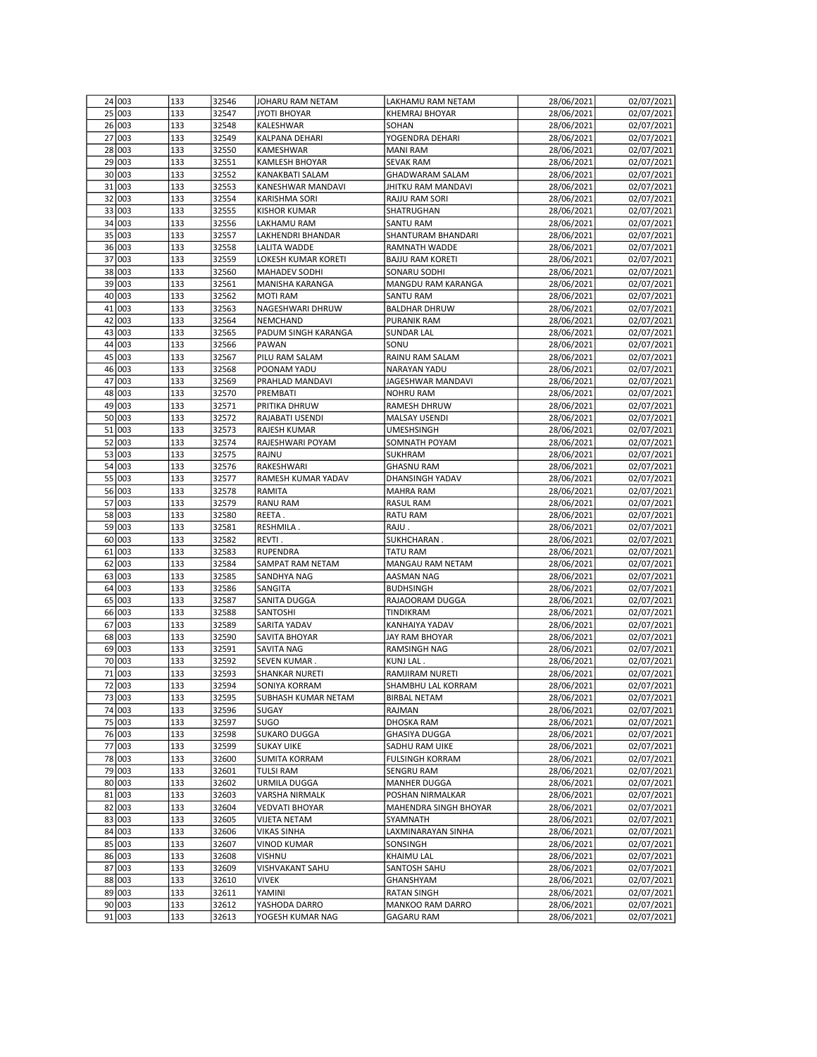| | | | | | | |
|---|---|---|---|---|---|---|
| 24 | 003 | 133 | 32546 | JOHARU RAM NETAM | LAKHAMU RAM NETAM | 28/06/2021 | 02/07/2021 |
| 25 | 003 | 133 | 32547 | JYOTI BHOYAR | KHEMRAJ BHOYAR | 28/06/2021 | 02/07/2021 |
| 26 | 003 | 133 | 32548 | KALESHWAR | SOHAN | 28/06/2021 | 02/07/2021 |
| 27 | 003 | 133 | 32549 | KALPANA DEHARI | YOGENDRA DEHARI | 28/06/2021 | 02/07/2021 |
| 28 | 003 | 133 | 32550 | KAMESHWAR | MANI RAM | 28/06/2021 | 02/07/2021 |
| 29 | 003 | 133 | 32551 | KAMLESH BHOYAR | SEVAK RAM | 28/06/2021 | 02/07/2021 |
| 30 | 003 | 133 | 32552 | KANAKBATI SALAM | GHADWARAM SALAM | 28/06/2021 | 02/07/2021 |
| 31 | 003 | 133 | 32553 | KANESHWAR MANDAVI | JHITKU RAM MANDAVI | 28/06/2021 | 02/07/2021 |
| 32 | 003 | 133 | 32554 | KARISHMA SORI | RAJJU RAM SORI | 28/06/2021 | 02/07/2021 |
| 33 | 003 | 133 | 32555 | KISHOR KUMAR | SHATRUGHAN | 28/06/2021 | 02/07/2021 |
| 34 | 003 | 133 | 32556 | LAKHAMU RAM | SANTU RAM | 28/06/2021 | 02/07/2021 |
| 35 | 003 | 133 | 32557 | LAKHENDRI BHANDAR | SHANTURAM BHANDARI | 28/06/2021 | 02/07/2021 |
| 36 | 003 | 133 | 32558 | LALITA WADDE | RAMNATH WADDE | 28/06/2021 | 02/07/2021 |
| 37 | 003 | 133 | 32559 | LOKESH KUMAR KORETI | BAJJU RAM KORETI | 28/06/2021 | 02/07/2021 |
| 38 | 003 | 133 | 32560 | MAHADEV SODHI | SONARU SODHI | 28/06/2021 | 02/07/2021 |
| 39 | 003 | 133 | 32561 | MANISHA KARANGA | MANGDU RAM KARANGA | 28/06/2021 | 02/07/2021 |
| 40 | 003 | 133 | 32562 | MOTI RAM | SANTU RAM | 28/06/2021 | 02/07/2021 |
| 41 | 003 | 133 | 32563 | NAGESHWARI DHRUW | BALDHAR DHRUW | 28/06/2021 | 02/07/2021 |
| 42 | 003 | 133 | 32564 | NEMCHAND | PURANIK RAM | 28/06/2021 | 02/07/2021 |
| 43 | 003 | 133 | 32565 | PADUM SINGH KARANGA | SUNDAR LAL | 28/06/2021 | 02/07/2021 |
| 44 | 003 | 133 | 32566 | PAWAN | SONU | 28/06/2021 | 02/07/2021 |
| 45 | 003 | 133 | 32567 | PILU RAM SALAM | RAINU RAM SALAM | 28/06/2021 | 02/07/2021 |
| 46 | 003 | 133 | 32568 | POONAM YADU | NARAYAN YADU | 28/06/2021 | 02/07/2021 |
| 47 | 003 | 133 | 32569 | PRAHLAD MANDAVI | JAGESHWAR MANDAVI | 28/06/2021 | 02/07/2021 |
| 48 | 003 | 133 | 32570 | PREMBATI | NOHRU RAM | 28/06/2021 | 02/07/2021 |
| 49 | 003 | 133 | 32571 | PRITIKA DHRUW | RAMESH DHRUW | 28/06/2021 | 02/07/2021 |
| 50 | 003 | 133 | 32572 | RAJABATI USENDI | MALSAY USENDI | 28/06/2021 | 02/07/2021 |
| 51 | 003 | 133 | 32573 | RAJESH KUMAR | UMESHSINGH | 28/06/2021 | 02/07/2021 |
| 52 | 003 | 133 | 32574 | RAJESHWARI POYAM | SOMNATH POYAM | 28/06/2021 | 02/07/2021 |
| 53 | 003 | 133 | 32575 | RAJNU | SUKHRAM | 28/06/2021 | 02/07/2021 |
| 54 | 003 | 133 | 32576 | RAKESHWARI | GHASNU RAM | 28/06/2021 | 02/07/2021 |
| 55 | 003 | 133 | 32577 | RAMESH KUMAR YADAV | DHANSINGH YADAV | 28/06/2021 | 02/07/2021 |
| 56 | 003 | 133 | 32578 | RAMITA | MAHRA RAM | 28/06/2021 | 02/07/2021 |
| 57 | 003 | 133 | 32579 | RANU RAM | RASUL RAM | 28/06/2021 | 02/07/2021 |
| 58 | 003 | 133 | 32580 | REETA . | RATU RAM | 28/06/2021 | 02/07/2021 |
| 59 | 003 | 133 | 32581 | RESHMILA . | RAJU . | 28/06/2021 | 02/07/2021 |
| 60 | 003 | 133 | 32582 | REVTI . | SUKHCHARAN . | 28/06/2021 | 02/07/2021 |
| 61 | 003 | 133 | 32583 | RUPENDRA | TATU RAM | 28/06/2021 | 02/07/2021 |
| 62 | 003 | 133 | 32584 | SAMPAT RAM NETAM | MANGAU RAM NETAM | 28/06/2021 | 02/07/2021 |
| 63 | 003 | 133 | 32585 | SANDHYA NAG | AASMAN NAG | 28/06/2021 | 02/07/2021 |
| 64 | 003 | 133 | 32586 | SANGITA | BUDHSINGH | 28/06/2021 | 02/07/2021 |
| 65 | 003 | 133 | 32587 | SANITA DUGGA | RAJAOORAM DUGGA | 28/06/2021 | 02/07/2021 |
| 66 | 003 | 133 | 32588 | SANTOSHI | TINDIKRAM | 28/06/2021 | 02/07/2021 |
| 67 | 003 | 133 | 32589 | SARITA YADAV | KANHAIYA YADAV | 28/06/2021 | 02/07/2021 |
| 68 | 003 | 133 | 32590 | SAVITA BHOYAR | JAY RAM BHOYAR | 28/06/2021 | 02/07/2021 |
| 69 | 003 | 133 | 32591 | SAVITA NAG | RAMSINGH NAG | 28/06/2021 | 02/07/2021 |
| 70 | 003 | 133 | 32592 | SEVEN KUMAR . | KUNJ LAL . | 28/06/2021 | 02/07/2021 |
| 71 | 003 | 133 | 32593 | SHANKAR NURETI | RAMJIRAM NURETI | 28/06/2021 | 02/07/2021 |
| 72 | 003 | 133 | 32594 | SONIYA KORRAM | SHAMBHU LAL KORRAM | 28/06/2021 | 02/07/2021 |
| 73 | 003 | 133 | 32595 | SUBHASH KUMAR NETAM | BIRBAL NETAM | 28/06/2021 | 02/07/2021 |
| 74 | 003 | 133 | 32596 | SUGAY | RAJMAN | 28/06/2021 | 02/07/2021 |
| 75 | 003 | 133 | 32597 | SUGO | DHOSKA RAM | 28/06/2021 | 02/07/2021 |
| 76 | 003 | 133 | 32598 | SUKARO DUGGA | GHASIYA DUGGA | 28/06/2021 | 02/07/2021 |
| 77 | 003 | 133 | 32599 | SUKAY UIKE | SADHU RAM UIKE | 28/06/2021 | 02/07/2021 |
| 78 | 003 | 133 | 32600 | SUMITA KORRAM | FULSINGH KORRAM | 28/06/2021 | 02/07/2021 |
| 79 | 003 | 133 | 32601 | TULSI RAM | SENGRU RAM | 28/06/2021 | 02/07/2021 |
| 80 | 003 | 133 | 32602 | URMILA DUGGA | MANHER DUGGA | 28/06/2021 | 02/07/2021 |
| 81 | 003 | 133 | 32603 | VARSHA NIRMALK | POSHAN NIRMALKAR | 28/06/2021 | 02/07/2021 |
| 82 | 003 | 133 | 32604 | VEDVATI BHOYAR | MAHENDRA SINGH BHOYAR | 28/06/2021 | 02/07/2021 |
| 83 | 003 | 133 | 32605 | VIJETA NETAM | SYAMNATH | 28/06/2021 | 02/07/2021 |
| 84 | 003 | 133 | 32606 | VIKAS SINHA | LAXMINARAYAN SINHA | 28/06/2021 | 02/07/2021 |
| 85 | 003 | 133 | 32607 | VINOD KUMAR | SONSINGH | 28/06/2021 | 02/07/2021 |
| 86 | 003 | 133 | 32608 | VISHNU | KHAIMU LAL | 28/06/2021 | 02/07/2021 |
| 87 | 003 | 133 | 32609 | VISHVAKANT SAHU | SANTOSH SAHU | 28/06/2021 | 02/07/2021 |
| 88 | 003 | 133 | 32610 | VIVEK | GHANSHYAM | 28/06/2021 | 02/07/2021 |
| 89 | 003 | 133 | 32611 | YAMINI | RATAN SINGH | 28/06/2021 | 02/07/2021 |
| 90 | 003 | 133 | 32612 | YASHODA DARRO | MANKOO RAM DARRO | 28/06/2021 | 02/07/2021 |
| 91 | 003 | 133 | 32613 | YOGESH KUMAR NAG | GAGARU RAM | 28/06/2021 | 02/07/2021 |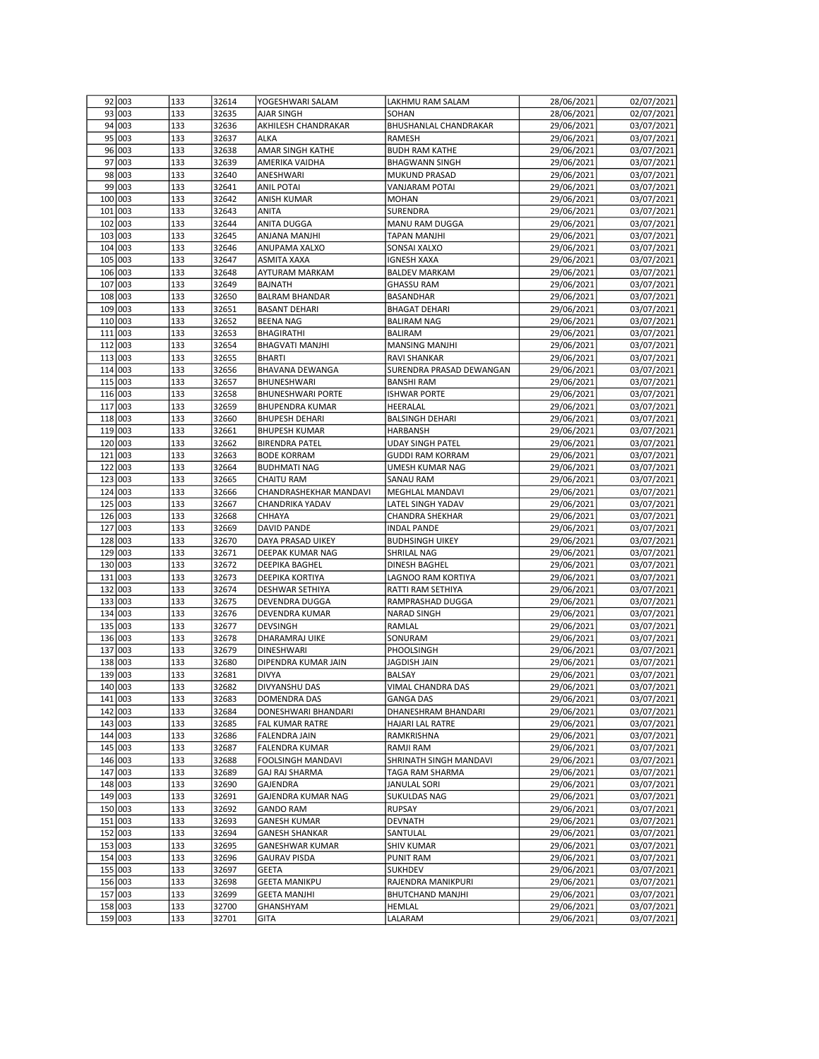| | | | | | | | |
|---|---|---|---|---|---|---|---|
| 92 | 003 | 133 | 32614 | YOGESHWARI SALAM | LAKHMU RAM SALAM | 28/06/2021 | 02/07/2021 |
| 93 | 003 | 133 | 32635 | AJAR SINGH | SOHAN | 28/06/2021 | 02/07/2021 |
| 94 | 003 | 133 | 32636 | AKHILESH CHANDRAKAR | BHUSHANLAL CHANDRAKAR | 29/06/2021 | 03/07/2021 |
| 95 | 003 | 133 | 32637 | ALKA | RAMESH | 29/06/2021 | 03/07/2021 |
| 96 | 003 | 133 | 32638 | AMAR SINGH KATHE | BUDH RAM KATHE | 29/06/2021 | 03/07/2021 |
| 97 | 003 | 133 | 32639 | AMERIKA VAIDHA | BHAGWANN SINGH | 29/06/2021 | 03/07/2021 |
| 98 | 003 | 133 | 32640 | ANESHWARI | MUKUND PRASAD | 29/06/2021 | 03/07/2021 |
| 99 | 003 | 133 | 32641 | ANIL POTAI | VANJARAM POTAI | 29/06/2021 | 03/07/2021 |
| 100 | 003 | 133 | 32642 | ANISH KUMAR | MOHAN | 29/06/2021 | 03/07/2021 |
| 101 | 003 | 133 | 32643 | ANITA | SURENDRA | 29/06/2021 | 03/07/2021 |
| 102 | 003 | 133 | 32644 | ANITA DUGGA | MANU RAM DUGGA | 29/06/2021 | 03/07/2021 |
| 103 | 003 | 133 | 32645 | ANJANA MANJHI | TAPAN MANJHI | 29/06/2021 | 03/07/2021 |
| 104 | 003 | 133 | 32646 | ANUPAMA XALXO | SONSAI XALXO | 29/06/2021 | 03/07/2021 |
| 105 | 003 | 133 | 32647 | ASMITA XAXA | IGNESH XAXA | 29/06/2021 | 03/07/2021 |
| 106 | 003 | 133 | 32648 | AYTURAM MARKAM | BALDEV MARKAM | 29/06/2021 | 03/07/2021 |
| 107 | 003 | 133 | 32649 | BAJNATH | GHASSU RAM | 29/06/2021 | 03/07/2021 |
| 108 | 003 | 133 | 32650 | BALRAM BHANDAR | BASANDHAR | 29/06/2021 | 03/07/2021 |
| 109 | 003 | 133 | 32651 | BASANT DEHARI | BHAGAT DEHARI | 29/06/2021 | 03/07/2021 |
| 110 | 003 | 133 | 32652 | BEENA NAG | BALIRAM NAG | 29/06/2021 | 03/07/2021 |
| 111 | 003 | 133 | 32653 | BHAGIRATHI | BALIRAM | 29/06/2021 | 03/07/2021 |
| 112 | 003 | 133 | 32654 | BHAGVATI MANJHI | MANSING MANJHI | 29/06/2021 | 03/07/2021 |
| 113 | 003 | 133 | 32655 | BHARTI | RAVI SHANKAR | 29/06/2021 | 03/07/2021 |
| 114 | 003 | 133 | 32656 | BHAVANA DEWANGA | SURENDRA PRASAD DEWANGAN | 29/06/2021 | 03/07/2021 |
| 115 | 003 | 133 | 32657 | BHUNESHWARI | BANSHI RAM | 29/06/2021 | 03/07/2021 |
| 116 | 003 | 133 | 32658 | BHUNESHWARI PORTE | ISHWAR PORTE | 29/06/2021 | 03/07/2021 |
| 117 | 003 | 133 | 32659 | BHUPENDRA KUMAR | HEERALAL | 29/06/2021 | 03/07/2021 |
| 118 | 003 | 133 | 32660 | BHUPESH DEHARI | BALSINGH DEHARI | 29/06/2021 | 03/07/2021 |
| 119 | 003 | 133 | 32661 | BHUPESH KUMAR | HARBANSH | 29/06/2021 | 03/07/2021 |
| 120 | 003 | 133 | 32662 | BIRENDRA PATEL | UDAY SINGH PATEL | 29/06/2021 | 03/07/2021 |
| 121 | 003 | 133 | 32663 | BODE KORRAM | GUDDI RAM KORRAM | 29/06/2021 | 03/07/2021 |
| 122 | 003 | 133 | 32664 | BUDHMATI NAG | UMESH KUMAR NAG | 29/06/2021 | 03/07/2021 |
| 123 | 003 | 133 | 32665 | CHAITU RAM | SANAU RAM | 29/06/2021 | 03/07/2021 |
| 124 | 003 | 133 | 32666 | CHANDRASHEKHAR MANDAVI | MEGHLAL MANDAVI | 29/06/2021 | 03/07/2021 |
| 125 | 003 | 133 | 32667 | CHANDRIKA YADAV | LATEL SINGH YADAV | 29/06/2021 | 03/07/2021 |
| 126 | 003 | 133 | 32668 | CHHAYA | CHANDRA SHEKHAR | 29/06/2021 | 03/07/2021 |
| 127 | 003 | 133 | 32669 | DAVID PANDE | INDAL PANDE | 29/06/2021 | 03/07/2021 |
| 128 | 003 | 133 | 32670 | DAYA PRASAD UIKEY | BUDHSINGH UIKEY | 29/06/2021 | 03/07/2021 |
| 129 | 003 | 133 | 32671 | DEEPAK KUMAR NAG | SHRILAL NAG | 29/06/2021 | 03/07/2021 |
| 130 | 003 | 133 | 32672 | DEEPIKA BAGHEL | DINESH BAGHEL | 29/06/2021 | 03/07/2021 |
| 131 | 003 | 133 | 32673 | DEEPIKA KORTIYA | LAGNOO RAM KORTIYA | 29/06/2021 | 03/07/2021 |
| 132 | 003 | 133 | 32674 | DESHWAR SETHIYA | RATTI RAM SETHIYA | 29/06/2021 | 03/07/2021 |
| 133 | 003 | 133 | 32675 | DEVENDRA DUGGA | RAMPRASHAD DUGGA | 29/06/2021 | 03/07/2021 |
| 134 | 003 | 133 | 32676 | DEVENDRA KUMAR | NARAD SINGH | 29/06/2021 | 03/07/2021 |
| 135 | 003 | 133 | 32677 | DEVSINGH | RAMLAL | 29/06/2021 | 03/07/2021 |
| 136 | 003 | 133 | 32678 | DHARAMRAJ UIKE | SONURAM | 29/06/2021 | 03/07/2021 |
| 137 | 003 | 133 | 32679 | DINESHWARI | PHOOLSINGH | 29/06/2021 | 03/07/2021 |
| 138 | 003 | 133 | 32680 | DIPENDRA KUMAR JAIN | JAGDISH JAIN | 29/06/2021 | 03/07/2021 |
| 139 | 003 | 133 | 32681 | DIVYA | BALSAY | 29/06/2021 | 03/07/2021 |
| 140 | 003 | 133 | 32682 | DIVYANSHU DAS | VIMAL CHANDRA DAS | 29/06/2021 | 03/07/2021 |
| 141 | 003 | 133 | 32683 | DOMENDRA DAS | GANGA DAS | 29/06/2021 | 03/07/2021 |
| 142 | 003 | 133 | 32684 | DONESHWARI BHANDARI | DHANESHRAM BHANDARI | 29/06/2021 | 03/07/2021 |
| 143 | 003 | 133 | 32685 | FAL KUMAR RATRE | HAJARI LAL RATRE | 29/06/2021 | 03/07/2021 |
| 144 | 003 | 133 | 32686 | FALENDRA JAIN | RAMKRISHNA | 29/06/2021 | 03/07/2021 |
| 145 | 003 | 133 | 32687 | FALENDRA KUMAR | RAMJI RAM | 29/06/2021 | 03/07/2021 |
| 146 | 003 | 133 | 32688 | FOOLSINGH MANDAVI | SHRINATH SINGH MANDAVI | 29/06/2021 | 03/07/2021 |
| 147 | 003 | 133 | 32689 | GAJ RAJ SHARMA | TAGA RAM SHARMA | 29/06/2021 | 03/07/2021 |
| 148 | 003 | 133 | 32690 | GAJENDRA | JANULAL SORI | 29/06/2021 | 03/07/2021 |
| 149 | 003 | 133 | 32691 | GAJENDRA KUMAR NAG | SUKULDAS NAG | 29/06/2021 | 03/07/2021 |
| 150 | 003 | 133 | 32692 | GANDO RAM | RUPSAY | 29/06/2021 | 03/07/2021 |
| 151 | 003 | 133 | 32693 | GANESH KUMAR | DEVNATH | 29/06/2021 | 03/07/2021 |
| 152 | 003 | 133 | 32694 | GANESH SHANKAR | SANTULAL | 29/06/2021 | 03/07/2021 |
| 153 | 003 | 133 | 32695 | GANESHWAR KUMAR | SHIV KUMAR | 29/06/2021 | 03/07/2021 |
| 154 | 003 | 133 | 32696 | GAURAV PISDA | PUNIT RAM | 29/06/2021 | 03/07/2021 |
| 155 | 003 | 133 | 32697 | GEETA | SUKHDEV | 29/06/2021 | 03/07/2021 |
| 156 | 003 | 133 | 32698 | GEETA MANIKPU | RAJENDRA MANIKPURI | 29/06/2021 | 03/07/2021 |
| 157 | 003 | 133 | 32699 | GEETA MANJHI | BHUTCHAND MANJHI | 29/06/2021 | 03/07/2021 |
| 158 | 003 | 133 | 32700 | GHANSHYAM | HEMLAL | 29/06/2021 | 03/07/2021 |
| 159 | 003 | 133 | 32701 | GITA | LALARAM | 29/06/2021 | 03/07/2021 |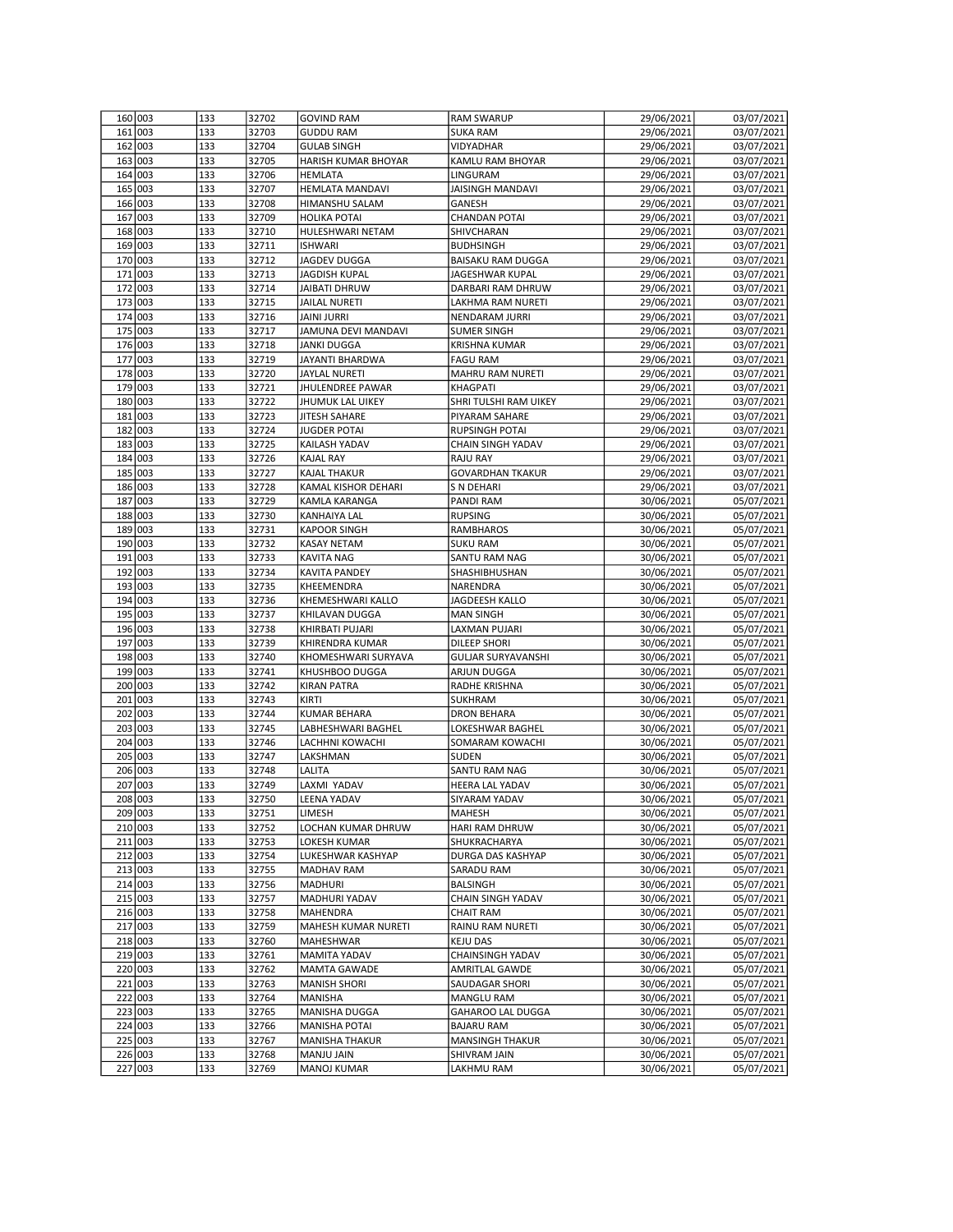| | | | | | | | |
|---|---|---|---|---|---|---|---|
| 160 | 003 | 133 | 32702 | GOVIND RAM | RAM SWARUP | 29/06/2021 | 03/07/2021 |
| 161 | 003 | 133 | 32703 | GUDDU RAM | SUKA RAM | 29/06/2021 | 03/07/2021 |
| 162 | 003 | 133 | 32704 | GULAB SINGH | VIDYADHAR | 29/06/2021 | 03/07/2021 |
| 163 | 003 | 133 | 32705 | HARISH KUMAR BHOYAR | KAMLU RAM BHOYAR | 29/06/2021 | 03/07/2021 |
| 164 | 003 | 133 | 32706 | HEMLATA | LINGURAM | 29/06/2021 | 03/07/2021 |
| 165 | 003 | 133 | 32707 | HEMLATA MANDAVI | JAISINGH MANDAVI | 29/06/2021 | 03/07/2021 |
| 166 | 003 | 133 | 32708 | HIMANSHU SALAM | GANESH | 29/06/2021 | 03/07/2021 |
| 167 | 003 | 133 | 32709 | HOLIKA POTAI | CHANDAN POTAI | 29/06/2021 | 03/07/2021 |
| 168 | 003 | 133 | 32710 | HULESHWARI NETAM | SHIVCHARAN | 29/06/2021 | 03/07/2021 |
| 169 | 003 | 133 | 32711 | ISHWARI | BUDHSINGH | 29/06/2021 | 03/07/2021 |
| 170 | 003 | 133 | 32712 | JAGDEV DUGGA | BAISAKU RAM DUGGA | 29/06/2021 | 03/07/2021 |
| 171 | 003 | 133 | 32713 | JAGDISH KUPAL | JAGESHWAR KUPAL | 29/06/2021 | 03/07/2021 |
| 172 | 003 | 133 | 32714 | JAIBATI DHRUW | DARBARI RAM DHRUW | 29/06/2021 | 03/07/2021 |
| 173 | 003 | 133 | 32715 | JAILAL NURETI | LAKHMA RAM NURETI | 29/06/2021 | 03/07/2021 |
| 174 | 003 | 133 | 32716 | JAINI JURRI | NENDARAM JURRI | 29/06/2021 | 03/07/2021 |
| 175 | 003 | 133 | 32717 | JAMUNA DEVI MANDAVI | SUMER SINGH | 29/06/2021 | 03/07/2021 |
| 176 | 003 | 133 | 32718 | JANKI DUGGA | KRISHNA KUMAR | 29/06/2021 | 03/07/2021 |
| 177 | 003 | 133 | 32719 | JAYANTI BHARDWA | FAGU RAM | 29/06/2021 | 03/07/2021 |
| 178 | 003 | 133 | 32720 | JAYLAL NURETI | MAHRU RAM NURETI | 29/06/2021 | 03/07/2021 |
| 179 | 003 | 133 | 32721 | JHULENDREE PAWAR | KHAGPATI | 29/06/2021 | 03/07/2021 |
| 180 | 003 | 133 | 32722 | JHUMUK LAL UIKEY | SHRI TULSHI RAM UIKEY | 29/06/2021 | 03/07/2021 |
| 181 | 003 | 133 | 32723 | JITESH SAHARE | PIYARAM SAHARE | 29/06/2021 | 03/07/2021 |
| 182 | 003 | 133 | 32724 | JUGDER POTAI | RUPSINGH POTAI | 29/06/2021 | 03/07/2021 |
| 183 | 003 | 133 | 32725 | KAILASH YADAV | CHAIN SINGH YADAV | 29/06/2021 | 03/07/2021 |
| 184 | 003 | 133 | 32726 | KAJAL RAY | RAJU RAY | 29/06/2021 | 03/07/2021 |
| 185 | 003 | 133 | 32727 | KAJAL THAKUR | GOVARDHAN TKAKUR | 29/06/2021 | 03/07/2021 |
| 186 | 003 | 133 | 32728 | KAMAL KISHOR DEHARI | S N DEHARI | 29/06/2021 | 03/07/2021 |
| 187 | 003 | 133 | 32729 | KAMLA KARANGA | PANDI RAM | 30/06/2021 | 05/07/2021 |
| 188 | 003 | 133 | 32730 | KANHAIYA LAL | RUPSING | 30/06/2021 | 05/07/2021 |
| 189 | 003 | 133 | 32731 | KAPOOR SINGH | RAMBHAROS | 30/06/2021 | 05/07/2021 |
| 190 | 003 | 133 | 32732 | KASAY NETAM | SUKU RAM | 30/06/2021 | 05/07/2021 |
| 191 | 003 | 133 | 32733 | KAVITA NAG | SANTU RAM NAG | 30/06/2021 | 05/07/2021 |
| 192 | 003 | 133 | 32734 | KAVITA PANDEY | SHASHIBHUSHAN | 30/06/2021 | 05/07/2021 |
| 193 | 003 | 133 | 32735 | KHEEMENDRA | NARENDRA | 30/06/2021 | 05/07/2021 |
| 194 | 003 | 133 | 32736 | KHEMESHWARI KALLO | JAGDEESH KALLO | 30/06/2021 | 05/07/2021 |
| 195 | 003 | 133 | 32737 | KHILAVAN DUGGA | MAN SINGH | 30/06/2021 | 05/07/2021 |
| 196 | 003 | 133 | 32738 | KHIRBATI PUJARI | LAXMAN PUJARI | 30/06/2021 | 05/07/2021 |
| 197 | 003 | 133 | 32739 | KHIRENDRA KUMAR | DILEEP SHORI | 30/06/2021 | 05/07/2021 |
| 198 | 003 | 133 | 32740 | KHOMESHWARI SURYAVA | GULJAR SURYAVANSHI | 30/06/2021 | 05/07/2021 |
| 199 | 003 | 133 | 32741 | KHUSHBOO DUGGA | ARJUN DUGGA | 30/06/2021 | 05/07/2021 |
| 200 | 003 | 133 | 32742 | KIRAN PATRA | RADHE KRISHNA | 30/06/2021 | 05/07/2021 |
| 201 | 003 | 133 | 32743 | KIRTI | SUKHRAM | 30/06/2021 | 05/07/2021 |
| 202 | 003 | 133 | 32744 | KUMAR BEHARA | DRON BEHARA | 30/06/2021 | 05/07/2021 |
| 203 | 003 | 133 | 32745 | LABHESHWARI BAGHEL | LOKESHWAR BAGHEL | 30/06/2021 | 05/07/2021 |
| 204 | 003 | 133 | 32746 | LACHHNI KOWACHI | SOMARAM KOWACHI | 30/06/2021 | 05/07/2021 |
| 205 | 003 | 133 | 32747 | LAKSHMAN | SUDEN | 30/06/2021 | 05/07/2021 |
| 206 | 003 | 133 | 32748 | LALITA | SANTU RAM NAG | 30/06/2021 | 05/07/2021 |
| 207 | 003 | 133 | 32749 | LAXMI YADAV | HEERA LAL YADAV | 30/06/2021 | 05/07/2021 |
| 208 | 003 | 133 | 32750 | LEENA YADAV | SIYARAM YADAV | 30/06/2021 | 05/07/2021 |
| 209 | 003 | 133 | 32751 | LIMESH | MAHESH | 30/06/2021 | 05/07/2021 |
| 210 | 003 | 133 | 32752 | LOCHAN KUMAR DHRUW | HARI RAM DHRUW | 30/06/2021 | 05/07/2021 |
| 211 | 003 | 133 | 32753 | LOKESH KUMAR | SHUKRACHARYA | 30/06/2021 | 05/07/2021 |
| 212 | 003 | 133 | 32754 | LUKESHWAR KASHYAP | DURGA DAS KASHYAP | 30/06/2021 | 05/07/2021 |
| 213 | 003 | 133 | 32755 | MADHAV RAM | SARADU RAM | 30/06/2021 | 05/07/2021 |
| 214 | 003 | 133 | 32756 | MADHURI | BALSINGH | 30/06/2021 | 05/07/2021 |
| 215 | 003 | 133 | 32757 | MADHURI YADAV | CHAIN SINGH YADAV | 30/06/2021 | 05/07/2021 |
| 216 | 003 | 133 | 32758 | MAHENDRA | CHAIT RAM | 30/06/2021 | 05/07/2021 |
| 217 | 003 | 133 | 32759 | MAHESH KUMAR NURETI | RAINU RAM NURETI | 30/06/2021 | 05/07/2021 |
| 218 | 003 | 133 | 32760 | MAHESHWAR | KEJU DAS | 30/06/2021 | 05/07/2021 |
| 219 | 003 | 133 | 32761 | MAMITA YADAV | CHAINSINGH YADAV | 30/06/2021 | 05/07/2021 |
| 220 | 003 | 133 | 32762 | MAMTA GAWADE | AMRITLAL GAWDE | 30/06/2021 | 05/07/2021 |
| 221 | 003 | 133 | 32763 | MANISH SHORI | SAUDAGAR SHORI | 30/06/2021 | 05/07/2021 |
| 222 | 003 | 133 | 32764 | MANISHA | MANGLU RAM | 30/06/2021 | 05/07/2021 |
| 223 | 003 | 133 | 32765 | MANISHA DUGGA | GAHAROO LAL DUGGA | 30/06/2021 | 05/07/2021 |
| 224 | 003 | 133 | 32766 | MANISHA POTAI | BAJARU RAM | 30/06/2021 | 05/07/2021 |
| 225 | 003 | 133 | 32767 | MANISHA THAKUR | MANSINGH THAKUR | 30/06/2021 | 05/07/2021 |
| 226 | 003 | 133 | 32768 | MANJU JAIN | SHIVRAM JAIN | 30/06/2021 | 05/07/2021 |
| 227 | 003 | 133 | 32769 | MANOJ KUMAR | LAKHMU RAM | 30/06/2021 | 05/07/2021 |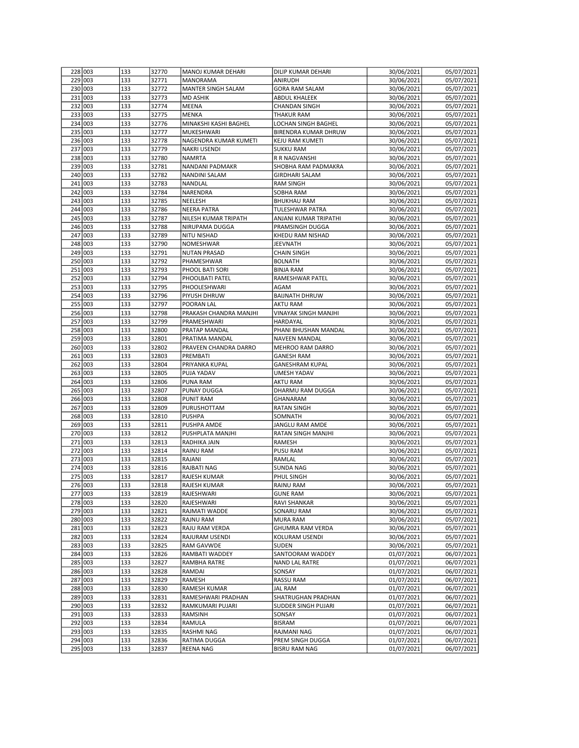| 228 | 003 | 133 | 32770 | MANOJ KUMAR DEHARI | DILIP KUMAR DEHARI | 30/06/2021 | 05/07/2021 |
|---|---|---|---|---|---|---|---|
| 229 | 003 | 133 | 32771 | MANORAMA | ANIRUDH | 30/06/2021 | 05/07/2021 |
| 230 | 003 | 133 | 32772 | MANTER SINGH SALAM | GORA RAM SALAM | 30/06/2021 | 05/07/2021 |
| 231 | 003 | 133 | 32773 | MD ASHIK | ABDUL KHALEEK | 30/06/2021 | 05/07/2021 |
| 232 | 003 | 133 | 32774 | MEENA | CHANDAN SINGH | 30/06/2021 | 05/07/2021 |
| 233 | 003 | 133 | 32775 | MENKA | THAKUR RAM | 30/06/2021 | 05/07/2021 |
| 234 | 003 | 133 | 32776 | MINAKSHI KASHI BAGHEL | LOCHAN SINGH BAGHEL | 30/06/2021 | 05/07/2021 |
| 235 | 003 | 133 | 32777 | MUKESHWARI | BIRENDRA KUMAR DHRUW | 30/06/2021 | 05/07/2021 |
| 236 | 003 | 133 | 32778 | NAGENDRA KUMAR KUMETI | KEJU RAM KUMETI | 30/06/2021 | 05/07/2021 |
| 237 | 003 | 133 | 32779 | NAKRI USENDI | SUKKU RAM | 30/06/2021 | 05/07/2021 |
| 238 | 003 | 133 | 32780 | NAMRTA | R R NAGVANSHI | 30/06/2021 | 05/07/2021 |
| 239 | 003 | 133 | 32781 | NANDANI PADMAKR | SHOBHA RAM PADMAKRA | 30/06/2021 | 05/07/2021 |
| 240 | 003 | 133 | 32782 | NANDINI SALAM | GIRDHARI SALAM | 30/06/2021 | 05/07/2021 |
| 241 | 003 | 133 | 32783 | NANDLAL | RAM SINGH | 30/06/2021 | 05/07/2021 |
| 242 | 003 | 133 | 32784 | NARENDRA | SOBHA RAM | 30/06/2021 | 05/07/2021 |
| 243 | 003 | 133 | 32785 | NEELESH | BHUKHAU RAM | 30/06/2021 | 05/07/2021 |
| 244 | 003 | 133 | 32786 | NEERA PATRA | TULESHWAR PATRA | 30/06/2021 | 05/07/2021 |
| 245 | 003 | 133 | 32787 | NILESH KUMAR TRIPATH | ANJANI KUMAR TRIPATHI | 30/06/2021 | 05/07/2021 |
| 246 | 003 | 133 | 32788 | NIRUPAMA DUGGA | PRAMSINGH DUGGA | 30/06/2021 | 05/07/2021 |
| 247 | 003 | 133 | 32789 | NITU NISHAD | KHEDU RAM NISHAD | 30/06/2021 | 05/07/2021 |
| 248 | 003 | 133 | 32790 | NOMESHWAR | JEEVNATH | 30/06/2021 | 05/07/2021 |
| 249 | 003 | 133 | 32791 | NUTAN PRASAD | CHAIN SINGH | 30/06/2021 | 05/07/2021 |
| 250 | 003 | 133 | 32792 | PHAMESHWAR | BOLNATH | 30/06/2021 | 05/07/2021 |
| 251 | 003 | 133 | 32793 | PHOOL BATI SORI | BINJA RAM | 30/06/2021 | 05/07/2021 |
| 252 | 003 | 133 | 32794 | PHOOLBATI PATEL | RAMESHWAR PATEL | 30/06/2021 | 05/07/2021 |
| 253 | 003 | 133 | 32795 | PHOOLESHWARI | AGAM | 30/06/2021 | 05/07/2021 |
| 254 | 003 | 133 | 32796 | PIYUSH DHRUW | BAIJNATH DHRUW | 30/06/2021 | 05/07/2021 |
| 255 | 003 | 133 | 32797 | POORAN LAL | AKTU RAM | 30/06/2021 | 05/07/2021 |
| 256 | 003 | 133 | 32798 | PRAKASH CHANDRA MANJHI | VINAYAK SINGH MANJHI | 30/06/2021 | 05/07/2021 |
| 257 | 003 | 133 | 32799 | PRAMESHWARI | HARDAYAL | 30/06/2021 | 05/07/2021 |
| 258 | 003 | 133 | 32800 | PRATAP MANDAL | PHANI BHUSHAN MANDAL | 30/06/2021 | 05/07/2021 |
| 259 | 003 | 133 | 32801 | PRATIMA MANDAL | NAVEEN MANDAL | 30/06/2021 | 05/07/2021 |
| 260 | 003 | 133 | 32802 | PRAVEEN CHANDRA DARRO | MEHROO RAM DARRO | 30/06/2021 | 05/07/2021 |
| 261 | 003 | 133 | 32803 | PREMBATI | GANESH RAM | 30/06/2021 | 05/07/2021 |
| 262 | 003 | 133 | 32804 | PRIYANKA KUPAL | GANESHRAM KUPAL | 30/06/2021 | 05/07/2021 |
| 263 | 003 | 133 | 32805 | PUJA YADAV | UMESH YADAV | 30/06/2021 | 05/07/2021 |
| 264 | 003 | 133 | 32806 | PUNA RAM | AKTU RAM | 30/06/2021 | 05/07/2021 |
| 265 | 003 | 133 | 32807 | PUNAY DUGGA | DHARMU RAM DUGGA | 30/06/2021 | 05/07/2021 |
| 266 | 003 | 133 | 32808 | PUNIT RAM | GHANARAM | 30/06/2021 | 05/07/2021 |
| 267 | 003 | 133 | 32809 | PURUSHOTTAM | RATAN SINGH | 30/06/2021 | 05/07/2021 |
| 268 | 003 | 133 | 32810 | PUSHPA | SOMNATH | 30/06/2021 | 05/07/2021 |
| 269 | 003 | 133 | 32811 | PUSHPA AMDE | JANGLU RAM AMDE | 30/06/2021 | 05/07/2021 |
| 270 | 003 | 133 | 32812 | PUSHPLATA MANJHI | RATAN SINGH MANJHI | 30/06/2021 | 05/07/2021 |
| 271 | 003 | 133 | 32813 | RADHIKA JAIN | RAMESH | 30/06/2021 | 05/07/2021 |
| 272 | 003 | 133 | 32814 | RAINU RAM | PUSU RAM | 30/06/2021 | 05/07/2021 |
| 273 | 003 | 133 | 32815 | RAJANI | RAMLAL | 30/06/2021 | 05/07/2021 |
| 274 | 003 | 133 | 32816 | RAJBATI NAG | SUNDA NAG | 30/06/2021 | 05/07/2021 |
| 275 | 003 | 133 | 32817 | RAJESH KUMAR | PHUL SINGH | 30/06/2021 | 05/07/2021 |
| 276 | 003 | 133 | 32818 | RAJESH KUMAR | RAINU RAM | 30/06/2021 | 05/07/2021 |
| 277 | 003 | 133 | 32819 | RAJESHWARI | GUNE RAM | 30/06/2021 | 05/07/2021 |
| 278 | 003 | 133 | 32820 | RAJESHWARI | RAVI SHANKAR | 30/06/2021 | 05/07/2021 |
| 279 | 003 | 133 | 32821 | RAJMATI WADDE | SONARU RAM | 30/06/2021 | 05/07/2021 |
| 280 | 003 | 133 | 32822 | RAJNU RAM | MURA RAM | 30/06/2021 | 05/07/2021 |
| 281 | 003 | 133 | 32823 | RAJU RAM VERDA | GHUMRA RAM VERDA | 30/06/2021 | 05/07/2021 |
| 282 | 003 | 133 | 32824 | RAJURAM USENDI | KOLURAM USENDI | 30/06/2021 | 05/07/2021 |
| 283 | 003 | 133 | 32825 | RAM GAVWDE | SUDEN | 30/06/2021 | 05/07/2021 |
| 284 | 003 | 133 | 32826 | RAMBATI WADDEY | SANTOORAM WADDEY | 01/07/2021 | 06/07/2021 |
| 285 | 003 | 133 | 32827 | RAMBHA RATRE | NAND LAL RATRE | 01/07/2021 | 06/07/2021 |
| 286 | 003 | 133 | 32828 | RAMDAI | SONSAY | 01/07/2021 | 06/07/2021 |
| 287 | 003 | 133 | 32829 | RAMESH | RASSU RAM | 01/07/2021 | 06/07/2021 |
| 288 | 003 | 133 | 32830 | RAMESH KUMAR | JAL RAM | 01/07/2021 | 06/07/2021 |
| 289 | 003 | 133 | 32831 | RAMESHWARI PRADHAN | SHATRUGHAN PRADHAN | 01/07/2021 | 06/07/2021 |
| 290 | 003 | 133 | 32832 | RAMKUMARI PUJARI | SUDDER SINGH PUJARI | 01/07/2021 | 06/07/2021 |
| 291 | 003 | 133 | 32833 | RAMSINH | SONSAY | 01/07/2021 | 06/07/2021 |
| 292 | 003 | 133 | 32834 | RAMULA | BISRAM | 01/07/2021 | 06/07/2021 |
| 293 | 003 | 133 | 32835 | RASHMI NAG | RAJMANI NAG | 01/07/2021 | 06/07/2021 |
| 294 | 003 | 133 | 32836 | RATIMA DUGGA | PREM SINGH DUGGA | 01/07/2021 | 06/07/2021 |
| 295 | 003 | 133 | 32837 | REENA NAG | BISRU RAM NAG | 01/07/2021 | 06/07/2021 |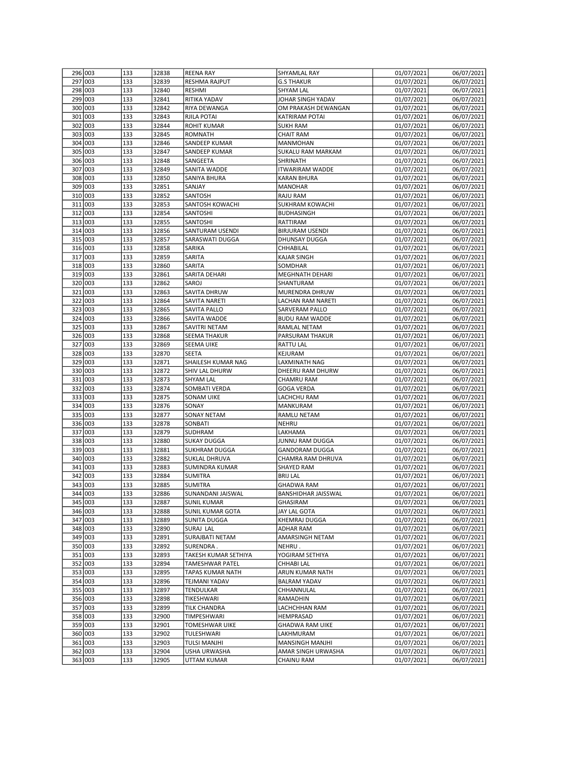| 296 | 003 | 133 | 32838 | REENA RAY | SHYAMLAL RAY | 01/07/2021 | 06/07/2021 |
|---|---|---|---|---|---|---|---|
| 297 | 003 | 133 | 32839 | RESHMA RAJPUT | G.S THAKUR | 01/07/2021 | 06/07/2021 |
| 298 | 003 | 133 | 32840 | RESHMI | SHYAM LAL | 01/07/2021 | 06/07/2021 |
| 299 | 003 | 133 | 32841 | RITIKA YADAV | JOHAR SINGH YADAV | 01/07/2021 | 06/07/2021 |
| 300 | 003 | 133 | 32842 | RIYA DEWANGA | OM PRAKASH DEWANGAN | 01/07/2021 | 06/07/2021 |
| 301 | 003 | 133 | 32843 | RJILA POTAI | KATRIRAM POTAI | 01/07/2021 | 06/07/2021 |
| 302 | 003 | 133 | 32844 | ROHIT KUMAR | SUKH RAM | 01/07/2021 | 06/07/2021 |
| 303 | 003 | 133 | 32845 | ROMNATH | CHAIT RAM | 01/07/2021 | 06/07/2021 |
| 304 | 003 | 133 | 32846 | SANDEEP KUMAR | MANMOHAN | 01/07/2021 | 06/07/2021 |
| 305 | 003 | 133 | 32847 | SANDEEP KUMAR | SUKALU RAM MARKAM | 01/07/2021 | 06/07/2021 |
| 306 | 003 | 133 | 32848 | SANGEETA | SHRINATH | 01/07/2021 | 06/07/2021 |
| 307 | 003 | 133 | 32849 | SANITA WADDE | ITWARIRAM WADDE | 01/07/2021 | 06/07/2021 |
| 308 | 003 | 133 | 32850 | SANIYA BHURA | KARAN BHURA | 01/07/2021 | 06/07/2021 |
| 309 | 003 | 133 | 32851 | SANJAY | MANOHAR | 01/07/2021 | 06/07/2021 |
| 310 | 003 | 133 | 32852 | SANTOSH | RAJU RAM | 01/07/2021 | 06/07/2021 |
| 311 | 003 | 133 | 32853 | SANTOSH KOWACHI | SUKHRAM KOWACHI | 01/07/2021 | 06/07/2021 |
| 312 | 003 | 133 | 32854 | SANTOSHI | BUDHASINGH | 01/07/2021 | 06/07/2021 |
| 313 | 003 | 133 | 32855 | SANTOSHI | RATTIRAM | 01/07/2021 | 06/07/2021 |
| 314 | 003 | 133 | 32856 | SANTURAM USENDI | BIRJURAM USENDI | 01/07/2021 | 06/07/2021 |
| 315 | 003 | 133 | 32857 | SARASWATI DUGGA | DHUNSAY DUGGA | 01/07/2021 | 06/07/2021 |
| 316 | 003 | 133 | 32858 | SARIKA | CHHABILAL | 01/07/2021 | 06/07/2021 |
| 317 | 003 | 133 | 32859 | SARITA | KAJAR SINGH | 01/07/2021 | 06/07/2021 |
| 318 | 003 | 133 | 32860 | SARITA | SOMDHAR | 01/07/2021 | 06/07/2021 |
| 319 | 003 | 133 | 32861 | SARITA DEHARI | MEGHNATH DEHARI | 01/07/2021 | 06/07/2021 |
| 320 | 003 | 133 | 32862 | SAROJ | SHANTURAM | 01/07/2021 | 06/07/2021 |
| 321 | 003 | 133 | 32863 | SAVITA DHRUW | MURENDRA DHRUW | 01/07/2021 | 06/07/2021 |
| 322 | 003 | 133 | 32864 | SAVITA NARETI | LACHAN RAM NARETI | 01/07/2021 | 06/07/2021 |
| 323 | 003 | 133 | 32865 | SAVITA PALLO | SARVERAM PALLO | 01/07/2021 | 06/07/2021 |
| 324 | 003 | 133 | 32866 | SAVITA WADDE | BUDU RAM WADDE | 01/07/2021 | 06/07/2021 |
| 325 | 003 | 133 | 32867 | SAVITRI NETAM | RAMLAL NETAM | 01/07/2021 | 06/07/2021 |
| 326 | 003 | 133 | 32868 | SEEMA THAKUR | PARSURAM THAKUR | 01/07/2021 | 06/07/2021 |
| 327 | 003 | 133 | 32869 | SEEMA UIKE | RATTU LAL | 01/07/2021 | 06/07/2021 |
| 328 | 003 | 133 | 32870 | SEETA | KEJURAM | 01/07/2021 | 06/07/2021 |
| 329 | 003 | 133 | 32871 | SHAILESH KUMAR NAG | LAXMINATH NAG | 01/07/2021 | 06/07/2021 |
| 330 | 003 | 133 | 32872 | SHIV LAL DHURW | DHEERU RAM DHURW | 01/07/2021 | 06/07/2021 |
| 331 | 003 | 133 | 32873 | SHYAM LAL | CHAMRU RAM | 01/07/2021 | 06/07/2021 |
| 332 | 003 | 133 | 32874 | SOMBATI VERDA | GOGA VERDA | 01/07/2021 | 06/07/2021 |
| 333 | 003 | 133 | 32875 | SONAM UIKE | LACHCHU RAM | 01/07/2021 | 06/07/2021 |
| 334 | 003 | 133 | 32876 | SONAY | MANKURAM | 01/07/2021 | 06/07/2021 |
| 335 | 003 | 133 | 32877 | SONAY NETAM | RAMLU NETAM | 01/07/2021 | 06/07/2021 |
| 336 | 003 | 133 | 32878 | SONBATI | NEHRU | 01/07/2021 | 06/07/2021 |
| 337 | 003 | 133 | 32879 | SUDHRAM | LAKHAMA | 01/07/2021 | 06/07/2021 |
| 338 | 003 | 133 | 32880 | SUKAY DUGGA | JUNNU RAM DUGGA | 01/07/2021 | 06/07/2021 |
| 339 | 003 | 133 | 32881 | SUKHRAM DUGGA | GANDORAM DUGGA | 01/07/2021 | 06/07/2021 |
| 340 | 003 | 133 | 32882 | SUKLAL DHRUVA | CHAMRA RAM DHRUVA | 01/07/2021 | 06/07/2021 |
| 341 | 003 | 133 | 32883 | SUMINDRA KUMAR | SHAYED RAM | 01/07/2021 | 06/07/2021 |
| 342 | 003 | 133 | 32884 | SUMITRA | BRIJ LAL | 01/07/2021 | 06/07/2021 |
| 343 | 003 | 133 | 32885 | SUMITRA | GHADWA RAM | 01/07/2021 | 06/07/2021 |
| 344 | 003 | 133 | 32886 | SUNANDANI JAISWAL | BANSHIDHAR JAISSWAL | 01/07/2021 | 06/07/2021 |
| 345 | 003 | 133 | 32887 | SUNIL KUMAR | GHASIRAM | 01/07/2021 | 06/07/2021 |
| 346 | 003 | 133 | 32888 | SUNIL KUMAR GOTA | JAY LAL GOTA | 01/07/2021 | 06/07/2021 |
| 347 | 003 | 133 | 32889 | SUNITA DUGGA | KHEMRAJ DUGGA | 01/07/2021 | 06/07/2021 |
| 348 | 003 | 133 | 32890 | SURAJ LAL | ADHAR RAM | 01/07/2021 | 06/07/2021 |
| 349 | 003 | 133 | 32891 | SURAJBATI NETAM | AMARSINGH NETAM | 01/07/2021 | 06/07/2021 |
| 350 | 003 | 133 | 32892 | SURENDRA . | NEHRU . | 01/07/2021 | 06/07/2021 |
| 351 | 003 | 133 | 32893 | TAKESH KUMAR SETHIYA | YOGIRAM SETHIYA | 01/07/2021 | 06/07/2021 |
| 352 | 003 | 133 | 32894 | TAMESHWAR PATEL | CHHABI LAL | 01/07/2021 | 06/07/2021 |
| 353 | 003 | 133 | 32895 | TAPAS KUMAR NATH | ARUN KUMAR NATH | 01/07/2021 | 06/07/2021 |
| 354 | 003 | 133 | 32896 | TEJMANI YADAV | BALRAM YADAV | 01/07/2021 | 06/07/2021 |
| 355 | 003 | 133 | 32897 | TENDULKAR | CHHANNULAL | 01/07/2021 | 06/07/2021 |
| 356 | 003 | 133 | 32898 | TIKESHWARI | RAMADHIN | 01/07/2021 | 06/07/2021 |
| 357 | 003 | 133 | 32899 | TILK CHANDRA | LACHCHHAN RAM | 01/07/2021 | 06/07/2021 |
| 358 | 003 | 133 | 32900 | TIMPESHWARI | HEMPRASAD | 01/07/2021 | 06/07/2021 |
| 359 | 003 | 133 | 32901 | TOMESHWAR UIKE | GHADWA RAM UIKE | 01/07/2021 | 06/07/2021 |
| 360 | 003 | 133 | 32902 | TULESHWARI | LAKHMURAM | 01/07/2021 | 06/07/2021 |
| 361 | 003 | 133 | 32903 | TULSI MANJHI | MANSINGH MANJHI | 01/07/2021 | 06/07/2021 |
| 362 | 003 | 133 | 32904 | USHA URWASHA | AMAR SINGH URWASHA | 01/07/2021 | 06/07/2021 |
| 363 | 003 | 133 | 32905 | UTTAM KUMAR | CHAINU RAM | 01/07/2021 | 06/07/2021 |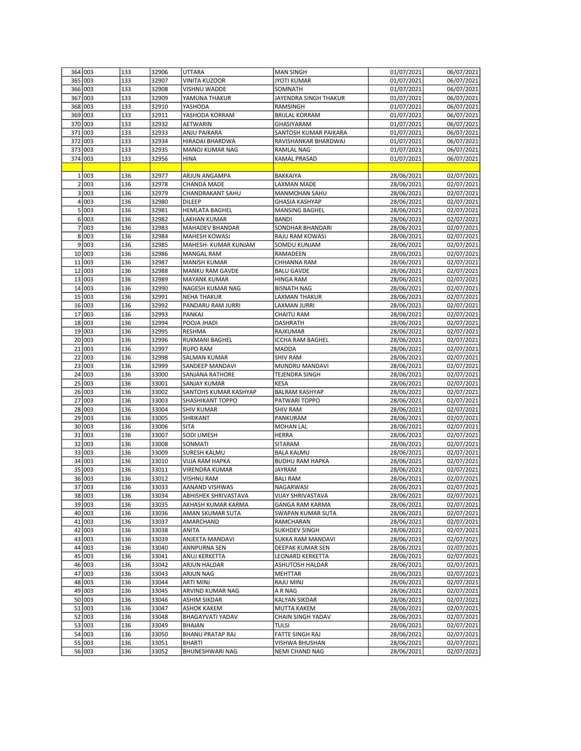| | | | | | | | |
|---|---|---|---|---|---|---|---|
| 364 | 003 | 133 | 32906 | UTTARA | MAN SINGH | 01/07/2021 | 06/07/2021 |
| 365 | 003 | 133 | 32907 | VINITA KUZOOR | JYOTI KUMAR | 01/07/2021 | 06/07/2021 |
| 366 | 003 | 133 | 32908 | VISHNU WADDE | SOMNATH | 01/07/2021 | 06/07/2021 |
| 367 | 003 | 133 | 32909 | YAMUNA THAKUR | JAYENDRA SINGH THAKUR | 01/07/2021 | 06/07/2021 |
| 368 | 003 | 133 | 32910 | YASHODA | RAMSINGH | 01/07/2021 | 06/07/2021 |
| 369 | 003 | 133 | 32911 | YASHODA KORRAM | BRIJLAL KORRAM | 01/07/2021 | 06/07/2021 |
| 370 | 003 | 133 | 32932 | AETWARIN | GHASIYARAM | 01/07/2021 | 06/07/2021 |
| 371 | 003 | 133 | 32933 | ANJU PAIKARA | SANTOSH KUMAR PAIKARA | 01/07/2021 | 06/07/2021 |
| 372 | 003 | 133 | 32934 | HIRADAI BHARDWA | RAVISHANKAR BHARDWAJ | 01/07/2021 | 06/07/2021 |
| 373 | 003 | 133 | 32935 | MANOJ KUMAR NAG | RAMLAL NAG | 01/07/2021 | 06/07/2021 |
| 374 | 003 | 133 | 32956 | HINA | KAMAL PRASAD | 01/07/2021 | 06/07/2021 |
| | | | | | | | |
| 1 | 003 | 136 | 32977 | ARJUN ANGAMPA | BAKKAIYA | 28/06/2021 | 02/07/2021 |
| 2 | 003 | 136 | 32978 | CHANDA MADE | LAXMAN MADE | 28/06/2021 | 02/07/2021 |
| 3 | 003 | 136 | 32979 | CHANDRAKANT SAHU | MANMOHAN SAHU | 28/06/2021 | 02/07/2021 |
| 4 | 003 | 136 | 32980 | DILEEP | GHASIA KASHYAP | 28/06/2021 | 02/07/2021 |
| 5 | 003 | 136 | 32981 | HEMLATA BAGHEL | MANSING BAGHEL | 28/06/2021 | 02/07/2021 |
| 6 | 003 | 136 | 32982 | LAKHAN KUMAR | BANDI | 28/06/2021 | 02/07/2021 |
| 7 | 003 | 136 | 32983 | MAHADEV BHANDAR | SONDHAR BHANDARI | 28/06/2021 | 02/07/2021 |
| 8 | 003 | 136 | 32984 | MAHESH KOWASI | RAJU RAM KOWASI | 28/06/2021 | 02/07/2021 |
| 9 | 003 | 136 | 32985 | MAHESH- KUMAR KUNJAM | SOMDU KUNJAM | 28/06/2021 | 02/07/2021 |
| 10 | 003 | 136 | 32986 | MANGAL RAM | RAMADEEN | 28/06/2021 | 02/07/2021 |
| 11 | 003 | 136 | 32987 | MANISH KUMAR | CHHANNA RAM | 28/06/2021 | 02/07/2021 |
| 12 | 003 | 136 | 32988 | MANKU RAM GAVDE | BALU GAVDE | 28/06/2021 | 02/07/2021 |
| 13 | 003 | 136 | 32989 | MAYANK KUMAR | HINGA RAM | 28/06/2021 | 02/07/2021 |
| 14 | 003 | 136 | 32990 | NAGESH KUMAR NAG | BISNATH NAG | 28/06/2021 | 02/07/2021 |
| 15 | 003 | 136 | 32991 | NEHA THAKUR | LAXMAN THAKUR | 28/06/2021 | 02/07/2021 |
| 16 | 003 | 136 | 32992 | PANDARU RAM JURRI | LAXMAN JURRI | 28/06/2021 | 02/07/2021 |
| 17 | 003 | 136 | 32993 | PANKAJ | CHAITU RAM | 28/06/2021 | 02/07/2021 |
| 18 | 003 | 136 | 32994 | POOJA JHADI | DASHRATH | 28/06/2021 | 02/07/2021 |
| 19 | 003 | 136 | 32995 | RESHMA | RAJKUMAR | 28/06/2021 | 02/07/2021 |
| 20 | 003 | 136 | 32996 | RUKMANI BAGHEL | ICCHA RAM BAGHEL | 28/06/2021 | 02/07/2021 |
| 21 | 003 | 136 | 32997 | RUPO RAM | MADDA | 28/06/2021 | 02/07/2021 |
| 22 | 003 | 136 | 32998 | SALMAN KUMAR | SHIV RAM | 28/06/2021 | 02/07/2021 |
| 23 | 003 | 136 | 32999 | SANDEEP MANDAVI | MUNDRU MANDAVI | 28/06/2021 | 02/07/2021 |
| 24 | 003 | 136 | 33000 | SANJANA RATHORE | TEJENDRA SINGH | 28/06/2021 | 02/07/2021 |
| 25 | 003 | 136 | 33001 | SANJAY KUMAR | KESA | 28/06/2021 | 02/07/2021 |
| 26 | 003 | 136 | 33002 | SANTOHS KUMAR KASHYAP | BALRAM KASHYAP | 28/06/2021 | 02/07/2021 |
| 27 | 003 | 136 | 33003 | SHASHIKANT TOPPO | PATWARI TOPPO | 28/06/2021 | 02/07/2021 |
| 28 | 003 | 136 | 33004 | SHIV KUMAR | SHIV RAM | 28/06/2021 | 02/07/2021 |
| 29 | 003 | 136 | 33005 | SHRIKANT | PANKURAM | 28/06/2021 | 02/07/2021 |
| 30 | 003 | 136 | 33006 | SITA | MOHAN LAL | 28/06/2021 | 02/07/2021 |
| 31 | 003 | 136 | 33007 | SODI UMESH | HERRA | 28/06/2021 | 02/07/2021 |
| 32 | 003 | 136 | 33008 | SONMATI | SITARAM | 28/06/2021 | 02/07/2021 |
| 33 | 003 | 136 | 33009 | SURESH KALMU | BALA KALMU | 28/06/2021 | 02/07/2021 |
| 34 | 003 | 136 | 33010 | VIJJA RAM HAPKA | BUDHU RAM HAPKA | 28/06/2021 | 02/07/2021 |
| 35 | 003 | 136 | 33011 | VIRENDRA KUMAR | JAYRAM | 28/06/2021 | 02/07/2021 |
| 36 | 003 | 136 | 33012 | VISHNU RAM | BALI RAM | 28/06/2021 | 02/07/2021 |
| 37 | 003 | 136 | 33033 | AANAND VISHWAS | NAGARWASI | 28/06/2021 | 02/07/2021 |
| 38 | 003 | 136 | 33034 | ABHISHEK SHRIVASTAVA | VIJAY SHRIVASTAVA | 28/06/2021 | 02/07/2021 |
| 39 | 003 | 136 | 33035 | AKHASH KUMAR KARMA | GANGA RAM KARMA | 28/06/2021 | 02/07/2021 |
| 40 | 003 | 136 | 33036 | AMAN SKUMAR SUTA | SWAPAN KUMAR SUTA | 28/06/2021 | 02/07/2021 |
| 41 | 003 | 136 | 33037 | AMARCHAND | RAMCHARAN | 28/06/2021 | 02/07/2021 |
| 42 | 003 | 136 | 33038 | ANITA | SUKHDEV SINGH | 28/06/2021 | 02/07/2021 |
| 43 | 003 | 136 | 33039 | ANJEETA MANDAVI | SUKKA RAM MANDAVI | 28/06/2021 | 02/07/2021 |
| 44 | 003 | 136 | 33040 | ANNPURNA SEN | DEEPAK KUMAR SEN | 28/06/2021 | 02/07/2021 |
| 45 | 003 | 136 | 33041 | ANUJ KERKETTA | LEONARD KERKETTA | 28/06/2021 | 02/07/2021 |
| 46 | 003 | 136 | 33042 | ARJUN HALDAR | ASHUTOSH HALDAR | 28/06/2021 | 02/07/2021 |
| 47 | 003 | 136 | 33043 | ARJUN NAG | MEHTTAR | 28/06/2021 | 02/07/2021 |
| 48 | 003 | 136 | 33044 | ARTI MINJ | RAJU MINJ | 28/06/2021 | 02/07/2021 |
| 49 | 003 | 136 | 33045 | ARVIND KUMAR NAG | A R NAG | 28/06/2021 | 02/07/2021 |
| 50 | 003 | 136 | 33046 | ASHIM SIKDAR | KALYAN SIKDAR | 28/06/2021 | 02/07/2021 |
| 51 | 003 | 136 | 33047 | ASHOK KAKEM | MUTTA KAKEM | 28/06/2021 | 02/07/2021 |
| 52 | 003 | 136 | 33048 | BHAGAYVATI YADAV | CHAIN SINGH YADAV | 28/06/2021 | 02/07/2021 |
| 53 | 003 | 136 | 33049 | BHAJAN | TULSI | 28/06/2021 | 02/07/2021 |
| 54 | 003 | 136 | 33050 | BHANU PRATAP RAJ | FATTE SINGH RAJ | 28/06/2021 | 02/07/2021 |
| 55 | 003 | 136 | 33051 | BHARTI | VISHWA BHUSHAN | 28/06/2021 | 02/07/2021 |
| 56 | 003 | 136 | 33052 | BHUNESHWARI NAG | NEMI CHAND NAG | 28/06/2021 | 02/07/2021 |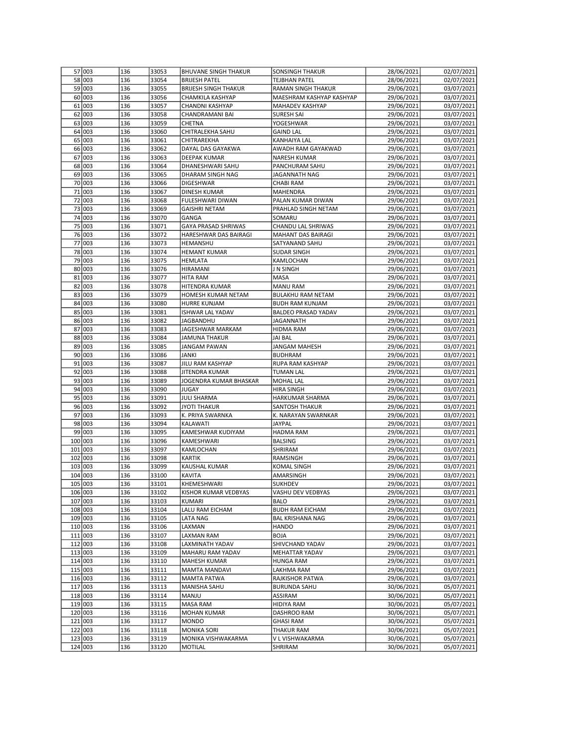| 57 | 003 | 136 | 33053 | BHUVANE SINGH THAKUR | SONSINGH THAKUR | 28/06/2021 | 02/07/2021 |
|---|---|---|---|---|---|---|---|
| 58 | 003 | 136 | 33054 | BRIJESH PATEL | TEJBHAN PATEL | 28/06/2021 | 02/07/2021 |
| 59 | 003 | 136 | 33055 | BRIJESH SINGH THAKUR | RAMAN SINGH THAKUR | 29/06/2021 | 03/07/2021 |
| 60 | 003 | 136 | 33056 | CHAMKILA KASHYAP | MAESHRAM KASHYAP KASHYAP | 29/06/2021 | 03/07/2021 |
| 61 | 003 | 136 | 33057 | CHANDNI KASHYAP | MAHADEV KASHYAP | 29/06/2021 | 03/07/2021 |
| 62 | 003 | 136 | 33058 | CHANDRAMANI BAI | SURESH SAI | 29/06/2021 | 03/07/2021 |
| 63 | 003 | 136 | 33059 | CHETNA | YOGESHWAR | 29/06/2021 | 03/07/2021 |
| 64 | 003 | 136 | 33060 | CHITRALEKHA SAHU | GAIND LAL | 29/06/2021 | 03/07/2021 |
| 65 | 003 | 136 | 33061 | CHITRAREKHA | KANHAIYA LAL | 29/06/2021 | 03/07/2021 |
| 66 | 003 | 136 | 33062 | DAYAL DAS GAYAKWA | AWADH RAM GAYAKWAD | 29/06/2021 | 03/07/2021 |
| 67 | 003 | 136 | 33063 | DEEPAK KUMAR | NARESH KUMAR | 29/06/2021 | 03/07/2021 |
| 68 | 003 | 136 | 33064 | DHANESHWARI SAHU | PANCHURAM SAHU | 29/06/2021 | 03/07/2021 |
| 69 | 003 | 136 | 33065 | DHARAM SINGH NAG | JAGANNATH NAG | 29/06/2021 | 03/07/2021 |
| 70 | 003 | 136 | 33066 | DIGESHWAR | CHABI RAM | 29/06/2021 | 03/07/2021 |
| 71 | 003 | 136 | 33067 | DINESH KUMAR | MAHENDRA | 29/06/2021 | 03/07/2021 |
| 72 | 003 | 136 | 33068 | FULESHWARI DIWAN | PALAN KUMAR DIWAN | 29/06/2021 | 03/07/2021 |
| 73 | 003 | 136 | 33069 | GAISHRI NETAM | PRAHLAD SINGH NETAM | 29/06/2021 | 03/07/2021 |
| 74 | 003 | 136 | 33070 | GANGA | SOMARU | 29/06/2021 | 03/07/2021 |
| 75 | 003 | 136 | 33071 | GAYA PRASAD SHRIWAS | CHANDU LAL SHRIWAS | 29/06/2021 | 03/07/2021 |
| 76 | 003 | 136 | 33072 | HARESHWAR DAS BAIRAGI | MAHANT DAS BAIRAGI | 29/06/2021 | 03/07/2021 |
| 77 | 003 | 136 | 33073 | HEMANSHU | SATYANAND SAHU | 29/06/2021 | 03/07/2021 |
| 78 | 003 | 136 | 33074 | HEMANT KUMAR | SUDAR SINGH | 29/06/2021 | 03/07/2021 |
| 79 | 003 | 136 | 33075 | HEMLATA | KAMLOCHAN | 29/06/2021 | 03/07/2021 |
| 80 | 003 | 136 | 33076 | HIRAMANI | J N SINGH | 29/06/2021 | 03/07/2021 |
| 81 | 003 | 136 | 33077 | HITA RAM | MASA | 29/06/2021 | 03/07/2021 |
| 82 | 003 | 136 | 33078 | HITENDRA KUMAR | MANU RAM | 29/06/2021 | 03/07/2021 |
| 83 | 003 | 136 | 33079 | HOMESH KUMAR NETAM | BULAKHU RAM NETAM | 29/06/2021 | 03/07/2021 |
| 84 | 003 | 136 | 33080 | HURRE KUNJAM | BUDH RAM KUNJAM | 29/06/2021 | 03/07/2021 |
| 85 | 003 | 136 | 33081 | ISHWAR LAL YADAV | BALDEO PRASAD YADAV | 29/06/2021 | 03/07/2021 |
| 86 | 003 | 136 | 33082 | JAGBANDHU | JAGANNATH | 29/06/2021 | 03/07/2021 |
| 87 | 003 | 136 | 33083 | JAGESHWAR MARKAM | HIDMA RAM | 29/06/2021 | 03/07/2021 |
| 88 | 003 | 136 | 33084 | JAMUNA THAKUR | JAI BAL | 29/06/2021 | 03/07/2021 |
| 89 | 003 | 136 | 33085 | JANGAM PAWAN | JANGAM MAHESH | 29/06/2021 | 03/07/2021 |
| 90 | 003 | 136 | 33086 | JANKI | BUDHRAM | 29/06/2021 | 03/07/2021 |
| 91 | 003 | 136 | 33087 | JILU RAM KASHYAP | RUPA RAM KASHYAP | 29/06/2021 | 03/07/2021 |
| 92 | 003 | 136 | 33088 | JITENDRA KUMAR | TUMAN LAL | 29/06/2021 | 03/07/2021 |
| 93 | 003 | 136 | 33089 | JOGENDRA KUMAR BHASKAR | MOHAL LAL | 29/06/2021 | 03/07/2021 |
| 94 | 003 | 136 | 33090 | JUGAY | HIRA SINGH | 29/06/2021 | 03/07/2021 |
| 95 | 003 | 136 | 33091 | JULI SHARMA | HARKUMAR SHARMA | 29/06/2021 | 03/07/2021 |
| 96 | 003 | 136 | 33092 | JYOTI THAKUR | SANTOSH THAKUR | 29/06/2021 | 03/07/2021 |
| 97 | 003 | 136 | 33093 | K. PRIYA SWARNKA | K. NARAYAN SWARNKAR | 29/06/2021 | 03/07/2021 |
| 98 | 003 | 136 | 33094 | KALAWATI | JAYPAL | 29/06/2021 | 03/07/2021 |
| 99 | 003 | 136 | 33095 | KAMESHWAR KUDIYAM | HADMA RAM | 29/06/2021 | 03/07/2021 |
| 100 | 003 | 136 | 33096 | KAMESHWARI | BALSING | 29/06/2021 | 03/07/2021 |
| 101 | 003 | 136 | 33097 | KAMLOCHAN | SHRIRAM | 29/06/2021 | 03/07/2021 |
| 102 | 003 | 136 | 33098 | KARTIK | RAMSINGH | 29/06/2021 | 03/07/2021 |
| 103 | 003 | 136 | 33099 | KAUSHAL KUMAR | KOMAL SINGH | 29/06/2021 | 03/07/2021 |
| 104 | 003 | 136 | 33100 | KAVITA | AMARSINGH | 29/06/2021 | 03/07/2021 |
| 105 | 003 | 136 | 33101 | KHEMESHWARI | SUKHDEV | 29/06/2021 | 03/07/2021 |
| 106 | 003 | 136 | 33102 | KISHOR KUMAR VEDBYAS | VASHU DEV VEDBYAS | 29/06/2021 | 03/07/2021 |
| 107 | 003 | 136 | 33103 | KUMARI | BALO | 29/06/2021 | 03/07/2021 |
| 108 | 003 | 136 | 33104 | LALU RAM EICHAM | BUDH RAM EICHAM | 29/06/2021 | 03/07/2021 |
| 109 | 003 | 136 | 33105 | LATA NAG | BAL KRISHANA NAG | 29/06/2021 | 03/07/2021 |
| 110 | 003 | 136 | 33106 | LAXMAN | HANDO | 29/06/2021 | 03/07/2021 |
| 111 | 003 | 136 | 33107 | LAXMAN RAM | BOJA | 29/06/2021 | 03/07/2021 |
| 112 | 003 | 136 | 33108 | LAXMINATH YADAV | SHIVCHAND YADAV | 29/06/2021 | 03/07/2021 |
| 113 | 003 | 136 | 33109 | MAHARU RAM YADAV | MEHATTAR YADAV | 29/06/2021 | 03/07/2021 |
| 114 | 003 | 136 | 33110 | MAHESH KUMAR | HUNGA RAM | 29/06/2021 | 03/07/2021 |
| 115 | 003 | 136 | 33111 | MAMTA MANDAVI | LAKHMA RAM | 29/06/2021 | 03/07/2021 |
| 116 | 003 | 136 | 33112 | MAMTA PATWA | RAJKISHOR PATWA | 29/06/2021 | 03/07/2021 |
| 117 | 003 | 136 | 33113 | MANISHA SAHU | BURUNDA SAHU | 30/06/2021 | 05/07/2021 |
| 118 | 003 | 136 | 33114 | MANJU | ASSIRAM | 30/06/2021 | 05/07/2021 |
| 119 | 003 | 136 | 33115 | MASA RAM | HIDIYA RAM | 30/06/2021 | 05/07/2021 |
| 120 | 003 | 136 | 33116 | MOHAN KUMAR | DASHROO RAM | 30/06/2021 | 05/07/2021 |
| 121 | 003 | 136 | 33117 | MONDO | GHASI RAM | 30/06/2021 | 05/07/2021 |
| 122 | 003 | 136 | 33118 | MONIKA SORI | THAKUR RAM | 30/06/2021 | 05/07/2021 |
| 123 | 003 | 136 | 33119 | MONIKA VISHWAKARMA | V L VISHWAKARMA | 30/06/2021 | 05/07/2021 |
| 124 | 003 | 136 | 33120 | MOTILAL | SHRIRAM | 30/06/2021 | 05/07/2021 |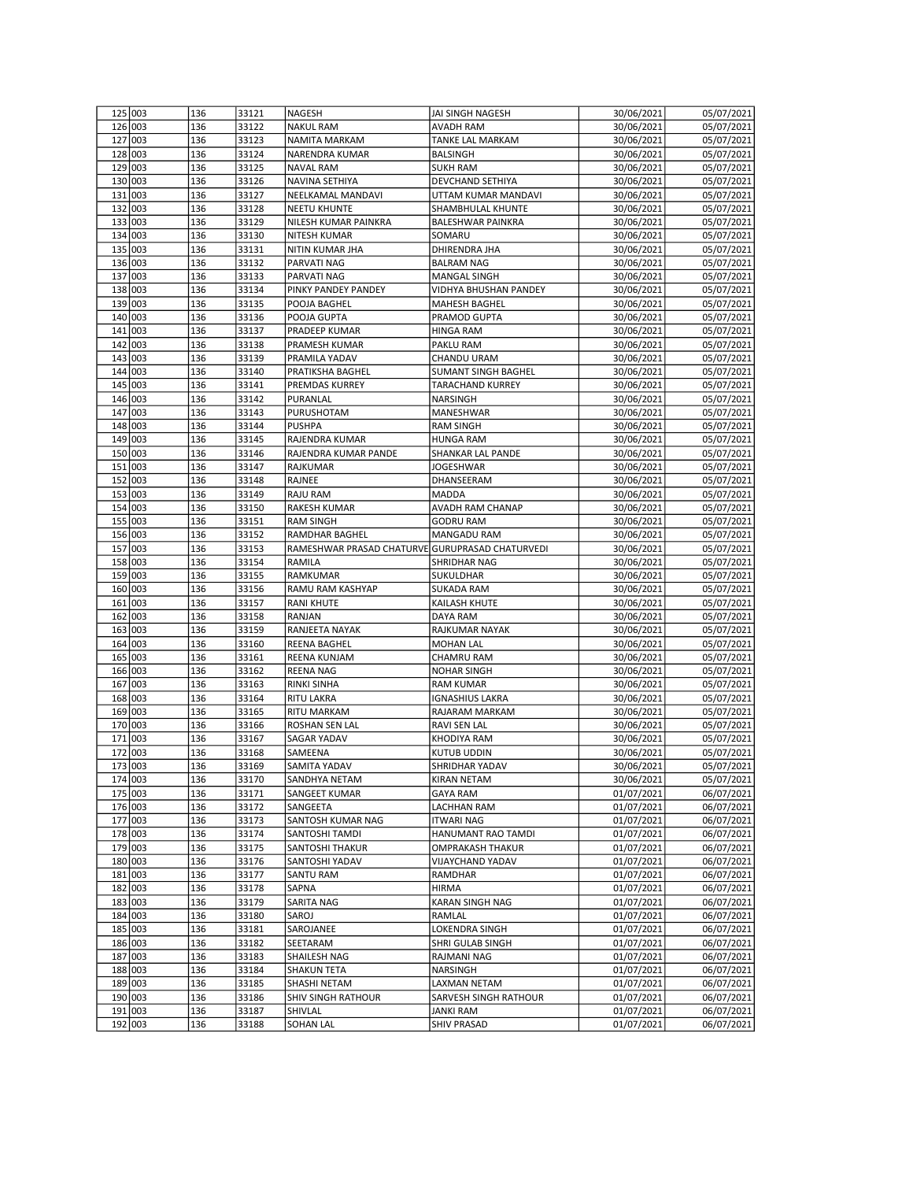| 125 | 003 | 136 | 33121 | NAGESH | JAI SINGH NAGESH | 30/06/2021 | 05/07/2021 |
|---|---|---|---|---|---|---|---|
| 126 | 003 | 136 | 33122 | NAKUL RAM | AVADH RAM | 30/06/2021 | 05/07/2021 |
| 127 | 003 | 136 | 33123 | NAMITA MARKAM | TANKE LAL MARKAM | 30/06/2021 | 05/07/2021 |
| 128 | 003 | 136 | 33124 | NARENDRA KUMAR | BALSINGH | 30/06/2021 | 05/07/2021 |
| 129 | 003 | 136 | 33125 | NAVAL RAM | SUKH RAM | 30/06/2021 | 05/07/2021 |
| 130 | 003 | 136 | 33126 | NAVINA SETHIYA | DEVCHAND SETHIYA | 30/06/2021 | 05/07/2021 |
| 131 | 003 | 136 | 33127 | NEELKAMAL MANDAVI | UTTAM KUMAR MANDAVI | 30/06/2021 | 05/07/2021 |
| 132 | 003 | 136 | 33128 | NEETU KHUNTE | SHAMBHULAL KHUNTE | 30/06/2021 | 05/07/2021 |
| 133 | 003 | 136 | 33129 | NILESH KUMAR PAINKRA | BALESHWAR PAINKRA | 30/06/2021 | 05/07/2021 |
| 134 | 003 | 136 | 33130 | NITESH KUMAR | SOMARU | 30/06/2021 | 05/07/2021 |
| 135 | 003 | 136 | 33131 | NITIN KUMAR JHA | DHIRENDRA JHA | 30/06/2021 | 05/07/2021 |
| 136 | 003 | 136 | 33132 | PARVATI NAG | BALRAM NAG | 30/06/2021 | 05/07/2021 |
| 137 | 003 | 136 | 33133 | PARVATI NAG | MANGAL SINGH | 30/06/2021 | 05/07/2021 |
| 138 | 003 | 136 | 33134 | PINKY PANDEY PANDEY | VIDHYA BHUSHAN PANDEY | 30/06/2021 | 05/07/2021 |
| 139 | 003 | 136 | 33135 | POOJA BAGHEL | MAHESH BAGHEL | 30/06/2021 | 05/07/2021 |
| 140 | 003 | 136 | 33136 | POOJA GUPTA | PRAMOD GUPTA | 30/06/2021 | 05/07/2021 |
| 141 | 003 | 136 | 33137 | PRADEEP KUMAR | HINGA RAM | 30/06/2021 | 05/07/2021 |
| 142 | 003 | 136 | 33138 | PRAMESH KUMAR | PAKLU RAM | 30/06/2021 | 05/07/2021 |
| 143 | 003 | 136 | 33139 | PRAMILA YADAV | CHANDU URAM | 30/06/2021 | 05/07/2021 |
| 144 | 003 | 136 | 33140 | PRATIKSHA BAGHEL | SUMANT SINGH BAGHEL | 30/06/2021 | 05/07/2021 |
| 145 | 003 | 136 | 33141 | PREMDAS KURREY | TARACHAND KURREY | 30/06/2021 | 05/07/2021 |
| 146 | 003 | 136 | 33142 | PURANLAL | NARSINGH | 30/06/2021 | 05/07/2021 |
| 147 | 003 | 136 | 33143 | PURUSHOTAM | MANESHWAR | 30/06/2021 | 05/07/2021 |
| 148 | 003 | 136 | 33144 | PUSHPA | RAM SINGH | 30/06/2021 | 05/07/2021 |
| 149 | 003 | 136 | 33145 | RAJENDRA KUMAR | HUNGA RAM | 30/06/2021 | 05/07/2021 |
| 150 | 003 | 136 | 33146 | RAJENDRA KUMAR PANDE | SHANKAR LAL PANDE | 30/06/2021 | 05/07/2021 |
| 151 | 003 | 136 | 33147 | RAJKUMAR | JOGESHWAR | 30/06/2021 | 05/07/2021 |
| 152 | 003 | 136 | 33148 | RAJNEE | DHANSEERAM | 30/06/2021 | 05/07/2021 |
| 153 | 003 | 136 | 33149 | RAJU RAM | MADDA | 30/06/2021 | 05/07/2021 |
| 154 | 003 | 136 | 33150 | RAKESH KUMAR | AVADH RAM CHANAP | 30/06/2021 | 05/07/2021 |
| 155 | 003 | 136 | 33151 | RAM SINGH | GODRU RAM | 30/06/2021 | 05/07/2021 |
| 156 | 003 | 136 | 33152 | RAMDHAR BAGHEL | MANGADU RAM | 30/06/2021 | 05/07/2021 |
| 157 | 003 | 136 | 33153 | RAMESHWAR PRASAD CHATURVE | GURUPRASAD CHATURVEDI | 30/06/2021 | 05/07/2021 |
| 158 | 003 | 136 | 33154 | RAMILA | SHRIDHAR NAG | 30/06/2021 | 05/07/2021 |
| 159 | 003 | 136 | 33155 | RAMKUMAR | SUKULDHAR | 30/06/2021 | 05/07/2021 |
| 160 | 003 | 136 | 33156 | RAMU RAM KASHYAP | SUKADA RAM | 30/06/2021 | 05/07/2021 |
| 161 | 003 | 136 | 33157 | RANI KHUTE | KAILASH KHUTE | 30/06/2021 | 05/07/2021 |
| 162 | 003 | 136 | 33158 | RANJAN | DAYA RAM | 30/06/2021 | 05/07/2021 |
| 163 | 003 | 136 | 33159 | RANJEETA NAYAK | RAJKUMAR NAYAK | 30/06/2021 | 05/07/2021 |
| 164 | 003 | 136 | 33160 | REENA BAGHEL | MOHAN LAL | 30/06/2021 | 05/07/2021 |
| 165 | 003 | 136 | 33161 | REENA KUNJAM | CHAMRU RAM | 30/06/2021 | 05/07/2021 |
| 166 | 003 | 136 | 33162 | REENA NAG | NOHAR SINGH | 30/06/2021 | 05/07/2021 |
| 167 | 003 | 136 | 33163 | RINKI SINHA | RAM KUMAR | 30/06/2021 | 05/07/2021 |
| 168 | 003 | 136 | 33164 | RITU LAKRA | IGNASHIUS LAKRA | 30/06/2021 | 05/07/2021 |
| 169 | 003 | 136 | 33165 | RITU MARKAM | RAJARAM MARKAM | 30/06/2021 | 05/07/2021 |
| 170 | 003 | 136 | 33166 | ROSHAN SEN LAL | RAVI SEN LAL | 30/06/2021 | 05/07/2021 |
| 171 | 003 | 136 | 33167 | SAGAR YADAV | KHODIYA RAM | 30/06/2021 | 05/07/2021 |
| 172 | 003 | 136 | 33168 | SAMEENA | KUTUB UDDIN | 30/06/2021 | 05/07/2021 |
| 173 | 003 | 136 | 33169 | SAMITA YADAV | SHRIDHAR YADAV | 30/06/2021 | 05/07/2021 |
| 174 | 003 | 136 | 33170 | SANDHYA NETAM | KIRAN NETAM | 30/06/2021 | 05/07/2021 |
| 175 | 003 | 136 | 33171 | SANGEET KUMAR | GAYA RAM | 01/07/2021 | 06/07/2021 |
| 176 | 003 | 136 | 33172 | SANGEETA | LACHHAN RAM | 01/07/2021 | 06/07/2021 |
| 177 | 003 | 136 | 33173 | SANTOSH KUMAR NAG | ITWARI NAG | 01/07/2021 | 06/07/2021 |
| 178 | 003 | 136 | 33174 | SANTOSHI TAMDI | HANUMANT RAO TAMDI | 01/07/2021 | 06/07/2021 |
| 179 | 003 | 136 | 33175 | SANTOSHI THAKUR | OMPRAKASH THAKUR | 01/07/2021 | 06/07/2021 |
| 180 | 003 | 136 | 33176 | SANTOSHI YADAV | VIJAYCHAND YADAV | 01/07/2021 | 06/07/2021 |
| 181 | 003 | 136 | 33177 | SANTU RAM | RAMDHAR | 01/07/2021 | 06/07/2021 |
| 182 | 003 | 136 | 33178 | SAPNA | HIRMA | 01/07/2021 | 06/07/2021 |
| 183 | 003 | 136 | 33179 | SARITA NAG | KARAN SINGH NAG | 01/07/2021 | 06/07/2021 |
| 184 | 003 | 136 | 33180 | SAROJ | RAMLAL | 01/07/2021 | 06/07/2021 |
| 185 | 003 | 136 | 33181 | SAROJANEE | LOKENDRA SINGH | 01/07/2021 | 06/07/2021 |
| 186 | 003 | 136 | 33182 | SEETARAM | SHRI GULAB SINGH | 01/07/2021 | 06/07/2021 |
| 187 | 003 | 136 | 33183 | SHAILESH NAG | RAJMANI NAG | 01/07/2021 | 06/07/2021 |
| 188 | 003 | 136 | 33184 | SHAKUN TETA | NARSINGH | 01/07/2021 | 06/07/2021 |
| 189 | 003 | 136 | 33185 | SHASHI NETAM | LAXMAN NETAM | 01/07/2021 | 06/07/2021 |
| 190 | 003 | 136 | 33186 | SHIV SINGH RATHOUR | SARVESH SINGH RATHOUR | 01/07/2021 | 06/07/2021 |
| 191 | 003 | 136 | 33187 | SHIVLAL | JANKI RAM | 01/07/2021 | 06/07/2021 |
| 192 | 003 | 136 | 33188 | SOHAN LAL | SHIV PRASAD | 01/07/2021 | 06/07/2021 |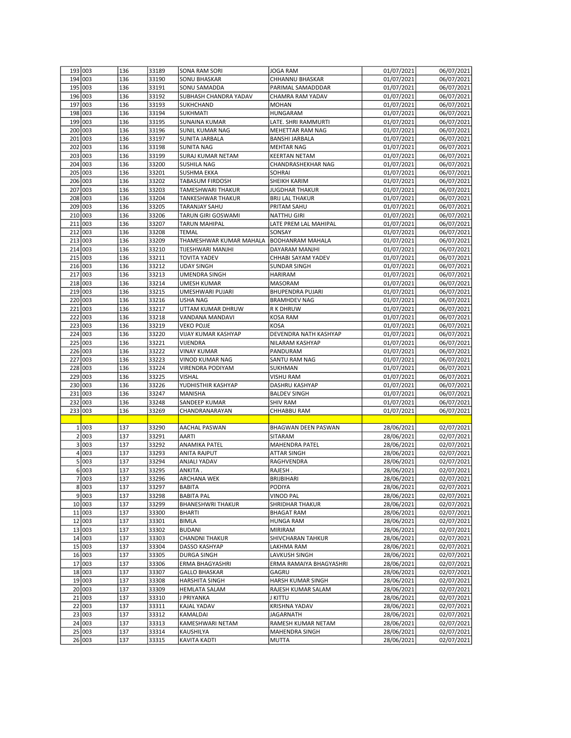| 193 | 003 | 136 | 33189 | SONA RAM SORI | JOGA RAM | 01/07/2021 | 06/07/2021 |
|---|---|---|---|---|---|---|---|
| 194 | 003 | 136 | 33190 | SONU BHASKAR | CHHANNU BHASKAR | 01/07/2021 | 06/07/2021 |
| 195 | 003 | 136 | 33191 | SONU SAMADDA | PARIMAL SAMADDDAR | 01/07/2021 | 06/07/2021 |
| 196 | 003 | 136 | 33192 | SUBHASH CHANDRA YADAV | CHAMRA RAM YADAV | 01/07/2021 | 06/07/2021 |
| 197 | 003 | 136 | 33193 | SUKHCHAND | MOHAN | 01/07/2021 | 06/07/2021 |
| 198 | 003 | 136 | 33194 | SUKHMATI | HUNGARAM | 01/07/2021 | 06/07/2021 |
| 199 | 003 | 136 | 33195 | SUNAINA KUMAR | LATE. SHRI RAMMURTI | 01/07/2021 | 06/07/2021 |
| 200 | 003 | 136 | 33196 | SUNIL KUMAR NAG | MEHETTAR RAM NAG | 01/07/2021 | 06/07/2021 |
| 201 | 003 | 136 | 33197 | SUNITA JARBALA | BANSHI JARBALA | 01/07/2021 | 06/07/2021 |
| 202 | 003 | 136 | 33198 | SUNITA NAG | MEHTAR NAG | 01/07/2021 | 06/07/2021 |
| 203 | 003 | 136 | 33199 | SURAJ KUMAR NETAM | KEERTAN NETAM | 01/07/2021 | 06/07/2021 |
| 204 | 003 | 136 | 33200 | SUSHILA NAG | CHANDRASHEKHAR NAG | 01/07/2021 | 06/07/2021 |
| 205 | 003 | 136 | 33201 | SUSHMA EKKA | SOHRAI | 01/07/2021 | 06/07/2021 |
| 206 | 003 | 136 | 33202 | TABASUM FIRDOSH | SHEIKH KARIM | 01/07/2021 | 06/07/2021 |
| 207 | 003 | 136 | 33203 | TAMESHWARI THAKUR | JUGDHAR THAKUR | 01/07/2021 | 06/07/2021 |
| 208 | 003 | 136 | 33204 | TANKESHWAR THAKUR | BRIJ LAL THAKUR | 01/07/2021 | 06/07/2021 |
| 209 | 003 | 136 | 33205 | TARANJAY SAHU | PRITAM SAHU | 01/07/2021 | 06/07/2021 |
| 210 | 003 | 136 | 33206 | TARUN GIRI GOSWAMI | NATTHU GIRI | 01/07/2021 | 06/07/2021 |
| 211 | 003 | 136 | 33207 | TARUN MAHIPAL | LATE PREM LAL MAHIPAL | 01/07/2021 | 06/07/2021 |
| 212 | 003 | 136 | 33208 | TEMAL | SONSAY | 01/07/2021 | 06/07/2021 |
| 213 | 003 | 136 | 33209 | THAMESHWAR KUMAR MAHALA | BODHANRAM MAHALA | 01/07/2021 | 06/07/2021 |
| 214 | 003 | 136 | 33210 | TIJESHWARI MANJHI | DAYARAM MANJHI | 01/07/2021 | 06/07/2021 |
| 215 | 003 | 136 | 33211 | TOVITA YADEV | CHHABI SAYAM YADEV | 01/07/2021 | 06/07/2021 |
| 216 | 003 | 136 | 33212 | UDAY SINGH | SUNDAR SINGH | 01/07/2021 | 06/07/2021 |
| 217 | 003 | 136 | 33213 | UMENDRA SINGH | HARIRAM | 01/07/2021 | 06/07/2021 |
| 218 | 003 | 136 | 33214 | UMESH KUMAR | MASORAM | 01/07/2021 | 06/07/2021 |
| 219 | 003 | 136 | 33215 | UMESHWARI PUJARI | BHUPENDRA PUJARI | 01/07/2021 | 06/07/2021 |
| 220 | 003 | 136 | 33216 | USHA NAG | BRAMHDEV NAG | 01/07/2021 | 06/07/2021 |
| 221 | 003 | 136 | 33217 | UTTAM KUMAR DHRUW | R K DHRUW | 01/07/2021 | 06/07/2021 |
| 222 | 003 | 136 | 33218 | VANDANA MANDAVI | KOSA RAM | 01/07/2021 | 06/07/2021 |
| 223 | 003 | 136 | 33219 | VEKO POJJE | KOSA | 01/07/2021 | 06/07/2021 |
| 224 | 003 | 136 | 33220 | VIJAY KUMAR KASHYAP | DEVENDRA NATH KASHYAP | 01/07/2021 | 06/07/2021 |
| 225 | 003 | 136 | 33221 | VIJENDRA | NILARAM KASHYAP | 01/07/2021 | 06/07/2021 |
| 226 | 003 | 136 | 33222 | VINAY KUMAR | PANDURAM | 01/07/2021 | 06/07/2021 |
| 227 | 003 | 136 | 33223 | VINOD KUMAR NAG | SANTU RAM NAG | 01/07/2021 | 06/07/2021 |
| 228 | 003 | 136 | 33224 | VIRENDRA PODIYAM | SUKHMAN | 01/07/2021 | 06/07/2021 |
| 229 | 003 | 136 | 33225 | VISHAL | VISHU RAM | 01/07/2021 | 06/07/2021 |
| 230 | 003 | 136 | 33226 | YUDHISTHIR KASHYAP | DASHRU KASHYAP | 01/07/2021 | 06/07/2021 |
| 231 | 003 | 136 | 33247 | MANISHA | BALDEV SINGH | 01/07/2021 | 06/07/2021 |
| 232 | 003 | 136 | 33248 | SANDEEP KUMAR | SHIV RAM | 01/07/2021 | 06/07/2021 |
| 233 | 003 | 136 | 33269 | CHANDRANARAYAN | CHHABBU RAM | 01/07/2021 | 06/07/2021 |
| | | | | | | | |
| 1 | 003 | 137 | 33290 | AACHAL PASWAN | BHAGWAN DEEN PASWAN | 28/06/2021 | 02/07/2021 |
| 2 | 003 | 137 | 33291 | AARTI | SITARAM | 28/06/2021 | 02/07/2021 |
| 3 | 003 | 137 | 33292 | ANAMIKA PATEL | MAHENDRA PATEL | 28/06/2021 | 02/07/2021 |
| 4 | 003 | 137 | 33293 | ANITA RAJPUT | ATTAR SINGH | 28/06/2021 | 02/07/2021 |
| 5 | 003 | 137 | 33294 | ANJALI YADAV | RAGHVENDRA | 28/06/2021 | 02/07/2021 |
| 6 | 003 | 137 | 33295 | ANKITA . | RAJESH . | 28/06/2021 | 02/07/2021 |
| 7 | 003 | 137 | 33296 | ARCHANA WEK | BRIJBIHARI | 28/06/2021 | 02/07/2021 |
| 8 | 003 | 137 | 33297 | BABITA | PODIYA | 28/06/2021 | 02/07/2021 |
| 9 | 003 | 137 | 33298 | BABITA PAL | VINOD PAL | 28/06/2021 | 02/07/2021 |
| 10 | 003 | 137 | 33299 | BHANESHWRI THAKUR | SHRIDHAR THAKUR | 28/06/2021 | 02/07/2021 |
| 11 | 003 | 137 | 33300 | BHARTI | BHAGAT RAM | 28/06/2021 | 02/07/2021 |
| 12 | 003 | 137 | 33301 | BIMLA | HUNGA RAM | 28/06/2021 | 02/07/2021 |
| 13 | 003 | 137 | 33302 | BUDANI | MIRIRAM | 28/06/2021 | 02/07/2021 |
| 14 | 003 | 137 | 33303 | CHANDNI THAKUR | SHIVCHARAN TAHKUR | 28/06/2021 | 02/07/2021 |
| 15 | 003 | 137 | 33304 | DASSO KASHYAP | LAKHMA RAM | 28/06/2021 | 02/07/2021 |
| 16 | 003 | 137 | 33305 | DURGA SINGH | LAVKUSH SINGH | 28/06/2021 | 02/07/2021 |
| 17 | 003 | 137 | 33306 | ERMA BHAGYASHRI | ERMA RAMAIYA BHAGYASHRI | 28/06/2021 | 02/07/2021 |
| 18 | 003 | 137 | 33307 | GALLO BHASKAR | GAGRU | 28/06/2021 | 02/07/2021 |
| 19 | 003 | 137 | 33308 | HARSHITA SINGH | HARSH KUMAR SINGH | 28/06/2021 | 02/07/2021 |
| 20 | 003 | 137 | 33309 | HEMLATA SALAM | RAJESH KUMAR SALAM | 28/06/2021 | 02/07/2021 |
| 21 | 003 | 137 | 33310 | J PRIYANKA | J KITTU | 28/06/2021 | 02/07/2021 |
| 22 | 003 | 137 | 33311 | KAJAL YADAV | KRISHNA YADAV | 28/06/2021 | 02/07/2021 |
| 23 | 003 | 137 | 33312 | KAMALDAI | JAGARNATH | 28/06/2021 | 02/07/2021 |
| 24 | 003 | 137 | 33313 | KAMESHWARI NETAM | RAMESH KUMAR NETAM | 28/06/2021 | 02/07/2021 |
| 25 | 003 | 137 | 33314 | KAUSHILYA | MAHENDRA SINGH | 28/06/2021 | 02/07/2021 |
| 26 | 003 | 137 | 33315 | KAVITA KADTI | MUTTA | 28/06/2021 | 02/07/2021 |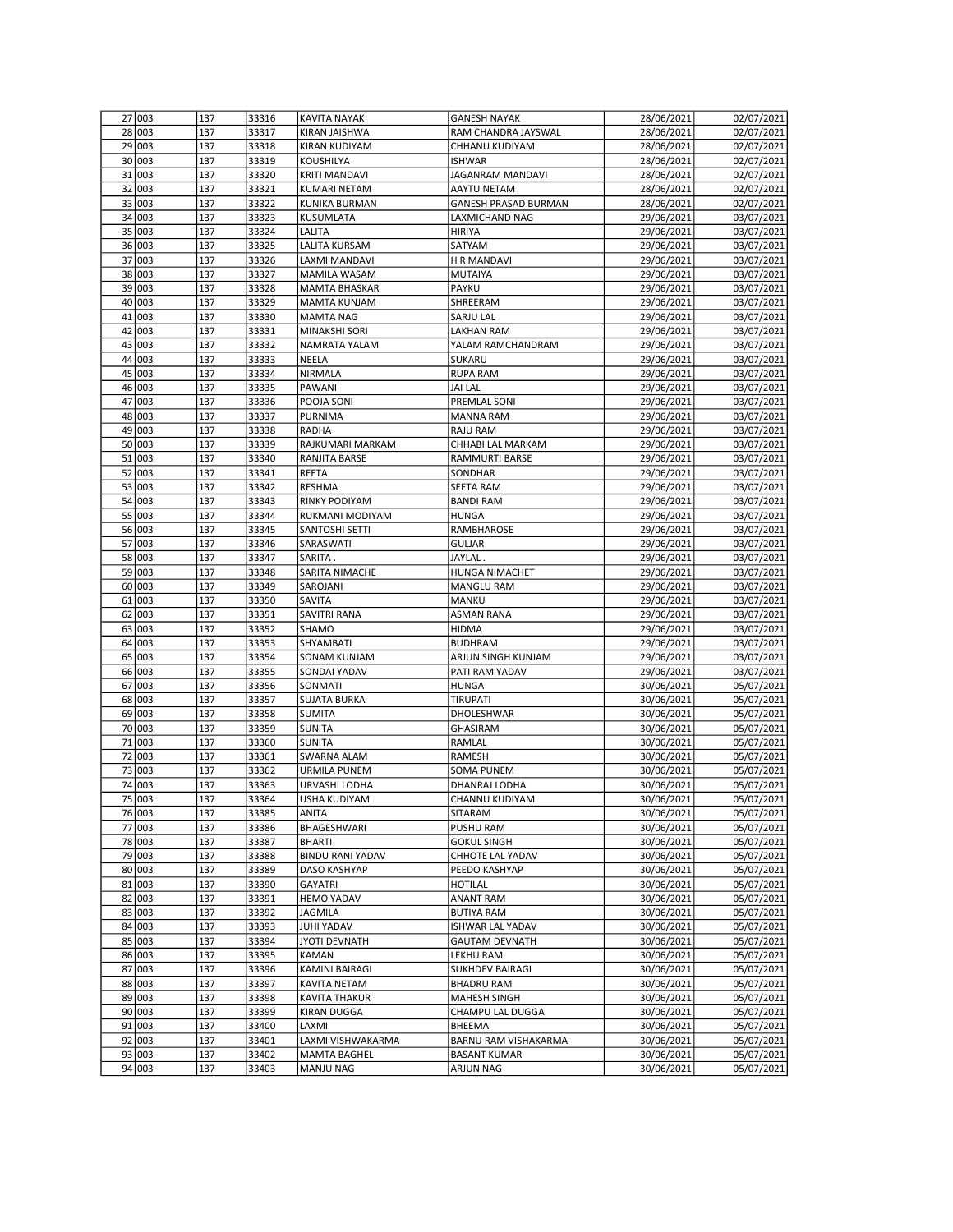| | | | | | | |
|---|---|---|---|---|---|---|
| 27 | 003 | 137 | 33316 | KAVITA NAYAK | GANESH NAYAK | 28/06/2021 | 02/07/2021 |
| 28 | 003 | 137 | 33317 | KIRAN JAISHWA | RAM CHANDRA JAYSWAL | 28/06/2021 | 02/07/2021 |
| 29 | 003 | 137 | 33318 | KIRAN KUDIYAM | CHHANU KUDIYAM | 28/06/2021 | 02/07/2021 |
| 30 | 003 | 137 | 33319 | KOUSHILYA | ISHWAR | 28/06/2021 | 02/07/2021 |
| 31 | 003 | 137 | 33320 | KRITI MANDAVI | JAGANRAM MANDAVI | 28/06/2021 | 02/07/2021 |
| 32 | 003 | 137 | 33321 | KUMARI NETAM | AAYTU NETAM | 28/06/2021 | 02/07/2021 |
| 33 | 003 | 137 | 33322 | KUNIKA BURMAN | GANESH PRASAD BURMAN | 28/06/2021 | 02/07/2021 |
| 34 | 003 | 137 | 33323 | KUSUMLATA | LAXMICHAND NAG | 29/06/2021 | 03/07/2021 |
| 35 | 003 | 137 | 33324 | LALITA | HIRIYA | 29/06/2021 | 03/07/2021 |
| 36 | 003 | 137 | 33325 | LALITA KURSAM | SATYAM | 29/06/2021 | 03/07/2021 |
| 37 | 003 | 137 | 33326 | LAXMI MANDAVI | H R MANDAVI | 29/06/2021 | 03/07/2021 |
| 38 | 003 | 137 | 33327 | MAMILA WASAM | MUTAIYA | 29/06/2021 | 03/07/2021 |
| 39 | 003 | 137 | 33328 | MAMTA BHASKAR | PAYKU | 29/06/2021 | 03/07/2021 |
| 40 | 003 | 137 | 33329 | MAMTA KUNJAM | SHREERAM | 29/06/2021 | 03/07/2021 |
| 41 | 003 | 137 | 33330 | MAMTA NAG | SARJU LAL | 29/06/2021 | 03/07/2021 |
| 42 | 003 | 137 | 33331 | MINAKSHI SORI | LAKHAN RAM | 29/06/2021 | 03/07/2021 |
| 43 | 003 | 137 | 33332 | NAMRATA YALAM | YALAM RAMCHANDRAM | 29/06/2021 | 03/07/2021 |
| 44 | 003 | 137 | 33333 | NEELA | SUKARU | 29/06/2021 | 03/07/2021 |
| 45 | 003 | 137 | 33334 | NIRMALA | RUPA RAM | 29/06/2021 | 03/07/2021 |
| 46 | 003 | 137 | 33335 | PAWANI | JAI LAL | 29/06/2021 | 03/07/2021 |
| 47 | 003 | 137 | 33336 | POOJA SONI | PREMLAL SONI | 29/06/2021 | 03/07/2021 |
| 48 | 003 | 137 | 33337 | PURNIMA | MANNA RAM | 29/06/2021 | 03/07/2021 |
| 49 | 003 | 137 | 33338 | RADHA | RAJU RAM | 29/06/2021 | 03/07/2021 |
| 50 | 003 | 137 | 33339 | RAJKUMARI MARKAM | CHHABI LAL MARKAM | 29/06/2021 | 03/07/2021 |
| 51 | 003 | 137 | 33340 | RANJITA BARSE | RAMMURTI BARSE | 29/06/2021 | 03/07/2021 |
| 52 | 003 | 137 | 33341 | REETA | SONDHAR | 29/06/2021 | 03/07/2021 |
| 53 | 003 | 137 | 33342 | RESHMA | SEETA RAM | 29/06/2021 | 03/07/2021 |
| 54 | 003 | 137 | 33343 | RINKY PODIYAM | BANDI RAM | 29/06/2021 | 03/07/2021 |
| 55 | 003 | 137 | 33344 | RUKMANI MODIYAM | HUNGA | 29/06/2021 | 03/07/2021 |
| 56 | 003 | 137 | 33345 | SANTOSHI SETTI | RAMBHAROSE | 29/06/2021 | 03/07/2021 |
| 57 | 003 | 137 | 33346 | SARASWATI | GULJAR | 29/06/2021 | 03/07/2021 |
| 58 | 003 | 137 | 33347 | SARITA . | JAYLAL . | 29/06/2021 | 03/07/2021 |
| 59 | 003 | 137 | 33348 | SARITA NIMACHE | HUNGA NIMACHET | 29/06/2021 | 03/07/2021 |
| 60 | 003 | 137 | 33349 | SAROJANI | MANGLU RAM | 29/06/2021 | 03/07/2021 |
| 61 | 003 | 137 | 33350 | SAVITA | MANKU | 29/06/2021 | 03/07/2021 |
| 62 | 003 | 137 | 33351 | SAVITRI RANA | ASMAN RANA | 29/06/2021 | 03/07/2021 |
| 63 | 003 | 137 | 33352 | SHAMO | HIDMA | 29/06/2021 | 03/07/2021 |
| 64 | 003 | 137 | 33353 | SHYAMBATI | BUDHRAM | 29/06/2021 | 03/07/2021 |
| 65 | 003 | 137 | 33354 | SONAM KUNJAM | ARJUN SINGH KUNJAM | 29/06/2021 | 03/07/2021 |
| 66 | 003 | 137 | 33355 | SONDAI YADAV | PATI RAM YADAV | 29/06/2021 | 03/07/2021 |
| 67 | 003 | 137 | 33356 | SONMATI | HUNGA | 30/06/2021 | 05/07/2021 |
| 68 | 003 | 137 | 33357 | SUJATA BURKA | TIRUPATI | 30/06/2021 | 05/07/2021 |
| 69 | 003 | 137 | 33358 | SUMITA | DHOLESHWAR | 30/06/2021 | 05/07/2021 |
| 70 | 003 | 137 | 33359 | SUNITA | GHASIRAM | 30/06/2021 | 05/07/2021 |
| 71 | 003 | 137 | 33360 | SUNITA | RAMLAL | 30/06/2021 | 05/07/2021 |
| 72 | 003 | 137 | 33361 | SWARNA ALAM | RAMESH | 30/06/2021 | 05/07/2021 |
| 73 | 003 | 137 | 33362 | URMILA PUNEM | SOMA PUNEM | 30/06/2021 | 05/07/2021 |
| 74 | 003 | 137 | 33363 | URVASHI LODHA | DHANRAJ LODHA | 30/06/2021 | 05/07/2021 |
| 75 | 003 | 137 | 33364 | USHA KUDIYAM | CHANNU KUDIYAM | 30/06/2021 | 05/07/2021 |
| 76 | 003 | 137 | 33385 | ANITA | SITARAM | 30/06/2021 | 05/07/2021 |
| 77 | 003 | 137 | 33386 | BHAGESHWARI | PUSHU RAM | 30/06/2021 | 05/07/2021 |
| 78 | 003 | 137 | 33387 | BHARTI | GOKUL SINGH | 30/06/2021 | 05/07/2021 |
| 79 | 003 | 137 | 33388 | BINDU RANI YADAV | CHHOTE LAL YADAV | 30/06/2021 | 05/07/2021 |
| 80 | 003 | 137 | 33389 | DASO KASHYAP | PEEDO KASHYAP | 30/06/2021 | 05/07/2021 |
| 81 | 003 | 137 | 33390 | GAYATRI | HOTILAL | 30/06/2021 | 05/07/2021 |
| 82 | 003 | 137 | 33391 | HEMO YADAV | ANANT RAM | 30/06/2021 | 05/07/2021 |
| 83 | 003 | 137 | 33392 | JAGMILA | BUTIYA RAM | 30/06/2021 | 05/07/2021 |
| 84 | 003 | 137 | 33393 | JUHI YADAV | ISHWAR LAL YADAV | 30/06/2021 | 05/07/2021 |
| 85 | 003 | 137 | 33394 | JYOTI DEVNATH | GAUTAM DEVNATH | 30/06/2021 | 05/07/2021 |
| 86 | 003 | 137 | 33395 | KAMAN | LEKHU RAM | 30/06/2021 | 05/07/2021 |
| 87 | 003 | 137 | 33396 | KAMINI BAIRAGI | SUKHDEV BAIRAGI | 30/06/2021 | 05/07/2021 |
| 88 | 003 | 137 | 33397 | KAVITA NETAM | BHADRU RAM | 30/06/2021 | 05/07/2021 |
| 89 | 003 | 137 | 33398 | KAVITA THAKUR | MAHESH SINGH | 30/06/2021 | 05/07/2021 |
| 90 | 003 | 137 | 33399 | KIRAN DUGGA | CHAMPU LAL DUGGA | 30/06/2021 | 05/07/2021 |
| 91 | 003 | 137 | 33400 | LAXMI | BHEEMA | 30/06/2021 | 05/07/2021 |
| 92 | 003 | 137 | 33401 | LAXMI VISHWAKARMA | BARNU RAM VISHAKARMA | 30/06/2021 | 05/07/2021 |
| 93 | 003 | 137 | 33402 | MAMTA BAGHEL | BASANT KUMAR | 30/06/2021 | 05/07/2021 |
| 94 | 003 | 137 | 33403 | MANJU NAG | ARJUN NAG | 30/06/2021 | 05/07/2021 |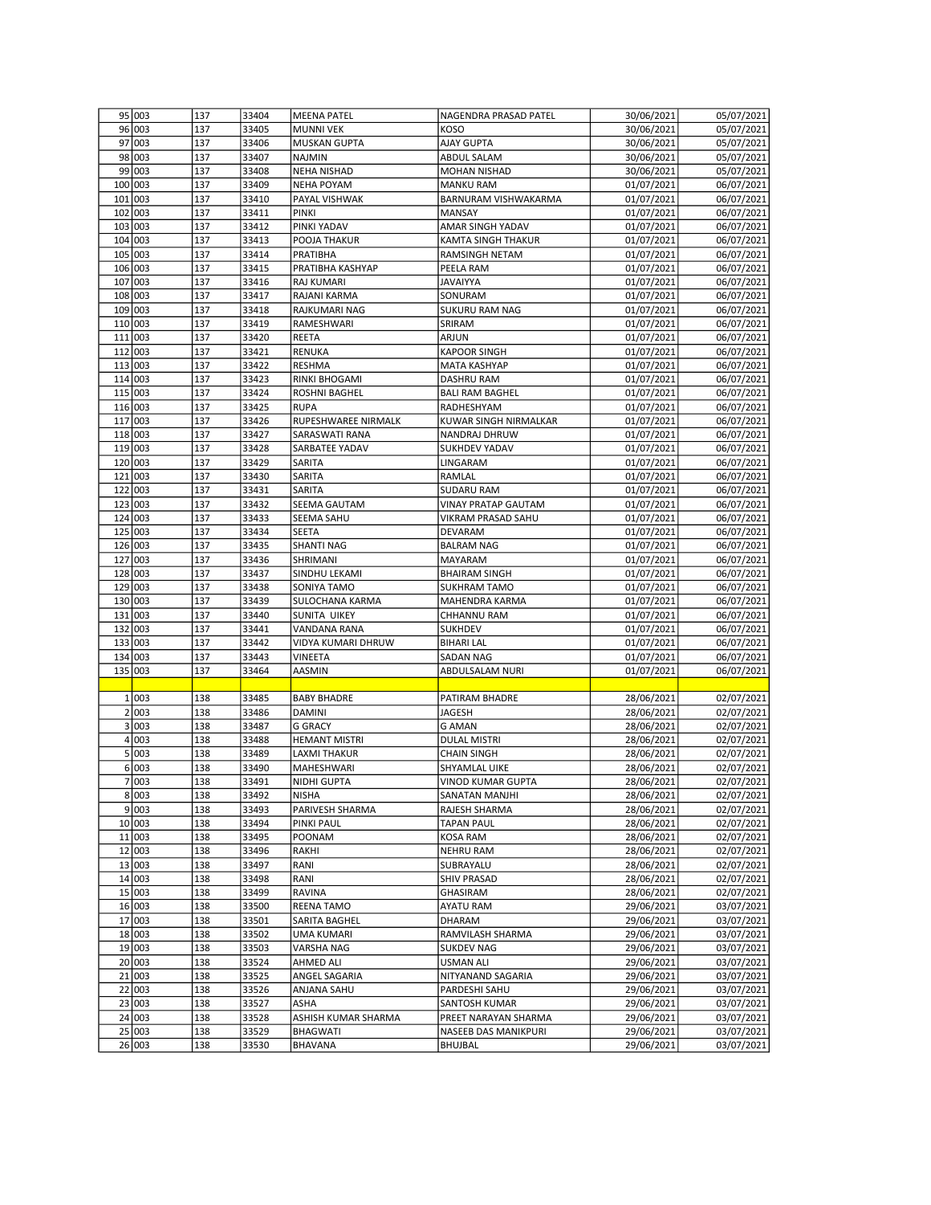| | | | | | | | |
|---|---|---|---|---|---|---|---|
| 95 | 003 | 137 | 33404 | MEENA PATEL | NAGENDRA PRASAD PATEL | 30/06/2021 | 05/07/2021 |
| 96 | 003 | 137 | 33405 | MUNNI VEK | KOSO | 30/06/2021 | 05/07/2021 |
| 97 | 003 | 137 | 33406 | MUSKAN GUPTA | AJAY GUPTA | 30/06/2021 | 05/07/2021 |
| 98 | 003 | 137 | 33407 | NAJMIN | ABDUL SALAM | 30/06/2021 | 05/07/2021 |
| 99 | 003 | 137 | 33408 | NEHA NISHAD | MOHAN NISHAD | 30/06/2021 | 05/07/2021 |
| 100 | 003 | 137 | 33409 | NEHA POYAM | MANKU RAM | 01/07/2021 | 06/07/2021 |
| 101 | 003 | 137 | 33410 | PAYAL VISHWAK | BARNURAM VISHWAKARMA | 01/07/2021 | 06/07/2021 |
| 102 | 003 | 137 | 33411 | PINKI | MANSAY | 01/07/2021 | 06/07/2021 |
| 103 | 003 | 137 | 33412 | PINKI YADAV | AMAR SINGH YADAV | 01/07/2021 | 06/07/2021 |
| 104 | 003 | 137 | 33413 | POOJA THAKUR | KAMTA SINGH THAKUR | 01/07/2021 | 06/07/2021 |
| 105 | 003 | 137 | 33414 | PRATIBHA | RAMSINGH NETAM | 01/07/2021 | 06/07/2021 |
| 106 | 003 | 137 | 33415 | PRATIBHA KASHYAP | PEELA RAM | 01/07/2021 | 06/07/2021 |
| 107 | 003 | 137 | 33416 | RAJ KUMARI | JAVAIYYA | 01/07/2021 | 06/07/2021 |
| 108 | 003 | 137 | 33417 | RAJANI KARMA | SONURAM | 01/07/2021 | 06/07/2021 |
| 109 | 003 | 137 | 33418 | RAJKUMARI NAG | SUKURU RAM NAG | 01/07/2021 | 06/07/2021 |
| 110 | 003 | 137 | 33419 | RAMESHWARI | SRIRAM | 01/07/2021 | 06/07/2021 |
| 111 | 003 | 137 | 33420 | REETA | ARJUN | 01/07/2021 | 06/07/2021 |
| 112 | 003 | 137 | 33421 | RENUKA | KAPOOR SINGH | 01/07/2021 | 06/07/2021 |
| 113 | 003 | 137 | 33422 | RESHMA | MATA KASHYAP | 01/07/2021 | 06/07/2021 |
| 114 | 003 | 137 | 33423 | RINKI BHOGAMI | DASHRU RAM | 01/07/2021 | 06/07/2021 |
| 115 | 003 | 137 | 33424 | ROSHNI BAGHEL | BALI RAM BAGHEL | 01/07/2021 | 06/07/2021 |
| 116 | 003 | 137 | 33425 | RUPA | RADHESHYAM | 01/07/2021 | 06/07/2021 |
| 117 | 003 | 137 | 33426 | RUPESHWAREE NIRMALK | KUWAR SINGH NIRMALKAR | 01/07/2021 | 06/07/2021 |
| 118 | 003 | 137 | 33427 | SARASWATI RANA | NANDRAJ DHRUW | 01/07/2021 | 06/07/2021 |
| 119 | 003 | 137 | 33428 | SARBATEE YADAV | SUKHDEV YADAV | 01/07/2021 | 06/07/2021 |
| 120 | 003 | 137 | 33429 | SARITA | LINGARAM | 01/07/2021 | 06/07/2021 |
| 121 | 003 | 137 | 33430 | SARITA | RAMLAL | 01/07/2021 | 06/07/2021 |
| 122 | 003 | 137 | 33431 | SARITA | SUDARU RAM | 01/07/2021 | 06/07/2021 |
| 123 | 003 | 137 | 33432 | SEEMA GAUTAM | VINAY PRATAP GAUTAM | 01/07/2021 | 06/07/2021 |
| 124 | 003 | 137 | 33433 | SEEMA SAHU | VIKRAM PRASAD SAHU | 01/07/2021 | 06/07/2021 |
| 125 | 003 | 137 | 33434 | SEETA | DEVARAM | 01/07/2021 | 06/07/2021 |
| 126 | 003 | 137 | 33435 | SHANTI NAG | BALRAM NAG | 01/07/2021 | 06/07/2021 |
| 127 | 003 | 137 | 33436 | SHRIMANI | MAYARAM | 01/07/2021 | 06/07/2021 |
| 128 | 003 | 137 | 33437 | SINDHU LEKAMI | BHAIRAM SINGH | 01/07/2021 | 06/07/2021 |
| 129 | 003 | 137 | 33438 | SONIYA TAMO | SUKHRAM TAMO | 01/07/2021 | 06/07/2021 |
| 130 | 003 | 137 | 33439 | SULOCHANA KARMA | MAHENDRA KARMA | 01/07/2021 | 06/07/2021 |
| 131 | 003 | 137 | 33440 | SUNITA UIKEY | CHHANNU RAM | 01/07/2021 | 06/07/2021 |
| 132 | 003 | 137 | 33441 | VANDANA RANA | SUKHDEV | 01/07/2021 | 06/07/2021 |
| 133 | 003 | 137 | 33442 | VIDYA KUMARI DHRUW | BIHARI LAL | 01/07/2021 | 06/07/2021 |
| 134 | 003 | 137 | 33443 | VINEETA | SADAN NAG | 01/07/2021 | 06/07/2021 |
| 135 | 003 | 137 | 33464 | AASMIN | ABDULSALAM NURI | 01/07/2021 | 06/07/2021 |
| | | | | | | | |
| 1 | 003 | 138 | 33485 | BABY BHADRE | PATIRAM BHADRE | 28/06/2021 | 02/07/2021 |
| 2 | 003 | 138 | 33486 | DAMINI | JAGESH | 28/06/2021 | 02/07/2021 |
| 3 | 003 | 138 | 33487 | G GRACY | G AMAN | 28/06/2021 | 02/07/2021 |
| 4 | 003 | 138 | 33488 | HEMANT MISTRI | DULAL MISTRI | 28/06/2021 | 02/07/2021 |
| 5 | 003 | 138 | 33489 | LAXMI THAKUR | CHAIN SINGH | 28/06/2021 | 02/07/2021 |
| 6 | 003 | 138 | 33490 | MAHESHWARI | SHYAMLAL UIKE | 28/06/2021 | 02/07/2021 |
| 7 | 003 | 138 | 33491 | NIDHI GUPTA | VINOD KUMAR GUPTA | 28/06/2021 | 02/07/2021 |
| 8 | 003 | 138 | 33492 | NISHA | SANATAN MANJHI | 28/06/2021 | 02/07/2021 |
| 9 | 003 | 138 | 33493 | PARIVESH SHARMA | RAJESH SHARMA | 28/06/2021 | 02/07/2021 |
| 10 | 003 | 138 | 33494 | PINKI PAUL | TAPAN PAUL | 28/06/2021 | 02/07/2021 |
| 11 | 003 | 138 | 33495 | POONAM | KOSA RAM | 28/06/2021 | 02/07/2021 |
| 12 | 003 | 138 | 33496 | RAKHI | NEHRU RAM | 28/06/2021 | 02/07/2021 |
| 13 | 003 | 138 | 33497 | RANI | SUBRAYALU | 28/06/2021 | 02/07/2021 |
| 14 | 003 | 138 | 33498 | RANI | SHIV PRASAD | 28/06/2021 | 02/07/2021 |
| 15 | 003 | 138 | 33499 | RAVINA | GHASIRAM | 28/06/2021 | 02/07/2021 |
| 16 | 003 | 138 | 33500 | REENA TAMO | AYATU RAM | 29/06/2021 | 03/07/2021 |
| 17 | 003 | 138 | 33501 | SARITA BAGHEL | DHARAM | 29/06/2021 | 03/07/2021 |
| 18 | 003 | 138 | 33502 | UMA KUMARI | RAMVILASH SHARMA | 29/06/2021 | 03/07/2021 |
| 19 | 003 | 138 | 33503 | VARSHA NAG | SUKDEV NAG | 29/06/2021 | 03/07/2021 |
| 20 | 003 | 138 | 33524 | AHMED ALI | USMAN ALI | 29/06/2021 | 03/07/2021 |
| 21 | 003 | 138 | 33525 | ANGEL SAGARIA | NITYANAND SAGARIA | 29/06/2021 | 03/07/2021 |
| 22 | 003 | 138 | 33526 | ANJANA SAHU | PARDESHI SAHU | 29/06/2021 | 03/07/2021 |
| 23 | 003 | 138 | 33527 | ASHA | SANTOSH KUMAR | 29/06/2021 | 03/07/2021 |
| 24 | 003 | 138 | 33528 | ASHISH KUMAR SHARMA | PREET NARAYAN SHARMA | 29/06/2021 | 03/07/2021 |
| 25 | 003 | 138 | 33529 | BHAGWATI | NASEEB DAS MANIKPURI | 29/06/2021 | 03/07/2021 |
| 26 | 003 | 138 | 33530 | BHAVANA | BHUJBAL | 29/06/2021 | 03/07/2021 |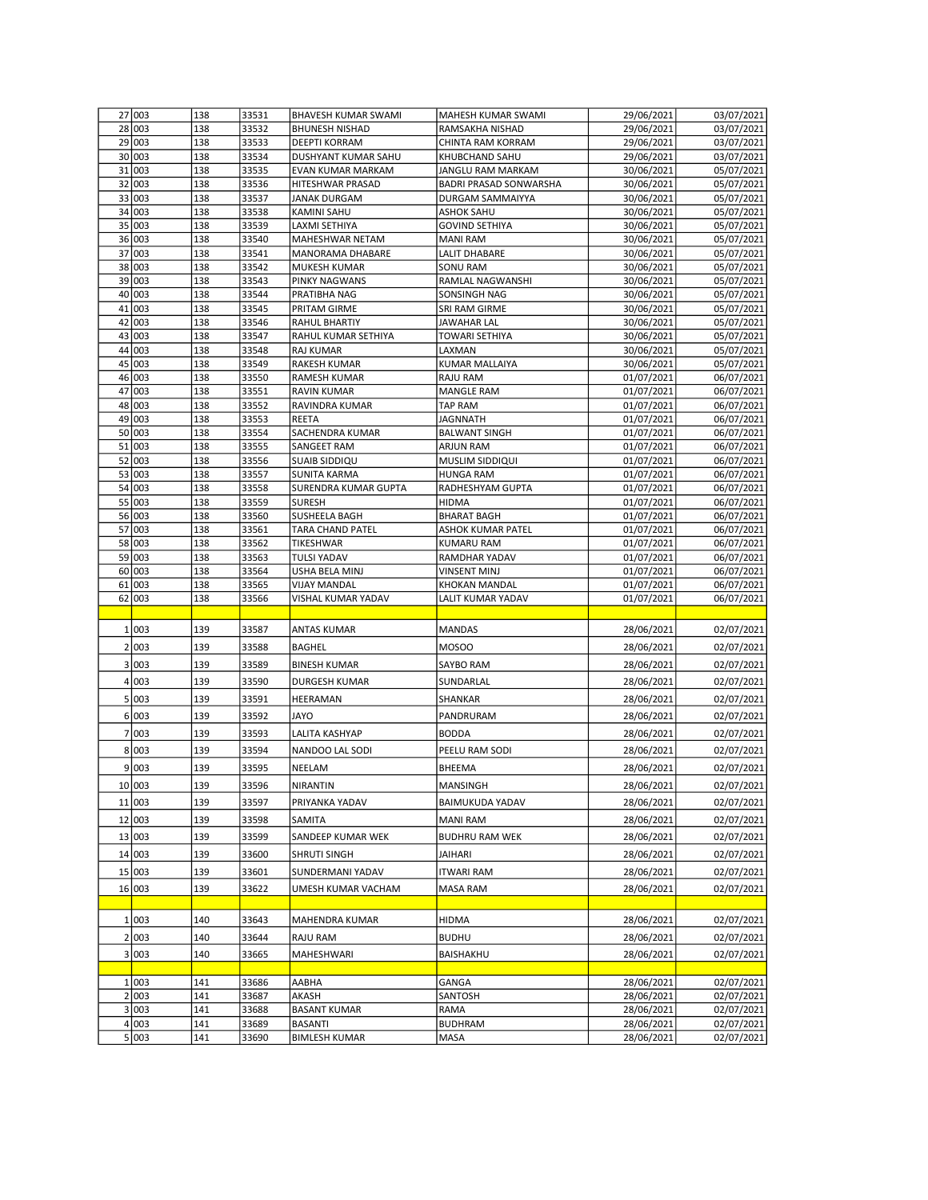| | | | | | | |
|---|---|---|---|---|---|---|
| 27 | 003 | 138 | 33531 | BHAVESH KUMAR SWAMI | MAHESH KUMAR SWAMI | 29/06/2021 | 03/07/2021 |
| 28 | 003 | 138 | 33532 | BHUNESH NISHAD | RAMSAKHA NISHAD | 29/06/2021 | 03/07/2021 |
| 29 | 003 | 138 | 33533 | DEEPTI KORRAM | CHINTA RAM KORRAM | 29/06/2021 | 03/07/2021 |
| 30 | 003 | 138 | 33534 | DUSHYANT KUMAR SAHU | KHUBCHAND SAHU | 29/06/2021 | 03/07/2021 |
| 31 | 003 | 138 | 33535 | EVAN KUMAR MARKAM | JANGLU RAM MARKAM | 30/06/2021 | 05/07/2021 |
| 32 | 003 | 138 | 33536 | HITESHWAR PRASAD | BADRI PRASAD SONWARSHA | 30/06/2021 | 05/07/2021 |
| 33 | 003 | 138 | 33537 | JANAK DURGAM | DURGAM SAMMAIYYA | 30/06/2021 | 05/07/2021 |
| 34 | 003 | 138 | 33538 | KAMINI SAHU | ASHOK SAHU | 30/06/2021 | 05/07/2021 |
| 35 | 003 | 138 | 33539 | LAXMI SETHIYA | GOVIND SETHIYA | 30/06/2021 | 05/07/2021 |
| 36 | 003 | 138 | 33540 | MAHESHWAR NETAM | MANI RAM | 30/06/2021 | 05/07/2021 |
| 37 | 003 | 138 | 33541 | MANORAMA DHABARE | LALIT DHABARE | 30/06/2021 | 05/07/2021 |
| 38 | 003 | 138 | 33542 | MUKESH KUMAR | SONU RAM | 30/06/2021 | 05/07/2021 |
| 39 | 003 | 138 | 33543 | PINKY NAGWANS | RAMLAL NAGWANSHI | 30/06/2021 | 05/07/2021 |
| 40 | 003 | 138 | 33544 | PRATIBHA NAG | SONSINGH NAG | 30/06/2021 | 05/07/2021 |
| 41 | 003 | 138 | 33545 | PRITAM GIRME | SRI RAM GIRME | 30/06/2021 | 05/07/2021 |
| 42 | 003 | 138 | 33546 | RAHUL BHARTIY | JAWAHAR LAL | 30/06/2021 | 05/07/2021 |
| 43 | 003 | 138 | 33547 | RAHUL KUMAR SETHIYA | TOWARI SETHIYA | 30/06/2021 | 05/07/2021 |
| 44 | 003 | 138 | 33548 | RAJ KUMAR | LAXMAN | 30/06/2021 | 05/07/2021 |
| 45 | 003 | 138 | 33549 | RAKESH KUMAR | KUMAR MALLAIYA | 30/06/2021 | 05/07/2021 |
| 46 | 003 | 138 | 33550 | RAMESH KUMAR | RAJU RAM | 01/07/2021 | 06/07/2021 |
| 47 | 003 | 138 | 33551 | RAVIN KUMAR | MANGLE RAM | 01/07/2021 | 06/07/2021 |
| 48 | 003 | 138 | 33552 | RAVINDRA KUMAR | TAP RAM | 01/07/2021 | 06/07/2021 |
| 49 | 003 | 138 | 33553 | REETA | JAGNNATH | 01/07/2021 | 06/07/2021 |
| 50 | 003 | 138 | 33554 | SACHENDRA KUMAR | BALWANT SINGH | 01/07/2021 | 06/07/2021 |
| 51 | 003 | 138 | 33555 | SANGEET RAM | ARJUN RAM | 01/07/2021 | 06/07/2021 |
| 52 | 003 | 138 | 33556 | SUAIB SIDDIQU | MUSLIM SIDDIQUI | 01/07/2021 | 06/07/2021 |
| 53 | 003 | 138 | 33557 | SUNITA KARMA | HUNGA RAM | 01/07/2021 | 06/07/2021 |
| 54 | 003 | 138 | 33558 | SURENDRA KUMAR GUPTA | RADHESHYAM GUPTA | 01/07/2021 | 06/07/2021 |
| 55 | 003 | 138 | 33559 | SURESH | HIDMA | 01/07/2021 | 06/07/2021 |
| 56 | 003 | 138 | 33560 | SUSHEELA BAGH | BHARAT BAGH | 01/07/2021 | 06/07/2021 |
| 57 | 003 | 138 | 33561 | TARA CHAND PATEL | ASHOK KUMAR PATEL | 01/07/2021 | 06/07/2021 |
| 58 | 003 | 138 | 33562 | TIKESHWAR | KUMARU RAM | 01/07/2021 | 06/07/2021 |
| 59 | 003 | 138 | 33563 | TULSI YADAV | RAMDHAR YADAV | 01/07/2021 | 06/07/2021 |
| 60 | 003 | 138 | 33564 | USHA BELA MINJ | VINSENT MINJ | 01/07/2021 | 06/07/2021 |
| 61 | 003 | 138 | 33565 | VIJAY MANDAL | KHOKAN MANDAL | 01/07/2021 | 06/07/2021 |
| 62 | 003 | 138 | 33566 | VISHAL KUMAR YADAV | LALIT KUMAR YADAV | 01/07/2021 | 06/07/2021 |
| | | | | | | | |
| 1 | 003 | 139 | 33587 | ANTAS KUMAR | MANDAS | 28/06/2021 | 02/07/2021 |
| 2 | 003 | 139 | 33588 | BAGHEL | MOSOO | 28/06/2021 | 02/07/2021 |
| 3 | 003 | 139 | 33589 | BINESH KUMAR | SAYBO RAM | 28/06/2021 | 02/07/2021 |
| 4 | 003 | 139 | 33590 | DURGESH KUMAR | SUNDARLAL | 28/06/2021 | 02/07/2021 |
| 5 | 003 | 139 | 33591 | HEERAMAN | SHANKAR | 28/06/2021 | 02/07/2021 |
| 6 | 003 | 139 | 33592 | JAYO | PANDRURAM | 28/06/2021 | 02/07/2021 |
| 7 | 003 | 139 | 33593 | LALITA KASHYAP | BODDA | 28/06/2021 | 02/07/2021 |
| 8 | 003 | 139 | 33594 | NANDOO LAL SODI | PEELU RAM SODI | 28/06/2021 | 02/07/2021 |
| 9 | 003 | 139 | 33595 | NEELAM | BHEEMA | 28/06/2021 | 02/07/2021 |
| 10 | 003 | 139 | 33596 | NIRANTIN | MANSINGH | 28/06/2021 | 02/07/2021 |
| 11 | 003 | 139 | 33597 | PRIYANKA YADAV | BAIMUKUDA YADAV | 28/06/2021 | 02/07/2021 |
| 12 | 003 | 139 | 33598 | SAMITA | MANI RAM | 28/06/2021 | 02/07/2021 |
| 13 | 003 | 139 | 33599 | SANDEEP KUMAR WEK | BUDHRU RAM WEK | 28/06/2021 | 02/07/2021 |
| 14 | 003 | 139 | 33600 | SHRUTI SINGH | JAIHARI | 28/06/2021 | 02/07/2021 |
| 15 | 003 | 139 | 33601 | SUNDERMANI YADAV | ITWARI RAM | 28/06/2021 | 02/07/2021 |
| 16 | 003 | 139 | 33622 | UMESH KUMAR VACHAM | MASA RAM | 28/06/2021 | 02/07/2021 |
| | | | | | | | |
| 1 | 003 | 140 | 33643 | MAHENDRA KUMAR | HIDMA | 28/06/2021 | 02/07/2021 |
| 2 | 003 | 140 | 33644 | RAJU RAM | BUDHU | 28/06/2021 | 02/07/2021 |
| 3 | 003 | 140 | 33665 | MAHESHWARI | BAISHAKHU | 28/06/2021 | 02/07/2021 |
| | | | | | | | |
| 1 | 003 | 141 | 33686 | AABHA | GANGA | 28/06/2021 | 02/07/2021 |
| 2 | 003 | 141 | 33687 | AKASH | SANTOSH | 28/06/2021 | 02/07/2021 |
| 3 | 003 | 141 | 33688 | BASANT KUMAR | RAMA | 28/06/2021 | 02/07/2021 |
| 4 | 003 | 141 | 33689 | BASANTI | BUDHRAM | 28/06/2021 | 02/07/2021 |
| 5 | 003 | 141 | 33690 | BIMLESH KUMAR | MASA | 28/06/2021 | 02/07/2021 |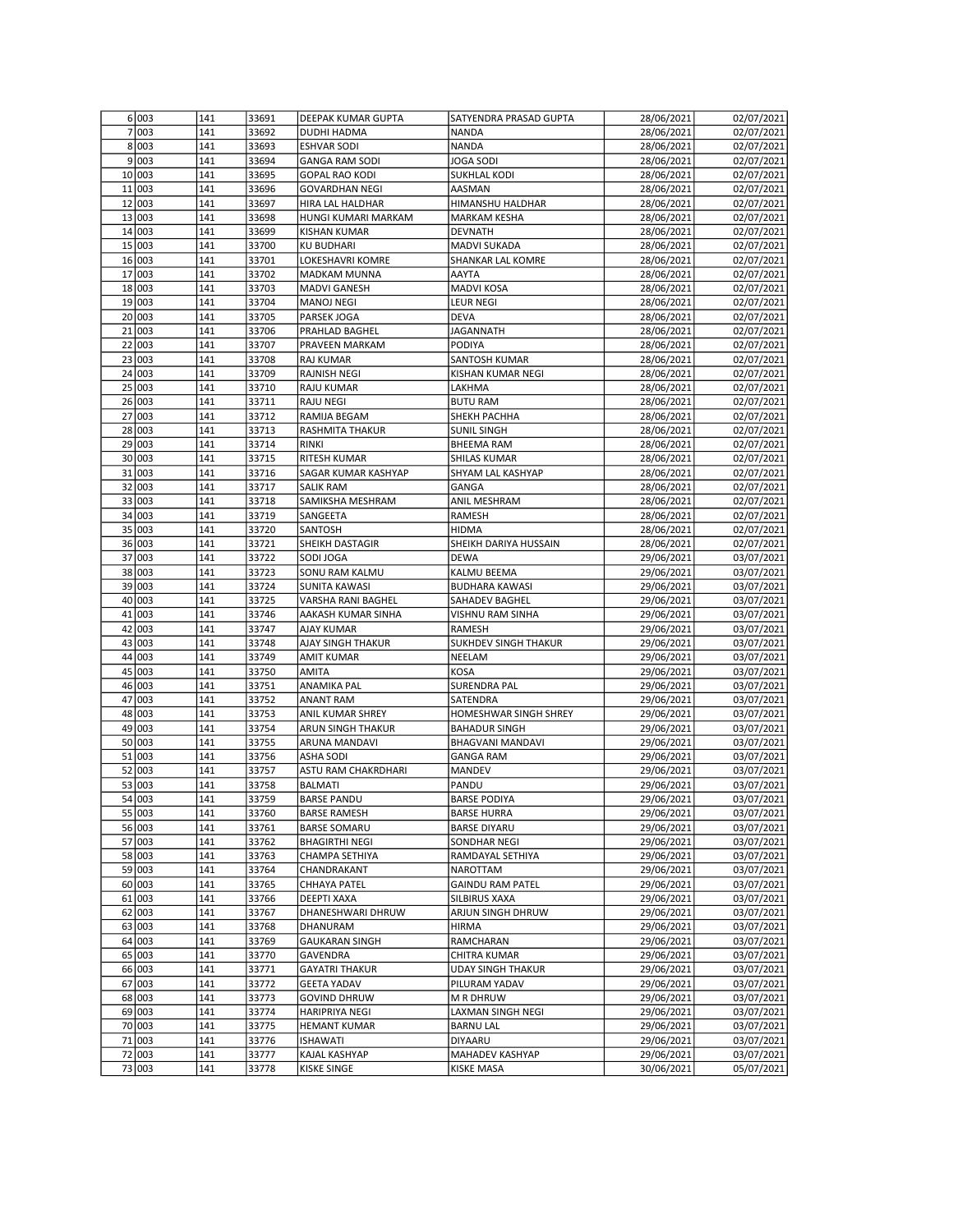| | | | | | | |
|---|---|---|---|---|---|---|
| 6 | 003 | 141 | 33691 | DEEPAK KUMAR GUPTA | SATYENDRA PRASAD GUPTA | 28/06/2021 | 02/07/2021 |
| 7 | 003 | 141 | 33692 | DUDHI HADMA | NANDA | 28/06/2021 | 02/07/2021 |
| 8 | 003 | 141 | 33693 | ESHVAR SODI | NANDA | 28/06/2021 | 02/07/2021 |
| 9 | 003 | 141 | 33694 | GANGA RAM SODI | JOGA SODI | 28/06/2021 | 02/07/2021 |
| 10 | 003 | 141 | 33695 | GOPAL RAO KODI | SUKHLAL KODI | 28/06/2021 | 02/07/2021 |
| 11 | 003 | 141 | 33696 | GOVARDHAN NEGI | AASMAN | 28/06/2021 | 02/07/2021 |
| 12 | 003 | 141 | 33697 | HIRA LAL HALDHAR | HIMANSHU HALDHAR | 28/06/2021 | 02/07/2021 |
| 13 | 003 | 141 | 33698 | HUNGI KUMARI MARKAM | MARKAM KESHA | 28/06/2021 | 02/07/2021 |
| 14 | 003 | 141 | 33699 | KISHAN KUMAR | DEVNATH | 28/06/2021 | 02/07/2021 |
| 15 | 003 | 141 | 33700 | KU BUDHARI | MADVI SUKADA | 28/06/2021 | 02/07/2021 |
| 16 | 003 | 141 | 33701 | LOKESHAVRI KOMRE | SHANKAR LAL KOMRE | 28/06/2021 | 02/07/2021 |
| 17 | 003 | 141 | 33702 | MADKAM MUNNA | AAYTA | 28/06/2021 | 02/07/2021 |
| 18 | 003 | 141 | 33703 | MADVI GANESH | MADVI KOSA | 28/06/2021 | 02/07/2021 |
| 19 | 003 | 141 | 33704 | MANOJ NEGI | LEUR NEGI | 28/06/2021 | 02/07/2021 |
| 20 | 003 | 141 | 33705 | PARSEK JOGA | DEVA | 28/06/2021 | 02/07/2021 |
| 21 | 003 | 141 | 33706 | PRAHLAD BAGHEL | JAGANNATH | 28/06/2021 | 02/07/2021 |
| 22 | 003 | 141 | 33707 | PRAVEEN MARKAM | PODIYA | 28/06/2021 | 02/07/2021 |
| 23 | 003 | 141 | 33708 | RAJ KUMAR | SANTOSH KUMAR | 28/06/2021 | 02/07/2021 |
| 24 | 003 | 141 | 33709 | RAJNISH NEGI | KISHAN KUMAR NEGI | 28/06/2021 | 02/07/2021 |
| 25 | 003 | 141 | 33710 | RAJU KUMAR | LAKHMA | 28/06/2021 | 02/07/2021 |
| 26 | 003 | 141 | 33711 | RAJU NEGI | BUTU RAM | 28/06/2021 | 02/07/2021 |
| 27 | 003 | 141 | 33712 | RAMIJA BEGAM | SHEKH PACHHA | 28/06/2021 | 02/07/2021 |
| 28 | 003 | 141 | 33713 | RASHMITA THAKUR | SUNIL SINGH | 28/06/2021 | 02/07/2021 |
| 29 | 003 | 141 | 33714 | RINKI | BHEEMA RAM | 28/06/2021 | 02/07/2021 |
| 30 | 003 | 141 | 33715 | RITESH KUMAR | SHILAS KUMAR | 28/06/2021 | 02/07/2021 |
| 31 | 003 | 141 | 33716 | SAGAR KUMAR KASHYAP | SHYAM LAL KASHYAP | 28/06/2021 | 02/07/2021 |
| 32 | 003 | 141 | 33717 | SALIK RAM | GANGA | 28/06/2021 | 02/07/2021 |
| 33 | 003 | 141 | 33718 | SAMIKSHA MESHRAM | ANIL MESHRAM | 28/06/2021 | 02/07/2021 |
| 34 | 003 | 141 | 33719 | SANGEETA | RAMESH | 28/06/2021 | 02/07/2021 |
| 35 | 003 | 141 | 33720 | SANTOSH | HIDMA | 28/06/2021 | 02/07/2021 |
| 36 | 003 | 141 | 33721 | SHEIKH DASTAGIR | SHEIKH DARIYA HUSSAIN | 28/06/2021 | 02/07/2021 |
| 37 | 003 | 141 | 33722 | SODI JOGA | DEWA | 29/06/2021 | 03/07/2021 |
| 38 | 003 | 141 | 33723 | SONU RAM KALMU | KALMU BEEMA | 29/06/2021 | 03/07/2021 |
| 39 | 003 | 141 | 33724 | SUNITA KAWASI | BUDHARA KAWASI | 29/06/2021 | 03/07/2021 |
| 40 | 003 | 141 | 33725 | VARSHA RANI BAGHEL | SAHADEV BAGHEL | 29/06/2021 | 03/07/2021 |
| 41 | 003 | 141 | 33746 | AAKASH KUMAR SINHA | VISHNU RAM SINHA | 29/06/2021 | 03/07/2021 |
| 42 | 003 | 141 | 33747 | AJAY KUMAR | RAMESH | 29/06/2021 | 03/07/2021 |
| 43 | 003 | 141 | 33748 | AJAY SINGH THAKUR | SUKHDEV SINGH THAKUR | 29/06/2021 | 03/07/2021 |
| 44 | 003 | 141 | 33749 | AMIT KUMAR | NEELAM | 29/06/2021 | 03/07/2021 |
| 45 | 003 | 141 | 33750 | AMITA | KOSA | 29/06/2021 | 03/07/2021 |
| 46 | 003 | 141 | 33751 | ANAMIKA PAL | SURENDRA PAL | 29/06/2021 | 03/07/2021 |
| 47 | 003 | 141 | 33752 | ANANT RAM | SATENDRA | 29/06/2021 | 03/07/2021 |
| 48 | 003 | 141 | 33753 | ANIL KUMAR SHREY | HOMESHWAR SINGH SHREY | 29/06/2021 | 03/07/2021 |
| 49 | 003 | 141 | 33754 | ARUN SINGH THAKUR | BAHADUR SINGH | 29/06/2021 | 03/07/2021 |
| 50 | 003 | 141 | 33755 | ARUNA MANDAVI | BHAGVANI MANDAVI | 29/06/2021 | 03/07/2021 |
| 51 | 003 | 141 | 33756 | ASHA SODI | GANGA RAM | 29/06/2021 | 03/07/2021 |
| 52 | 003 | 141 | 33757 | ASTU RAM CHAKRDHARI | MANDEV | 29/06/2021 | 03/07/2021 |
| 53 | 003 | 141 | 33758 | BALMATI | PANDU | 29/06/2021 | 03/07/2021 |
| 54 | 003 | 141 | 33759 | BARSE PANDU | BARSE PODIYA | 29/06/2021 | 03/07/2021 |
| 55 | 003 | 141 | 33760 | BARSE RAMESH | BARSE HURRA | 29/06/2021 | 03/07/2021 |
| 56 | 003 | 141 | 33761 | BARSE SOMARU | BARSE DIYARU | 29/06/2021 | 03/07/2021 |
| 57 | 003 | 141 | 33762 | BHAGIRTHI NEGI | SONDHAR NEGI | 29/06/2021 | 03/07/2021 |
| 58 | 003 | 141 | 33763 | CHAMPA SETHIYA | RAMDAYAL SETHIYA | 29/06/2021 | 03/07/2021 |
| 59 | 003 | 141 | 33764 | CHANDRAKANT | NAROTTAM | 29/06/2021 | 03/07/2021 |
| 60 | 003 | 141 | 33765 | CHHAYA PATEL | GAINDU RAM PATEL | 29/06/2021 | 03/07/2021 |
| 61 | 003 | 141 | 33766 | DEEPTI XAXA | SILBIRUS XAXA | 29/06/2021 | 03/07/2021 |
| 62 | 003 | 141 | 33767 | DHANESHWARI DHRUW | ARJUN SINGH DHRUW | 29/06/2021 | 03/07/2021 |
| 63 | 003 | 141 | 33768 | DHANURAM | HIRMA | 29/06/2021 | 03/07/2021 |
| 64 | 003 | 141 | 33769 | GAUKARAN SINGH | RAMCHARAN | 29/06/2021 | 03/07/2021 |
| 65 | 003 | 141 | 33770 | GAVENDRA | CHITRA KUMAR | 29/06/2021 | 03/07/2021 |
| 66 | 003 | 141 | 33771 | GAYATRI THAKUR | UDAY SINGH THAKUR | 29/06/2021 | 03/07/2021 |
| 67 | 003 | 141 | 33772 | GEETA YADAV | PILURAM YADAV | 29/06/2021 | 03/07/2021 |
| 68 | 003 | 141 | 33773 | GOVIND DHRUW | M R DHRUW | 29/06/2021 | 03/07/2021 |
| 69 | 003 | 141 | 33774 | HARIPRIYA NEGI | LAXMAN SINGH NEGI | 29/06/2021 | 03/07/2021 |
| 70 | 003 | 141 | 33775 | HEMANT KUMAR | BARNU LAL | 29/06/2021 | 03/07/2021 |
| 71 | 003 | 141 | 33776 | ISHAWATI | DIYAARU | 29/06/2021 | 03/07/2021 |
| 72 | 003 | 141 | 33777 | KAJAL KASHYAP | MAHADEV KASHYAP | 29/06/2021 | 03/07/2021 |
| 73 | 003 | 141 | 33778 | KISKE SINGE | KISKE MASA | 30/06/2021 | 05/07/2021 |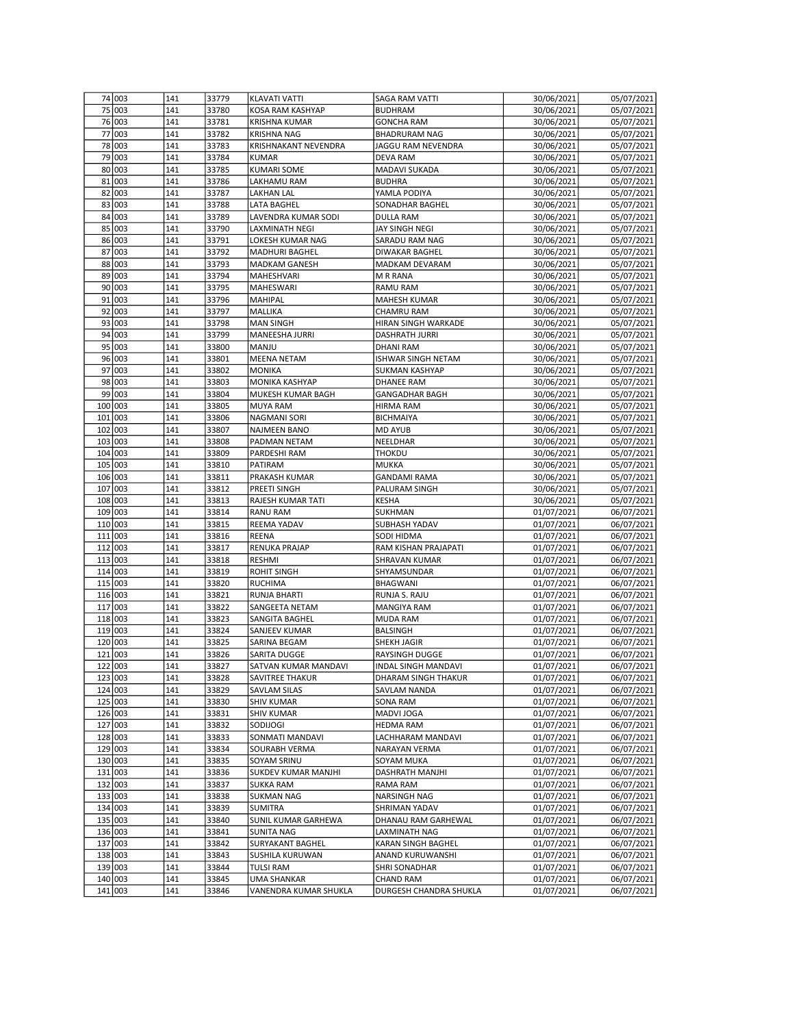| | | | | | | | |
|---|---|---|---|---|---|---|---|
| 74 | 003 | 141 | 33779 | KLAVATI VATTI | SAGA RAM VATTI | 30/06/2021 | 05/07/2021 |
| 75 | 003 | 141 | 33780 | KOSA RAM KASHYAP | BUDHRAM | 30/06/2021 | 05/07/2021 |
| 76 | 003 | 141 | 33781 | KRISHNA KUMAR | GONCHA RAM | 30/06/2021 | 05/07/2021 |
| 77 | 003 | 141 | 33782 | KRISHNA NAG | BHADRURAM NAG | 30/06/2021 | 05/07/2021 |
| 78 | 003 | 141 | 33783 | KRISHNAKANT NEVENDRA | JAGGU RAM NEVENDRA | 30/06/2021 | 05/07/2021 |
| 79 | 003 | 141 | 33784 | KUMAR | DEVA RAM | 30/06/2021 | 05/07/2021 |
| 80 | 003 | 141 | 33785 | KUMARI SOME | MADAVI SUKADA | 30/06/2021 | 05/07/2021 |
| 81 | 003 | 141 | 33786 | LAKHAMU RAM | BUDHRA | 30/06/2021 | 05/07/2021 |
| 82 | 003 | 141 | 33787 | LAKHAN LAL | YAMLA PODIYA | 30/06/2021 | 05/07/2021 |
| 83 | 003 | 141 | 33788 | LATA BAGHEL | SONADHAR BAGHEL | 30/06/2021 | 05/07/2021 |
| 84 | 003 | 141 | 33789 | LAVENDRA KUMAR SODI | DULLA RAM | 30/06/2021 | 05/07/2021 |
| 85 | 003 | 141 | 33790 | LAXMINATH NEGI | JAY SINGH NEGI | 30/06/2021 | 05/07/2021 |
| 86 | 003 | 141 | 33791 | LOKESH KUMAR NAG | SARADU RAM NAG | 30/06/2021 | 05/07/2021 |
| 87 | 003 | 141 | 33792 | MADHURI BAGHEL | DIWAKAR BAGHEL | 30/06/2021 | 05/07/2021 |
| 88 | 003 | 141 | 33793 | MADKAM GANESH | MADKAM DEVARAM | 30/06/2021 | 05/07/2021 |
| 89 | 003 | 141 | 33794 | MAHESHVARI | M R RANA | 30/06/2021 | 05/07/2021 |
| 90 | 003 | 141 | 33795 | MAHESWARI | RAMU RAM | 30/06/2021 | 05/07/2021 |
| 91 | 003 | 141 | 33796 | MAHIPAL | MAHESH KUMAR | 30/06/2021 | 05/07/2021 |
| 92 | 003 | 141 | 33797 | MALLIKA | CHAMRU RAM | 30/06/2021 | 05/07/2021 |
| 93 | 003 | 141 | 33798 | MAN SINGH | HIRAN SINGH WARKADE | 30/06/2021 | 05/07/2021 |
| 94 | 003 | 141 | 33799 | MANEESHA JURRI | DASHRATH JURRI | 30/06/2021 | 05/07/2021 |
| 95 | 003 | 141 | 33800 | MANJU | DHANI RAM | 30/06/2021 | 05/07/2021 |
| 96 | 003 | 141 | 33801 | MEENA NETAM | ISHWAR SINGH NETAM | 30/06/2021 | 05/07/2021 |
| 97 | 003 | 141 | 33802 | MONIKA | SUKMAN KASHYAP | 30/06/2021 | 05/07/2021 |
| 98 | 003 | 141 | 33803 | MONIKA KASHYAP | DHANEE RAM | 30/06/2021 | 05/07/2021 |
| 99 | 003 | 141 | 33804 | MUKESH KUMAR BAGH | GANGADHAR BAGH | 30/06/2021 | 05/07/2021 |
| 100 | 003 | 141 | 33805 | MUYA RAM | HIRMA RAM | 30/06/2021 | 05/07/2021 |
| 101 | 003 | 141 | 33806 | NAGMANI SORI | BICHMAIYA | 30/06/2021 | 05/07/2021 |
| 102 | 003 | 141 | 33807 | NAJMEEN BANO | MD AYUB | 30/06/2021 | 05/07/2021 |
| 103 | 003 | 141 | 33808 | PADMAN NETAM | NEELDHAR | 30/06/2021 | 05/07/2021 |
| 104 | 003 | 141 | 33809 | PARDESHI RAM | THOKDU | 30/06/2021 | 05/07/2021 |
| 105 | 003 | 141 | 33810 | PATIRAM | MUKKA | 30/06/2021 | 05/07/2021 |
| 106 | 003 | 141 | 33811 | PRAKASH KUMAR | GANDAMI RAMA | 30/06/2021 | 05/07/2021 |
| 107 | 003 | 141 | 33812 | PREETI SINGH | PALURAM SINGH | 30/06/2021 | 05/07/2021 |
| 108 | 003 | 141 | 33813 | RAJESH KUMAR TATI | KESHA | 30/06/2021 | 05/07/2021 |
| 109 | 003 | 141 | 33814 | RANU RAM | SUKHMAN | 01/07/2021 | 06/07/2021 |
| 110 | 003 | 141 | 33815 | REEMA YADAV | SUBHASH YADAV | 01/07/2021 | 06/07/2021 |
| 111 | 003 | 141 | 33816 | REENA | SODI HIDMA | 01/07/2021 | 06/07/2021 |
| 112 | 003 | 141 | 33817 | RENUKA PRAJAP | RAM KISHAN PRAJAPATI | 01/07/2021 | 06/07/2021 |
| 113 | 003 | 141 | 33818 | RESHMI | SHRAVAN KUMAR | 01/07/2021 | 06/07/2021 |
| 114 | 003 | 141 | 33819 | ROHIT SINGH | SHYAMSUNDAR | 01/07/2021 | 06/07/2021 |
| 115 | 003 | 141 | 33820 | RUCHIMA | BHAGWANI | 01/07/2021 | 06/07/2021 |
| 116 | 003 | 141 | 33821 | RUNJA BHARTI | RUNJA S. RAJU | 01/07/2021 | 06/07/2021 |
| 117 | 003 | 141 | 33822 | SANGEETA NETAM | MANGIYA RAM | 01/07/2021 | 06/07/2021 |
| 118 | 003 | 141 | 33823 | SANGITA BAGHEL | MUDA RAM | 01/07/2021 | 06/07/2021 |
| 119 | 003 | 141 | 33824 | SANJEEV KUMAR | BALSINGH | 01/07/2021 | 06/07/2021 |
| 120 | 003 | 141 | 33825 | SARINA BEGAM | SHEKH JAGIR | 01/07/2021 | 06/07/2021 |
| 121 | 003 | 141 | 33826 | SARITA DUGGE | RAYSINGH DUGGE | 01/07/2021 | 06/07/2021 |
| 122 | 003 | 141 | 33827 | SATVAN KUMAR MANDAVI | INDAL SINGH MANDAVI | 01/07/2021 | 06/07/2021 |
| 123 | 003 | 141 | 33828 | SAVITREE THAKUR | DHARAM SINGH THAKUR | 01/07/2021 | 06/07/2021 |
| 124 | 003 | 141 | 33829 | SAVLAM SILAS | SAVLAM NANDA | 01/07/2021 | 06/07/2021 |
| 125 | 003 | 141 | 33830 | SHIV KUMAR | SONA RAM | 01/07/2021 | 06/07/2021 |
| 126 | 003 | 141 | 33831 | SHIV KUMAR | MADVI JOGA | 01/07/2021 | 06/07/2021 |
| 127 | 003 | 141 | 33832 | SODIJOGI | HEDMA RAM | 01/07/2021 | 06/07/2021 |
| 128 | 003 | 141 | 33833 | SONMATI MANDAVI | LACHHARAM MANDAVI | 01/07/2021 | 06/07/2021 |
| 129 | 003 | 141 | 33834 | SOURABH VERMA | NARAYAN VERMA | 01/07/2021 | 06/07/2021 |
| 130 | 003 | 141 | 33835 | SOYAM SRINU | SOYAM MUKA | 01/07/2021 | 06/07/2021 |
| 131 | 003 | 141 | 33836 | SUKDEV KUMAR MANJHI | DASHRATH MANJHI | 01/07/2021 | 06/07/2021 |
| 132 | 003 | 141 | 33837 | SUKKA RAM | RAMA RAM | 01/07/2021 | 06/07/2021 |
| 133 | 003 | 141 | 33838 | SUKMAN NAG | NARSINGH NAG | 01/07/2021 | 06/07/2021 |
| 134 | 003 | 141 | 33839 | SUMITRA | SHRIMAN YADAV | 01/07/2021 | 06/07/2021 |
| 135 | 003 | 141 | 33840 | SUNIL KUMAR GARHEWA | DHANAU RAM GARHEWAL | 01/07/2021 | 06/07/2021 |
| 136 | 003 | 141 | 33841 | SUNITA NAG | LAXMINATH NAG | 01/07/2021 | 06/07/2021 |
| 137 | 003 | 141 | 33842 | SURYAKANT BAGHEL | KARAN SINGH BAGHEL | 01/07/2021 | 06/07/2021 |
| 138 | 003 | 141 | 33843 | SUSHILA KURUWAN | ANAND KURUWANSHI | 01/07/2021 | 06/07/2021 |
| 139 | 003 | 141 | 33844 | TULSI RAM | SHRI SONADHAR | 01/07/2021 | 06/07/2021 |
| 140 | 003 | 141 | 33845 | UMA SHANKAR | CHAND RAM | 01/07/2021 | 06/07/2021 |
| 141 | 003 | 141 | 33846 | VANENDRA KUMAR SHUKLA | DURGESH CHANDRA SHUKLA | 01/07/2021 | 06/07/2021 |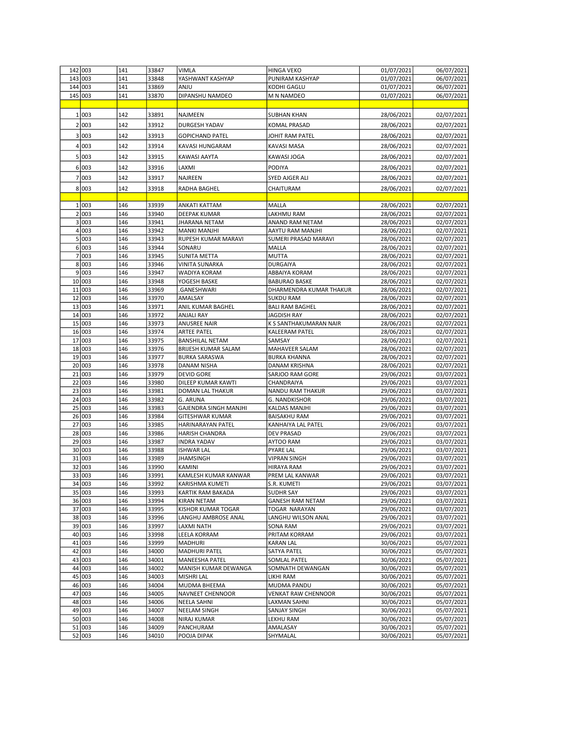| | | | | | | | |
|---|---|---|---|---|---|---|---|
| 142 | 003 | 141 | 33847 | VIMLA | HINGA VEKO | 01/07/2021 | 06/07/2021 |
| 143 | 003 | 141 | 33848 | YASHWANT KASHYAP | PUNIRAM KASHYAP | 01/07/2021 | 06/07/2021 |
| 144 | 003 | 141 | 33869 | ANJU | KODHI GAGLU | 01/07/2021 | 06/07/2021 |
| 145 | 003 | 141 | 33870 | DIPANSHU NAMDEO | M N NAMDEO | 01/07/2021 | 06/07/2021 |
| | | | | | | | |
| 1 | 003 | 142 | 33891 | NAJMEEN | SUBHAN KHAN | 28/06/2021 | 02/07/2021 |
| 2 | 003 | 142 | 33912 | DURGESH YADAV | KOMAL PRASAD | 28/06/2021 | 02/07/2021 |
| 3 | 003 | 142 | 33913 | GOPICHAND PATEL | JOHIT RAM PATEL | 28/06/2021 | 02/07/2021 |
| 4 | 003 | 142 | 33914 | KAVASI HUNGARAM | KAVASI MASA | 28/06/2021 | 02/07/2021 |
| 5 | 003 | 142 | 33915 | KAWASI AAYTA | KAWASI JOGA | 28/06/2021 | 02/07/2021 |
| 6 | 003 | 142 | 33916 | LAXMI | PODIYA | 28/06/2021 | 02/07/2021 |
| 7 | 003 | 142 | 33917 | NAJREEN | SYED AJGER ALI | 28/06/2021 | 02/07/2021 |
| 8 | 003 | 142 | 33918 | RADHA BAGHEL | CHAITURAM | 28/06/2021 | 02/07/2021 |
| | | | | | | | |
| 1 | 003 | 146 | 33939 | ANKATI KATTAM | MALLA | 28/06/2021 | 02/07/2021 |
| 2 | 003 | 146 | 33940 | DEEPAK KUMAR | LAKHMU RAM | 28/06/2021 | 02/07/2021 |
| 3 | 003 | 146 | 33941 | JHARANA NETAM | ANAND RAM NETAM | 28/06/2021 | 02/07/2021 |
| 4 | 003 | 146 | 33942 | MANKI MANJHI | AAYTU RAM MANJHI | 28/06/2021 | 02/07/2021 |
| 5 | 003 | 146 | 33943 | RUPESH KUMAR MARAVI | SUMERI PRASAD MARAVI | 28/06/2021 | 02/07/2021 |
| 6 | 003 | 146 | 33944 | SONARU | MALLA | 28/06/2021 | 02/07/2021 |
| 7 | 003 | 146 | 33945 | SUNITA METTA | MUTTA | 28/06/2021 | 02/07/2021 |
| 8 | 003 | 146 | 33946 | VINITA SUNARKA | DURGAIYA | 28/06/2021 | 02/07/2021 |
| 9 | 003 | 146 | 33947 | WADIYA KORAM | ABBAIYA KORAM | 28/06/2021 | 02/07/2021 |
| 10 | 003 | 146 | 33948 | YOGESH BASKE | BABURAO BASKE | 28/06/2021 | 02/07/2021 |
| 11 | 003 | 146 | 33969 | .GANESHWARI | DHARMENDRA KUMAR THAKUR | 28/06/2021 | 02/07/2021 |
| 12 | 003 | 146 | 33970 | AMALSAY | SUKDU RAM | 28/06/2021 | 02/07/2021 |
| 13 | 003 | 146 | 33971 | ANIL KUMAR BAGHEL | BALI RAM BAGHEL | 28/06/2021 | 02/07/2021 |
| 14 | 003 | 146 | 33972 | ANJALI RAY | JAGDISH RAY | 28/06/2021 | 02/07/2021 |
| 15 | 003 | 146 | 33973 | ANUSREE NAIR | K S SANTHAKUMARAN NAIR | 28/06/2021 | 02/07/2021 |
| 16 | 003 | 146 | 33974 | ARTEE PATEL | KALEERAM PATEL | 28/06/2021 | 02/07/2021 |
| 17 | 003 | 146 | 33975 | BANSHILAL NETAM | SAMSAY | 28/06/2021 | 02/07/2021 |
| 18 | 003 | 146 | 33976 | BRIJESH KUMAR SALAM | MAHAVEER SALAM | 28/06/2021 | 02/07/2021 |
| 19 | 003 | 146 | 33977 | BURKA SARASWA | BURKA KHANNA | 28/06/2021 | 02/07/2021 |
| 20 | 003 | 146 | 33978 | DANAM NISHA | DANAM KRISHNA | 28/06/2021 | 02/07/2021 |
| 21 | 003 | 146 | 33979 | DEVID GORE | SARJOO RAM GORE | 29/06/2021 | 03/07/2021 |
| 22 | 003 | 146 | 33980 | DILEEP KUMAR KAWTI | CHANDRAIYA | 29/06/2021 | 03/07/2021 |
| 23 | 003 | 146 | 33981 | DOMAN LAL THAKUR | NANDU RAM THAKUR | 29/06/2021 | 03/07/2021 |
| 24 | 003 | 146 | 33982 | G. ARUNA | G. NANDKISHOR | 29/06/2021 | 03/07/2021 |
| 25 | 003 | 146 | 33983 | GAJENDRA SINGH MANJHI | KALDAS MANJHI | 29/06/2021 | 03/07/2021 |
| 26 | 003 | 146 | 33984 | GITESHWAR KUMAR | BAISAKHU RAM | 29/06/2021 | 03/07/2021 |
| 27 | 003 | 146 | 33985 | HARINARAYAN PATEL | KANHAIYA LAL PATEL | 29/06/2021 | 03/07/2021 |
| 28 | 003 | 146 | 33986 | HARISH CHANDRA | DEV PRASAD | 29/06/2021 | 03/07/2021 |
| 29 | 003 | 146 | 33987 | INDRA YADAV | AYTOO RAM | 29/06/2021 | 03/07/2021 |
| 30 | 003 | 146 | 33988 | ISHWAR LAL | PYARE LAL | 29/06/2021 | 03/07/2021 |
| 31 | 003 | 146 | 33989 | JHAMSINGH | VIPRAN SINGH | 29/06/2021 | 03/07/2021 |
| 32 | 003 | 146 | 33990 | KAMINI | HIRAYA RAM | 29/06/2021 | 03/07/2021 |
| 33 | 003 | 146 | 33991 | KAMLESH KUMAR KANWAR | PREM LAL KANWAR | 29/06/2021 | 03/07/2021 |
| 34 | 003 | 146 | 33992 | KARISHMA KUMETI | S.R. KUMETI | 29/06/2021 | 03/07/2021 |
| 35 | 003 | 146 | 33993 | KARTIK RAM BAKADA | SUDHR SAY | 29/06/2021 | 03/07/2021 |
| 36 | 003 | 146 | 33994 | KIRAN NETAM | GANESH RAM NETAM | 29/06/2021 | 03/07/2021 |
| 37 | 003 | 146 | 33995 | KISHOR KUMAR TOGAR | TOGAR NARAYAN | 29/06/2021 | 03/07/2021 |
| 38 | 003 | 146 | 33996 | LANGHU AMBROSE ANAL | LANGHU WILSON ANAL | 29/06/2021 | 03/07/2021 |
| 39 | 003 | 146 | 33997 | LAXMI NATH | SONA RAM | 29/06/2021 | 03/07/2021 |
| 40 | 003 | 146 | 33998 | LEELA KORRAM | PRITAM KORRAM | 29/06/2021 | 03/07/2021 |
| 41 | 003 | 146 | 33999 | MADHURI | KARAN LAL | 30/06/2021 | 05/07/2021 |
| 42 | 003 | 146 | 34000 | MADHURI PATEL | SATYA PATEL | 30/06/2021 | 05/07/2021 |
| 43 | 003 | 146 | 34001 | MANEESHA PATEL | SOMLAL PATEL | 30/06/2021 | 05/07/2021 |
| 44 | 003 | 146 | 34002 | MANISH KUMAR DEWANGA | SOMNATH DEWANGAN | 30/06/2021 | 05/07/2021 |
| 45 | 003 | 146 | 34003 | MISHRI LAL | LIKHI RAM | 30/06/2021 | 05/07/2021 |
| 46 | 003 | 146 | 34004 | MUDMA BHEEMA | MUDMA PANDU | 30/06/2021 | 05/07/2021 |
| 47 | 003 | 146 | 34005 | NAVNEET CHENNOOR | VENKAT RAW CHENNOOR | 30/06/2021 | 05/07/2021 |
| 48 | 003 | 146 | 34006 | NEELA SAHNI | LAXMAN SAHNI | 30/06/2021 | 05/07/2021 |
| 49 | 003 | 146 | 34007 | NEELAM SINGH | SANJAY SINGH | 30/06/2021 | 05/07/2021 |
| 50 | 003 | 146 | 34008 | NIRAJ KUMAR | LEKHU RAM | 30/06/2021 | 05/07/2021 |
| 51 | 003 | 146 | 34009 | PANCHURAM | AMALASAY | 30/06/2021 | 05/07/2021 |
| 52 | 003 | 146 | 34010 | POOJA DIPAK | SHYMALAL | 30/06/2021 | 05/07/2021 |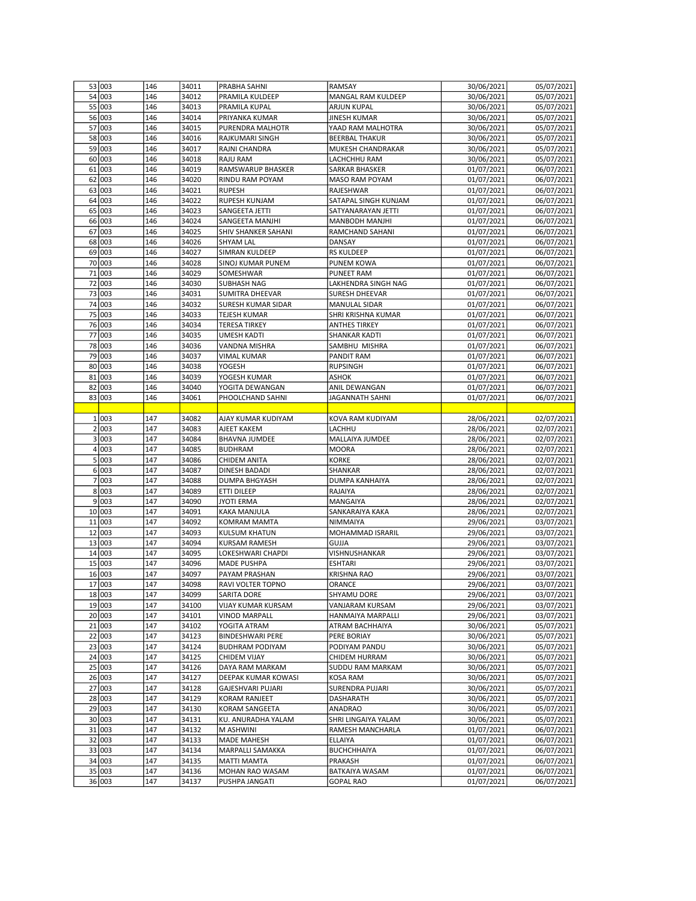| | | | | | | | |
|---|---|---|---|---|---|---|---|
| 53 | 003 | 146 | 34011 | PRABHA SAHNI | RAMSAY | 30/06/2021 | 05/07/2021 |
| 54 | 003 | 146 | 34012 | PRAMILA KULDEEP | MANGAL RAM KULDEEP | 30/06/2021 | 05/07/2021 |
| 55 | 003 | 146 | 34013 | PRAMILA KUPAL | ARJUN KUPAL | 30/06/2021 | 05/07/2021 |
| 56 | 003 | 146 | 34014 | PRIYANKA KUMAR | JINESH KUMAR | 30/06/2021 | 05/07/2021 |
| 57 | 003 | 146 | 34015 | PURENDRA MALHOTR | YAAD RAM MALHOTRA | 30/06/2021 | 05/07/2021 |
| 58 | 003 | 146 | 34016 | RAJKUMARI SINGH | BEERBAL THAKUR | 30/06/2021 | 05/07/2021 |
| 59 | 003 | 146 | 34017 | RAJNI CHANDRA | MUKESH CHANDRAKAR | 30/06/2021 | 05/07/2021 |
| 60 | 003 | 146 | 34018 | RAJU RAM | LACHCHHU RAM | 30/06/2021 | 05/07/2021 |
| 61 | 003 | 146 | 34019 | RAMSWARUP BHASKER | SARKAR BHASKER | 01/07/2021 | 06/07/2021 |
| 62 | 003 | 146 | 34020 | RINDU RAM POYAM | MASO RAM POYAM | 01/07/2021 | 06/07/2021 |
| 63 | 003 | 146 | 34021 | RUPESH | RAJESHWAR | 01/07/2021 | 06/07/2021 |
| 64 | 003 | 146 | 34022 | RUPESH KUNJAM | SATAPAL SINGH KUNJAM | 01/07/2021 | 06/07/2021 |
| 65 | 003 | 146 | 34023 | SANGEETA JETTI | SATYANARAYAN JETTI | 01/07/2021 | 06/07/2021 |
| 66 | 003 | 146 | 34024 | SANGEETA MANJHI | MANBODH MANJHI | 01/07/2021 | 06/07/2021 |
| 67 | 003 | 146 | 34025 | SHIV SHANKER SAHANI | RAMCHAND SAHANI | 01/07/2021 | 06/07/2021 |
| 68 | 003 | 146 | 34026 | SHYAM LAL | DANSAY | 01/07/2021 | 06/07/2021 |
| 69 | 003 | 146 | 34027 | SIMRAN KULDEEP | RS KULDEEP | 01/07/2021 | 06/07/2021 |
| 70 | 003 | 146 | 34028 | SINOJ KUMAR PUNEM | PUNEM KOWA | 01/07/2021 | 06/07/2021 |
| 71 | 003 | 146 | 34029 | SOMESHWAR | PUNEET RAM | 01/07/2021 | 06/07/2021 |
| 72 | 003 | 146 | 34030 | SUBHASH NAG | LAKHENDRA SINGH NAG | 01/07/2021 | 06/07/2021 |
| 73 | 003 | 146 | 34031 | SUMITRA DHEEVAR | SURESH DHEEVAR | 01/07/2021 | 06/07/2021 |
| 74 | 003 | 146 | 34032 | SURESH KUMAR SIDAR | MANULAL SIDAR | 01/07/2021 | 06/07/2021 |
| 75 | 003 | 146 | 34033 | TEJESH KUMAR | SHRI KRISHNA KUMAR | 01/07/2021 | 06/07/2021 |
| 76 | 003 | 146 | 34034 | TERESA TIRKEY | ANTHES TIRKEY | 01/07/2021 | 06/07/2021 |
| 77 | 003 | 146 | 34035 | UMESH KADTI | SHANKAR KADTI | 01/07/2021 | 06/07/2021 |
| 78 | 003 | 146 | 34036 | VANDNA MISHRA | SAMBHU MISHRA | 01/07/2021 | 06/07/2021 |
| 79 | 003 | 146 | 34037 | VIMAL KUMAR | PANDIT RAM | 01/07/2021 | 06/07/2021 |
| 80 | 003 | 146 | 34038 | YOGESH | RUPSINGH | 01/07/2021 | 06/07/2021 |
| 81 | 003 | 146 | 34039 | YOGESH KUMAR | ASHOK | 01/07/2021 | 06/07/2021 |
| 82 | 003 | 146 | 34040 | YOGITA DEWANGAN | ANIL DEWANGAN | 01/07/2021 | 06/07/2021 |
| 83 | 003 | 146 | 34061 | PHOOLCHAND SAHNI | JAGANNATH SAHNI | 01/07/2021 | 06/07/2021 |
| | | | | | | | |
| 1 | 003 | 147 | 34082 | AJAY KUMAR KUDIYAM | KOVA RAM KUDIYAM | 28/06/2021 | 02/07/2021 |
| 2 | 003 | 147 | 34083 | AJEET KAKEM | LACHHU | 28/06/2021 | 02/07/2021 |
| 3 | 003 | 147 | 34084 | BHAVNA JUMDEE | MALLAIYA JUMDEE | 28/06/2021 | 02/07/2021 |
| 4 | 003 | 147 | 34085 | BUDHRAM | MOORA | 28/06/2021 | 02/07/2021 |
| 5 | 003 | 147 | 34086 | CHIDEM ANITA | KORKE | 28/06/2021 | 02/07/2021 |
| 6 | 003 | 147 | 34087 | DINESH BADADI | SHANKAR | 28/06/2021 | 02/07/2021 |
| 7 | 003 | 147 | 34088 | DUMPA BHGYASH | DUMPA KANHAIYA | 28/06/2021 | 02/07/2021 |
| 8 | 003 | 147 | 34089 | ETTI DILEEP | RAJAIYA | 28/06/2021 | 02/07/2021 |
| 9 | 003 | 147 | 34090 | JYOTI ERMA | MANGAIYA | 28/06/2021 | 02/07/2021 |
| 10 | 003 | 147 | 34091 | KAKA MANJULA | SANKARAIYA KAKA | 28/06/2021 | 02/07/2021 |
| 11 | 003 | 147 | 34092 | KOMRAM MAMTA | NIMMAIYA | 29/06/2021 | 03/07/2021 |
| 12 | 003 | 147 | 34093 | KULSUM KHATUN | MOHAMMAD ISRARIL | 29/06/2021 | 03/07/2021 |
| 13 | 003 | 147 | 34094 | KURSAM RAMESH | GUJJA | 29/06/2021 | 03/07/2021 |
| 14 | 003 | 147 | 34095 | LOKESHWARI CHAPDI | VISHNUSHANKAR | 29/06/2021 | 03/07/2021 |
| 15 | 003 | 147 | 34096 | MADE PUSHPA | ESHTARI | 29/06/2021 | 03/07/2021 |
| 16 | 003 | 147 | 34097 | PAYAM PRASHAN | KRISHNA RAO | 29/06/2021 | 03/07/2021 |
| 17 | 003 | 147 | 34098 | RAVI VOLTER TOPNO | ORANCE | 29/06/2021 | 03/07/2021 |
| 18 | 003 | 147 | 34099 | SARITA DORE | SHYAMU DORE | 29/06/2021 | 03/07/2021 |
| 19 | 003 | 147 | 34100 | VIJAY KUMAR KURSAM | VANJARAM KURSAM | 29/06/2021 | 03/07/2021 |
| 20 | 003 | 147 | 34101 | VINOD MARPALL | HANMAIYA MARPALLI | 29/06/2021 | 03/07/2021 |
| 21 | 003 | 147 | 34102 | YOGITA ATRAM | ATRAM BACHHAIYA | 30/06/2021 | 05/07/2021 |
| 22 | 003 | 147 | 34123 | BINDESHWARI PERE | PERE BORIAY | 30/06/2021 | 05/07/2021 |
| 23 | 003 | 147 | 34124 | BUDHRAM PODIYAM | PODIYAM PANDU | 30/06/2021 | 05/07/2021 |
| 24 | 003 | 147 | 34125 | CHIDEM VIJAY | CHIDEM HURRAM | 30/06/2021 | 05/07/2021 |
| 25 | 003 | 147 | 34126 | DAYA RAM MARKAM | SUDDU RAM MARKAM | 30/06/2021 | 05/07/2021 |
| 26 | 003 | 147 | 34127 | DEEPAK KUMAR KOWASI | KOSA RAM | 30/06/2021 | 05/07/2021 |
| 27 | 003 | 147 | 34128 | GAJESHVARI PUJARI | SURENDRA PUJARI | 30/06/2021 | 05/07/2021 |
| 28 | 003 | 147 | 34129 | KORAM RANJEET | DASHARATH | 30/06/2021 | 05/07/2021 |
| 29 | 003 | 147 | 34130 | KORAM SANGEETA | ANADRAO | 30/06/2021 | 05/07/2021 |
| 30 | 003 | 147 | 34131 | KU. ANURADHA YALAM | SHRI LINGAIYA YALAM | 30/06/2021 | 05/07/2021 |
| 31 | 003 | 147 | 34132 | M ASHWINI | RAMESH MANCHARLA | 01/07/2021 | 06/07/2021 |
| 32 | 003 | 147 | 34133 | MADE MAHESH | ELLAIYA | 01/07/2021 | 06/07/2021 |
| 33 | 003 | 147 | 34134 | MARPALLI SAMAKKA | BUCHCHHAIYA | 01/07/2021 | 06/07/2021 |
| 34 | 003 | 147 | 34135 | MATTI MAMTA | PRAKASH | 01/07/2021 | 06/07/2021 |
| 35 | 003 | 147 | 34136 | MOHAN RAO WASAM | BATKAIYA WASAM | 01/07/2021 | 06/07/2021 |
| 36 | 003 | 147 | 34137 | PUSHPA JANGATI | GOPAL RAO | 01/07/2021 | 06/07/2021 |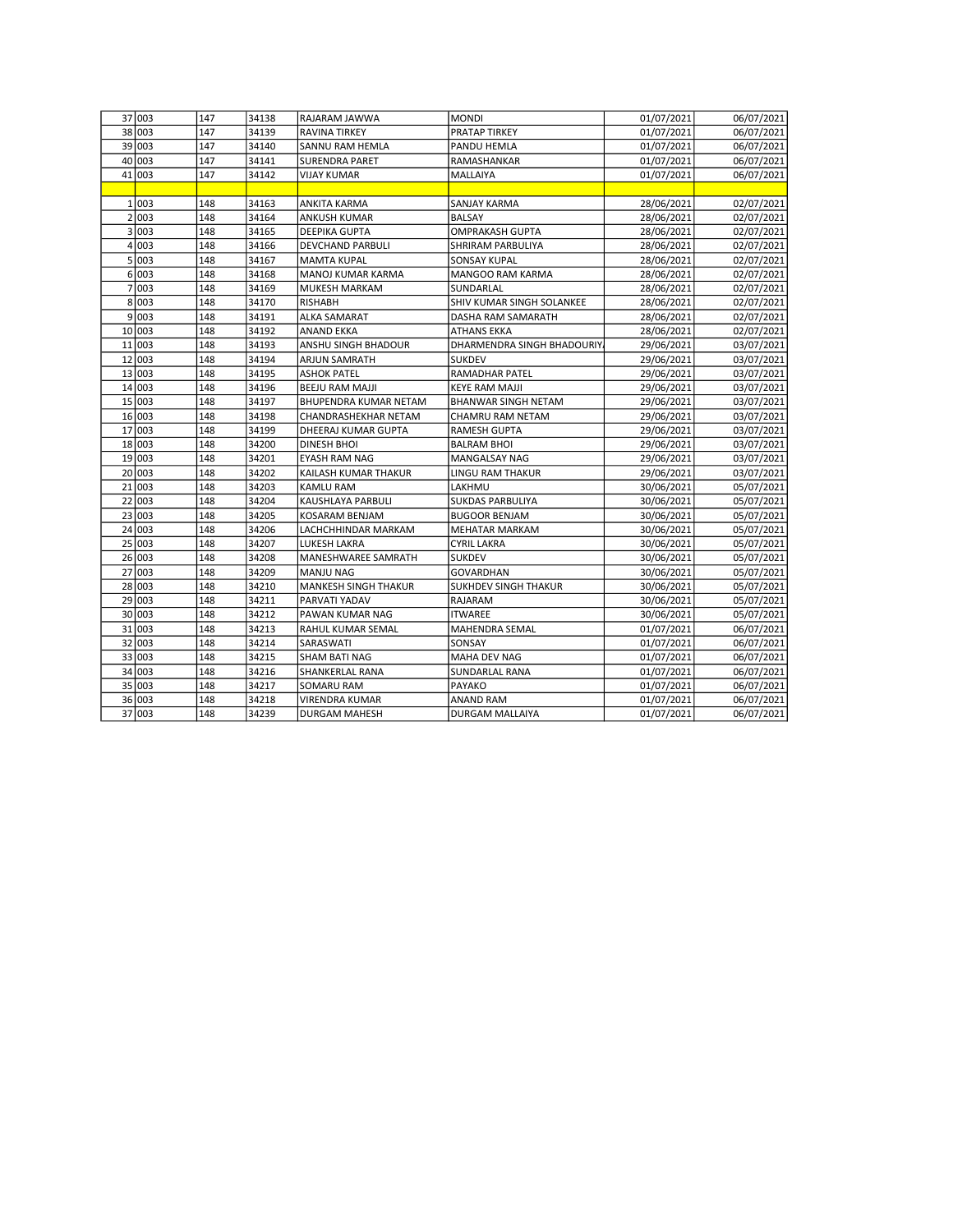| | | | | | | | |
|---|---|---|---|---|---|---|---|
| 37 | 003 | 147 | 34138 | RAJARAM JAWWA | MONDI | 01/07/2021 | 06/07/2021 |
| 38 | 003 | 147 | 34139 | RAVINA TIRKEY | PRATAP TIRKEY | 01/07/2021 | 06/07/2021 |
| 39 | 003 | 147 | 34140 | SANNU RAM HEMLA | PANDU HEMLA | 01/07/2021 | 06/07/2021 |
| 40 | 003 | 147 | 34141 | SURENDRA PARET | RAMASHANKAR | 01/07/2021 | 06/07/2021 |
| 41 | 003 | 147 | 34142 | VIJAY KUMAR | MALLAIYA | 01/07/2021 | 06/07/2021 |
| | | | | | | | |
| 1 | 003 | 148 | 34163 | ANKITA KARMA | SANJAY KARMA | 28/06/2021 | 02/07/2021 |
| 2 | 003 | 148 | 34164 | ANKUSH KUMAR | BALSAY | 28/06/2021 | 02/07/2021 |
| 3 | 003 | 148 | 34165 | DEEPIKA GUPTA | OMPRAKASH GUPTA | 28/06/2021 | 02/07/2021 |
| 4 | 003 | 148 | 34166 | DEVCHAND PARBULI | SHRIRAM PARBULIYA | 28/06/2021 | 02/07/2021 |
| 5 | 003 | 148 | 34167 | MAMTA KUPAL | SONSAY KUPAL | 28/06/2021 | 02/07/2021 |
| 6 | 003 | 148 | 34168 | MANOJ KUMAR KARMA | MANGOO RAM KARMA | 28/06/2021 | 02/07/2021 |
| 7 | 003 | 148 | 34169 | MUKESH MARKAM | SUNDARLAL | 28/06/2021 | 02/07/2021 |
| 8 | 003 | 148 | 34170 | RISHABH | SHIV KUMAR SINGH SOLANKEE | 28/06/2021 | 02/07/2021 |
| 9 | 003 | 148 | 34191 | ALKA SAMARAT | DASHA RAM SAMARATH | 28/06/2021 | 02/07/2021 |
| 10 | 003 | 148 | 34192 | ANAND EKKA | ATHANS EKKA | 28/06/2021 | 02/07/2021 |
| 11 | 003 | 148 | 34193 | ANSHU SINGH BHADOUR | DHARMENDRA SINGH BHADOURIY | 29/06/2021 | 03/07/2021 |
| 12 | 003 | 148 | 34194 | ARJUN SAMRATH | SUKDEV | 29/06/2021 | 03/07/2021 |
| 13 | 003 | 148 | 34195 | ASHOK PATEL | RAMADHAR PATEL | 29/06/2021 | 03/07/2021 |
| 14 | 003 | 148 | 34196 | BEEJU RAM MAJJI | KEYE RAM MAJJI | 29/06/2021 | 03/07/2021 |
| 15 | 003 | 148 | 34197 | BHUPENDRA KUMAR NETAM | BHANWAR SINGH NETAM | 29/06/2021 | 03/07/2021 |
| 16 | 003 | 148 | 34198 | CHANDRASHEKHAR NETAM | CHAMRU RAM NETAM | 29/06/2021 | 03/07/2021 |
| 17 | 003 | 148 | 34199 | DHEERAJ KUMAR GUPTA | RAMESH GUPTA | 29/06/2021 | 03/07/2021 |
| 18 | 003 | 148 | 34200 | DINESH BHOI | BALRAM BHOI | 29/06/2021 | 03/07/2021 |
| 19 | 003 | 148 | 34201 | EYASH RAM NAG | MANGALSAY NAG | 29/06/2021 | 03/07/2021 |
| 20 | 003 | 148 | 34202 | KAILASH KUMAR THAKUR | LINGU RAM THAKUR | 29/06/2021 | 03/07/2021 |
| 21 | 003 | 148 | 34203 | KAMLU RAM | LAKHMU | 30/06/2021 | 05/07/2021 |
| 22 | 003 | 148 | 34204 | KAUSHLAYA PARBULI | SUKDAS PARBULIYA | 30/06/2021 | 05/07/2021 |
| 23 | 003 | 148 | 34205 | KOSARAM BENJAM | BUGOOR BENJAM | 30/06/2021 | 05/07/2021 |
| 24 | 003 | 148 | 34206 | LACHCHHINDAR MARKAM | MEHATAR MARKAM | 30/06/2021 | 05/07/2021 |
| 25 | 003 | 148 | 34207 | LUKESH LAKRA | CYRIL LAKRA | 30/06/2021 | 05/07/2021 |
| 26 | 003 | 148 | 34208 | MANESHWAREE SAMRATH | SUKDEV | 30/06/2021 | 05/07/2021 |
| 27 | 003 | 148 | 34209 | MANJU NAG | GOVARDHAN | 30/06/2021 | 05/07/2021 |
| 28 | 003 | 148 | 34210 | MANKESH SINGH THAKUR | SUKHDEV SINGH THAKUR | 30/06/2021 | 05/07/2021 |
| 29 | 003 | 148 | 34211 | PARVATI YADAV | RAJARAM | 30/06/2021 | 05/07/2021 |
| 30 | 003 | 148 | 34212 | PAWAN KUMAR NAG | ITWAREE | 30/06/2021 | 05/07/2021 |
| 31 | 003 | 148 | 34213 | RAHUL KUMAR SEMAL | MAHENDRA SEMAL | 01/07/2021 | 06/07/2021 |
| 32 | 003 | 148 | 34214 | SARASWATI | SONSAY | 01/07/2021 | 06/07/2021 |
| 33 | 003 | 148 | 34215 | SHAM BATI NAG | MAHA DEV NAG | 01/07/2021 | 06/07/2021 |
| 34 | 003 | 148 | 34216 | SHANKERLAL RANA | SUNDARLAL RANA | 01/07/2021 | 06/07/2021 |
| 35 | 003 | 148 | 34217 | SOMARU RAM | PAYAKO | 01/07/2021 | 06/07/2021 |
| 36 | 003 | 148 | 34218 | VIRENDRA KUMAR | ANAND RAM | 01/07/2021 | 06/07/2021 |
| 37 | 003 | 148 | 34239 | DURGAM MAHESH | DURGAM MALLAIYA | 01/07/2021 | 06/07/2021 |